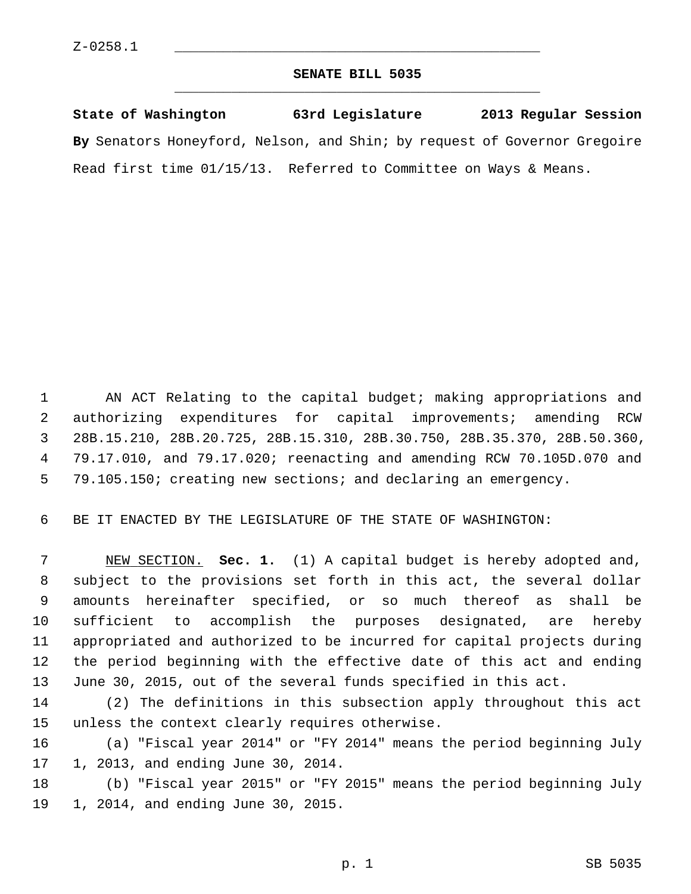Z-0258.1

# SENATE BILL 5035

**State of Washington 63rd Legislature 2013 Regular Session**

**By** Senators Honeyford, Nelson, and Shin; by request of Governor Gregoire

Read first time 01/15/13. Referred to Committee on Ways & Means.

AN ACT Relating to the capital budget; making appropriations and authorizing expenditures for capital improvements; amending RCW 28B.15.210, 28B.20.725, 28B.15.310, 28B.30.750, 28B.35.370, 28B.50.360, 79.17.010, and 79.17.020; reenacting and amending RCW 70.105D.070 and 79.105.150; creating new sections; and declaring an emergency.

BE IT ENACTED BY THE LEGISLATURE OF THE STATE OF WASHINGTON:

NEW SECTION. **Sec. 1.** (1) A capital budget is hereby adopted and, subject to the provisions set forth in this act, the several dollar amounts hereinafter specified, or so much thereof as shall be sufficient to accomplish the purposes designated, are hereby appropriated and authorized to be incurred for capital projects during the period beginning with the effective date of this act and ending June 30, 2015, out of the several funds specified in this act.

(2) The definitions in this subsection apply throughout this act unless the context clearly requires otherwise.

(a) "Fiscal year 2014" or "FY 2014" means the period beginning July 1, 2013, and ending June 30, 2014.

(b) "Fiscal year 2015" or "FY 2015" means the period beginning July 1, 2014, and ending June 30, 2015.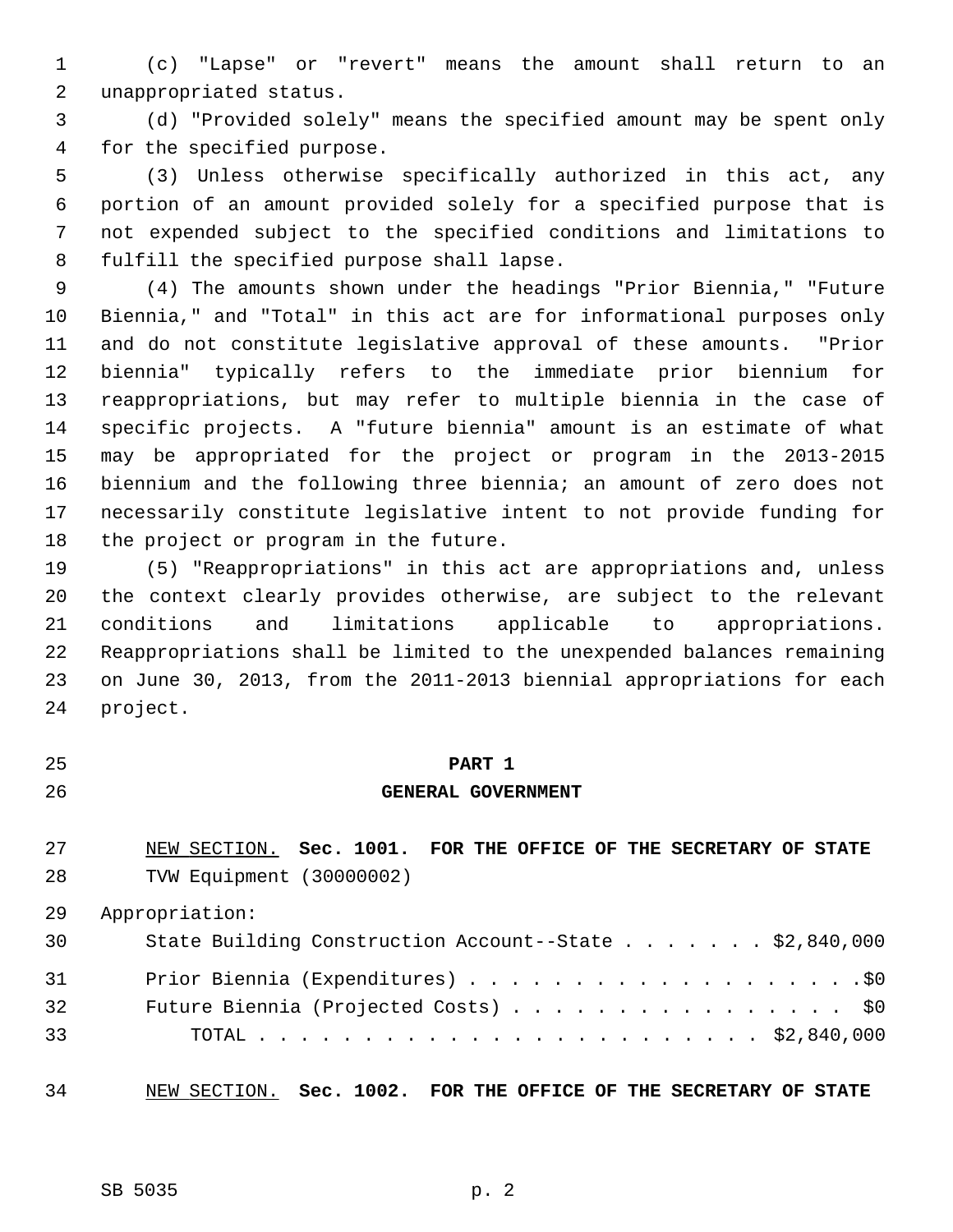(c) "Lapse" or "revert" means the amount shall return to an unappropriated status.

(d) "Provided solely" means the specified amount may be spent only for the specified purpose.

(3) Unless otherwise specifically authorized in this act, any portion of an amount provided solely for a specified purpose that is not expended subject to the specified conditions and limitations to fulfill the specified purpose shall lapse.

(4) The amounts shown under the headings "Prior Biennia," "Future Biennia," and "Total" in this act are for informational purposes only and do not constitute legislative approval of these amounts. "Prior biennia" typically refers to the immediate prior biennium for reappropriations, but may refer to multiple biennia in the case of specific projects. A "future biennia" amount is an estimate of what may be appropriated for the project or program in the 2013-2015 biennium and the following three biennia; an amount of zero does not necessarily constitute legislative intent to not provide funding for the project or program in the future.

(5) "Reappropriations" in this act are appropriations and, unless the context clearly provides otherwise, are subject to the relevant conditions and limitations applicable to appropriations. Reappropriations shall be limited to the unexpended balances remaining on June 30, 2013, from the 2011-2013 biennial appropriations for each project.

# PART 1
# GENERAL GOVERNMENT

NEW SECTION. **Sec. 1001. FOR THE OFFICE OF THE SECRETARY OF STATE**

TVW Equipment (30000002)

Appropriation:

State Building Construction Account--State . . . . . . . $2,840,000

Prior Biennia (Expenditures) . . . . . . . . . . . . . . . . . . . .$0

Future Biennia (Projected Costs) . . . . . . . . . . . . . . . . $0

TOTAL . . . . . . . . . . . . . . . . . . . . . . . . $2,840,000

NEW SECTION. **Sec. 1002. FOR THE OFFICE OF THE SECRETARY OF STATE**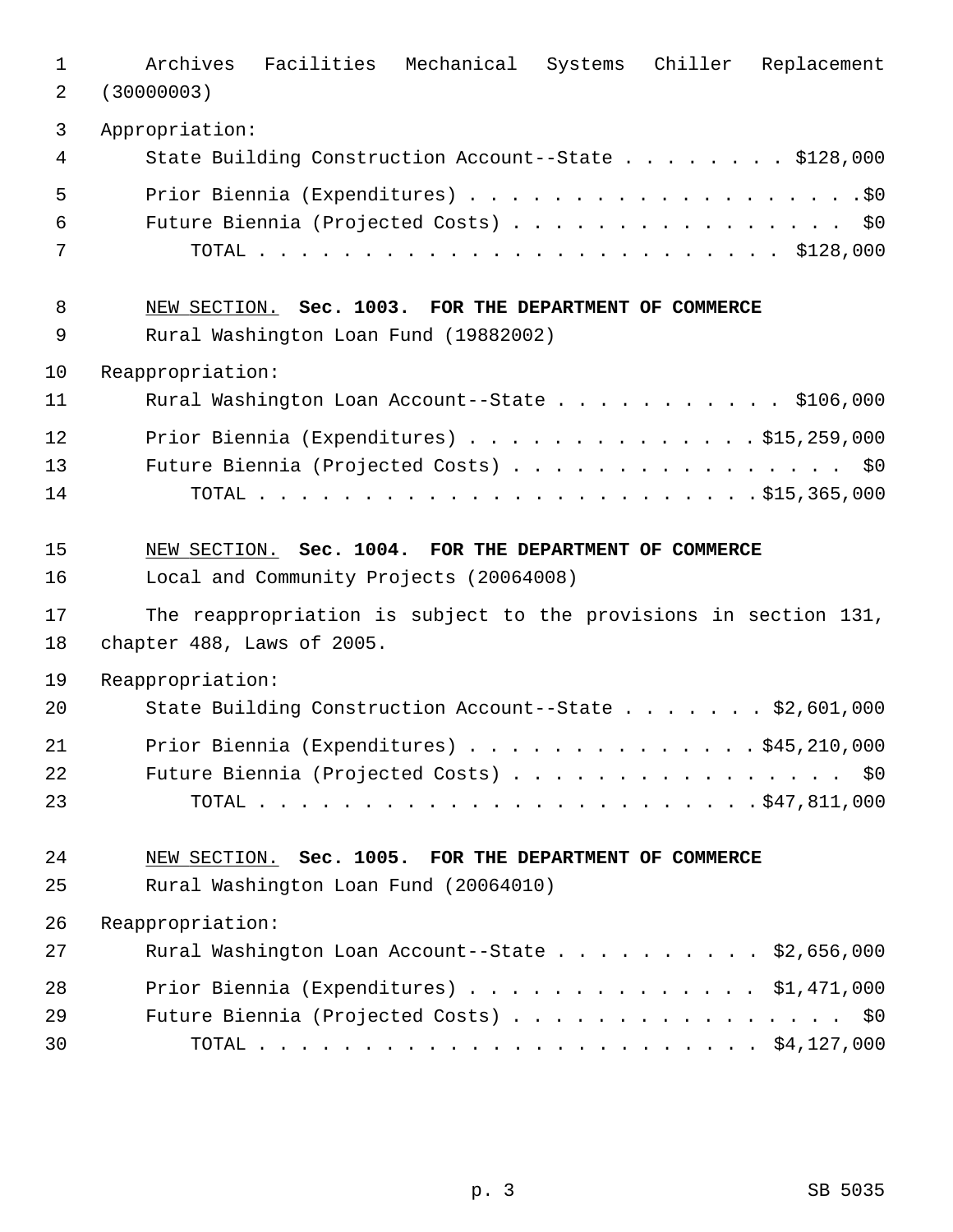Archives Facilities Mechanical Systems Chiller Replacement (30000003)

Appropriation:

State Building Construction Account--State . . . . . . . . $128,000

Prior Biennia (Expenditures) . . . . . . . . . . . . . . . . . . . .$0

Future Biennia (Projected Costs) . . . . . . . . . . . . . . . . $0

TOTAL . . . . . . . . . . . . . . . . . . . . . . . . $128,000

NEW SECTION. **Sec. 1003. FOR THE DEPARTMENT OF COMMERCE**

Rural Washington Loan Fund (19882002)

Reappropriation:

Rural Washington Loan Account--State . . . . . . . . . . . $106,000

Prior Biennia (Expenditures) . . . . . . . . . . . . . . .$15,259,000

Future Biennia (Projected Costs) . . . . . . . . . . . . . . . . $0

TOTAL . . . . . . . . . . . . . . . . . . . . . . . .$15,365,000

NEW SECTION. **Sec. 1004. FOR THE DEPARTMENT OF COMMERCE**

Local and Community Projects (20064008)

The reappropriation is subject to the provisions in section 131, chapter 488, Laws of 2005.

Reappropriation:

State Building Construction Account--State . . . . . . . $2,601,000

Prior Biennia (Expenditures) . . . . . . . . . . . . . . .$45,210,000

Future Biennia (Projected Costs) . . . . . . . . . . . . . . . . $0

TOTAL . . . . . . . . . . . . . . . . . . . . . . . .$47,811,000

NEW SECTION. **Sec. 1005. FOR THE DEPARTMENT OF COMMERCE**

Rural Washington Loan Fund (20064010)

Reappropriation:

Rural Washington Loan Account--State . . . . . . . . . . $2,656,000

Prior Biennia (Expenditures) . . . . . . . . . . . . . . $1,471,000

Future Biennia (Projected Costs) . . . . . . . . . . . . . . . . $0

TOTAL . . . . . . . . . . . . . . . . . . . . . . . . $4,127,000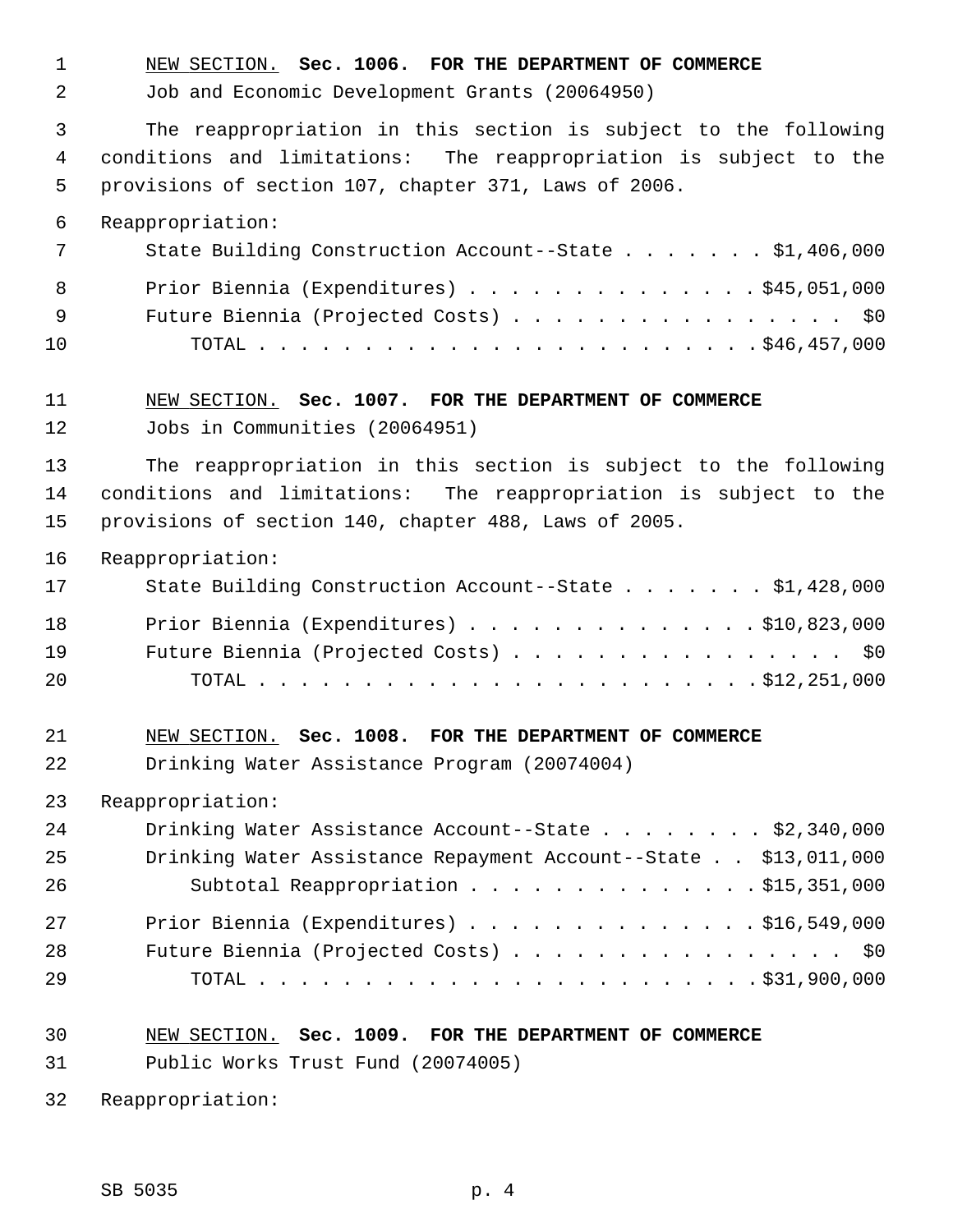NEW SECTION. **Sec. 1006. FOR THE DEPARTMENT OF COMMERCE**

Job and Economic Development Grants (20064950)

The reappropriation in this section is subject to the following conditions and limitations: The reappropriation is subject to the provisions of section 107, chapter 371, Laws of 2006.

Reappropriation:

State Building Construction Account--State . . . . . . . $1,406,000

Prior Biennia (Expenditures) . . . . . . . . . . . . . . $45,051,000

Future Biennia (Projected Costs) . . . . . . . . . . . . . . . . $0

TOTAL . . . . . . . . . . . . . . . . . . . . . . . . $46,457,000

NEW SECTION. **Sec. 1007. FOR THE DEPARTMENT OF COMMERCE**

Jobs in Communities (20064951)

The reappropriation in this section is subject to the following conditions and limitations: The reappropriation is subject to the provisions of section 140, chapter 488, Laws of 2005.

Reappropriation:

State Building Construction Account--State . . . . . . . $1,428,000

Prior Biennia (Expenditures) . . . . . . . . . . . . . . $10,823,000

Future Biennia (Projected Costs) . . . . . . . . . . . . . . . . $0

TOTAL . . . . . . . . . . . . . . . . . . . . . . . . $12,251,000

NEW SECTION. **Sec. 1008. FOR THE DEPARTMENT OF COMMERCE**

Drinking Water Assistance Program (20074004)

Reappropriation:

Drinking Water Assistance Account--State . . . . . . . . $2,340,000

Drinking Water Assistance Repayment Account--State . . $13,011,000

Subtotal Reappropriation . . . . . . . . . . . . . . $15,351,000

Prior Biennia (Expenditures) . . . . . . . . . . . . . . $16,549,000

Future Biennia (Projected Costs) . . . . . . . . . . . . . . . . $0

TOTAL . . . . . . . . . . . . . . . . . . . . . . . . $31,900,000

NEW SECTION. **Sec. 1009. FOR THE DEPARTMENT OF COMMERCE**

Public Works Trust Fund (20074005)

Reappropriation: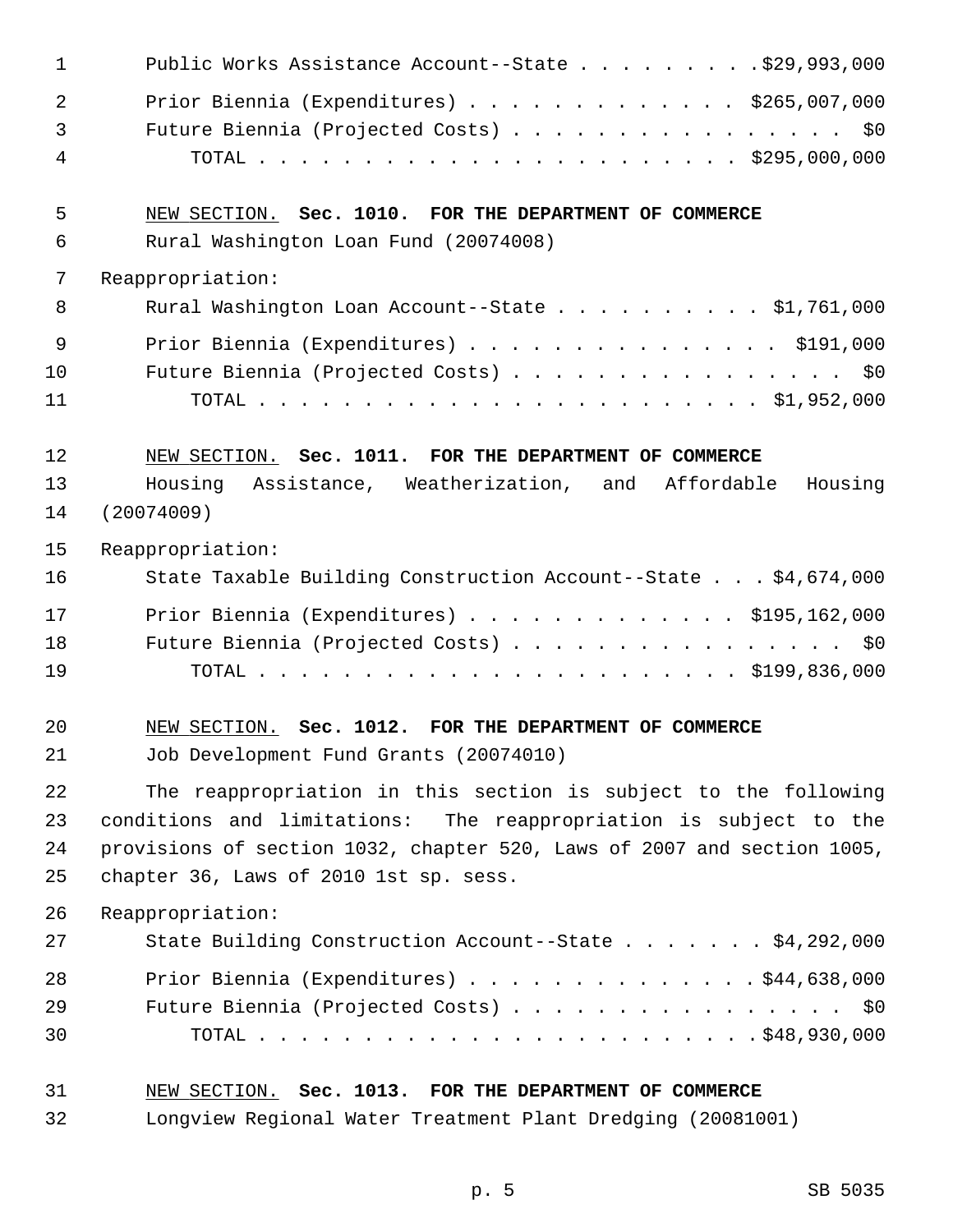Public Works Assistance Account--State . . . . . . . . . $29,993,000

Prior Biennium (Expenditures) . . . . . . . . . . . . . $265,007,000

Future Biennium (Projected Costs) . . . . . . . . . . . . . . . . $0

TOTAL . . . . . . . . . . . . . . . . . . . . . . . $295,000,000

NEW SECTION. **Sec. 1010. FOR THE DEPARTMENT OF COMMERCE**

Rural Washington Loan Fund (20074008)

Reappropriation:

Rural Washington Loan Account--State . . . . . . . . . . $1,761,000

Prior Biennium (Expenditures) . . . . . . . . . . . . . . . $191,000

Future Biennium (Projected Costs) . . . . . . . . . . . . . . . . $0

TOTAL . . . . . . . . . . . . . . . . . . . . . . . $1,952,000

NEW SECTION. **Sec. 1011. FOR THE DEPARTMENT OF COMMERCE**

Housing Assistance, Weatherization, and Affordable Housing (20074009)

Reappropriation:

State Taxable Building Construction Account--State . . . $4,674,000

Prior Biennium (Expenditures) . . . . . . . . . . . . . $195,162,000

Future Biennium (Projected Costs) . . . . . . . . . . . . . . . . $0

TOTAL . . . . . . . . . . . . . . . . . . . . . . . $199,836,000

NEW SECTION. **Sec. 1012. FOR THE DEPARTMENT OF COMMERCE**

Job Development Fund Grants (20074010)

The reappropriation in this section is subject to the following conditions and limitations: The reappropriation is subject to the provisions of section 1032, chapter 520, Laws of 2007 and section 1005, chapter 36, Laws of 2010 1st sp. sess.

Reappropriation:

State Building Construction Account--State . . . . . . . $4,292,000

Prior Biennium (Expenditures) . . . . . . . . . . . . . . $44,638,000

Future Biennium (Projected Costs) . . . . . . . . . . . . . . . . $0

TOTAL . . . . . . . . . . . . . . . . . . . . . . . . $48,930,000

NEW SECTION. **Sec. 1013. FOR THE DEPARTMENT OF COMMERCE**

Longview Regional Water Treatment Plant Dredging (20081001)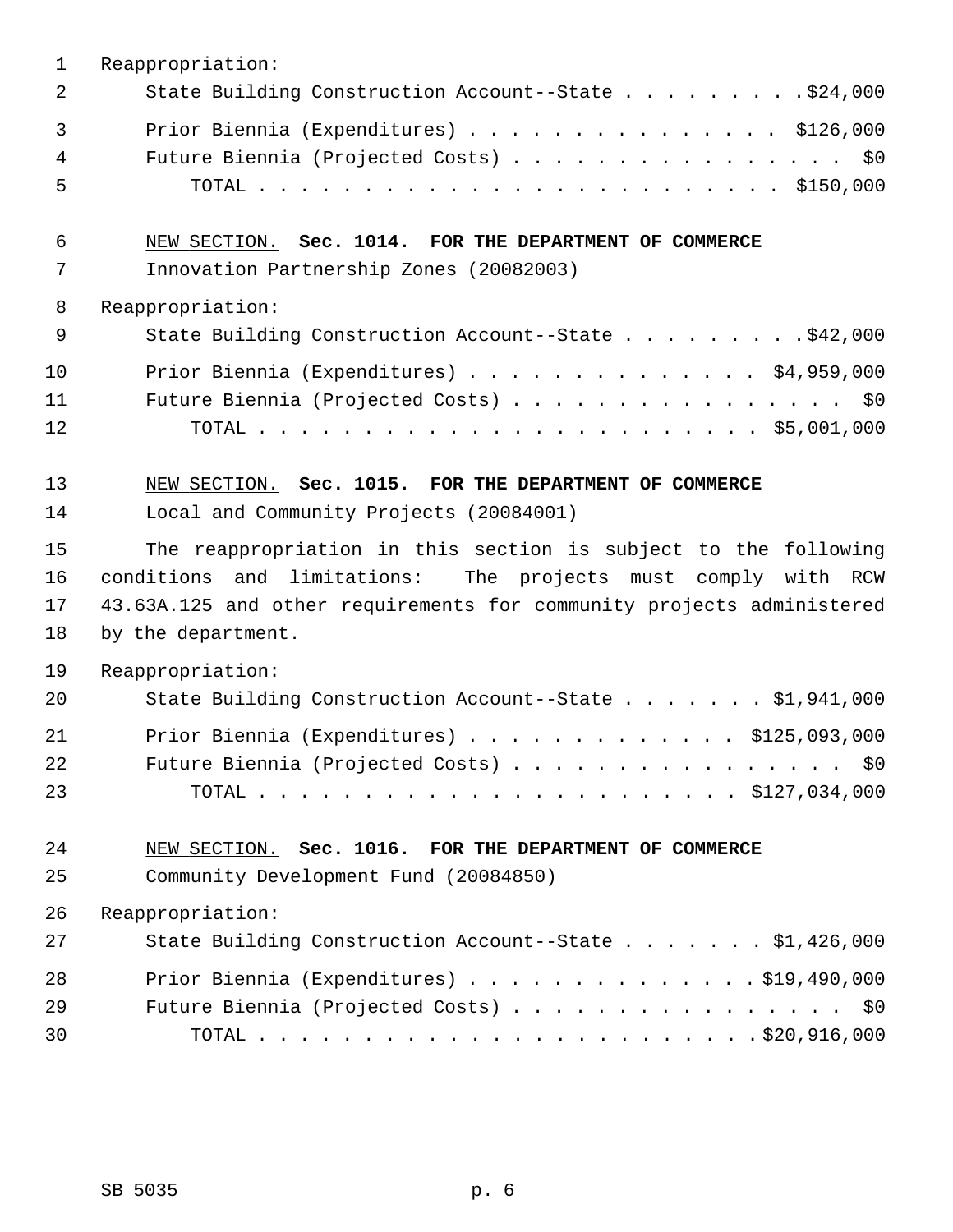Reappropriation:

State Building Construction Account--State . . . . . . . . . $24,000

Prior Biennia (Expenditures) . . . . . . . . . . . . . . . . $126,000

Future Biennia (Projected Costs) . . . . . . . . . . . . . . . . . $0

TOTAL . . . . . . . . . . . . . . . . . . . . . . . . . $150,000

NEW SECTION. **Sec. 1014. FOR THE DEPARTMENT OF COMMERCE**

Innovation Partnership Zones (20082003)

Reappropriation:

State Building Construction Account--State . . . . . . . . . $42,000

Prior Biennia (Expenditures) . . . . . . . . . . . . . . $4,959,000

Future Biennia (Projected Costs) . . . . . . . . . . . . . . . . . $0

TOTAL . . . . . . . . . . . . . . . . . . . . . . . . $5,001,000

NEW SECTION. **Sec. 1015. FOR THE DEPARTMENT OF COMMERCE**

Local and Community Projects (20084001)

The reappropriation in this section is subject to the following conditions and limitations: The projects must comply with RCW 43.63A.125 and other requirements for community projects administered by the department.

Reappropriation:

State Building Construction Account--State . . . . . . . $1,941,000

Prior Biennia (Expenditures) . . . . . . . . . . . . . $125,093,000

Future Biennia (Projected Costs) . . . . . . . . . . . . . . . . . $0

TOTAL . . . . . . . . . . . . . . . . . . . . . . . $127,034,000

NEW SECTION. **Sec. 1016. FOR THE DEPARTMENT OF COMMERCE**

Community Development Fund (20084850)

Reappropriation:

State Building Construction Account--State . . . . . . . $1,426,000

Prior Biennia (Expenditures) . . . . . . . . . . . . . . $19,490,000

Future Biennia (Projected Costs) . . . . . . . . . . . . . . . . . $0

TOTAL . . . . . . . . . . . . . . . . . . . . . . . . $20,916,000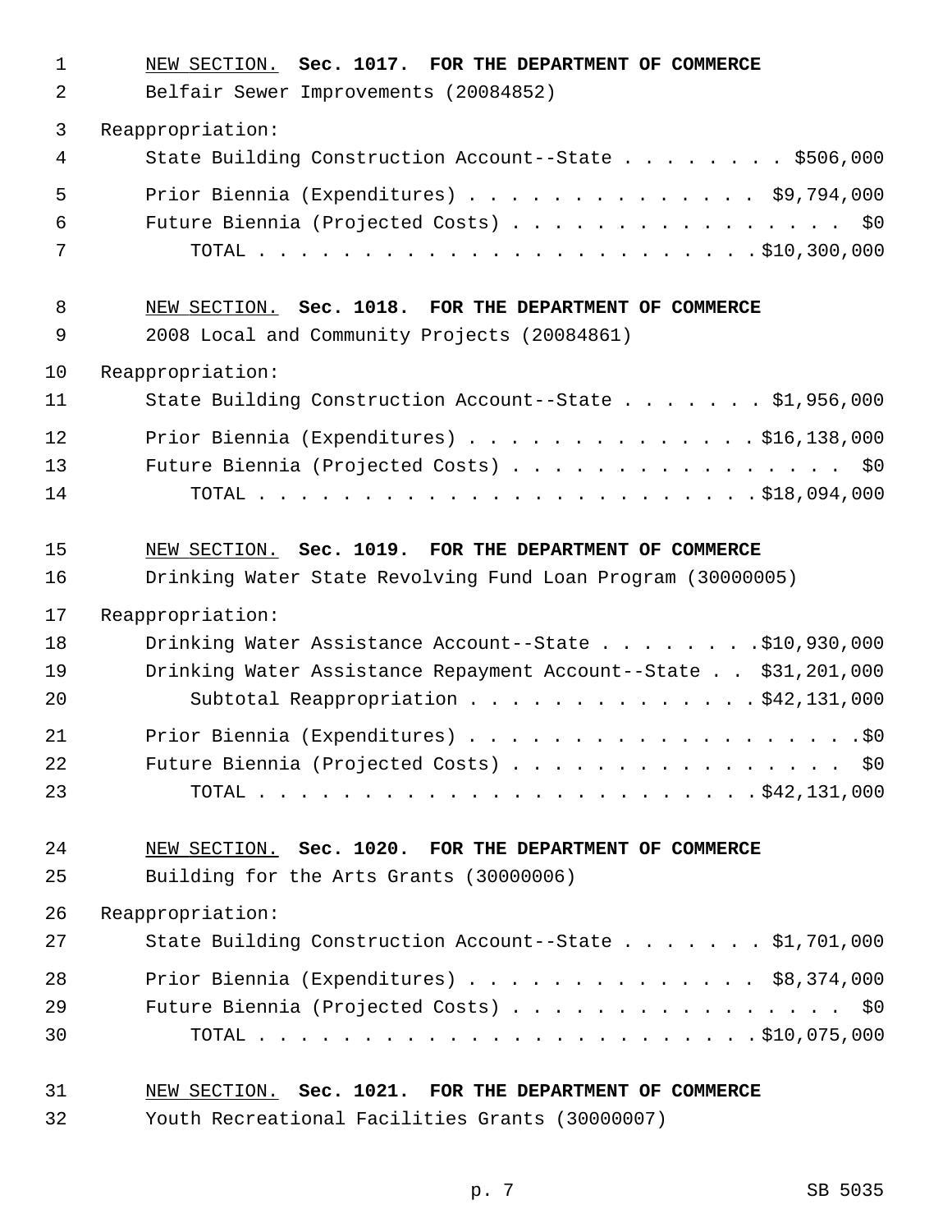NEW SECTION. **Sec. 1017. FOR THE DEPARTMENT OF COMMERCE**

Belfair Sewer Improvements (20084852)

Reappropriation:

State Building Construction Account--State . . . . . . . . $506,000

Prior Biennia (Expenditures) . . . . . . . . . . . . . . $9,794,000

Future Biennia (Projected Costs) . . . . . . . . . . . . . . . . $0

TOTAL . . . . . . . . . . . . . . . . . . . . . . . . $10,300,000

NEW SECTION. **Sec. 1018. FOR THE DEPARTMENT OF COMMERCE**

2008 Local and Community Projects (20084861)

Reappropriation:

State Building Construction Account--State . . . . . . . $1,956,000

Prior Biennia (Expenditures) . . . . . . . . . . . . . . $16,138,000

Future Biennia (Projected Costs) . . . . . . . . . . . . . . . . $0

TOTAL . . . . . . . . . . . . . . . . . . . . . . . . $18,094,000

NEW SECTION. **Sec. 1019. FOR THE DEPARTMENT OF COMMERCE**

Drinking Water State Revolving Fund Loan Program (30000005)

Reappropriation:

Drinking Water Assistance Account--State . . . . . . . . $10,930,000

Drinking Water Assistance Repayment Account--State . . $31,201,000

Subtotal Reappropriation . . . . . . . . . . . . . . $42,131,000

Prior Biennia (Expenditures) . . . . . . . . . . . . . . . . . . . $0

Future Biennia (Projected Costs) . . . . . . . . . . . . . . . . $0

TOTAL . . . . . . . . . . . . . . . . . . . . . . . . $42,131,000

NEW SECTION. **Sec. 1020. FOR THE DEPARTMENT OF COMMERCE**

Building for the Arts Grants (30000006)

Reappropriation:

State Building Construction Account--State . . . . . . . $1,701,000

Prior Biennia (Expenditures) . . . . . . . . . . . . . . $8,374,000

Future Biennia (Projected Costs) . . . . . . . . . . . . . . . . $0

TOTAL . . . . . . . . . . . . . . . . . . . . . . . . $10,075,000

NEW SECTION. **Sec. 1021. FOR THE DEPARTMENT OF COMMERCE**

Youth Recreational Facilities Grants (30000007)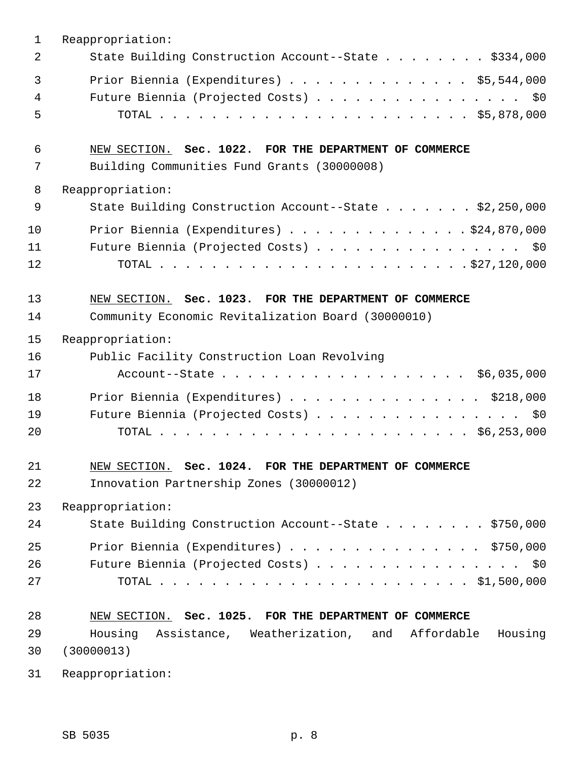Reappropriation:

State Building Construction Account--State . . . . . . . . $334,000

Prior Biennia (Expenditures) . . . . . . . . . . . . . . $5,544,000
Future Biennia (Projected Costs) . . . . . . . . . . . . . . . . $0
TOTAL . . . . . . . . . . . . . . . . . . . . . . . . $5,878,000

NEW SECTION. **Sec. 1022. FOR THE DEPARTMENT OF COMMERCE**

Building Communities Fund Grants (30000008)

Reappropriation:

State Building Construction Account--State . . . . . . . $2,250,000

Prior Biennia (Expenditures) . . . . . . . . . . . . . . $24,870,000
Future Biennia (Projected Costs) . . . . . . . . . . . . . . . . $0
TOTAL . . . . . . . . . . . . . . . . . . . . . . . . $27,120,000

NEW SECTION. **Sec. 1023. FOR THE DEPARTMENT OF COMMERCE**

Community Economic Revitalization Board (30000010)

Reappropriation:

Public Facility Construction Loan Revolving
Account--State . . . . . . . . . . . . . . . . . . . $6,035,000

Prior Biennia (Expenditures) . . . . . . . . . . . . . . . $218,000
Future Biennia (Projected Costs) . . . . . . . . . . . . . . . . $0
TOTAL . . . . . . . . . . . . . . . . . . . . . . . . $6,253,000

NEW SECTION. **Sec. 1024. FOR THE DEPARTMENT OF COMMERCE**

Innovation Partnership Zones (30000012)

Reappropriation:

State Building Construction Account--State . . . . . . . . $750,000

Prior Biennia (Expenditures) . . . . . . . . . . . . . . . $750,000
Future Biennia (Projected Costs) . . . . . . . . . . . . . . . . $0
TOTAL . . . . . . . . . . . . . . . . . . . . . . . . $1,500,000

NEW SECTION. **Sec. 1025. FOR THE DEPARTMENT OF COMMERCE**

Housing Assistance, Weatherization, and Affordable Housing (30000013)

Reappropriation: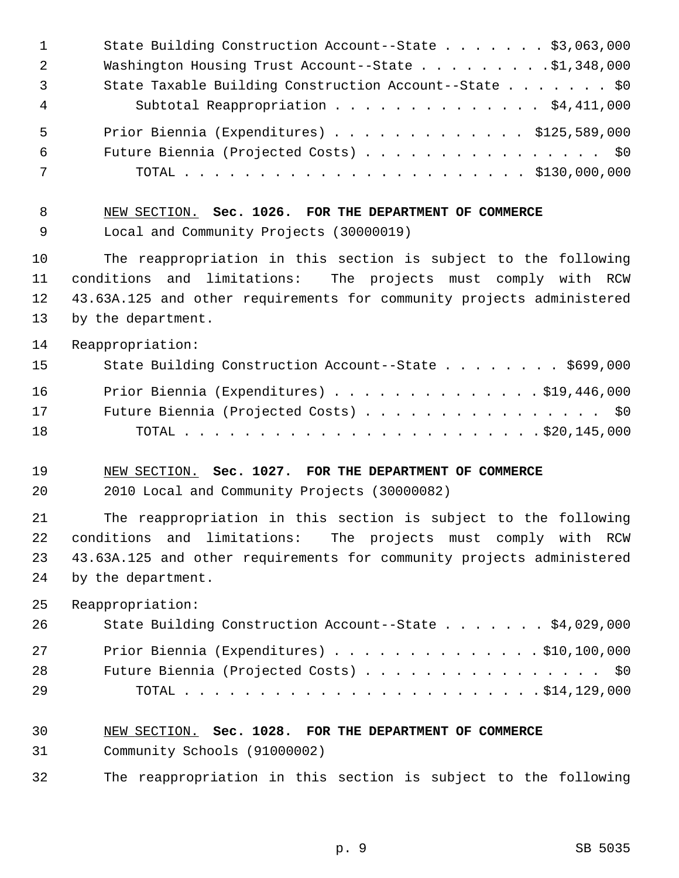State Building Construction Account--State . . . . . . . $3,063,000
Washington Housing Trust Account--State . . . . . . . . .$1,348,000
State Taxable Building Construction Account--State . . . . . . . $0
Subtotal Reappropriation . . . . . . . . . . . . . . $4,411,000

Prior Biennia (Expenditures) . . . . . . . . . . . . . $125,589,000
Future Biennia (Projected Costs) . . . . . . . . . . . . . . . . $0
TOTAL . . . . . . . . . . . . . . . . . . . . . . . . $130,000,000

NEW SECTION. **Sec. 1026. FOR THE DEPARTMENT OF COMMERCE**

Local and Community Projects (30000019)

The reappropriation in this section is subject to the following conditions and limitations: The projects must comply with RCW 43.63A.125 and other requirements for community projects administered by the department.

Reappropriation:

State Building Construction Account--State . . . . . . . . $699,000

Prior Biennia (Expenditures) . . . . . . . . . . . . . .$19,446,000
Future Biennia (Projected Costs) . . . . . . . . . . . . . . . . $0
TOTAL . . . . . . . . . . . . . . . . . . . . . . . . .$20,145,000

NEW SECTION. **Sec. 1027. FOR THE DEPARTMENT OF COMMERCE**

2010 Local and Community Projects (30000082)

The reappropriation in this section is subject to the following conditions and limitations: The projects must comply with RCW 43.63A.125 and other requirements for community projects administered by the department.

Reappropriation:

State Building Construction Account--State . . . . . . . $4,029,000

Prior Biennia (Expenditures) . . . . . . . . . . . . . .$10,100,000
Future Biennia (Projected Costs) . . . . . . . . . . . . . . . . $0
TOTAL . . . . . . . . . . . . . . . . . . . . . . . . .$14,129,000

NEW SECTION. **Sec. 1028. FOR THE DEPARTMENT OF COMMERCE**

Community Schools (91000002)

The reappropriation in this section is subject to the following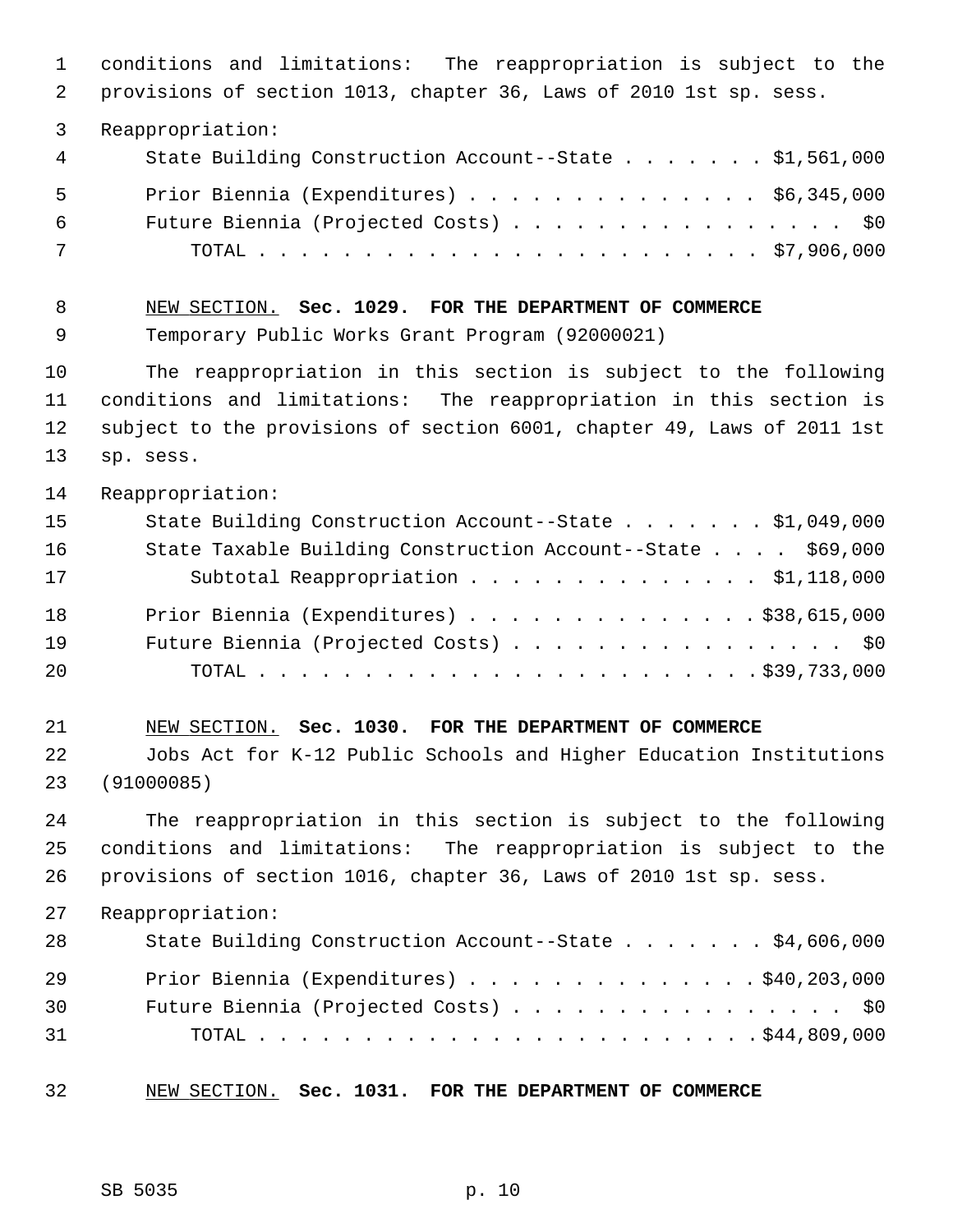conditions and limitations: The reappropriation is subject to the provisions of section 1013, chapter 36, Laws of 2010 1st sp. sess.

Reappropriation:

| | |
|---|---|
| State Building Construction Account--State | $1,561,000 |
| Prior Biennia (Expenditures) | $6,345,000 |
| Future Biennia (Projected Costs) | $0 |
| TOTAL | $7,906,000 |

NEW SECTION. **Sec. 1029. FOR THE DEPARTMENT OF COMMERCE**

Temporary Public Works Grant Program (92000021)

The reappropriation in this section is subject to the following conditions and limitations: The reappropriation in this section is subject to the provisions of section 6001, chapter 49, Laws of 2011 1st sp. sess.

Reappropriation:

| | |
|---|---|
| State Building Construction Account--State | $1,049,000 |
| State Taxable Building Construction Account--State | $69,000 |
| Subtotal Reappropriation | $1,118,000 |
| Prior Biennia (Expenditures) | $38,615,000 |
| Future Biennia (Projected Costs) | $0 |
| TOTAL | $39,733,000 |

NEW SECTION. **Sec. 1030. FOR THE DEPARTMENT OF COMMERCE**

Jobs Act for K-12 Public Schools and Higher Education Institutions (91000085)

The reappropriation in this section is subject to the following conditions and limitations: The reappropriation is subject to the provisions of section 1016, chapter 36, Laws of 2010 1st sp. sess.

Reappropriation:

| | |
|---|---|
| State Building Construction Account--State | $4,606,000 |
| Prior Biennia (Expenditures) | $40,203,000 |
| Future Biennia (Projected Costs) | $0 |
| TOTAL | $44,809,000 |

NEW SECTION. **Sec. 1031. FOR THE DEPARTMENT OF COMMERCE**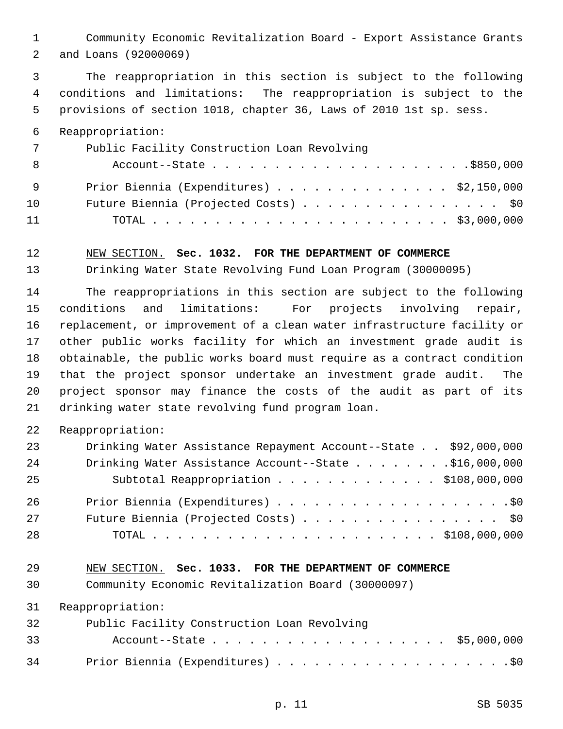Community Economic Revitalization Board - Export Assistance Grants and Loans (92000069)

The reappropriation in this section is subject to the following conditions and limitations: The reappropriation is subject to the provisions of section 1018, chapter 36, Laws of 2010 1st sp. sess.

Reappropriation:

| | |
|---|---|
| Public Facility Construction Loan Revolving Account--State | $850,000 |
| Prior Biennia (Expenditures) | $2,150,000 |
| Future Biennia (Projected Costs) | $0 |
| TOTAL | $3,000,000 |

NEW SECTION. **Sec. 1032. FOR THE DEPARTMENT OF COMMERCE**

Drinking Water State Revolving Fund Loan Program (30000095)

The reappropriations in this section are subject to the following conditions and limitations: For projects involving repair, replacement, or improvement of a clean water infrastructure facility or other public works facility for which an investment grade audit is obtainable, the public works board must require as a contract condition that the project sponsor undertake an investment grade audit. The project sponsor may finance the costs of the audit as part of its drinking water state revolving fund program loan.

Reappropriation:

| | |
|---|---|
| Drinking Water Assistance Repayment Account--State | $92,000,000 |
| Drinking Water Assistance Account--State | $16,000,000 |
| Subtotal Reappropriation | $108,000,000 |
| Prior Biennia (Expenditures) | $0 |
| Future Biennia (Projected Costs) | $0 |
| TOTAL | $108,000,000 |

NEW SECTION. **Sec. 1033. FOR THE DEPARTMENT OF COMMERCE**

Community Economic Revitalization Board (30000097)

Reappropriation:

| | |
|---|---|
| Public Facility Construction Loan Revolving Account--State | $5,000,000 |
| Prior Biennia (Expenditures) | $0 |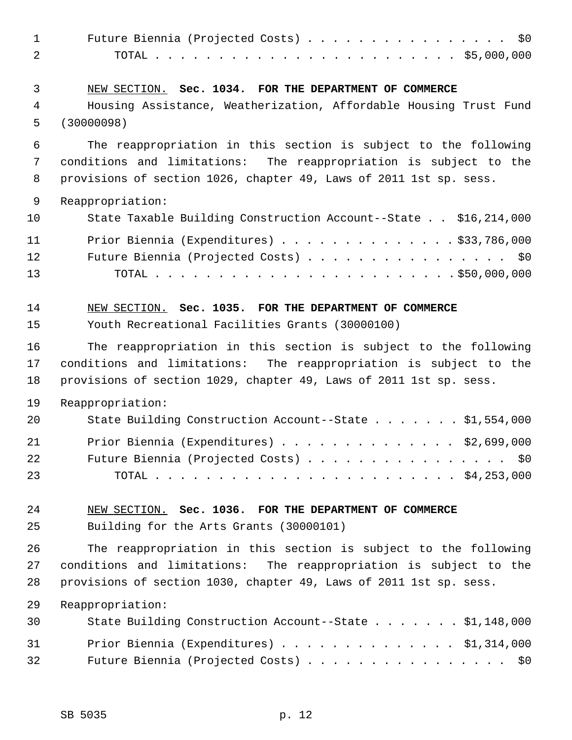Future Biennia (Projected Costs) . . . . . . . . . . . . . . . . . $0
TOTAL . . . . . . . . . . . . . . . . . . . . . . . . $5,000,000

NEW SECTION. **Sec. 1034. FOR THE DEPARTMENT OF COMMERCE**

Housing Assistance, Weatherization, Affordable Housing Trust Fund (30000098)

The reappropriation in this section is subject to the following conditions and limitations: The reappropriation is subject to the provisions of section 1026, chapter 49, Laws of 2011 1st sp. sess.

Reappropriation:

State Taxable Building Construction Account--State . . $16,214,000

Prior Biennia (Expenditures) . . . . . . . . . . . . . . $33,786,000
Future Biennia (Projected Costs) . . . . . . . . . . . . . . . . . $0
TOTAL . . . . . . . . . . . . . . . . . . . . . . . . $50,000,000

NEW SECTION. **Sec. 1035. FOR THE DEPARTMENT OF COMMERCE**

Youth Recreational Facilities Grants (30000100)

The reappropriation in this section is subject to the following conditions and limitations: The reappropriation is subject to the provisions of section 1029, chapter 49, Laws of 2011 1st sp. sess.

Reappropriation:

State Building Construction Account--State . . . . . . . $1,554,000

Prior Biennia (Expenditures) . . . . . . . . . . . . . . $2,699,000
Future Biennia (Projected Costs) . . . . . . . . . . . . . . . . . $0
TOTAL . . . . . . . . . . . . . . . . . . . . . . . . $4,253,000

NEW SECTION. **Sec. 1036. FOR THE DEPARTMENT OF COMMERCE**

Building for the Arts Grants (30000101)

The reappropriation in this section is subject to the following conditions and limitations: The reappropriation is subject to the provisions of section 1030, chapter 49, Laws of 2011 1st sp. sess.

Reappropriation:

State Building Construction Account--State . . . . . . . $1,148,000

Prior Biennia (Expenditures) . . . . . . . . . . . . . . $1,314,000
Future Biennia (Projected Costs) . . . . . . . . . . . . . . . . . $0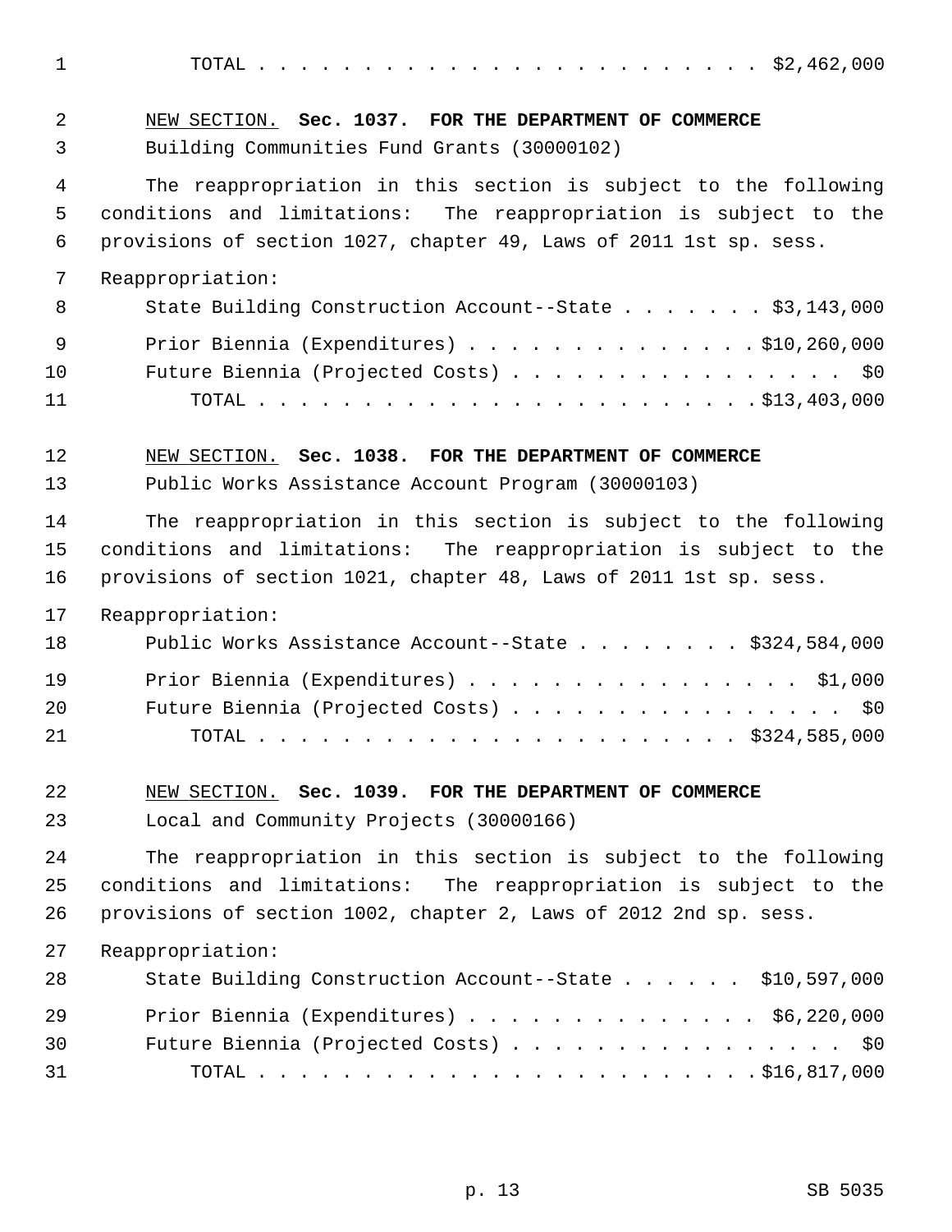TOTAL . . . . . . . . . . . . . . . . . . . . . . . $2,462,000

NEW SECTION. **Sec. 1037. FOR THE DEPARTMENT OF COMMERCE**

Building Communities Fund Grants (30000102)

The reappropriation in this section is subject to the following conditions and limitations: The reappropriation is subject to the provisions of section 1027, chapter 49, Laws of 2011 1st sp. sess.

Reappropriation:

State Building Construction Account--State . . . . . . . $3,143,000

Prior Biennia (Expenditures) . . . . . . . . . . . . . . $10,260,000

Future Biennia (Projected Costs) . . . . . . . . . . . . . . . . $0

TOTAL . . . . . . . . . . . . . . . . . . . . . . . $13,403,000

NEW SECTION. **Sec. 1038. FOR THE DEPARTMENT OF COMMERCE**

Public Works Assistance Account Program (30000103)

The reappropriation in this section is subject to the following conditions and limitations: The reappropriation is subject to the provisions of section 1021, chapter 48, Laws of 2011 1st sp. sess.

Reappropriation:

Public Works Assistance Account--State . . . . . . . . $324,584,000

Prior Biennia (Expenditures) . . . . . . . . . . . . . . . . $1,000

Future Biennia (Projected Costs) . . . . . . . . . . . . . . . . $0

TOTAL . . . . . . . . . . . . . . . . . . . . . . . $324,585,000

NEW SECTION. **Sec. 1039. FOR THE DEPARTMENT OF COMMERCE**

Local and Community Projects (30000166)

The reappropriation in this section is subject to the following conditions and limitations: The reappropriation is subject to the provisions of section 1002, chapter 2, Laws of 2012 2nd sp. sess.

Reappropriation:

State Building Construction Account--State . . . . . . $10,597,000

Prior Biennia (Expenditures) . . . . . . . . . . . . . . $6,220,000

Future Biennia (Projected Costs) . . . . . . . . . . . . . . . . $0

TOTAL . . . . . . . . . . . . . . . . . . . . . . . $16,817,000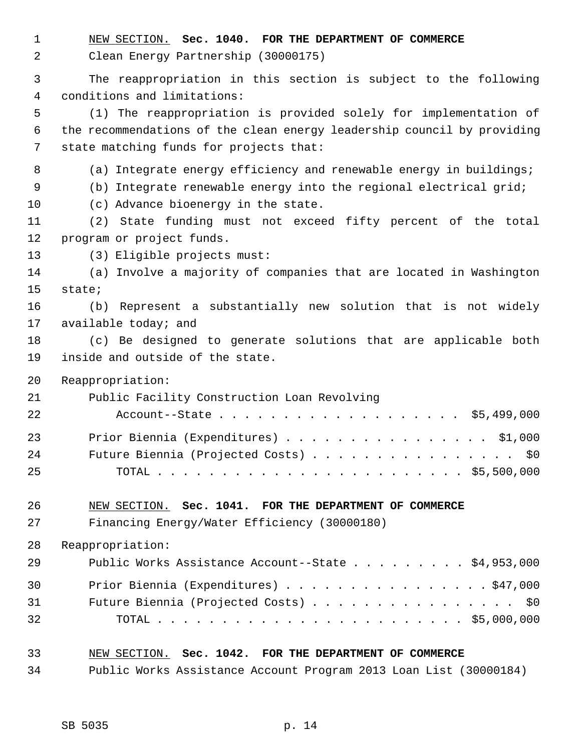NEW SECTION. **Sec. 1040. FOR THE DEPARTMENT OF COMMERCE**

Clean Energy Partnership (30000175)

The reappropriation in this section is subject to the following conditions and limitations:

(1) The reappropriation is provided solely for implementation of the recommendations of the clean energy leadership council by providing state matching funds for projects that:

(a) Integrate energy efficiency and renewable energy in buildings;

(b) Integrate renewable energy into the regional electrical grid;

(c) Advance bioenergy in the state.

(2) State funding must not exceed fifty percent of the total program or project funds.

(3) Eligible projects must:

(a) Involve a majority of companies that are located in Washington state;

(b) Represent a substantially new solution that is not widely available today; and

(c) Be designed to generate solutions that are applicable both inside and outside of the state.

Reappropriation:

| | |
|---|---|
| Public Facility Construction Loan Revolving Account--State | $5,499,000 |
| Prior Biennia (Expenditures) | $1,000 |
| Future Biennia (Projected Costs) | $0 |
| TOTAL | $5,500,000 |

NEW SECTION. **Sec. 1041. FOR THE DEPARTMENT OF COMMERCE**

Financing Energy/Water Efficiency (30000180)

Reappropriation:

| | |
|---|---|
| Public Works Assistance Account--State | $4,953,000 |
| Prior Biennia (Expenditures) | $47,000 |
| Future Biennia (Projected Costs) | $0 |
| TOTAL | $5,000,000 |

NEW SECTION. **Sec. 1042. FOR THE DEPARTMENT OF COMMERCE**

Public Works Assistance Account Program 2013 Loan List (30000184)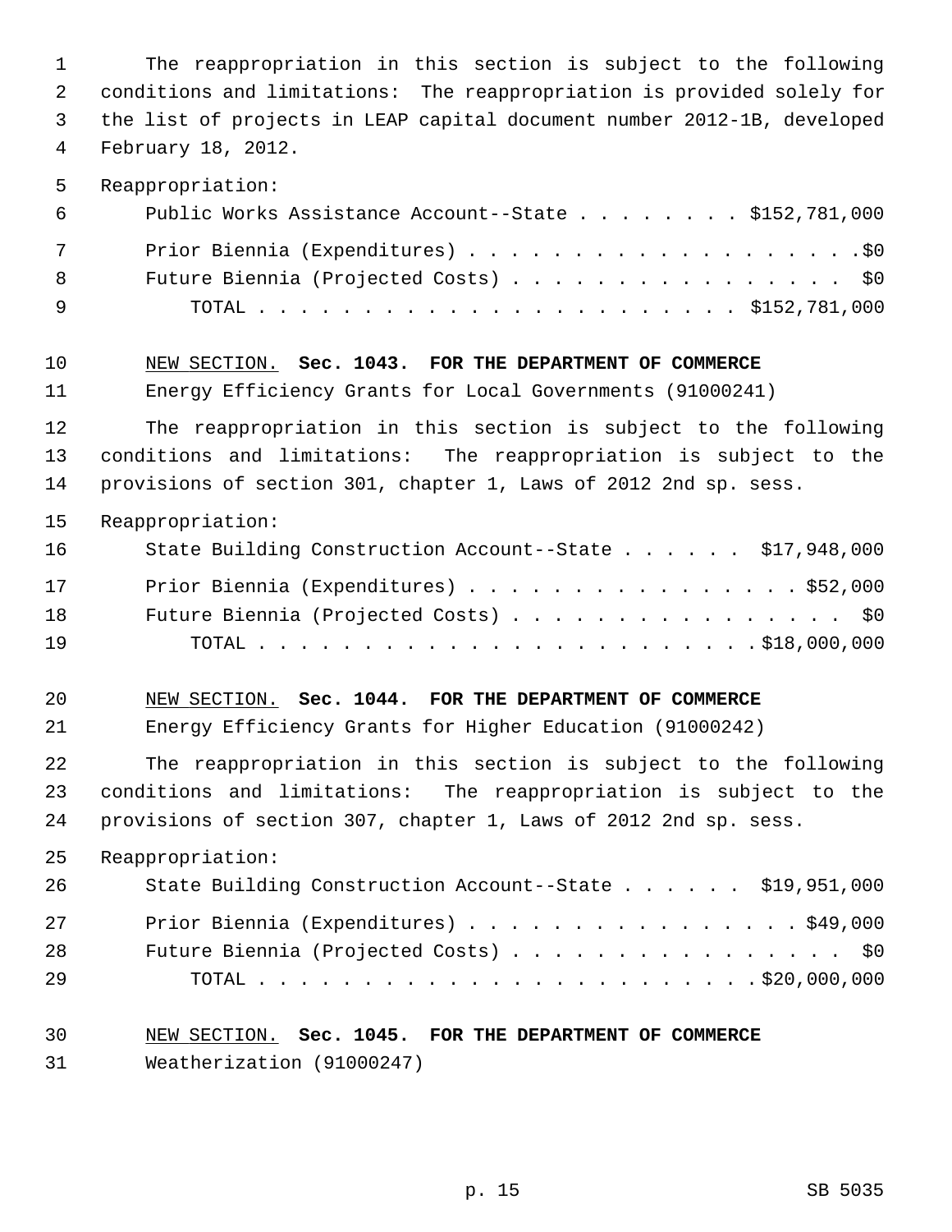The reappropriation in this section is subject to the following conditions and limitations: The reappropriation is provided solely for the list of projects in LEAP capital document number 2012-1B, developed February 18, 2012.

Reappropriation:

| | |
|---|---|
| Public Works Assistance Account--State | $152,781,000 |
| Prior Biennia (Expenditures) | $0 |
| Future Biennia (Projected Costs) | $0 |
| TOTAL | $152,781,000 |

NEW SECTION. **Sec. 1043. FOR THE DEPARTMENT OF COMMERCE**

Energy Efficiency Grants for Local Governments (91000241)

The reappropriation in this section is subject to the following conditions and limitations: The reappropriation is subject to the provisions of section 301, chapter 1, Laws of 2012 2nd sp. sess.

Reappropriation:

| | |
|---|---|
| State Building Construction Account--State | $17,948,000 |
| Prior Biennia (Expenditures) | $52,000 |
| Future Biennia (Projected Costs) | $0 |
| TOTAL | $18,000,000 |

NEW SECTION. **Sec. 1044. FOR THE DEPARTMENT OF COMMERCE**

Energy Efficiency Grants for Higher Education (91000242)

The reappropriation in this section is subject to the following conditions and limitations: The reappropriation is subject to the provisions of section 307, chapter 1, Laws of 2012 2nd sp. sess.

Reappropriation:

| | |
|---|---|
| State Building Construction Account--State | $19,951,000 |
| Prior Biennia (Expenditures) | $49,000 |
| Future Biennia (Projected Costs) | $0 |
| TOTAL | $20,000,000 |

NEW SECTION. **Sec. 1045. FOR THE DEPARTMENT OF COMMERCE**

Weatherization (91000247)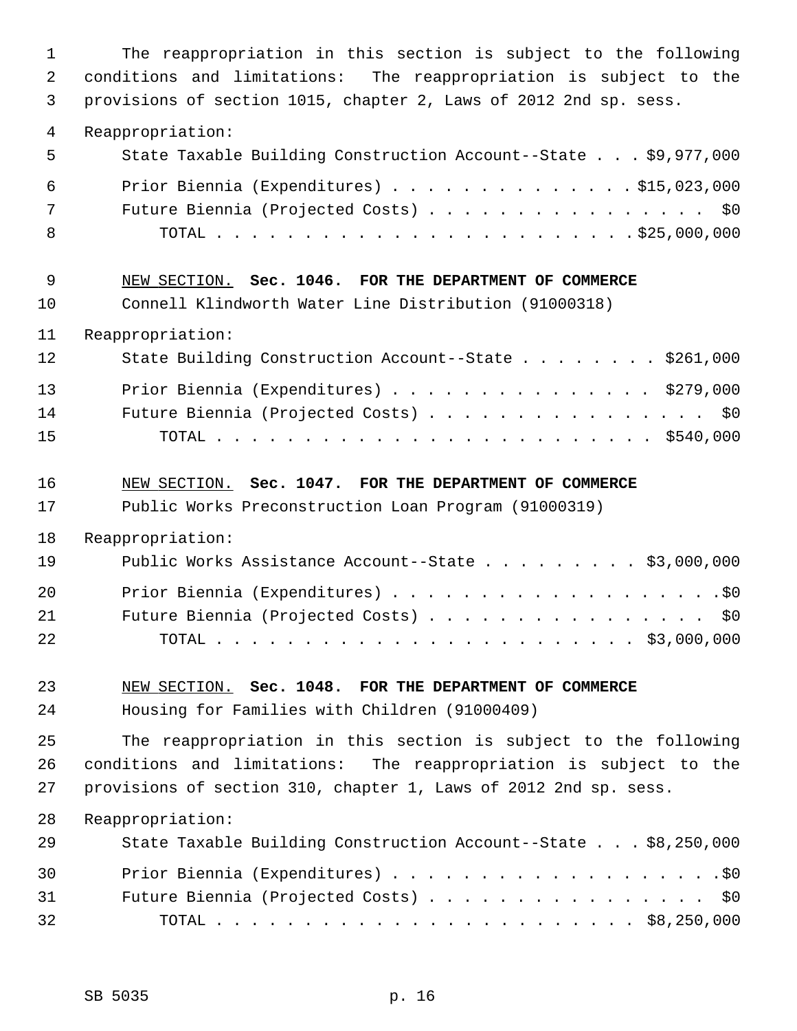The reappropriation in this section is subject to the following conditions and limitations: The reappropriation is subject to the provisions of section 1015, chapter 2, Laws of 2012 2nd sp. sess.

Reappropriation:

State Taxable Building Construction Account--State . . . $9,977,000

Prior Biennia (Expenditures) . . . . . . . . . . . . . . $15,023,000
Future Biennia (Projected Costs) . . . . . . . . . . . . . . . . $0
TOTAL . . . . . . . . . . . . . . . . . . . . . . . . $25,000,000

NEW SECTION. **Sec. 1046. FOR THE DEPARTMENT OF COMMERCE**

Connell Klindworth Water Line Distribution (91000318)

Reappropriation:

State Building Construction Account--State . . . . . . . . $261,000

Prior Biennia (Expenditures) . . . . . . . . . . . . . . . $279,000
Future Biennia (Projected Costs) . . . . . . . . . . . . . . . . $0
TOTAL . . . . . . . . . . . . . . . . . . . . . . . . $540,000

NEW SECTION. **Sec. 1047. FOR THE DEPARTMENT OF COMMERCE**

Public Works Preconstruction Loan Program (91000319)

Reappropriation:

Public Works Assistance Account--State . . . . . . . . . $3,000,000

Prior Biennia (Expenditures) . . . . . . . . . . . . . . . . . . .$0
Future Biennia (Projected Costs) . . . . . . . . . . . . . . . . $0
TOTAL . . . . . . . . . . . . . . . . . . . . . . . . $3,000,000

NEW SECTION. **Sec. 1048. FOR THE DEPARTMENT OF COMMERCE**

Housing for Families with Children (91000409)

The reappropriation in this section is subject to the following conditions and limitations: The reappropriation is subject to the provisions of section 310, chapter 1, Laws of 2012 2nd sp. sess.

Reappropriation:

State Taxable Building Construction Account--State . . . $8,250,000

Prior Biennia (Expenditures) . . . . . . . . . . . . . . . . . . .$0
Future Biennia (Projected Costs) . . . . . . . . . . . . . . . . $0
TOTAL . . . . . . . . . . . . . . . . . . . . . . . . $8,250,000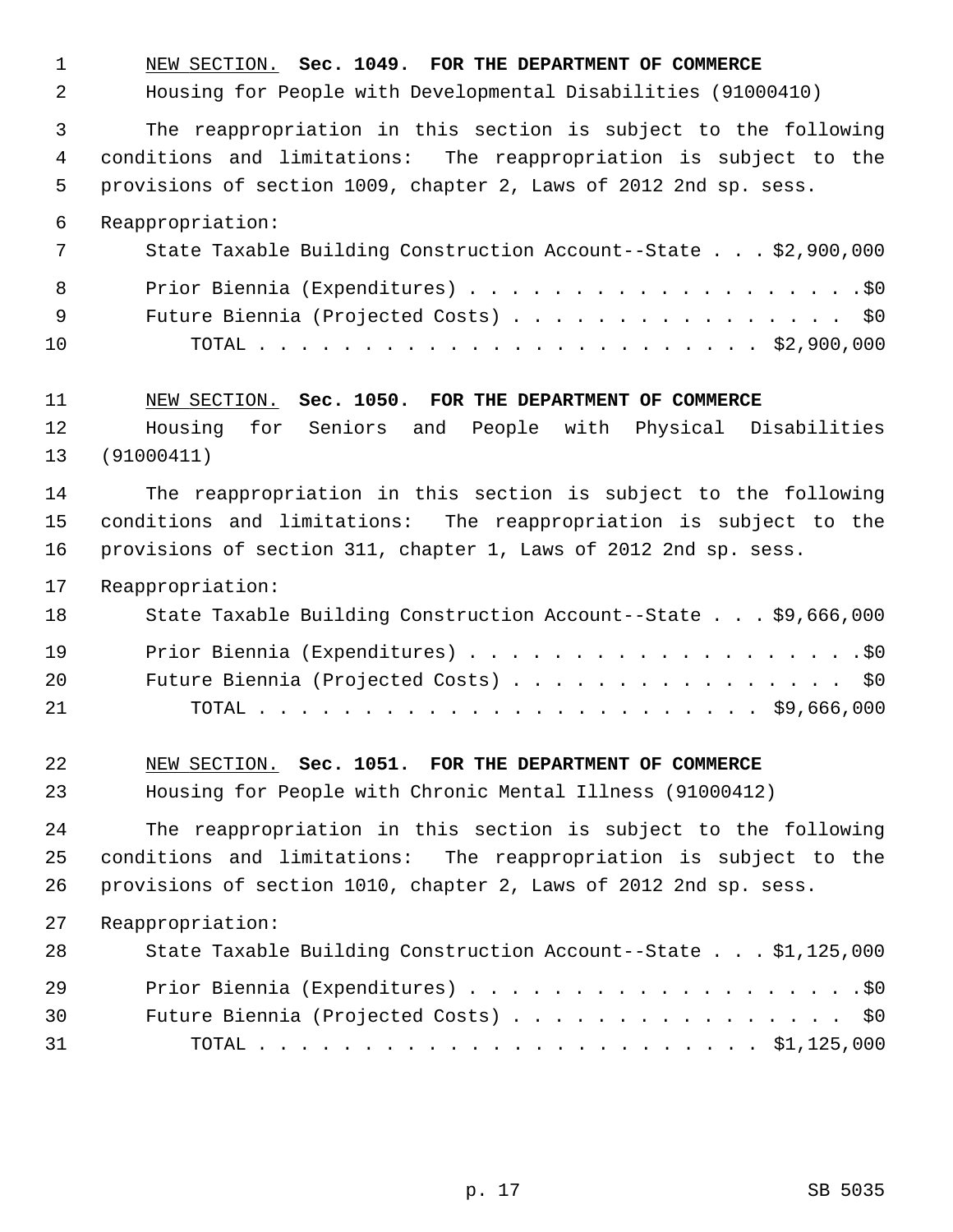NEW SECTION. **Sec. 1049. FOR THE DEPARTMENT OF COMMERCE**

Housing for People with Developmental Disabilities (91000410)

The reappropriation in this section is subject to the following conditions and limitations: The reappropriation is subject to the provisions of section 1009, chapter 2, Laws of 2012 2nd sp. sess.

Reappropriation:

| | |
|---|---|
| State Taxable Building Construction Account--State | $2,900,000 |
| Prior Biennia (Expenditures) | $0 |
| Future Biennia (Projected Costs) | $0 |
| TOTAL | $2,900,000 |

NEW SECTION. **Sec. 1050. FOR THE DEPARTMENT OF COMMERCE**

Housing for Seniors and People with Physical Disabilities (91000411)

The reappropriation in this section is subject to the following conditions and limitations: The reappropriation is subject to the provisions of section 311, chapter 1, Laws of 2012 2nd sp. sess.

Reappropriation:

| | |
|---|---|
| State Taxable Building Construction Account--State | $9,666,000 |
| Prior Biennia (Expenditures) | $0 |
| Future Biennia (Projected Costs) | $0 |
| TOTAL | $9,666,000 |

NEW SECTION. **Sec. 1051. FOR THE DEPARTMENT OF COMMERCE**

Housing for People with Chronic Mental Illness (91000412)

The reappropriation in this section is subject to the following conditions and limitations: The reappropriation is subject to the provisions of section 1010, chapter 2, Laws of 2012 2nd sp. sess.

Reappropriation:

| | |
|---|---|
| State Taxable Building Construction Account--State | $1,125,000 |
| Prior Biennia (Expenditures) | $0 |
| Future Biennia (Projected Costs) | $0 |
| TOTAL | $1,125,000 |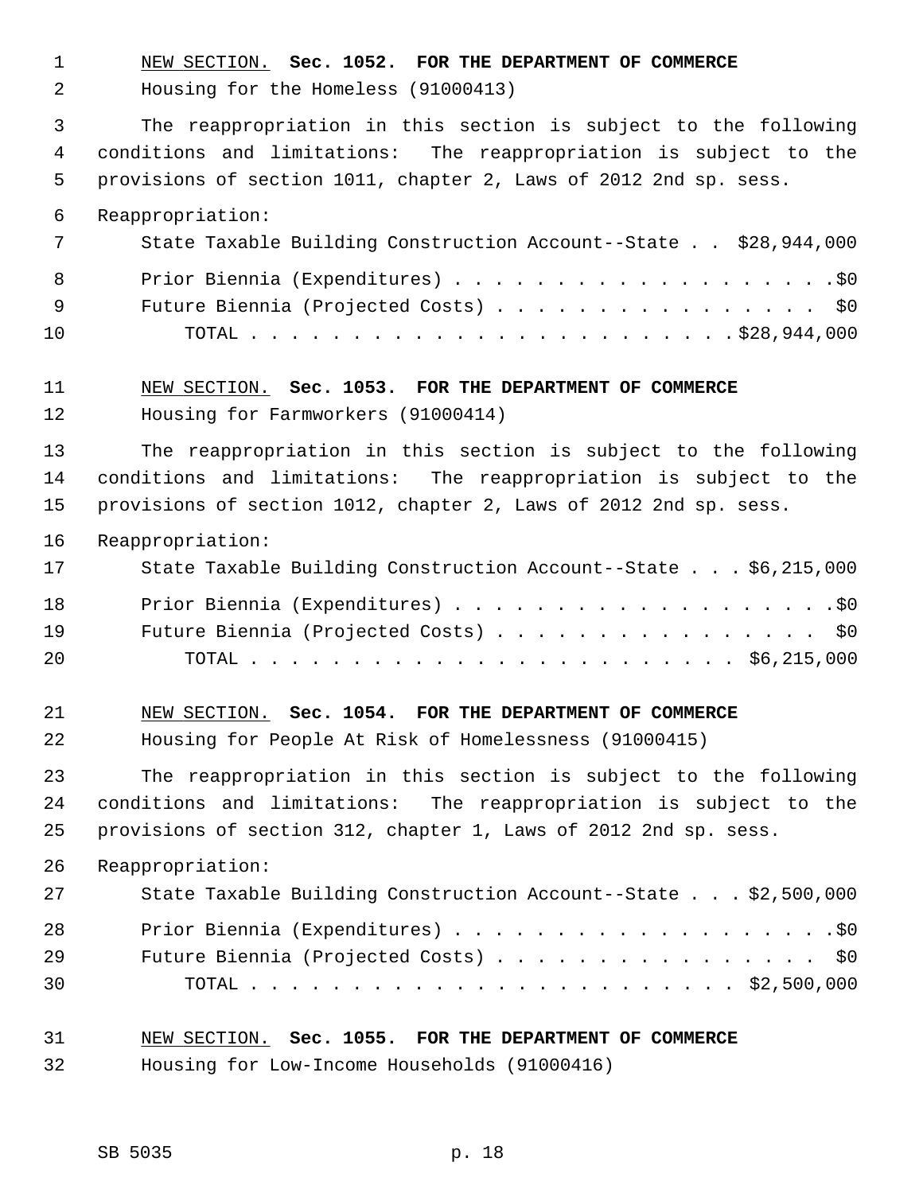NEW SECTION. **Sec. 1052. FOR THE DEPARTMENT OF COMMERCE**

Housing for the Homeless (91000413)

The reappropriation in this section is subject to the following conditions and limitations: The reappropriation is subject to the provisions of section 1011, chapter 2, Laws of 2012 2nd sp. sess.

Reappropriation:

State Taxable Building Construction Account--State . . $28,944,000

Prior Biennia (Expenditures) . . . . . . . . . . . . . . . . . . . .$0

Future Biennia (Projected Costs) . . . . . . . . . . . . . . . . . $0

TOTAL . . . . . . . . . . . . . . . . . . . . . . . . .$28,944,000

NEW SECTION. **Sec. 1053. FOR THE DEPARTMENT OF COMMERCE**

Housing for Farmworkers (91000414)

The reappropriation in this section is subject to the following conditions and limitations: The reappropriation is subject to the provisions of section 1012, chapter 2, Laws of 2012 2nd sp. sess.

Reappropriation:

State Taxable Building Construction Account--State . . . $6,215,000

Prior Biennia (Expenditures) . . . . . . . . . . . . . . . . . . . .$0

Future Biennia (Projected Costs) . . . . . . . . . . . . . . . . . $0

TOTAL . . . . . . . . . . . . . . . . . . . . . . . . . $6,215,000

NEW SECTION. **Sec. 1054. FOR THE DEPARTMENT OF COMMERCE**

Housing for People At Risk of Homelessness (91000415)

The reappropriation in this section is subject to the following conditions and limitations: The reappropriation is subject to the provisions of section 312, chapter 1, Laws of 2012 2nd sp. sess.

Reappropriation:

State Taxable Building Construction Account--State . . . $2,500,000

Prior Biennia (Expenditures) . . . . . . . . . . . . . . . . . . . .$0

Future Biennia (Projected Costs) . . . . . . . . . . . . . . . . . $0

TOTAL . . . . . . . . . . . . . . . . . . . . . . . . . $2,500,000

NEW SECTION. **Sec. 1055. FOR THE DEPARTMENT OF COMMERCE**

Housing for Low-Income Households (91000416)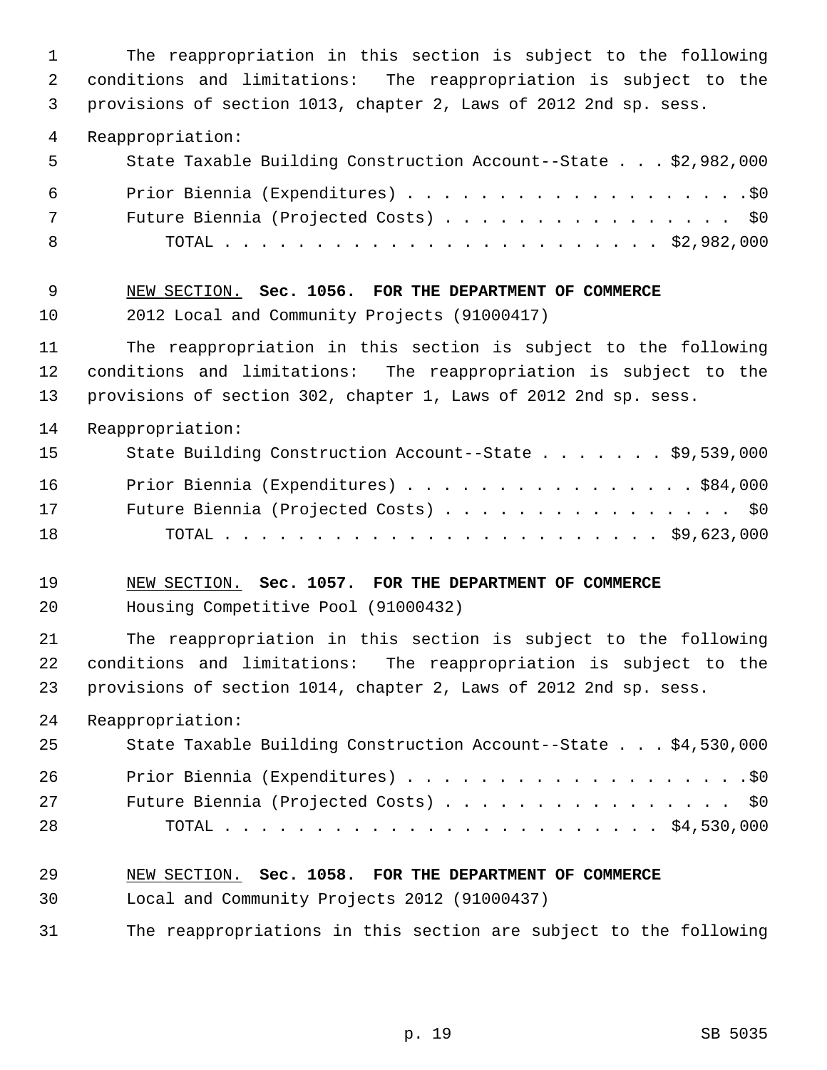The reappropriation in this section is subject to the following conditions and limitations: The reappropriation is subject to the provisions of section 1013, chapter 2, Laws of 2012 2nd sp. sess.

Reappropriation:

State Taxable Building Construction Account--State . . . $2,982,000

Prior Biennia (Expenditures) . . . . . . . . . . . . . . . . . . . .$0

Future Biennia (Projected Costs) . . . . . . . . . . . . . . . . $0

TOTAL . . . . . . . . . . . . . . . . . . . . . . . . $2,982,000

NEW SECTION. **Sec. 1056. FOR THE DEPARTMENT OF COMMERCE**

2012 Local and Community Projects (91000417)

The reappropriation in this section is subject to the following conditions and limitations: The reappropriation is subject to the provisions of section 302, chapter 1, Laws of 2012 2nd sp. sess.

Reappropriation:

State Building Construction Account--State . . . . . . . $9,539,000

Prior Biennia (Expenditures) . . . . . . . . . . . . . . . . $84,000

Future Biennia (Projected Costs) . . . . . . . . . . . . . . . . $0

TOTAL . . . . . . . . . . . . . . . . . . . . . . . . $9,623,000

NEW SECTION. **Sec. 1057. FOR THE DEPARTMENT OF COMMERCE**

Housing Competitive Pool (91000432)

The reappropriation in this section is subject to the following conditions and limitations: The reappropriation is subject to the provisions of section 1014, chapter 2, Laws of 2012 2nd sp. sess.

Reappropriation:

State Taxable Building Construction Account--State . . . $4,530,000

Prior Biennia (Expenditures) . . . . . . . . . . . . . . . . . . . .$0

Future Biennia (Projected Costs) . . . . . . . . . . . . . . . . $0

TOTAL . . . . . . . . . . . . . . . . . . . . . . . . $4,530,000

NEW SECTION. **Sec. 1058. FOR THE DEPARTMENT OF COMMERCE**

Local and Community Projects 2012 (91000437)

The reappropriations in this section are subject to the following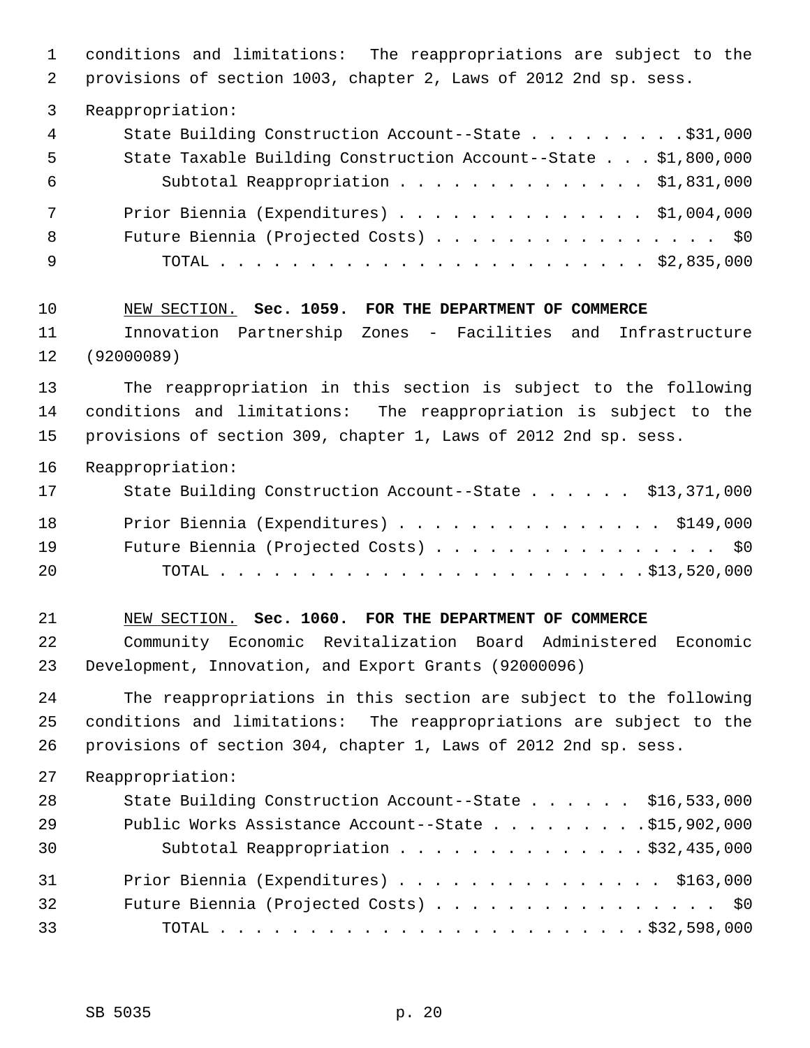conditions and limitations: The reappropriations are subject to the provisions of section 1003, chapter 2, Laws of 2012 2nd sp. sess.

Reappropriation:

| | |
|---|---|
| State Building Construction Account--State | $31,000 |
| State Taxable Building Construction Account--State | $1,800,000 |
| Subtotal Reappropriation | $1,831,000 |
| Prior Biennia (Expenditures) | $1,004,000 |
| Future Biennia (Projected Costs) | $0 |
| TOTAL | $2,835,000 |

NEW SECTION. **Sec. 1059. FOR THE DEPARTMENT OF COMMERCE**

Innovation Partnership Zones - Facilities and Infrastructure (92000089)

The reappropriation in this section is subject to the following conditions and limitations: The reappropriation is subject to the provisions of section 309, chapter 1, Laws of 2012 2nd sp. sess.

Reappropriation:

| | |
|---|---|
| State Building Construction Account--State | $13,371,000 |
| Prior Biennia (Expenditures) | $149,000 |
| Future Biennia (Projected Costs) | $0 |
| TOTAL | $13,520,000 |

NEW SECTION. **Sec. 1060. FOR THE DEPARTMENT OF COMMERCE**

Community Economic Revitalization Board Administered Economic Development, Innovation, and Export Grants (92000096)

The reappropriations in this section are subject to the following conditions and limitations: The reappropriations are subject to the provisions of section 304, chapter 1, Laws of 2012 2nd sp. sess.

Reappropriation:

| | |
|---|---|
| State Building Construction Account--State | $16,533,000 |
| Public Works Assistance Account--State | $15,902,000 |
| Subtotal Reappropriation | $32,435,000 |
| Prior Biennia (Expenditures) | $163,000 |
| Future Biennia (Projected Costs) | $0 |
| TOTAL | $32,598,000 |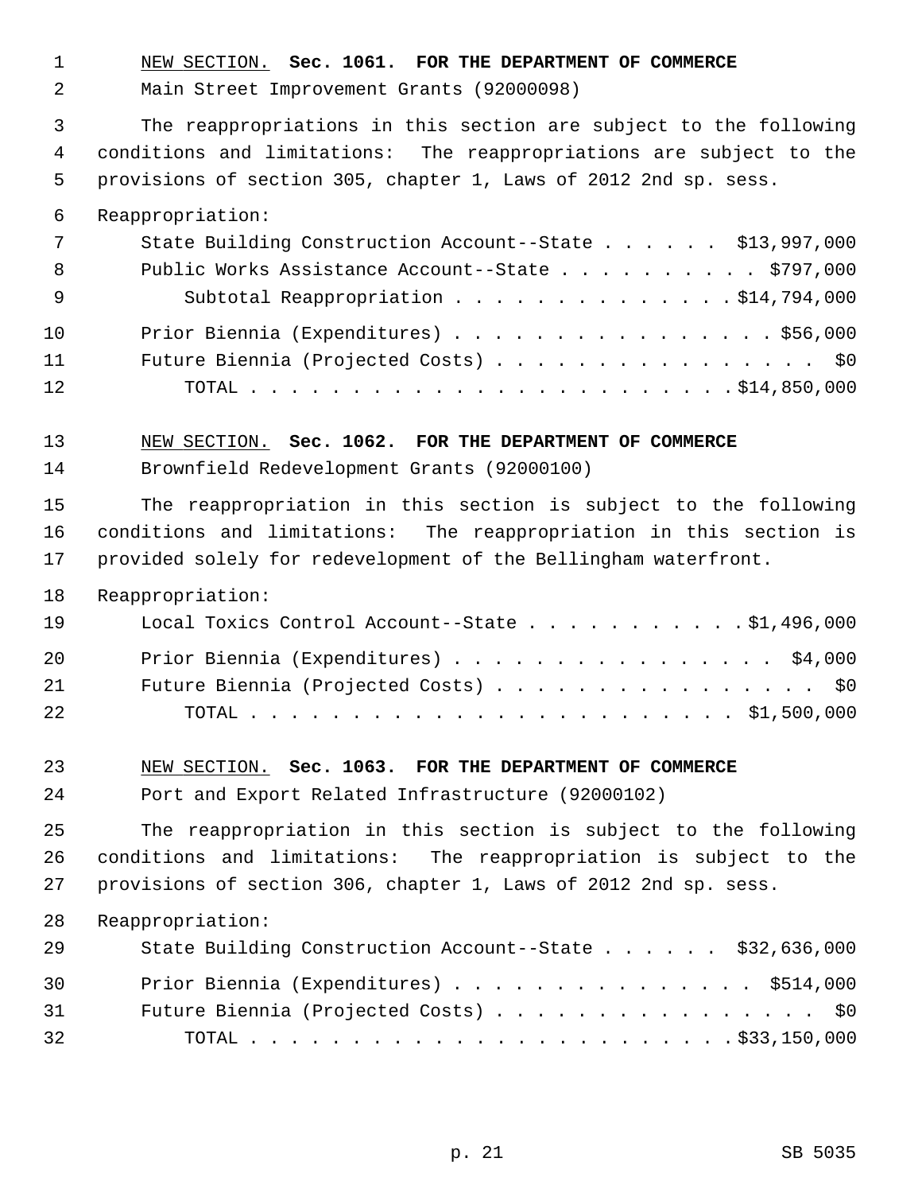NEW SECTION. **Sec. 1061. FOR THE DEPARTMENT OF COMMERCE**

Main Street Improvement Grants (92000098)

The reappropriations in this section are subject to the following conditions and limitations: The reappropriations are subject to the provisions of section 305, chapter 1, Laws of 2012 2nd sp. sess.

Reappropriation:

State Building Construction Account--State . . . . . . $13,997,000

Public Works Assistance Account--State . . . . . . . . . . $797,000

Subtotal Reappropriation . . . . . . . . . . . . . . $14,794,000

Prior Biennia (Expenditures) . . . . . . . . . . . . . . . . . $56,000

Future Biennia (Projected Costs) . . . . . . . . . . . . . . . . $0

TOTAL . . . . . . . . . . . . . . . . . . . . . . . . $14,850,000

NEW SECTION. **Sec. 1062. FOR THE DEPARTMENT OF COMMERCE**

Brownfield Redevelopment Grants (92000100)

The reappropriation in this section is subject to the following conditions and limitations: The reappropriation in this section is provided solely for redevelopment of the Bellingham waterfront.

Reappropriation:

Local Toxics Control Account--State . . . . . . . . . . . $1,496,000

Prior Biennia (Expenditures) . . . . . . . . . . . . . . . . . $4,000

Future Biennia (Projected Costs) . . . . . . . . . . . . . . . . $0

TOTAL . . . . . . . . . . . . . . . . . . . . . . . . $1,500,000

NEW SECTION. **Sec. 1063. FOR THE DEPARTMENT OF COMMERCE**

Port and Export Related Infrastructure (92000102)

The reappropriation in this section is subject to the following conditions and limitations: The reappropriation is subject to the provisions of section 306, chapter 1, Laws of 2012 2nd sp. sess.

Reappropriation:

State Building Construction Account--State . . . . . . $32,636,000

Prior Biennia (Expenditures) . . . . . . . . . . . . . . . . $514,000

Future Biennia (Projected Costs) . . . . . . . . . . . . . . . . $0

TOTAL . . . . . . . . . . . . . . . . . . . . . . . . $33,150,000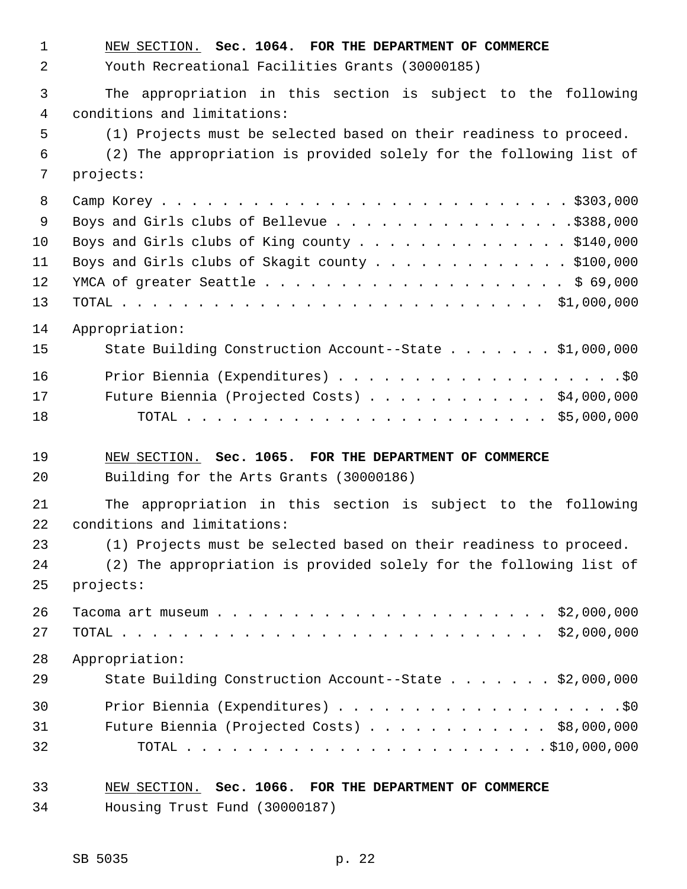NEW SECTION. **Sec. 1064. FOR THE DEPARTMENT OF COMMERCE**

Youth Recreational Facilities Grants (30000185)

The appropriation in this section is subject to the following conditions and limitations:

(1) Projects must be selected based on their readiness to proceed.

(2) The appropriation is provided solely for the following list of projects:

| Project | Amount |
|---|---|
| Camp Korey | $303,000 |
| Boys and Girls clubs of Bellevue | $388,000 |
| Boys and Girls clubs of King county | $140,000 |
| Boys and Girls clubs of Skagit county | $100,000 |
| YMCA of greater Seattle | $ 69,000 |
| TOTAL | $1,000,000 |

Appropriation:

| | |
|---|---|
| State Building Construction Account--State | $1,000,000 |
| Prior Biennia (Expenditures) | $0 |
| Future Biennia (Projected Costs) | $4,000,000 |
| TOTAL | $5,000,000 |

NEW SECTION. **Sec. 1065. FOR THE DEPARTMENT OF COMMERCE**

Building for the Arts Grants (30000186)

The appropriation in this section is subject to the following conditions and limitations:

(1) Projects must be selected based on their readiness to proceed.

(2) The appropriation is provided solely for the following list of projects:

| Project | Amount |
|---|---|
| Tacoma art museum | $2,000,000 |
| TOTAL | $2,000,000 |

Appropriation:

| | |
|---|---|
| State Building Construction Account--State | $2,000,000 |
| Prior Biennia (Expenditures) | $0 |
| Future Biennia (Projected Costs) | $8,000,000 |
| TOTAL | $10,000,000 |

NEW SECTION. **Sec. 1066. FOR THE DEPARTMENT OF COMMERCE**

Housing Trust Fund (30000187)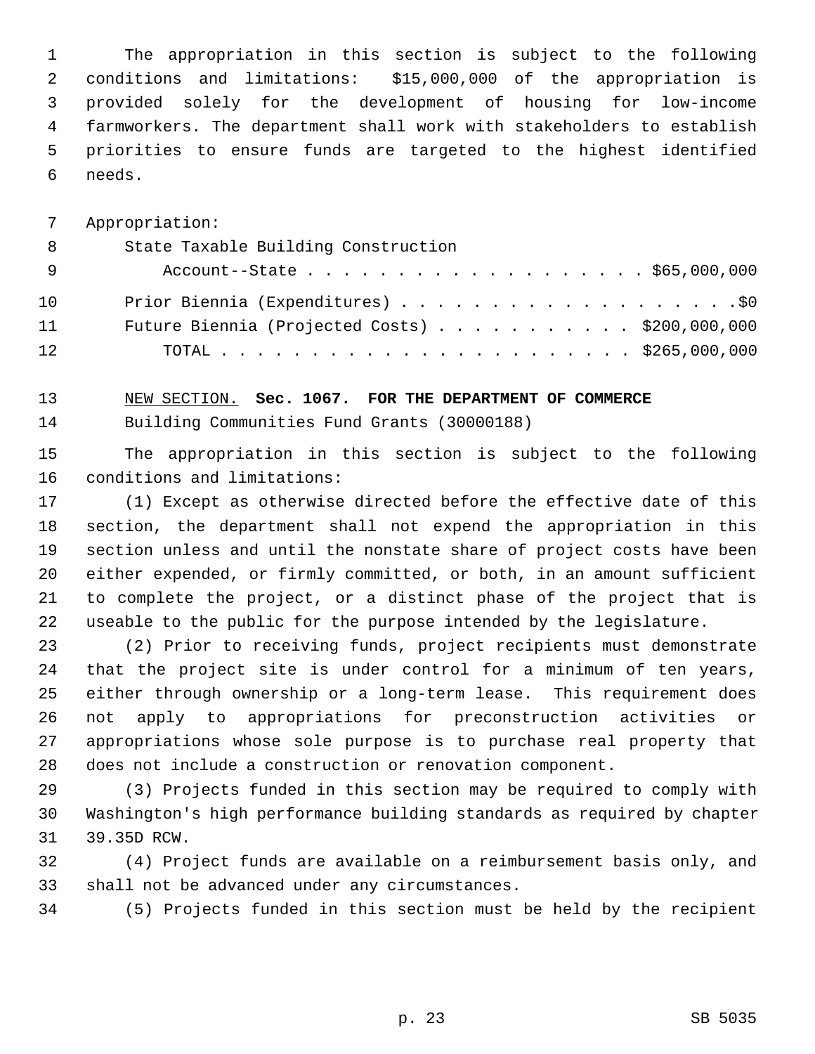The appropriation in this section is subject to the following conditions and limitations: $15,000,000 of the appropriation is provided solely for the development of housing for low-income farmworkers. The department shall work with stakeholders to establish priorities to ensure funds are targeted to the highest identified needs.

Appropriation:

| | |
|---|---|
| State Taxable Building Construction Account--State | $65,000,000 |
| Prior Biennia (Expenditures) | $0 |
| Future Biennia (Projected Costs) | $200,000,000 |
| TOTAL | $265,000,000 |

NEW SECTION. **Sec. 1067. FOR THE DEPARTMENT OF COMMERCE**

Building Communities Fund Grants (30000188)

The appropriation in this section is subject to the following conditions and limitations:

(1) Except as otherwise directed before the effective date of this section, the department shall not expend the appropriation in this section unless and until the nonstate share of project costs have been either expended, or firmly committed, or both, in an amount sufficient to complete the project, or a distinct phase of the project that is useable to the public for the purpose intended by the legislature.

(2) Prior to receiving funds, project recipients must demonstrate that the project site is under control for a minimum of ten years, either through ownership or a long-term lease. This requirement does not apply to appropriations for preconstruction activities or appropriations whose sole purpose is to purchase real property that does not include a construction or renovation component.

(3) Projects funded in this section may be required to comply with Washington's high performance building standards as required by chapter 39.35D RCW.

(4) Project funds are available on a reimbursement basis only, and shall not be advanced under any circumstances.

(5) Projects funded in this section must be held by the recipient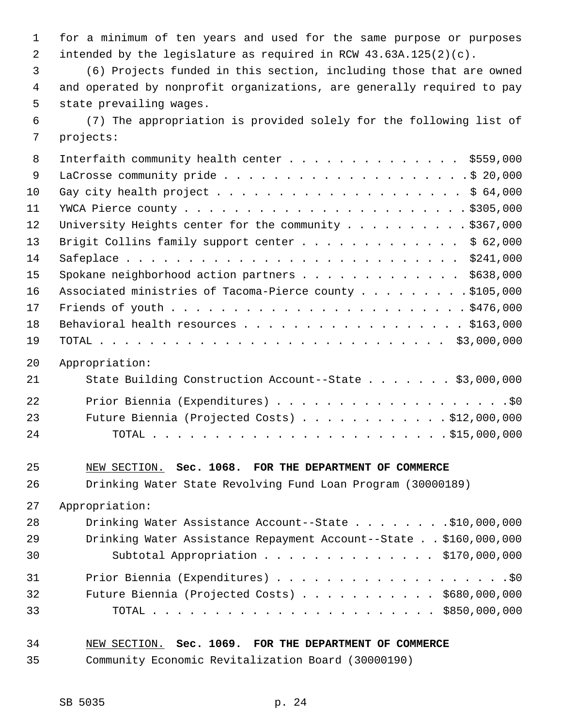for a minimum of ten years and used for the same purpose or purposes intended by the legislature as required in RCW 43.63A.125(2)(c).

(6) Projects funded in this section, including those that are owned and operated by nonprofit organizations, are generally required to pay state prevailing wages.

(7) The appropriation is provided solely for the following list of projects:

| | |
|---|---|
| Interfaith community health center | $559,000 |
| LaCrosse community pride | $ 20,000 |
| Gay city health project | $ 64,000 |
| YWCA Pierce county | $305,000 |
| University Heights center for the community | $367,000 |
| Brigit Collins family support center | $ 62,000 |
| Safeplace | $241,000 |
| Spokane neighborhood action partners | $638,000 |
| Associated ministries of Tacoma-Pierce county | $105,000 |
| Friends of youth | $476,000 |
| Behavioral health resources | $163,000 |
| TOTAL | $3,000,000 |

Appropriation:

| | |
|---|---|
| State Building Construction Account--State | $3,000,000 |
| Prior Biennia (Expenditures) | $0 |
| Future Biennia (Projected Costs) | $12,000,000 |
| TOTAL | $15,000,000 |

NEW SECTION. **Sec. 1068. FOR THE DEPARTMENT OF COMMERCE**

Drinking Water State Revolving Fund Loan Program (30000189)

Appropriation:

| | |
|---|---|
| Drinking Water Assistance Account--State | $10,000,000 |
| Drinking Water Assistance Repayment Account--State | $160,000,000 |
| Subtotal Appropriation | $170,000,000 |
| Prior Biennia (Expenditures) | $0 |
| Future Biennia (Projected Costs) | $680,000,000 |
| TOTAL | $850,000,000 |

NEW SECTION. **Sec. 1069. FOR THE DEPARTMENT OF COMMERCE**

Community Economic Revitalization Board (30000190)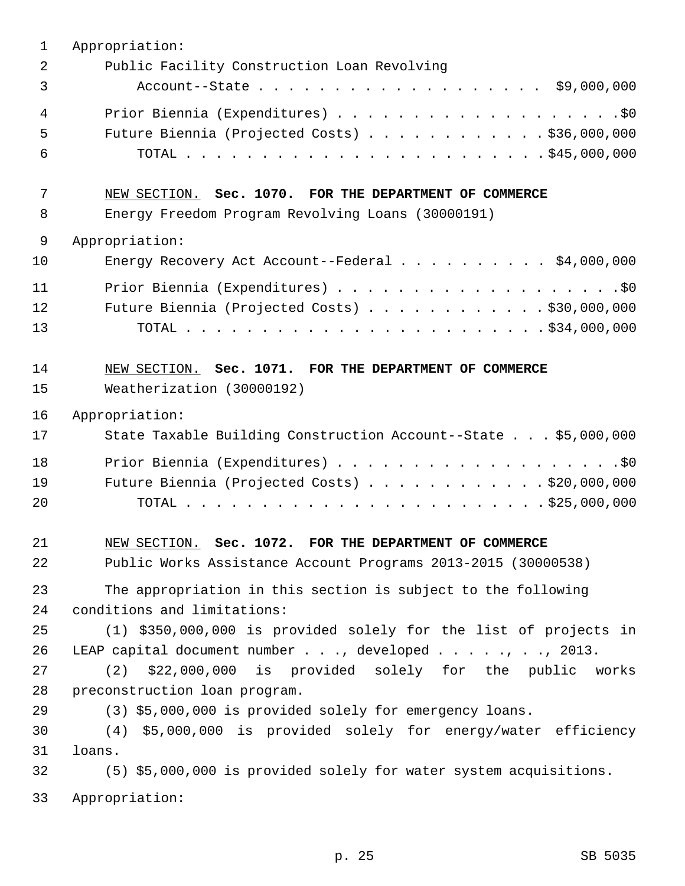Appropriation:

Public Facility Construction Loan Revolving Account--State . . . . . . . . . . . . . . . . . . . $9,000,000

Prior Biennia (Expenditures) . . . . . . . . . . . . . . . . . . . .$0

Future Biennia (Projected Costs) . . . . . . . . . . . . $36,000,000

TOTAL . . . . . . . . . . . . . . . . . . . . . . . . $45,000,000

NEW SECTION. **Sec. 1070. FOR THE DEPARTMENT OF COMMERCE**

Energy Freedom Program Revolving Loans (30000191)

Appropriation:

Energy Recovery Act Account--Federal . . . . . . . . . . $4,000,000

Prior Biennia (Expenditures) . . . . . . . . . . . . . . . . . . . .$0

Future Biennia (Projected Costs) . . . . . . . . . . . . $30,000,000

TOTAL . . . . . . . . . . . . . . . . . . . . . . . . $34,000,000

NEW SECTION. **Sec. 1071. FOR THE DEPARTMENT OF COMMERCE**

Weatherization (30000192)

Appropriation:

State Taxable Building Construction Account--State . . . $5,000,000

Prior Biennia (Expenditures) . . . . . . . . . . . . . . . . . . . .$0

Future Biennia (Projected Costs) . . . . . . . . . . . . $20,000,000

TOTAL . . . . . . . . . . . . . . . . . . . . . . . . $25,000,000

NEW SECTION. **Sec. 1072. FOR THE DEPARTMENT OF COMMERCE**

Public Works Assistance Account Programs 2013-2015 (30000538)

The appropriation in this section is subject to the following conditions and limitations:

(1) $350,000,000 is provided solely for the list of projects in LEAP capital document number . . ., developed . . . . ., . ., 2013.

(2) $22,000,000 is provided solely for the public works preconstruction loan program.

(3) $5,000,000 is provided solely for emergency loans.

(4) $5,000,000 is provided solely for energy/water efficiency loans.

(5) $5,000,000 is provided solely for water system acquisitions.

Appropriation: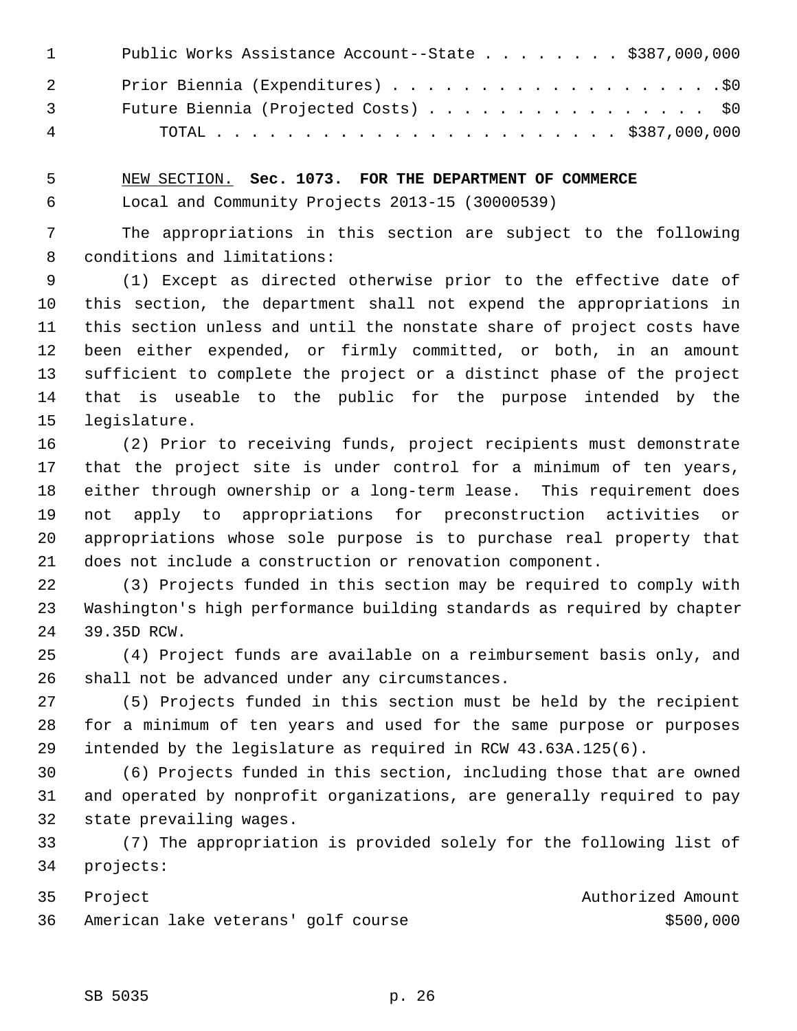Public Works Assistance Account--State . . . . . . . . $387,000,000

Prior Biennium (Expenditures) . . . . . . . . . . . . . . . . . . . .$0

Future Biennium (Projected Costs) . . . . . . . . . . . . . . . . $0

TOTAL . . . . . . . . . . . . . . . . . . . . . . . . $387,000,000

NEW SECTION. **Sec. 1073. FOR THE DEPARTMENT OF COMMERCE**

Local and Community Projects 2013-15 (30000539)

The appropriations in this section are subject to the following conditions and limitations:

(1) Except as directed otherwise prior to the effective date of this section, the department shall not expend the appropriations in this section unless and until the nonstate share of project costs have been either expended, or firmly committed, or both, in an amount sufficient to complete the project or a distinct phase of the project that is useable to the public for the purpose intended by the legislature.

(2) Prior to receiving funds, project recipients must demonstrate that the project site is under control for a minimum of ten years, either through ownership or a long-term lease. This requirement does not apply to appropriations for preconstruction activities or appropriations whose sole purpose is to purchase real property that does not include a construction or renovation component.

(3) Projects funded in this section may be required to comply with Washington's high performance building standards as required by chapter 39.35D RCW.

(4) Project funds are available on a reimbursement basis only, and shall not be advanced under any circumstances.

(5) Projects funded in this section must be held by the recipient for a minimum of ten years and used for the same purpose or purposes intended by the legislature as required in RCW 43.63A.125(6).

(6) Projects funded in this section, including those that are owned and operated by nonprofit organizations, are generally required to pay state prevailing wages.

(7) The appropriation is provided solely for the following list of projects:

| Project | Authorized Amount |
|---|---|
| American lake veterans' golf course | $500,000 |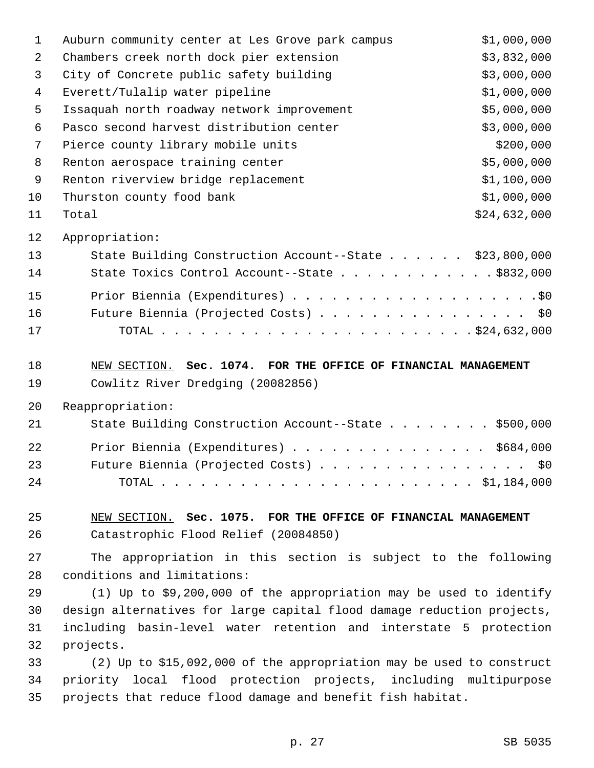| | |
|---|---|
| Auburn community center at Les Grove park campus | $1,000,000 |
| Chambers creek north dock pier extension | $3,832,000 |
| City of Concrete public safety building | $3,000,000 |
| Everett/Tulalip water pipeline | $1,000,000 |
| Issaquah north roadway network improvement | $5,000,000 |
| Pasco second harvest distribution center | $3,000,000 |
| Pierce county library mobile units | $200,000 |
| Renton aerospace training center | $5,000,000 |
| Renton riverview bridge replacement | $1,100,000 |
| Thurston county food bank | $1,000,000 |
| Total | $24,632,000 |

Appropriation:

State Building Construction Account--State . . . . . . $23,800,000
State Toxics Control Account--State . . . . . . . . . . . . $832,000

Prior Biennia (Expenditures) . . . . . . . . . . . . . . . . . . . . $0
Future Biennia (Projected Costs) . . . . . . . . . . . . . . . . . $0
TOTAL . . . . . . . . . . . . . . . . . . . . . . . . . $24,632,000

NEW SECTION. **Sec. 1074. FOR THE OFFICE OF FINANCIAL MANAGEMENT**

Cowlitz River Dredging (20082856)

Reappropriation:

State Building Construction Account--State . . . . . . . . $500,000

Prior Biennia (Expenditures) . . . . . . . . . . . . . . . . $684,000
Future Biennia (Projected Costs) . . . . . . . . . . . . . . . . . $0
TOTAL . . . . . . . . . . . . . . . . . . . . . . . . $1,184,000

NEW SECTION. **Sec. 1075. FOR THE OFFICE OF FINANCIAL MANAGEMENT**

Catastrophic Flood Relief (20084850)

The appropriation in this section is subject to the following conditions and limitations:

(1) Up to $9,200,000 of the appropriation may be used to identify design alternatives for large capital flood damage reduction projects, including basin-level water retention and interstate 5 protection projects.

(2) Up to $15,092,000 of the appropriation may be used to construct priority local flood protection projects, including multipurpose projects that reduce flood damage and benefit fish habitat.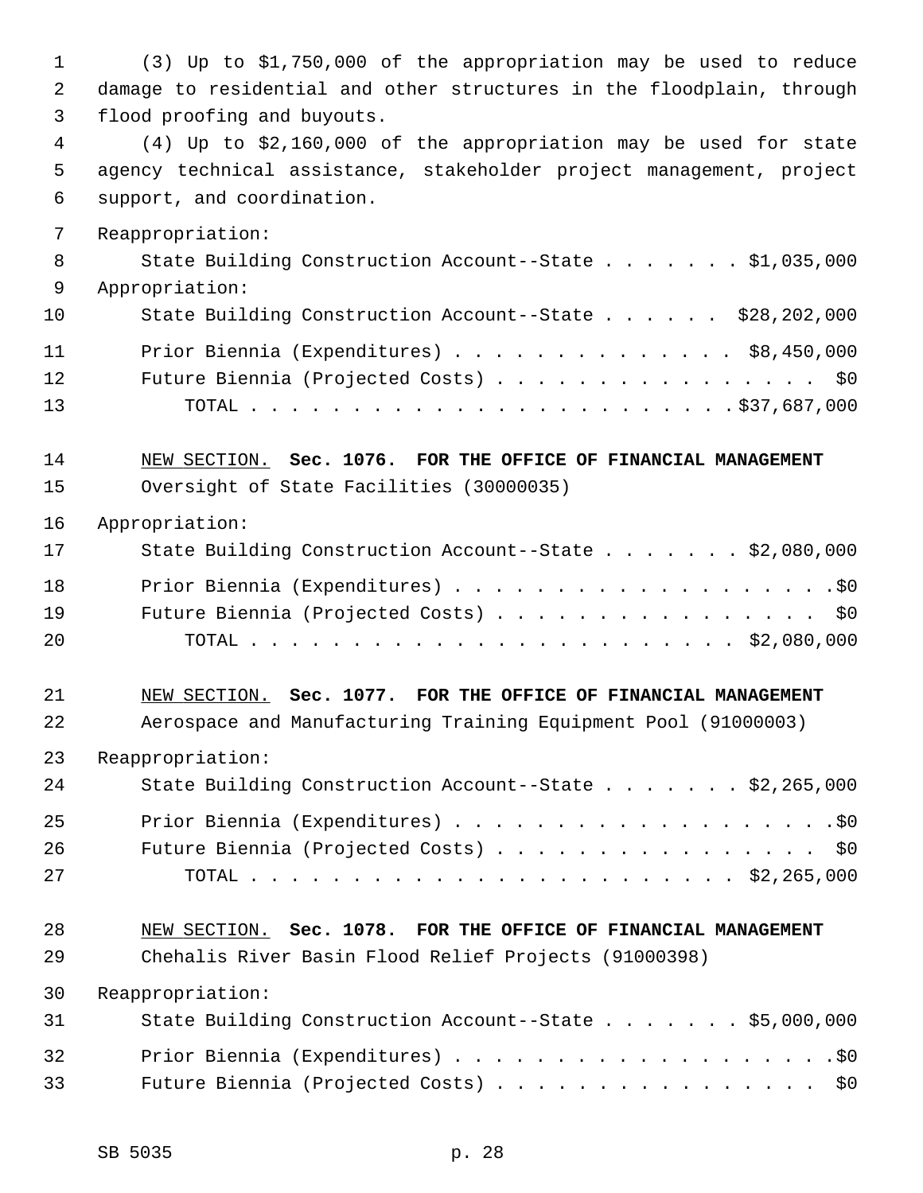(3) Up to $1,750,000 of the appropriation may be used to reduce damage to residential and other structures in the floodplain, through flood proofing and buyouts.

(4) Up to $2,160,000 of the appropriation may be used for state agency technical assistance, stakeholder project management, project support, and coordination.

Reappropriation:

State Building Construction Account--State . . . . . . . $1,035,000

Appropriation:

State Building Construction Account--State . . . . . . $28,202,000

Prior Biennia (Expenditures) . . . . . . . . . . . . . . $8,450,000

Future Biennia (Projected Costs) . . . . . . . . . . . . . . . . $0

TOTAL . . . . . . . . . . . . . . . . . . . . . . . . . $37,687,000

NEW SECTION. **Sec. 1076. FOR THE OFFICE OF FINANCIAL MANAGEMENT**

Oversight of State Facilities (30000035)

Appropriation:

State Building Construction Account--State . . . . . . . $2,080,000

Prior Biennia (Expenditures) . . . . . . . . . . . . . . . . . . . .$0

Future Biennia (Projected Costs) . . . . . . . . . . . . . . . . $0

TOTAL . . . . . . . . . . . . . . . . . . . . . . . . $2,080,000

NEW SECTION. **Sec. 1077. FOR THE OFFICE OF FINANCIAL MANAGEMENT**

Aerospace and Manufacturing Training Equipment Pool (91000003)

Reappropriation:

State Building Construction Account--State . . . . . . . $2,265,000

Prior Biennia (Expenditures) . . . . . . . . . . . . . . . . . . . .$0

Future Biennia (Projected Costs) . . . . . . . . . . . . . . . . $0

TOTAL . . . . . . . . . . . . . . . . . . . . . . . . $2,265,000

NEW SECTION. **Sec. 1078. FOR THE OFFICE OF FINANCIAL MANAGEMENT**

Chehalis River Basin Flood Relief Projects (91000398)

Reappropriation:

State Building Construction Account--State . . . . . . . $5,000,000

Prior Biennia (Expenditures) . . . . . . . . . . . . . . . . . . . .$0

Future Biennia (Projected Costs) . . . . . . . . . . . . . . . . $0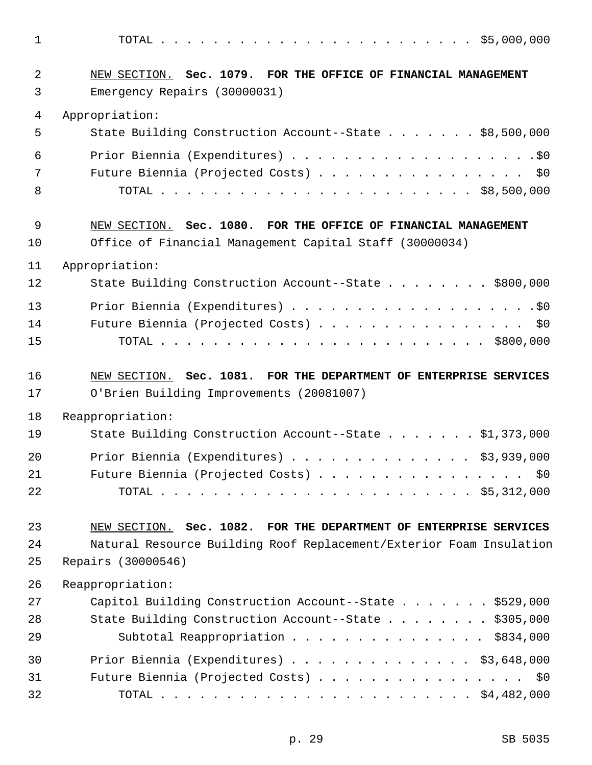TOTAL . . . . . . . . . . . . . . . . . . . . . . . $5,000,000

NEW SECTION. **Sec. 1079. FOR THE OFFICE OF FINANCIAL MANAGEMENT**

Emergency Repairs (30000031)

Appropriation:

State Building Construction Account--State . . . . . . . $8,500,000

Prior Biennia (Expenditures) . . . . . . . . . . . . . . . . . . . .$0

Future Biennia (Projected Costs) . . . . . . . . . . . . . . . . $0

TOTAL . . . . . . . . . . . . . . . . . . . . . . . $8,500,000

NEW SECTION. **Sec. 1080. FOR THE OFFICE OF FINANCIAL MANAGEMENT**

Office of Financial Management Capital Staff (30000034)

Appropriation:

State Building Construction Account--State . . . . . . . . $800,000

Prior Biennia (Expenditures) . . . . . . . . . . . . . . . . . . . .$0

Future Biennia (Projected Costs) . . . . . . . . . . . . . . . . $0

TOTAL . . . . . . . . . . . . . . . . . . . . . . . . $800,000

NEW SECTION. **Sec. 1081. FOR THE DEPARTMENT OF ENTERPRISE SERVICES**

O'Brien Building Improvements (20081007)

Reappropriation:

State Building Construction Account--State . . . . . . . $1,373,000

Prior Biennia (Expenditures) . . . . . . . . . . . . . . $3,939,000

Future Biennia (Projected Costs) . . . . . . . . . . . . . . . . $0

TOTAL . . . . . . . . . . . . . . . . . . . . . . . $5,312,000

NEW SECTION. **Sec. 1082. FOR THE DEPARTMENT OF ENTERPRISE SERVICES**

Natural Resource Building Roof Replacement/Exterior Foam Insulation Repairs (30000546)

Reappropriation:

Capitol Building Construction Account--State . . . . . . . $529,000

State Building Construction Account--State . . . . . . . . $305,000

Subtotal Reappropriation . . . . . . . . . . . . . . . $834,000

Prior Biennia (Expenditures) . . . . . . . . . . . . . . $3,648,000

Future Biennia (Projected Costs) . . . . . . . . . . . . . . . . $0

TOTAL . . . . . . . . . . . . . . . . . . . . . . . $4,482,000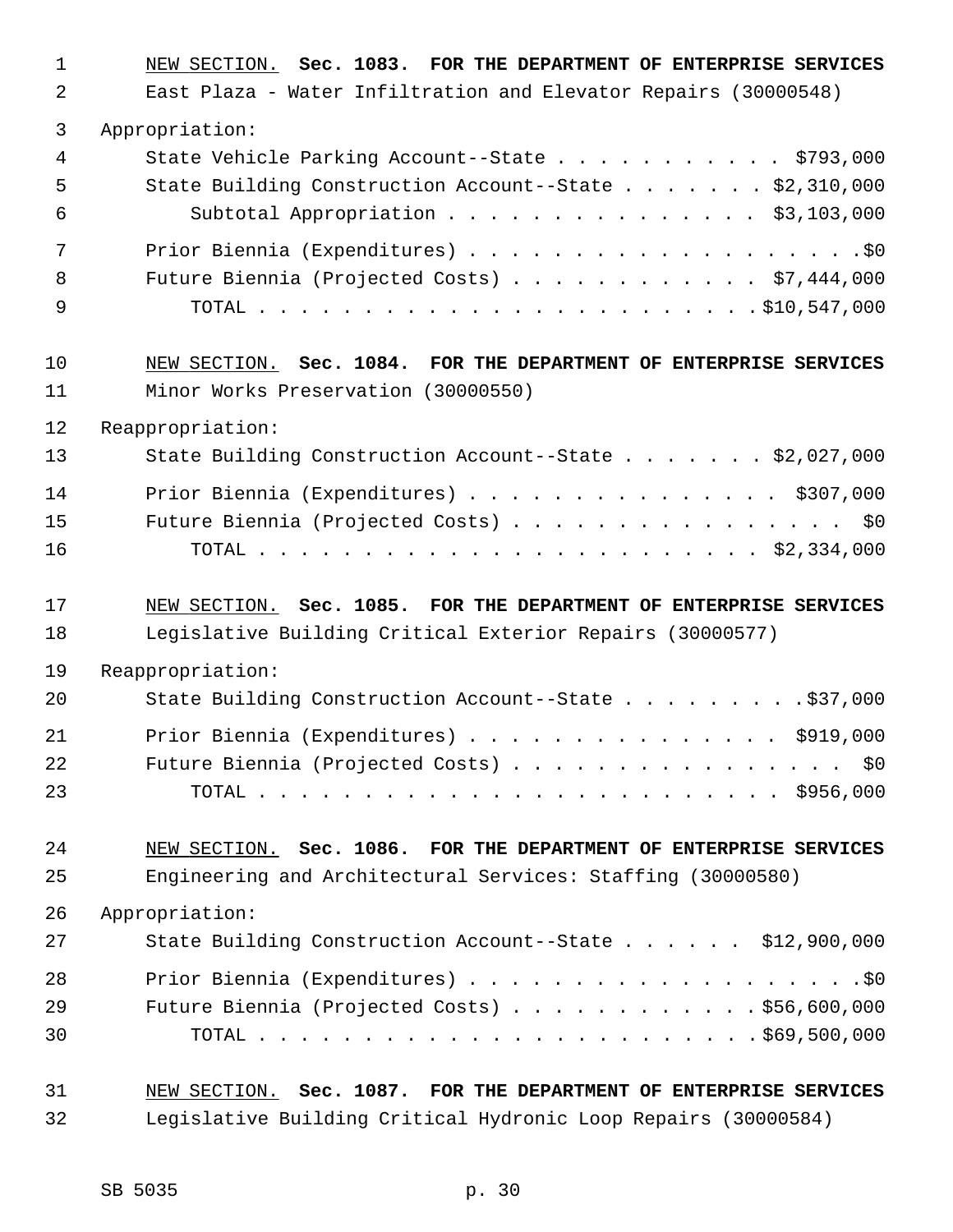<u>NEW SECTION.</u> **Sec. 1083. FOR THE DEPARTMENT OF ENTERPRISE SERVICES**

East Plaza - Water Infiltration and Elevator Repairs (30000548)

Appropriation:

State Vehicle Parking Account--State . . . . . . . . . . . $793,000
State Building Construction Account--State . . . . . . . $2,310,000
Subtotal Appropriation . . . . . . . . . . . . . . . $3,103,000

Prior Biennia (Expenditures) . . . . . . . . . . . . . . . . . . . .$0
Future Biennia (Projected Costs) . . . . . . . . . . . . $7,444,000
TOTAL . . . . . . . . . . . . . . . . . . . . . . . . $10,547,000

<u>NEW SECTION.</u> **Sec. 1084. FOR THE DEPARTMENT OF ENTERPRISE SERVICES**

Minor Works Preservation (30000550)

Reappropriation:

State Building Construction Account--State . . . . . . . $2,027,000

Prior Biennia (Expenditures) . . . . . . . . . . . . . . . $307,000
Future Biennia (Projected Costs) . . . . . . . . . . . . . . . . $0
TOTAL . . . . . . . . . . . . . . . . . . . . . . . . $2,334,000

<u>NEW SECTION.</u> **Sec. 1085. FOR THE DEPARTMENT OF ENTERPRISE SERVICES**

Legislative Building Critical Exterior Repairs (30000577)

Reappropriation:

State Building Construction Account--State . . . . . . . . .$37,000

Prior Biennia (Expenditures) . . . . . . . . . . . . . . . $919,000
Future Biennia (Projected Costs) . . . . . . . . . . . . . . . . $0
TOTAL . . . . . . . . . . . . . . . . . . . . . . . . . $956,000

<u>NEW SECTION.</u> **Sec. 1086. FOR THE DEPARTMENT OF ENTERPRISE SERVICES**

Engineering and Architectural Services: Staffing (30000580)

Appropriation:

State Building Construction Account--State . . . . . . $12,900,000

Prior Biennia (Expenditures) . . . . . . . . . . . . . . . . . . . .$0
Future Biennia (Projected Costs) . . . . . . . . . . . .$56,600,000
TOTAL . . . . . . . . . . . . . . . . . . . . . . . .$69,500,000

<u>NEW SECTION.</u> **Sec. 1087. FOR THE DEPARTMENT OF ENTERPRISE SERVICES**

Legislative Building Critical Hydronic Loop Repairs (30000584)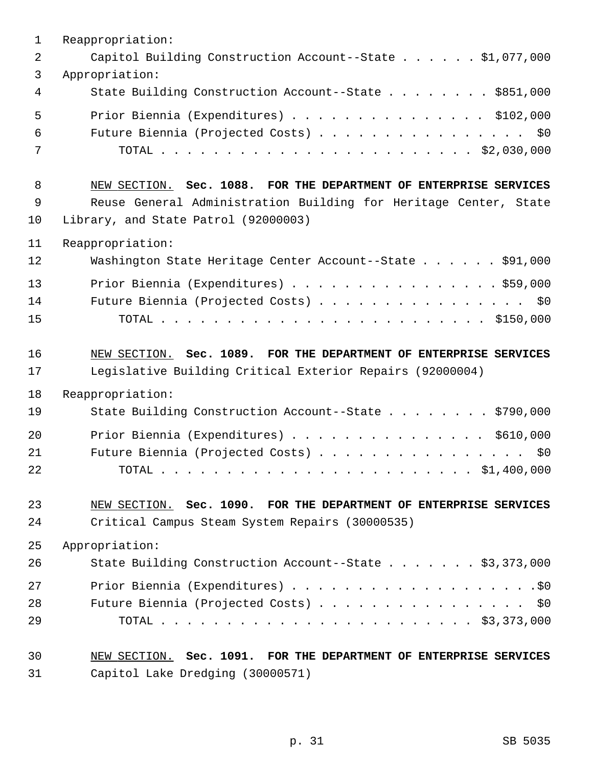Reappropriation:

Capitol Building Construction Account--State . . . . . . $1,077,000

Appropriation:

State Building Construction Account--State . . . . . . . . $851,000

Prior Biennia (Expenditures) . . . . . . . . . . . . . . . . $102,000

Future Biennia (Projected Costs) . . . . . . . . . . . . . . . . . $0

TOTAL . . . . . . . . . . . . . . . . . . . . . . . . . $2,030,000

NEW SECTION. **Sec. 1088. FOR THE DEPARTMENT OF ENTERPRISE SERVICES**

Reuse General Administration Building for Heritage Center, State Library, and State Patrol (92000003)

Reappropriation:

Washington State Heritage Center Account--State . . . . . . $91,000

Prior Biennia (Expenditures) . . . . . . . . . . . . . . . . . $59,000

Future Biennia (Projected Costs) . . . . . . . . . . . . . . . . . $0

TOTAL . . . . . . . . . . . . . . . . . . . . . . . . . $150,000

NEW SECTION. **Sec. 1089. FOR THE DEPARTMENT OF ENTERPRISE SERVICES**

Legislative Building Critical Exterior Repairs (92000004)

Reappropriation:

State Building Construction Account--State . . . . . . . . $790,000

Prior Biennia (Expenditures) . . . . . . . . . . . . . . . . $610,000

Future Biennia (Projected Costs) . . . . . . . . . . . . . . . . . $0

TOTAL . . . . . . . . . . . . . . . . . . . . . . . . . $1,400,000

NEW SECTION. **Sec. 1090. FOR THE DEPARTMENT OF ENTERPRISE SERVICES**

Critical Campus Steam System Repairs (30000535)

Appropriation:

State Building Construction Account--State . . . . . . . $3,373,000

Prior Biennia (Expenditures) . . . . . . . . . . . . . . . . . . . .$0

Future Biennia (Projected Costs) . . . . . . . . . . . . . . . . . $0

TOTAL . . . . . . . . . . . . . . . . . . . . . . . . . $3,373,000

NEW SECTION. **Sec. 1091. FOR THE DEPARTMENT OF ENTERPRISE SERVICES**

Capitol Lake Dredging (30000571)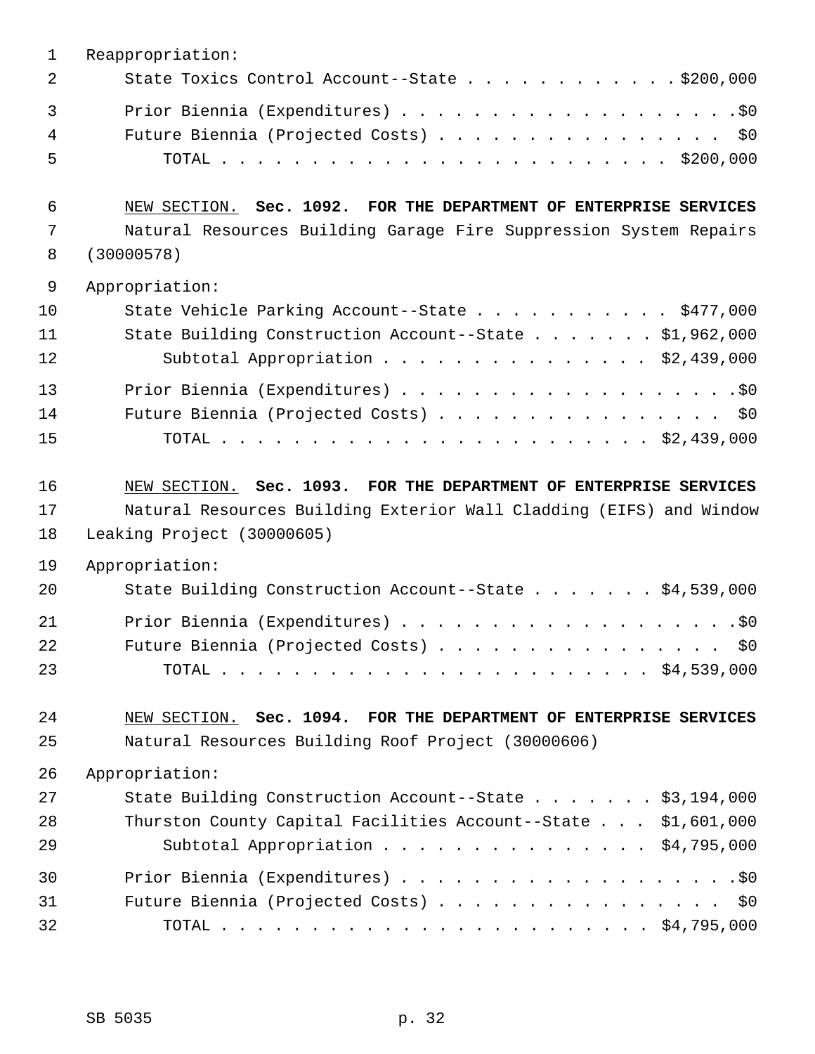Reappropriation:

State Toxics Control Account--State . . . . . . . . . . . . $200,000

Prior Biennia (Expenditures) . . . . . . . . . . . . . . . . . . . .$0

Future Biennia (Projected Costs) . . . . . . . . . . . . . . . . $0

TOTAL . . . . . . . . . . . . . . . . . . . . . . . . $200,000

NEW SECTION. **Sec. 1092. FOR THE DEPARTMENT OF ENTERPRISE SERVICES**

Natural Resources Building Garage Fire Suppression System Repairs (30000578)

Appropriation:

State Vehicle Parking Account--State . . . . . . . . . . . $477,000

State Building Construction Account--State . . . . . . . $1,962,000

Subtotal Appropriation . . . . . . . . . . . . . . . $2,439,000

Prior Biennia (Expenditures) . . . . . . . . . . . . . . . . . . . .$0

Future Biennia (Projected Costs) . . . . . . . . . . . . . . . . $0

TOTAL . . . . . . . . . . . . . . . . . . . . . . . . $2,439,000

NEW SECTION. **Sec. 1093. FOR THE DEPARTMENT OF ENTERPRISE SERVICES**

Natural Resources Building Exterior Wall Cladding (EIFS) and Window Leaking Project (30000605)

Appropriation:

State Building Construction Account--State . . . . . . . $4,539,000

Prior Biennia (Expenditures) . . . . . . . . . . . . . . . . . . . .$0

Future Biennia (Projected Costs) . . . . . . . . . . . . . . . . $0

TOTAL . . . . . . . . . . . . . . . . . . . . . . . . $4,539,000

NEW SECTION. **Sec. 1094. FOR THE DEPARTMENT OF ENTERPRISE SERVICES**

Natural Resources Building Roof Project (30000606)

Appropriation:

State Building Construction Account--State . . . . . . . $3,194,000

Thurston County Capital Facilities Account--State . . . $1,601,000

Subtotal Appropriation . . . . . . . . . . . . . . . $4,795,000

Prior Biennia (Expenditures) . . . . . . . . . . . . . . . . . . . .$0

Future Biennia (Projected Costs) . . . . . . . . . . . . . . . . $0

TOTAL . . . . . . . . . . . . . . . . . . . . . . . . $4,795,000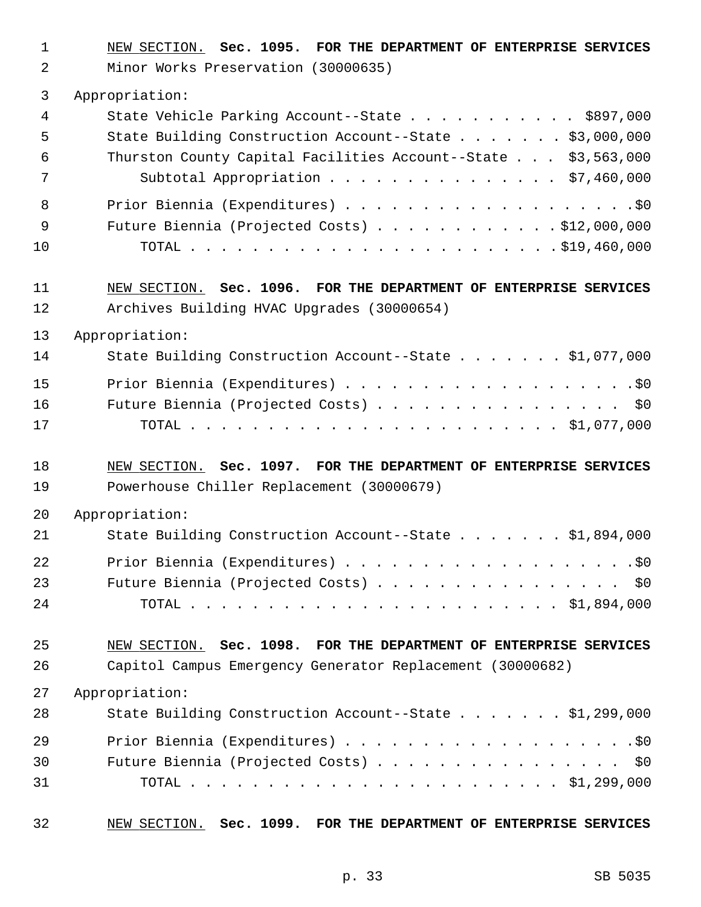NEW SECTION. **Sec. 1095. FOR THE DEPARTMENT OF ENTERPRISE SERVICES**

Minor Works Preservation (30000635)

Appropriation:

State Vehicle Parking Account--State . . . . . . . . . . . $897,000

State Building Construction Account--State . . . . . . . $3,000,000

Thurston County Capital Facilities Account--State . . . $3,563,000

Subtotal Appropriation . . . . . . . . . . . . . . . $7,460,000

Prior Biennia (Expenditures) . . . . . . . . . . . . . . . . . . . .$0

Future Biennia (Projected Costs) . . . . . . . . . . . . $12,000,000

TOTAL . . . . . . . . . . . . . . . . . . . . . . . . $19,460,000

NEW SECTION. **Sec. 1096. FOR THE DEPARTMENT OF ENTERPRISE SERVICES**

Archives Building HVAC Upgrades (30000654)

Appropriation:

State Building Construction Account--State . . . . . . . $1,077,000

Prior Biennia (Expenditures) . . . . . . . . . . . . . . . . . . . .$0

Future Biennia (Projected Costs) . . . . . . . . . . . . . . . . $0

TOTAL . . . . . . . . . . . . . . . . . . . . . . . . $1,077,000

NEW SECTION. **Sec. 1097. FOR THE DEPARTMENT OF ENTERPRISE SERVICES**

Powerhouse Chiller Replacement (30000679)

Appropriation:

State Building Construction Account--State . . . . . . . $1,894,000

Prior Biennia (Expenditures) . . . . . . . . . . . . . . . . . . . .$0

Future Biennia (Projected Costs) . . . . . . . . . . . . . . . . $0

TOTAL . . . . . . . . . . . . . . . . . . . . . . . . $1,894,000

NEW SECTION. **Sec. 1098. FOR THE DEPARTMENT OF ENTERPRISE SERVICES**

Capitol Campus Emergency Generator Replacement (30000682)

Appropriation:

State Building Construction Account--State . . . . . . . $1,299,000

Prior Biennia (Expenditures) . . . . . . . . . . . . . . . . . . . .$0

Future Biennia (Projected Costs) . . . . . . . . . . . . . . . . $0

TOTAL . . . . . . . . . . . . . . . . . . . . . . . . $1,299,000

NEW SECTION. **Sec. 1099. FOR THE DEPARTMENT OF ENTERPRISE SERVICES**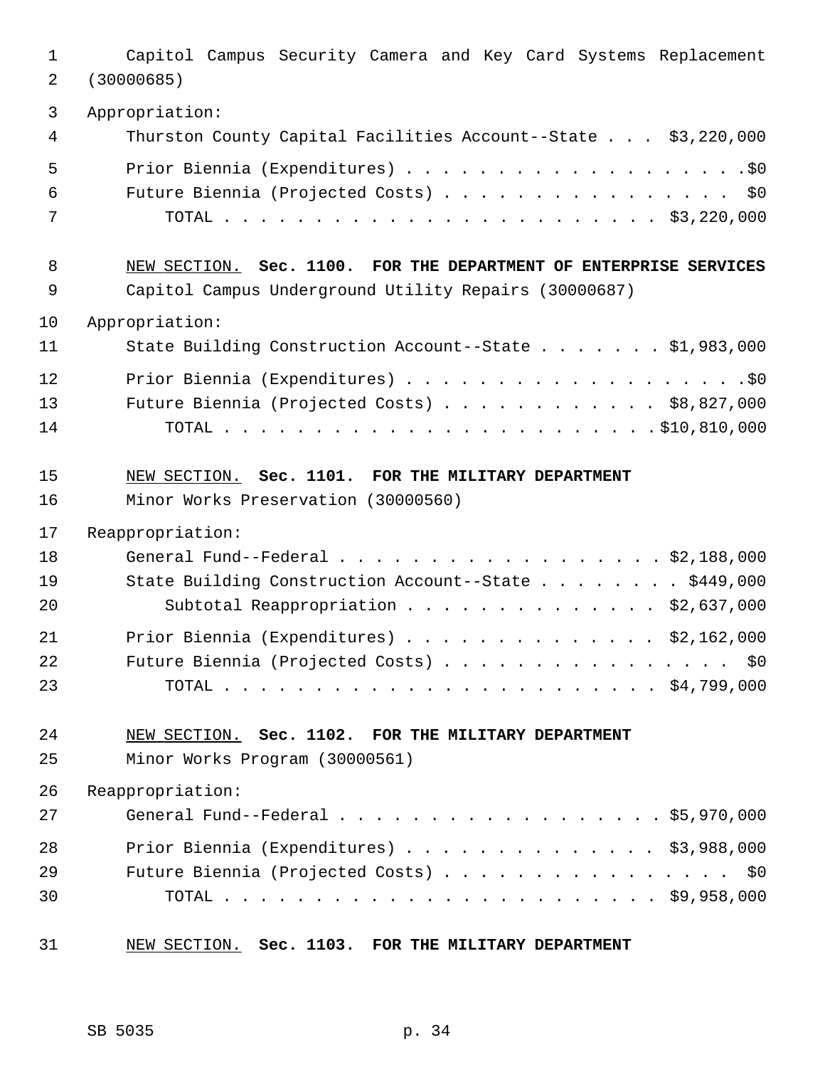Capitol Campus Security Camera and Key Card Systems Replacement (30000685)

Appropriation:

Thurston County Capital Facilities Account--State . . . $3,220,000

Prior Biennia (Expenditures) . . . . . . . . . . . . . . . . . . . .$0

Future Biennia (Projected Costs) . . . . . . . . . . . . . . . . . $0

TOTAL . . . . . . . . . . . . . . . . . . . . . . . . . $3,220,000

NEW SECTION. **Sec. 1100. FOR THE DEPARTMENT OF ENTERPRISE SERVICES**

Capitol Campus Underground Utility Repairs (30000687)

Appropriation:

State Building Construction Account--State . . . . . . . $1,983,000

Prior Biennia (Expenditures) . . . . . . . . . . . . . . . . . . . .$0

Future Biennia (Projected Costs) . . . . . . . . . . . . $8,827,000

TOTAL . . . . . . . . . . . . . . . . . . . . . . . . .$10,810,000

NEW SECTION. **Sec. 1101. FOR THE MILITARY DEPARTMENT**

Minor Works Preservation (30000560)

Reappropriation:

General Fund--Federal . . . . . . . . . . . . . . . . . . $2,188,000

State Building Construction Account--State . . . . . . . . $449,000

Subtotal Reappropriation . . . . . . . . . . . . . . $2,637,000

Prior Biennia (Expenditures) . . . . . . . . . . . . . . $2,162,000

Future Biennia (Projected Costs) . . . . . . . . . . . . . . . . $0

TOTAL . . . . . . . . . . . . . . . . . . . . . . . . . $4,799,000

NEW SECTION. **Sec. 1102. FOR THE MILITARY DEPARTMENT**

Minor Works Program (30000561)

Reappropriation:

General Fund--Federal . . . . . . . . . . . . . . . . . . $5,970,000

Prior Biennia (Expenditures) . . . . . . . . . . . . . . $3,988,000

Future Biennia (Projected Costs) . . . . . . . . . . . . . . . . $0

TOTAL . . . . . . . . . . . . . . . . . . . . . . . . . $9,958,000

NEW SECTION. **Sec. 1103. FOR THE MILITARY DEPARTMENT**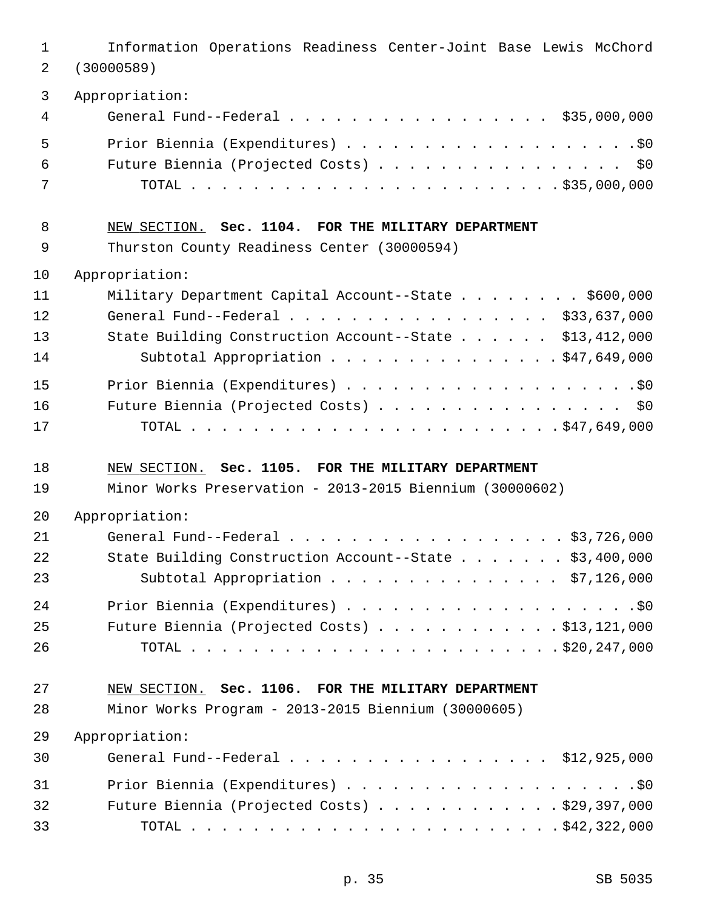Information Operations Readiness Center-Joint Base Lewis McChord (30000589)

Appropriation:

| | |
|---|---|
| General Fund--Federal | $35,000,000 |
| Prior Biennia (Expenditures) | $0 |
| Future Biennia (Projected Costs) | $0 |
| TOTAL | $35,000,000 |

NEW SECTION. **Sec. 1104. FOR THE MILITARY DEPARTMENT**

Thurston County Readiness Center (30000594)

Appropriation:

| | |
|---|---|
| Military Department Capital Account--State | $600,000 |
| General Fund--Federal | $33,637,000 |
| State Building Construction Account--State | $13,412,000 |
| Subtotal Appropriation | $47,649,000 |
| Prior Biennia (Expenditures) | $0 |
| Future Biennia (Projected Costs) | $0 |
| TOTAL | $47,649,000 |

NEW SECTION. **Sec. 1105. FOR THE MILITARY DEPARTMENT**

Minor Works Preservation - 2013-2015 Biennium (30000602)

Appropriation:

| | |
|---|---|
| General Fund--Federal | $3,726,000 |
| State Building Construction Account--State | $3,400,000 |
| Subtotal Appropriation | $7,126,000 |
| Prior Biennia (Expenditures) | $0 |
| Future Biennia (Projected Costs) | $13,121,000 |
| TOTAL | $20,247,000 |

NEW SECTION. **Sec. 1106. FOR THE MILITARY DEPARTMENT**

Minor Works Program - 2013-2015 Biennium (30000605)

Appropriation:

| | |
|---|---|
| General Fund--Federal | $12,925,000 |
| Prior Biennia (Expenditures) | $0 |
| Future Biennia (Projected Costs) | $29,397,000 |
| TOTAL | $42,322,000 |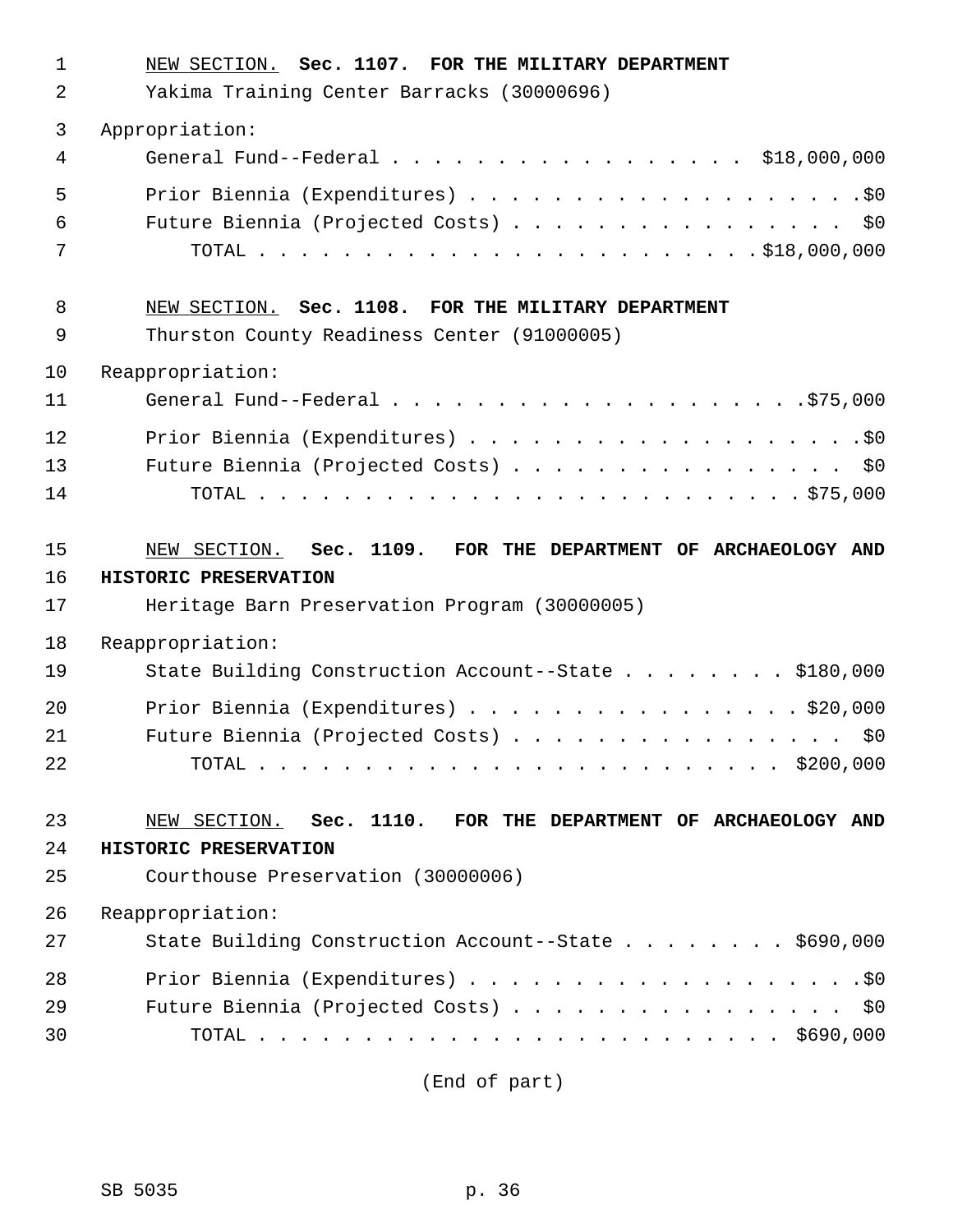NEW SECTION. **Sec. 1107. FOR THE MILITARY DEPARTMENT**

Yakima Training Center Barracks (30000696)

Appropriation:

| | |
|---|---|
| General Fund--Federal | $18,000,000 |
| Prior Biennia (Expenditures) | $0 |
| Future Biennia (Projected Costs) | $0 |
| TOTAL | $18,000,000 |

NEW SECTION. **Sec. 1108. FOR THE MILITARY DEPARTMENT**

Thurston County Readiness Center (91000005)

Reappropriation:

| | |
|---|---|
| General Fund--Federal | $75,000 |
| Prior Biennia (Expenditures) | $0 |
| Future Biennia (Projected Costs) | $0 |
| TOTAL | $75,000 |

NEW SECTION. **Sec. 1109. FOR THE DEPARTMENT OF ARCHAEOLOGY AND HISTORIC PRESERVATION**

Heritage Barn Preservation Program (30000005)

Reappropriation:

| | |
|---|---|
| State Building Construction Account--State | $180,000 |
| Prior Biennia (Expenditures) | $20,000 |
| Future Biennia (Projected Costs) | $0 |
| TOTAL | $200,000 |

NEW SECTION. **Sec. 1110. FOR THE DEPARTMENT OF ARCHAEOLOGY AND HISTORIC PRESERVATION**

Courthouse Preservation (30000006)

Reappropriation:

| | |
|---|---|
| State Building Construction Account--State | $690,000 |
| Prior Biennia (Expenditures) | $0 |
| Future Biennia (Projected Costs) | $0 |
| TOTAL | $690,000 |

(End of part)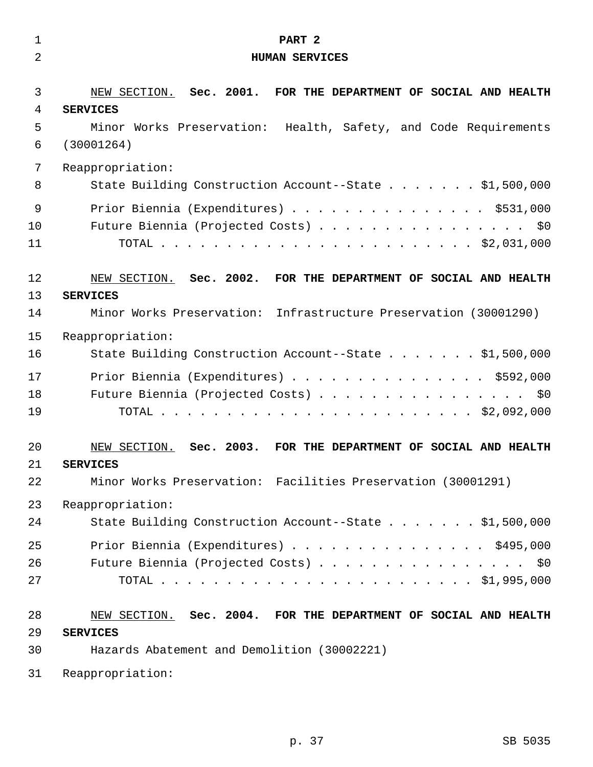# PART 2
## HUMAN SERVICES

NEW SECTION. **Sec. 2001. FOR THE DEPARTMENT OF SOCIAL AND HEALTH SERVICES**

Minor Works Preservation: Health, Safety, and Code Requirements (30001264)

Reappropriation:

State Building Construction Account--State . . . . . . . $1,500,000

Prior Biennia (Expenditures) . . . . . . . . . . . . . . . $531,000
Future Biennia (Projected Costs) . . . . . . . . . . . . . . . . $0
TOTAL . . . . . . . . . . . . . . . . . . . . . . . . $2,031,000

NEW SECTION. **Sec. 2002. FOR THE DEPARTMENT OF SOCIAL AND HEALTH SERVICES**

Minor Works Preservation: Infrastructure Preservation (30001290)

Reappropriation:

State Building Construction Account--State . . . . . . . $1,500,000

Prior Biennia (Expenditures) . . . . . . . . . . . . . . . $592,000
Future Biennia (Projected Costs) . . . . . . . . . . . . . . . . $0
TOTAL . . . . . . . . . . . . . . . . . . . . . . . . $2,092,000

NEW SECTION. **Sec. 2003. FOR THE DEPARTMENT OF SOCIAL AND HEALTH SERVICES**

Minor Works Preservation: Facilities Preservation (30001291)

Reappropriation:

State Building Construction Account--State . . . . . . . $1,500,000

Prior Biennia (Expenditures) . . . . . . . . . . . . . . . $495,000
Future Biennia (Projected Costs) . . . . . . . . . . . . . . . . $0
TOTAL . . . . . . . . . . . . . . . . . . . . . . . . $1,995,000

NEW SECTION. **Sec. 2004. FOR THE DEPARTMENT OF SOCIAL AND HEALTH SERVICES**

Hazards Abatement and Demolition (30002221)

Reappropriation: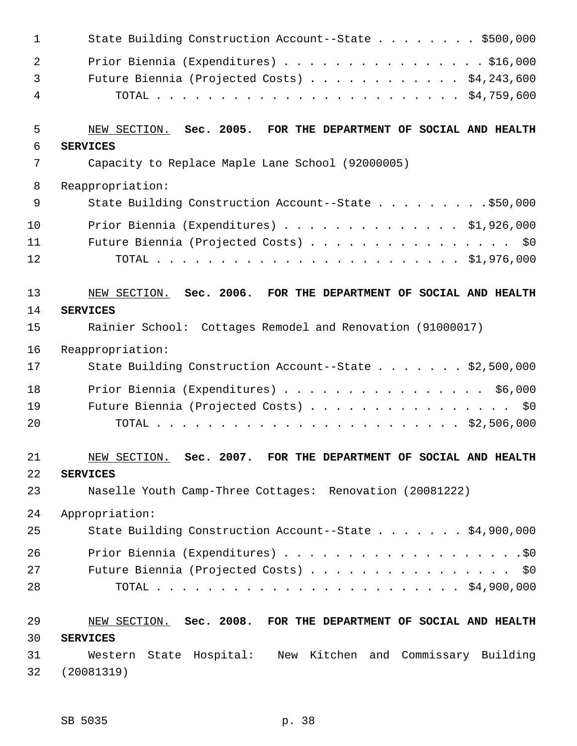State Building Construction Account--State . . . . . . . . $500,000

Prior Biennia (Expenditures) . . . . . . . . . . . . . . . . $16,000
Future Biennia (Projected Costs) . . . . . . . . . . . . $4,243,600
TOTAL . . . . . . . . . . . . . . . . . . . . . . . . $4,759,600

NEW SECTION. **Sec. 2005. FOR THE DEPARTMENT OF SOCIAL AND HEALTH SERVICES**

Capacity to Replace Maple Lane School (92000005)

Reappropriation:
State Building Construction Account--State . . . . . . . . .$50,000

Prior Biennia (Expenditures) . . . . . . . . . . . . . . $1,926,000
Future Biennia (Projected Costs) . . . . . . . . . . . . . . . . $0
TOTAL . . . . . . . . . . . . . . . . . . . . . . . . $1,976,000

NEW SECTION. **Sec. 2006. FOR THE DEPARTMENT OF SOCIAL AND HEALTH SERVICES**

Rainier School: Cottages Remodel and Renovation (91000017)

Reappropriation:
State Building Construction Account--State . . . . . . . $2,500,000

Prior Biennia (Expenditures) . . . . . . . . . . . . . . . . $6,000
Future Biennia (Projected Costs) . . . . . . . . . . . . . . . . $0
TOTAL . . . . . . . . . . . . . . . . . . . . . . . . $2,506,000

NEW SECTION. **Sec. 2007. FOR THE DEPARTMENT OF SOCIAL AND HEALTH SERVICES**

Naselle Youth Camp-Three Cottages: Renovation (20081222)

Appropriation:
State Building Construction Account--State . . . . . . . $4,900,000

Prior Biennia (Expenditures) . . . . . . . . . . . . . . . . . . .$0
Future Biennia (Projected Costs) . . . . . . . . . . . . . . . . $0
TOTAL . . . . . . . . . . . . . . . . . . . . . . . . $4,900,000

NEW SECTION. **Sec. 2008. FOR THE DEPARTMENT OF SOCIAL AND HEALTH SERVICES**

Western State Hospital: New Kitchen and Commissary Building (20081319)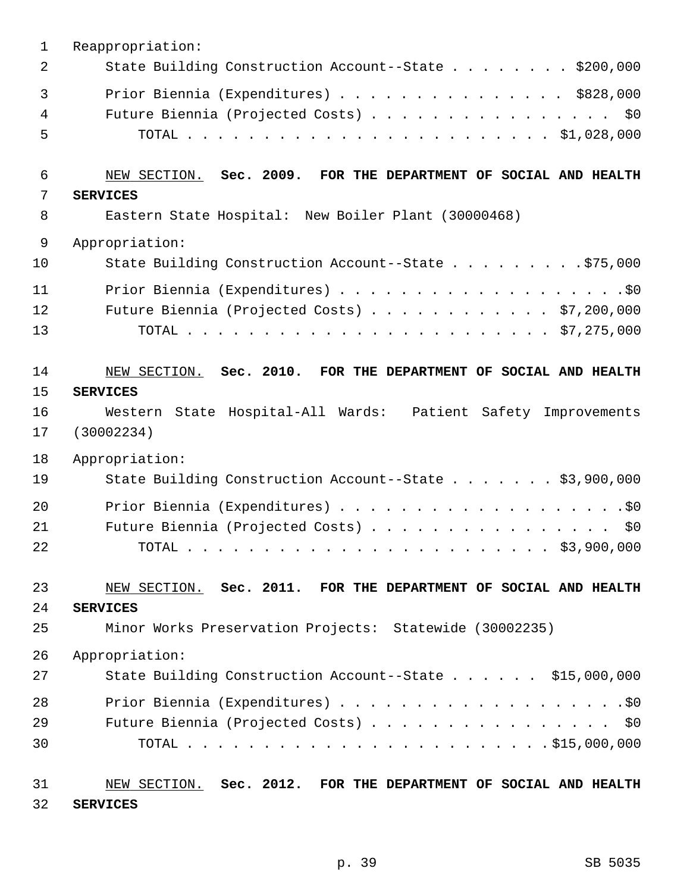Reappropriation:

State Building Construction Account--State . . . . . . . . $200,000

Prior Biennia (Expenditures) . . . . . . . . . . . . . . . $828,000

Future Biennia (Projected Costs) . . . . . . . . . . . . . . . . $0

TOTAL . . . . . . . . . . . . . . . . . . . . . . . . $1,028,000

NEW SECTION. **Sec. 2009. FOR THE DEPARTMENT OF SOCIAL AND HEALTH SERVICES**

Eastern State Hospital: New Boiler Plant (30000468)

Appropriation:

State Building Construction Account--State . . . . . . . . .$75,000

Prior Biennia (Expenditures) . . . . . . . . . . . . . . . . . . .$0

Future Biennia (Projected Costs) . . . . . . . . . . . . $7,200,000

TOTAL . . . . . . . . . . . . . . . . . . . . . . . . $7,275,000

NEW SECTION. **Sec. 2010. FOR THE DEPARTMENT OF SOCIAL AND HEALTH SERVICES**

Western State Hospital-All Wards: Patient Safety Improvements (30002234)

Appropriation:

State Building Construction Account--State . . . . . . . $3,900,000

Prior Biennia (Expenditures) . . . . . . . . . . . . . . . . . . .$0

Future Biennia (Projected Costs) . . . . . . . . . . . . . . . . $0

TOTAL . . . . . . . . . . . . . . . . . . . . . . . . $3,900,000

NEW SECTION. **Sec. 2011. FOR THE DEPARTMENT OF SOCIAL AND HEALTH SERVICES**

Minor Works Preservation Projects: Statewide (30002235)

Appropriation:

State Building Construction Account--State . . . . . . $15,000,000

Prior Biennia (Expenditures) . . . . . . . . . . . . . . . . . . .$0

Future Biennia (Projected Costs) . . . . . . . . . . . . . . . . $0

TOTAL . . . . . . . . . . . . . . . . . . . . . . . .$15,000,000

NEW SECTION. **Sec. 2012. FOR THE DEPARTMENT OF SOCIAL AND HEALTH SERVICES**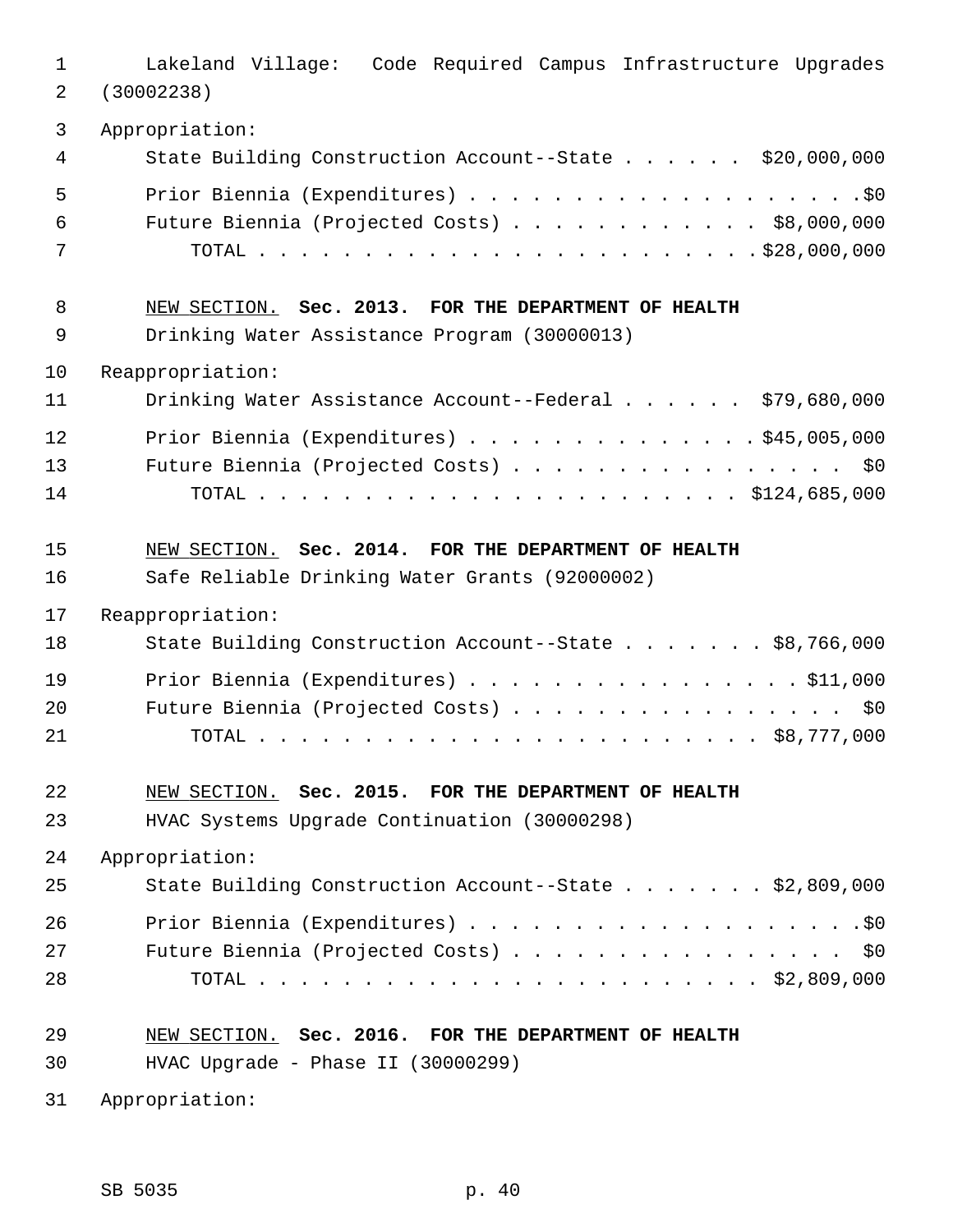Lakeland Village: Code Required Campus Infrastructure Upgrades (30002238)

Appropriation:

State Building Construction Account--State . . . . . . $20,000,000

Prior Biennia (Expenditures) . . . . . . . . . . . . . . . . . . .$0

Future Biennia (Projected Costs) . . . . . . . . . . . . $8,000,000

TOTAL . . . . . . . . . . . . . . . . . . . . . . . .$28,000,000

NEW SECTION. **Sec. 2013. FOR THE DEPARTMENT OF HEALTH**

Drinking Water Assistance Program (30000013)

Reappropriation:

Drinking Water Assistance Account--Federal . . . . . . $79,680,000

Prior Biennia (Expenditures) . . . . . . . . . . . . . .$45,005,000

Future Biennia (Projected Costs) . . . . . . . . . . . . . . . . $0

TOTAL . . . . . . . . . . . . . . . . . . . . . . . $124,685,000

NEW SECTION. **Sec. 2014. FOR THE DEPARTMENT OF HEALTH**

Safe Reliable Drinking Water Grants (92000002)

Reappropriation:

State Building Construction Account--State . . . . . . . $8,766,000

Prior Biennia (Expenditures) . . . . . . . . . . . . . . . . $11,000

Future Biennia (Projected Costs) . . . . . . . . . . . . . . . . $0

TOTAL . . . . . . . . . . . . . . . . . . . . . . . . $8,777,000

NEW SECTION. **Sec. 2015. FOR THE DEPARTMENT OF HEALTH**

HVAC Systems Upgrade Continuation (30000298)

Appropriation:

State Building Construction Account--State . . . . . . . $2,809,000

Prior Biennia (Expenditures) . . . . . . . . . . . . . . . . . . .$0

Future Biennia (Projected Costs) . . . . . . . . . . . . . . . . $0

TOTAL . . . . . . . . . . . . . . . . . . . . . . . . $2,809,000

NEW SECTION. **Sec. 2016. FOR THE DEPARTMENT OF HEALTH**

HVAC Upgrade - Phase II (30000299)

Appropriation: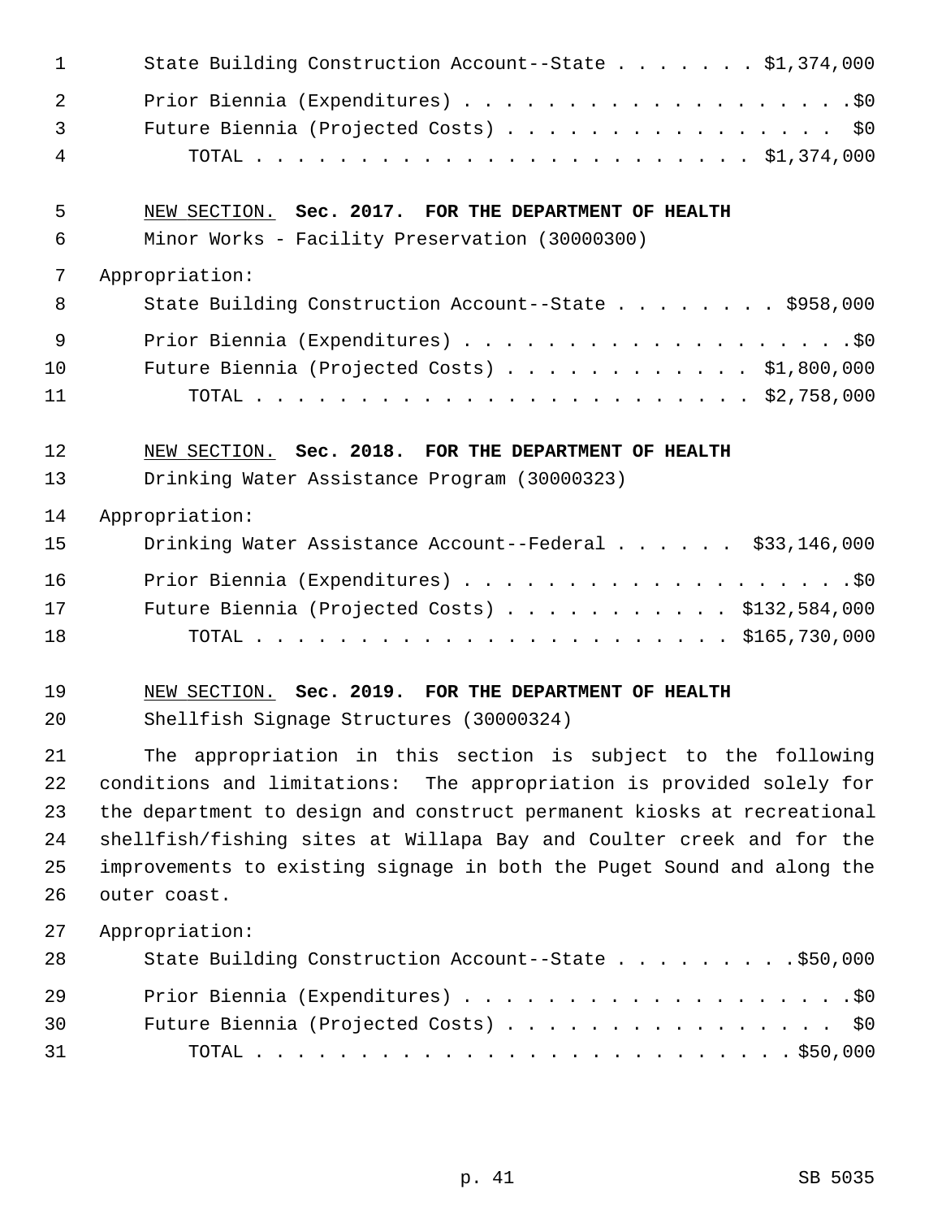State Building Construction Account--State . . . . . . . $1,374,000

Prior Biennia (Expenditures) . . . . . . . . . . . . . . . . . . . .$0

Future Biennia (Projected Costs) . . . . . . . . . . . . . . . . $0

TOTAL . . . . . . . . . . . . . . . . . . . . . . . . $1,374,000

NEW SECTION. **Sec. 2017. FOR THE DEPARTMENT OF HEALTH**

Minor Works - Facility Preservation (30000300)

Appropriation:

State Building Construction Account--State . . . . . . . . $958,000

Prior Biennia (Expenditures) . . . . . . . . . . . . . . . . . . . .$0

Future Biennia (Projected Costs) . . . . . . . . . . . . $1,800,000

TOTAL . . . . . . . . . . . . . . . . . . . . . . . . $2,758,000

NEW SECTION. **Sec. 2018. FOR THE DEPARTMENT OF HEALTH**

Drinking Water Assistance Program (30000323)

Appropriation:

Drinking Water Assistance Account--Federal . . . . . . $33,146,000

Prior Biennia (Expenditures) . . . . . . . . . . . . . . . . . . . .$0

Future Biennia (Projected Costs) . . . . . . . . . . . $132,584,000

TOTAL . . . . . . . . . . . . . . . . . . . . . . . $165,730,000

NEW SECTION. **Sec. 2019. FOR THE DEPARTMENT OF HEALTH**

Shellfish Signage Structures (30000324)

The appropriation in this section is subject to the following conditions and limitations: The appropriation is provided solely for the department to design and construct permanent kiosks at recreational shellfish/fishing sites at Willapa Bay and Coulter creek and for the improvements to existing signage in both the Puget Sound and along the outer coast.

Appropriation:

State Building Construction Account--State . . . . . . . . .$50,000

Prior Biennia (Expenditures) . . . . . . . . . . . . . . . . . . . .$0

Future Biennia (Projected Costs) . . . . . . . . . . . . . . . . $0

TOTAL . . . . . . . . . . . . . . . . . . . . . . . . . .$50,000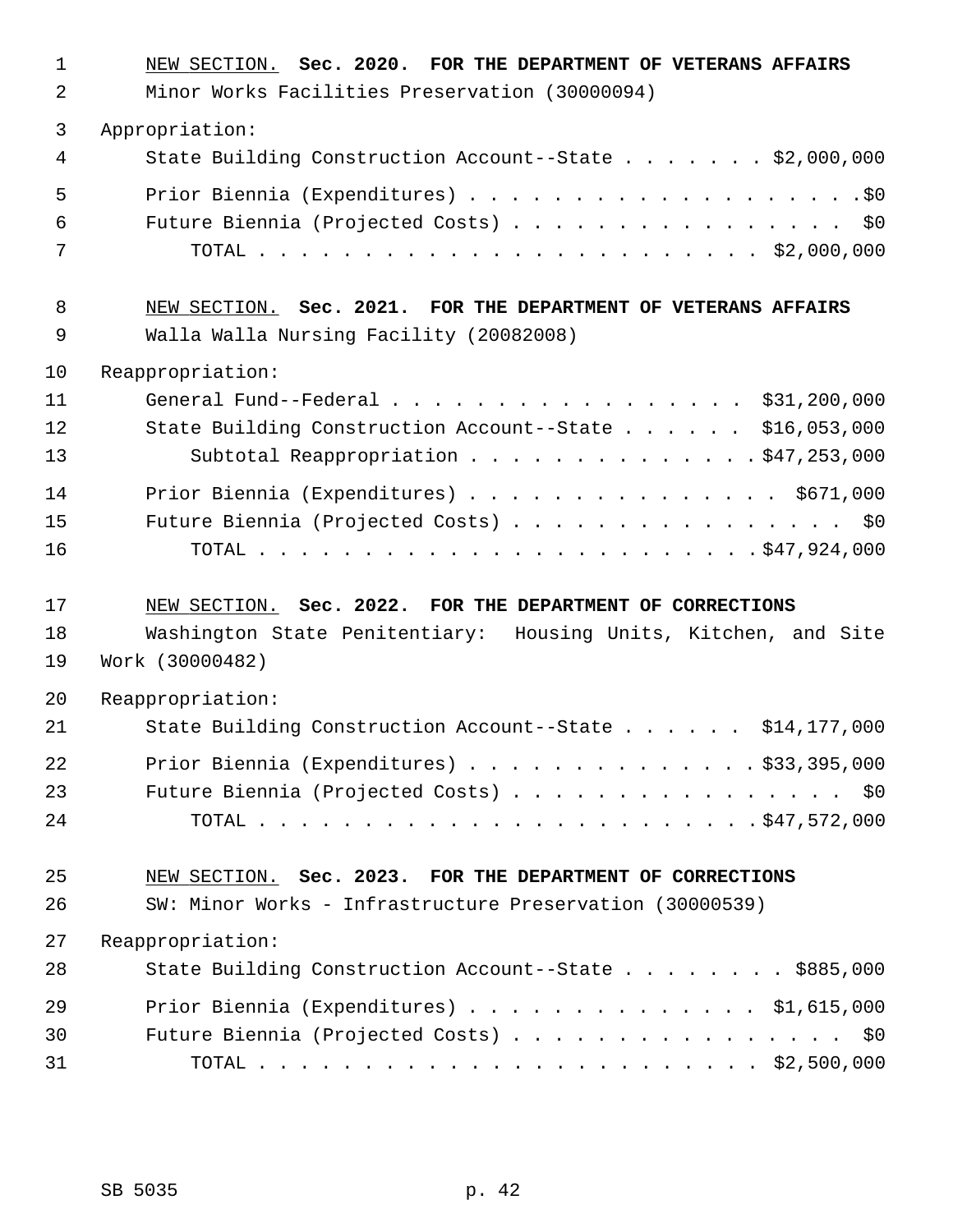NEW SECTION. **Sec. 2020. FOR THE DEPARTMENT OF VETERANS AFFAIRS**

Minor Works Facilities Preservation (30000094)

Appropriation:

State Building Construction Account--State . . . . . . . $2,000,000

Prior Biennia (Expenditures) . . . . . . . . . . . . . . . . . . . .$0

Future Biennia (Projected Costs) . . . . . . . . . . . . . . . . $0

TOTAL . . . . . . . . . . . . . . . . . . . . . . . . $2,000,000

NEW SECTION. **Sec. 2021. FOR THE DEPARTMENT OF VETERANS AFFAIRS**

Walla Walla Nursing Facility (20082008)

Reappropriation:

General Fund--Federal . . . . . . . . . . . . . . . . . $31,200,000

State Building Construction Account--State . . . . . . $16,053,000

Subtotal Reappropriation . . . . . . . . . . . . . . $47,253,000

Prior Biennia (Expenditures) . . . . . . . . . . . . . . . $671,000

Future Biennia (Projected Costs) . . . . . . . . . . . . . . . . $0

TOTAL . . . . . . . . . . . . . . . . . . . . . . . $47,924,000

NEW SECTION. **Sec. 2022. FOR THE DEPARTMENT OF CORRECTIONS**

Washington State Penitentiary: Housing Units, Kitchen, and Site Work (30000482)

Reappropriation:

State Building Construction Account--State . . . . . . $14,177,000

Prior Biennia (Expenditures) . . . . . . . . . . . . . $33,395,000

Future Biennia (Projected Costs) . . . . . . . . . . . . . . . . $0

TOTAL . . . . . . . . . . . . . . . . . . . . . . . $47,572,000

NEW SECTION. **Sec. 2023. FOR THE DEPARTMENT OF CORRECTIONS**

SW: Minor Works - Infrastructure Preservation (30000539)

Reappropriation:

State Building Construction Account--State . . . . . . . . $885,000

Prior Biennia (Expenditures) . . . . . . . . . . . . . . $1,615,000

Future Biennia (Projected Costs) . . . . . . . . . . . . . . . . $0

TOTAL . . . . . . . . . . . . . . . . . . . . . . . . $2,500,000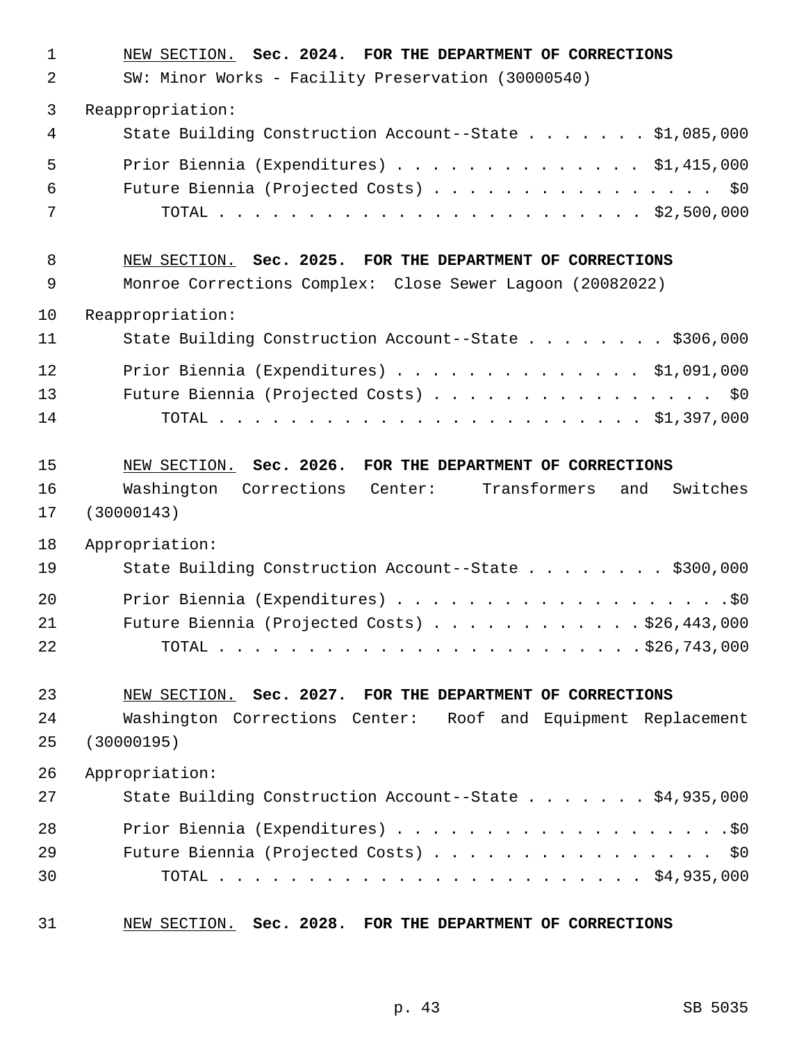NEW SECTION. **Sec. 2024. FOR THE DEPARTMENT OF CORRECTIONS**

SW: Minor Works - Facility Preservation (30000540)

Reappropriation:

State Building Construction Account--State . . . . . . . $1,085,000

Prior Biennia (Expenditures) . . . . . . . . . . . . . . $1,415,000

Future Biennia (Projected Costs) . . . . . . . . . . . . . . . . $0

TOTAL . . . . . . . . . . . . . . . . . . . . . . . . $2,500,000

NEW SECTION. **Sec. 2025. FOR THE DEPARTMENT OF CORRECTIONS**

Monroe Corrections Complex: Close Sewer Lagoon (20082022)

Reappropriation:

State Building Construction Account--State . . . . . . . . $306,000

Prior Biennia (Expenditures) . . . . . . . . . . . . . . $1,091,000

Future Biennia (Projected Costs) . . . . . . . . . . . . . . . . $0

TOTAL . . . . . . . . . . . . . . . . . . . . . . . . $1,397,000

NEW SECTION. **Sec. 2026. FOR THE DEPARTMENT OF CORRECTIONS**

Washington Corrections Center: Transformers and Switches (30000143)

Appropriation:

State Building Construction Account--State . . . . . . . . $300,000

Prior Biennia (Expenditures) . . . . . . . . . . . . . . . . . . .$0

Future Biennia (Projected Costs) . . . . . . . . . . . . $26,443,000

TOTAL . . . . . . . . . . . . . . . . . . . . . . . . $26,743,000

NEW SECTION. **Sec. 2027. FOR THE DEPARTMENT OF CORRECTIONS**

Washington Corrections Center: Roof and Equipment Replacement (30000195)

Appropriation:

State Building Construction Account--State . . . . . . . $4,935,000

Prior Biennia (Expenditures) . . . . . . . . . . . . . . . . . . .$0

Future Biennia (Projected Costs) . . . . . . . . . . . . . . . . $0

TOTAL . . . . . . . . . . . . . . . . . . . . . . . . $4,935,000

NEW SECTION. **Sec. 2028. FOR THE DEPARTMENT OF CORRECTIONS**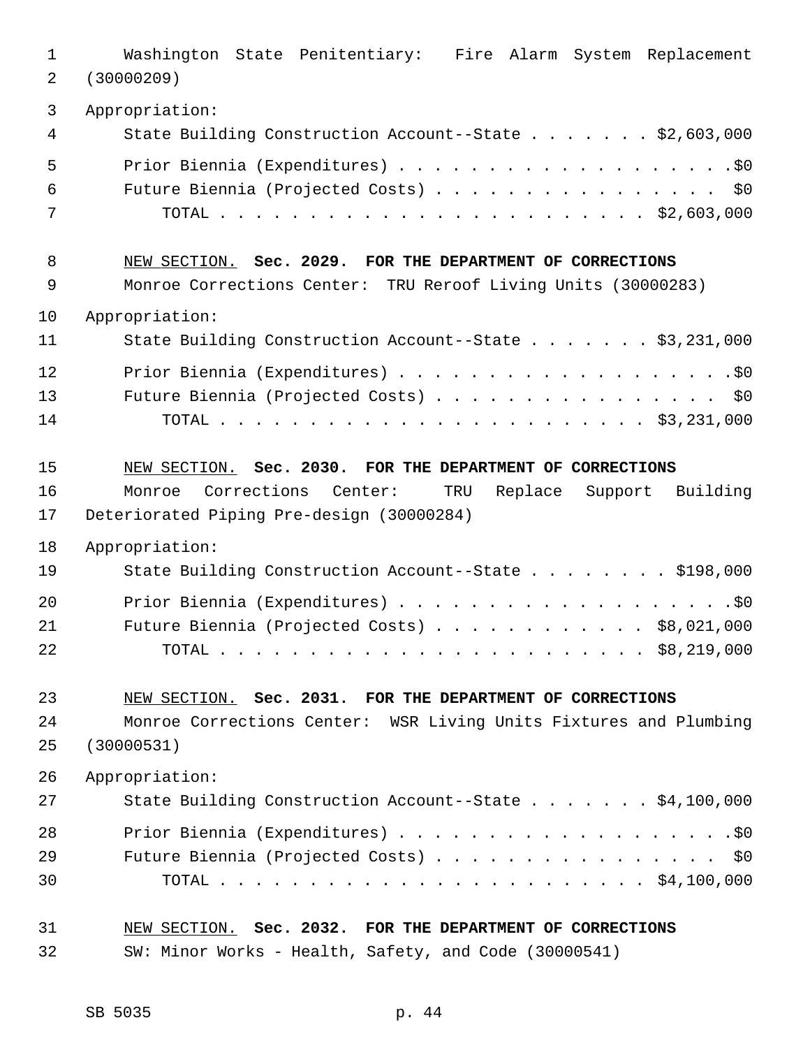Washington State Penitentiary: Fire Alarm System Replacement (30000209)

Appropriation:

State Building Construction Account--State . . . . . . . $2,603,000

Prior Biennia (Expenditures) . . . . . . . . . . . . . . . . . . . .$0

Future Biennia (Projected Costs) . . . . . . . . . . . . . . . . $0

TOTAL . . . . . . . . . . . . . . . . . . . . . . . . $2,603,000

NEW SECTION. **Sec. 2029. FOR THE DEPARTMENT OF CORRECTIONS**

Monroe Corrections Center: TRU Reroof Living Units (30000283)

Appropriation:

State Building Construction Account--State . . . . . . . $3,231,000

Prior Biennia (Expenditures) . . . . . . . . . . . . . . . . . . . .$0

Future Biennia (Projected Costs) . . . . . . . . . . . . . . . . $0

TOTAL . . . . . . . . . . . . . . . . . . . . . . . . $3,231,000

NEW SECTION. **Sec. 2030. FOR THE DEPARTMENT OF CORRECTIONS**

Monroe Corrections Center: TRU Replace Support Building Deteriorated Piping Pre-design (30000284)

Appropriation:

State Building Construction Account--State . . . . . . . . $198,000

Prior Biennia (Expenditures) . . . . . . . . . . . . . . . . . . . .$0

Future Biennia (Projected Costs) . . . . . . . . . . . . $8,021,000

TOTAL . . . . . . . . . . . . . . . . . . . . . . . . $8,219,000

NEW SECTION. **Sec. 2031. FOR THE DEPARTMENT OF CORRECTIONS**

Monroe Corrections Center: WSR Living Units Fixtures and Plumbing (30000531)

Appropriation:

State Building Construction Account--State . . . . . . . $4,100,000

Prior Biennia (Expenditures) . . . . . . . . . . . . . . . . . . . .$0

Future Biennia (Projected Costs) . . . . . . . . . . . . . . . . $0

TOTAL . . . . . . . . . . . . . . . . . . . . . . . . $4,100,000

NEW SECTION. **Sec. 2032. FOR THE DEPARTMENT OF CORRECTIONS**

SW: Minor Works - Health, Safety, and Code (30000541)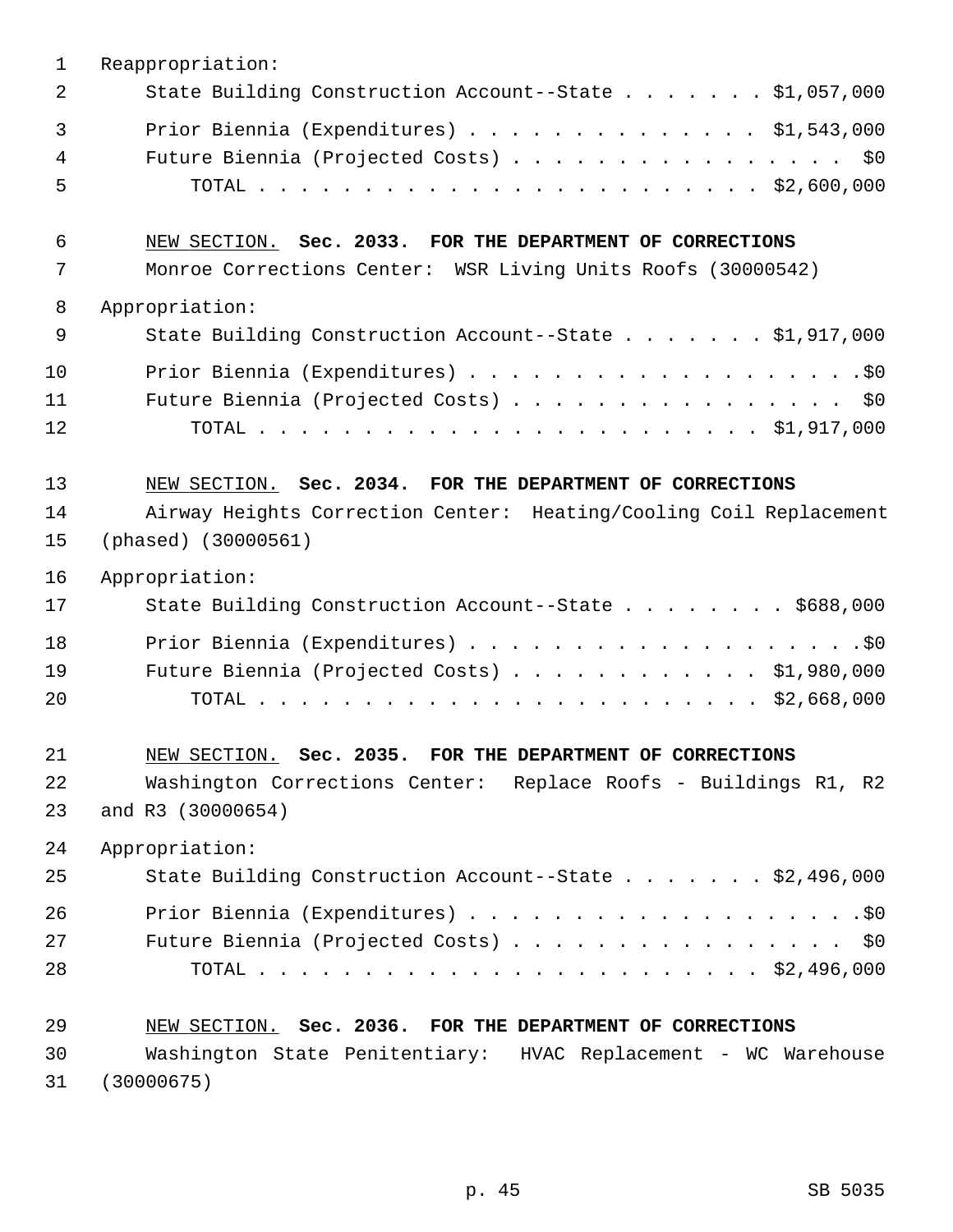Reappropriation:

State Building Construction Account--State . . . . . . . $1,057,000

Prior Biennia (Expenditures) . . . . . . . . . . . . . . $1,543,000

Future Biennia (Projected Costs) . . . . . . . . . . . . . . . . $0

TOTAL . . . . . . . . . . . . . . . . . . . . . . . . $2,600,000

NEW SECTION. **Sec. 2033. FOR THE DEPARTMENT OF CORRECTIONS**

Monroe Corrections Center: WSR Living Units Roofs (30000542)

Appropriation:

State Building Construction Account--State . . . . . . . $1,917,000

Prior Biennia (Expenditures) . . . . . . . . . . . . . . . . . . .$0

Future Biennia (Projected Costs) . . . . . . . . . . . . . . . . $0

TOTAL . . . . . . . . . . . . . . . . . . . . . . . . $1,917,000

NEW SECTION. **Sec. 2034. FOR THE DEPARTMENT OF CORRECTIONS**

Airway Heights Correction Center: Heating/Cooling Coil Replacement (phased) (30000561)

Appropriation:

State Building Construction Account--State . . . . . . . . $688,000

Prior Biennia (Expenditures) . . . . . . . . . . . . . . . . . . .$0

Future Biennia (Projected Costs) . . . . . . . . . . . . $1,980,000

TOTAL . . . . . . . . . . . . . . . . . . . . . . . . $2,668,000

NEW SECTION. **Sec. 2035. FOR THE DEPARTMENT OF CORRECTIONS**

Washington Corrections Center: Replace Roofs - Buildings R1, R2 and R3 (30000654)

Appropriation:

State Building Construction Account--State . . . . . . . $2,496,000

Prior Biennia (Expenditures) . . . . . . . . . . . . . . . . . . .$0

Future Biennia (Projected Costs) . . . . . . . . . . . . . . . . $0

TOTAL . . . . . . . . . . . . . . . . . . . . . . . . $2,496,000

NEW SECTION. **Sec. 2036. FOR THE DEPARTMENT OF CORRECTIONS**

Washington State Penitentiary: HVAC Replacement - WC Warehouse (30000675)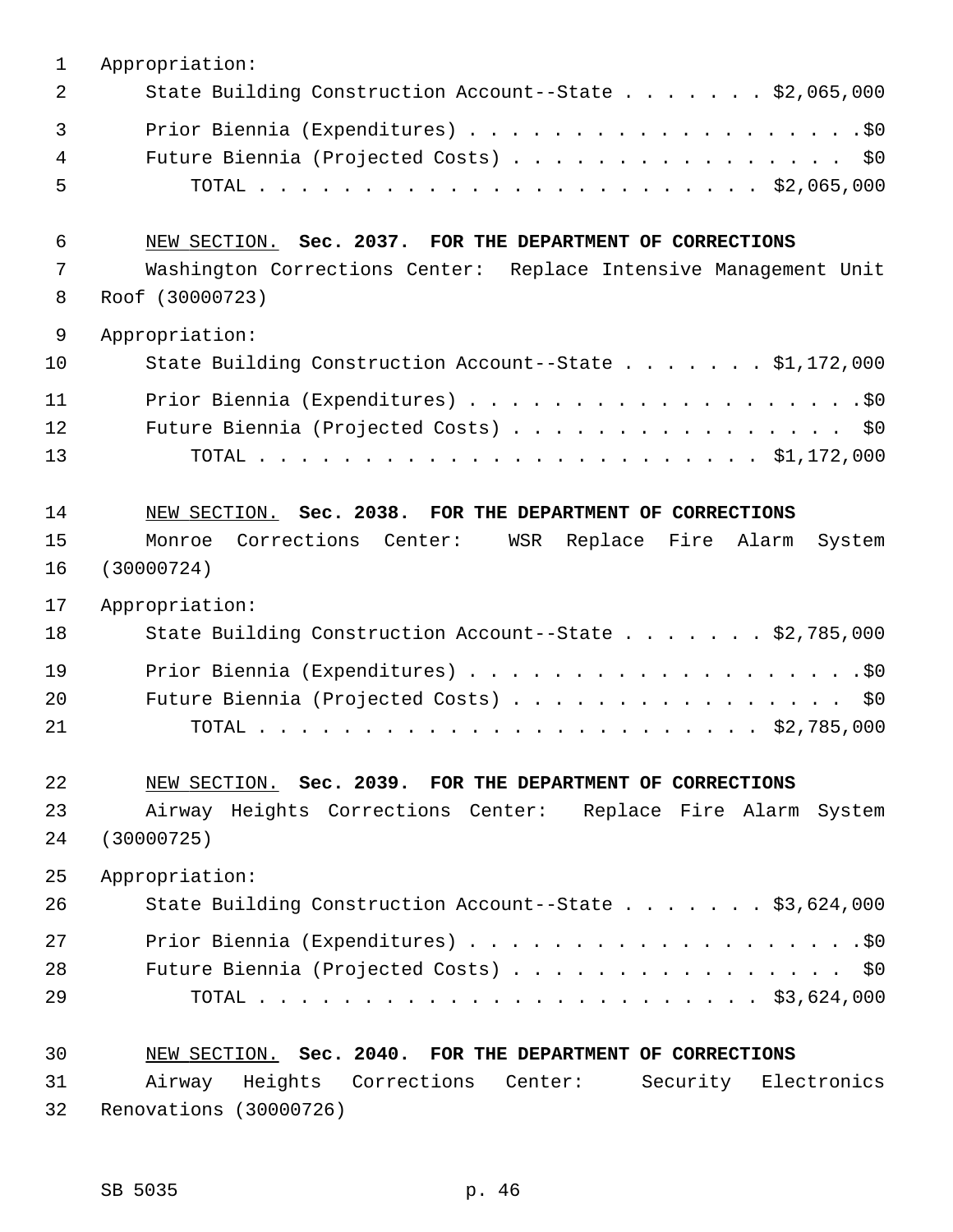Appropriation:

State Building Construction Account--State . . . . . . . $2,065,000

Prior Biennia (Expenditures) . . . . . . . . . . . . . . . . . . . .$0

Future Biennia (Projected Costs) . . . . . . . . . . . . . . . . . $0

TOTAL . . . . . . . . . . . . . . . . . . . . . . . . . $2,065,000

NEW SECTION. **Sec. 2037. FOR THE DEPARTMENT OF CORRECTIONS**

Washington Corrections Center: Replace Intensive Management Unit Roof (30000723)

Appropriation:

State Building Construction Account--State . . . . . . . $1,172,000

Prior Biennia (Expenditures) . . . . . . . . . . . . . . . . . . . .$0

Future Biennia (Projected Costs) . . . . . . . . . . . . . . . . . $0

TOTAL . . . . . . . . . . . . . . . . . . . . . . . . . $1,172,000

NEW SECTION. **Sec. 2038. FOR THE DEPARTMENT OF CORRECTIONS**

Monroe Corrections Center: WSR Replace Fire Alarm System (30000724)

Appropriation:

State Building Construction Account--State . . . . . . . $2,785,000

Prior Biennia (Expenditures) . . . . . . . . . . . . . . . . . . . .$0

Future Biennia (Projected Costs) . . . . . . . . . . . . . . . . . $0

TOTAL . . . . . . . . . . . . . . . . . . . . . . . . . $2,785,000

NEW SECTION. **Sec. 2039. FOR THE DEPARTMENT OF CORRECTIONS**

Airway Heights Corrections Center: Replace Fire Alarm System (30000725)

Appropriation:

State Building Construction Account--State . . . . . . . $3,624,000

Prior Biennia (Expenditures) . . . . . . . . . . . . . . . . . . . .$0

Future Biennia (Projected Costs) . . . . . . . . . . . . . . . . . $0

TOTAL . . . . . . . . . . . . . . . . . . . . . . . . . $3,624,000

NEW SECTION. **Sec. 2040. FOR THE DEPARTMENT OF CORRECTIONS**

Airway Heights Corrections Center: Security Electronics Renovations (30000726)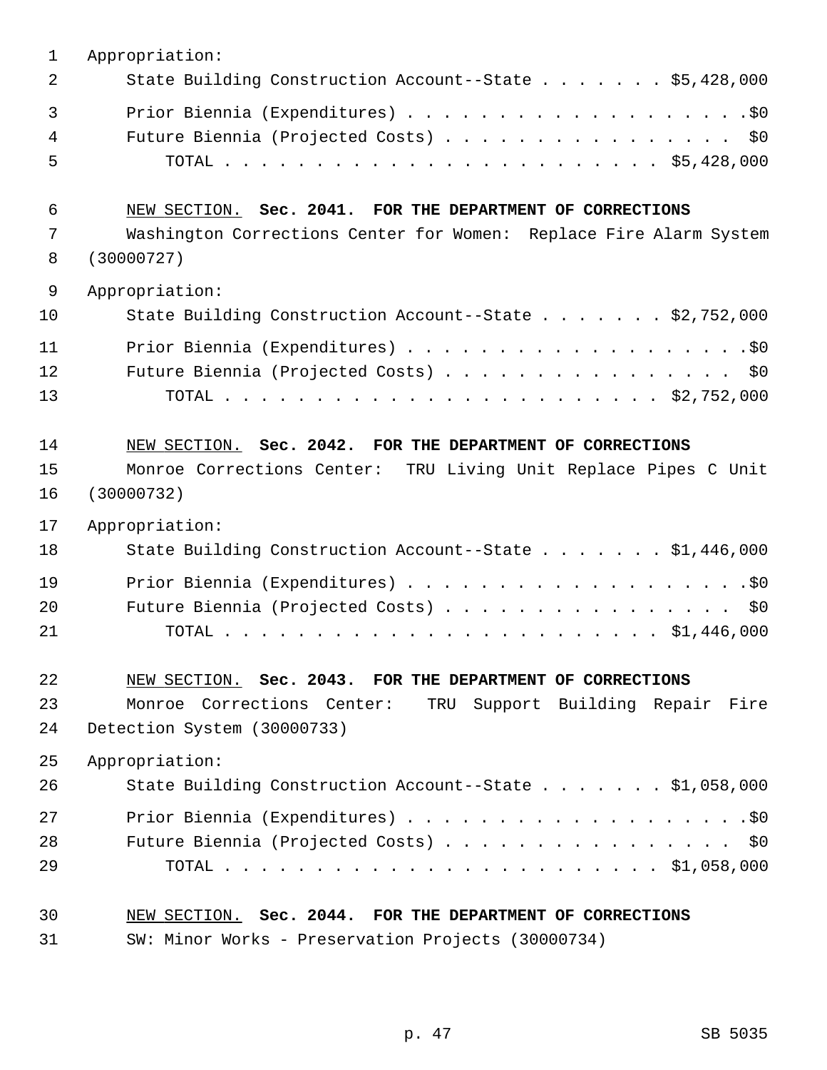Appropriation:

State Building Construction Account--State . . . . . . . $5,428,000

Prior Biennia (Expenditures) . . . . . . . . . . . . . . . . . . . .$0

Future Biennia (Projected Costs) . . . . . . . . . . . . . . . . . $0

TOTAL . . . . . . . . . . . . . . . . . . . . . . . . $5,428,000

NEW SECTION. **Sec. 2041. FOR THE DEPARTMENT OF CORRECTIONS**

Washington Corrections Center for Women: Replace Fire Alarm System (30000727)

Appropriation:

State Building Construction Account--State . . . . . . . $2,752,000

Prior Biennia (Expenditures) . . . . . . . . . . . . . . . . . . . .$0

Future Biennia (Projected Costs) . . . . . . . . . . . . . . . . . $0

TOTAL . . . . . . . . . . . . . . . . . . . . . . . . $2,752,000

NEW SECTION. **Sec. 2042. FOR THE DEPARTMENT OF CORRECTIONS**

Monroe Corrections Center: TRU Living Unit Replace Pipes C Unit (30000732)

Appropriation:

State Building Construction Account--State . . . . . . . $1,446,000

Prior Biennia (Expenditures) . . . . . . . . . . . . . . . . . . . .$0

Future Biennia (Projected Costs) . . . . . . . . . . . . . . . . . $0

TOTAL . . . . . . . . . . . . . . . . . . . . . . . . $1,446,000

NEW SECTION. **Sec. 2043. FOR THE DEPARTMENT OF CORRECTIONS**

Monroe Corrections Center: TRU Support Building Repair Fire Detection System (30000733)

Appropriation:

State Building Construction Account--State . . . . . . . $1,058,000

Prior Biennia (Expenditures) . . . . . . . . . . . . . . . . . . . .$0

Future Biennia (Projected Costs) . . . . . . . . . . . . . . . . . $0

TOTAL . . . . . . . . . . . . . . . . . . . . . . . . $1,058,000

NEW SECTION. **Sec. 2044. FOR THE DEPARTMENT OF CORRECTIONS**

SW: Minor Works - Preservation Projects (30000734)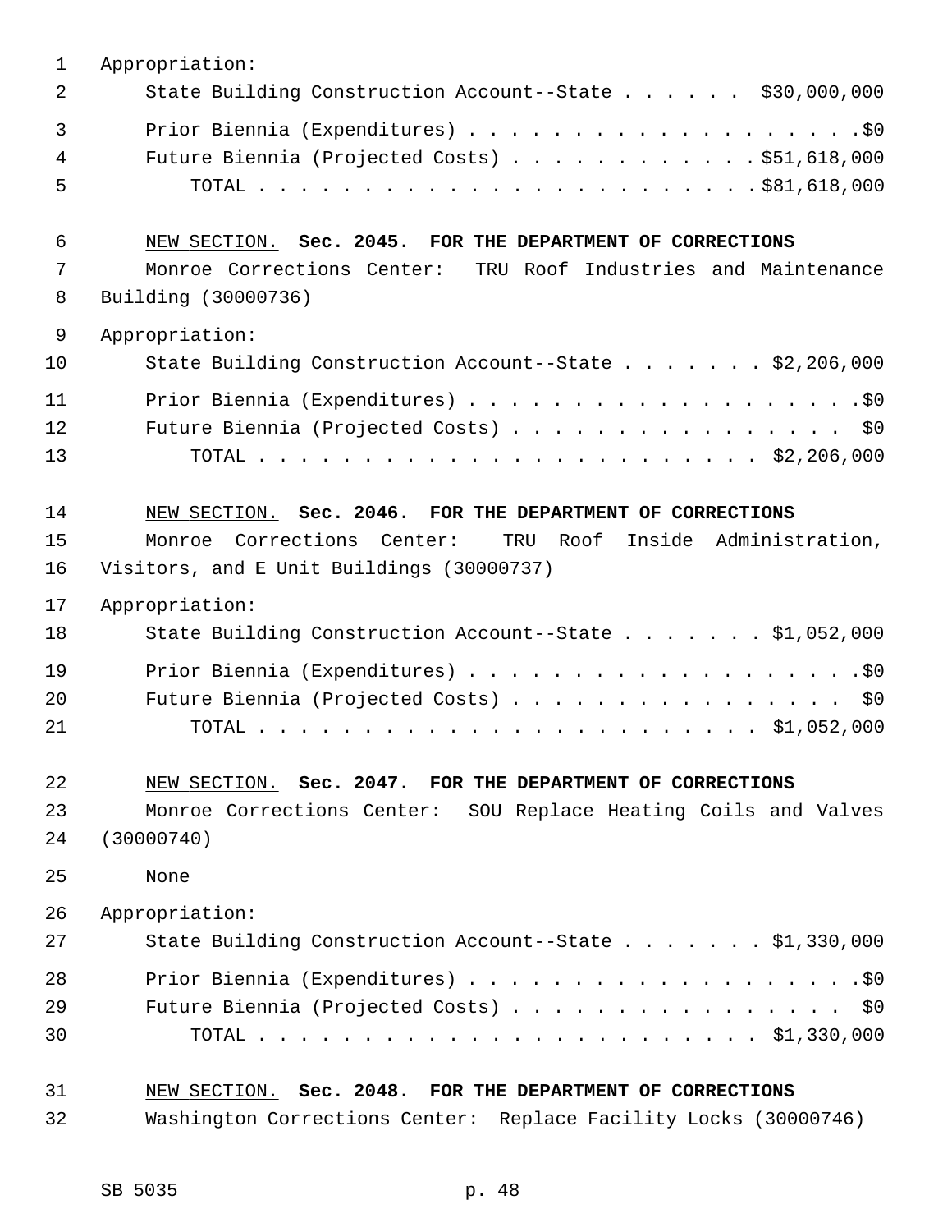Appropriation:

State Building Construction Account--State . . . . . . $30,000,000

Prior Biennia (Expenditures) . . . . . . . . . . . . . . . . . . . .$0

Future Biennia (Projected Costs) . . . . . . . . . . . . $51,618,000

TOTAL . . . . . . . . . . . . . . . . . . . . . . . . $81,618,000

NEW SECTION. **Sec. 2045. FOR THE DEPARTMENT OF CORRECTIONS**

Monroe Corrections Center: TRU Roof Industries and Maintenance Building (30000736)

Appropriation:

State Building Construction Account--State . . . . . . . $2,206,000

Prior Biennia (Expenditures) . . . . . . . . . . . . . . . . . . . .$0

Future Biennia (Projected Costs) . . . . . . . . . . . . . . . . $0

TOTAL . . . . . . . . . . . . . . . . . . . . . . . . $2,206,000

NEW SECTION. **Sec. 2046. FOR THE DEPARTMENT OF CORRECTIONS**

Monroe Corrections Center: TRU Roof Inside Administration, Visitors, and E Unit Buildings (30000737)

Appropriation:

State Building Construction Account--State . . . . . . . $1,052,000

Prior Biennia (Expenditures) . . . . . . . . . . . . . . . . . . . .$0

Future Biennia (Projected Costs) . . . . . . . . . . . . . . . . $0

TOTAL . . . . . . . . . . . . . . . . . . . . . . . . $1,052,000

NEW SECTION. **Sec. 2047. FOR THE DEPARTMENT OF CORRECTIONS**

Monroe Corrections Center: SOU Replace Heating Coils and Valves (30000740)

None

Appropriation:

State Building Construction Account--State . . . . . . . $1,330,000

Prior Biennia (Expenditures) . . . . . . . . . . . . . . . . . . . .$0

Future Biennia (Projected Costs) . . . . . . . . . . . . . . . . $0

TOTAL . . . . . . . . . . . . . . . . . . . . . . . . $1,330,000

NEW SECTION. **Sec. 2048. FOR THE DEPARTMENT OF CORRECTIONS**

Washington Corrections Center: Replace Facility Locks (30000746)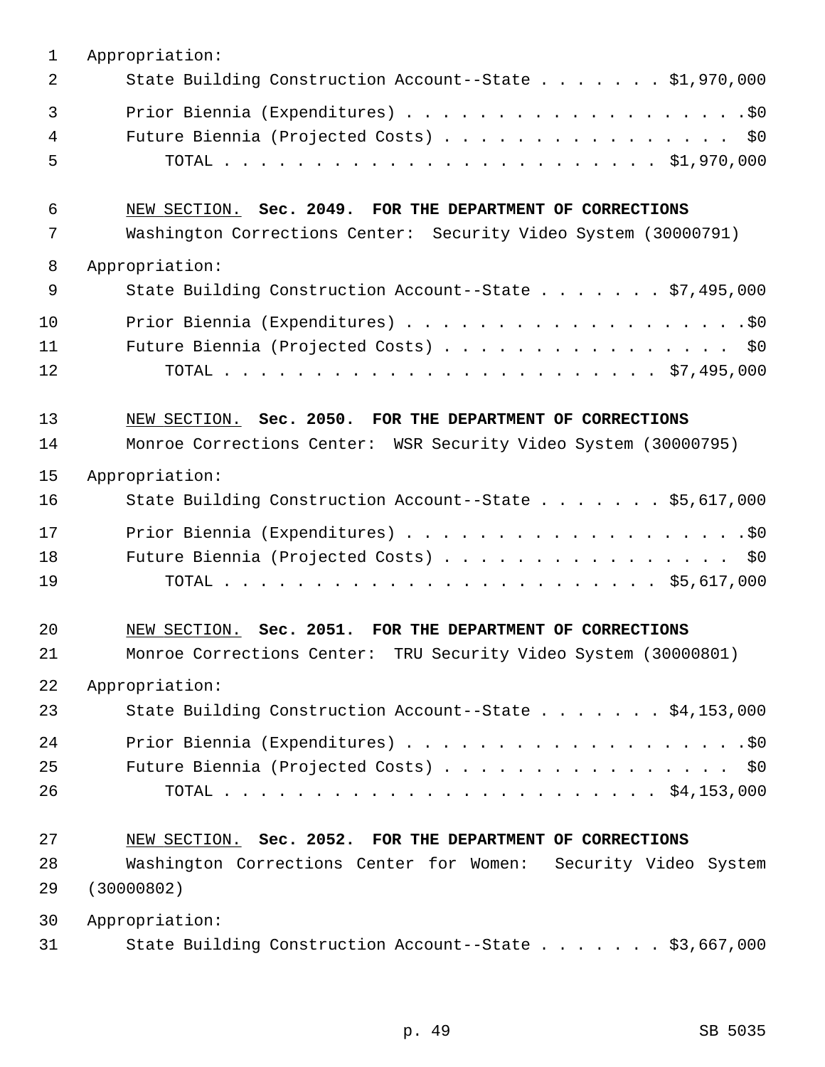Appropriation:

State Building Construction Account--State . . . . . . . $1,970,000

Prior Biennia (Expenditures) . . . . . . . . . . . . . . . . . . . .$0

Future Biennia (Projected Costs) . . . . . . . . . . . . . . . . $0

TOTAL . . . . . . . . . . . . . . . . . . . . . . . . $1,970,000

NEW SECTION. **Sec. 2049. FOR THE DEPARTMENT OF CORRECTIONS**

Washington Corrections Center: Security Video System (30000791)

Appropriation:

State Building Construction Account--State . . . . . . . $7,495,000

Prior Biennia (Expenditures) . . . . . . . . . . . . . . . . . . . .$0

Future Biennia (Projected Costs) . . . . . . . . . . . . . . . . $0

TOTAL . . . . . . . . . . . . . . . . . . . . . . . . $7,495,000

NEW SECTION. **Sec. 2050. FOR THE DEPARTMENT OF CORRECTIONS**

Monroe Corrections Center: WSR Security Video System (30000795)

Appropriation:

State Building Construction Account--State . . . . . . . $5,617,000

Prior Biennia (Expenditures) . . . . . . . . . . . . . . . . . . . .$0

Future Biennia (Projected Costs) . . . . . . . . . . . . . . . . $0

TOTAL . . . . . . . . . . . . . . . . . . . . . . . . $5,617,000

NEW SECTION. **Sec. 2051. FOR THE DEPARTMENT OF CORRECTIONS**

Monroe Corrections Center: TRU Security Video System (30000801)

Appropriation:

State Building Construction Account--State . . . . . . . $4,153,000

Prior Biennia (Expenditures) . . . . . . . . . . . . . . . . . . . .$0

Future Biennia (Projected Costs) . . . . . . . . . . . . . . . . $0

TOTAL . . . . . . . . . . . . . . . . . . . . . . . . $4,153,000

NEW SECTION. **Sec. 2052. FOR THE DEPARTMENT OF CORRECTIONS**

Washington Corrections Center for Women: Security Video System (30000802)

Appropriation:

State Building Construction Account--State . . . . . . . $3,667,000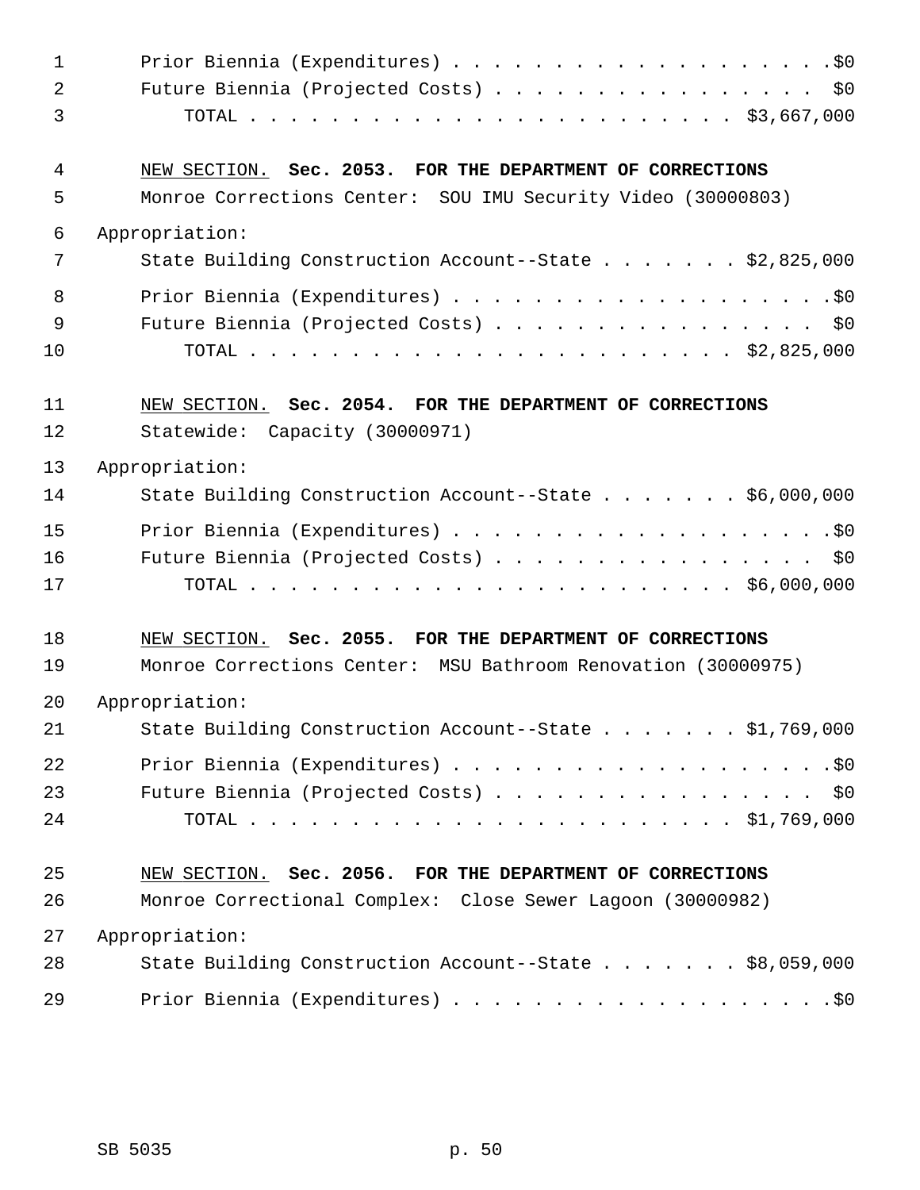Prior Biennia (Expenditures) . . . . . . . . . . . . . . . . . . . .$0
Future Biennia (Projected Costs) . . . . . . . . . . . . . . . . . $0
TOTAL . . . . . . . . . . . . . . . . . . . . . . . . . $3,667,000

NEW SECTION. **Sec. 2053. FOR THE DEPARTMENT OF CORRECTIONS**

Monroe Corrections Center: SOU IMU Security Video (30000803)

Appropriation:

State Building Construction Account--State . . . . . . . $2,825,000
Prior Biennia (Expenditures) . . . . . . . . . . . . . . . . . . . .$0
Future Biennia (Projected Costs) . . . . . . . . . . . . . . . . . $0
TOTAL . . . . . . . . . . . . . . . . . . . . . . . . . $2,825,000

NEW SECTION. **Sec. 2054. FOR THE DEPARTMENT OF CORRECTIONS**

Statewide: Capacity (30000971)

Appropriation:

State Building Construction Account--State . . . . . . . $6,000,000
Prior Biennia (Expenditures) . . . . . . . . . . . . . . . . . . . .$0
Future Biennia (Projected Costs) . . . . . . . . . . . . . . . . . $0
TOTAL . . . . . . . . . . . . . . . . . . . . . . . . . $6,000,000

NEW SECTION. **Sec. 2055. FOR THE DEPARTMENT OF CORRECTIONS**

Monroe Corrections Center: MSU Bathroom Renovation (30000975)

Appropriation:

State Building Construction Account--State . . . . . . . $1,769,000
Prior Biennia (Expenditures) . . . . . . . . . . . . . . . . . . . .$0
Future Biennia (Projected Costs) . . . . . . . . . . . . . . . . . $0
TOTAL . . . . . . . . . . . . . . . . . . . . . . . . . $1,769,000

NEW SECTION. **Sec. 2056. FOR THE DEPARTMENT OF CORRECTIONS**

Monroe Correctional Complex: Close Sewer Lagoon (30000982)

Appropriation:

State Building Construction Account--State . . . . . . . $8,059,000
Prior Biennia (Expenditures) . . . . . . . . . . . . . . . . . . . .$0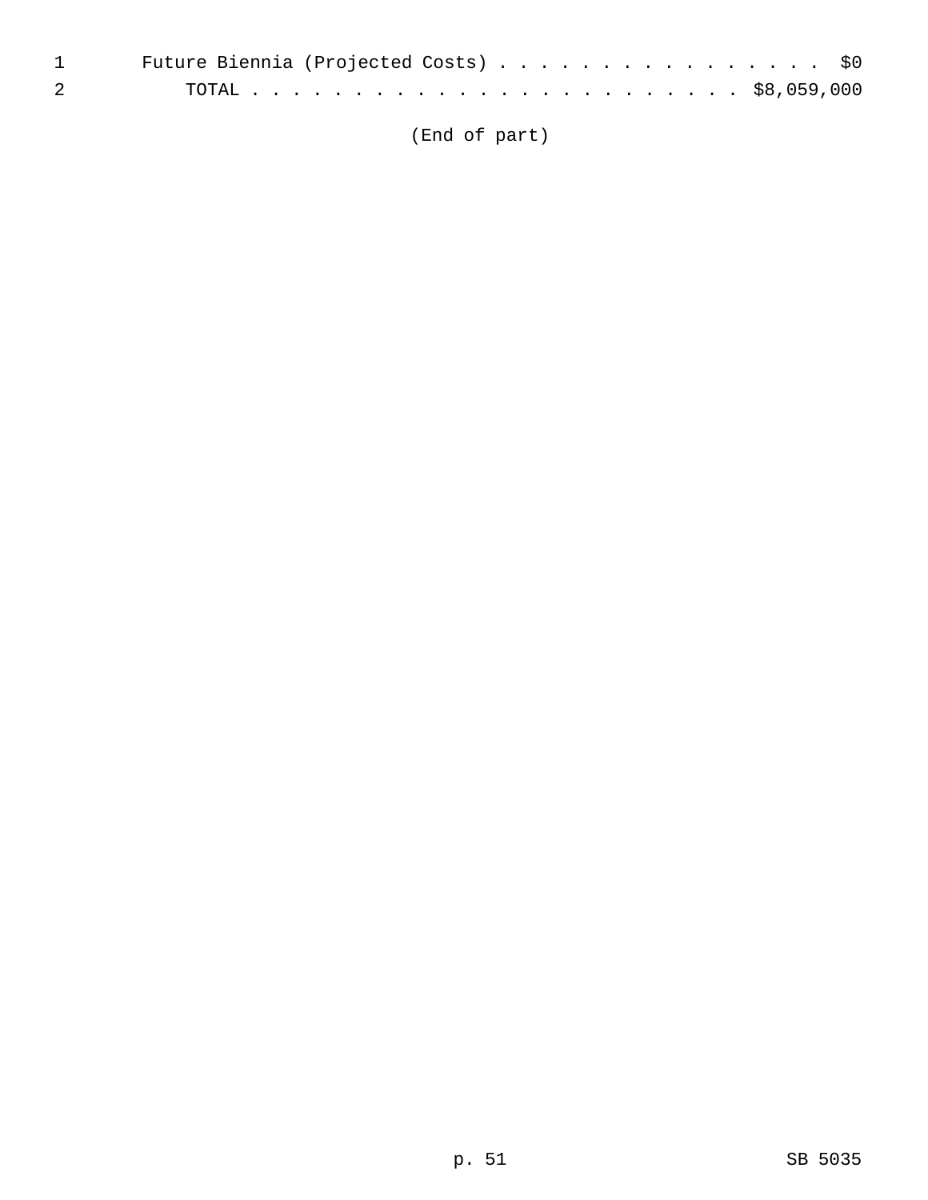Future Biennia (Projected Costs) . . . . . . . . . . . . . . . . $0

TOTAL . . . . . . . . . . . . . . . . . . . . . . . . $8,059,000

(End of part)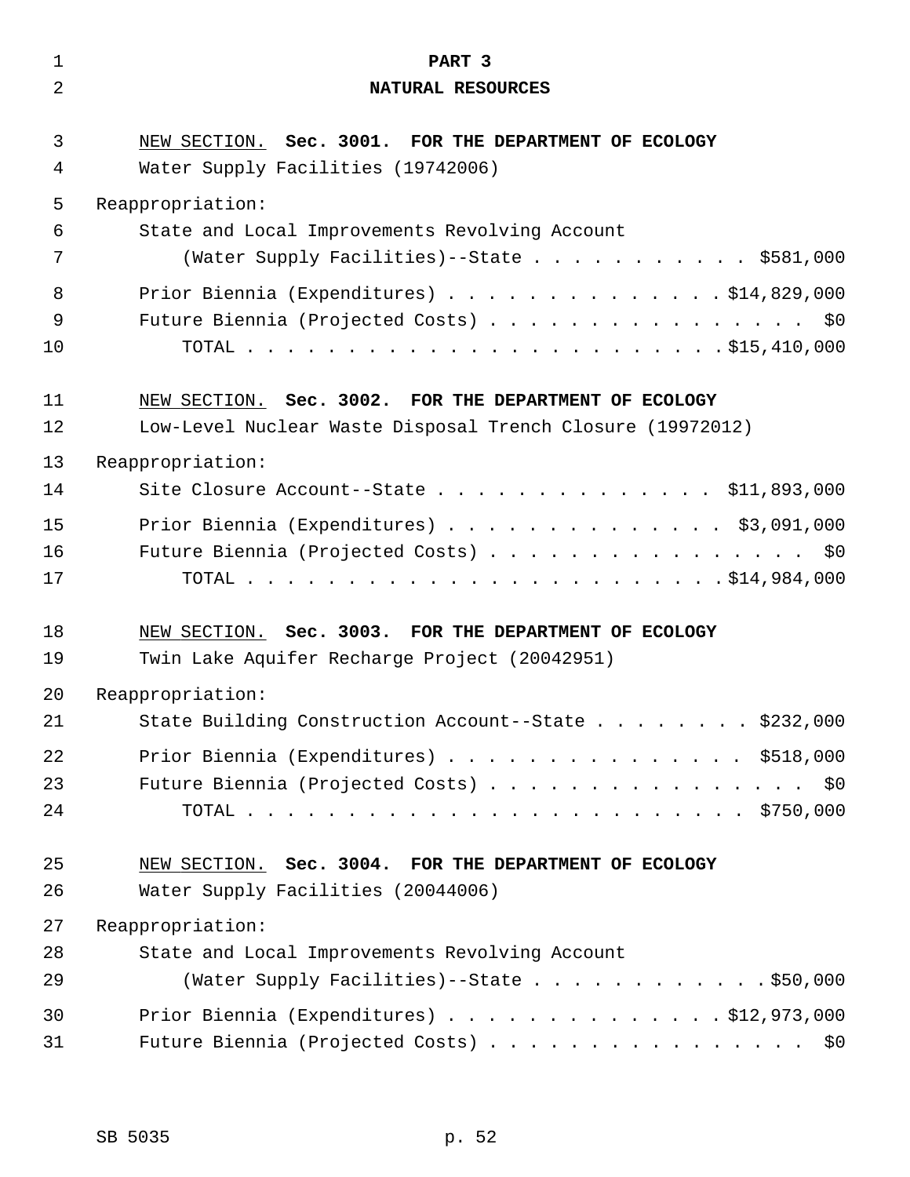## PART 3

## NATURAL RESOURCES

NEW SECTION. **Sec. 3001. FOR THE DEPARTMENT OF ECOLOGY**

Water Supply Facilities (19742006)

Reappropriation:

State and Local Improvements Revolving Account
(Water Supply Facilities)--State . . . . . . . . . . . . $581,000

Prior Biennia (Expenditures) . . . . . . . . . . . . . . $14,829,000
Future Biennia (Projected Costs) . . . . . . . . . . . . . . . . . $0
TOTAL . . . . . . . . . . . . . . . . . . . . . . . . $15,410,000

NEW SECTION. **Sec. 3002. FOR THE DEPARTMENT OF ECOLOGY**

Low-Level Nuclear Waste Disposal Trench Closure (19972012)

Reappropriation:

Site Closure Account--State . . . . . . . . . . . . . . $11,893,000

Prior Biennia (Expenditures) . . . . . . . . . . . . . . $3,091,000
Future Biennia (Projected Costs) . . . . . . . . . . . . . . . . . $0
TOTAL . . . . . . . . . . . . . . . . . . . . . . . . $14,984,000

NEW SECTION. **Sec. 3003. FOR THE DEPARTMENT OF ECOLOGY**

Twin Lake Aquifer Recharge Project (20042951)

Reappropriation:

State Building Construction Account--State . . . . . . . . $232,000

Prior Biennia (Expenditures) . . . . . . . . . . . . . . . $518,000
Future Biennia (Projected Costs) . . . . . . . . . . . . . . . . . $0
TOTAL . . . . . . . . . . . . . . . . . . . . . . . . . $750,000

NEW SECTION. **Sec. 3004. FOR THE DEPARTMENT OF ECOLOGY**

Water Supply Facilities (20044006)

Reappropriation:

State and Local Improvements Revolving Account
(Water Supply Facilities)--State . . . . . . . . . . . . $50,000

Prior Biennia (Expenditures) . . . . . . . . . . . . . . $12,973,000
Future Biennia (Projected Costs) . . . . . . . . . . . . . . . . . $0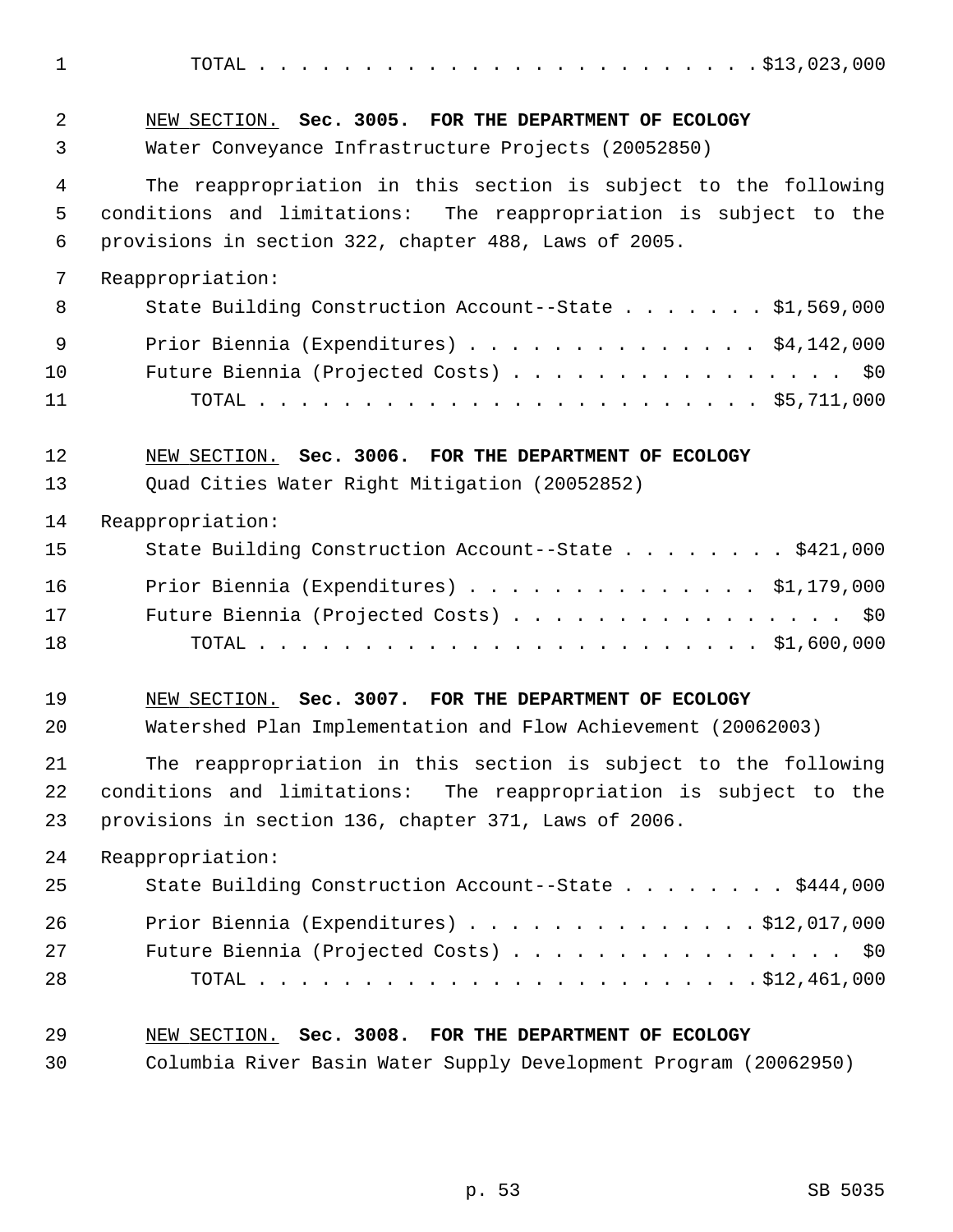TOTAL . . . . . . . . . . . . . . . . . . . . . . . . $13,023,000

NEW SECTION. **Sec. 3005. FOR THE DEPARTMENT OF ECOLOGY**

Water Conveyance Infrastructure Projects (20052850)

The reappropriation in this section is subject to the following conditions and limitations: The reappropriation is subject to the provisions in section 322, chapter 488, Laws of 2005.

Reappropriation:

State Building Construction Account--State . . . . . . . $1,569,000

Prior Biennia (Expenditures) . . . . . . . . . . . . . . $4,142,000

Future Biennia (Projected Costs) . . . . . . . . . . . . . . . . $0

TOTAL . . . . . . . . . . . . . . . . . . . . . . . . $5,711,000

NEW SECTION. **Sec. 3006. FOR THE DEPARTMENT OF ECOLOGY**

Quad Cities Water Right Mitigation (20052852)

Reappropriation:

State Building Construction Account--State . . . . . . . . $421,000

Prior Biennia (Expenditures) . . . . . . . . . . . . . . $1,179,000

Future Biennia (Projected Costs) . . . . . . . . . . . . . . . . $0

TOTAL . . . . . . . . . . . . . . . . . . . . . . . . $1,600,000

NEW SECTION. **Sec. 3007. FOR THE DEPARTMENT OF ECOLOGY**

Watershed Plan Implementation and Flow Achievement (20062003)

The reappropriation in this section is subject to the following conditions and limitations: The reappropriation is subject to the provisions in section 136, chapter 371, Laws of 2006.

Reappropriation:

State Building Construction Account--State . . . . . . . . $444,000

Prior Biennia (Expenditures) . . . . . . . . . . . . . . $12,017,000

Future Biennia (Projected Costs) . . . . . . . . . . . . . . . . $0

TOTAL . . . . . . . . . . . . . . . . . . . . . . . . $12,461,000

NEW SECTION. **Sec. 3008. FOR THE DEPARTMENT OF ECOLOGY**

Columbia River Basin Water Supply Development Program (20062950)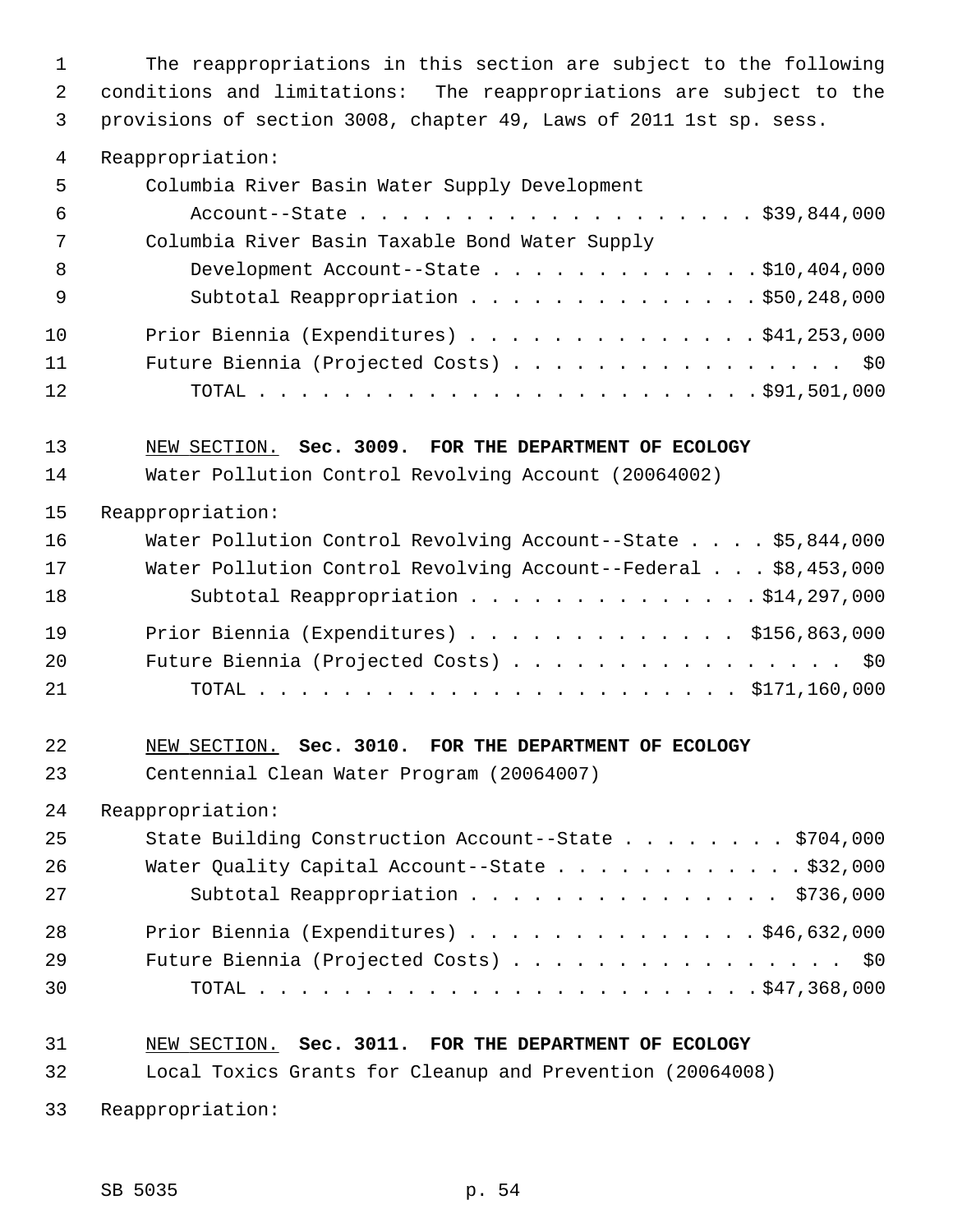The reappropriations in this section are subject to the following conditions and limitations: The reappropriations are subject to the provisions of section 3008, chapter 49, Laws of 2011 1st sp. sess.

Reappropriation:

| | |
|---|---|
| Columbia River Basin Water Supply Development Account--State | $39,844,000 |
| Columbia River Basin Taxable Bond Water Supply Development Account--State | $10,404,000 |
| Subtotal Reappropriation | $50,248,000 |
| Prior Biennium (Expenditures) | $41,253,000 |
| Future Biennium (Projected Costs) | $0 |
| TOTAL | $91,501,000 |

NEW SECTION. **Sec. 3009. FOR THE DEPARTMENT OF ECOLOGY**

Water Pollution Control Revolving Account (20064002)

Reappropriation:

| | |
|---|---|
| Water Pollution Control Revolving Account--State | $5,844,000 |
| Water Pollution Control Revolving Account--Federal | $8,453,000 |
| Subtotal Reappropriation | $14,297,000 |
| Prior Biennium (Expenditures) | $156,863,000 |
| Future Biennium (Projected Costs) | $0 |
| TOTAL | $171,160,000 |

NEW SECTION. **Sec. 3010. FOR THE DEPARTMENT OF ECOLOGY**

Centennial Clean Water Program (20064007)

Reappropriation:

| | |
|---|---|
| State Building Construction Account--State | $704,000 |
| Water Quality Capital Account--State | $32,000 |
| Subtotal Reappropriation | $736,000 |
| Prior Biennium (Expenditures) | $46,632,000 |
| Future Biennium (Projected Costs) | $0 |
| TOTAL | $47,368,000 |

NEW SECTION. **Sec. 3011. FOR THE DEPARTMENT OF ECOLOGY**

Local Toxics Grants for Cleanup and Prevention (20064008)

Reappropriation: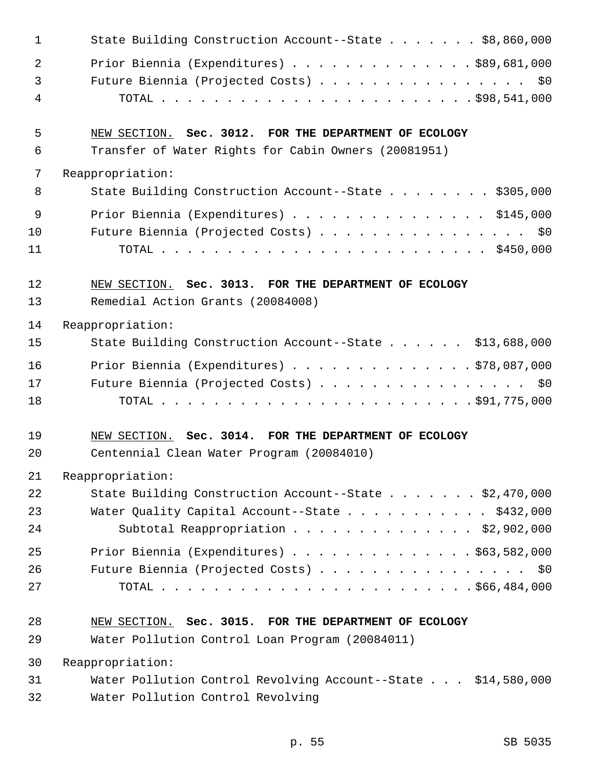State Building Construction Account--State . . . . . . . $8,860,000

Prior Biennia (Expenditures) . . . . . . . . . . . . . . $89,681,000

Future Biennia (Projected Costs) . . . . . . . . . . . . . . . . $0

TOTAL . . . . . . . . . . . . . . . . . . . . . . . $98,541,000

NEW SECTION. **Sec. 3012. FOR THE DEPARTMENT OF ECOLOGY**

Transfer of Water Rights for Cabin Owners (20081951)

Reappropriation:

State Building Construction Account--State . . . . . . . . $305,000

Prior Biennia (Expenditures) . . . . . . . . . . . . . . . $145,000

Future Biennia (Projected Costs) . . . . . . . . . . . . . . . . $0

TOTAL . . . . . . . . . . . . . . . . . . . . . . . . $450,000

NEW SECTION. **Sec. 3013. FOR THE DEPARTMENT OF ECOLOGY**

Remedial Action Grants (20084008)

Reappropriation:

State Building Construction Account--State . . . . . . $13,688,000

Prior Biennia (Expenditures) . . . . . . . . . . . . . . $78,087,000

Future Biennia (Projected Costs) . . . . . . . . . . . . . . . . $0

TOTAL . . . . . . . . . . . . . . . . . . . . . . . $91,775,000

NEW SECTION. **Sec. 3014. FOR THE DEPARTMENT OF ECOLOGY**

Centennial Clean Water Program (20084010)

Reappropriation:

State Building Construction Account--State . . . . . . . $2,470,000

Water Quality Capital Account--State . . . . . . . . . . . $432,000

Subtotal Reappropriation . . . . . . . . . . . . . . $2,902,000

Prior Biennia (Expenditures) . . . . . . . . . . . . . . $63,582,000

Future Biennia (Projected Costs) . . . . . . . . . . . . . . . . $0

TOTAL . . . . . . . . . . . . . . . . . . . . . . . $66,484,000

NEW SECTION. **Sec. 3015. FOR THE DEPARTMENT OF ECOLOGY**

Water Pollution Control Loan Program (20084011)

Reappropriation:

Water Pollution Control Revolving Account--State . . . $14,580,000

Water Pollution Control Revolving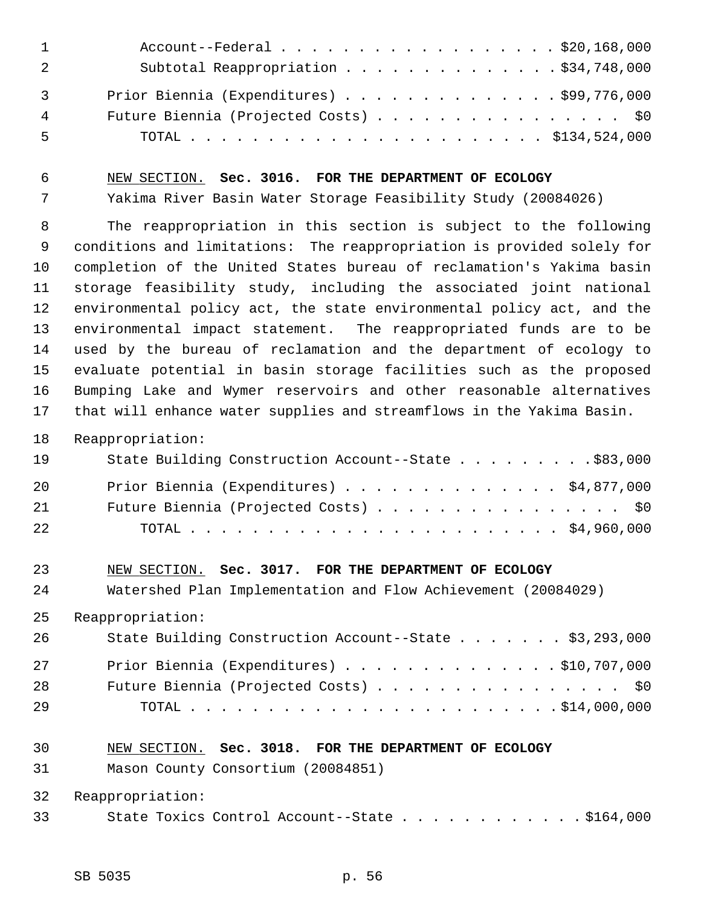Account--Federal . . . . . . . . . . . . . . . . . . $20,168,000
Subtotal Reappropriation . . . . . . . . . . . . . . $34,748,000

Prior Biennia (Expenditures) . . . . . . . . . . . . . . $99,776,000
Future Biennia (Projected Costs) . . . . . . . . . . . . . . . . $0
TOTAL . . . . . . . . . . . . . . . . . . . . . . . . $134,524,000

NEW SECTION. **Sec. 3016. FOR THE DEPARTMENT OF ECOLOGY**

Yakima River Basin Water Storage Feasibility Study (20084026)

The reappropriation in this section is subject to the following conditions and limitations: The reappropriation is provided solely for completion of the United States bureau of reclamation's Yakima basin storage feasibility study, including the associated joint national environmental policy act, the state environmental policy act, and the environmental impact statement. The reappropriated funds are to be used by the bureau of reclamation and the department of ecology to evaluate potential in basin storage facilities such as the proposed Bumping Lake and Wymer reservoirs and other reasonable alternatives that will enhance water supplies and streamflows in the Yakima Basin.

Reappropriation:

State Building Construction Account--State . . . . . . . . . $83,000

Prior Biennia (Expenditures) . . . . . . . . . . . . . . $4,877,000
Future Biennia (Projected Costs) . . . . . . . . . . . . . . . . $0
TOTAL . . . . . . . . . . . . . . . . . . . . . . . . $4,960,000

NEW SECTION. **Sec. 3017. FOR THE DEPARTMENT OF ECOLOGY**

Watershed Plan Implementation and Flow Achievement (20084029)

Reappropriation:

State Building Construction Account--State . . . . . . . $3,293,000

Prior Biennia (Expenditures) . . . . . . . . . . . . . . $10,707,000
Future Biennia (Projected Costs) . . . . . . . . . . . . . . . . $0
TOTAL . . . . . . . . . . . . . . . . . . . . . . . . $14,000,000

NEW SECTION. **Sec. 3018. FOR THE DEPARTMENT OF ECOLOGY**

Mason County Consortium (20084851)

Reappropriation:

State Toxics Control Account--State . . . . . . . . . . . . $164,000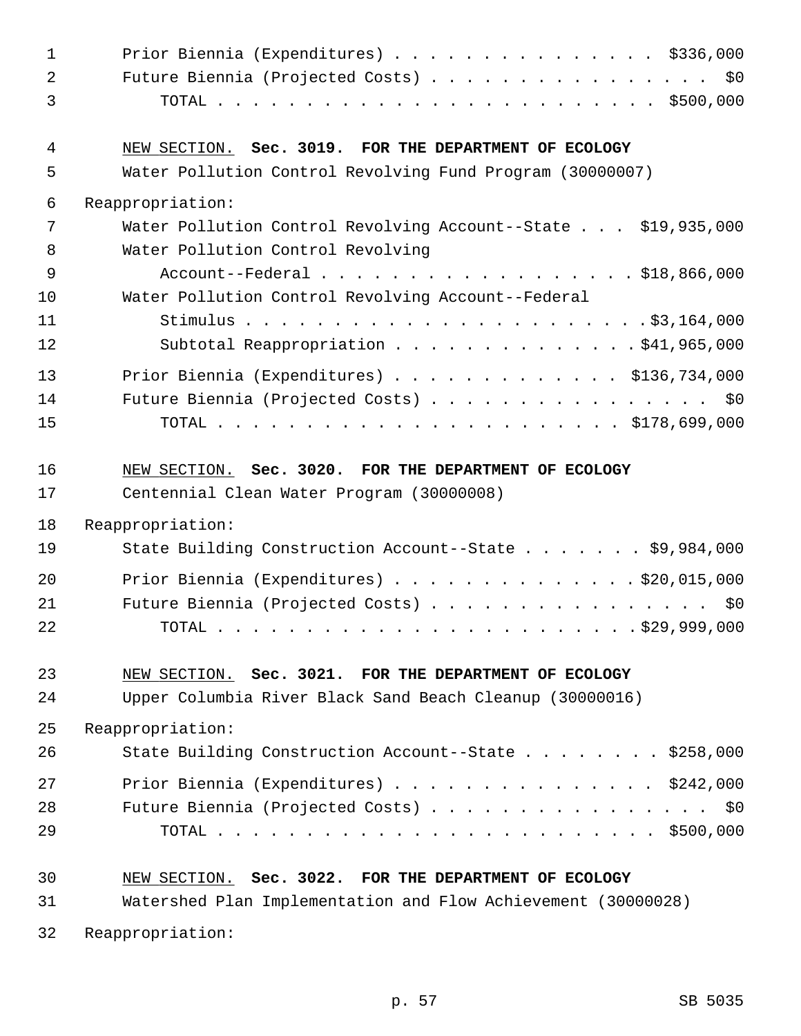Prior Biennia (Expenditures) . . . . . . . . . . . . . . . . $336,000
Future Biennia (Projected Costs) . . . . . . . . . . . . . . . . . $0
TOTAL . . . . . . . . . . . . . . . . . . . . . . . . . $500,000

NEW SECTION. **Sec. 3019. FOR THE DEPARTMENT OF ECOLOGY**

Water Pollution Control Revolving Fund Program (30000007)

Reappropriation:

Water Pollution Control Revolving Account--State . . . $19,935,000
Water Pollution Control Revolving Account--Federal . . . . . . . . . . . . . . . . . $18,866,000
Water Pollution Control Revolving Account--Federal Stimulus . . . . . . . . . . . . . . . . . . . . . . .$3,164,000
Subtotal Reappropriation . . . . . . . . . . . . . . $41,965,000

Prior Biennia (Expenditures) . . . . . . . . . . . . . $136,734,000
Future Biennia (Projected Costs) . . . . . . . . . . . . . . . . . $0
TOTAL . . . . . . . . . . . . . . . . . . . . . . . . $178,699,000

NEW SECTION. **Sec. 3020. FOR THE DEPARTMENT OF ECOLOGY**

Centennial Clean Water Program (30000008)

Reappropriation:

State Building Construction Account--State . . . . . . . $9,984,000

Prior Biennia (Expenditures) . . . . . . . . . . . . . . $20,015,000
Future Biennia (Projected Costs) . . . . . . . . . . . . . . . . . $0
TOTAL . . . . . . . . . . . . . . . . . . . . . . . . .$29,999,000

NEW SECTION. **Sec. 3021. FOR THE DEPARTMENT OF ECOLOGY**

Upper Columbia River Black Sand Beach Cleanup (30000016)

Reappropriation:

State Building Construction Account--State . . . . . . . . $258,000

Prior Biennia (Expenditures) . . . . . . . . . . . . . . . . $242,000
Future Biennia (Projected Costs) . . . . . . . . . . . . . . . . . $0
TOTAL . . . . . . . . . . . . . . . . . . . . . . . . . $500,000

NEW SECTION. **Sec. 3022. FOR THE DEPARTMENT OF ECOLOGY**

Watershed Plan Implementation and Flow Achievement (30000028)

Reappropriation: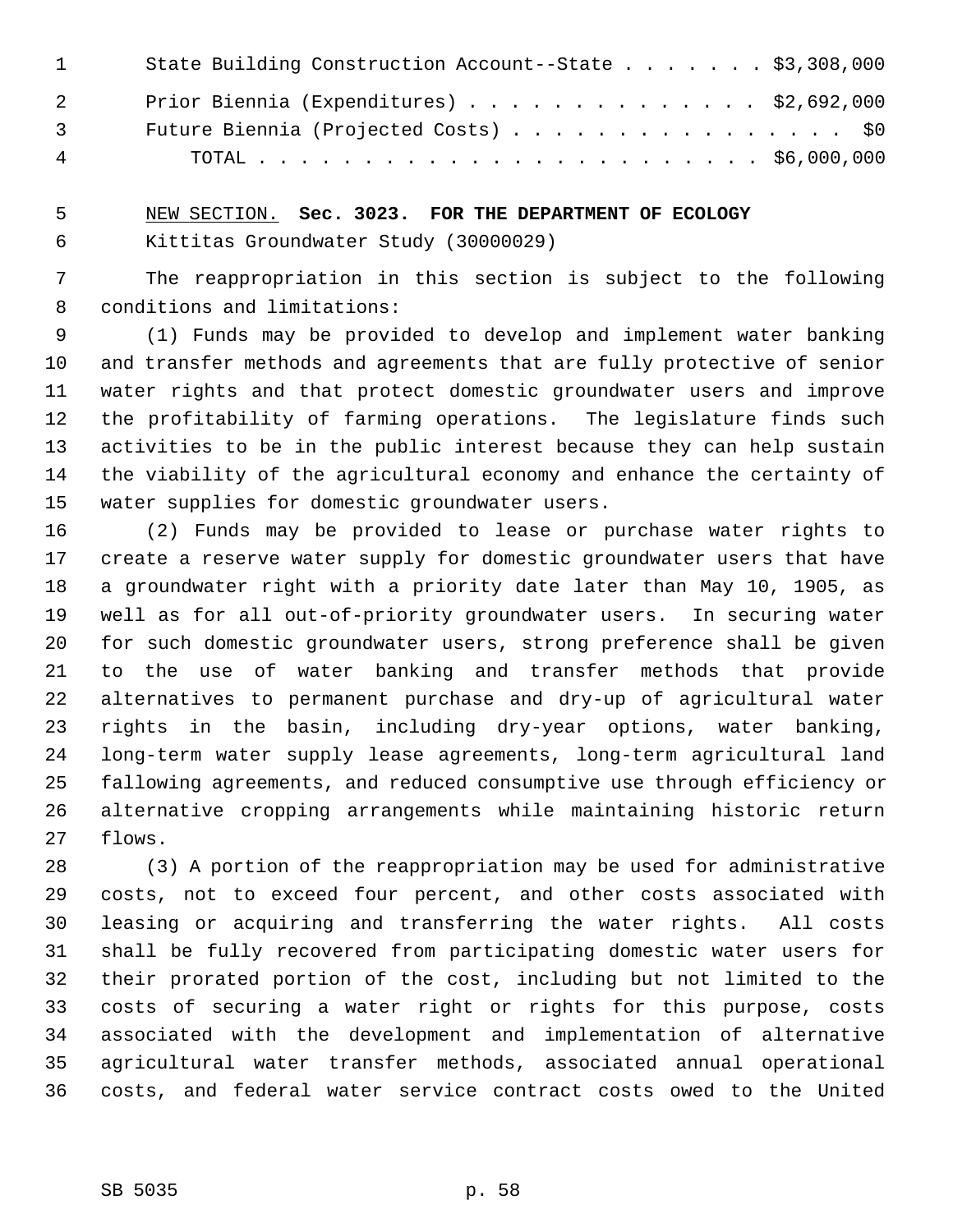State Building Construction Account--State . . . . . . . $3,308,000

Prior Biennia (Expenditures) . . . . . . . . . . . . . . $2,692,000

Future Biennia (Projected Costs) . . . . . . . . . . . . . . . . $0

TOTAL . . . . . . . . . . . . . . . . . . . . . . . . $6,000,000

NEW SECTION. **Sec. 3023. FOR THE DEPARTMENT OF ECOLOGY**

Kittitas Groundwater Study (30000029)

The reappropriation in this section is subject to the following conditions and limitations:

(1) Funds may be provided to develop and implement water banking and transfer methods and agreements that are fully protective of senior water rights and that protect domestic groundwater users and improve the profitability of farming operations. The legislature finds such activities to be in the public interest because they can help sustain the viability of the agricultural economy and enhance the certainty of water supplies for domestic groundwater users.

(2) Funds may be provided to lease or purchase water rights to create a reserve water supply for domestic groundwater users that have a groundwater right with a priority date later than May 10, 1905, as well as for all out-of-priority groundwater users. In securing water for such domestic groundwater users, strong preference shall be given to the use of water banking and transfer methods that provide alternatives to permanent purchase and dry-up of agricultural water rights in the basin, including dry-year options, water banking, long-term water supply lease agreements, long-term agricultural land fallowing agreements, and reduced consumptive use through efficiency or alternative cropping arrangements while maintaining historic return flows.

(3) A portion of the reappropriation may be used for administrative costs, not to exceed four percent, and other costs associated with leasing or acquiring and transferring the water rights. All costs shall be fully recovered from participating domestic water users for their prorated portion of the cost, including but not limited to the costs of securing a water right or rights for this purpose, costs associated with the development and implementation of alternative agricultural water transfer methods, associated annual operational costs, and federal water service contract costs owed to the United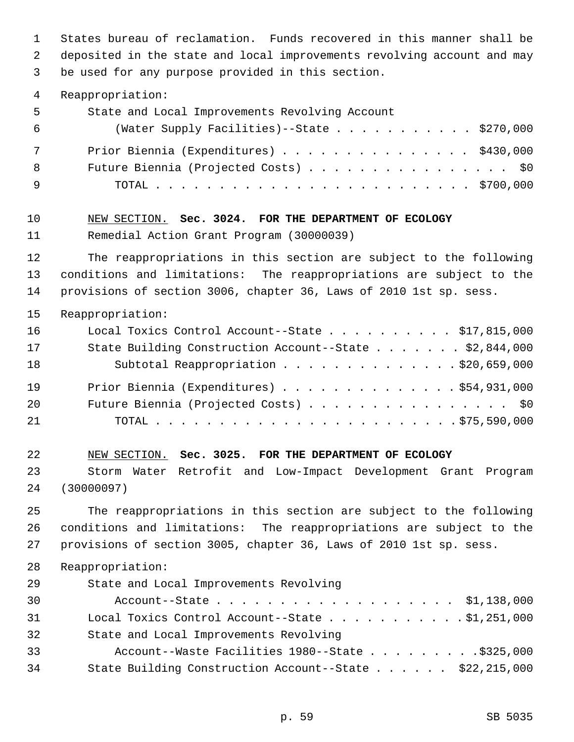States bureau of reclamation. Funds recovered in this manner shall be deposited in the state and local improvements revolving account and may be used for any purpose provided in this section.

Reappropriation:

| | |
|---|---|
| State and Local Improvements Revolving Account (Water Supply Facilities)--State | $270,000 |
| Prior Biennia (Expenditures) | $430,000 |
| Future Biennia (Projected Costs) | $0 |
| TOTAL | $700,000 |

NEW SECTION. **Sec. 3024. FOR THE DEPARTMENT OF ECOLOGY**

Remedial Action Grant Program (30000039)

The reappropriations in this section are subject to the following conditions and limitations: The reappropriations are subject to the provisions of section 3006, chapter 36, Laws of 2010 1st sp. sess.

Reappropriation:

| | |
|---|---|
| Local Toxics Control Account--State | $17,815,000 |
| State Building Construction Account--State | $2,844,000 |
| Subtotal Reappropriation | $20,659,000 |
| Prior Biennia (Expenditures) | $54,931,000 |
| Future Biennia (Projected Costs) | $0 |
| TOTAL | $75,590,000 |

NEW SECTION. **Sec. 3025. FOR THE DEPARTMENT OF ECOLOGY**

Storm Water Retrofit and Low-Impact Development Grant Program (30000097)

The reappropriations in this section are subject to the following conditions and limitations: The reappropriations are subject to the provisions of section 3005, chapter 36, Laws of 2010 1st sp. sess.

Reappropriation:

| | |
|---|---|
| State and Local Improvements Revolving Account--State | $1,138,000 |
| Local Toxics Control Account--State | $1,251,000 |
| State and Local Improvements Revolving Account--Waste Facilities 1980--State | $325,000 |
| State Building Construction Account--State | $22,215,000 |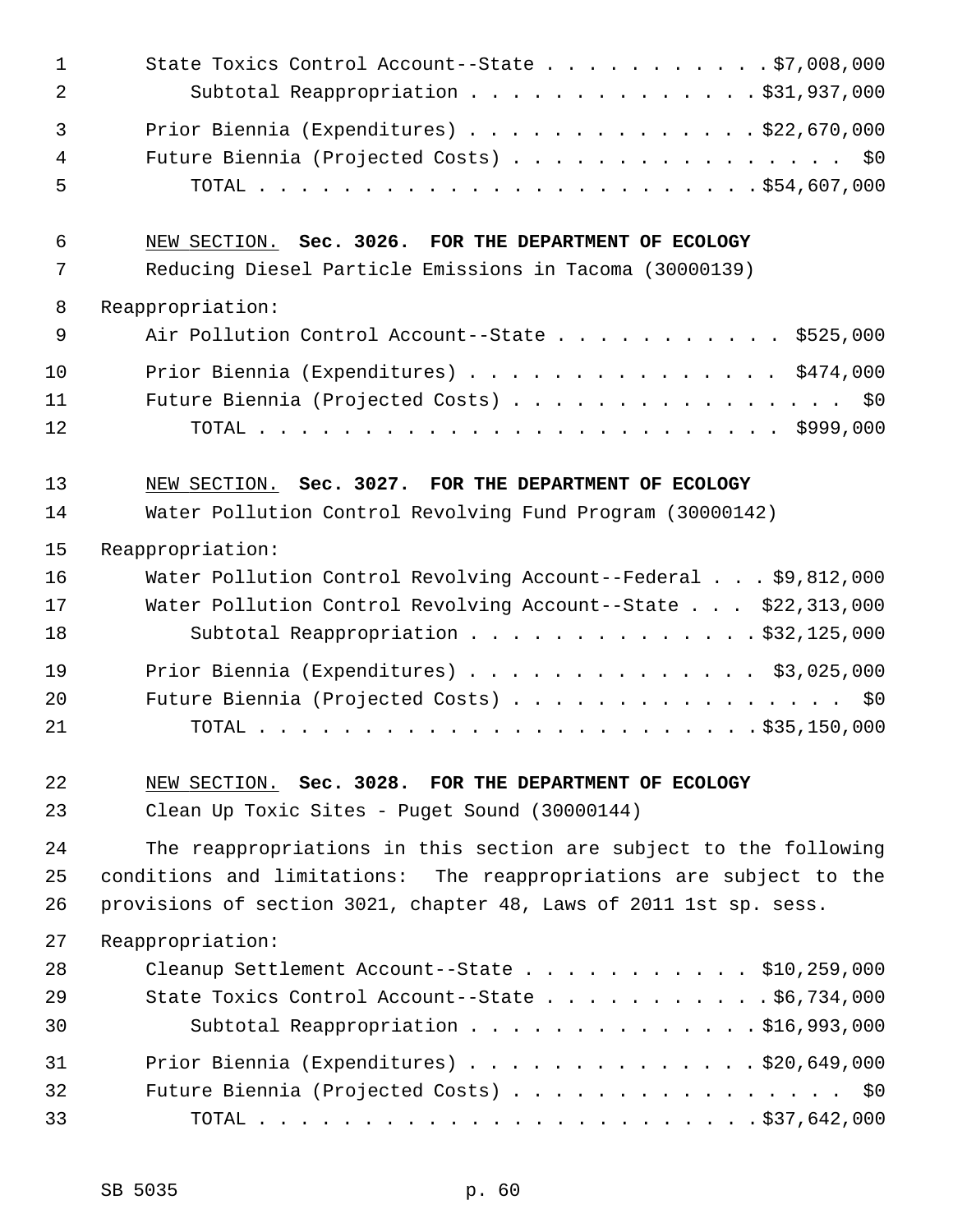State Toxics Control Account--State . . . . . . . . . . . $7,008,000
Subtotal Reappropriation . . . . . . . . . . . . . . $31,937,000

Prior Biennia (Expenditures) . . . . . . . . . . . . . . $22,670,000
Future Biennia (Projected Costs) . . . . . . . . . . . . . . . . $0
TOTAL . . . . . . . . . . . . . . . . . . . . . . . . $54,607,000

NEW SECTION. **Sec. 3026. FOR THE DEPARTMENT OF ECOLOGY**

Reducing Diesel Particle Emissions in Tacoma (30000139)

Reappropriation:

Air Pollution Control Account--State . . . . . . . . . . . $525,000

Prior Biennia (Expenditures) . . . . . . . . . . . . . . . $474,000
Future Biennia (Projected Costs) . . . . . . . . . . . . . . . . $0
TOTAL . . . . . . . . . . . . . . . . . . . . . . . . $999,000

NEW SECTION. **Sec. 3027. FOR THE DEPARTMENT OF ECOLOGY**

Water Pollution Control Revolving Fund Program (30000142)

Reappropriation:

Water Pollution Control Revolving Account--Federal . . . $9,812,000
Water Pollution Control Revolving Account--State . . . $22,313,000
Subtotal Reappropriation . . . . . . . . . . . . . . $32,125,000

Prior Biennia (Expenditures) . . . . . . . . . . . . . . $3,025,000
Future Biennia (Projected Costs) . . . . . . . . . . . . . . . . $0
TOTAL . . . . . . . . . . . . . . . . . . . . . . . . $35,150,000

NEW SECTION. **Sec. 3028. FOR THE DEPARTMENT OF ECOLOGY**

Clean Up Toxic Sites - Puget Sound (30000144)

The reappropriations in this section are subject to the following conditions and limitations: The reappropriations are subject to the provisions of section 3021, chapter 48, Laws of 2011 1st sp. sess.

Reappropriation:

Cleanup Settlement Account--State . . . . . . . . . . . $10,259,000
State Toxics Control Account--State . . . . . . . . . . . $6,734,000
Subtotal Reappropriation . . . . . . . . . . . . . . $16,993,000

Prior Biennia (Expenditures) . . . . . . . . . . . . . . $20,649,000
Future Biennia (Projected Costs) . . . . . . . . . . . . . . . . $0
TOTAL . . . . . . . . . . . . . . . . . . . . . . . . $37,642,000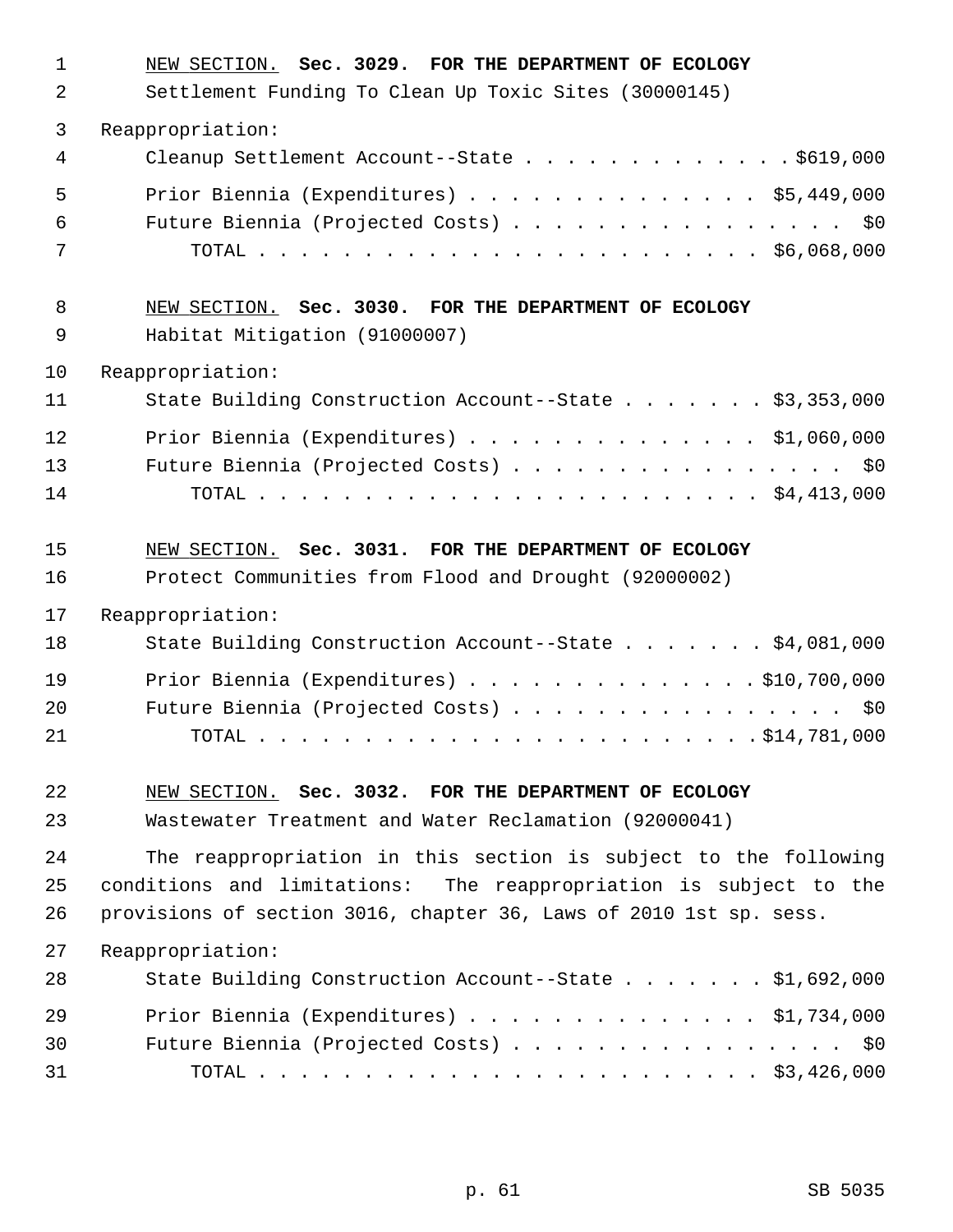NEW SECTION. **Sec. 3029. FOR THE DEPARTMENT OF ECOLOGY**

Settlement Funding To Clean Up Toxic Sites (30000145)

Reappropriation:

| | |
|---|---|
| Cleanup Settlement Account--State | $619,000 |
| Prior Biennia (Expenditures) | $5,449,000 |
| Future Biennia (Projected Costs) | $0 |
| TOTAL | $6,068,000 |

NEW SECTION. **Sec. 3030. FOR THE DEPARTMENT OF ECOLOGY**

Habitat Mitigation (91000007)

Reappropriation:

| | |
|---|---|
| State Building Construction Account--State | $3,353,000 |
| Prior Biennia (Expenditures) | $1,060,000 |
| Future Biennia (Projected Costs) | $0 |
| TOTAL | $4,413,000 |

NEW SECTION. **Sec. 3031. FOR THE DEPARTMENT OF ECOLOGY**

Protect Communities from Flood and Drought (92000002)

Reappropriation:

| | |
|---|---|
| State Building Construction Account--State | $4,081,000 |
| Prior Biennia (Expenditures) | $10,700,000 |
| Future Biennia (Projected Costs) | $0 |
| TOTAL | $14,781,000 |

NEW SECTION. **Sec. 3032. FOR THE DEPARTMENT OF ECOLOGY**

Wastewater Treatment and Water Reclamation (92000041)

The reappropriation in this section is subject to the following conditions and limitations: The reappropriation is subject to the provisions of section 3016, chapter 36, Laws of 2010 1st sp. sess.

Reappropriation:

| | |
|---|---|
| State Building Construction Account--State | $1,692,000 |
| Prior Biennia (Expenditures) | $1,734,000 |
| Future Biennia (Projected Costs) | $0 |
| TOTAL | $3,426,000 |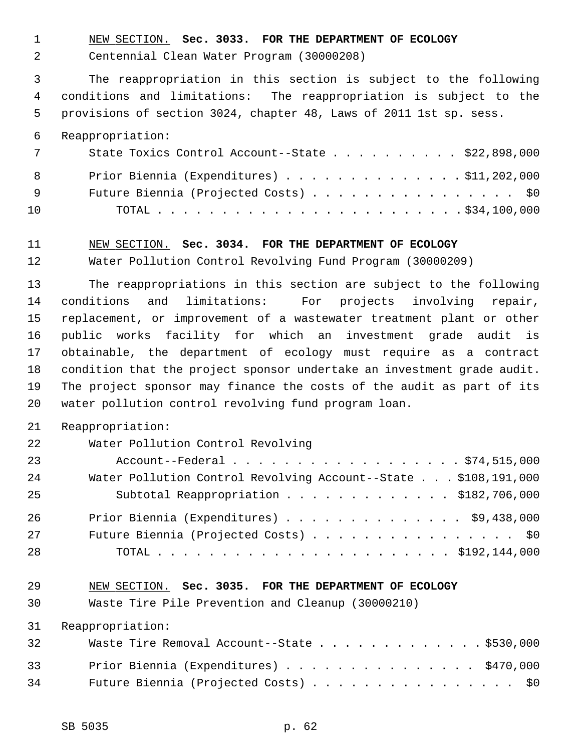NEW SECTION. **Sec. 3033. FOR THE DEPARTMENT OF ECOLOGY**

Centennial Clean Water Program (30000208)

The reappropriation in this section is subject to the following conditions and limitations: The reappropriation is subject to the provisions of section 3024, chapter 48, Laws of 2011 1st sp. sess.

Reappropriation:

| | |
|---|---|
| State Toxics Control Account--State | $22,898,000 |
| Prior Biennia (Expenditures) | $11,202,000 |
| Future Biennia (Projected Costs) | $0 |
| TOTAL | $34,100,000 |

NEW SECTION. **Sec. 3034. FOR THE DEPARTMENT OF ECOLOGY**

Water Pollution Control Revolving Fund Program (30000209)

The reappropriations in this section are subject to the following conditions and limitations: For projects involving repair, replacement, or improvement of a wastewater treatment plant or other public works facility for which an investment grade audit is obtainable, the department of ecology must require as a contract condition that the project sponsor undertake an investment grade audit. The project sponsor may finance the costs of the audit as part of its water pollution control revolving fund program loan.

Reappropriation:

| | |
|---|---|
| Water Pollution Control Revolving Account--Federal | $74,515,000 |
| Water Pollution Control Revolving Account--State | $108,191,000 |
| Subtotal Reappropriation | $182,706,000 |
| Prior Biennia (Expenditures) | $9,438,000 |
| Future Biennia (Projected Costs) | $0 |
| TOTAL | $192,144,000 |

NEW SECTION. **Sec. 3035. FOR THE DEPARTMENT OF ECOLOGY**

Waste Tire Pile Prevention and Cleanup (30000210)

Reappropriation:

| | |
|---|---|
| Waste Tire Removal Account--State | $530,000 |
| Prior Biennia (Expenditures) | $470,000 |
| Future Biennia (Projected Costs) | $0 |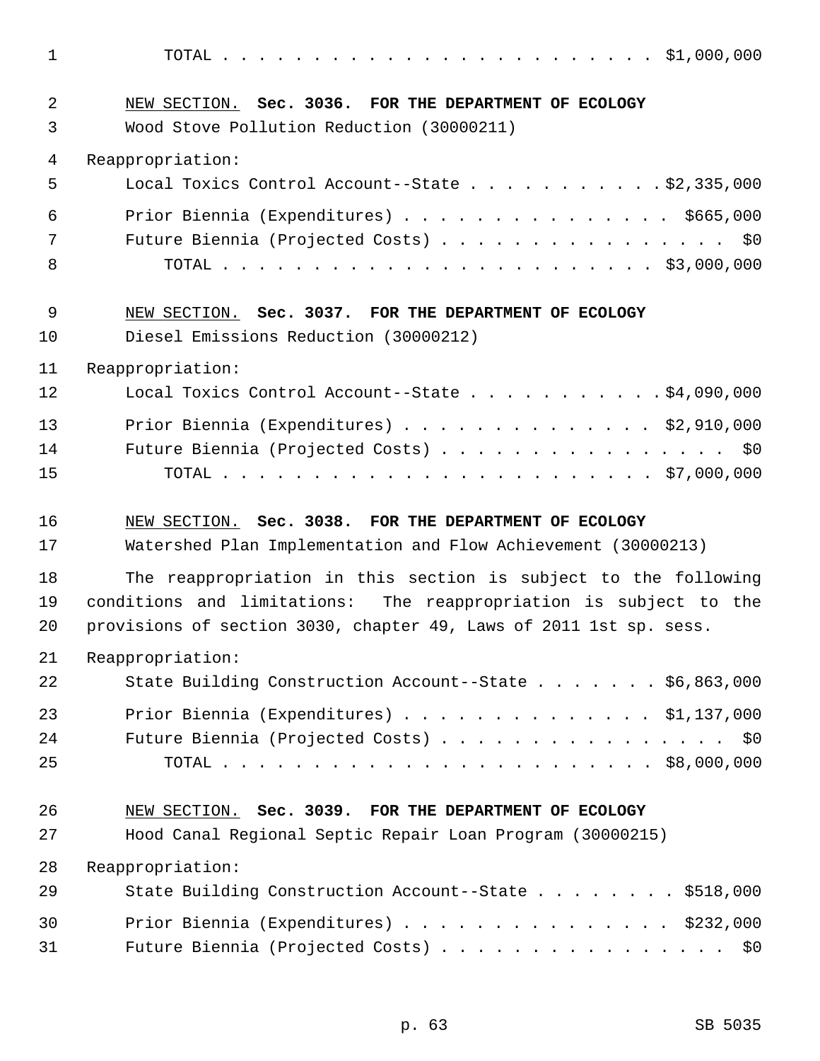TOTAL . . . . . . . . . . . . . . . . . . . . . . . . $1,000,000

NEW SECTION. **Sec. 3036. FOR THE DEPARTMENT OF ECOLOGY**

Wood Stove Pollution Reduction (30000211)

Reappropriation:

Local Toxics Control Account--State . . . . . . . . . . . $2,335,000

Prior Biennia (Expenditures) . . . . . . . . . . . . . . . . $665,000

Future Biennia (Projected Costs) . . . . . . . . . . . . . . . . . $0

TOTAL . . . . . . . . . . . . . . . . . . . . . . . . $3,000,000

NEW SECTION. **Sec. 3037. FOR THE DEPARTMENT OF ECOLOGY**

Diesel Emissions Reduction (30000212)

Reappropriation:

Local Toxics Control Account--State . . . . . . . . . . . $4,090,000

Prior Biennia (Expenditures) . . . . . . . . . . . . . . $2,910,000

Future Biennia (Projected Costs) . . . . . . . . . . . . . . . . . $0

TOTAL . . . . . . . . . . . . . . . . . . . . . . . . $7,000,000

NEW SECTION. **Sec. 3038. FOR THE DEPARTMENT OF ECOLOGY**

Watershed Plan Implementation and Flow Achievement (30000213)

The reappropriation in this section is subject to the following conditions and limitations: The reappropriation is subject to the provisions of section 3030, chapter 49, Laws of 2011 1st sp. sess.

Reappropriation:

State Building Construction Account--State . . . . . . . $6,863,000

Prior Biennia (Expenditures) . . . . . . . . . . . . . . $1,137,000

Future Biennia (Projected Costs) . . . . . . . . . . . . . . . . . $0

TOTAL . . . . . . . . . . . . . . . . . . . . . . . . $8,000,000

NEW SECTION. **Sec. 3039. FOR THE DEPARTMENT OF ECOLOGY**

Hood Canal Regional Septic Repair Loan Program (30000215)

Reappropriation:

State Building Construction Account--State . . . . . . . . $518,000

Prior Biennia (Expenditures) . . . . . . . . . . . . . . . . $232,000

Future Biennia (Projected Costs) . . . . . . . . . . . . . . . . . $0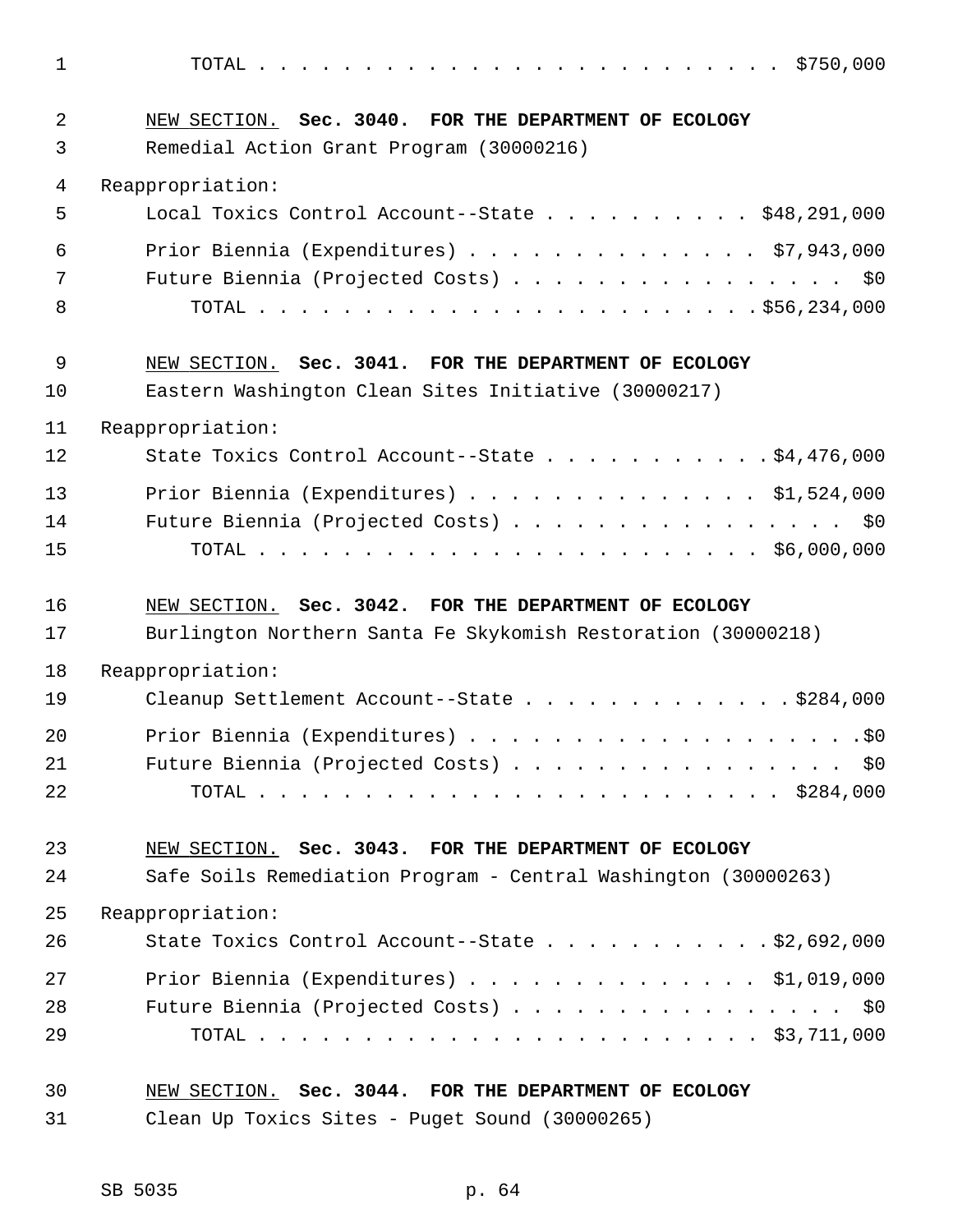TOTAL . . . . . . . . . . . . . . . . . . . . . . . . . $750,000

NEW SECTION. **Sec. 3040. FOR THE DEPARTMENT OF ECOLOGY**

Remedial Action Grant Program (30000216)

Reappropriation:

Local Toxics Control Account--State . . . . . . . . . . $48,291,000

Prior Biennia (Expenditures) . . . . . . . . . . . . . . $7,943,000

Future Biennia (Projected Costs) . . . . . . . . . . . . . . . . $0

TOTAL . . . . . . . . . . . . . . . . . . . . . . . . .$56,234,000

NEW SECTION. **Sec. 3041. FOR THE DEPARTMENT OF ECOLOGY**

Eastern Washington Clean Sites Initiative (30000217)

Reappropriation:

State Toxics Control Account--State . . . . . . . . . . .$4,476,000

Prior Biennia (Expenditures) . . . . . . . . . . . . . . $1,524,000

Future Biennia (Projected Costs) . . . . . . . . . . . . . . . . $0

TOTAL . . . . . . . . . . . . . . . . . . . . . . . . . $6,000,000

NEW SECTION. **Sec. 3042. FOR THE DEPARTMENT OF ECOLOGY**

Burlington Northern Santa Fe Skykomish Restoration (30000218)

Reappropriation:

Cleanup Settlement Account--State . . . . . . . . . . . . . $284,000

Prior Biennia (Expenditures) . . . . . . . . . . . . . . . . . . .$0

Future Biennia (Projected Costs) . . . . . . . . . . . . . . . . $0

TOTAL . . . . . . . . . . . . . . . . . . . . . . . . . $284,000

NEW SECTION. **Sec. 3043. FOR THE DEPARTMENT OF ECOLOGY**

Safe Soils Remediation Program - Central Washington (30000263)

Reappropriation:

State Toxics Control Account--State . . . . . . . . . . .$2,692,000

Prior Biennia (Expenditures) . . . . . . . . . . . . . . $1,019,000

Future Biennia (Projected Costs) . . . . . . . . . . . . . . . . $0

TOTAL . . . . . . . . . . . . . . . . . . . . . . . . . $3,711,000

NEW SECTION. **Sec. 3044. FOR THE DEPARTMENT OF ECOLOGY**

Clean Up Toxics Sites - Puget Sound (30000265)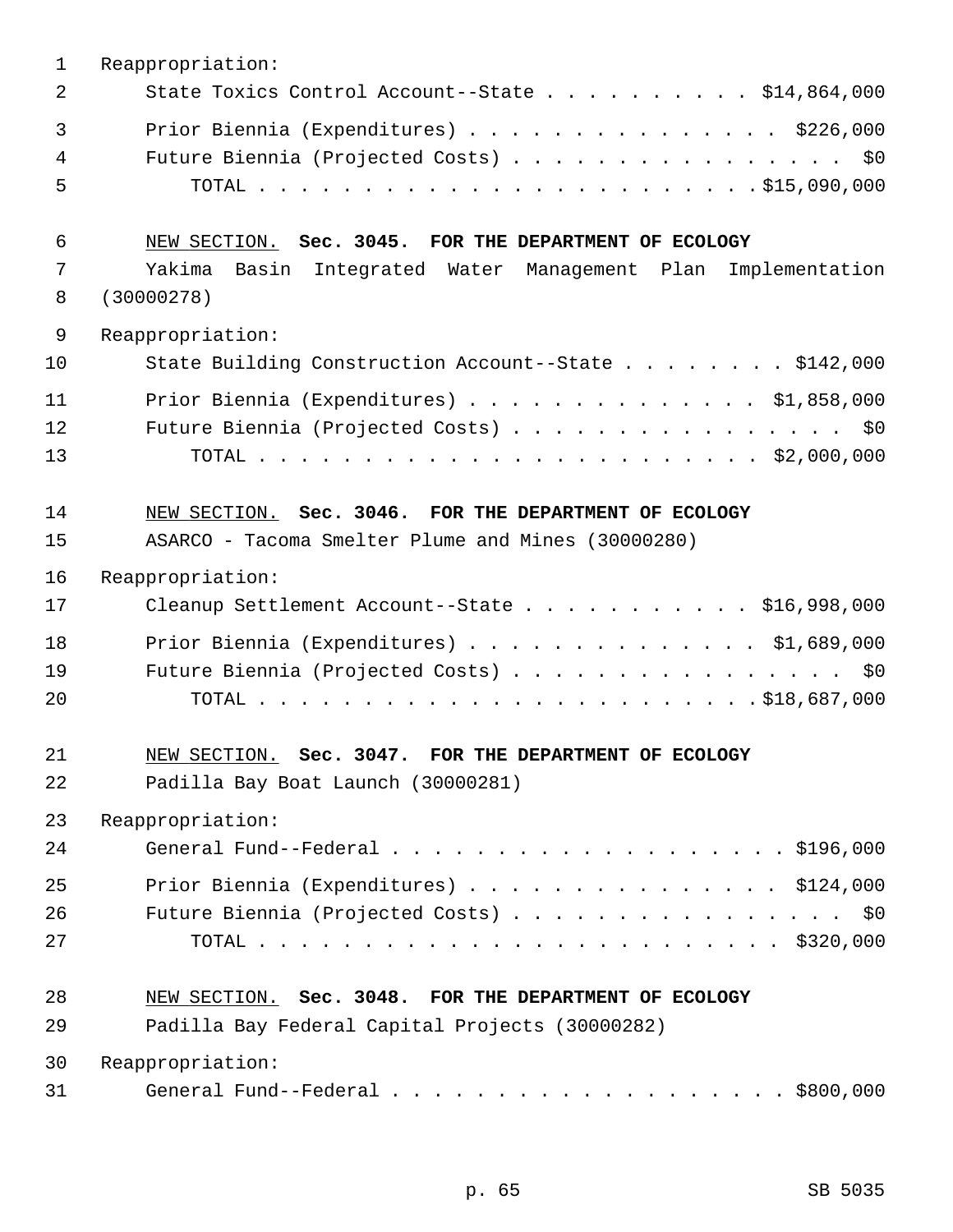Reappropriation:

State Toxics Control Account--State . . . . . . . . . . $14,864,000

Prior Biennia (Expenditures) . . . . . . . . . . . . . . . $226,000

Future Biennia (Projected Costs) . . . . . . . . . . . . . . . . $0

TOTAL . . . . . . . . . . . . . . . . . . . . . . . .$15,090,000

NEW SECTION. **Sec. 3045. FOR THE DEPARTMENT OF ECOLOGY**

Yakima Basin Integrated Water Management Plan Implementation (30000278)

Reappropriation:

State Building Construction Account--State . . . . . . . . $142,000

Prior Biennia (Expenditures) . . . . . . . . . . . . . . $1,858,000

Future Biennia (Projected Costs) . . . . . . . . . . . . . . . . $0

TOTAL . . . . . . . . . . . . . . . . . . . . . . . . $2,000,000

NEW SECTION. **Sec. 3046. FOR THE DEPARTMENT OF ECOLOGY**

ASARCO - Tacoma Smelter Plume and Mines (30000280)

Reappropriation:

Cleanup Settlement Account--State . . . . . . . . . . . $16,998,000

Prior Biennia (Expenditures) . . . . . . . . . . . . . . $1,689,000

Future Biennia (Projected Costs) . . . . . . . . . . . . . . . . $0

TOTAL . . . . . . . . . . . . . . . . . . . . . . . .$18,687,000

NEW SECTION. **Sec. 3047. FOR THE DEPARTMENT OF ECOLOGY**

Padilla Bay Boat Launch (30000281)

Reappropriation:

General Fund--Federal . . . . . . . . . . . . . . . . . . . $196,000

Prior Biennia (Expenditures) . . . . . . . . . . . . . . . $124,000

Future Biennia (Projected Costs) . . . . . . . . . . . . . . . . $0

TOTAL . . . . . . . . . . . . . . . . . . . . . . . . . $320,000

NEW SECTION. **Sec. 3048. FOR THE DEPARTMENT OF ECOLOGY**

Padilla Bay Federal Capital Projects (30000282)

Reappropriation:

General Fund--Federal . . . . . . . . . . . . . . . . . . . $800,000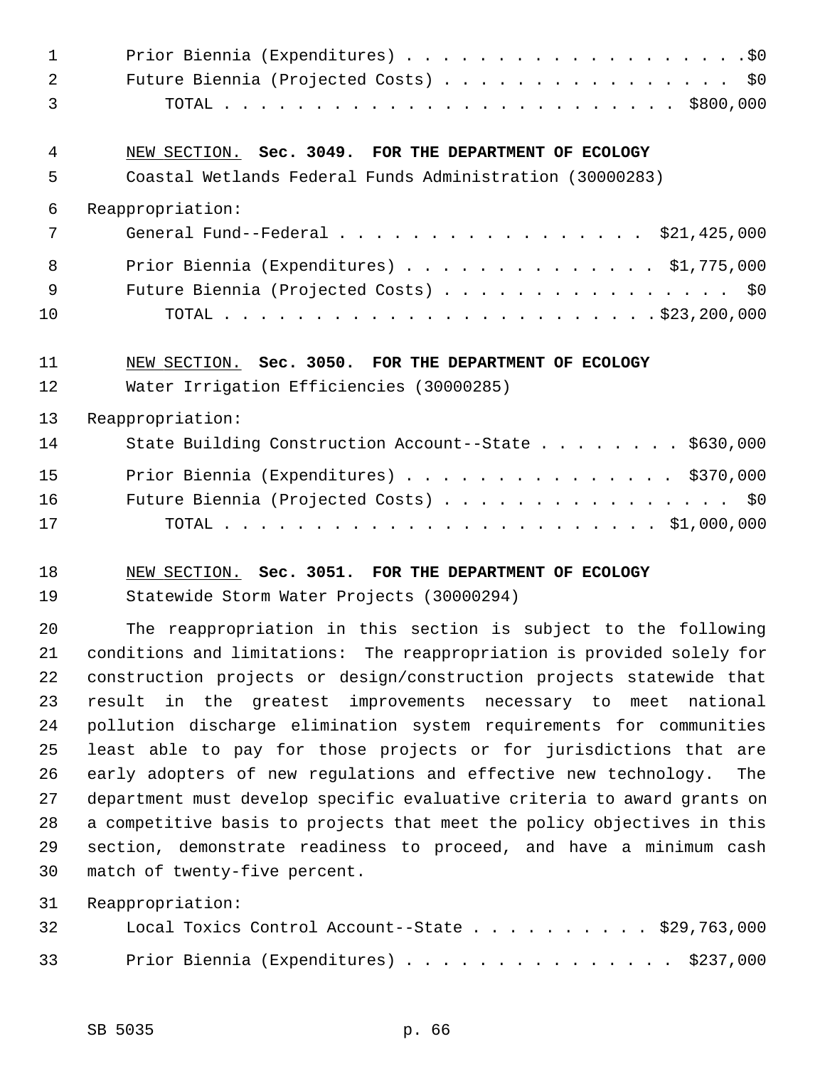Prior Biennia (Expenditures) . . . . . . . . . . . . . . . . . . . .$0
Future Biennia (Projected Costs) . . . . . . . . . . . . . . . . . $0
TOTAL . . . . . . . . . . . . . . . . . . . . . . . . . $800,000

NEW SECTION. **Sec. 3049. FOR THE DEPARTMENT OF ECOLOGY**

Coastal Wetlands Federal Funds Administration (30000283)

Reappropriation:

General Fund--Federal . . . . . . . . . . . . . . . . . . $21,425,000

Prior Biennia (Expenditures) . . . . . . . . . . . . . . $1,775,000
Future Biennia (Projected Costs) . . . . . . . . . . . . . . . . . $0
TOTAL . . . . . . . . . . . . . . . . . . . . . . . . .$23,200,000

NEW SECTION. **Sec. 3050. FOR THE DEPARTMENT OF ECOLOGY**

Water Irrigation Efficiencies (30000285)

Reappropriation:

State Building Construction Account--State . . . . . . . . $630,000

Prior Biennia (Expenditures) . . . . . . . . . . . . . . . $370,000
Future Biennia (Projected Costs) . . . . . . . . . . . . . . . . . $0
TOTAL . . . . . . . . . . . . . . . . . . . . . . . . . $1,000,000

NEW SECTION. **Sec. 3051. FOR THE DEPARTMENT OF ECOLOGY**

Statewide Storm Water Projects (30000294)

The reappropriation in this section is subject to the following conditions and limitations: The reappropriation is provided solely for construction projects or design/construction projects statewide that result in the greatest improvements necessary to meet national pollution discharge elimination system requirements for communities least able to pay for those projects or for jurisdictions that are early adopters of new regulations and effective new technology. The department must develop specific evaluative criteria to award grants on a competitive basis to projects that meet the policy objectives in this section, demonstrate readiness to proceed, and have a minimum cash match of twenty-five percent.

Reappropriation:

Local Toxics Control Account--State . . . . . . . . . . . $29,763,000

Prior Biennia (Expenditures) . . . . . . . . . . . . . . . $237,000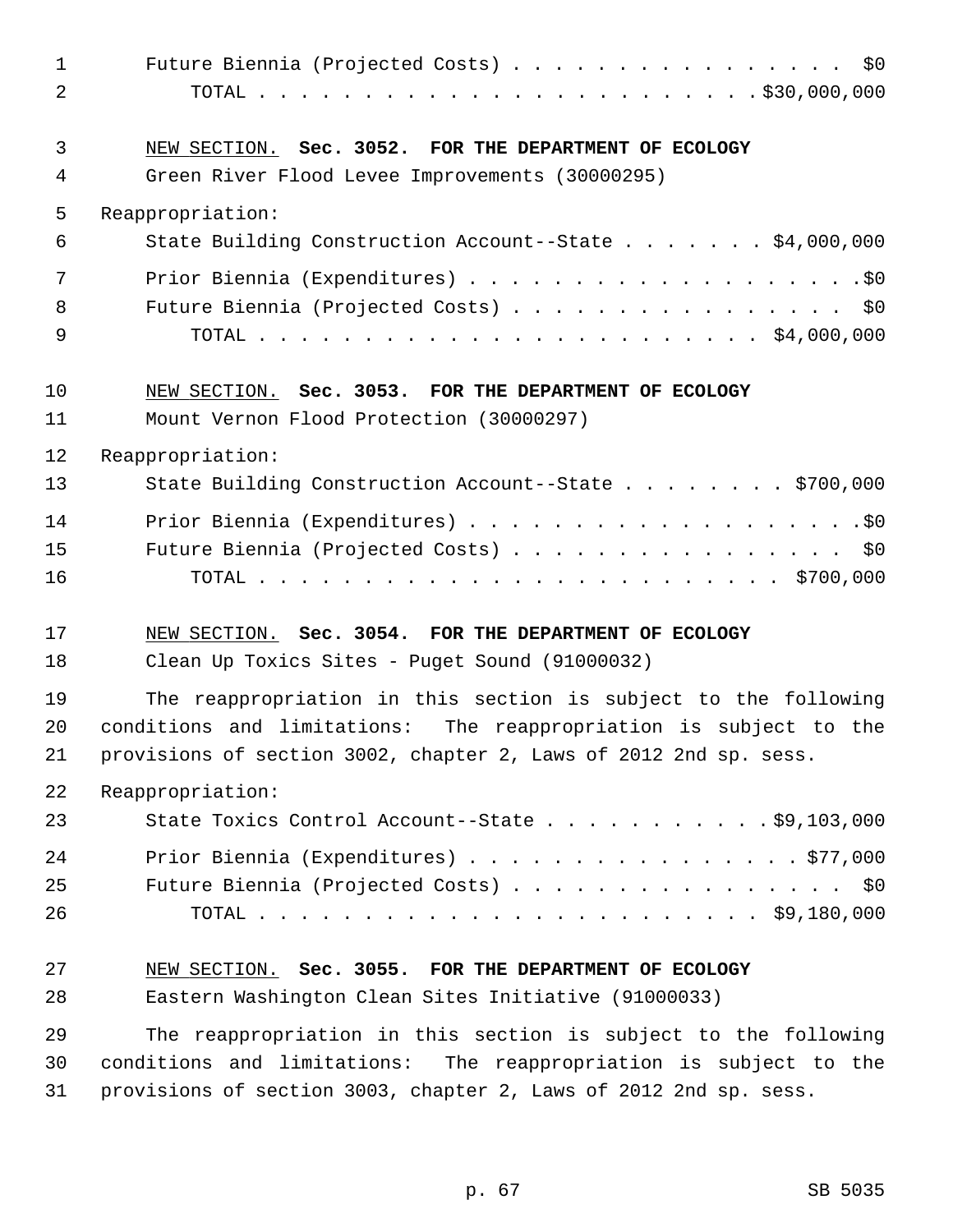Future Biennia (Projected Costs) . . . . . . . . . . . . . . . . . $0
TOTAL . . . . . . . . . . . . . . . . . . . . . . . . . $30,000,000

NEW SECTION. **Sec. 3052. FOR THE DEPARTMENT OF ECOLOGY**

Green River Flood Levee Improvements (30000295)

Reappropriation:

State Building Construction Account--State . . . . . . . $4,000,000

Prior Biennia (Expenditures) . . . . . . . . . . . . . . . . . . . .$0
Future Biennia (Projected Costs) . . . . . . . . . . . . . . . . . $0
TOTAL . . . . . . . . . . . . . . . . . . . . . . . . . $4,000,000

NEW SECTION. **Sec. 3053. FOR THE DEPARTMENT OF ECOLOGY**

Mount Vernon Flood Protection (30000297)

Reappropriation:

State Building Construction Account--State . . . . . . . . $700,000

Prior Biennia (Expenditures) . . . . . . . . . . . . . . . . . . . .$0
Future Biennia (Projected Costs) . . . . . . . . . . . . . . . . . $0
TOTAL . . . . . . . . . . . . . . . . . . . . . . . . . $700,000

NEW SECTION. **Sec. 3054. FOR THE DEPARTMENT OF ECOLOGY**

Clean Up Toxics Sites - Puget Sound (91000032)

The reappropriation in this section is subject to the following conditions and limitations: The reappropriation is subject to the provisions of section 3002, chapter 2, Laws of 2012 2nd sp. sess.

Reappropriation:

State Toxics Control Account--State . . . . . . . . . . . $9,103,000

Prior Biennia (Expenditures) . . . . . . . . . . . . . . . . $77,000
Future Biennia (Projected Costs) . . . . . . . . . . . . . . . . . $0
TOTAL . . . . . . . . . . . . . . . . . . . . . . . . . $9,180,000

NEW SECTION. **Sec. 3055. FOR THE DEPARTMENT OF ECOLOGY**

Eastern Washington Clean Sites Initiative (91000033)

The reappropriation in this section is subject to the following conditions and limitations: The reappropriation is subject to the provisions of section 3003, chapter 2, Laws of 2012 2nd sp. sess.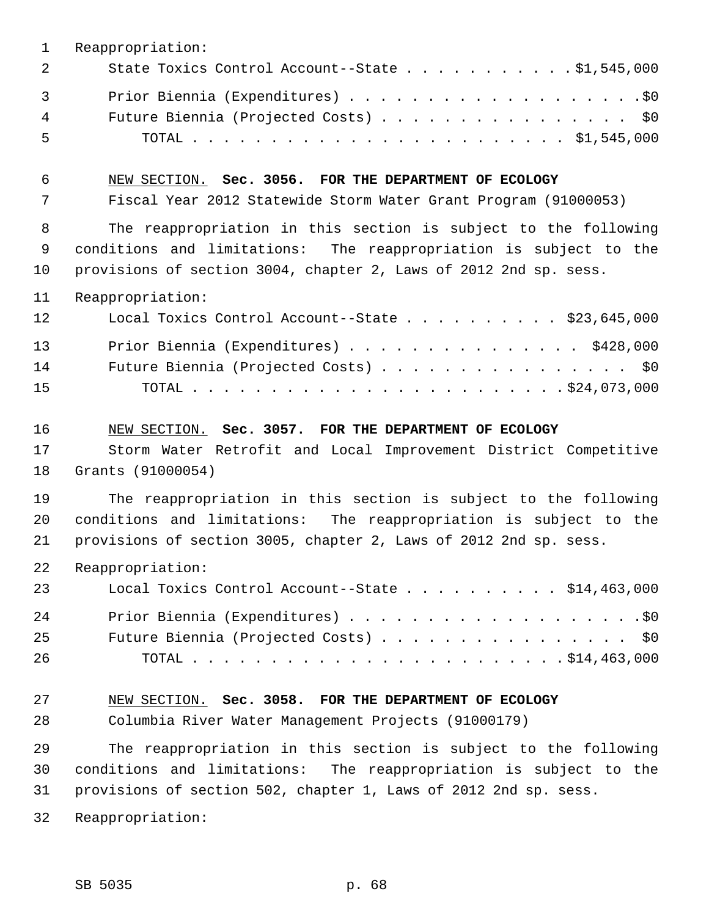Reappropriation:

State Toxics Control Account--State . . . . . . . . . . . $1,545,000

Prior Biennia (Expenditures) . . . . . . . . . . . . . . . . . . . . $0

Future Biennia (Projected Costs) . . . . . . . . . . . . . . . . . $0

TOTAL . . . . . . . . . . . . . . . . . . . . . . . . . $1,545,000

NEW SECTION. **Sec. 3056. FOR THE DEPARTMENT OF ECOLOGY**

Fiscal Year 2012 Statewide Storm Water Grant Program (91000053)

The reappropriation in this section is subject to the following conditions and limitations: The reappropriation is subject to the provisions of section 3004, chapter 2, Laws of 2012 2nd sp. sess.

Reappropriation:

Local Toxics Control Account--State . . . . . . . . . . $23,645,000

Prior Biennia (Expenditures) . . . . . . . . . . . . . . . . $428,000

Future Biennia (Projected Costs) . . . . . . . . . . . . . . . . . $0

TOTAL . . . . . . . . . . . . . . . . . . . . . . . . . $24,073,000

NEW SECTION. **Sec. 3057. FOR THE DEPARTMENT OF ECOLOGY**

Storm Water Retrofit and Local Improvement District Competitive Grants (91000054)

The reappropriation in this section is subject to the following conditions and limitations: The reappropriation is subject to the provisions of section 3005, chapter 2, Laws of 2012 2nd sp. sess.

Reappropriation:

Local Toxics Control Account--State . . . . . . . . . . $14,463,000

Prior Biennia (Expenditures) . . . . . . . . . . . . . . . . . . . . $0

Future Biennia (Projected Costs) . . . . . . . . . . . . . . . . . $0

TOTAL . . . . . . . . . . . . . . . . . . . . . . . . . $14,463,000

NEW SECTION. **Sec. 3058. FOR THE DEPARTMENT OF ECOLOGY**

Columbia River Water Management Projects (91000179)

The reappropriation in this section is subject to the following conditions and limitations: The reappropriation is subject to the provisions of section 502, chapter 1, Laws of 2012 2nd sp. sess.

Reappropriation: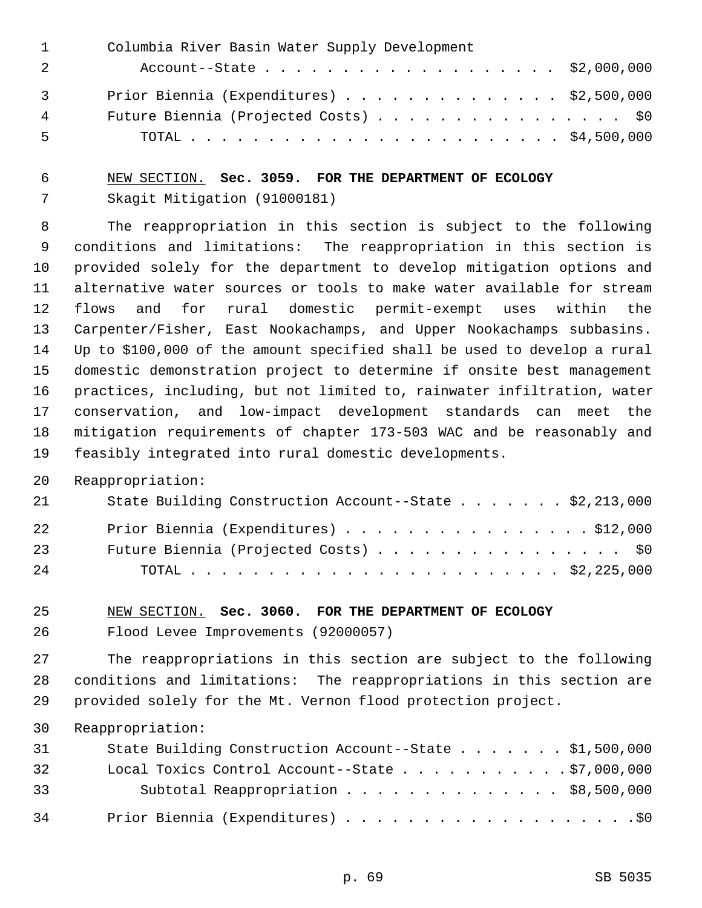Columbia River Basin Water Supply Development Account--State . . . . . . . . . . . . . . . . . . . $2,000,000

Prior Biennia (Expenditures) . . . . . . . . . . . . . . . $2,500,000
Future Biennia (Projected Costs) . . . . . . . . . . . . . . . . . $0
TOTAL . . . . . . . . . . . . . . . . . . . . . . . . $4,500,000

NEW SECTION. **Sec. 3059. FOR THE DEPARTMENT OF ECOLOGY**

Skagit Mitigation (91000181)

The reappropriation in this section is subject to the following conditions and limitations: The reappropriation in this section is provided solely for the department to develop mitigation options and alternative water sources or tools to make water available for stream flows and for rural domestic permit-exempt uses within the Carpenter/Fisher, East Nookachamps, and Upper Nookachamps subbasins. Up to $100,000 of the amount specified shall be used to develop a rural domestic demonstration project to determine if onsite best management practices, including, but not limited to, rainwater infiltration, water conservation, and low-impact development standards can meet the mitigation requirements of chapter 173-503 WAC and be reasonably and feasibly integrated into rural domestic developments.

Reappropriation:

State Building Construction Account--State . . . . . . . $2,213,000

Prior Biennia (Expenditures) . . . . . . . . . . . . . . . . $12,000
Future Biennia (Projected Costs) . . . . . . . . . . . . . . . . . $0
TOTAL . . . . . . . . . . . . . . . . . . . . . . . . $2,225,000

NEW SECTION. **Sec. 3060. FOR THE DEPARTMENT OF ECOLOGY**

Flood Levee Improvements (92000057)

The reappropriations in this section are subject to the following conditions and limitations: The reappropriations in this section are provided solely for the Mt. Vernon flood protection project.

Reappropriation:

State Building Construction Account--State . . . . . . . $1,500,000
Local Toxics Control Account--State . . . . . . . . . . . $7,000,000
Subtotal Reappropriation . . . . . . . . . . . . . . . $8,500,000

Prior Biennia (Expenditures) . . . . . . . . . . . . . . . . . . . $0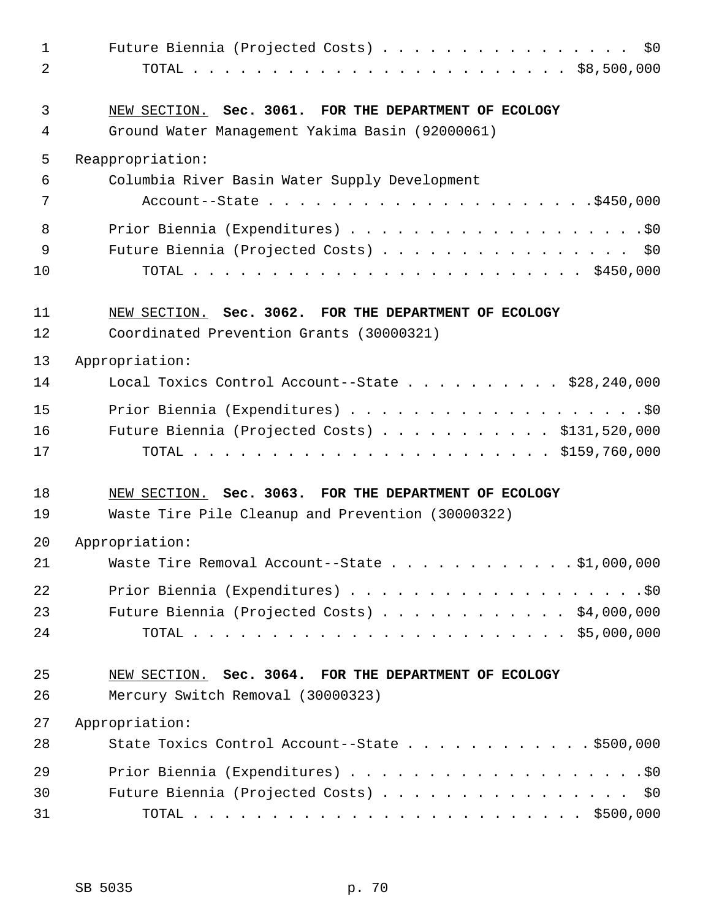Future Biennia (Projected Costs) . . . . . . . . . . . . . . . . $0
TOTAL . . . . . . . . . . . . . . . . . . . . . . . $8,500,000

NEW SECTION. **Sec. 3061. FOR THE DEPARTMENT OF ECOLOGY**
Ground Water Management Yakima Basin (92000061)

Reappropriation:
Columbia River Basin Water Supply Development
Account--State . . . . . . . . . . . . . . . . . . . . .$450,000

Prior Biennia (Expenditures) . . . . . . . . . . . . . . . . . . .$0
Future Biennia (Projected Costs) . . . . . . . . . . . . . . . . $0
TOTAL . . . . . . . . . . . . . . . . . . . . . . . . $450,000

NEW SECTION. **Sec. 3062. FOR THE DEPARTMENT OF ECOLOGY**
Coordinated Prevention Grants (30000321)

Appropriation:
Local Toxics Control Account--State . . . . . . . . . . $28,240,000

Prior Biennia (Expenditures) . . . . . . . . . . . . . . . . . . .$0
Future Biennia (Projected Costs) . . . . . . . . . . . $131,520,000
TOTAL . . . . . . . . . . . . . . . . . . . . . . $159,760,000

NEW SECTION. **Sec. 3063. FOR THE DEPARTMENT OF ECOLOGY**
Waste Tire Pile Cleanup and Prevention (30000322)

Appropriation:
Waste Tire Removal Account--State . . . . . . . . . . . .$1,000,000

Prior Biennia (Expenditures) . . . . . . . . . . . . . . . . . . .$0
Future Biennia (Projected Costs) . . . . . . . . . . . . $4,000,000
TOTAL . . . . . . . . . . . . . . . . . . . . . . . $5,000,000

NEW SECTION. **Sec. 3064. FOR THE DEPARTMENT OF ECOLOGY**
Mercury Switch Removal (30000323)

Appropriation:
State Toxics Control Account--State . . . . . . . . . . . . .$500,000

Prior Biennia (Expenditures) . . . . . . . . . . . . . . . . . . .$0
Future Biennia (Projected Costs) . . . . . . . . . . . . . . . . $0
TOTAL . . . . . . . . . . . . . . . . . . . . . . . . $500,000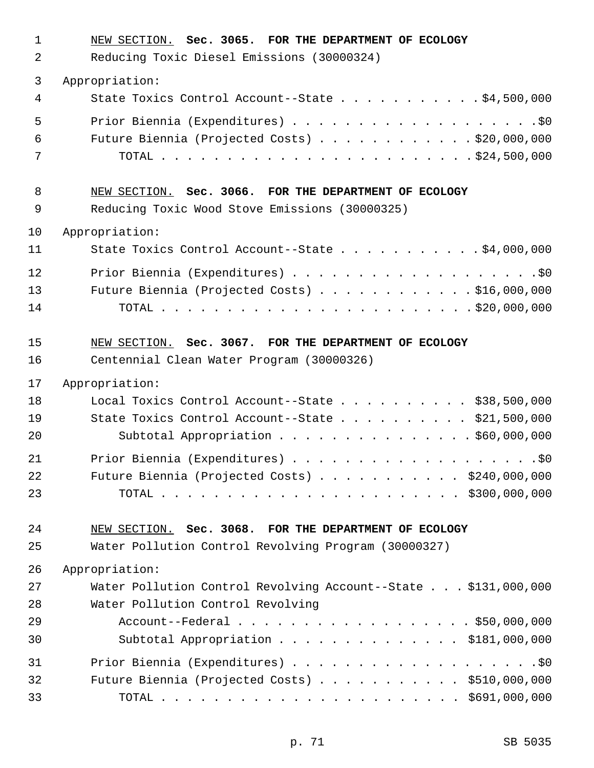NEW SECTION. **Sec. 3065. FOR THE DEPARTMENT OF ECOLOGY**

Reducing Toxic Diesel Emissions (30000324)

Appropriation:

State Toxics Control Account--State . . . . . . . . . . . $4,500,000

Prior Biennia (Expenditures) . . . . . . . . . . . . . . . . . . . . $0

Future Biennia (Projected Costs) . . . . . . . . . . . . $20,000,000

TOTAL . . . . . . . . . . . . . . . . . . . . . . . . $24,500,000

NEW SECTION. **Sec. 3066. FOR THE DEPARTMENT OF ECOLOGY**

Reducing Toxic Wood Stove Emissions (30000325)

Appropriation:

State Toxics Control Account--State . . . . . . . . . . . $4,000,000

Prior Biennia (Expenditures) . . . . . . . . . . . . . . . . . . . . $0

Future Biennia (Projected Costs) . . . . . . . . . . . . $16,000,000

TOTAL . . . . . . . . . . . . . . . . . . . . . . . . $20,000,000

NEW SECTION. **Sec. 3067. FOR THE DEPARTMENT OF ECOLOGY**

Centennial Clean Water Program (30000326)

Appropriation:

Local Toxics Control Account--State . . . . . . . . . . $38,500,000

State Toxics Control Account--State . . . . . . . . . . $21,500,000

Subtotal Appropriation . . . . . . . . . . . . . . . $60,000,000

Prior Biennia (Expenditures) . . . . . . . . . . . . . . . . . . . . $0

Future Biennia (Projected Costs) . . . . . . . . . . . $240,000,000

TOTAL . . . . . . . . . . . . . . . . . . . . . . . $300,000,000

NEW SECTION. **Sec. 3068. FOR THE DEPARTMENT OF ECOLOGY**

Water Pollution Control Revolving Program (30000327)

Appropriation:

Water Pollution Control Revolving Account--State . . . $131,000,000

Water Pollution Control Revolving Account--Federal . . . . . . . . . . . . . . . . . $50,000,000

Subtotal Appropriation . . . . . . . . . . . . . . $181,000,000

Prior Biennia (Expenditures) . . . . . . . . . . . . . . . . . . . . $0

Future Biennia (Projected Costs) . . . . . . . . . . . $510,000,000

TOTAL . . . . . . . . . . . . . . . . . . . . . . . $691,000,000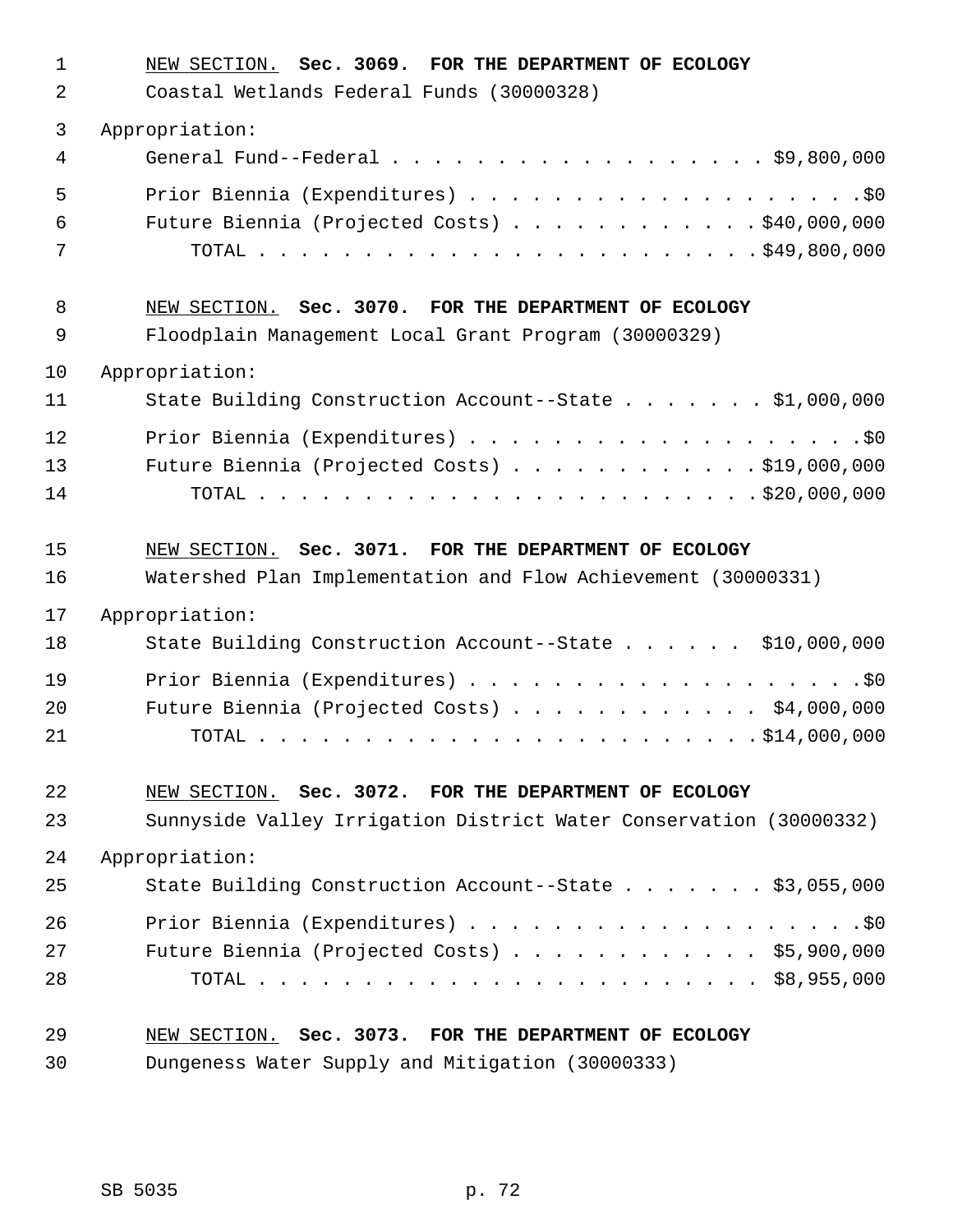NEW SECTION. **Sec. 3069. FOR THE DEPARTMENT OF ECOLOGY**

Coastal Wetlands Federal Funds (30000328)

Appropriation:

General Fund--Federal . . . . . . . . . . . . . . . . . . . $9,800,000

Prior Biennia (Expenditures) . . . . . . . . . . . . . . . . . . . .$0

Future Biennia (Projected Costs) . . . . . . . . . . . . $40,000,000

TOTAL . . . . . . . . . . . . . . . . . . . . . . . . $49,800,000

NEW SECTION. **Sec. 3070. FOR THE DEPARTMENT OF ECOLOGY**

Floodplain Management Local Grant Program (30000329)

Appropriation:

State Building Construction Account--State . . . . . . . $1,000,000

Prior Biennia (Expenditures) . . . . . . . . . . . . . . . . . . . .$0

Future Biennia (Projected Costs) . . . . . . . . . . . . $19,000,000

TOTAL . . . . . . . . . . . . . . . . . . . . . . . . $20,000,000

NEW SECTION. **Sec. 3071. FOR THE DEPARTMENT OF ECOLOGY**

Watershed Plan Implementation and Flow Achievement (30000331)

Appropriation:

State Building Construction Account--State . . . . . . $10,000,000

Prior Biennia (Expenditures) . . . . . . . . . . . . . . . . . . . .$0

Future Biennia (Projected Costs) . . . . . . . . . . . . $4,000,000

TOTAL . . . . . . . . . . . . . . . . . . . . . . . . $14,000,000

NEW SECTION. **Sec. 3072. FOR THE DEPARTMENT OF ECOLOGY**

Sunnyside Valley Irrigation District Water Conservation (30000332)

Appropriation:

State Building Construction Account--State . . . . . . . $3,055,000

Prior Biennia (Expenditures) . . . . . . . . . . . . . . . . . . . .$0

Future Biennia (Projected Costs) . . . . . . . . . . . . $5,900,000

TOTAL . . . . . . . . . . . . . . . . . . . . . . . . $8,955,000

NEW SECTION. **Sec. 3073. FOR THE DEPARTMENT OF ECOLOGY**

Dungeness Water Supply and Mitigation (30000333)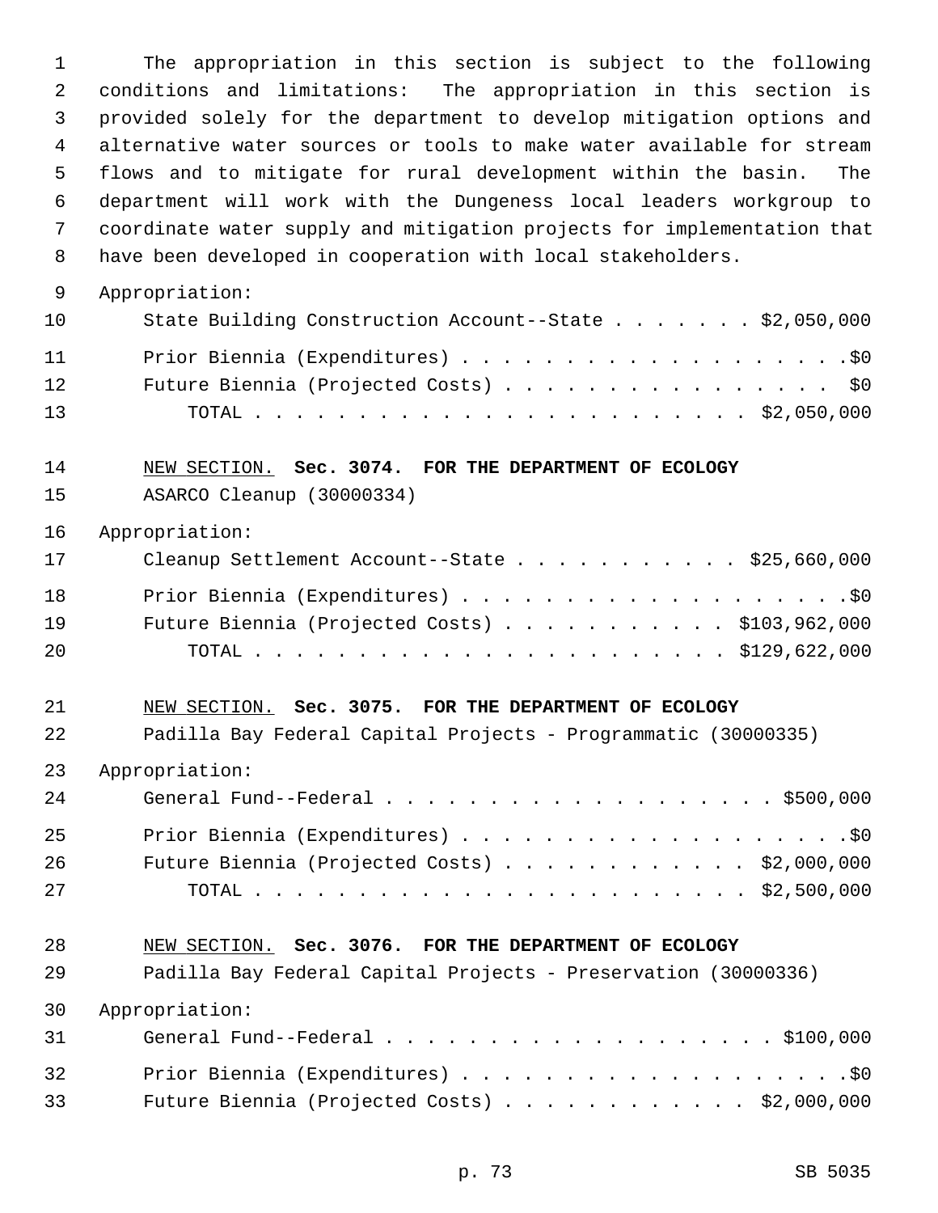The appropriation in this section is subject to the following conditions and limitations: The appropriation in this section is provided solely for the department to develop mitigation options and alternative water sources or tools to make water available for stream flows and to mitigate for rural development within the basin. The department will work with the Dungeness local leaders workgroup to coordinate water supply and mitigation projects for implementation that have been developed in cooperation with local stakeholders.

Appropriation:

State Building Construction Account--State . . . . . . . $2,050,000

Prior Biennia (Expenditures) . . . . . . . . . . . . . . . . . . . .$0

Future Biennia (Projected Costs) . . . . . . . . . . . . . . . . $0

TOTAL . . . . . . . . . . . . . . . . . . . . . . . . $2,050,000

NEW SECTION. **Sec. 3074. FOR THE DEPARTMENT OF ECOLOGY**

ASARCO Cleanup (30000334)

Appropriation:

Cleanup Settlement Account--State . . . . . . . . . . . $25,660,000

Prior Biennia (Expenditures) . . . . . . . . . . . . . . . . . . . .$0

Future Biennia (Projected Costs) . . . . . . . . . . . $103,962,000

TOTAL . . . . . . . . . . . . . . . . . . . . . . . $129,622,000

NEW SECTION. **Sec. 3075. FOR THE DEPARTMENT OF ECOLOGY**

Padilla Bay Federal Capital Projects - Programmatic (30000335)

Appropriation:

General Fund--Federal . . . . . . . . . . . . . . . . . . . $500,000

Prior Biennia (Expenditures) . . . . . . . . . . . . . . . . . . . .$0

Future Biennia (Projected Costs) . . . . . . . . . . . . $2,000,000

TOTAL . . . . . . . . . . . . . . . . . . . . . . . . $2,500,000

NEW SECTION. **Sec. 3076. FOR THE DEPARTMENT OF ECOLOGY**

Padilla Bay Federal Capital Projects - Preservation (30000336)

Appropriation:

General Fund--Federal . . . . . . . . . . . . . . . . . . . $100,000

Prior Biennia (Expenditures) . . . . . . . . . . . . . . . . . . . .$0

Future Biennia (Projected Costs) . . . . . . . . . . . . $2,000,000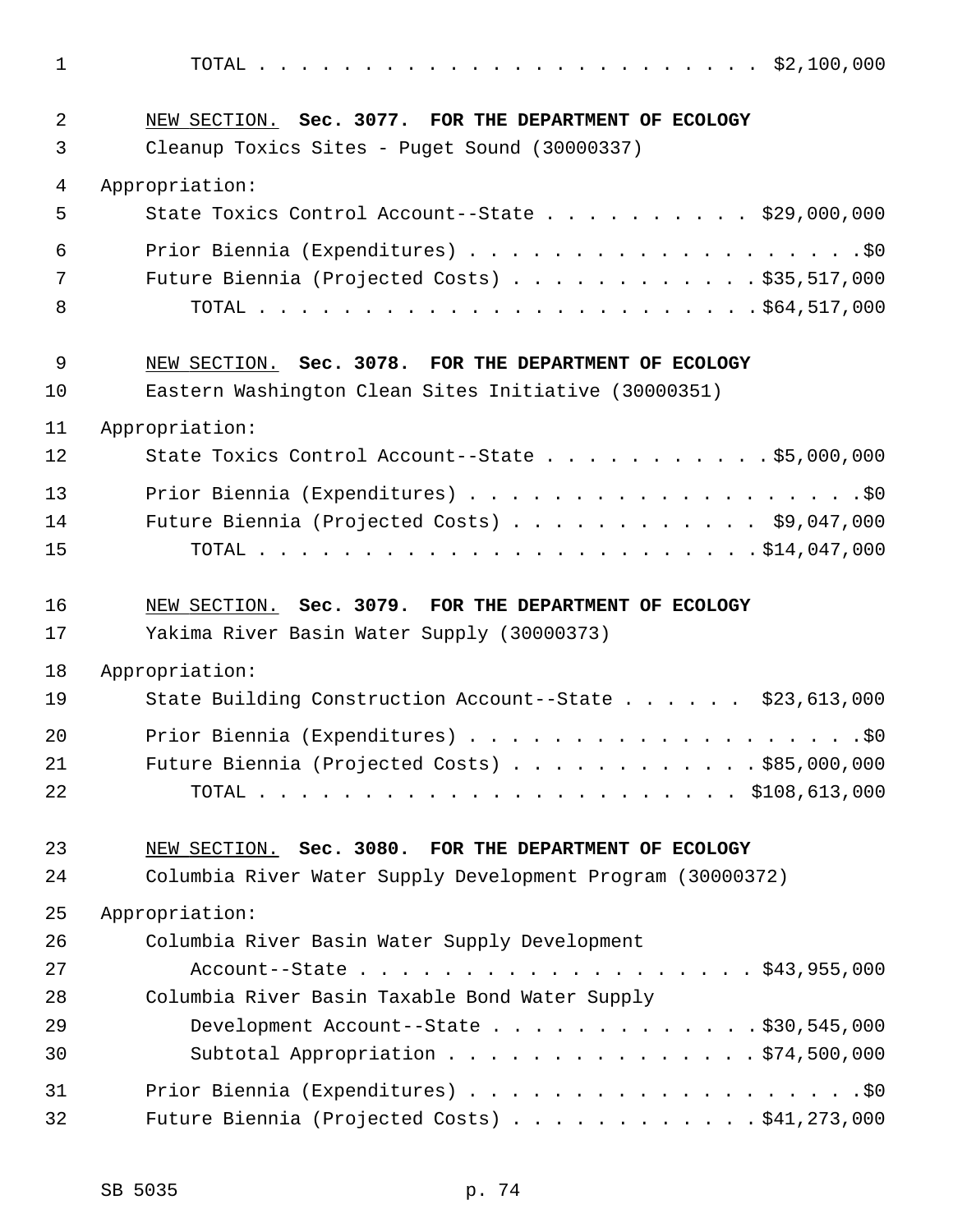TOTAL . . . . . . . . . . . . . . . . . . . . . . . $2,100,000

NEW SECTION. **Sec. 3077. FOR THE DEPARTMENT OF ECOLOGY**

Cleanup Toxics Sites - Puget Sound (30000337)

Appropriation:

State Toxics Control Account--State . . . . . . . . . . $29,000,000

Prior Biennia (Expenditures) . . . . . . . . . . . . . . . . . . . .$0

Future Biennia (Projected Costs) . . . . . . . . . . . . $35,517,000

TOTAL . . . . . . . . . . . . . . . . . . . . . . . $64,517,000

NEW SECTION. **Sec. 3078. FOR THE DEPARTMENT OF ECOLOGY**

Eastern Washington Clean Sites Initiative (30000351)

Appropriation:

State Toxics Control Account--State . . . . . . . . . . . $5,000,000

Prior Biennia (Expenditures) . . . . . . . . . . . . . . . . . . . .$0

Future Biennia (Projected Costs) . . . . . . . . . . . . $9,047,000

TOTAL . . . . . . . . . . . . . . . . . . . . . . . $14,047,000

NEW SECTION. **Sec. 3079. FOR THE DEPARTMENT OF ECOLOGY**

Yakima River Basin Water Supply (30000373)

Appropriation:

State Building Construction Account--State . . . . . . $23,613,000

Prior Biennia (Expenditures) . . . . . . . . . . . . . . . . . . . .$0

Future Biennia (Projected Costs) . . . . . . . . . . . . $85,000,000

TOTAL . . . . . . . . . . . . . . . . . . . . . . $108,613,000

NEW SECTION. **Sec. 3080. FOR THE DEPARTMENT OF ECOLOGY**

Columbia River Water Supply Development Program (30000372)

Appropriation:

Columbia River Basin Water Supply Development Account--State . . . . . . . . . . . . . . . . . . $43,955,000

Columbia River Basin Taxable Bond Water Supply Development Account--State . . . . . . . . . . . . . $30,545,000

Subtotal Appropriation . . . . . . . . . . . . . . . $74,500,000

Prior Biennia (Expenditures) . . . . . . . . . . . . . . . . . . . .$0

Future Biennia (Projected Costs) . . . . . . . . . . . . $41,273,000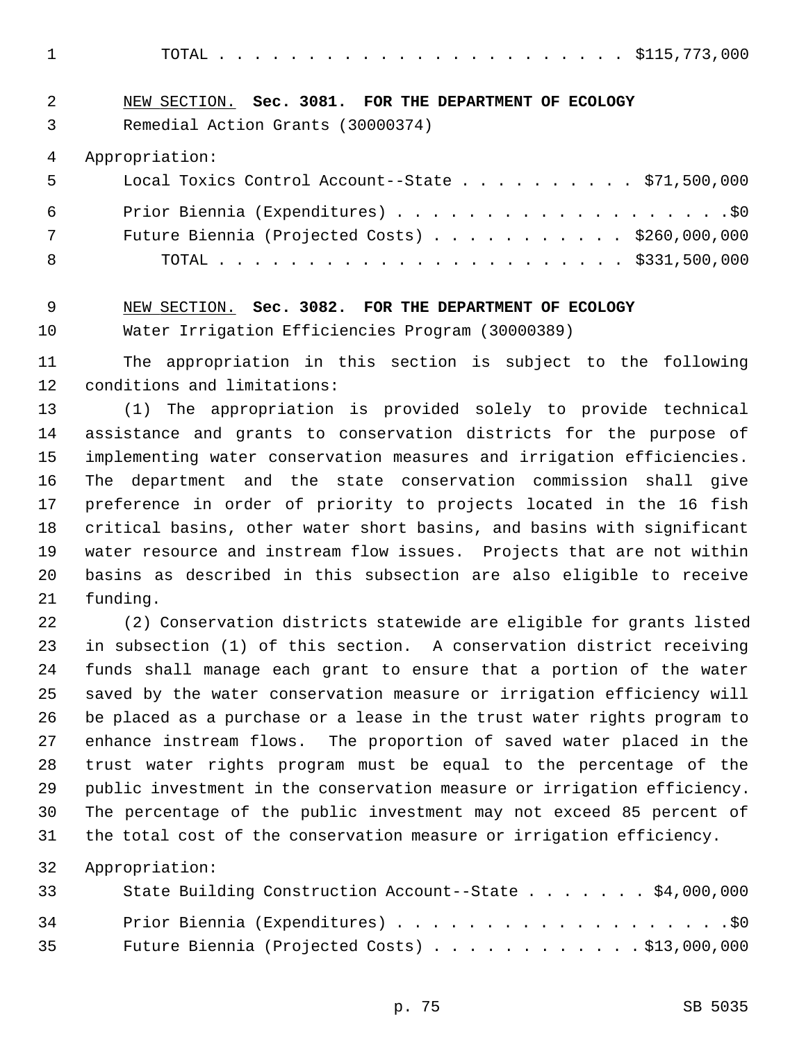TOTAL . . . . . . . . . . . . . . . . . . . . . . . $115,773,000

NEW SECTION. **Sec. 3081. FOR THE DEPARTMENT OF ECOLOGY**

Remedial Action Grants (30000374)

Appropriation:

Local Toxics Control Account--State . . . . . . . . . . $71,500,000

Prior Biennia (Expenditures) . . . . . . . . . . . . . . . . . . . .$0

Future Biennia (Projected Costs) . . . . . . . . . . . $260,000,000

TOTAL . . . . . . . . . . . . . . . . . . . . . . . $331,500,000

NEW SECTION. **Sec. 3082. FOR THE DEPARTMENT OF ECOLOGY**

Water Irrigation Efficiencies Program (30000389)

The appropriation in this section is subject to the following conditions and limitations:

(1) The appropriation is provided solely to provide technical assistance and grants to conservation districts for the purpose of implementing water conservation measures and irrigation efficiencies. The department and the state conservation commission shall give preference in order of priority to projects located in the 16 fish critical basins, other water short basins, and basins with significant water resource and instream flow issues. Projects that are not within basins as described in this subsection are also eligible to receive funding.

(2) Conservation districts statewide are eligible for grants listed in subsection (1) of this section. A conservation district receiving funds shall manage each grant to ensure that a portion of the water saved by the water conservation measure or irrigation efficiency will be placed as a purchase or a lease in the trust water rights program to enhance instream flows. The proportion of saved water placed in the trust water rights program must be equal to the percentage of the public investment in the conservation measure or irrigation efficiency. The percentage of the public investment may not exceed 85 percent of the total cost of the conservation measure or irrigation efficiency.

Appropriation:

State Building Construction Account--State . . . . . . . $4,000,000

Prior Biennia (Expenditures) . . . . . . . . . . . . . . . . . . . .$0

Future Biennia (Projected Costs) . . . . . . . . . . . . $13,000,000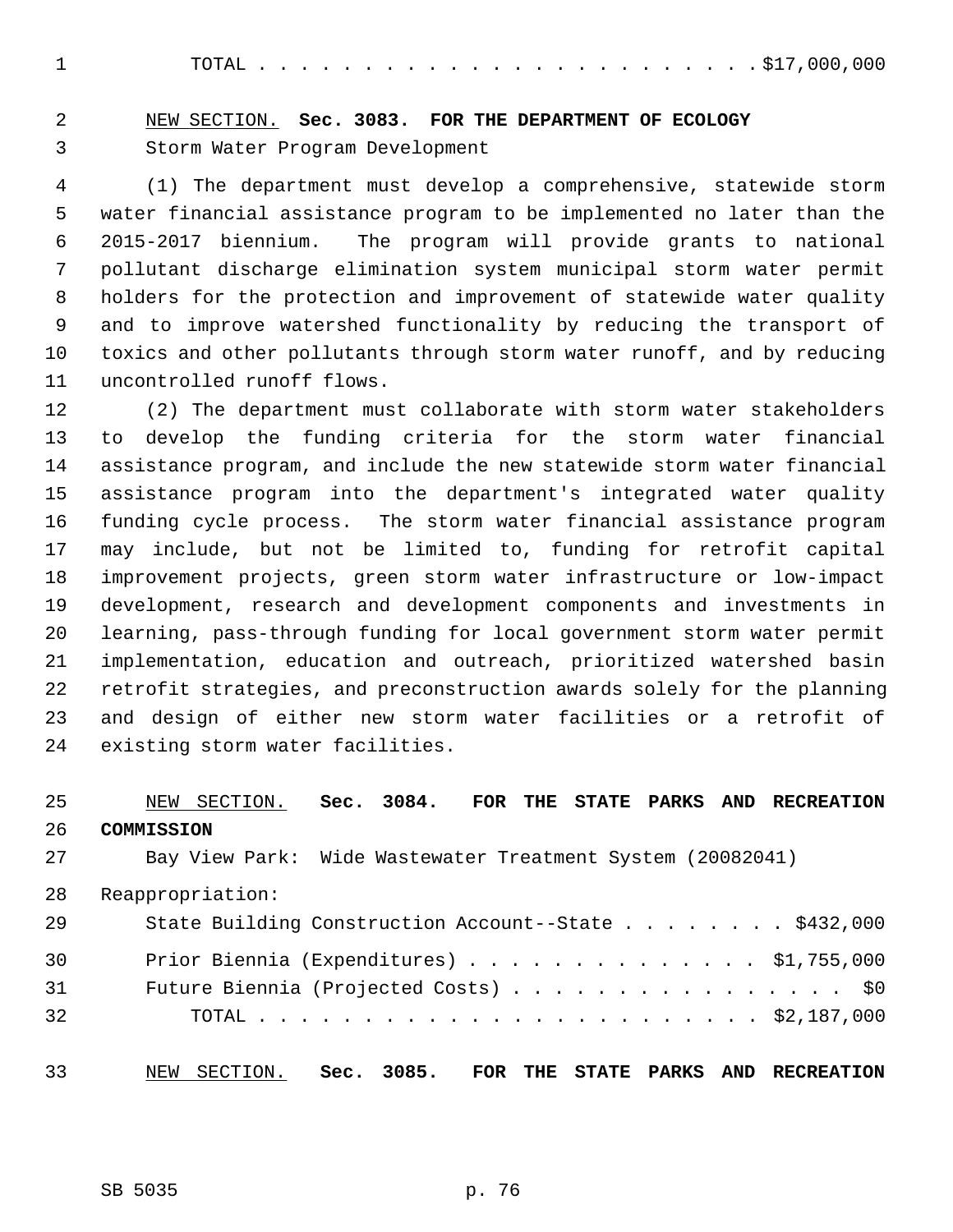TOTAL . . . . . . . . . . . . . . . . . . . . . . . . . $17,000,000

NEW SECTION. **Sec. 3083. FOR THE DEPARTMENT OF ECOLOGY**

Storm Water Program Development

(1) The department must develop a comprehensive, statewide storm water financial assistance program to be implemented no later than the 2015-2017 biennium. The program will provide grants to national pollutant discharge elimination system municipal storm water permit holders for the protection and improvement of statewide water quality and to improve watershed functionality by reducing the transport of toxics and other pollutants through storm water runoff, and by reducing uncontrolled runoff flows.

(2) The department must collaborate with storm water stakeholders to develop the funding criteria for the storm water financial assistance program, and include the new statewide storm water financial assistance program into the department's integrated water quality funding cycle process. The storm water financial assistance program may include, but not be limited to, funding for retrofit capital improvement projects, green storm water infrastructure or low-impact development, research and development components and investments in learning, pass-through funding for local government storm water permit implementation, education and outreach, prioritized watershed basin retrofit strategies, and preconstruction awards solely for the planning and design of either new storm water facilities or a retrofit of existing storm water facilities.

NEW SECTION. **Sec. 3084. FOR THE STATE PARKS AND RECREATION COMMISSION**

Bay View Park: Wide Wastewater Treatment System (20082041)

Reappropriation:

State Building Construction Account--State . . . . . . . . $432,000

Prior Biennia (Expenditures) . . . . . . . . . . . . . . . $1,755,000

Future Biennia (Projected Costs) . . . . . . . . . . . . . . . . . $0

TOTAL . . . . . . . . . . . . . . . . . . . . . . . . . $2,187,000

NEW SECTION. **Sec. 3085. FOR THE STATE PARKS AND RECREATION**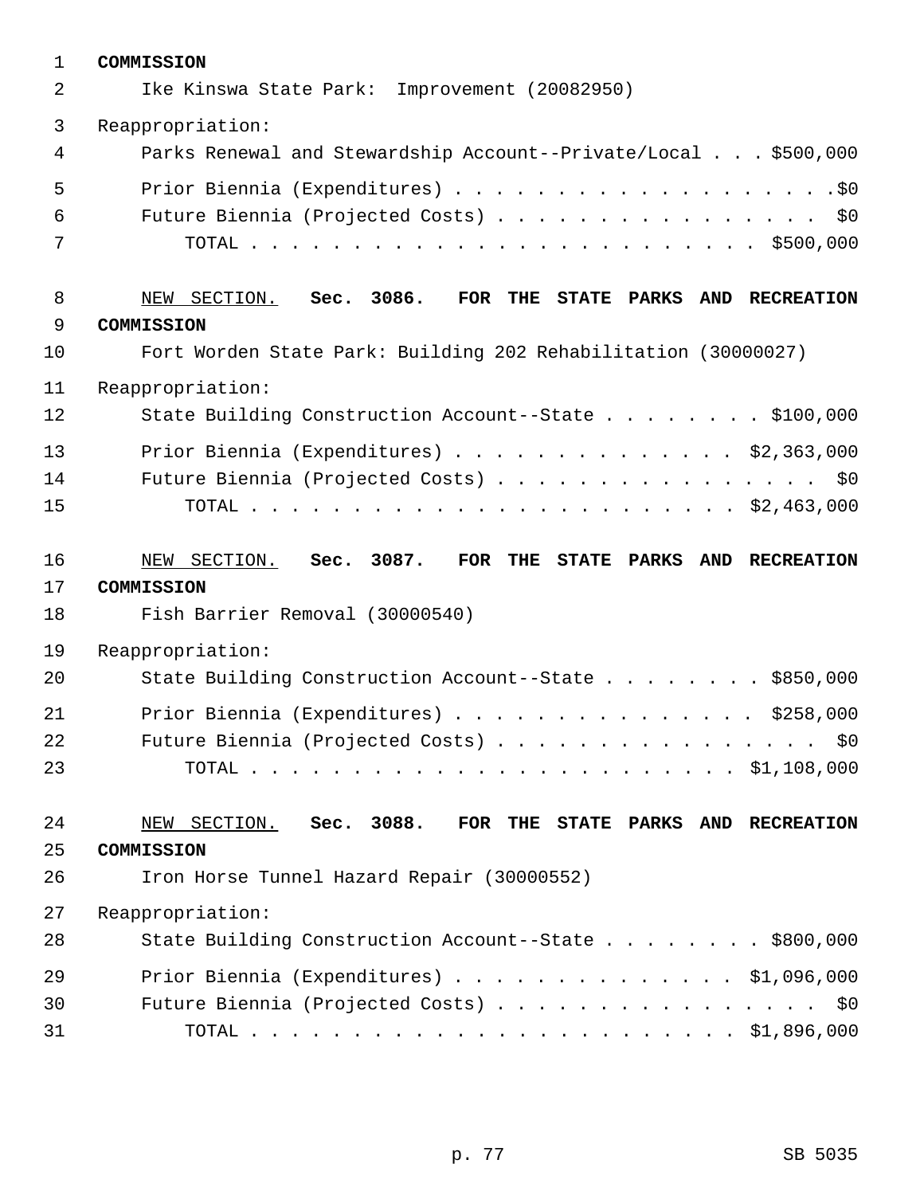**COMMISSION**

Ike Kinswa State Park: Improvement (20082950)

Reappropriation:

Parks Renewal and Stewardship Account--Private/Local . . . $500,000

Prior Biennia (Expenditures) . . . . . . . . . . . . . . . . . . . .$0

Future Biennia (Projected Costs) . . . . . . . . . . . . . . . . . $0

TOTAL . . . . . . . . . . . . . . . . . . . . . . . . . $500,000

NEW SECTION. **Sec. 3086. FOR THE STATE PARKS AND RECREATION COMMISSION**

Fort Worden State Park: Building 202 Rehabilitation (30000027)

Reappropriation:

State Building Construction Account--State . . . . . . . . $100,000

Prior Biennia (Expenditures) . . . . . . . . . . . . . . $2,363,000

Future Biennia (Projected Costs) . . . . . . . . . . . . . . . . . $0

TOTAL . . . . . . . . . . . . . . . . . . . . . . . . $2,463,000

NEW SECTION. **Sec. 3087. FOR THE STATE PARKS AND RECREATION COMMISSION**

Fish Barrier Removal (30000540)

Reappropriation:

State Building Construction Account--State . . . . . . . . $850,000

Prior Biennia (Expenditures) . . . . . . . . . . . . . . . $258,000

Future Biennia (Projected Costs) . . . . . . . . . . . . . . . . . $0

TOTAL . . . . . . . . . . . . . . . . . . . . . . . . $1,108,000

NEW SECTION. **Sec. 3088. FOR THE STATE PARKS AND RECREATION COMMISSION**

Iron Horse Tunnel Hazard Repair (30000552)

Reappropriation:

State Building Construction Account--State . . . . . . . . $800,000

Prior Biennia (Expenditures) . . . . . . . . . . . . . . $1,096,000

Future Biennia (Projected Costs) . . . . . . . . . . . . . . . . . $0

TOTAL . . . . . . . . . . . . . . . . . . . . . . . . $1,896,000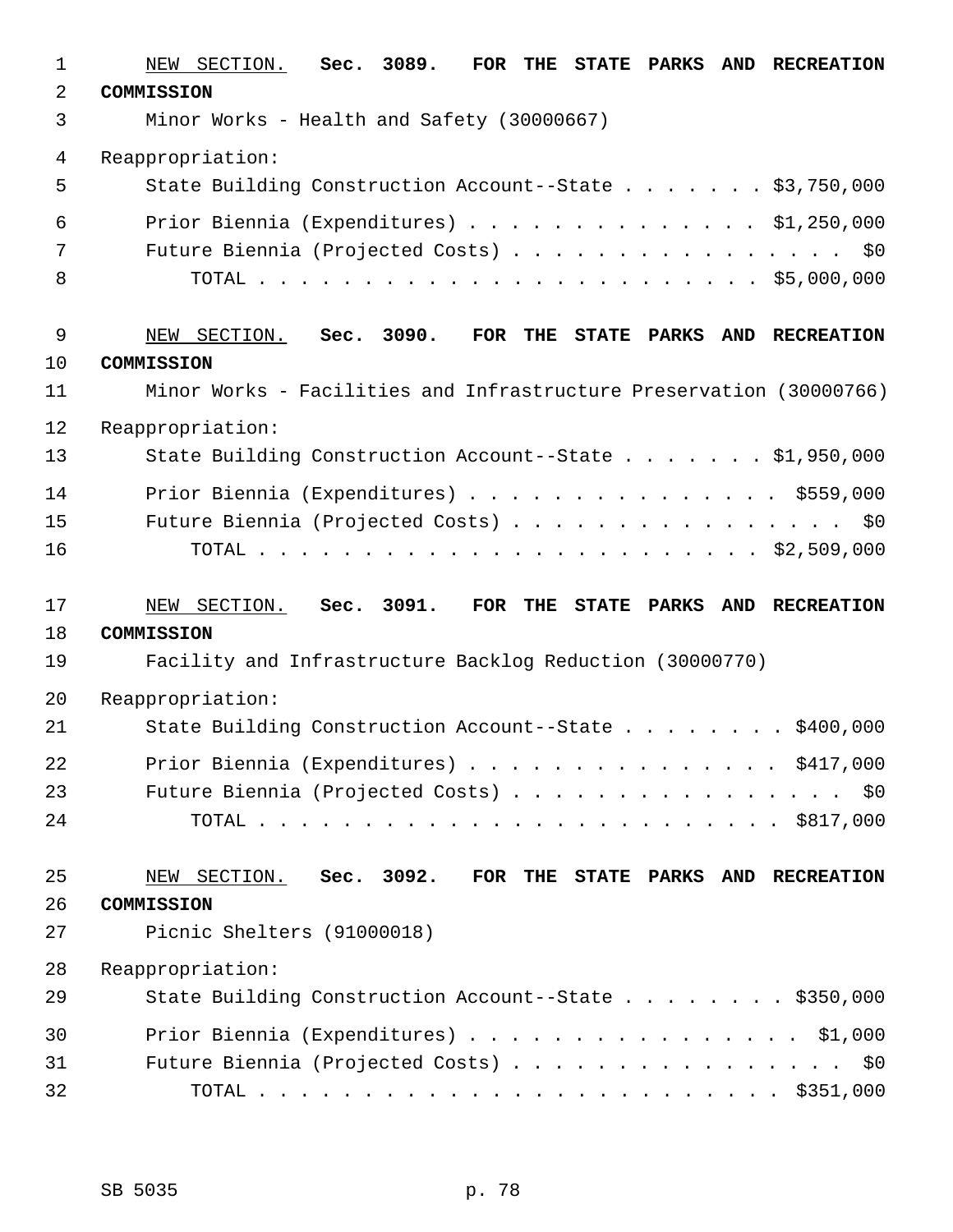NEW SECTION. **Sec. 3089. FOR THE STATE PARKS AND RECREATION COMMISSION**

Minor Works - Health and Safety (30000667)

Reappropriation:

State Building Construction Account--State . . . . . . . $3,750,000

Prior Biennia (Expenditures) . . . . . . . . . . . . . . $1,250,000

Future Biennia (Projected Costs) . . . . . . . . . . . . . . . . $0

TOTAL . . . . . . . . . . . . . . . . . . . . . . . $5,000,000

NEW SECTION. **Sec. 3090. FOR THE STATE PARKS AND RECREATION COMMISSION**

Minor Works - Facilities and Infrastructure Preservation (30000766)

Reappropriation:

State Building Construction Account--State . . . . . . . $1,950,000

Prior Biennia (Expenditures) . . . . . . . . . . . . . . . $559,000

Future Biennia (Projected Costs) . . . . . . . . . . . . . . . . $0

TOTAL . . . . . . . . . . . . . . . . . . . . . . . $2,509,000

NEW SECTION. **Sec. 3091. FOR THE STATE PARKS AND RECREATION COMMISSION**

Facility and Infrastructure Backlog Reduction (30000770)

Reappropriation:

State Building Construction Account--State . . . . . . . . $400,000

Prior Biennia (Expenditures) . . . . . . . . . . . . . . . $417,000

Future Biennia (Projected Costs) . . . . . . . . . . . . . . . . $0

TOTAL . . . . . . . . . . . . . . . . . . . . . . . . $817,000

NEW SECTION. **Sec. 3092. FOR THE STATE PARKS AND RECREATION COMMISSION**

Picnic Shelters (91000018)

Reappropriation:

State Building Construction Account--State . . . . . . . . $350,000

Prior Biennia (Expenditures) . . . . . . . . . . . . . . . . $1,000

Future Biennia (Projected Costs) . . . . . . . . . . . . . . . . $0

TOTAL . . . . . . . . . . . . . . . . . . . . . . . . $351,000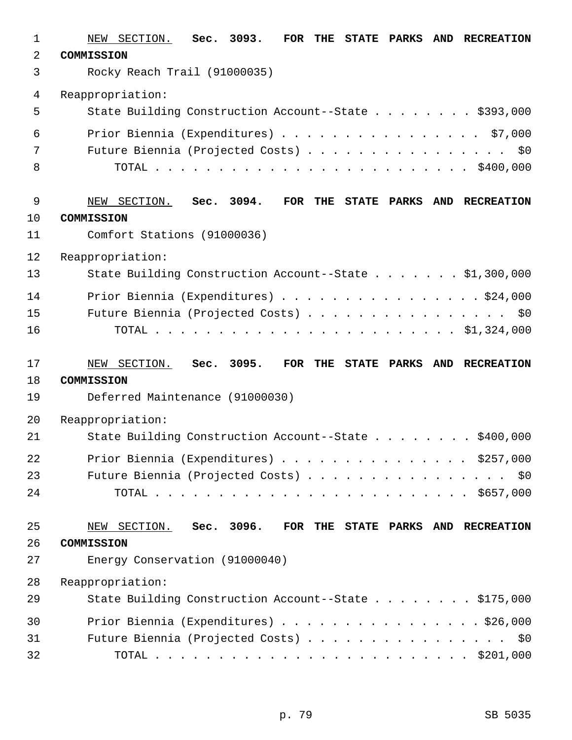NEW SECTION. **Sec. 3093. FOR THE STATE PARKS AND RECREATION COMMISSION**

Rocky Reach Trail (91000035)

Reappropriation:

State Building Construction Account--State . . . . . . . . $393,000

Prior Biennia (Expenditures) . . . . . . . . . . . . . . . . $7,000

Future Biennia (Projected Costs) . . . . . . . . . . . . . . . . $0

TOTAL . . . . . . . . . . . . . . . . . . . . . . . . $400,000

NEW SECTION. **Sec. 3094. FOR THE STATE PARKS AND RECREATION COMMISSION**

Comfort Stations (91000036)

Reappropriation:

State Building Construction Account--State . . . . . . . $1,300,000

Prior Biennia (Expenditures) . . . . . . . . . . . . . . . . $24,000

Future Biennia (Projected Costs) . . . . . . . . . . . . . . . . $0

TOTAL . . . . . . . . . . . . . . . . . . . . . . . . $1,324,000

NEW SECTION. **Sec. 3095. FOR THE STATE PARKS AND RECREATION COMMISSION**

Deferred Maintenance (91000030)

Reappropriation:

State Building Construction Account--State . . . . . . . . $400,000

Prior Biennia (Expenditures) . . . . . . . . . . . . . . . $257,000

Future Biennia (Projected Costs) . . . . . . . . . . . . . . . . $0

TOTAL . . . . . . . . . . . . . . . . . . . . . . . . $657,000

NEW SECTION. **Sec. 3096. FOR THE STATE PARKS AND RECREATION COMMISSION**

Energy Conservation (91000040)

Reappropriation:

State Building Construction Account--State . . . . . . . . $175,000

Prior Biennia (Expenditures) . . . . . . . . . . . . . . . . $26,000

Future Biennia (Projected Costs) . . . . . . . . . . . . . . . . $0

TOTAL . . . . . . . . . . . . . . . . . . . . . . . . $201,000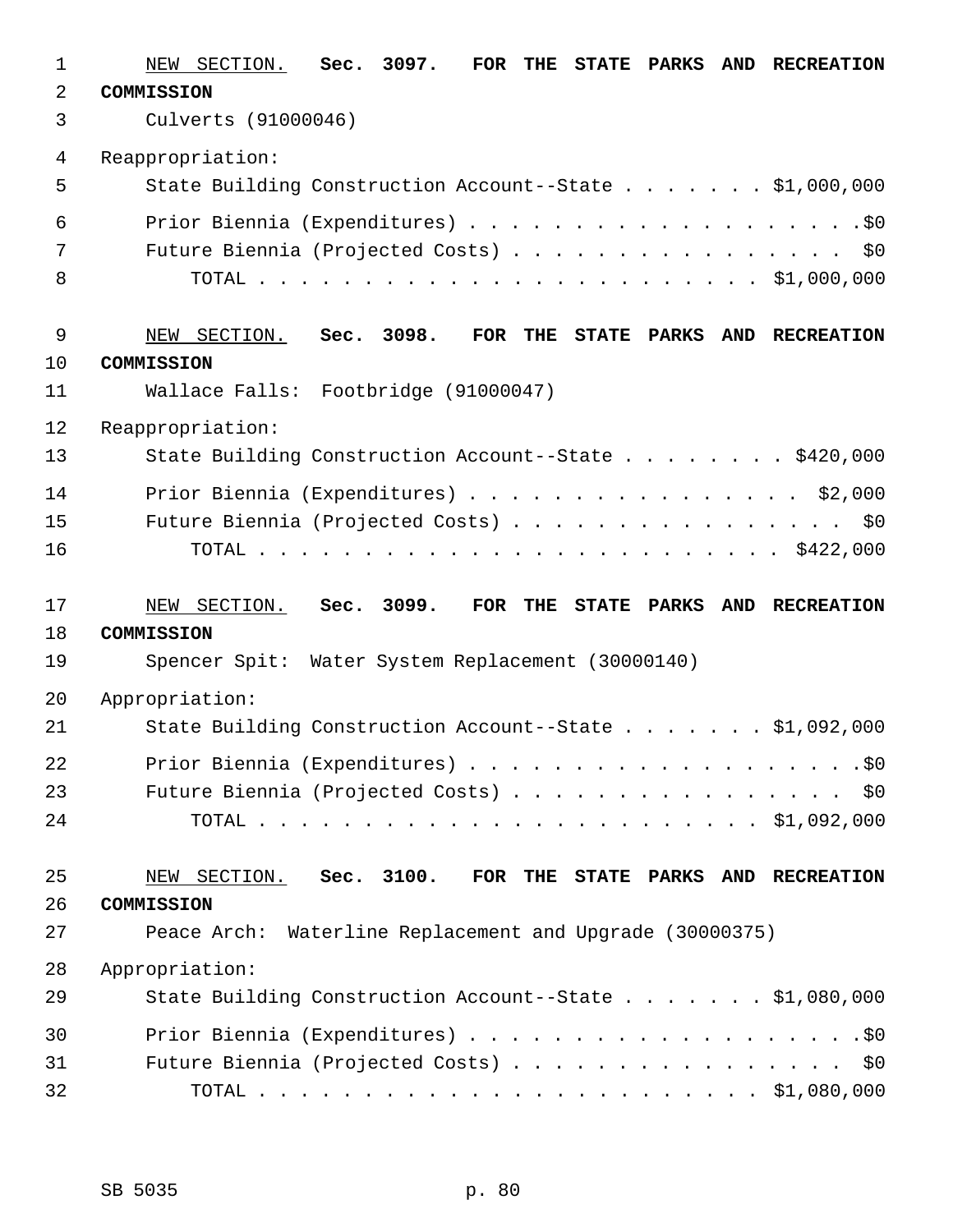NEW SECTION. **Sec. 3097. FOR THE STATE PARKS AND RECREATION COMMISSION**

Culverts (91000046)

Reappropriation:

State Building Construction Account--State . . . . . . . $1,000,000

Prior Biennia (Expenditures) . . . . . . . . . . . . . . . . . . . .$0

Future Biennia (Projected Costs) . . . . . . . . . . . . . . . . $0

TOTAL . . . . . . . . . . . . . . . . . . . . . . . . $1,000,000

NEW SECTION. **Sec. 3098. FOR THE STATE PARKS AND RECREATION COMMISSION**

Wallace Falls: Footbridge (91000047)

Reappropriation:

State Building Construction Account--State . . . . . . . . $420,000

Prior Biennia (Expenditures) . . . . . . . . . . . . . . . . $2,000

Future Biennia (Projected Costs) . . . . . . . . . . . . . . . . $0

TOTAL . . . . . . . . . . . . . . . . . . . . . . . . $422,000

NEW SECTION. **Sec. 3099. FOR THE STATE PARKS AND RECREATION COMMISSION**

Spencer Spit: Water System Replacement (30000140)

Appropriation:

State Building Construction Account--State . . . . . . . $1,092,000

Prior Biennia (Expenditures) . . . . . . . . . . . . . . . . . . . .$0

Future Biennia (Projected Costs) . . . . . . . . . . . . . . . . $0

TOTAL . . . . . . . . . . . . . . . . . . . . . . . . $1,092,000

NEW SECTION. **Sec. 3100. FOR THE STATE PARKS AND RECREATION COMMISSION**

Peace Arch: Waterline Replacement and Upgrade (30000375)

Appropriation:

State Building Construction Account--State . . . . . . . $1,080,000

Prior Biennia (Expenditures) . . . . . . . . . . . . . . . . . . . .$0

Future Biennia (Projected Costs) . . . . . . . . . . . . . . . . $0

TOTAL . . . . . . . . . . . . . . . . . . . . . . . . $1,080,000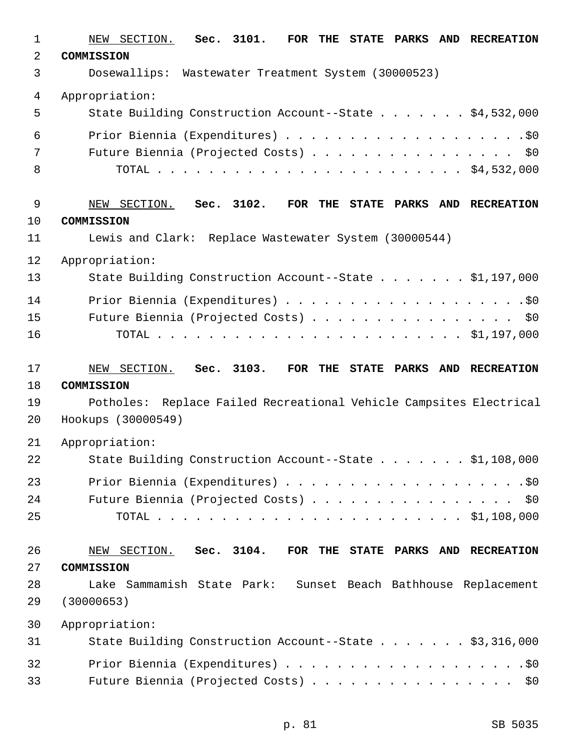NEW SECTION. **Sec. 3101. FOR THE STATE PARKS AND RECREATION COMMISSION**

Dosewallips: Wastewater Treatment System (30000523)

Appropriation:

State Building Construction Account--State . . . . . . . $4,532,000

Prior Biennia (Expenditures) . . . . . . . . . . . . . . . . . . . .$0

Future Biennia (Projected Costs) . . . . . . . . . . . . . . . . $0

TOTAL . . . . . . . . . . . . . . . . . . . . . . . $4,532,000

NEW SECTION. **Sec. 3102. FOR THE STATE PARKS AND RECREATION COMMISSION**

Lewis and Clark: Replace Wastewater System (30000544)

Appropriation:

State Building Construction Account--State . . . . . . . $1,197,000

Prior Biennia (Expenditures) . . . . . . . . . . . . . . . . . . . .$0

Future Biennia (Projected Costs) . . . . . . . . . . . . . . . . $0

TOTAL . . . . . . . . . . . . . . . . . . . . . . . $1,197,000

NEW SECTION. **Sec. 3103. FOR THE STATE PARKS AND RECREATION COMMISSION**

Potholes: Replace Failed Recreational Vehicle Campsites Electrical Hookups (30000549)

Appropriation:

State Building Construction Account--State . . . . . . . $1,108,000

Prior Biennia (Expenditures) . . . . . . . . . . . . . . . . . . . .$0

Future Biennia (Projected Costs) . . . . . . . . . . . . . . . . $0

TOTAL . . . . . . . . . . . . . . . . . . . . . . . $1,108,000

NEW SECTION. **Sec. 3104. FOR THE STATE PARKS AND RECREATION COMMISSION**

Lake Sammamish State Park: Sunset Beach Bathhouse Replacement (30000653)

Appropriation:

State Building Construction Account--State . . . . . . . $3,316,000

Prior Biennia (Expenditures) . . . . . . . . . . . . . . . . . . . .$0

Future Biennia (Projected Costs) . . . . . . . . . . . . . . . . $0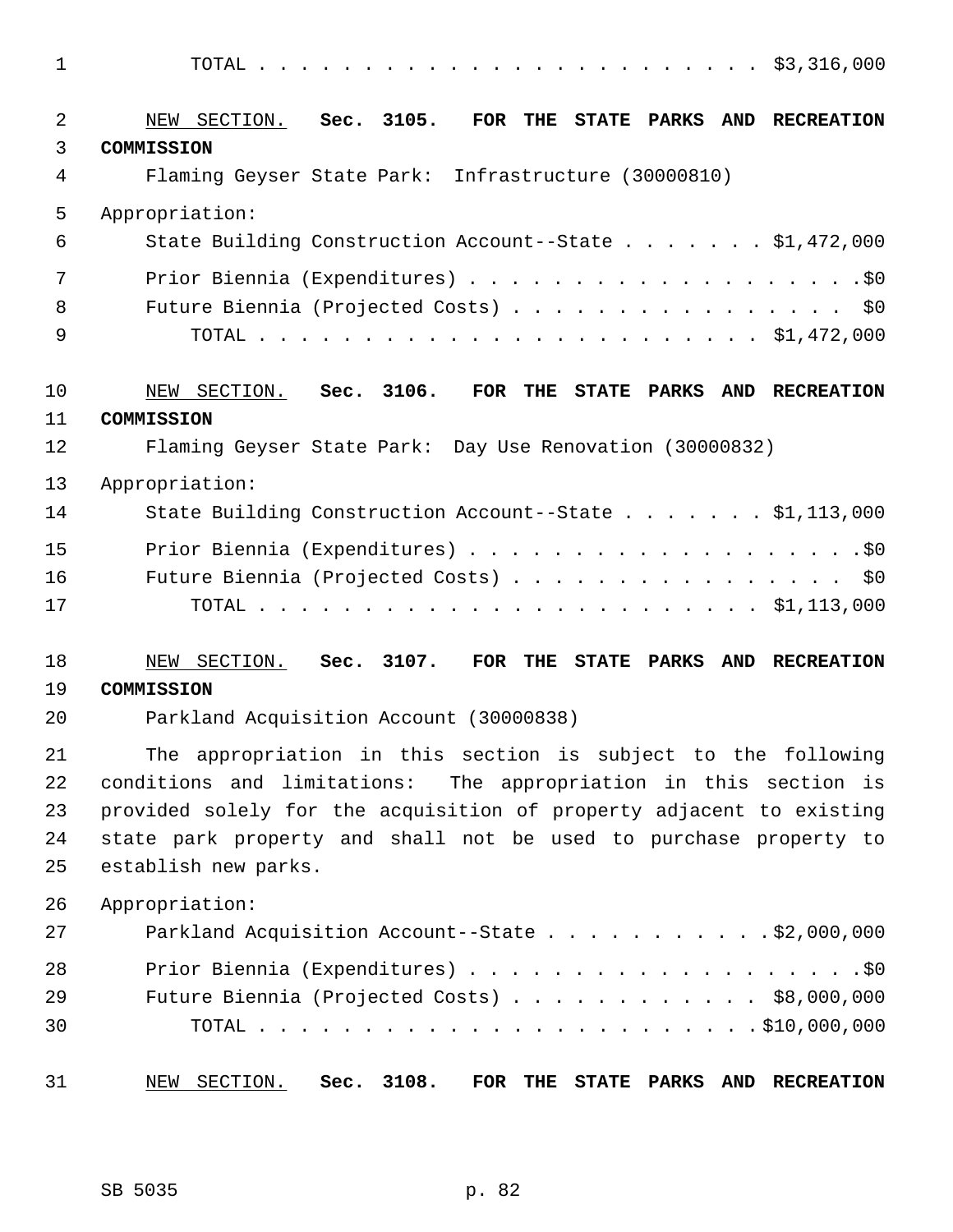TOTAL . . . . . . . . . . . . . . . . . . . . . . . . $3,316,000

NEW SECTION. **Sec. 3105. FOR THE STATE PARKS AND RECREATION COMMISSION**

Flaming Geyser State Park: Infrastructure (30000810)

Appropriation:

State Building Construction Account--State . . . . . . . $1,472,000

Prior Biennia (Expenditures) . . . . . . . . . . . . . . . . . . . .$0

Future Biennia (Projected Costs) . . . . . . . . . . . . . . . . $0

TOTAL . . . . . . . . . . . . . . . . . . . . . . . . $1,472,000

NEW SECTION. **Sec. 3106. FOR THE STATE PARKS AND RECREATION COMMISSION**

Flaming Geyser State Park: Day Use Renovation (30000832)

Appropriation:

State Building Construction Account--State . . . . . . . $1,113,000

Prior Biennia (Expenditures) . . . . . . . . . . . . . . . . . . . .$0

Future Biennia (Projected Costs) . . . . . . . . . . . . . . . . $0

TOTAL . . . . . . . . . . . . . . . . . . . . . . . . $1,113,000

NEW SECTION. **Sec. 3107. FOR THE STATE PARKS AND RECREATION COMMISSION**

Parkland Acquisition Account (30000838)

The appropriation in this section is subject to the following conditions and limitations: The appropriation in this section is provided solely for the acquisition of property adjacent to existing state park property and shall not be used to purchase property to establish new parks.

Appropriation:

Parkland Acquisition Account--State . . . . . . . . . . .$2,000,000

Prior Biennia (Expenditures) . . . . . . . . . . . . . . . . . . . .$0

Future Biennia (Projected Costs) . . . . . . . . . . . . $8,000,000

TOTAL . . . . . . . . . . . . . . . . . . . . . . . .$10,000,000

NEW SECTION. **Sec. 3108. FOR THE STATE PARKS AND RECREATION**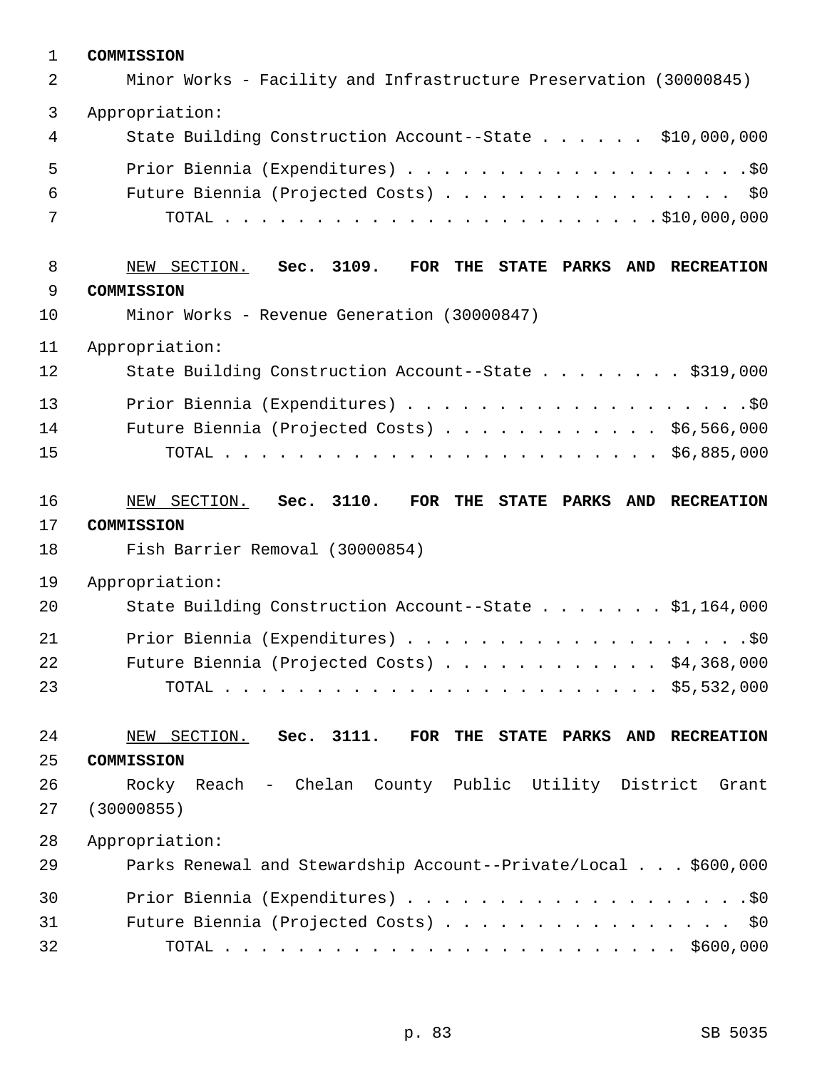**COMMISSION**

Minor Works - Facility and Infrastructure Preservation (30000845)

Appropriation:

State Building Construction Account--State . . . . . . $10,000,000

Prior Biennia (Expenditures) . . . . . . . . . . . . . . . . . . . .$0

Future Biennia (Projected Costs) . . . . . . . . . . . . . . . . $0

TOTAL . . . . . . . . . . . . . . . . . . . . . . . . .$10,000,000

NEW SECTION. **Sec. 3109. FOR THE STATE PARKS AND RECREATION COMMISSION**

Minor Works - Revenue Generation (30000847)

Appropriation:

State Building Construction Account--State . . . . . . . . $319,000

Prior Biennia (Expenditures) . . . . . . . . . . . . . . . . . . . .$0

Future Biennia (Projected Costs) . . . . . . . . . . . . $6,566,000

TOTAL . . . . . . . . . . . . . . . . . . . . . . . . $6,885,000

NEW SECTION. **Sec. 3110. FOR THE STATE PARKS AND RECREATION COMMISSION**

Fish Barrier Removal (30000854)

Appropriation:

State Building Construction Account--State . . . . . . . $1,164,000

Prior Biennia (Expenditures) . . . . . . . . . . . . . . . . . . . .$0

Future Biennia (Projected Costs) . . . . . . . . . . . . $4,368,000

TOTAL . . . . . . . . . . . . . . . . . . . . . . . . $5,532,000

NEW SECTION. **Sec. 3111. FOR THE STATE PARKS AND RECREATION COMMISSION**

Rocky Reach - Chelan County Public Utility District Grant (30000855)

Appropriation:

Parks Renewal and Stewardship Account--Private/Local . . . $600,000

Prior Biennia (Expenditures) . . . . . . . . . . . . . . . . . . . .$0

Future Biennia (Projected Costs) . . . . . . . . . . . . . . . . $0

TOTAL . . . . . . . . . . . . . . . . . . . . . . . . . $600,000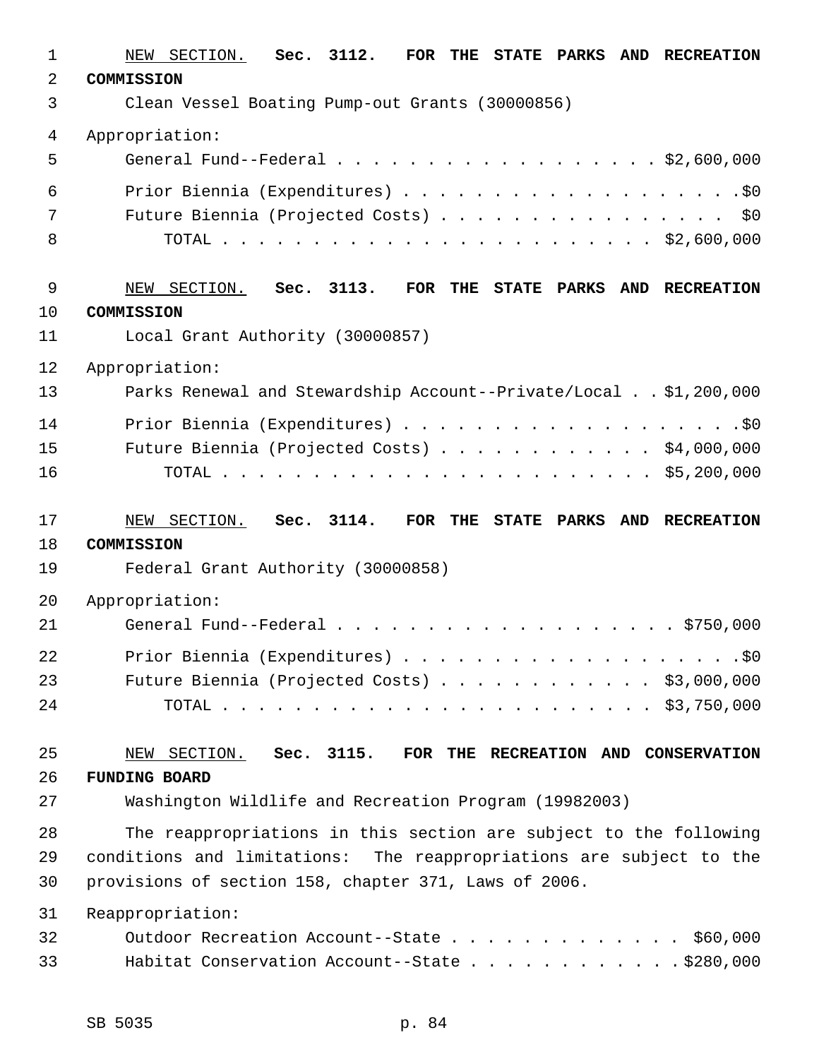NEW SECTION. **Sec. 3112. FOR THE STATE PARKS AND RECREATION COMMISSION**

Clean Vessel Boating Pump-out Grants (30000856)

Appropriation:

General Fund--Federal . . . . . . . . . . . . . . . . . . $2,600,000

Prior Biennia (Expenditures) . . . . . . . . . . . . . . . . . . . .$0

Future Biennia (Projected Costs) . . . . . . . . . . . . . . . . $0

TOTAL . . . . . . . . . . . . . . . . . . . . . . . . $2,600,000

NEW SECTION. **Sec. 3113. FOR THE STATE PARKS AND RECREATION COMMISSION**

Local Grant Authority (30000857)

Appropriation:

Parks Renewal and Stewardship Account--Private/Local . . $1,200,000

Prior Biennia (Expenditures) . . . . . . . . . . . . . . . . . . . .$0

Future Biennia (Projected Costs) . . . . . . . . . . . . $4,000,000

TOTAL . . . . . . . . . . . . . . . . . . . . . . . . $5,200,000

NEW SECTION. **Sec. 3114. FOR THE STATE PARKS AND RECREATION COMMISSION**

Federal Grant Authority (30000858)

Appropriation:

General Fund--Federal . . . . . . . . . . . . . . . . . . . $750,000

Prior Biennia (Expenditures) . . . . . . . . . . . . . . . . . . . .$0

Future Biennia (Projected Costs) . . . . . . . . . . . . $3,000,000

TOTAL . . . . . . . . . . . . . . . . . . . . . . . . $3,750,000

NEW SECTION. **Sec. 3115. FOR THE RECREATION AND CONSERVATION FUNDING BOARD**

Washington Wildlife and Recreation Program (19982003)

The reappropriations in this section are subject to the following conditions and limitations: The reappropriations are subject to the provisions of section 158, chapter 371, Laws of 2006.

Reappropriation:

Outdoor Recreation Account--State . . . . . . . . . . . . . $60,000

Habitat Conservation Account--State . . . . . . . . . . . . $280,000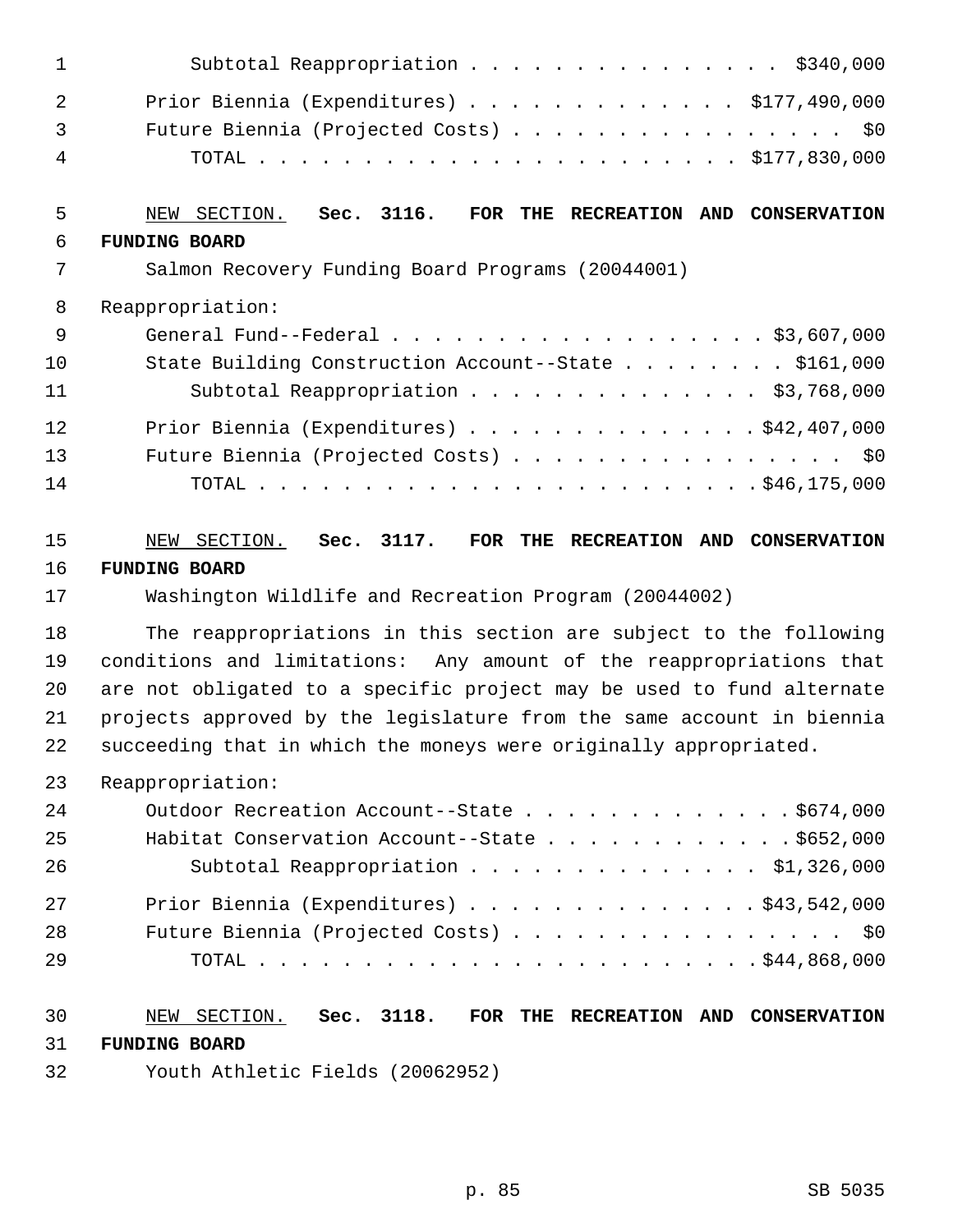Subtotal Reappropriation . . . . . . . . . . . . . . . . $340,000

Prior Biennia (Expenditures) . . . . . . . . . . . . . $177,490,000
Future Biennia (Projected Costs) . . . . . . . . . . . . . . . . . $0
TOTAL . . . . . . . . . . . . . . . . . . . . . . . . $177,830,000

NEW SECTION. **Sec. 3116. FOR THE RECREATION AND CONSERVATION FUNDING BOARD**

Salmon Recovery Funding Board Programs (20044001)

Reappropriation:
General Fund--Federal . . . . . . . . . . . . . . . . . . . $3,607,000
State Building Construction Account--State . . . . . . . . . $161,000
Subtotal Reappropriation . . . . . . . . . . . . . . . $3,768,000

Prior Biennia (Expenditures) . . . . . . . . . . . . . . $42,407,000
Future Biennia (Projected Costs) . . . . . . . . . . . . . . . . . $0
TOTAL . . . . . . . . . . . . . . . . . . . . . . . . . $46,175,000

NEW SECTION. **Sec. 3117. FOR THE RECREATION AND CONSERVATION FUNDING BOARD**

Washington Wildlife and Recreation Program (20044002)

The reappropriations in this section are subject to the following conditions and limitations: Any amount of the reappropriations that are not obligated to a specific project may be used to fund alternate projects approved by the legislature from the same account in biennia succeeding that in which the moneys were originally appropriated.

Reappropriation:
Outdoor Recreation Account--State . . . . . . . . . . . . . . $674,000
Habitat Conservation Account--State . . . . . . . . . . . . . $652,000
Subtotal Reappropriation . . . . . . . . . . . . . . . $1,326,000

Prior Biennia (Expenditures) . . . . . . . . . . . . . . $43,542,000
Future Biennia (Projected Costs) . . . . . . . . . . . . . . . . . $0
TOTAL . . . . . . . . . . . . . . . . . . . . . . . . . $44,868,000

NEW SECTION. **Sec. 3118. FOR THE RECREATION AND CONSERVATION FUNDING BOARD**

Youth Athletic Fields (20062952)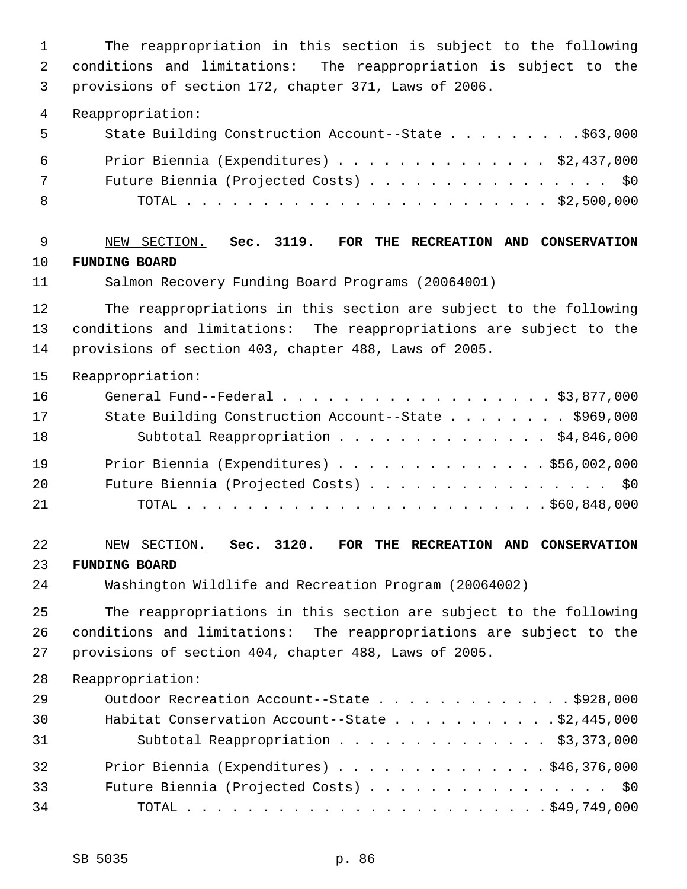The reappropriation in this section is subject to the following conditions and limitations: The reappropriation is subject to the provisions of section 172, chapter 371, Laws of 2006.

Reappropriation:

| | |
|---|---|
| State Building Construction Account--State | $63,000 |
| Prior Biennia (Expenditures) | $2,437,000 |
| Future Biennia (Projected Costs) | $0 |
| TOTAL | $2,500,000 |

NEW SECTION. **Sec. 3119. FOR THE RECREATION AND CONSERVATION FUNDING BOARD**

Salmon Recovery Funding Board Programs (20064001)

The reappropriations in this section are subject to the following conditions and limitations: The reappropriations are subject to the provisions of section 403, chapter 488, Laws of 2005.

Reappropriation:

| | |
|---|---|
| General Fund--Federal | $3,877,000 |
| State Building Construction Account--State | $969,000 |
| Subtotal Reappropriation | $4,846,000 |
| Prior Biennia (Expenditures) | $56,002,000 |
| Future Biennia (Projected Costs) | $0 |
| TOTAL | $60,848,000 |

NEW SECTION. **Sec. 3120. FOR THE RECREATION AND CONSERVATION FUNDING BOARD**

Washington Wildlife and Recreation Program (20064002)

The reappropriations in this section are subject to the following conditions and limitations: The reappropriations are subject to the provisions of section 404, chapter 488, Laws of 2005.

Reappropriation:

| | |
|---|---|
| Outdoor Recreation Account--State | $928,000 |
| Habitat Conservation Account--State | $2,445,000 |
| Subtotal Reappropriation | $3,373,000 |
| Prior Biennia (Expenditures) | $46,376,000 |
| Future Biennia (Projected Costs) | $0 |
| TOTAL | $49,749,000 |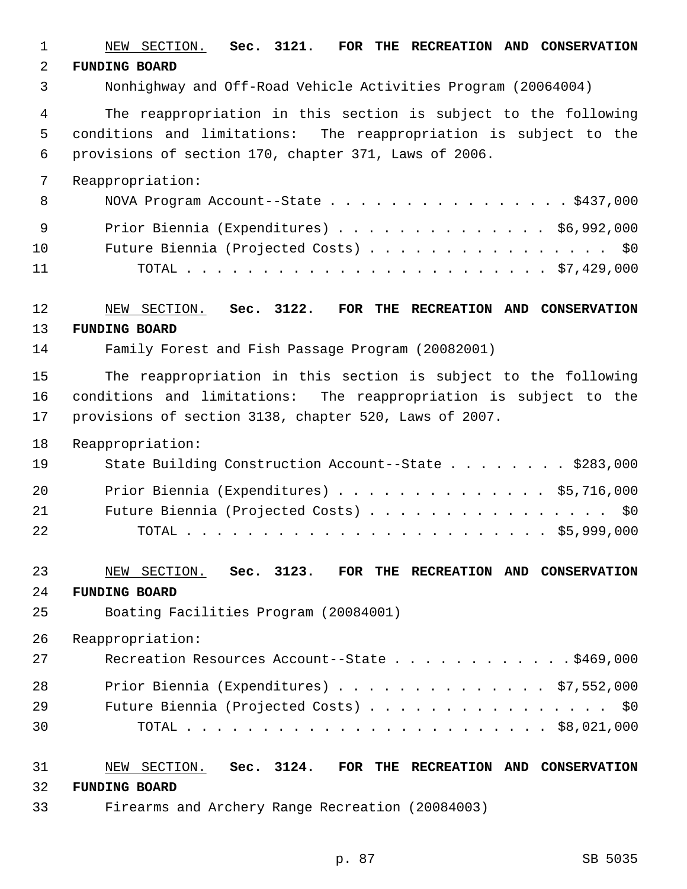NEW SECTION. **Sec. 3121. FOR THE RECREATION AND CONSERVATION FUNDING BOARD**

Nonhighway and Off-Road Vehicle Activities Program (20064004)

The reappropriation in this section is subject to the following conditions and limitations: The reappropriation is subject to the provisions of section 170, chapter 371, Laws of 2006.

Reappropriation:

NOVA Program Account--State . . . . . . . . . . . . . . . . $437,000

Prior Biennia (Expenditures) . . . . . . . . . . . . . . $6,992,000

Future Biennia (Projected Costs) . . . . . . . . . . . . . . . . $0

TOTAL . . . . . . . . . . . . . . . . . . . . . . . . $7,429,000

NEW SECTION. **Sec. 3122. FOR THE RECREATION AND CONSERVATION FUNDING BOARD**

Family Forest and Fish Passage Program (20082001)

The reappropriation in this section is subject to the following conditions and limitations: The reappropriation is subject to the provisions of section 3138, chapter 520, Laws of 2007.

Reappropriation:

State Building Construction Account--State . . . . . . . . $283,000

Prior Biennia (Expenditures) . . . . . . . . . . . . . . $5,716,000

Future Biennia (Projected Costs) . . . . . . . . . . . . . . . . $0

TOTAL . . . . . . . . . . . . . . . . . . . . . . . . $5,999,000

NEW SECTION. **Sec. 3123. FOR THE RECREATION AND CONSERVATION FUNDING BOARD**

Boating Facilities Program (20084001)

Reappropriation:

Recreation Resources Account--State . . . . . . . . . . . . $469,000

Prior Biennia (Expenditures) . . . . . . . . . . . . . . $7,552,000

Future Biennia (Projected Costs) . . . . . . . . . . . . . . . . $0

TOTAL . . . . . . . . . . . . . . . . . . . . . . . . $8,021,000

NEW SECTION. **Sec. 3124. FOR THE RECREATION AND CONSERVATION FUNDING BOARD**

Firearms and Archery Range Recreation (20084003)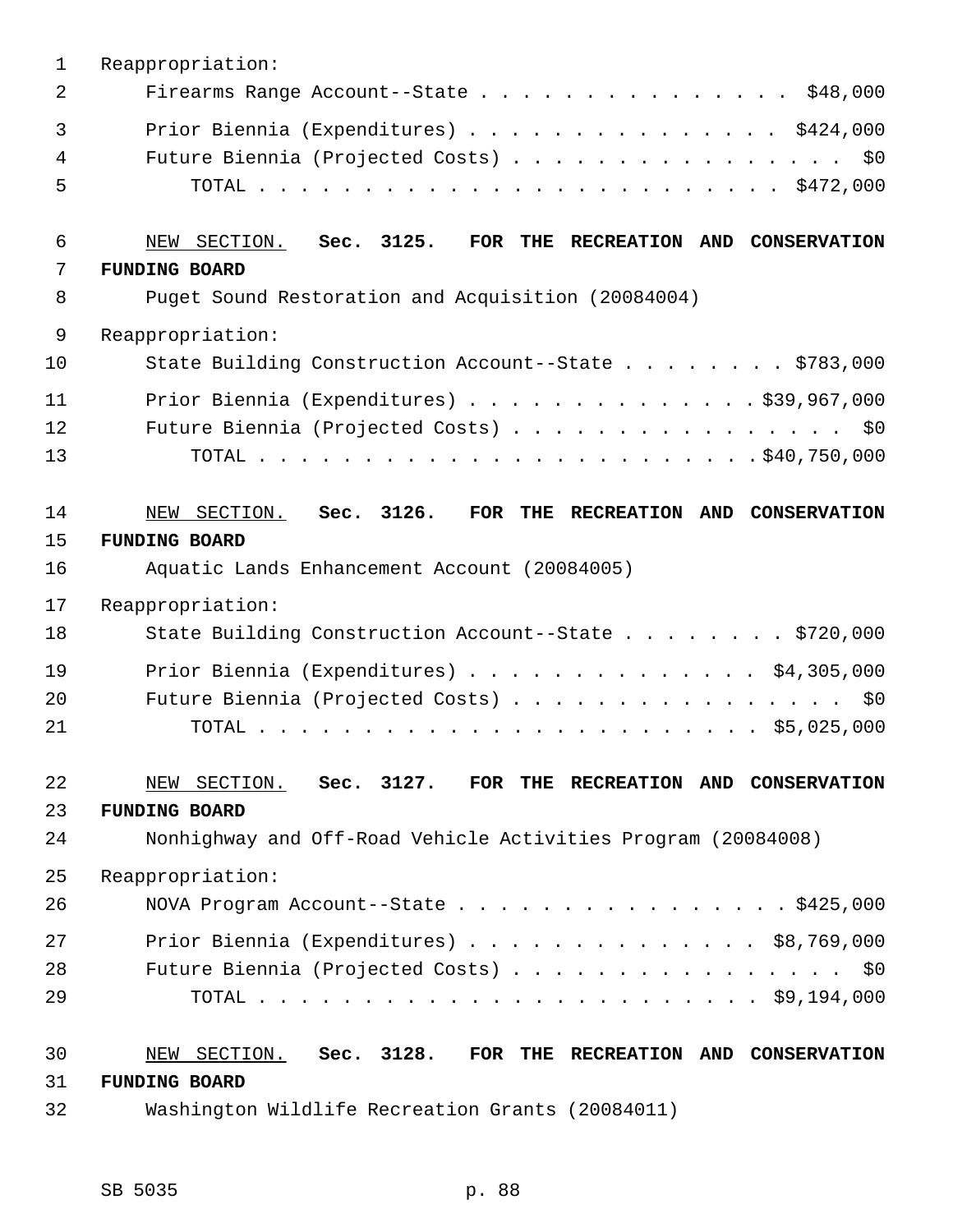Reappropriation:

Firearms Range Account--State . . . . . . . . . . . . . . . . $48,000

Prior Biennia (Expenditures) . . . . . . . . . . . . . . . . $424,000

Future Biennia (Projected Costs) . . . . . . . . . . . . . . . . . $0

TOTAL . . . . . . . . . . . . . . . . . . . . . . . . . $472,000

NEW SECTION. **Sec. 3125. FOR THE RECREATION AND CONSERVATION FUNDING BOARD**

Puget Sound Restoration and Acquisition (20084004)

Reappropriation:

State Building Construction Account--State . . . . . . . . $783,000

Prior Biennia (Expenditures) . . . . . . . . . . . . . . $39,967,000

Future Biennia (Projected Costs) . . . . . . . . . . . . . . . . . $0

TOTAL . . . . . . . . . . . . . . . . . . . . . . . . $40,750,000

NEW SECTION. **Sec. 3126. FOR THE RECREATION AND CONSERVATION FUNDING BOARD**

Aquatic Lands Enhancement Account (20084005)

Reappropriation:

State Building Construction Account--State . . . . . . . . $720,000

Prior Biennia (Expenditures) . . . . . . . . . . . . . . $4,305,000

Future Biennia (Projected Costs) . . . . . . . . . . . . . . . . . $0

TOTAL . . . . . . . . . . . . . . . . . . . . . . . . $5,025,000

NEW SECTION. **Sec. 3127. FOR THE RECREATION AND CONSERVATION FUNDING BOARD**

Nonhighway and Off-Road Vehicle Activities Program (20084008)

Reappropriation:

NOVA Program Account--State . . . . . . . . . . . . . . . . $425,000

Prior Biennia (Expenditures) . . . . . . . . . . . . . . $8,769,000

Future Biennia (Projected Costs) . . . . . . . . . . . . . . . . . $0

TOTAL . . . . . . . . . . . . . . . . . . . . . . . . $9,194,000

NEW SECTION. **Sec. 3128. FOR THE RECREATION AND CONSERVATION FUNDING BOARD**

Washington Wildlife Recreation Grants (20084011)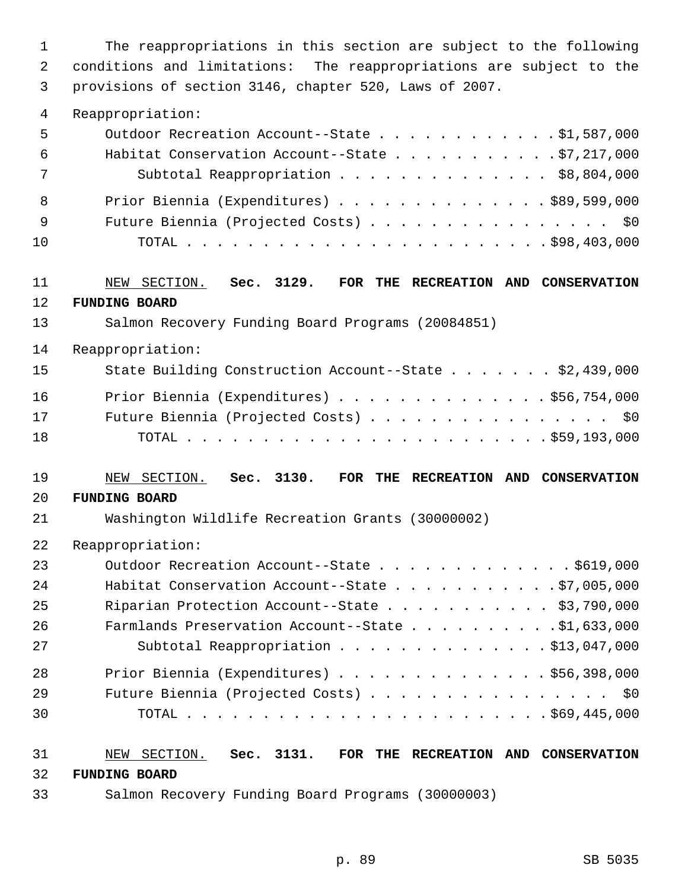The reappropriations in this section are subject to the following conditions and limitations: The reappropriations are subject to the provisions of section 3146, chapter 520, Laws of 2007.

Reappropriation:

| | |
|---|---|
| Outdoor Recreation Account--State | $1,587,000 |
| Habitat Conservation Account--State | $7,217,000 |
| Subtotal Reappropriation | $8,804,000 |
| Prior Biennia (Expenditures) | $89,599,000 |
| Future Biennia (Projected Costs) | $0 |
| TOTAL | $98,403,000 |

NEW SECTION. **Sec. 3129. FOR THE RECREATION AND CONSERVATION FUNDING BOARD**

Salmon Recovery Funding Board Programs (20084851)

Reappropriation:

| | |
|---|---|
| State Building Construction Account--State | $2,439,000 |
| Prior Biennia (Expenditures) | $56,754,000 |
| Future Biennia (Projected Costs) | $0 |
| TOTAL | $59,193,000 |

NEW SECTION. **Sec. 3130. FOR THE RECREATION AND CONSERVATION FUNDING BOARD**

Washington Wildlife Recreation Grants (30000002)

Reappropriation:

| | |
|---|---|
| Outdoor Recreation Account--State | $619,000 |
| Habitat Conservation Account--State | $7,005,000 |
| Riparian Protection Account--State | $3,790,000 |
| Farmlands Preservation Account--State | $1,633,000 |
| Subtotal Reappropriation | $13,047,000 |
| Prior Biennia (Expenditures) | $56,398,000 |
| Future Biennia (Projected Costs) | $0 |
| TOTAL | $69,445,000 |

NEW SECTION. **Sec. 3131. FOR THE RECREATION AND CONSERVATION FUNDING BOARD**

Salmon Recovery Funding Board Programs (30000003)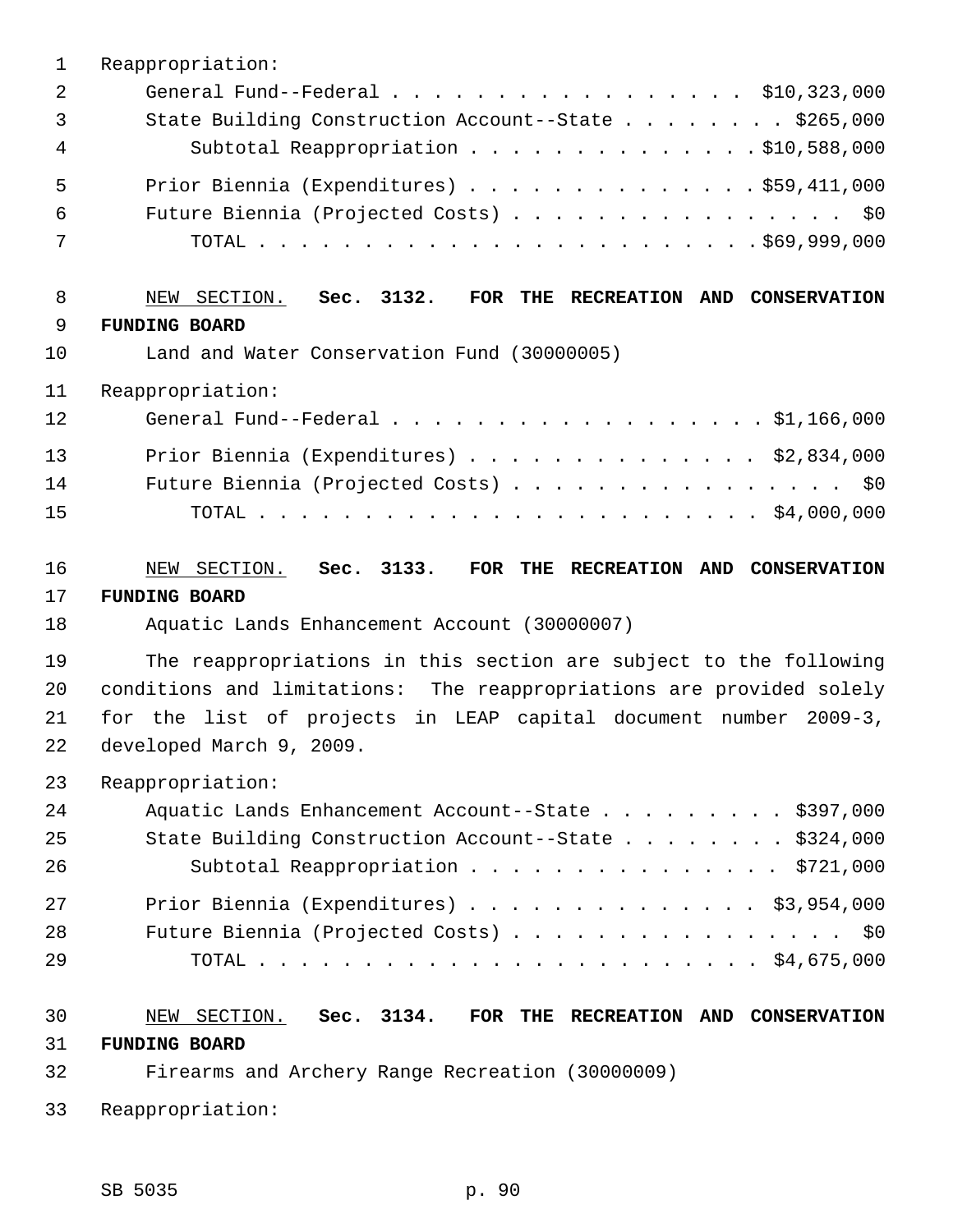Reappropriation:

General Fund--Federal . . . . . . . . . . . . . . . . . . $10,323,000
State Building Construction Account--State . . . . . . . . $265,000
Subtotal Reappropriation . . . . . . . . . . . . . . $10,588,000

Prior Biennia (Expenditures) . . . . . . . . . . . . . . $59,411,000
Future Biennia (Projected Costs) . . . . . . . . . . . . . . . . $0
TOTAL . . . . . . . . . . . . . . . . . . . . . . . . $69,999,000

NEW SECTION. **Sec. 3132. FOR THE RECREATION AND CONSERVATION FUNDING BOARD**

Land and Water Conservation Fund (30000005)

Reappropriation:

General Fund--Federal . . . . . . . . . . . . . . . . . . $1,166,000

Prior Biennia (Expenditures) . . . . . . . . . . . . . . $2,834,000
Future Biennia (Projected Costs) . . . . . . . . . . . . . . . . $0
TOTAL . . . . . . . . . . . . . . . . . . . . . . . . $4,000,000

NEW SECTION. **Sec. 3133. FOR THE RECREATION AND CONSERVATION FUNDING BOARD**

Aquatic Lands Enhancement Account (30000007)

The reappropriations in this section are subject to the following conditions and limitations: The reappropriations are provided solely for the list of projects in LEAP capital document number 2009-3, developed March 9, 2009.

Reappropriation:

Aquatic Lands Enhancement Account--State . . . . . . . . . $397,000
State Building Construction Account--State . . . . . . . . $324,000
Subtotal Reappropriation . . . . . . . . . . . . . . . $721,000

Prior Biennia (Expenditures) . . . . . . . . . . . . . . $3,954,000
Future Biennia (Projected Costs) . . . . . . . . . . . . . . . . $0
TOTAL . . . . . . . . . . . . . . . . . . . . . . . . $4,675,000

NEW SECTION. **Sec. 3134. FOR THE RECREATION AND CONSERVATION FUNDING BOARD**

Firearms and Archery Range Recreation (30000009)

Reappropriation: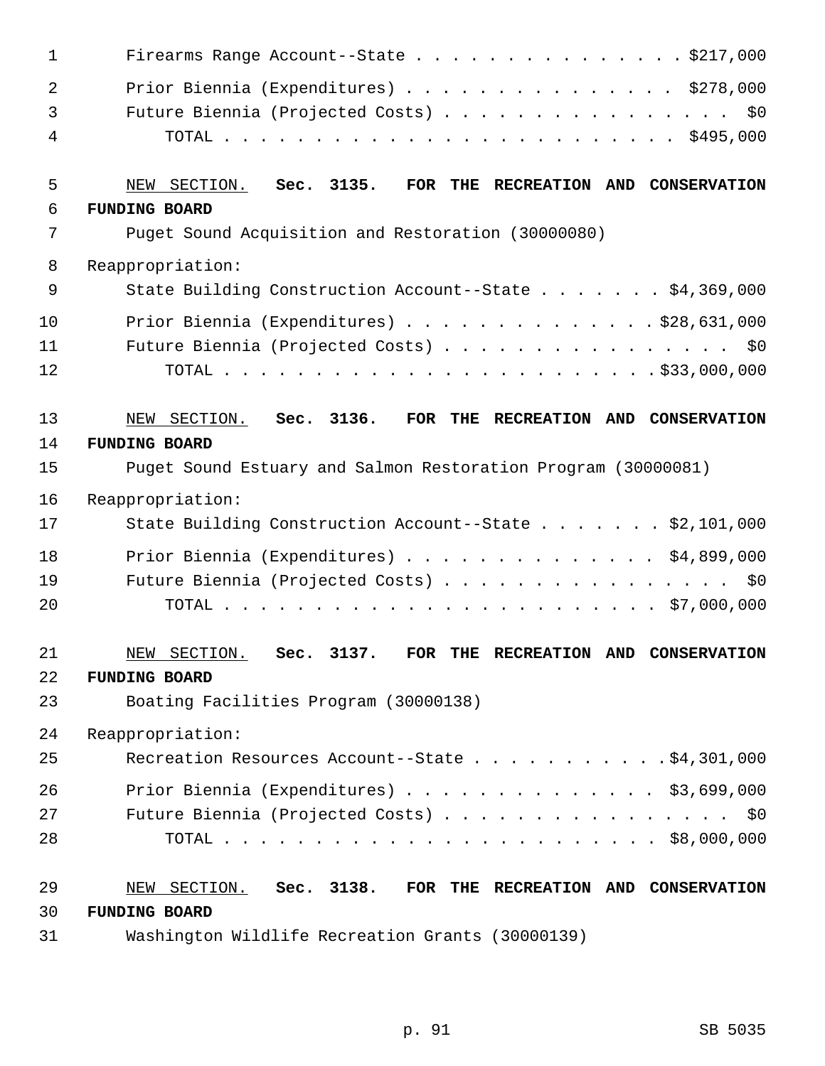Firearms Range Account--State . . . . . . . . . . . . . . . $217,000

Prior Biennia (Expenditures) . . . . . . . . . . . . . . . $278,000
Future Biennia (Projected Costs) . . . . . . . . . . . . . . . . $0
TOTAL . . . . . . . . . . . . . . . . . . . . . . . . $495,000

NEW SECTION. **Sec. 3135. FOR THE RECREATION AND CONSERVATION FUNDING BOARD**

Puget Sound Acquisition and Restoration (30000080)

Reappropriation:

State Building Construction Account--State . . . . . . . $4,369,000

Prior Biennia (Expenditures) . . . . . . . . . . . . . . $28,631,000
Future Biennia (Projected Costs) . . . . . . . . . . . . . . . . $0
TOTAL . . . . . . . . . . . . . . . . . . . . . . . . $33,000,000

NEW SECTION. **Sec. 3136. FOR THE RECREATION AND CONSERVATION FUNDING BOARD**

Puget Sound Estuary and Salmon Restoration Program (30000081)

Reappropriation:

State Building Construction Account--State . . . . . . . $2,101,000

Prior Biennia (Expenditures) . . . . . . . . . . . . . . $4,899,000
Future Biennia (Projected Costs) . . . . . . . . . . . . . . . . $0
TOTAL . . . . . . . . . . . . . . . . . . . . . . . . $7,000,000

NEW SECTION. **Sec. 3137. FOR THE RECREATION AND CONSERVATION FUNDING BOARD**

Boating Facilities Program (30000138)

Reappropriation:

Recreation Resources Account--State . . . . . . . . . . . $4,301,000

Prior Biennia (Expenditures) . . . . . . . . . . . . . . $3,699,000
Future Biennia (Projected Costs) . . . . . . . . . . . . . . . . $0
TOTAL . . . . . . . . . . . . . . . . . . . . . . . . $8,000,000

NEW SECTION. **Sec. 3138. FOR THE RECREATION AND CONSERVATION FUNDING BOARD**

Washington Wildlife Recreation Grants (30000139)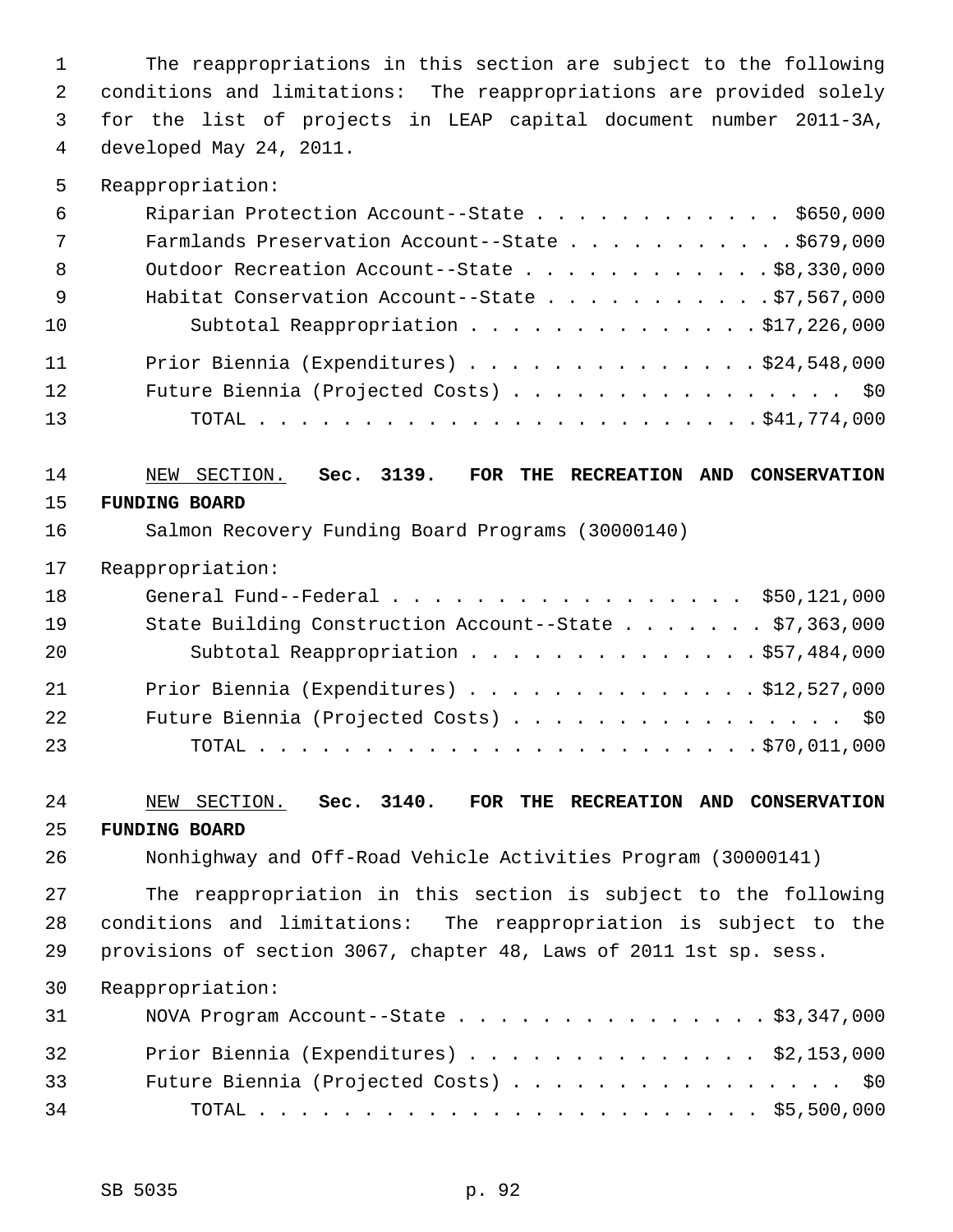The reappropriations in this section are subject to the following conditions and limitations: The reappropriations are provided solely for the list of projects in LEAP capital document number 2011-3A, developed May 24, 2011.

Reappropriation:

| | |
|---|---|
| Riparian Protection Account--State | $650,000 |
| Farmlands Preservation Account--State | $679,000 |
| Outdoor Recreation Account--State | $8,330,000 |
| Habitat Conservation Account--State | $7,567,000 |
| Subtotal Reappropriation | $17,226,000 |
| Prior Biennia (Expenditures) | $24,548,000 |
| Future Biennia (Projected Costs) | $0 |
| TOTAL | $41,774,000 |

NEW SECTION. **Sec. 3139. FOR THE RECREATION AND CONSERVATION FUNDING BOARD**

Salmon Recovery Funding Board Programs (30000140)

Reappropriation:

| | |
|---|---|
| General Fund--Federal | $50,121,000 |
| State Building Construction Account--State | $7,363,000 |
| Subtotal Reappropriation | $57,484,000 |
| Prior Biennia (Expenditures) | $12,527,000 |
| Future Biennia (Projected Costs) | $0 |
| TOTAL | $70,011,000 |

NEW SECTION. **Sec. 3140. FOR THE RECREATION AND CONSERVATION FUNDING BOARD**

Nonhighway and Off-Road Vehicle Activities Program (30000141)

The reappropriation in this section is subject to the following conditions and limitations: The reappropriation is subject to the provisions of section 3067, chapter 48, Laws of 2011 1st sp. sess.

Reappropriation:

| | |
|---|---|
| NOVA Program Account--State | $3,347,000 |
| Prior Biennia (Expenditures) | $2,153,000 |
| Future Biennia (Projected Costs) | $0 |
| TOTAL | $5,500,000 |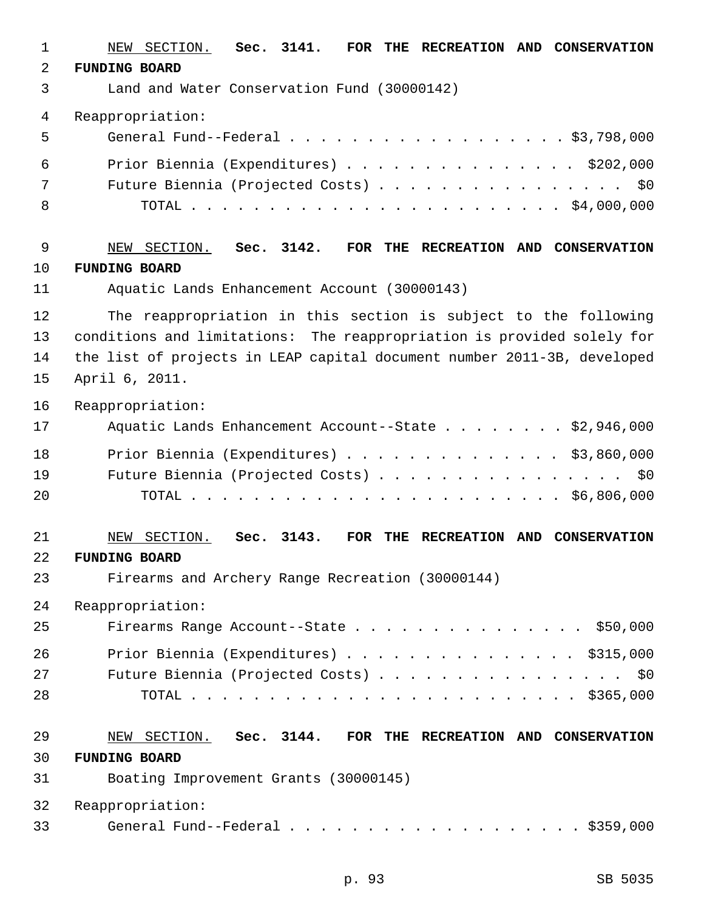NEW SECTION. **Sec. 3141. FOR THE RECREATION AND CONSERVATION FUNDING BOARD**

Land and Water Conservation Fund (30000142)

Reappropriation:

General Fund--Federal . . . . . . . . . . . . . . . . . . . $3,798,000

Prior Biennia (Expenditures) . . . . . . . . . . . . . . . $202,000

Future Biennia (Projected Costs) . . . . . . . . . . . . . . . . $0

TOTAL . . . . . . . . . . . . . . . . . . . . . . . . $4,000,000

NEW SECTION. **Sec. 3142. FOR THE RECREATION AND CONSERVATION FUNDING BOARD**

Aquatic Lands Enhancement Account (30000143)

The reappropriation in this section is subject to the following conditions and limitations: The reappropriation is provided solely for the list of projects in LEAP capital document number 2011-3B, developed April 6, 2011.

Reappropriation:

Aquatic Lands Enhancement Account--State . . . . . . . . $2,946,000

Prior Biennia (Expenditures) . . . . . . . . . . . . . . $3,860,000

Future Biennia (Projected Costs) . . . . . . . . . . . . . . . . $0

TOTAL . . . . . . . . . . . . . . . . . . . . . . . . $6,806,000

NEW SECTION. **Sec. 3143. FOR THE RECREATION AND CONSERVATION FUNDING BOARD**

Firearms and Archery Range Recreation (30000144)

Reappropriation:

Firearms Range Account--State . . . . . . . . . . . . . . . $50,000

Prior Biennia (Expenditures) . . . . . . . . . . . . . . . $315,000

Future Biennia (Projected Costs) . . . . . . . . . . . . . . . . $0

TOTAL . . . . . . . . . . . . . . . . . . . . . . . . . $365,000

NEW SECTION. **Sec. 3144. FOR THE RECREATION AND CONSERVATION FUNDING BOARD**

Boating Improvement Grants (30000145)

Reappropriation:

General Fund--Federal . . . . . . . . . . . . . . . . . . . . $359,000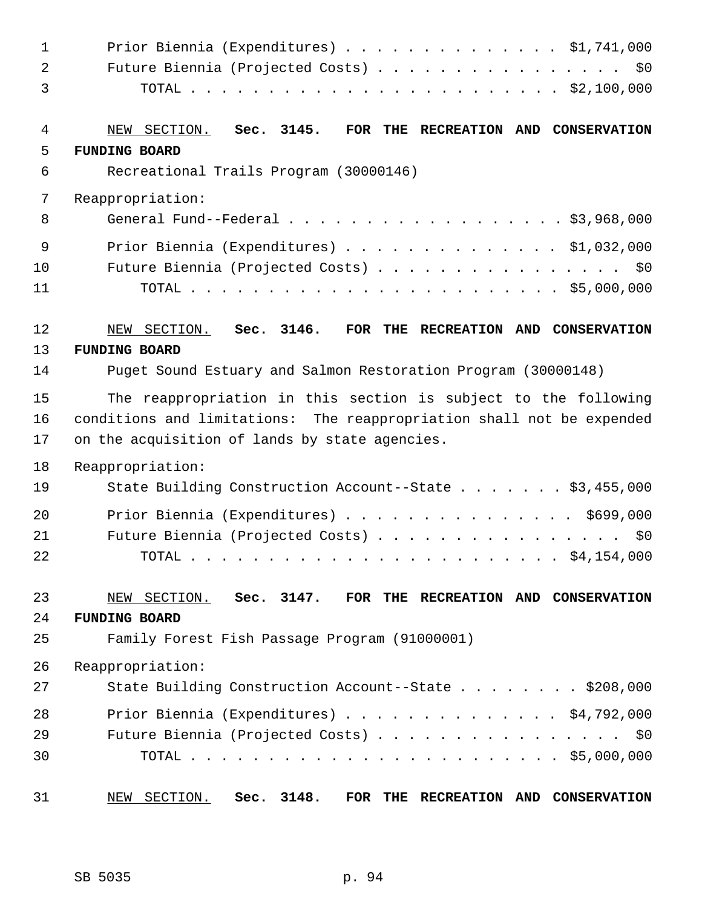Prior Biennia (Expenditures) . . . . . . . . . . . . . . . $1,741,000
Future Biennia (Projected Costs) . . . . . . . . . . . . . . . . . $0
TOTAL . . . . . . . . . . . . . . . . . . . . . . . . . $2,100,000

NEW SECTION. **Sec. 3145. FOR THE RECREATION AND CONSERVATION FUNDING BOARD**

Recreational Trails Program (30000146)

Reappropriation:

General Fund--Federal . . . . . . . . . . . . . . . . . . . $3,968,000

Prior Biennia (Expenditures) . . . . . . . . . . . . . . . $1,032,000
Future Biennia (Projected Costs) . . . . . . . . . . . . . . . . . $0
TOTAL . . . . . . . . . . . . . . . . . . . . . . . . . $5,000,000

NEW SECTION. **Sec. 3146. FOR THE RECREATION AND CONSERVATION FUNDING BOARD**

Puget Sound Estuary and Salmon Restoration Program (30000148)

The reappropriation in this section is subject to the following conditions and limitations: The reappropriation shall not be expended on the acquisition of lands by state agencies.

Reappropriation:

State Building Construction Account--State . . . . . . . $3,455,000

Prior Biennia (Expenditures) . . . . . . . . . . . . . . . $699,000
Future Biennia (Projected Costs) . . . . . . . . . . . . . . . . . $0
TOTAL . . . . . . . . . . . . . . . . . . . . . . . . . $4,154,000

NEW SECTION. **Sec. 3147. FOR THE RECREATION AND CONSERVATION FUNDING BOARD**

Family Forest Fish Passage Program (91000001)

Reappropriation:

State Building Construction Account--State . . . . . . . . $208,000

Prior Biennia (Expenditures) . . . . . . . . . . . . . . . $4,792,000
Future Biennia (Projected Costs) . . . . . . . . . . . . . . . . . $0
TOTAL . . . . . . . . . . . . . . . . . . . . . . . . . $5,000,000

NEW SECTION. **Sec. 3148. FOR THE RECREATION AND CONSERVATION**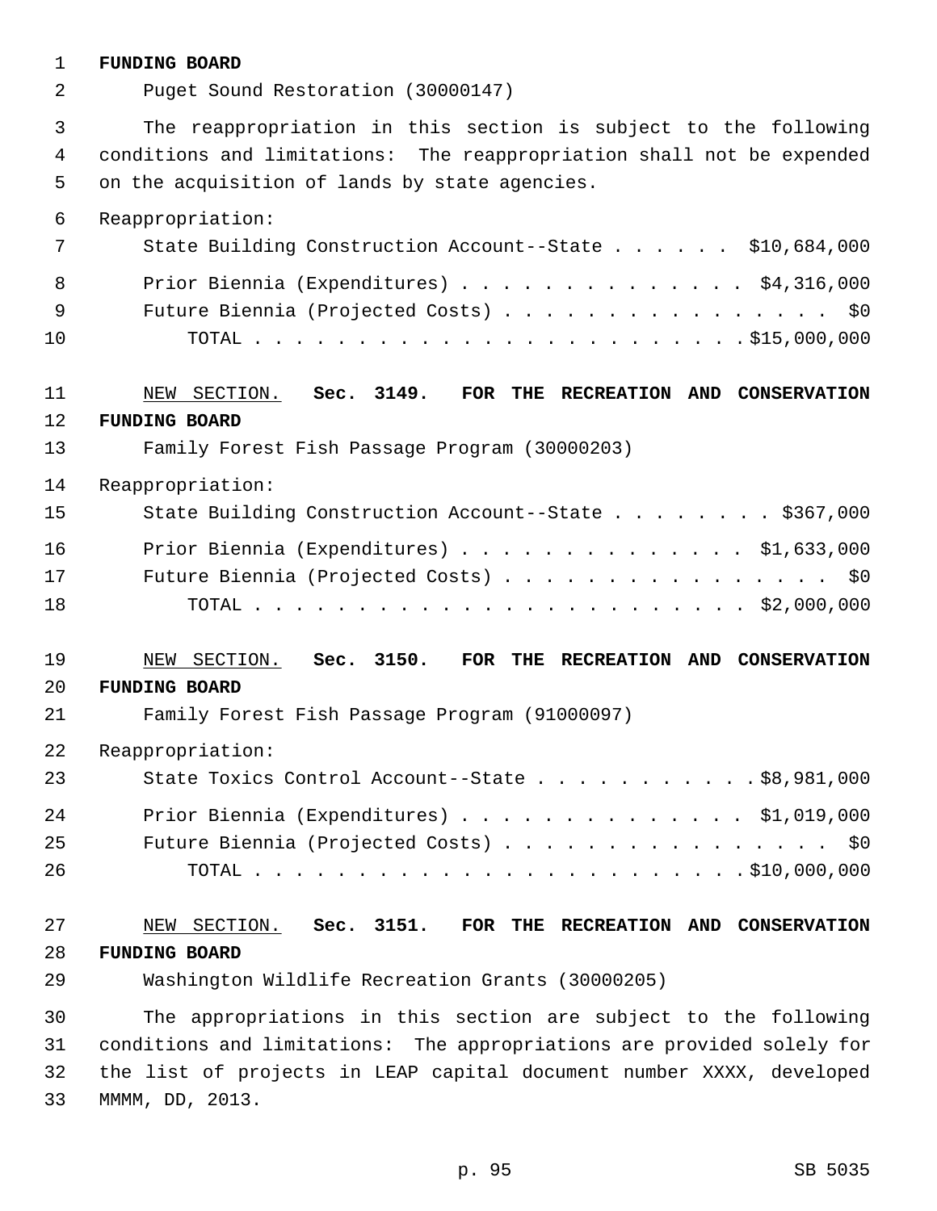**FUNDING BOARD**

Puget Sound Restoration (30000147)

The reappropriation in this section is subject to the following conditions and limitations: The reappropriation shall not be expended on the acquisition of lands by state agencies.

Reappropriation:

| | |
|---|---|
| State Building Construction Account--State | $10,684,000 |
| Prior Biennia (Expenditures) | $4,316,000 |
| Future Biennia (Projected Costs) | $0 |
| TOTAL | $15,000,000 |

NEW SECTION. **Sec. 3149. FOR THE RECREATION AND CONSERVATION FUNDING BOARD**

Family Forest Fish Passage Program (30000203)

Reappropriation:

| | |
|---|---|
| State Building Construction Account--State | $367,000 |
| Prior Biennia (Expenditures) | $1,633,000 |
| Future Biennia (Projected Costs) | $0 |
| TOTAL | $2,000,000 |

NEW SECTION. **Sec. 3150. FOR THE RECREATION AND CONSERVATION FUNDING BOARD**

Family Forest Fish Passage Program (91000097)

Reappropriation:

| | |
|---|---|
| State Toxics Control Account--State | $8,981,000 |
| Prior Biennia (Expenditures) | $1,019,000 |
| Future Biennia (Projected Costs) | $0 |
| TOTAL | $10,000,000 |

NEW SECTION. **Sec. 3151. FOR THE RECREATION AND CONSERVATION FUNDING BOARD**

Washington Wildlife Recreation Grants (30000205)

The appropriations in this section are subject to the following conditions and limitations: The appropriations are provided solely for the list of projects in LEAP capital document number XXXX, developed MMMM, DD, 2013.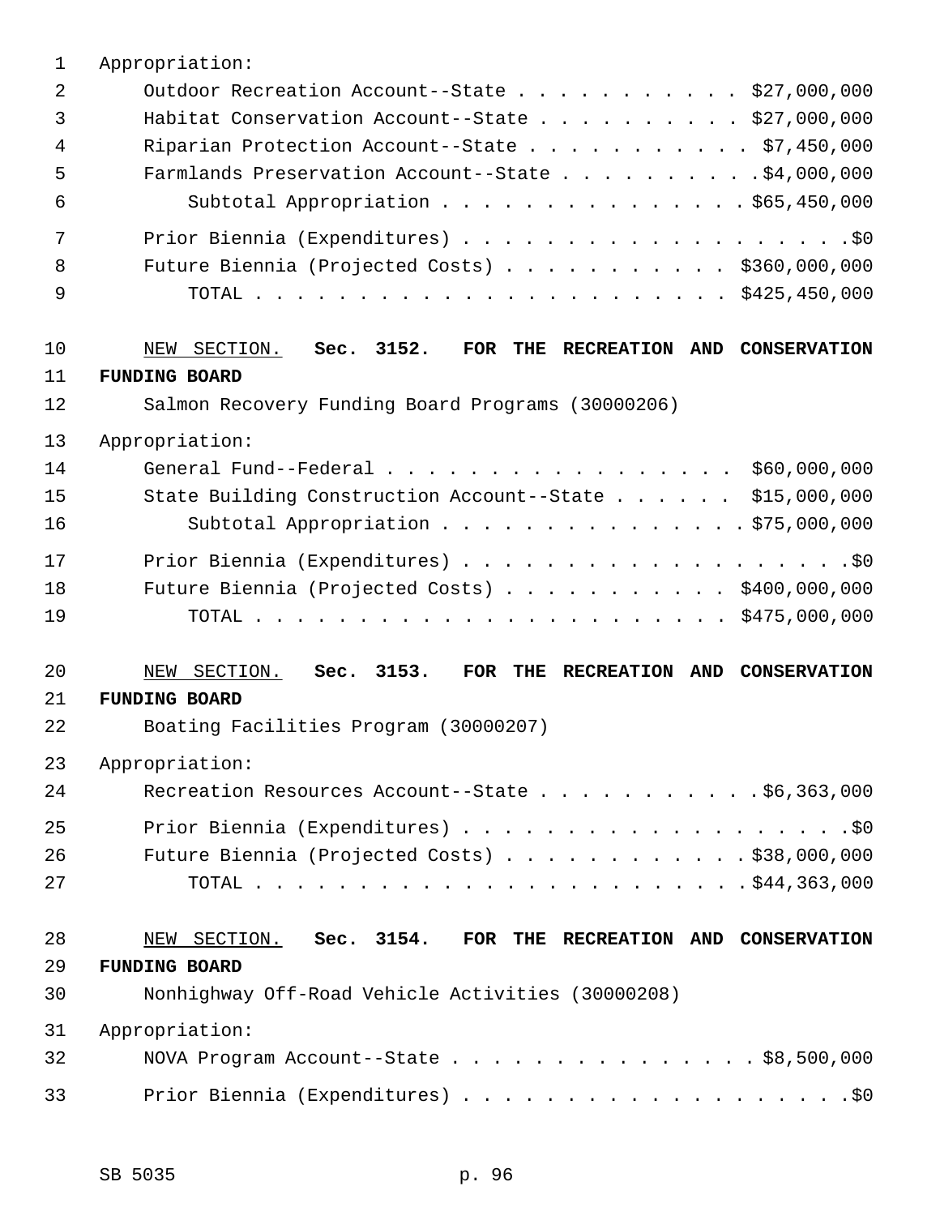Appropriation:

Outdoor Recreation Account--State . . . . . . . . . . . $27,000,000
Habitat Conservation Account--State . . . . . . . . . . $27,000,000
Riparian Protection Account--State . . . . . . . . . . . $7,450,000
Farmlands Preservation Account--State . . . . . . . . . .$4,000,000
Subtotal Appropriation . . . . . . . . . . . . . . .$65,450,000

Prior Biennia (Expenditures) . . . . . . . . . . . . . . . . . . . .$0
Future Biennia (Projected Costs) . . . . . . . . . . . $360,000,000
TOTAL . . . . . . . . . . . . . . . . . . . . . . . $425,450,000

NEW SECTION. **Sec. 3152. FOR THE RECREATION AND CONSERVATION FUNDING BOARD**

Salmon Recovery Funding Board Programs (30000206)

Appropriation:

General Fund--Federal . . . . . . . . . . . . . . . . . $60,000,000
State Building Construction Account--State . . . . . . $15,000,000
Subtotal Appropriation . . . . . . . . . . . . . . .$75,000,000

Prior Biennia (Expenditures) . . . . . . . . . . . . . . . . . . . .$0
Future Biennia (Projected Costs) . . . . . . . . . . . $400,000,000
TOTAL . . . . . . . . . . . . . . . . . . . . . . . $475,000,000

NEW SECTION. **Sec. 3153. FOR THE RECREATION AND CONSERVATION FUNDING BOARD**

Boating Facilities Program (30000207)

Appropriation:

Recreation Resources Account--State . . . . . . . . . . .$6,363,000

Prior Biennia (Expenditures) . . . . . . . . . . . . . . . . . . . .$0
Future Biennia (Projected Costs) . . . . . . . . . . . .$38,000,000
TOTAL . . . . . . . . . . . . . . . . . . . . . . . .$44,363,000

NEW SECTION. **Sec. 3154. FOR THE RECREATION AND CONSERVATION FUNDING BOARD**

Nonhighway Off-Road Vehicle Activities (30000208)

Appropriation:

NOVA Program Account--State . . . . . . . . . . . . . . .$8,500,000

Prior Biennia (Expenditures) . . . . . . . . . . . . . . . . . . . .$0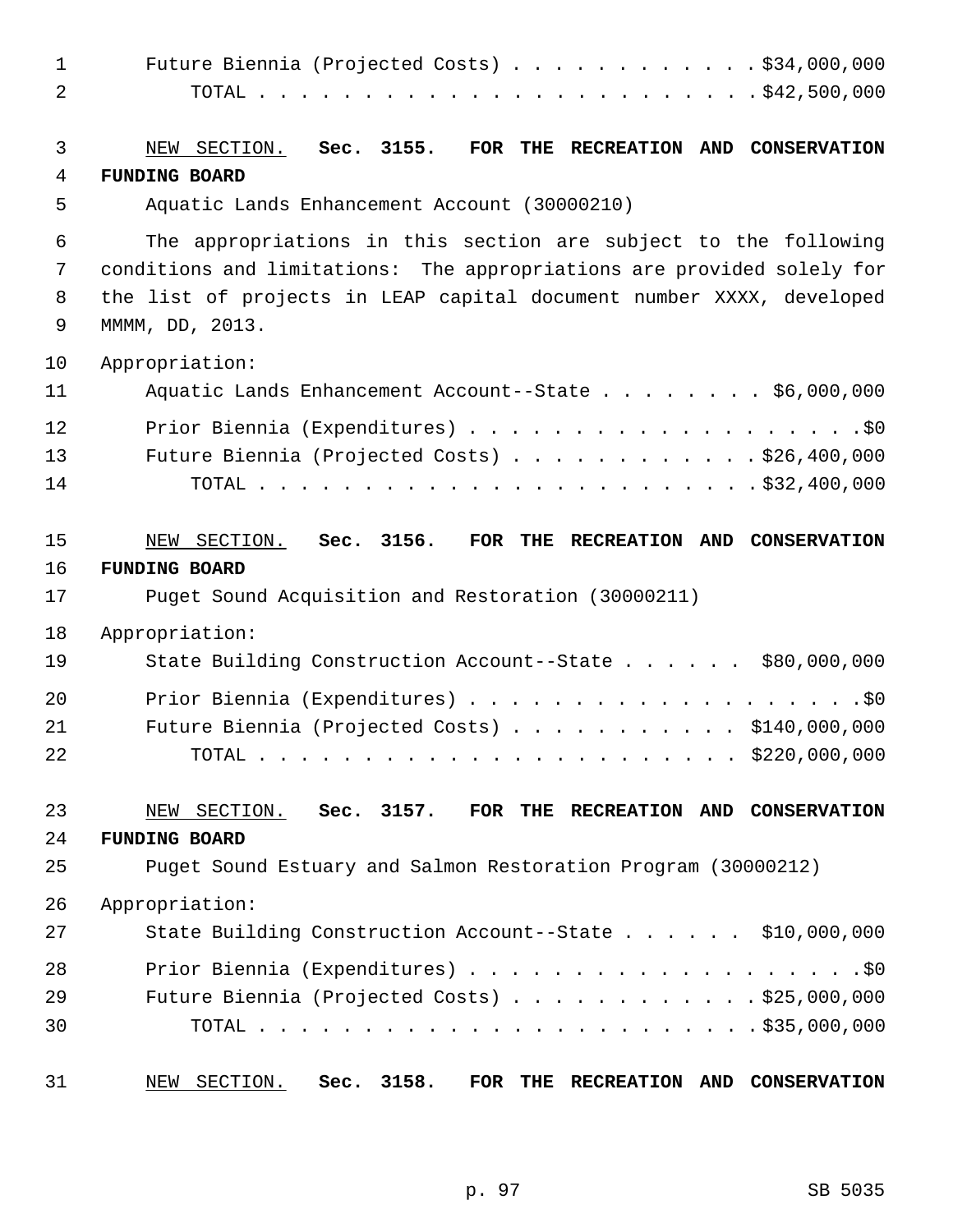Future Biennia (Projected Costs) . . . . . . . . . . . . $34,000,000
TOTAL . . . . . . . . . . . . . . . . . . . . . . . . $42,500,000

NEW SECTION. **Sec. 3155. FOR THE RECREATION AND CONSERVATION FUNDING BOARD**

Aquatic Lands Enhancement Account (30000210)

The appropriations in this section are subject to the following conditions and limitations: The appropriations are provided solely for the list of projects in LEAP capital document number XXXX, developed MMMM, DD, 2013.

Appropriation:

Aquatic Lands Enhancement Account--State . . . . . . . . $6,000,000

Prior Biennia (Expenditures) . . . . . . . . . . . . . . . . . . . .$0
Future Biennia (Projected Costs) . . . . . . . . . . . . $26,400,000
TOTAL . . . . . . . . . . . . . . . . . . . . . . . . $32,400,000

NEW SECTION. **Sec. 3156. FOR THE RECREATION AND CONSERVATION FUNDING BOARD**

Puget Sound Acquisition and Restoration (30000211)

Appropriation:

State Building Construction Account--State . . . . . . $80,000,000

Prior Biennia (Expenditures) . . . . . . . . . . . . . . . . . . . .$0
Future Biennia (Projected Costs) . . . . . . . . . . . $140,000,000
TOTAL . . . . . . . . . . . . . . . . . . . . . . . . $220,000,000

NEW SECTION. **Sec. 3157. FOR THE RECREATION AND CONSERVATION FUNDING BOARD**

Puget Sound Estuary and Salmon Restoration Program (30000212)

Appropriation:

State Building Construction Account--State . . . . . . $10,000,000

Prior Biennia (Expenditures) . . . . . . . . . . . . . . . . . . . .$0
Future Biennia (Projected Costs) . . . . . . . . . . . . $25,000,000
TOTAL . . . . . . . . . . . . . . . . . . . . . . . . $35,000,000

NEW SECTION. **Sec. 3158. FOR THE RECREATION AND CONSERVATION**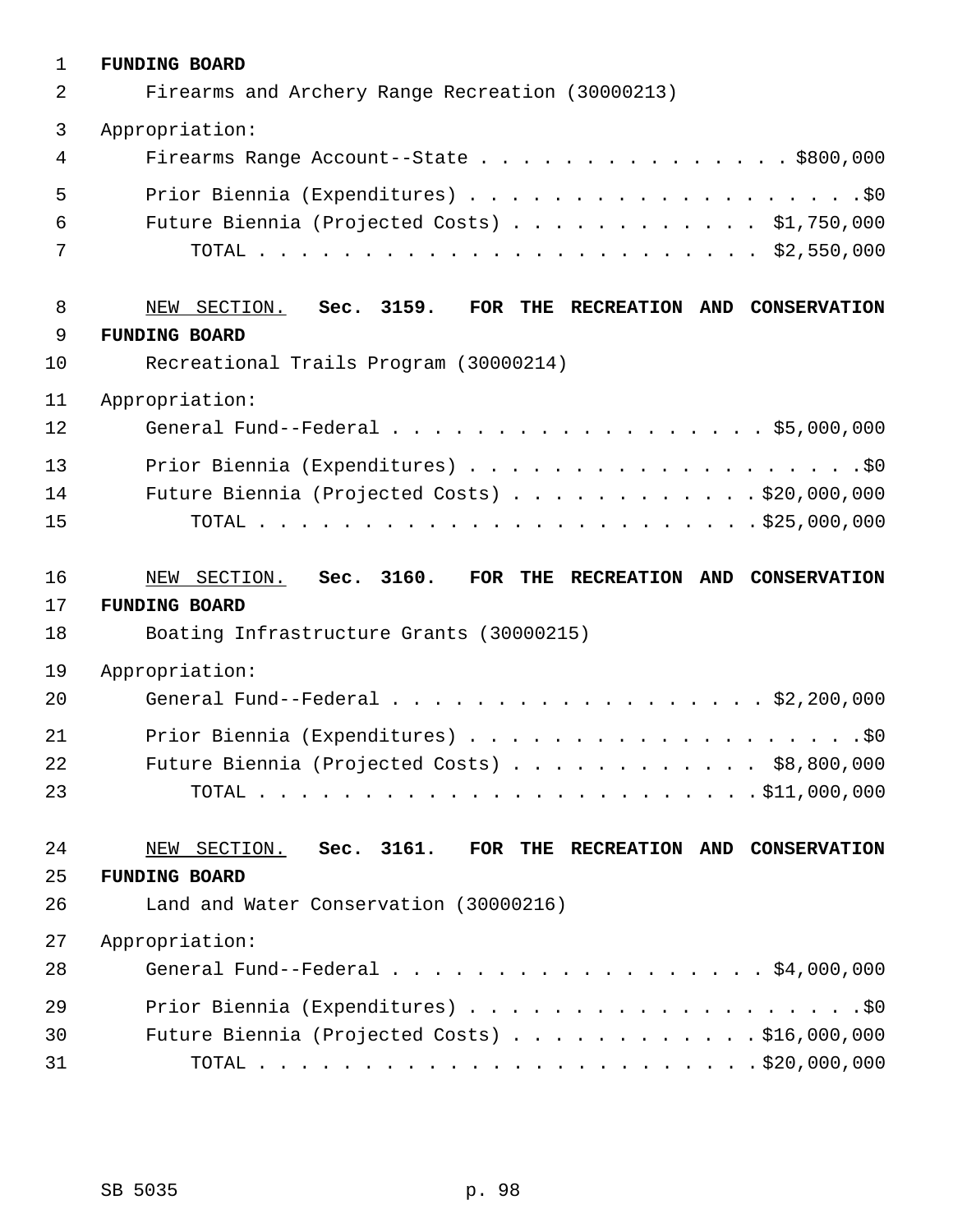**FUNDING BOARD**

Firearms and Archery Range Recreation (30000213)

Appropriation:

Firearms Range Account--State . . . . . . . . . . . . . . . . $800,000

Prior Biennia (Expenditures) . . . . . . . . . . . . . . . . . . . .$0

Future Biennia (Projected Costs) . . . . . . . . . . . . $1,750,000

TOTAL . . . . . . . . . . . . . . . . . . . . . . . . $2,550,000

NEW SECTION. **Sec. 3159. FOR THE RECREATION AND CONSERVATION FUNDING BOARD**

Recreational Trails Program (30000214)

Appropriation:

General Fund--Federal . . . . . . . . . . . . . . . . . . $5,000,000

Prior Biennia (Expenditures) . . . . . . . . . . . . . . . . . . . .$0

Future Biennia (Projected Costs) . . . . . . . . . . . . $20,000,000

TOTAL . . . . . . . . . . . . . . . . . . . . . . . . $25,000,000

NEW SECTION. **Sec. 3160. FOR THE RECREATION AND CONSERVATION FUNDING BOARD**

Boating Infrastructure Grants (30000215)

Appropriation:

General Fund--Federal . . . . . . . . . . . . . . . . . . $2,200,000

Prior Biennia (Expenditures) . . . . . . . . . . . . . . . . . . . .$0

Future Biennia (Projected Costs) . . . . . . . . . . . . $8,800,000

TOTAL . . . . . . . . . . . . . . . . . . . . . . . . $11,000,000

NEW SECTION. **Sec. 3161. FOR THE RECREATION AND CONSERVATION FUNDING BOARD**

Land and Water Conservation (30000216)

Appropriation:

General Fund--Federal . . . . . . . . . . . . . . . . . . $4,000,000

Prior Biennia (Expenditures) . . . . . . . . . . . . . . . . . . . .$0

Future Biennia (Projected Costs) . . . . . . . . . . . . $16,000,000

TOTAL . . . . . . . . . . . . . . . . . . . . . . . . $20,000,000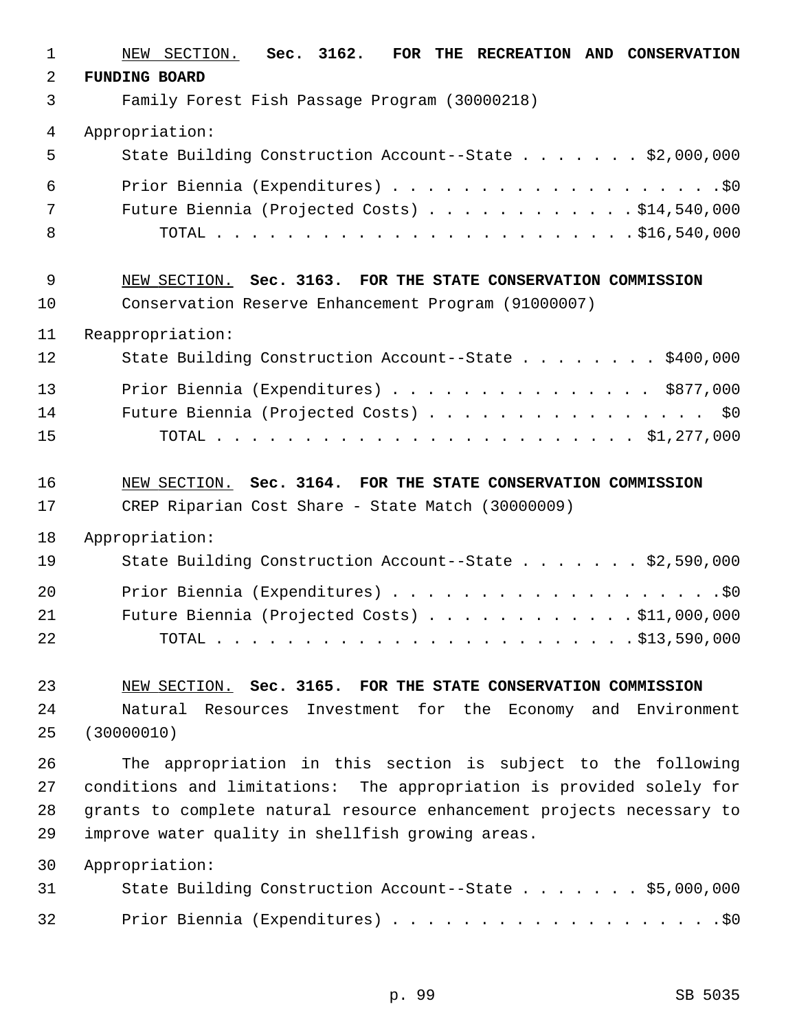NEW SECTION. **Sec. 3162. FOR THE RECREATION AND CONSERVATION FUNDING BOARD**

Family Forest Fish Passage Program (30000218)

Appropriation:

State Building Construction Account--State . . . . . . . $2,000,000

Prior Biennia (Expenditures) . . . . . . . . . . . . . . . . . . . .$0

Future Biennia (Projected Costs) . . . . . . . . . . . . $14,540,000

TOTAL . . . . . . . . . . . . . . . . . . . . . . . . $16,540,000

NEW SECTION. **Sec. 3163. FOR THE STATE CONSERVATION COMMISSION**

Conservation Reserve Enhancement Program (91000007)

Reappropriation:

State Building Construction Account--State . . . . . . . . $400,000

Prior Biennia (Expenditures) . . . . . . . . . . . . . . . $877,000

Future Biennia (Projected Costs) . . . . . . . . . . . . . . . . $0

TOTAL . . . . . . . . . . . . . . . . . . . . . . . . $1,277,000

NEW SECTION. **Sec. 3164. FOR THE STATE CONSERVATION COMMISSION**

CREP Riparian Cost Share - State Match (30000009)

Appropriation:

State Building Construction Account--State . . . . . . . $2,590,000

Prior Biennia (Expenditures) . . . . . . . . . . . . . . . . . . . .$0

Future Biennia (Projected Costs) . . . . . . . . . . . . $11,000,000

TOTAL . . . . . . . . . . . . . . . . . . . . . . . . $13,590,000

NEW SECTION. **Sec. 3165. FOR THE STATE CONSERVATION COMMISSION**

Natural Resources Investment for the Economy and Environment (30000010)

The appropriation in this section is subject to the following conditions and limitations: The appropriation is provided solely for grants to complete natural resource enhancement projects necessary to improve water quality in shellfish growing areas.

Appropriation:

State Building Construction Account--State . . . . . . . $5,000,000

Prior Biennia (Expenditures) . . . . . . . . . . . . . . . . . . . .$0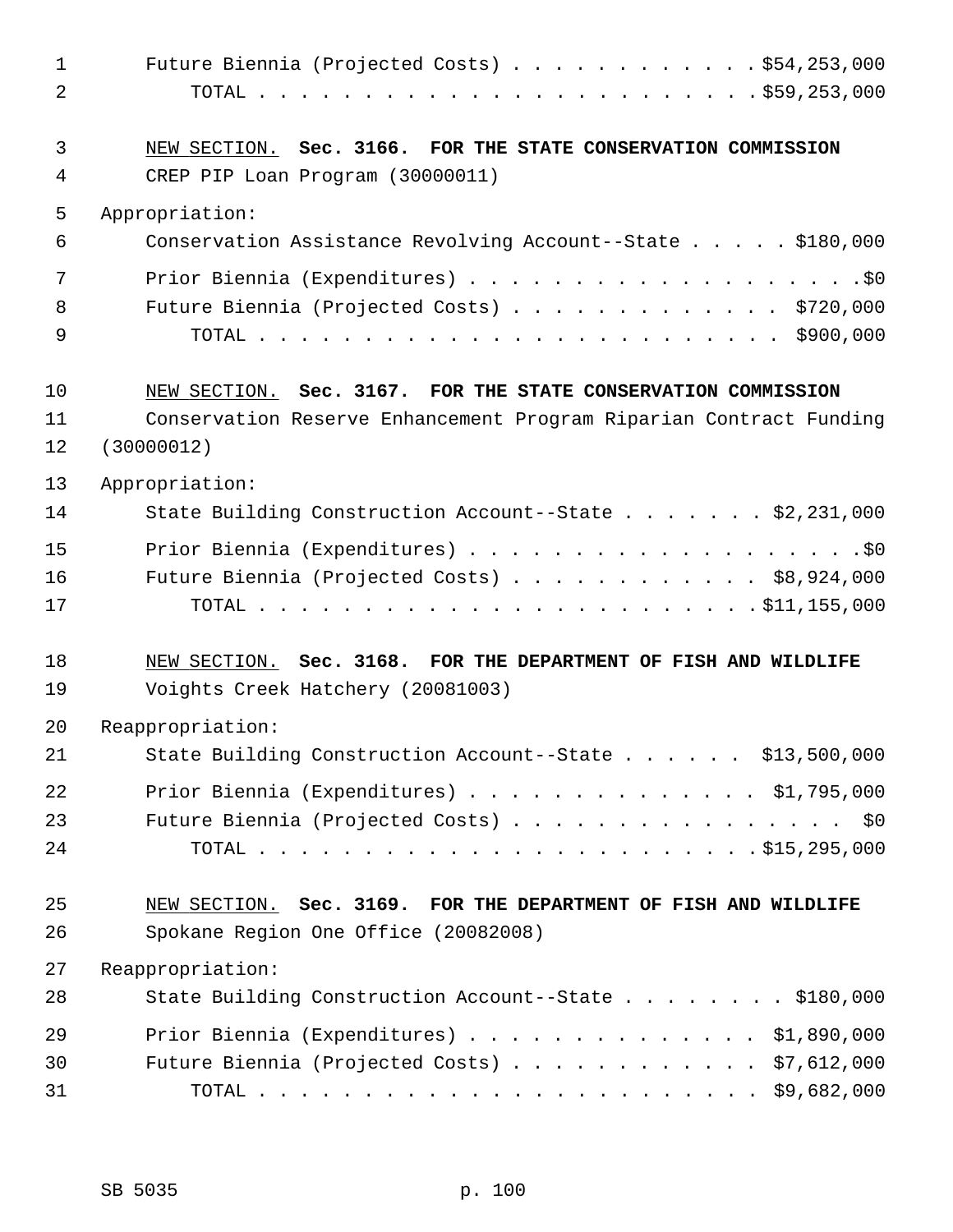Future Biennia (Projected Costs) . . . . . . . . . . . . $54,253,000
TOTAL . . . . . . . . . . . . . . . . . . . . . . . . $59,253,000

NEW SECTION. **Sec. 3166. FOR THE STATE CONSERVATION COMMISSION**

CREP PIP Loan Program (30000011)

Appropriation:

Conservation Assistance Revolving Account--State . . . . . $180,000

Prior Biennia (Expenditures) . . . . . . . . . . . . . . . . . . . .$0
Future Biennia (Projected Costs) . . . . . . . . . . . . . $720,000
TOTAL . . . . . . . . . . . . . . . . . . . . . . . . . $900,000

NEW SECTION. **Sec. 3167. FOR THE STATE CONSERVATION COMMISSION**

Conservation Reserve Enhancement Program Riparian Contract Funding (30000012)

Appropriation:

State Building Construction Account--State . . . . . . . $2,231,000

Prior Biennia (Expenditures) . . . . . . . . . . . . . . . . . . . .$0
Future Biennia (Projected Costs) . . . . . . . . . . . . $8,924,000
TOTAL . . . . . . . . . . . . . . . . . . . . . . . . $11,155,000

NEW SECTION. **Sec. 3168. FOR THE DEPARTMENT OF FISH AND WILDLIFE**

Voights Creek Hatchery (20081003)

Reappropriation:

State Building Construction Account--State . . . . . . $13,500,000

Prior Biennia (Expenditures) . . . . . . . . . . . . . . $1,795,000
Future Biennia (Projected Costs) . . . . . . . . . . . . . . . . $0
TOTAL . . . . . . . . . . . . . . . . . . . . . . . . $15,295,000

NEW SECTION. **Sec. 3169. FOR THE DEPARTMENT OF FISH AND WILDLIFE**

Spokane Region One Office (20082008)

Reappropriation:

State Building Construction Account--State . . . . . . . . $180,000

Prior Biennia (Expenditures) . . . . . . . . . . . . . . $1,890,000
Future Biennia (Projected Costs) . . . . . . . . . . . . $7,612,000
TOTAL . . . . . . . . . . . . . . . . . . . . . . . . $9,682,000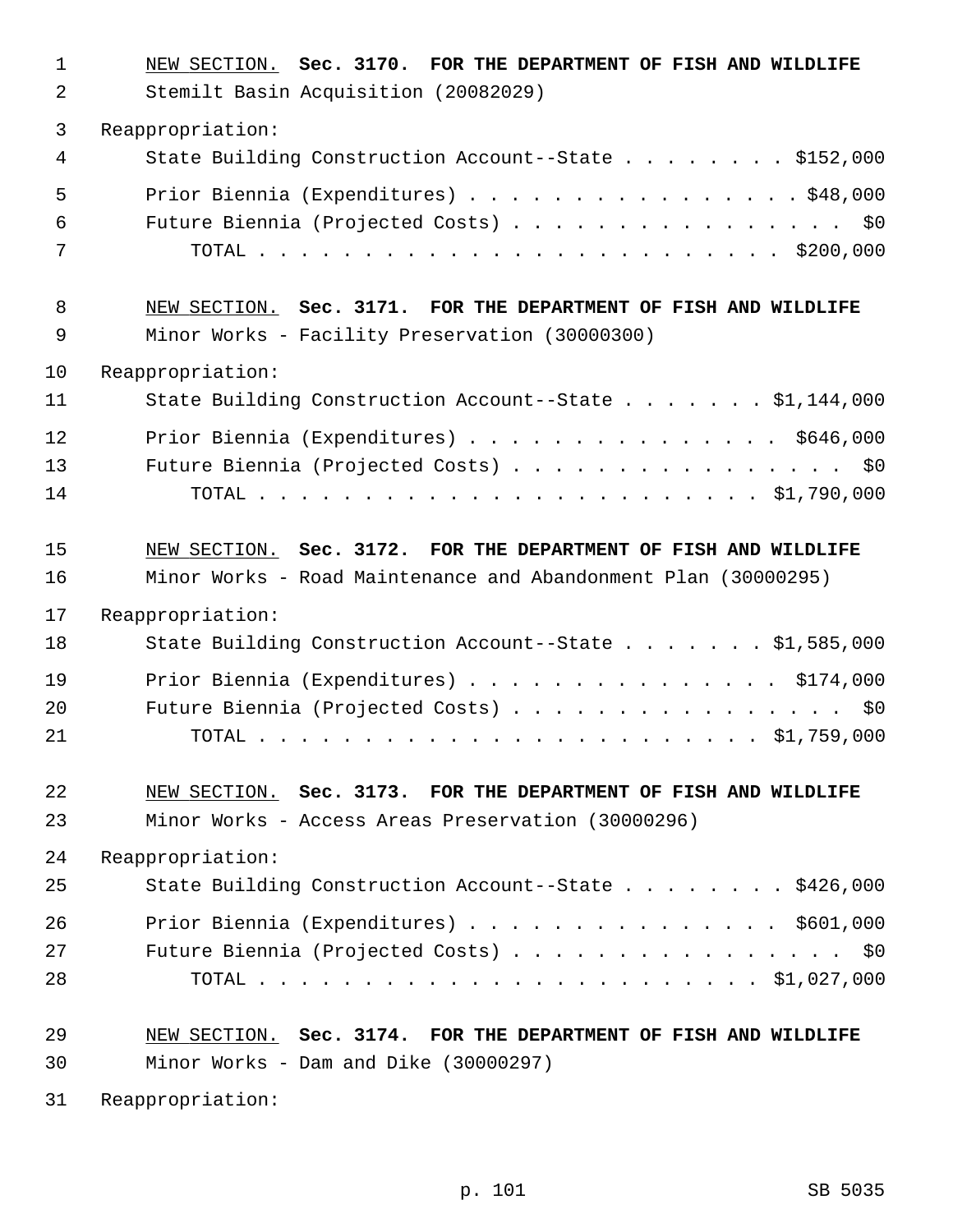NEW SECTION. **Sec. 3170. FOR THE DEPARTMENT OF FISH AND WILDLIFE**

Stemilt Basin Acquisition (20082029)

Reappropriation:

| | |
|---|---|
| State Building Construction Account--State | $152,000 |
| Prior Biennia (Expenditures) | $48,000 |
| Future Biennia (Projected Costs) | $0 |
| TOTAL | $200,000 |

NEW SECTION. **Sec. 3171. FOR THE DEPARTMENT OF FISH AND WILDLIFE**

Minor Works - Facility Preservation (30000300)

Reappropriation:

| | |
|---|---|
| State Building Construction Account--State | $1,144,000 |
| Prior Biennia (Expenditures) | $646,000 |
| Future Biennia (Projected Costs) | $0 |
| TOTAL | $1,790,000 |

NEW SECTION. **Sec. 3172. FOR THE DEPARTMENT OF FISH AND WILDLIFE**

Minor Works - Road Maintenance and Abandonment Plan (30000295)

Reappropriation:

| | |
|---|---|
| State Building Construction Account--State | $1,585,000 |
| Prior Biennia (Expenditures) | $174,000 |
| Future Biennia (Projected Costs) | $0 |
| TOTAL | $1,759,000 |

NEW SECTION. **Sec. 3173. FOR THE DEPARTMENT OF FISH AND WILDLIFE**

Minor Works - Access Areas Preservation (30000296)

Reappropriation:

| | |
|---|---|
| State Building Construction Account--State | $426,000 |
| Prior Biennia (Expenditures) | $601,000 |
| Future Biennia (Projected Costs) | $0 |
| TOTAL | $1,027,000 |

NEW SECTION. **Sec. 3174. FOR THE DEPARTMENT OF FISH AND WILDLIFE**

Minor Works - Dam and Dike (30000297)

Reappropriation: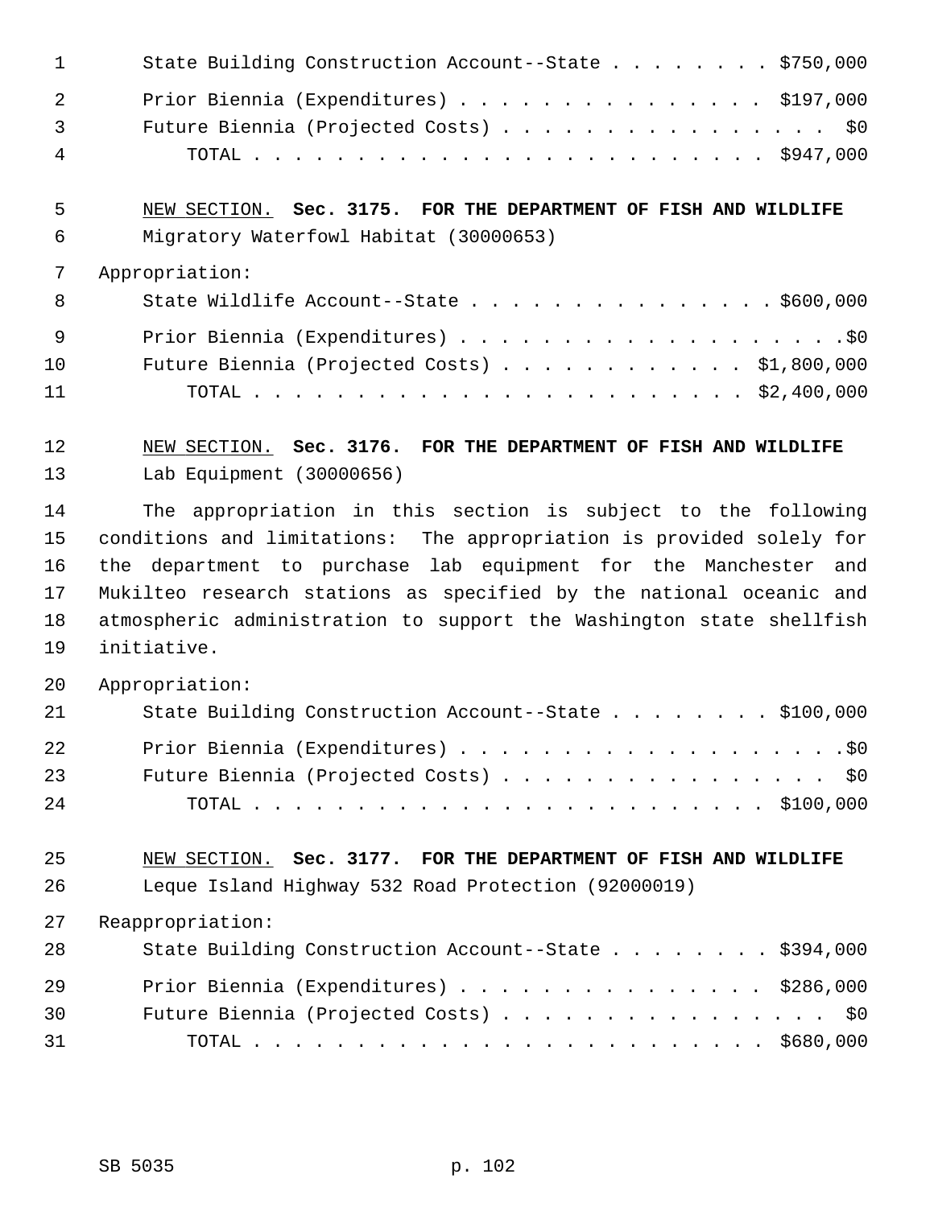State Building Construction Account--State . . . . . . . . $750,000

Prior Biennia (Expenditures) . . . . . . . . . . . . . . . $197,000

Future Biennia (Projected Costs) . . . . . . . . . . . . . . . . $0

TOTAL . . . . . . . . . . . . . . . . . . . . . . . . $947,000

NEW SECTION. **Sec. 3175. FOR THE DEPARTMENT OF FISH AND WILDLIFE**

Migratory Waterfowl Habitat (30000653)

Appropriation:

State Wildlife Account--State . . . . . . . . . . . . . . . $600,000

Prior Biennia (Expenditures) . . . . . . . . . . . . . . . . . . . .$0

Future Biennia (Projected Costs) . . . . . . . . . . . . $1,800,000

TOTAL . . . . . . . . . . . . . . . . . . . . . . . . $2,400,000

NEW SECTION. **Sec. 3176. FOR THE DEPARTMENT OF FISH AND WILDLIFE**

Lab Equipment (30000656)

The appropriation in this section is subject to the following conditions and limitations: The appropriation is provided solely for the department to purchase lab equipment for the Manchester and Mukilteo research stations as specified by the national oceanic and atmospheric administration to support the Washington state shellfish initiative.

Appropriation:

State Building Construction Account--State . . . . . . . . $100,000

Prior Biennia (Expenditures) . . . . . . . . . . . . . . . . . . . .$0

Future Biennia (Projected Costs) . . . . . . . . . . . . . . . . $0

TOTAL . . . . . . . . . . . . . . . . . . . . . . . . $100,000

NEW SECTION. **Sec. 3177. FOR THE DEPARTMENT OF FISH AND WILDLIFE**

Leque Island Highway 532 Road Protection (92000019)

Reappropriation:

State Building Construction Account--State . . . . . . . . $394,000

Prior Biennia (Expenditures) . . . . . . . . . . . . . . . $286,000

Future Biennia (Projected Costs) . . . . . . . . . . . . . . . . $0

TOTAL . . . . . . . . . . . . . . . . . . . . . . . . $680,000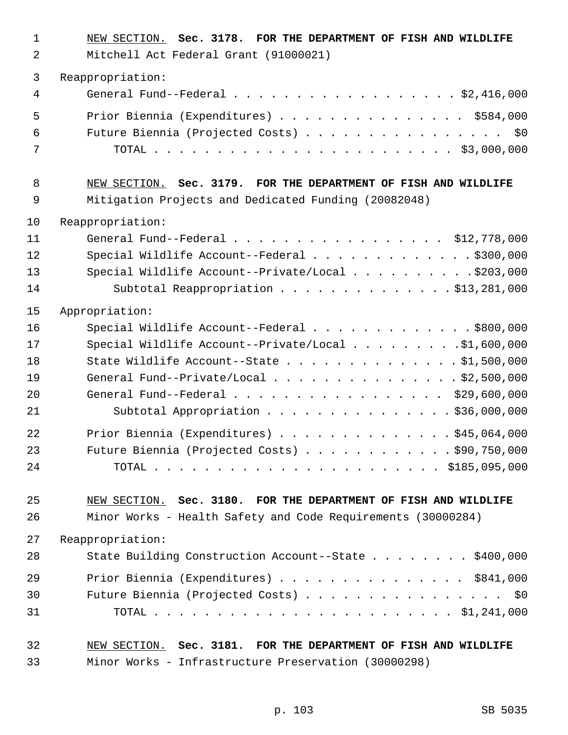NEW SECTION. **Sec. 3178. FOR THE DEPARTMENT OF FISH AND WILDLIFE**

Mitchell Act Federal Grant (91000021)

Reappropriation:

| | |
|---|---|
| General Fund--Federal | $2,416,000 |
| Prior Biennia (Expenditures) | $584,000 |
| Future Biennia (Projected Costs) | $0 |
| TOTAL | $3,000,000 |

NEW SECTION. **Sec. 3179. FOR THE DEPARTMENT OF FISH AND WILDLIFE**

Mitigation Projects and Dedicated Funding (20082048)

Reappropriation:

| | |
|---|---|
| General Fund--Federal | $12,778,000 |
| Special Wildlife Account--Federal | $300,000 |
| Special Wildlife Account--Private/Local | $203,000 |
| Subtotal Reappropriation | $13,281,000 |

Appropriation:

| | |
|---|---|
| Special Wildlife Account--Federal | $800,000 |
| Special Wildlife Account--Private/Local | $1,600,000 |
| State Wildlife Account--State | $1,500,000 |
| General Fund--Private/Local | $2,500,000 |
| General Fund--Federal | $29,600,000 |
| Subtotal Appropriation | $36,000,000 |
| Prior Biennia (Expenditures) | $45,064,000 |
| Future Biennia (Projected Costs) | $90,750,000 |
| TOTAL | $185,095,000 |

NEW SECTION. **Sec. 3180. FOR THE DEPARTMENT OF FISH AND WILDLIFE**

Minor Works - Health Safety and Code Requirements (30000284)

Reappropriation:

| | |
|---|---|
| State Building Construction Account--State | $400,000 |
| Prior Biennia (Expenditures) | $841,000 |
| Future Biennia (Projected Costs) | $0 |
| TOTAL | $1,241,000 |

NEW SECTION. **Sec. 3181. FOR THE DEPARTMENT OF FISH AND WILDLIFE**

Minor Works - Infrastructure Preservation (30000298)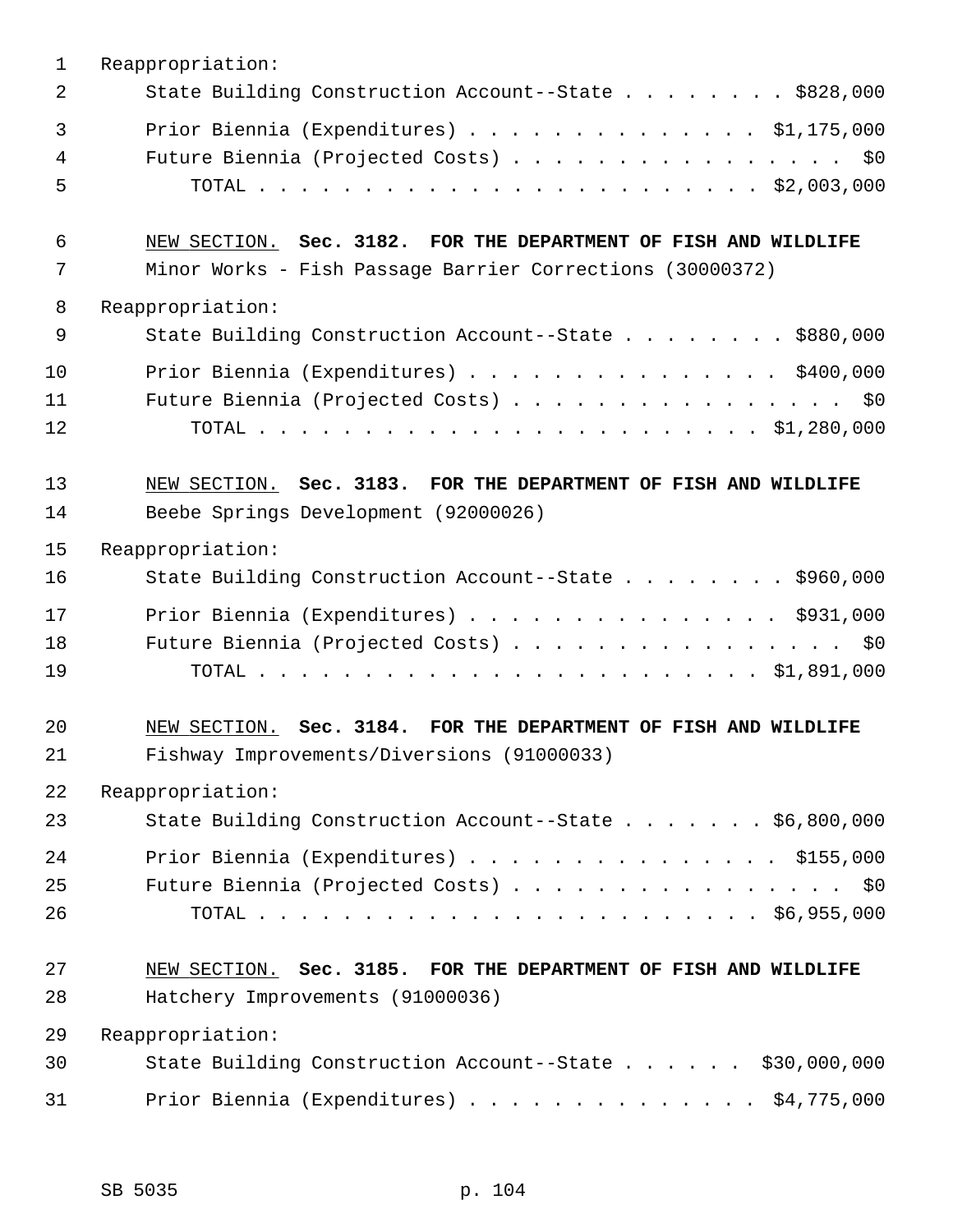Reappropriation:

State Building Construction Account--State . . . . . . . . $828,000

Prior Biennia (Expenditures) . . . . . . . . . . . . . . . $1,175,000
Future Biennia (Projected Costs) . . . . . . . . . . . . . . . . . $0
TOTAL . . . . . . . . . . . . . . . . . . . . . . . . . $2,003,000

NEW SECTION. **Sec. 3182. FOR THE DEPARTMENT OF FISH AND WILDLIFE**

Minor Works - Fish Passage Barrier Corrections (30000372)

Reappropriation:

State Building Construction Account--State . . . . . . . . $880,000

Prior Biennia (Expenditures) . . . . . . . . . . . . . . . . $400,000
Future Biennia (Projected Costs) . . . . . . . . . . . . . . . . . $0
TOTAL . . . . . . . . . . . . . . . . . . . . . . . . . $1,280,000

NEW SECTION. **Sec. 3183. FOR THE DEPARTMENT OF FISH AND WILDLIFE**

Beebe Springs Development (92000026)

Reappropriation:

State Building Construction Account--State . . . . . . . . $960,000

Prior Biennia (Expenditures) . . . . . . . . . . . . . . . . $931,000
Future Biennia (Projected Costs) . . . . . . . . . . . . . . . . . $0
TOTAL . . . . . . . . . . . . . . . . . . . . . . . . . $1,891,000

NEW SECTION. **Sec. 3184. FOR THE DEPARTMENT OF FISH AND WILDLIFE**

Fishway Improvements/Diversions (91000033)

Reappropriation:

State Building Construction Account--State . . . . . . . $6,800,000

Prior Biennia (Expenditures) . . . . . . . . . . . . . . . . $155,000
Future Biennia (Projected Costs) . . . . . . . . . . . . . . . . . $0
TOTAL . . . . . . . . . . . . . . . . . . . . . . . . . $6,955,000

NEW SECTION. **Sec. 3185. FOR THE DEPARTMENT OF FISH AND WILDLIFE**

Hatchery Improvements (91000036)

Reappropriation:

State Building Construction Account--State . . . . . . $30,000,000

Prior Biennia (Expenditures) . . . . . . . . . . . . . . $4,775,000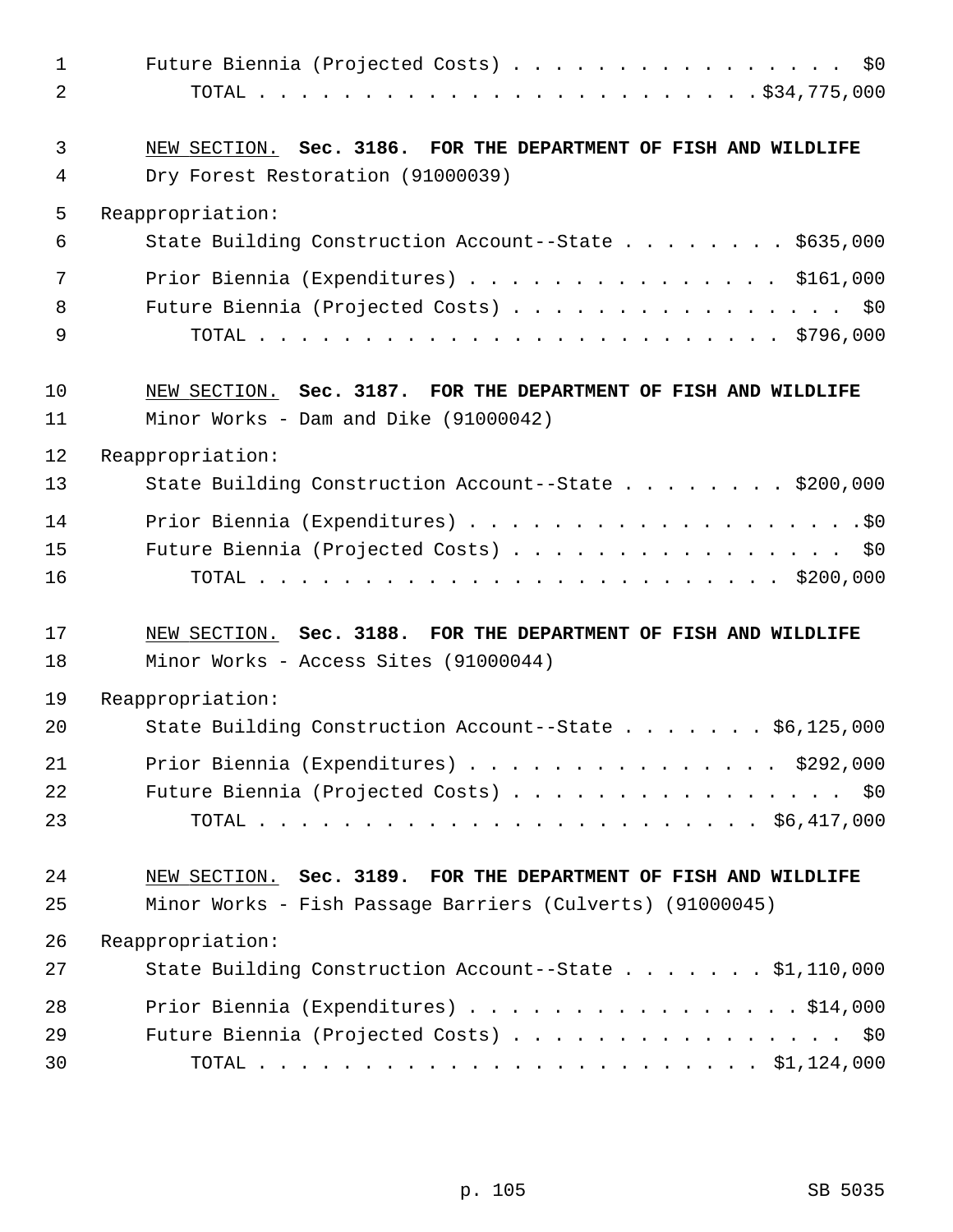Future Biennia (Projected Costs) . . . . . . . . . . . . . . . . $0
TOTAL . . . . . . . . . . . . . . . . . . . . . . . . .$34,775,000

<u>NEW SECTION.</u> **Sec. 3186. FOR THE DEPARTMENT OF FISH AND WILDLIFE**
Dry Forest Restoration (91000039)

Reappropriation:
State Building Construction Account--State . . . . . . . . $635,000
Prior Biennia (Expenditures) . . . . . . . . . . . . . . . $161,000
Future Biennia (Projected Costs) . . . . . . . . . . . . . . . . $0
TOTAL . . . . . . . . . . . . . . . . . . . . . . . . . $796,000

<u>NEW SECTION.</u> **Sec. 3187. FOR THE DEPARTMENT OF FISH AND WILDLIFE**
Minor Works - Dam and Dike (91000042)

Reappropriation:
State Building Construction Account--State . . . . . . . . $200,000
Prior Biennia (Expenditures) . . . . . . . . . . . . . . . . . . .$0
Future Biennia (Projected Costs) . . . . . . . . . . . . . . . . $0
TOTAL . . . . . . . . . . . . . . . . . . . . . . . . . $200,000

<u>NEW SECTION.</u> **Sec. 3188. FOR THE DEPARTMENT OF FISH AND WILDLIFE**
Minor Works - Access Sites (91000044)

Reappropriation:
State Building Construction Account--State . . . . . . . $6,125,000
Prior Biennia (Expenditures) . . . . . . . . . . . . . . . $292,000
Future Biennia (Projected Costs) . . . . . . . . . . . . . . . . $0
TOTAL . . . . . . . . . . . . . . . . . . . . . . . . $6,417,000

<u>NEW SECTION.</u> **Sec. 3189. FOR THE DEPARTMENT OF FISH AND WILDLIFE**
Minor Works - Fish Passage Barriers (Culverts) (91000045)

Reappropriation:
State Building Construction Account--State . . . . . . . $1,110,000
Prior Biennia (Expenditures) . . . . . . . . . . . . . . . . $14,000
Future Biennia (Projected Costs) . . . . . . . . . . . . . . . . $0
TOTAL . . . . . . . . . . . . . . . . . . . . . . . . $1,124,000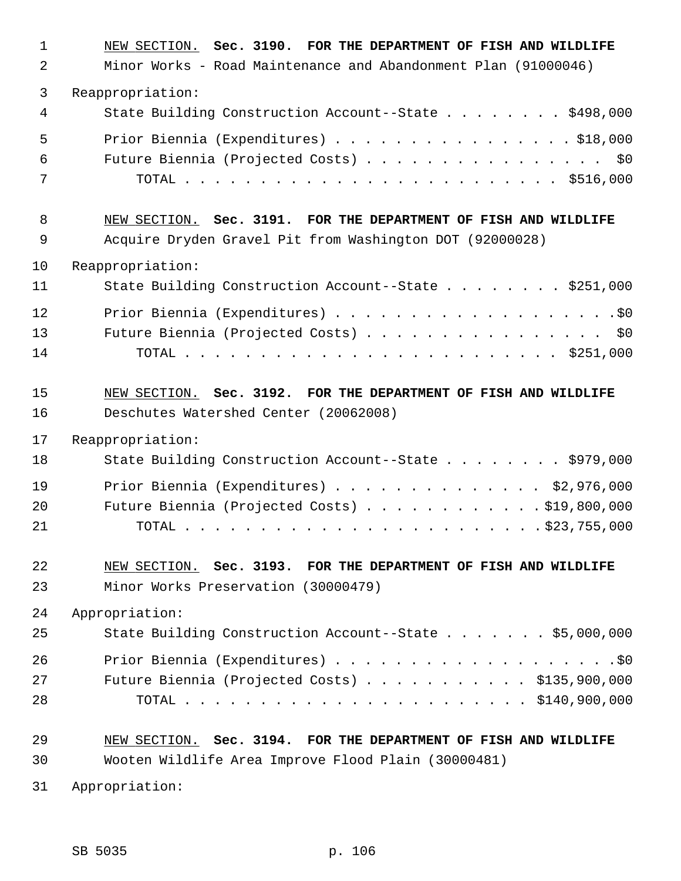NEW SECTION. **Sec. 3190. FOR THE DEPARTMENT OF FISH AND WILDLIFE**

Minor Works - Road Maintenance and Abandonment Plan (91000046)

Reappropriation:

State Building Construction Account--State . . . . . . . . $498,000

Prior Biennia (Expenditures) . . . . . . . . . . . . . . . . $18,000

Future Biennia (Projected Costs) . . . . . . . . . . . . . . . . $0

TOTAL . . . . . . . . . . . . . . . . . . . . . . . . $516,000

NEW SECTION. **Sec. 3191. FOR THE DEPARTMENT OF FISH AND WILDLIFE**

Acquire Dryden Gravel Pit from Washington DOT (92000028)

Reappropriation:

State Building Construction Account--State . . . . . . . . $251,000

Prior Biennia (Expenditures) . . . . . . . . . . . . . . . . . . . .$0

Future Biennia (Projected Costs) . . . . . . . . . . . . . . . . $0

TOTAL . . . . . . . . . . . . . . . . . . . . . . . . $251,000

NEW SECTION. **Sec. 3192. FOR THE DEPARTMENT OF FISH AND WILDLIFE**

Deschutes Watershed Center (20062008)

Reappropriation:

State Building Construction Account--State . . . . . . . . $979,000

Prior Biennia (Expenditures) . . . . . . . . . . . . . . $2,976,000

Future Biennia (Projected Costs) . . . . . . . . . . . . $19,800,000

TOTAL . . . . . . . . . . . . . . . . . . . . . . . $23,755,000

NEW SECTION. **Sec. 3193. FOR THE DEPARTMENT OF FISH AND WILDLIFE**

Minor Works Preservation (30000479)

Appropriation:

State Building Construction Account--State . . . . . . . $5,000,000

Prior Biennia (Expenditures) . . . . . . . . . . . . . . . . . . . .$0

Future Biennia (Projected Costs) . . . . . . . . . . . $135,900,000

TOTAL . . . . . . . . . . . . . . . . . . . . . . . $140,900,000

NEW SECTION. **Sec. 3194. FOR THE DEPARTMENT OF FISH AND WILDLIFE**

Wooten Wildlife Area Improve Flood Plain (30000481)

Appropriation: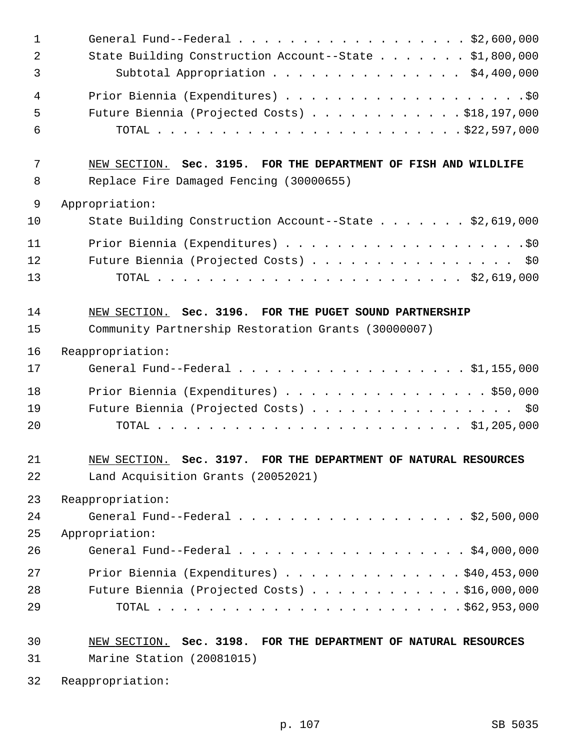General Fund--Federal . . . . . . . . . . . . . . . . . . $2,600,000
State Building Construction Account--State . . . . . . . $1,800,000
Subtotal Appropriation . . . . . . . . . . . . . . . $4,400,000

Prior Biennia (Expenditures) . . . . . . . . . . . . . . . . . . .$0
Future Biennia (Projected Costs) . . . . . . . . . . . . $18,197,000
TOTAL . . . . . . . . . . . . . . . . . . . . . . . . $22,597,000

NEW SECTION. **Sec. 3195. FOR THE DEPARTMENT OF FISH AND WILDLIFE**

Replace Fire Damaged Fencing (30000655)

Appropriation:

State Building Construction Account--State . . . . . . . $2,619,000

Prior Biennia (Expenditures) . . . . . . . . . . . . . . . . . . .$0
Future Biennia (Projected Costs) . . . . . . . . . . . . . . . . $0
TOTAL . . . . . . . . . . . . . . . . . . . . . . . . $2,619,000

NEW SECTION. **Sec. 3196. FOR THE PUGET SOUND PARTNERSHIP**

Community Partnership Restoration Grants (30000007)

Reappropriation:

General Fund--Federal . . . . . . . . . . . . . . . . . . $1,155,000

Prior Biennia (Expenditures) . . . . . . . . . . . . . . . . $50,000
Future Biennia (Projected Costs) . . . . . . . . . . . . . . . . $0
TOTAL . . . . . . . . . . . . . . . . . . . . . . . . $1,205,000

NEW SECTION. **Sec. 3197. FOR THE DEPARTMENT OF NATURAL RESOURCES**

Land Acquisition Grants (20052021)

Reappropriation:

General Fund--Federal . . . . . . . . . . . . . . . . . . $2,500,000

Appropriation:

General Fund--Federal . . . . . . . . . . . . . . . . . . $4,000,000

Prior Biennia (Expenditures) . . . . . . . . . . . . . . $40,453,000
Future Biennia (Projected Costs) . . . . . . . . . . . . $16,000,000
TOTAL . . . . . . . . . . . . . . . . . . . . . . . . $62,953,000

NEW SECTION. **Sec. 3198. FOR THE DEPARTMENT OF NATURAL RESOURCES**

Marine Station (20081015)

Reappropriation: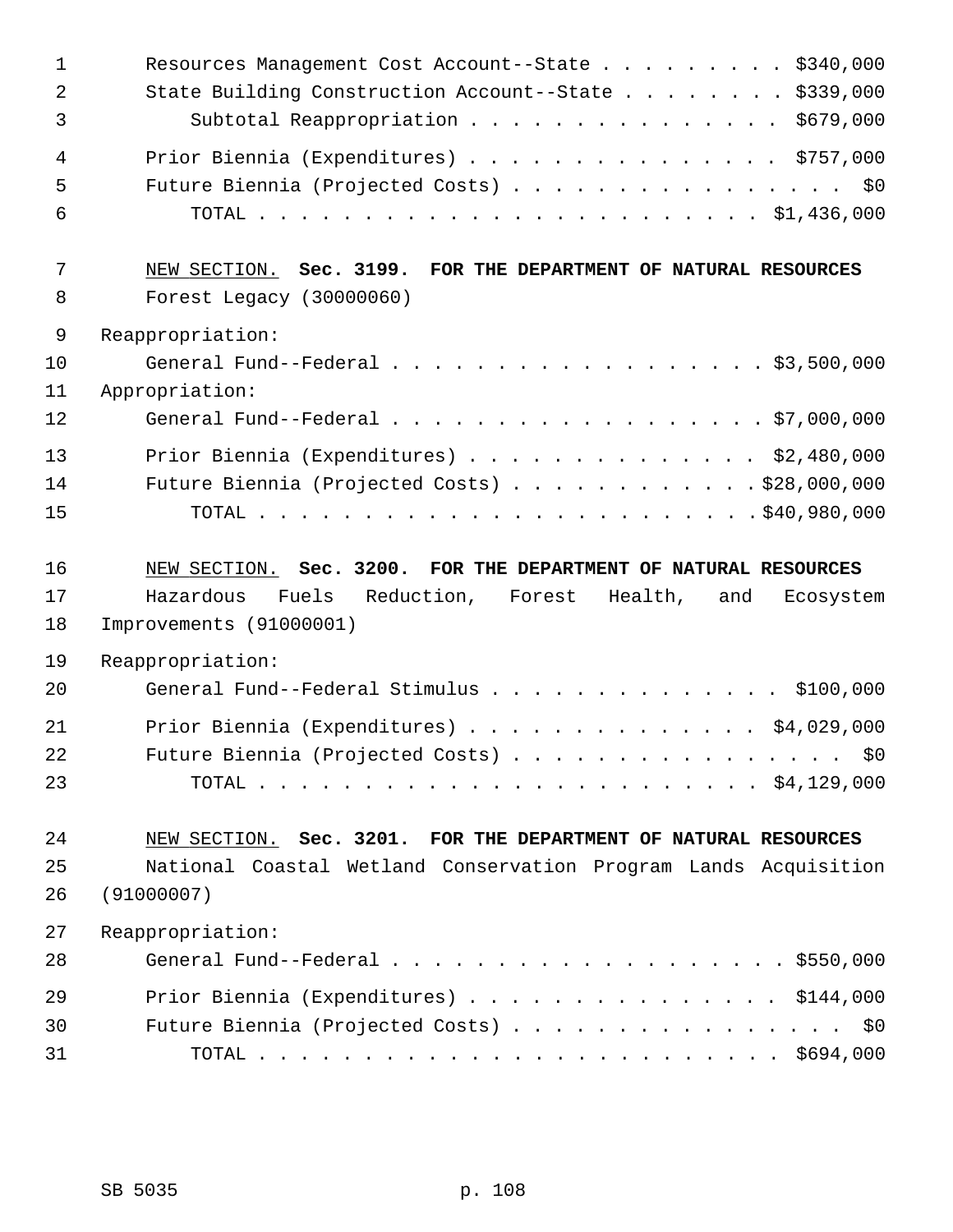Resources Management Cost Account--State . . . . . . . . . $340,000
State Building Construction Account--State . . . . . . . . $339,000
Subtotal Reappropriation . . . . . . . . . . . . . . . $679,000

Prior Biennia (Expenditures) . . . . . . . . . . . . . . . $757,000
Future Biennia (Projected Costs) . . . . . . . . . . . . . . . . $0
TOTAL . . . . . . . . . . . . . . . . . . . . . . . . $1,436,000

NEW SECTION. **Sec. 3199. FOR THE DEPARTMENT OF NATURAL RESOURCES**

Forest Legacy (30000060)

Reappropriation:
General Fund--Federal . . . . . . . . . . . . . . . . . . $3,500,000
Appropriation:
General Fund--Federal . . . . . . . . . . . . . . . . . . $7,000,000

Prior Biennia (Expenditures) . . . . . . . . . . . . . . $2,480,000
Future Biennia (Projected Costs) . . . . . . . . . . . . $28,000,000
TOTAL . . . . . . . . . . . . . . . . . . . . . . . . $40,980,000

NEW SECTION. **Sec. 3200. FOR THE DEPARTMENT OF NATURAL RESOURCES**

Hazardous Fuels Reduction, Forest Health, and Ecosystem Improvements (91000001)

Reappropriation:
General Fund--Federal Stimulus . . . . . . . . . . . . . . $100,000

Prior Biennia (Expenditures) . . . . . . . . . . . . . . $4,029,000
Future Biennia (Projected Costs) . . . . . . . . . . . . . . . . $0
TOTAL . . . . . . . . . . . . . . . . . . . . . . . . $4,129,000

NEW SECTION. **Sec. 3201. FOR THE DEPARTMENT OF NATURAL RESOURCES**

National Coastal Wetland Conservation Program Lands Acquisition (91000007)

Reappropriation:
General Fund--Federal . . . . . . . . . . . . . . . . . . . $550,000

Prior Biennia (Expenditures) . . . . . . . . . . . . . . . $144,000
Future Biennia (Projected Costs) . . . . . . . . . . . . . . . . $0
TOTAL . . . . . . . . . . . . . . . . . . . . . . . . . $694,000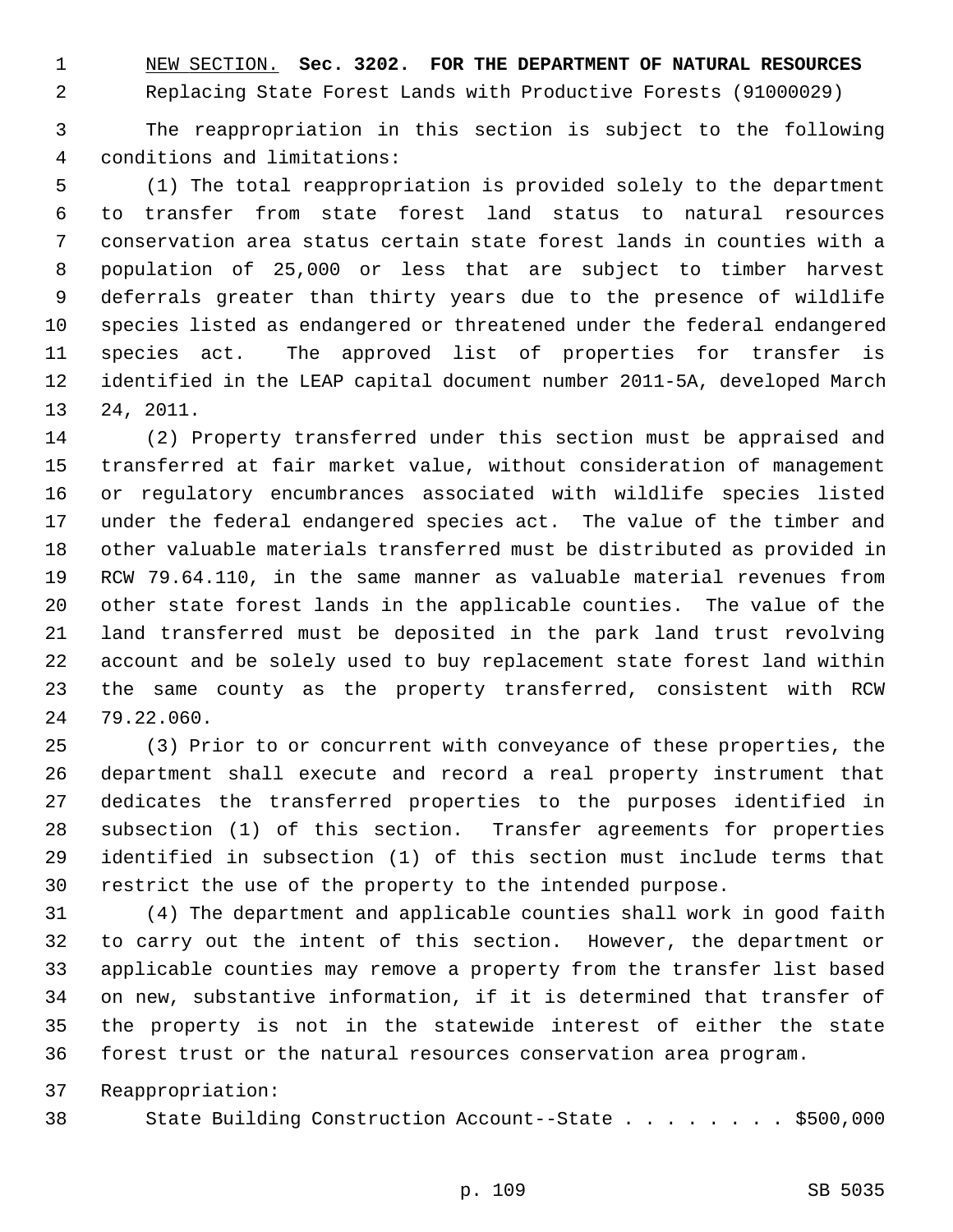NEW SECTION. **Sec. 3202. FOR THE DEPARTMENT OF NATURAL RESOURCES**

Replacing State Forest Lands with Productive Forests (91000029)

The reappropriation in this section is subject to the following conditions and limitations:

(1) The total reappropriation is provided solely to the department to transfer from state forest land status to natural resources conservation area status certain state forest lands in counties with a population of 25,000 or less that are subject to timber harvest deferrals greater than thirty years due to the presence of wildlife species listed as endangered or threatened under the federal endangered species act. The approved list of properties for transfer is identified in the LEAP capital document number 2011-5A, developed March 24, 2011.

(2) Property transferred under this section must be appraised and transferred at fair market value, without consideration of management or regulatory encumbrances associated with wildlife species listed under the federal endangered species act. The value of the timber and other valuable materials transferred must be distributed as provided in RCW 79.64.110, in the same manner as valuable material revenues from other state forest lands in the applicable counties. The value of the land transferred must be deposited in the park land trust revolving account and be solely used to buy replacement state forest land within the same county as the property transferred, consistent with RCW 79.22.060.

(3) Prior to or concurrent with conveyance of these properties, the department shall execute and record a real property instrument that dedicates the transferred properties to the purposes identified in subsection (1) of this section. Transfer agreements for properties identified in subsection (1) of this section must include terms that restrict the use of the property to the intended purpose.

(4) The department and applicable counties shall work in good faith to carry out the intent of this section. However, the department or applicable counties may remove a property from the transfer list based on new, substantive information, if it is determined that transfer of the property is not in the statewide interest of either the state forest trust or the natural resources conservation area program.

Reappropriation:

State Building Construction Account--State . . . . . . . . $500,000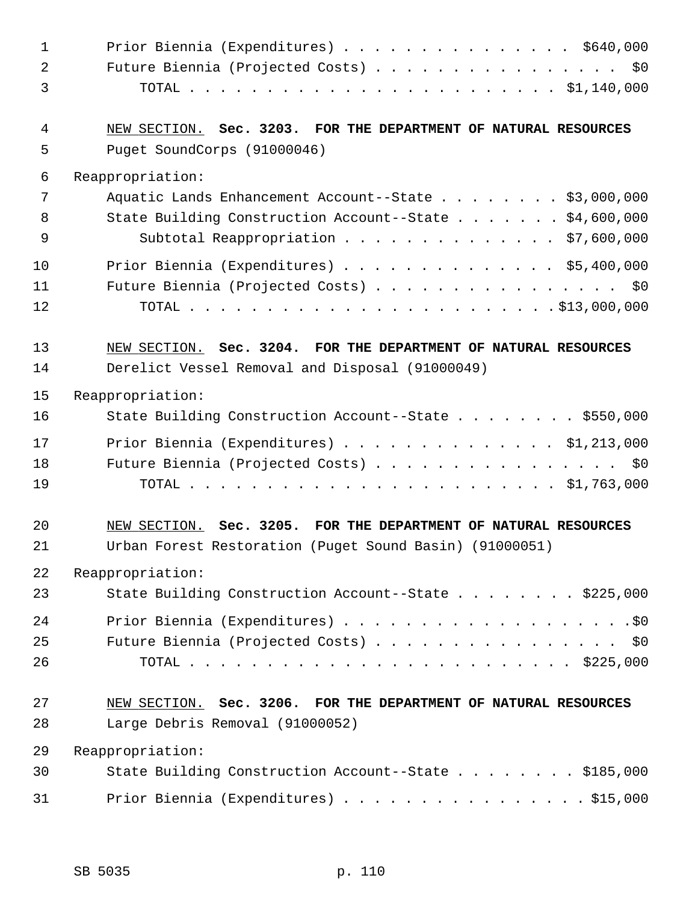Prior Biennia (Expenditures) . . . . . . . . . . . . . . . . $640,000
Future Biennia (Projected Costs) . . . . . . . . . . . . . . . . . $0
TOTAL . . . . . . . . . . . . . . . . . . . . . . . . . $1,140,000

<u>NEW SECTION.</u> **Sec. 3203. FOR THE DEPARTMENT OF NATURAL RESOURCES**

Puget SoundCorps (91000046)

Reappropriation:

Aquatic Lands Enhancement Account--State . . . . . . . . . $3,000,000
State Building Construction Account--State . . . . . . . $4,600,000
Subtotal Reappropriation . . . . . . . . . . . . . . $7,600,000

Prior Biennia (Expenditures) . . . . . . . . . . . . . . $5,400,000
Future Biennia (Projected Costs) . . . . . . . . . . . . . . . . . $0
TOTAL . . . . . . . . . . . . . . . . . . . . . . . . . $13,000,000

<u>NEW SECTION.</u> **Sec. 3204. FOR THE DEPARTMENT OF NATURAL RESOURCES**

Derelict Vessel Removal and Disposal (91000049)

Reappropriation:

State Building Construction Account--State . . . . . . . . $550,000

Prior Biennia (Expenditures) . . . . . . . . . . . . . . $1,213,000
Future Biennia (Projected Costs) . . . . . . . . . . . . . . . . . $0
TOTAL . . . . . . . . . . . . . . . . . . . . . . . . . $1,763,000

<u>NEW SECTION.</u> **Sec. 3205. FOR THE DEPARTMENT OF NATURAL RESOURCES**

Urban Forest Restoration (Puget Sound Basin) (91000051)

Reappropriation:

State Building Construction Account--State . . . . . . . . $225,000

Prior Biennia (Expenditures) . . . . . . . . . . . . . . . . . . . .$0
Future Biennia (Projected Costs) . . . . . . . . . . . . . . . . . $0
TOTAL . . . . . . . . . . . . . . . . . . . . . . . . . $225,000

<u>NEW SECTION.</u> **Sec. 3206. FOR THE DEPARTMENT OF NATURAL RESOURCES**

Large Debris Removal (91000052)

Reappropriation:

State Building Construction Account--State . . . . . . . . $185,000

Prior Biennia (Expenditures) . . . . . . . . . . . . . . . . $15,000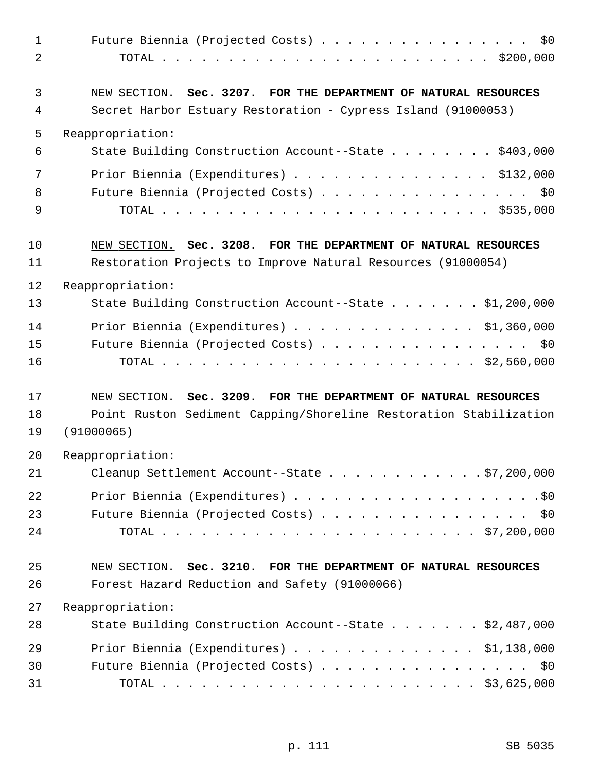Future Biennia (Projected Costs) . . . . . . . . . . . . . . . . $0
TOTAL . . . . . . . . . . . . . . . . . . . . . . . . $200,000

NEW SECTION. **Sec. 3207. FOR THE DEPARTMENT OF NATURAL RESOURCES**

Secret Harbor Estuary Restoration - Cypress Island (91000053)

Reappropriation:

State Building Construction Account--State . . . . . . . . $403,000

Prior Biennia (Expenditures) . . . . . . . . . . . . . . . $132,000
Future Biennia (Projected Costs) . . . . . . . . . . . . . . . . $0
TOTAL . . . . . . . . . . . . . . . . . . . . . . . . $535,000

NEW SECTION. **Sec. 3208. FOR THE DEPARTMENT OF NATURAL RESOURCES**

Restoration Projects to Improve Natural Resources (91000054)

Reappropriation:

State Building Construction Account--State . . . . . . . $1,200,000

Prior Biennia (Expenditures) . . . . . . . . . . . . . . $1,360,000
Future Biennia (Projected Costs) . . . . . . . . . . . . . . . . $0
TOTAL . . . . . . . . . . . . . . . . . . . . . . . $2,560,000

NEW SECTION. **Sec. 3209. FOR THE DEPARTMENT OF NATURAL RESOURCES**

Point Ruston Sediment Capping/Shoreline Restoration Stabilization (91000065)

Reappropriation:

Cleanup Settlement Account--State . . . . . . . . . . . . $7,200,000

Prior Biennia (Expenditures) . . . . . . . . . . . . . . . . . . . $0
Future Biennia (Projected Costs) . . . . . . . . . . . . . . . . $0
TOTAL . . . . . . . . . . . . . . . . . . . . . . . $7,200,000

NEW SECTION. **Sec. 3210. FOR THE DEPARTMENT OF NATURAL RESOURCES**

Forest Hazard Reduction and Safety (91000066)

Reappropriation:

State Building Construction Account--State . . . . . . . $2,487,000

Prior Biennia (Expenditures) . . . . . . . . . . . . . . $1,138,000
Future Biennia (Projected Costs) . . . . . . . . . . . . . . . . $0
TOTAL . . . . . . . . . . . . . . . . . . . . . . . $3,625,000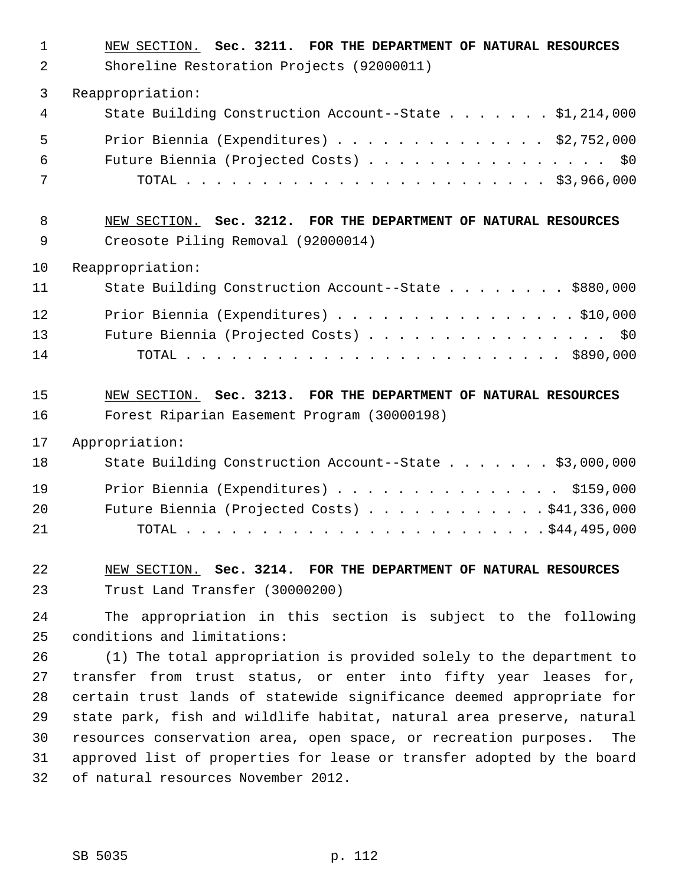NEW SECTION. **Sec. 3211. FOR THE DEPARTMENT OF NATURAL RESOURCES**

Shoreline Restoration Projects (92000011)

Reappropriation:

| | |
|---|---|
| State Building Construction Account--State | $1,214,000 |
| Prior Biennia (Expenditures) | $2,752,000 |
| Future Biennia (Projected Costs) | $0 |
| TOTAL | $3,966,000 |

NEW SECTION. **Sec. 3212. FOR THE DEPARTMENT OF NATURAL RESOURCES**

Creosote Piling Removal (92000014)

Reappropriation:

| | |
|---|---|
| State Building Construction Account--State | $880,000 |
| Prior Biennia (Expenditures) | $10,000 |
| Future Biennia (Projected Costs) | $0 |
| TOTAL | $890,000 |

NEW SECTION. **Sec. 3213. FOR THE DEPARTMENT OF NATURAL RESOURCES**

Forest Riparian Easement Program (30000198)

Appropriation:

| | |
|---|---|
| State Building Construction Account--State | $3,000,000 |
| Prior Biennia (Expenditures) | $159,000 |
| Future Biennia (Projected Costs) | $41,336,000 |
| TOTAL | $44,495,000 |

NEW SECTION. **Sec. 3214. FOR THE DEPARTMENT OF NATURAL RESOURCES**

Trust Land Transfer (30000200)

The appropriation in this section is subject to the following conditions and limitations:

(1) The total appropriation is provided solely to the department to transfer from trust status, or enter into fifty year leases for, certain trust lands of statewide significance deemed appropriate for state park, fish and wildlife habitat, natural area preserve, natural resources conservation area, open space, or recreation purposes. The approved list of properties for lease or transfer adopted by the board of natural resources November 2012.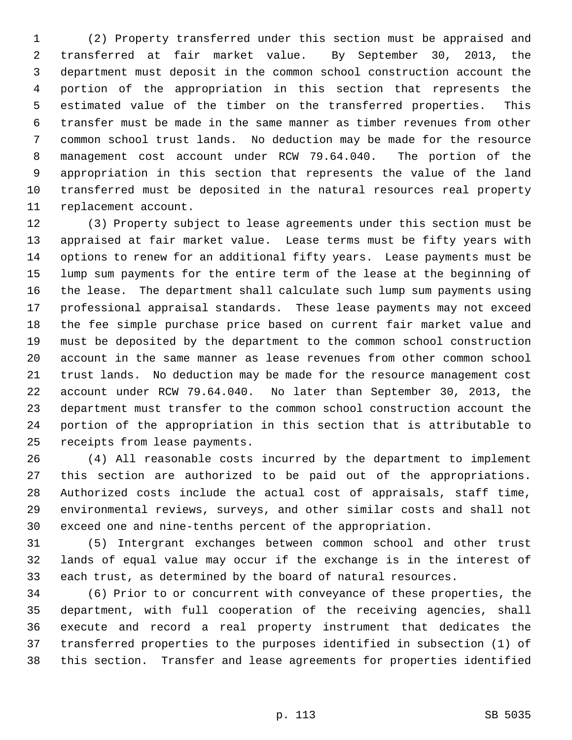(2) Property transferred under this section must be appraised and transferred at fair market value. By September 30, 2013, the department must deposit in the common school construction account the portion of the appropriation in this section that represents the estimated value of the timber on the transferred properties. This transfer must be made in the same manner as timber revenues from other common school trust lands. No deduction may be made for the resource management cost account under RCW 79.64.040. The portion of the appropriation in this section that represents the value of the land transferred must be deposited in the natural resources real property replacement account.

(3) Property subject to lease agreements under this section must be appraised at fair market value. Lease terms must be fifty years with options to renew for an additional fifty years. Lease payments must be lump sum payments for the entire term of the lease at the beginning of the lease. The department shall calculate such lump sum payments using professional appraisal standards. These lease payments may not exceed the fee simple purchase price based on current fair market value and must be deposited by the department to the common school construction account in the same manner as lease revenues from other common school trust lands. No deduction may be made for the resource management cost account under RCW 79.64.040. No later than September 30, 2013, the department must transfer to the common school construction account the portion of the appropriation in this section that is attributable to receipts from lease payments.

(4) All reasonable costs incurred by the department to implement this section are authorized to be paid out of the appropriations. Authorized costs include the actual cost of appraisals, staff time, environmental reviews, surveys, and other similar costs and shall not exceed one and nine-tenths percent of the appropriation.

(5) Intergrant exchanges between common school and other trust lands of equal value may occur if the exchange is in the interest of each trust, as determined by the board of natural resources.

(6) Prior to or concurrent with conveyance of these properties, the department, with full cooperation of the receiving agencies, shall execute and record a real property instrument that dedicates the transferred properties to the purposes identified in subsection (1) of this section. Transfer and lease agreements for properties identified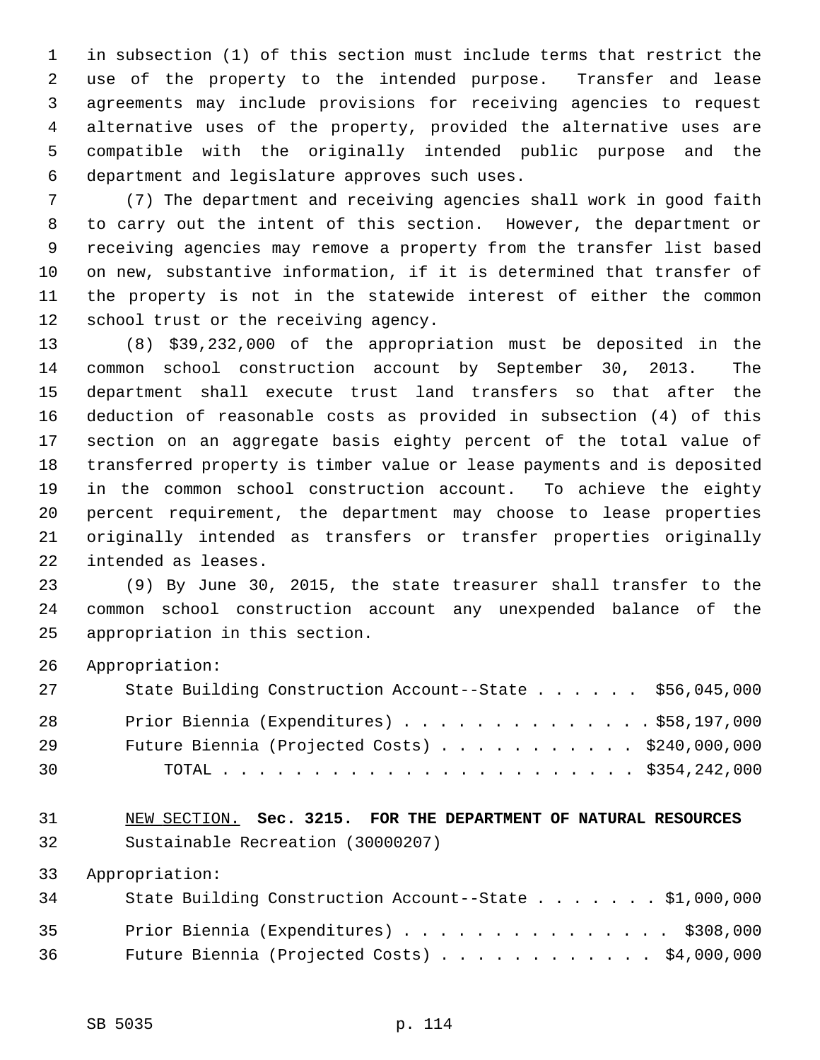in subsection (1) of this section must include terms that restrict the use of the property to the intended purpose. Transfer and lease agreements may include provisions for receiving agencies to request alternative uses of the property, provided the alternative uses are compatible with the originally intended public purpose and the department and legislature approves such uses.

(7) The department and receiving agencies shall work in good faith to carry out the intent of this section. However, the department or receiving agencies may remove a property from the transfer list based on new, substantive information, if it is determined that transfer of the property is not in the statewide interest of either the common school trust or the receiving agency.

(8) $39,232,000 of the appropriation must be deposited in the common school construction account by September 30, 2013. The department shall execute trust land transfers so that after the deduction of reasonable costs as provided in subsection (4) of this section on an aggregate basis eighty percent of the total value of transferred property is timber value or lease payments and is deposited in the common school construction account. To achieve the eighty percent requirement, the department may choose to lease properties originally intended as transfers or transfer properties originally intended as leases.

(9) By June 30, 2015, the state treasurer shall transfer to the common school construction account any unexpended balance of the appropriation in this section.

Appropriation:

| | |
|---|---|
| State Building Construction Account--State | $56,045,000 |
| Prior Biennia (Expenditures) | $58,197,000 |
| Future Biennia (Projected Costs) | $240,000,000 |
| TOTAL | $354,242,000 |

NEW SECTION. **Sec. 3215. FOR THE DEPARTMENT OF NATURAL RESOURCES**

Sustainable Recreation (30000207)

Appropriation:

| | |
|---|---|
| State Building Construction Account--State | $1,000,000 |
| Prior Biennia (Expenditures) | $308,000 |
| Future Biennia (Projected Costs) | $4,000,000 |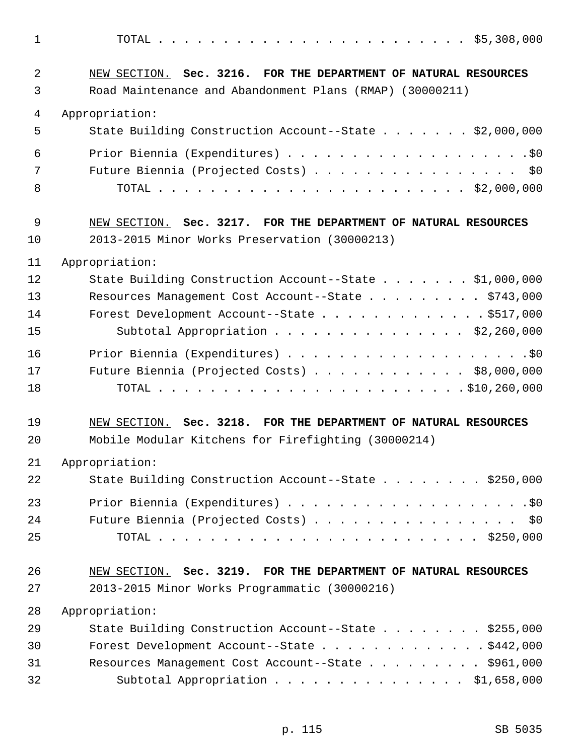TOTAL . . . . . . . . . . . . . . . . . . . . . . . . $5,308,000

NEW SECTION. **Sec. 3216. FOR THE DEPARTMENT OF NATURAL RESOURCES**

Road Maintenance and Abandonment Plans (RMAP) (30000211)

Appropriation:

State Building Construction Account--State . . . . . . . $2,000,000

Prior Biennia (Expenditures) . . . . . . . . . . . . . . . . . . . .$0

Future Biennia (Projected Costs) . . . . . . . . . . . . . . . . . $0

TOTAL . . . . . . . . . . . . . . . . . . . . . . . . $2,000,000

NEW SECTION. **Sec. 3217. FOR THE DEPARTMENT OF NATURAL RESOURCES**

2013-2015 Minor Works Preservation (30000213)

Appropriation:

State Building Construction Account--State . . . . . . . $1,000,000

Resources Management Cost Account--State . . . . . . . . . $743,000

Forest Development Account--State . . . . . . . . . . . . . $517,000

Subtotal Appropriation . . . . . . . . . . . . . . . $2,260,000

Prior Biennia (Expenditures) . . . . . . . . . . . . . . . . . . . .$0

Future Biennia (Projected Costs) . . . . . . . . . . . . $8,000,000

TOTAL . . . . . . . . . . . . . . . . . . . . . . . .$10,260,000

NEW SECTION. **Sec. 3218. FOR THE DEPARTMENT OF NATURAL RESOURCES**

Mobile Modular Kitchens for Firefighting (30000214)

Appropriation:

State Building Construction Account--State . . . . . . . . $250,000

Prior Biennia (Expenditures) . . . . . . . . . . . . . . . . . . . .$0

Future Biennia (Projected Costs) . . . . . . . . . . . . . . . . . $0

TOTAL . . . . . . . . . . . . . . . . . . . . . . . . . $250,000

NEW SECTION. **Sec. 3219. FOR THE DEPARTMENT OF NATURAL RESOURCES**

2013-2015 Minor Works Programmatic (30000216)

Appropriation:

State Building Construction Account--State . . . . . . . . $255,000

Forest Development Account--State . . . . . . . . . . . . . $442,000

Resources Management Cost Account--State . . . . . . . . . $961,000

Subtotal Appropriation . . . . . . . . . . . . . . . $1,658,000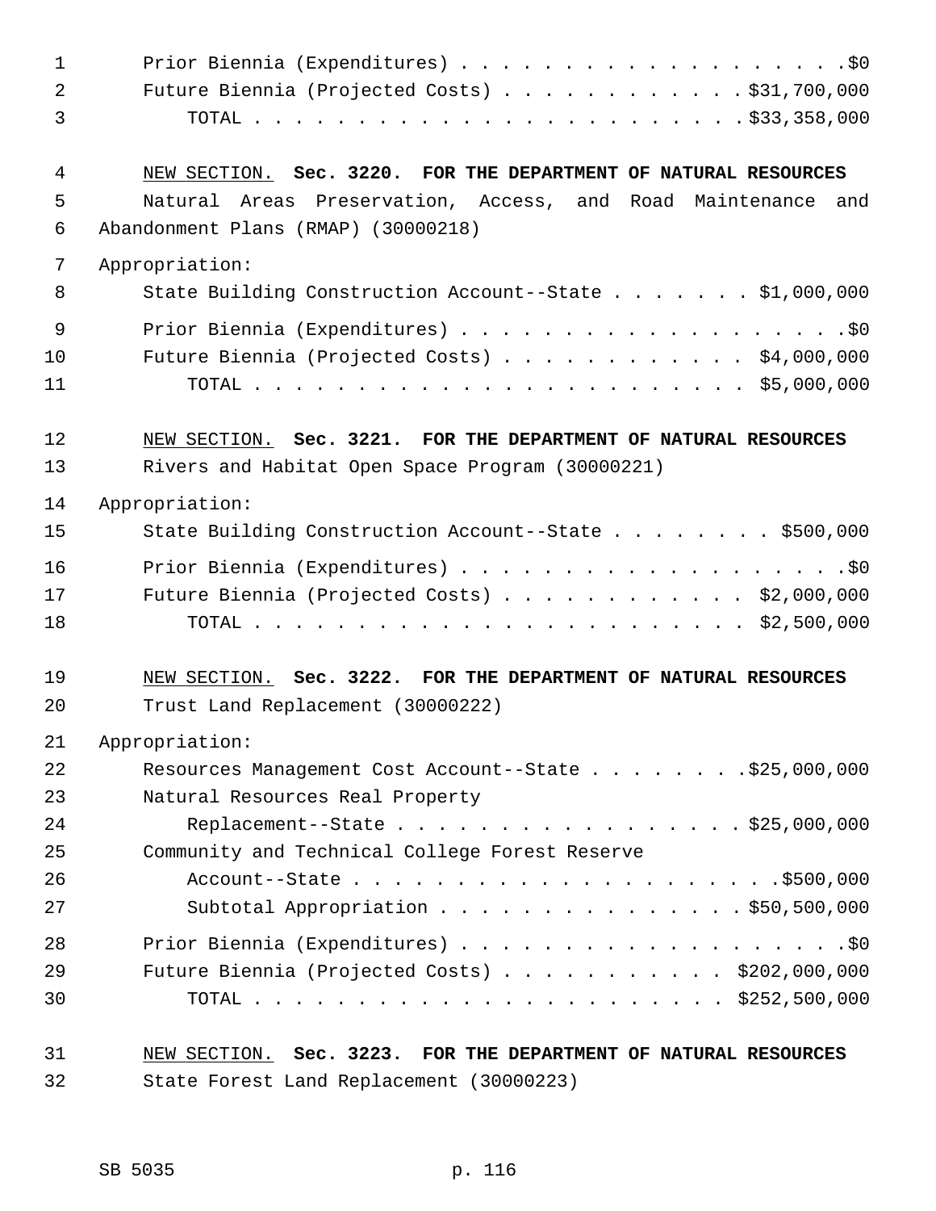Prior Biennia (Expenditures) . . . . . . . . . . . . . . . . . . . .$0
Future Biennia (Projected Costs) . . . . . . . . . . . . $31,700,000
TOTAL . . . . . . . . . . . . . . . . . . . . . . . . $33,358,000

NEW SECTION. **Sec. 3220. FOR THE DEPARTMENT OF NATURAL RESOURCES**

Natural Areas Preservation, Access, and Road Maintenance and Abandonment Plans (RMAP) (30000218)

Appropriation:

State Building Construction Account--State . . . . . . . $1,000,000

Prior Biennia (Expenditures) . . . . . . . . . . . . . . . . . . . .$0
Future Biennia (Projected Costs) . . . . . . . . . . . . $4,000,000
TOTAL . . . . . . . . . . . . . . . . . . . . . . . . $5,000,000

NEW SECTION. **Sec. 3221. FOR THE DEPARTMENT OF NATURAL RESOURCES**

Rivers and Habitat Open Space Program (30000221)

Appropriation:

State Building Construction Account--State . . . . . . . . $500,000

Prior Biennia (Expenditures) . . . . . . . . . . . . . . . . . . . .$0
Future Biennia (Projected Costs) . . . . . . . . . . . . $2,000,000
TOTAL . . . . . . . . . . . . . . . . . . . . . . . . $2,500,000

NEW SECTION. **Sec. 3222. FOR THE DEPARTMENT OF NATURAL RESOURCES**

Trust Land Replacement (30000222)

Appropriation:

Resources Management Cost Account--State . . . . . . . . $25,000,000
Natural Resources Real Property Replacement--State . . . . . . . . . . . . . . . . . $25,000,000
Community and Technical College Forest Reserve Account--State . . . . . . . . . . . . . . . . . . . .$500,000
Subtotal Appropriation . . . . . . . . . . . . . . . $50,500,000

Prior Biennia (Expenditures) . . . . . . . . . . . . . . . . . . . .$0
Future Biennia (Projected Costs) . . . . . . . . . . . . $202,000,000
TOTAL . . . . . . . . . . . . . . . . . . . . . . . . $252,500,000

NEW SECTION. **Sec. 3223. FOR THE DEPARTMENT OF NATURAL RESOURCES**

State Forest Land Replacement (30000223)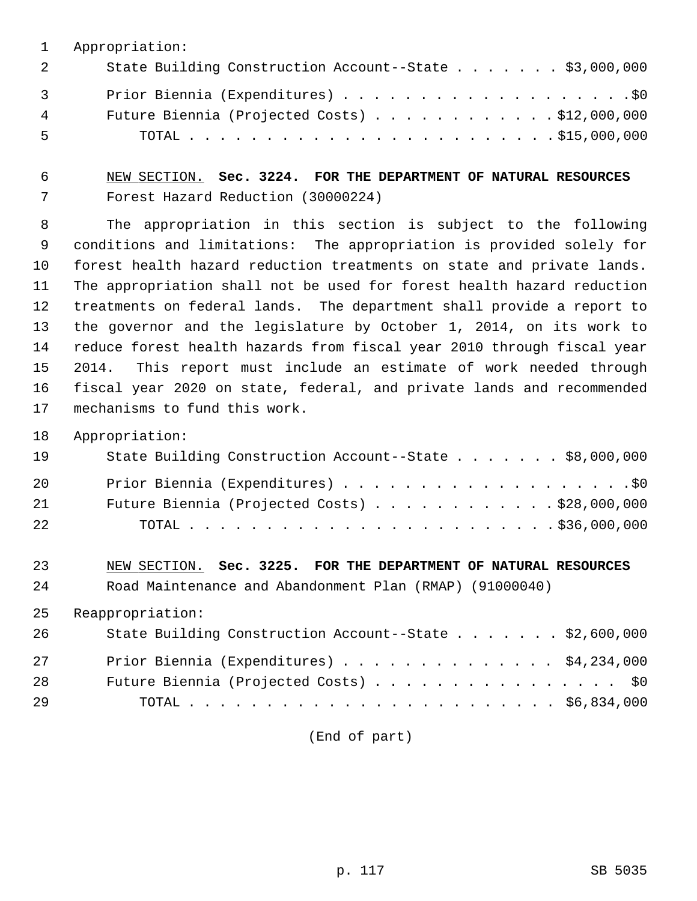Appropriation:

State Building Construction Account--State . . . . . . . $3,000,000

Prior Biennia (Expenditures) . . . . . . . . . . . . . . . . . . . .$0

Future Biennia (Projected Costs) . . . . . . . . . . . . $12,000,000

TOTAL . . . . . . . . . . . . . . . . . . . . . . . . $15,000,000

NEW SECTION. **Sec. 3224. FOR THE DEPARTMENT OF NATURAL RESOURCES**

Forest Hazard Reduction (30000224)

The appropriation in this section is subject to the following conditions and limitations: The appropriation is provided solely for forest health hazard reduction treatments on state and private lands. The appropriation shall not be used for forest health hazard reduction treatments on federal lands. The department shall provide a report to the governor and the legislature by October 1, 2014, on its work to reduce forest health hazards from fiscal year 2010 through fiscal year 2014. This report must include an estimate of work needed through fiscal year 2020 on state, federal, and private lands and recommended mechanisms to fund this work.

Appropriation:

State Building Construction Account--State . . . . . . . $8,000,000

Prior Biennia (Expenditures) . . . . . . . . . . . . . . . . . . . .$0

Future Biennia (Projected Costs) . . . . . . . . . . . . $28,000,000

TOTAL . . . . . . . . . . . . . . . . . . . . . . . . $36,000,000

NEW SECTION. **Sec. 3225. FOR THE DEPARTMENT OF NATURAL RESOURCES**

Road Maintenance and Abandonment Plan (RMAP) (91000040)

Reappropriation:

State Building Construction Account--State . . . . . . . $2,600,000

Prior Biennia (Expenditures) . . . . . . . . . . . . . . $4,234,000

Future Biennia (Projected Costs) . . . . . . . . . . . . . . . . $0

TOTAL . . . . . . . . . . . . . . . . . . . . . . . . . $6,834,000

(End of part)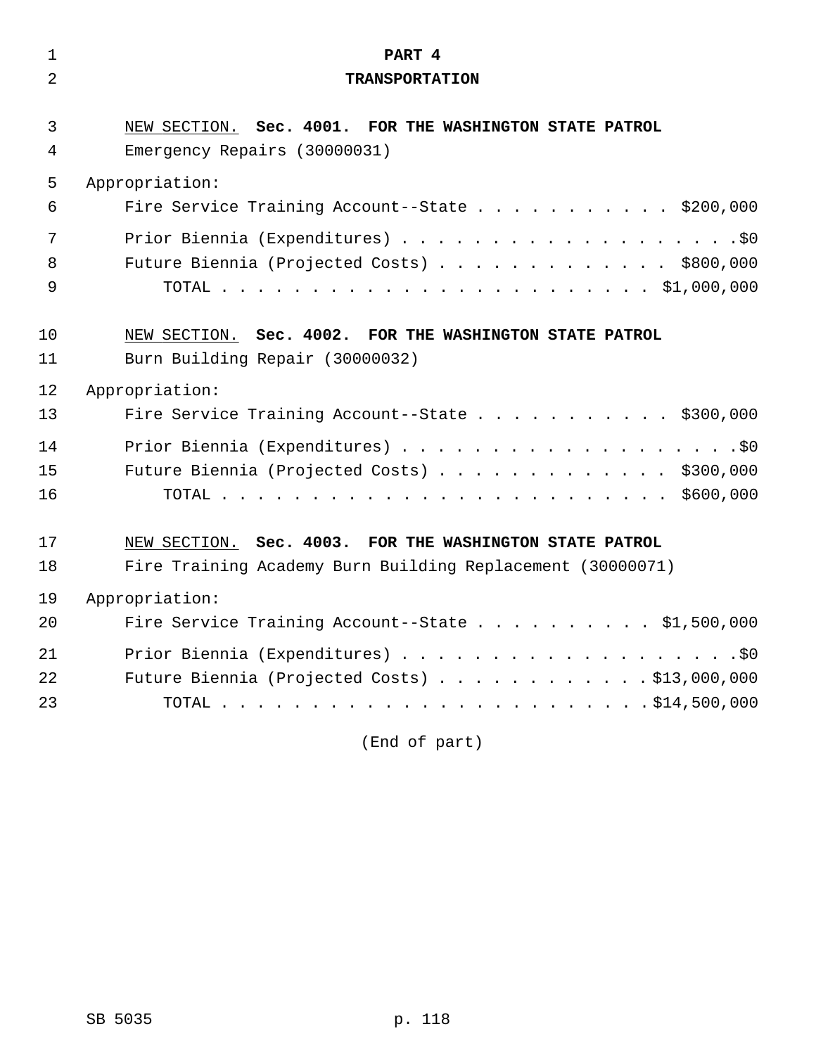# PART 4
## TRANSPORTATION

NEW SECTION. **Sec. 4001. FOR THE WASHINGTON STATE PATROL**

Emergency Repairs (30000031)

Appropriation:

| | |
|---|---|
| Fire Service Training Account--State | $200,000 |
| Prior Biennia (Expenditures) | $0 |
| Future Biennia (Projected Costs) | $800,000 |
| TOTAL | $1,000,000 |

NEW SECTION. **Sec. 4002. FOR THE WASHINGTON STATE PATROL**

Burn Building Repair (30000032)

Appropriation:

| | |
|---|---|
| Fire Service Training Account--State | $300,000 |
| Prior Biennia (Expenditures) | $0 |
| Future Biennia (Projected Costs) | $300,000 |
| TOTAL | $600,000 |

NEW SECTION. **Sec. 4003. FOR THE WASHINGTON STATE PATROL**

Fire Training Academy Burn Building Replacement (30000071)

Appropriation:

| | |
|---|---|
| Fire Service Training Account--State | $1,500,000 |
| Prior Biennia (Expenditures) | $0 |
| Future Biennia (Projected Costs) | $13,000,000 |
| TOTAL | $14,500,000 |

(End of part)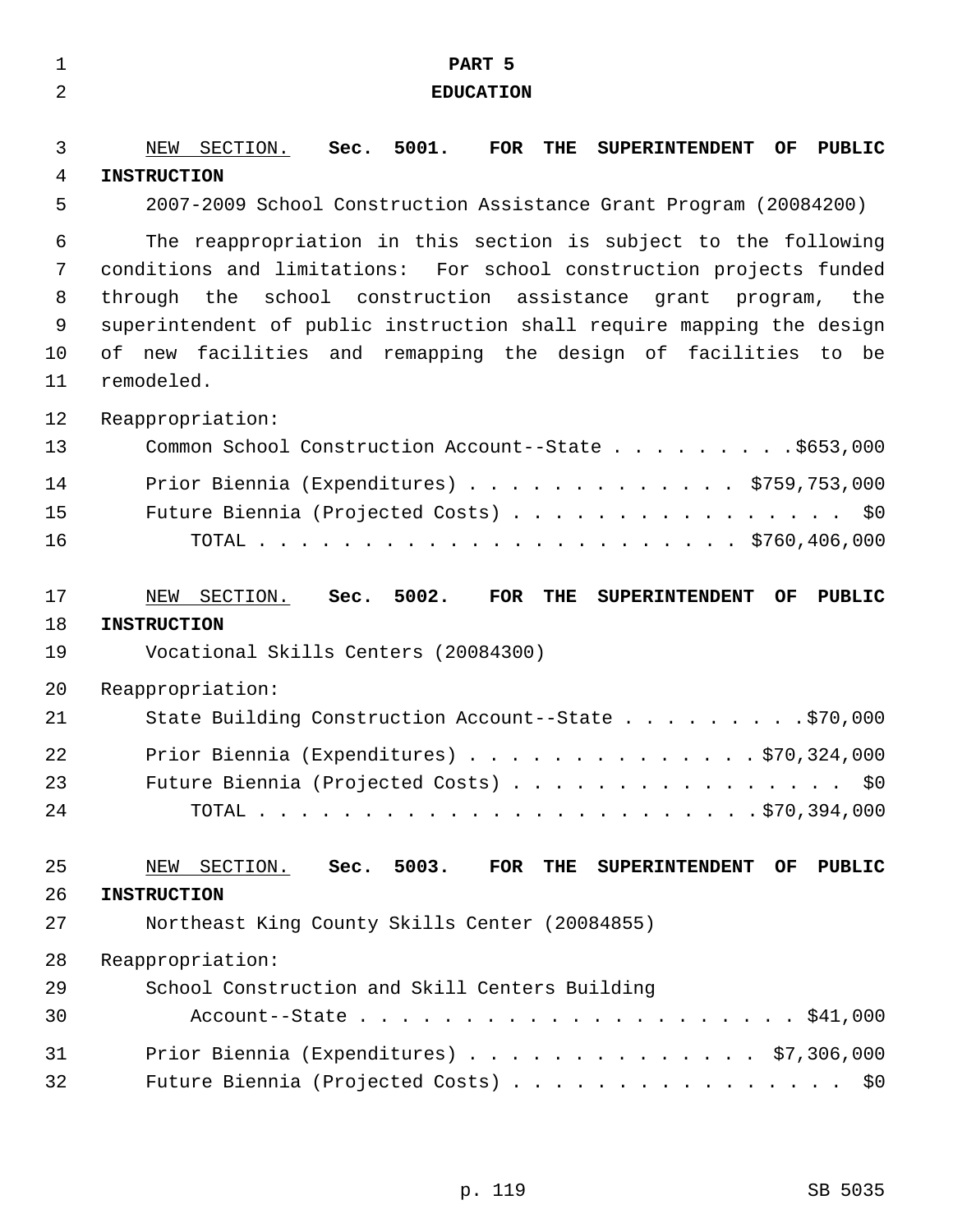# PART 5
# EDUCATION

NEW SECTION. **Sec. 5001. FOR THE SUPERINTENDENT OF PUBLIC INSTRUCTION**

2007-2009 School Construction Assistance Grant Program (20084200)

The reappropriation in this section is subject to the following conditions and limitations: For school construction projects funded through the school construction assistance grant program, the superintendent of public instruction shall require mapping the design of new facilities and remapping the design of facilities to be remodeled.

Reappropriation:

| | |
|---|---|
| Common School Construction Account--State | $653,000 |
| Prior Biennia (Expenditures) | $759,753,000 |
| Future Biennia (Projected Costs) | $0 |
| TOTAL | $760,406,000 |

NEW SECTION. **Sec. 5002. FOR THE SUPERINTENDENT OF PUBLIC INSTRUCTION**

Vocational Skills Centers (20084300)

Reappropriation:

| | |
|---|---|
| State Building Construction Account--State | $70,000 |
| Prior Biennia (Expenditures) | $70,324,000 |
| Future Biennia (Projected Costs) | $0 |
| TOTAL | $70,394,000 |

NEW SECTION. **Sec. 5003. FOR THE SUPERINTENDENT OF PUBLIC INSTRUCTION**

Northeast King County Skills Center (20084855)

Reappropriation:

| | |
|---|---|
| School Construction and Skill Centers Building Account--State | $41,000 |
| Prior Biennia (Expenditures) | $7,306,000 |
| Future Biennia (Projected Costs) | $0 |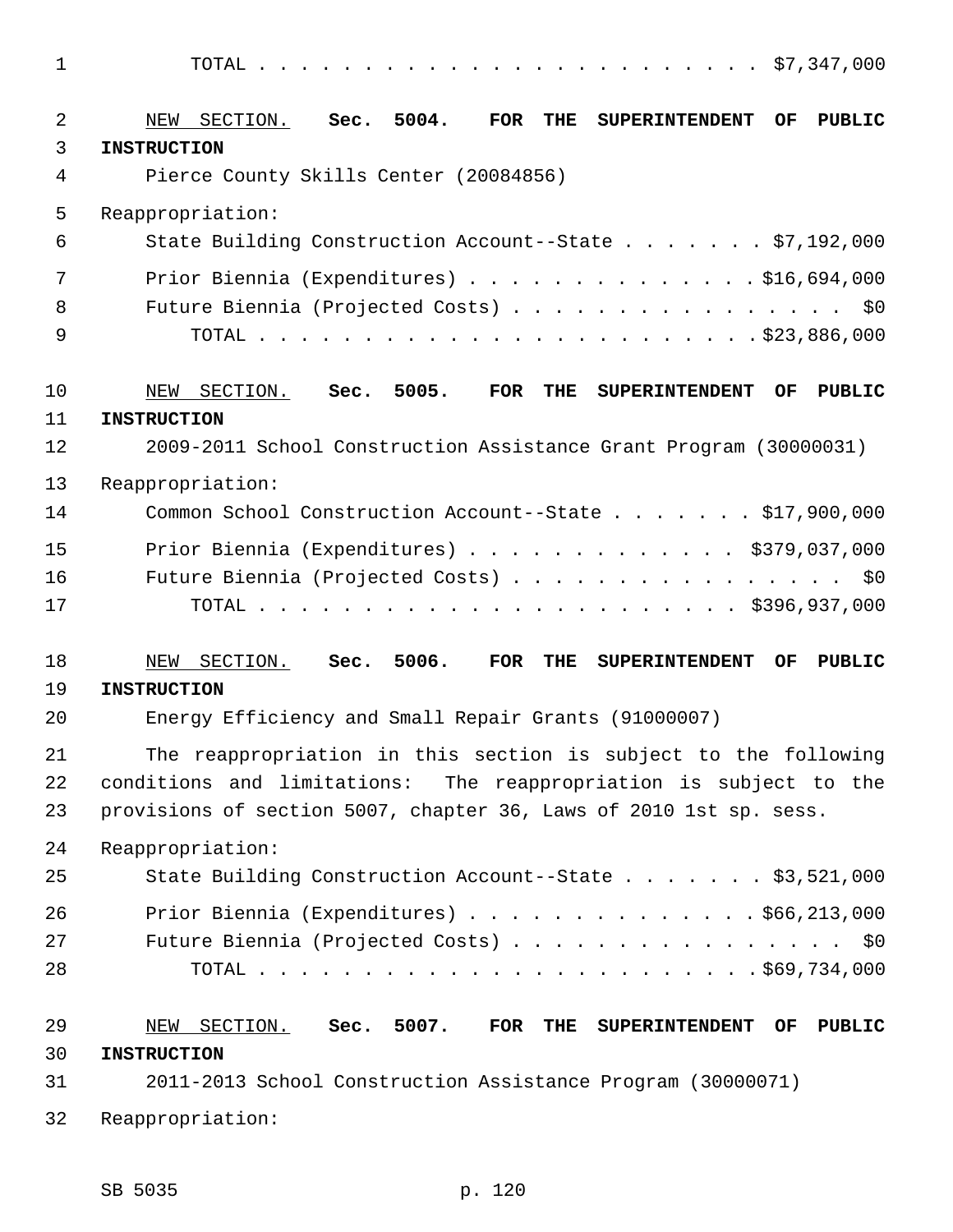TOTAL . . . . . . . . . . . . . . . . . . . . . . . . $7,347,000

NEW SECTION. **Sec. 5004. FOR THE SUPERINTENDENT OF PUBLIC INSTRUCTION**

Pierce County Skills Center (20084856)

Reappropriation:

State Building Construction Account--State . . . . . . . $7,192,000

Prior Biennia (Expenditures) . . . . . . . . . . . . . . $16,694,000

Future Biennia (Projected Costs) . . . . . . . . . . . . . . . . $0

TOTAL . . . . . . . . . . . . . . . . . . . . . . . . $23,886,000

NEW SECTION. **Sec. 5005. FOR THE SUPERINTENDENT OF PUBLIC INSTRUCTION**

2009-2011 School Construction Assistance Grant Program (30000031)

Reappropriation:

Common School Construction Account--State . . . . . . . $17,900,000

Prior Biennia (Expenditures) . . . . . . . . . . . . . $379,037,000

Future Biennia (Projected Costs) . . . . . . . . . . . . . . . . $0

TOTAL . . . . . . . . . . . . . . . . . . . . . . . $396,937,000

NEW SECTION. **Sec. 5006. FOR THE SUPERINTENDENT OF PUBLIC INSTRUCTION**

Energy Efficiency and Small Repair Grants (91000007)

The reappropriation in this section is subject to the following conditions and limitations: The reappropriation is subject to the provisions of section 5007, chapter 36, Laws of 2010 1st sp. sess.

Reappropriation:

State Building Construction Account--State . . . . . . . $3,521,000

Prior Biennia (Expenditures) . . . . . . . . . . . . . . $66,213,000

Future Biennia (Projected Costs) . . . . . . . . . . . . . . . . $0

TOTAL . . . . . . . . . . . . . . . . . . . . . . . . $69,734,000

NEW SECTION. **Sec. 5007. FOR THE SUPERINTENDENT OF PUBLIC INSTRUCTION**

2011-2013 School Construction Assistance Program (30000071)

Reappropriation: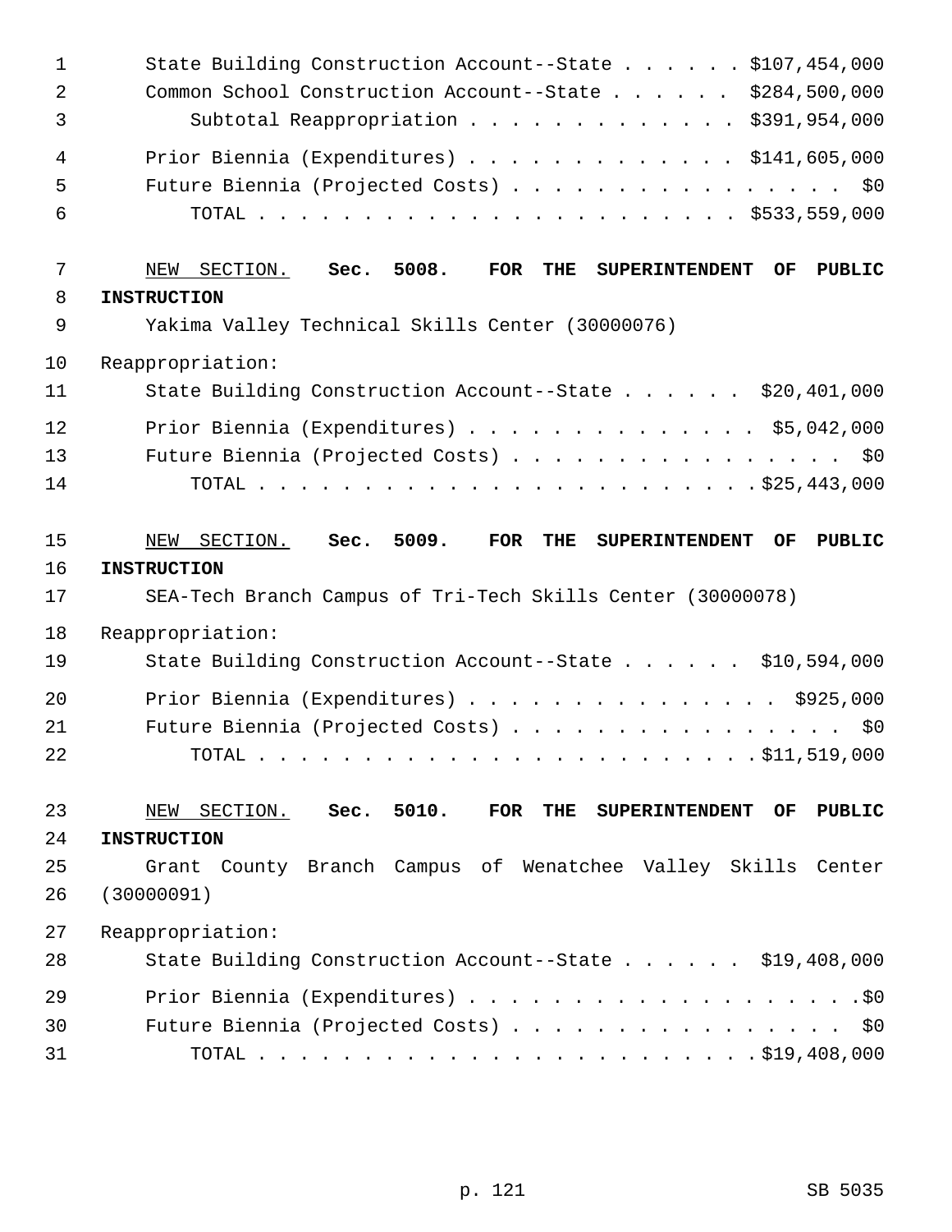State Building Construction Account--State . . . . . . $107,454,000
Common School Construction Account--State . . . . . . $284,500,000
Subtotal Reappropriation . . . . . . . . . . . . . $391,954,000

Prior Biennia (Expenditures) . . . . . . . . . . . . . $141,605,000
Future Biennia (Projected Costs) . . . . . . . . . . . . . . . . $0
TOTAL . . . . . . . . . . . . . . . . . . . . . . . $533,559,000

NEW SECTION. **Sec. 5008. FOR THE SUPERINTENDENT OF PUBLIC INSTRUCTION**

Yakima Valley Technical Skills Center (30000076)

Reappropriation:
State Building Construction Account--State . . . . . . $20,401,000

Prior Biennia (Expenditures) . . . . . . . . . . . . . . $5,042,000
Future Biennia (Projected Costs) . . . . . . . . . . . . . . . . $0
TOTAL . . . . . . . . . . . . . . . . . . . . . . . . $25,443,000

NEW SECTION. **Sec. 5009. FOR THE SUPERINTENDENT OF PUBLIC INSTRUCTION**

SEA-Tech Branch Campus of Tri-Tech Skills Center (30000078)

Reappropriation:
State Building Construction Account--State . . . . . . $10,594,000

Prior Biennia (Expenditures) . . . . . . . . . . . . . . . $925,000
Future Biennia (Projected Costs) . . . . . . . . . . . . . . . . $0
TOTAL . . . . . . . . . . . . . . . . . . . . . . . . $11,519,000

NEW SECTION. **Sec. 5010. FOR THE SUPERINTENDENT OF PUBLIC INSTRUCTION**

Grant County Branch Campus of Wenatchee Valley Skills Center (30000091)

Reappropriation:
State Building Construction Account--State . . . . . . $19,408,000

Prior Biennia (Expenditures) . . . . . . . . . . . . . . . . . . .$0
Future Biennia (Projected Costs) . . . . . . . . . . . . . . . . $0
TOTAL . . . . . . . . . . . . . . . . . . . . . . . . $19,408,000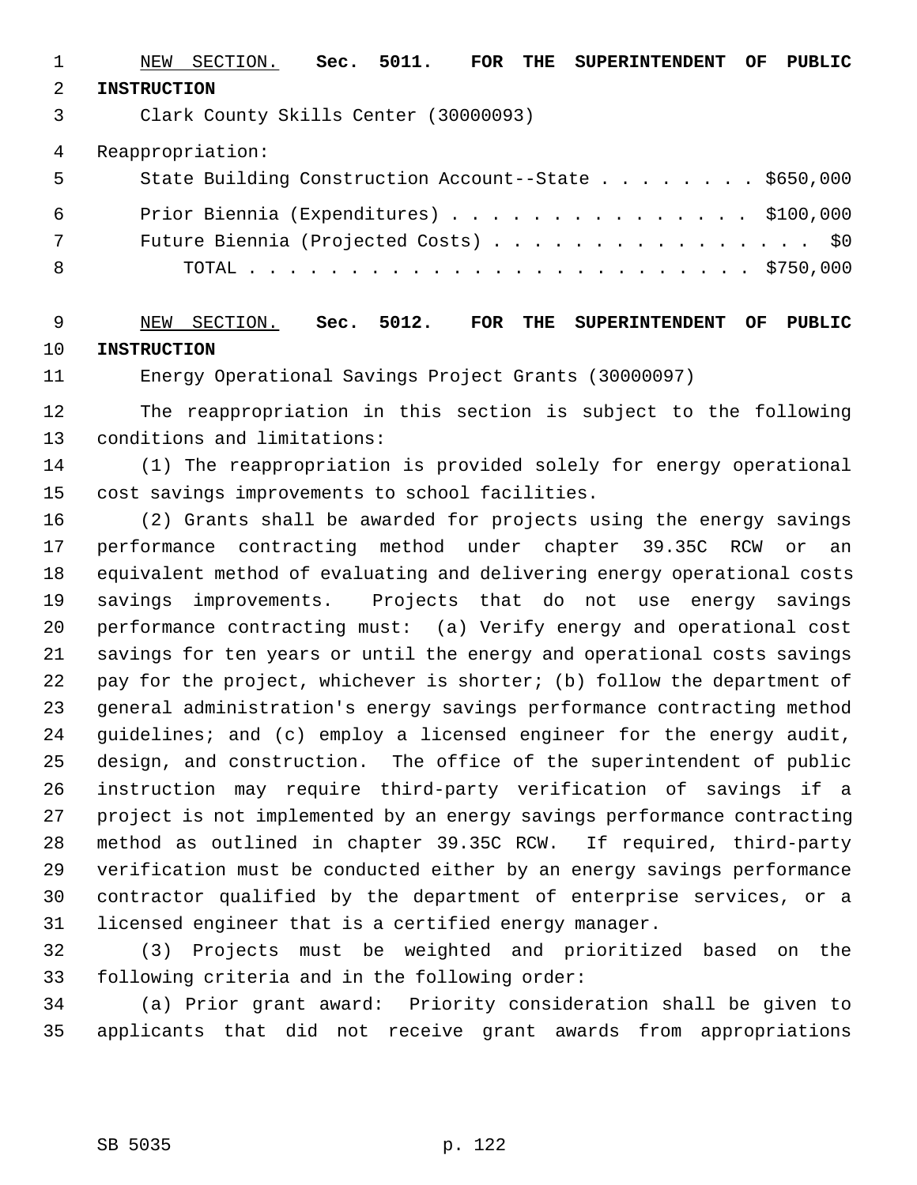NEW SECTION. **Sec. 5011. FOR THE SUPERINTENDENT OF PUBLIC INSTRUCTION**

Clark County Skills Center (30000093)

Reappropriation:

| | |
|---|---|
| State Building Construction Account--State | $650,000 |
| Prior Biennia (Expenditures) | $100,000 |
| Future Biennia (Projected Costs) | $0 |
| TOTAL | $750,000 |

NEW SECTION. **Sec. 5012. FOR THE SUPERINTENDENT OF PUBLIC INSTRUCTION**

Energy Operational Savings Project Grants (30000097)

The reappropriation in this section is subject to the following conditions and limitations:

(1) The reappropriation is provided solely for energy operational cost savings improvements to school facilities.

(2) Grants shall be awarded for projects using the energy savings performance contracting method under chapter 39.35C RCW or an equivalent method of evaluating and delivering energy operational costs savings improvements. Projects that do not use energy savings performance contracting must: (a) Verify energy and operational cost savings for ten years or until the energy and operational costs savings pay for the project, whichever is shorter; (b) follow the department of general administration's energy savings performance contracting method guidelines; and (c) employ a licensed engineer for the energy audit, design, and construction. The office of the superintendent of public instruction may require third-party verification of savings if a project is not implemented by an energy savings performance contracting method as outlined in chapter 39.35C RCW. If required, third-party verification must be conducted either by an energy savings performance contractor qualified by the department of enterprise services, or a licensed engineer that is a certified energy manager.

(3) Projects must be weighted and prioritized based on the following criteria and in the following order:

(a) Prior grant award: Priority consideration shall be given to applicants that did not receive grant awards from appropriations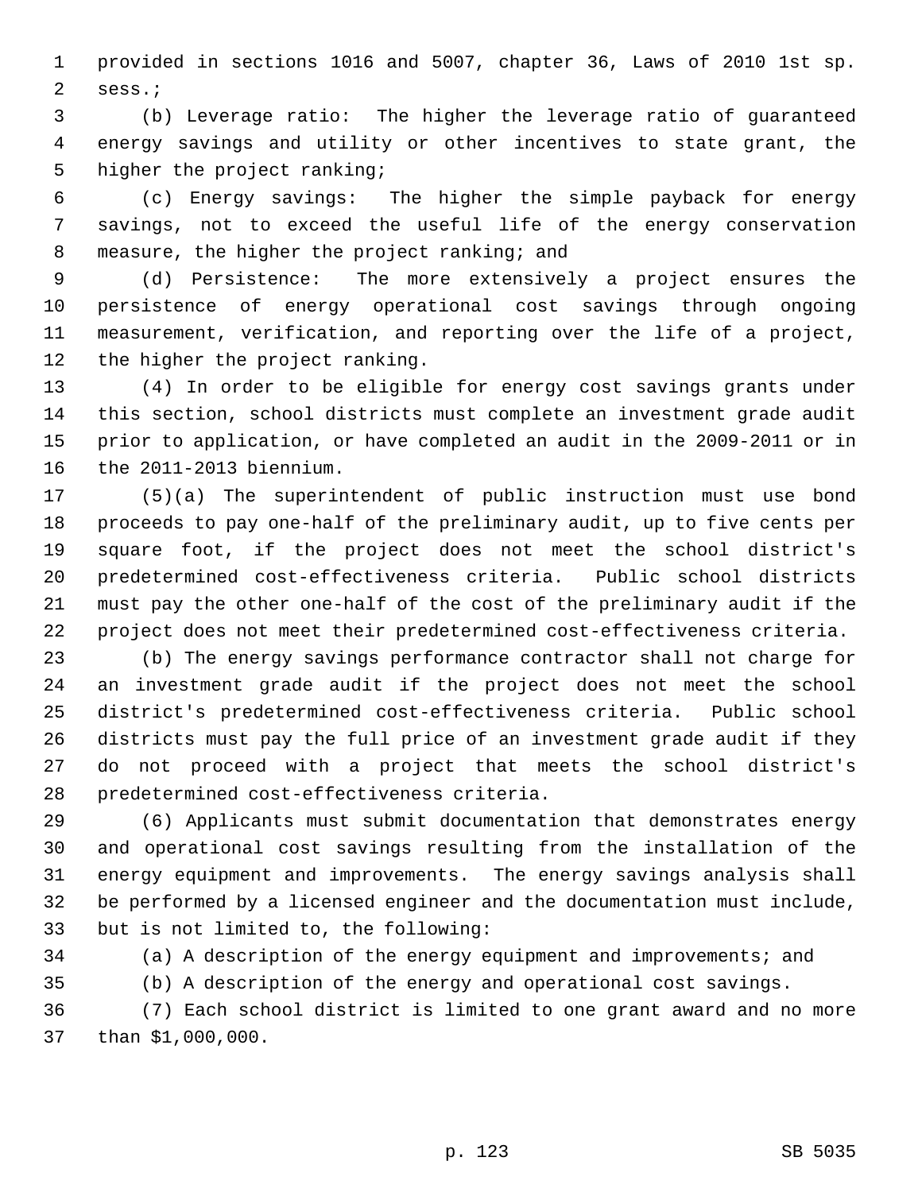provided in sections 1016 and 5007, chapter 36, Laws of 2010 1st sp. sess.;

(b) Leverage ratio: The higher the leverage ratio of guaranteed energy savings and utility or other incentives to state grant, the higher the project ranking;

(c) Energy savings: The higher the simple payback for energy savings, not to exceed the useful life of the energy conservation measure, the higher the project ranking; and

(d) Persistence: The more extensively a project ensures the persistence of energy operational cost savings through ongoing measurement, verification, and reporting over the life of a project, the higher the project ranking.

(4) In order to be eligible for energy cost savings grants under this section, school districts must complete an investment grade audit prior to application, or have completed an audit in the 2009-2011 or in the 2011-2013 biennium.

(5)(a) The superintendent of public instruction must use bond proceeds to pay one-half of the preliminary audit, up to five cents per square foot, if the project does not meet the school district's predetermined cost-effectiveness criteria. Public school districts must pay the other one-half of the cost of the preliminary audit if the project does not meet their predetermined cost-effectiveness criteria.

(b) The energy savings performance contractor shall not charge for an investment grade audit if the project does not meet the school district's predetermined cost-effectiveness criteria. Public school districts must pay the full price of an investment grade audit if they do not proceed with a project that meets the school district's predetermined cost-effectiveness criteria.

(6) Applicants must submit documentation that demonstrates energy and operational cost savings resulting from the installation of the energy equipment and improvements. The energy savings analysis shall be performed by a licensed engineer and the documentation must include, but is not limited to, the following:

(a) A description of the energy equipment and improvements; and

(b) A description of the energy and operational cost savings.

(7) Each school district is limited to one grant award and no more than $1,000,000.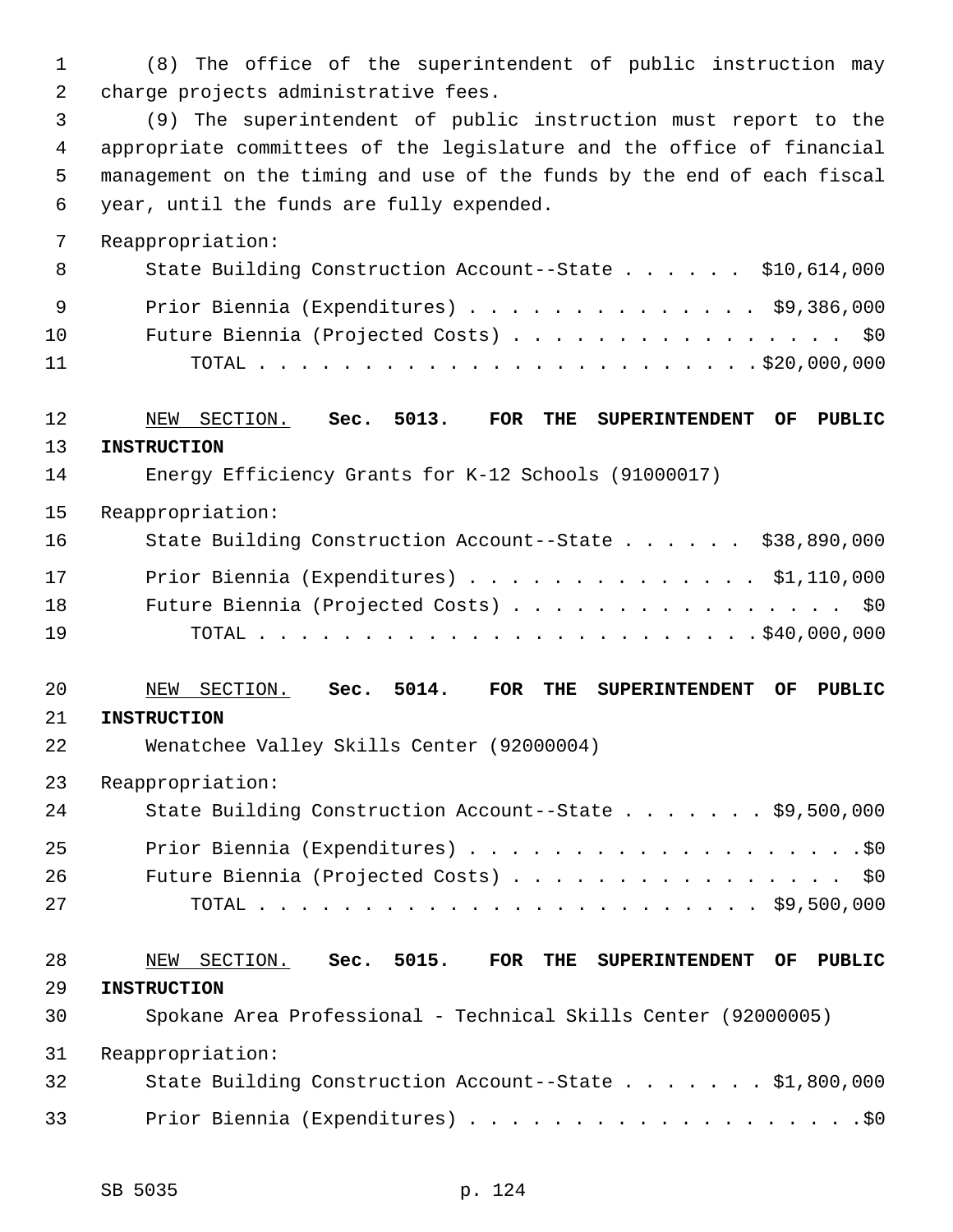(8) The office of the superintendent of public instruction may charge projects administrative fees.

(9) The superintendent of public instruction must report to the appropriate committees of the legislature and the office of financial management on the timing and use of the funds by the end of each fiscal year, until the funds are fully expended.

Reappropriation:

State Building Construction Account--State . . . . . . $10,614,000

Prior Biennia (Expenditures) . . . . . . . . . . . . . . $9,386,000

Future Biennia (Projected Costs) . . . . . . . . . . . . . . . . $0

TOTAL . . . . . . . . . . . . . . . . . . . . . . . . $20,000,000

NEW SECTION. **Sec. 5013. FOR THE SUPERINTENDENT OF PUBLIC INSTRUCTION**

Energy Efficiency Grants for K-12 Schools (91000017)

Reappropriation:

State Building Construction Account--State . . . . . . $38,890,000

Prior Biennia (Expenditures) . . . . . . . . . . . . . . $1,110,000

Future Biennia (Projected Costs) . . . . . . . . . . . . . . . . $0

TOTAL . . . . . . . . . . . . . . . . . . . . . . . . $40,000,000

NEW SECTION. **Sec. 5014. FOR THE SUPERINTENDENT OF PUBLIC INSTRUCTION**

Wenatchee Valley Skills Center (92000004)

Reappropriation:

State Building Construction Account--State . . . . . . . $9,500,000

Prior Biennia (Expenditures) . . . . . . . . . . . . . . . . . . . .$0

Future Biennia (Projected Costs) . . . . . . . . . . . . . . . . $0

TOTAL . . . . . . . . . . . . . . . . . . . . . . . . $9,500,000

NEW SECTION. **Sec. 5015. FOR THE SUPERINTENDENT OF PUBLIC INSTRUCTION**

Spokane Area Professional - Technical Skills Center (92000005)

Reappropriation:

State Building Construction Account--State . . . . . . . $1,800,000

Prior Biennia (Expenditures) . . . . . . . . . . . . . . . . . . . .$0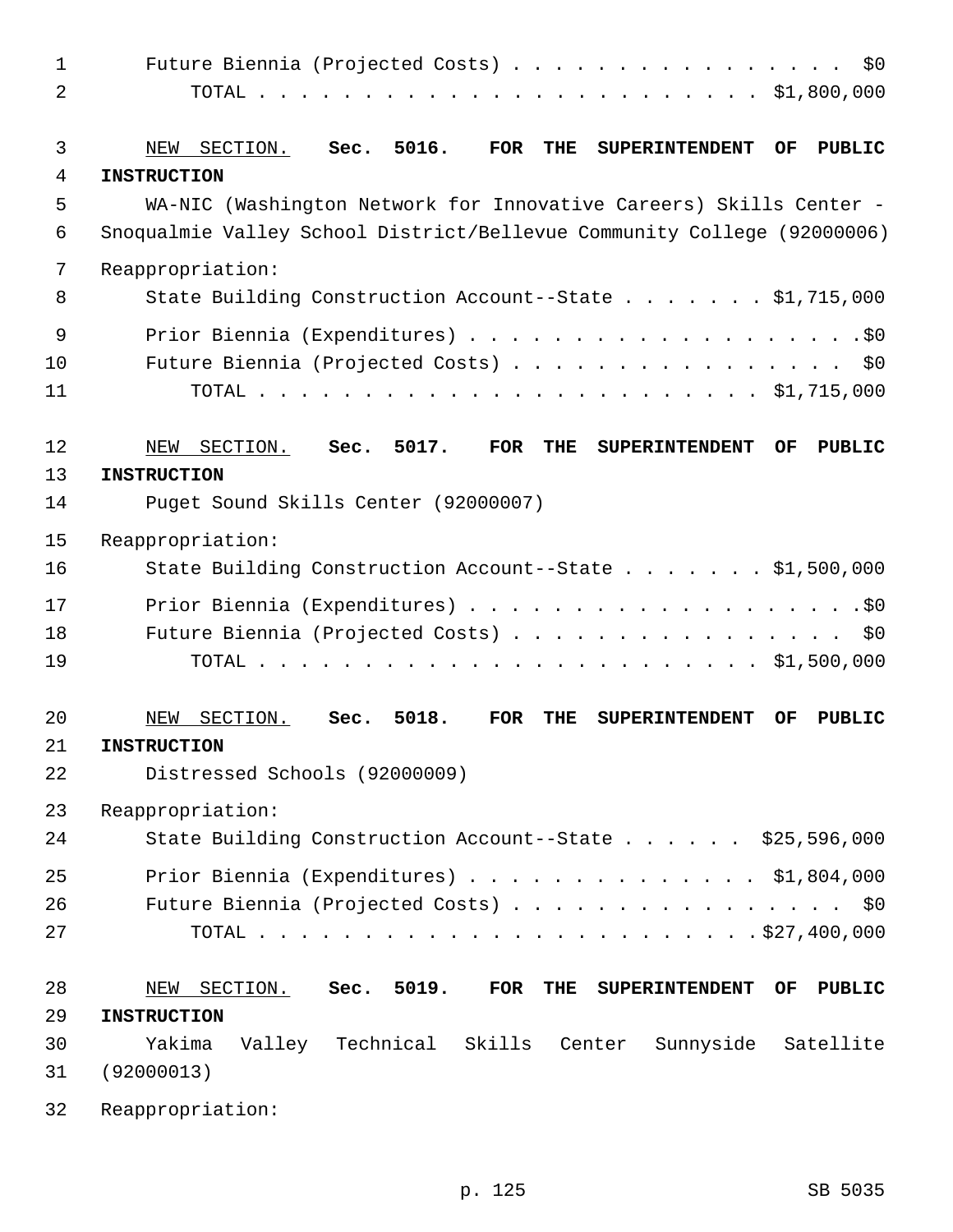Future Biennia (Projected Costs) . . . . . . . . . . . . . . . . $0
TOTAL . . . . . . . . . . . . . . . . . . . . . . . . $1,800,000

NEW SECTION. **Sec. 5016. FOR THE SUPERINTENDENT OF PUBLIC INSTRUCTION**

WA-NIC (Washington Network for Innovative Careers) Skills Center - Snoqualmie Valley School District/Bellevue Community College (92000006)

Reappropriation:

State Building Construction Account--State . . . . . . . $1,715,000

Prior Biennia (Expenditures) . . . . . . . . . . . . . . . . . . .$0
Future Biennia (Projected Costs) . . . . . . . . . . . . . . . . $0
TOTAL . . . . . . . . . . . . . . . . . . . . . . . . $1,715,000

NEW SECTION. **Sec. 5017. FOR THE SUPERINTENDENT OF PUBLIC INSTRUCTION**

Puget Sound Skills Center (92000007)

Reappropriation:

State Building Construction Account--State . . . . . . . $1,500,000

Prior Biennia (Expenditures) . . . . . . . . . . . . . . . . . . .$0
Future Biennia (Projected Costs) . . . . . . . . . . . . . . . . $0
TOTAL . . . . . . . . . . . . . . . . . . . . . . . . $1,500,000

NEW SECTION. **Sec. 5018. FOR THE SUPERINTENDENT OF PUBLIC INSTRUCTION**

Distressed Schools (92000009)

Reappropriation:

State Building Construction Account--State . . . . . . $25,596,000

Prior Biennia (Expenditures) . . . . . . . . . . . . . . $1,804,000
Future Biennia (Projected Costs) . . . . . . . . . . . . . . . . $0
TOTAL . . . . . . . . . . . . . . . . . . . . . . . .$27,400,000

NEW SECTION. **Sec. 5019. FOR THE SUPERINTENDENT OF PUBLIC INSTRUCTION**

Yakima Valley Technical Skills Center Sunnyside Satellite (92000013)

Reappropriation: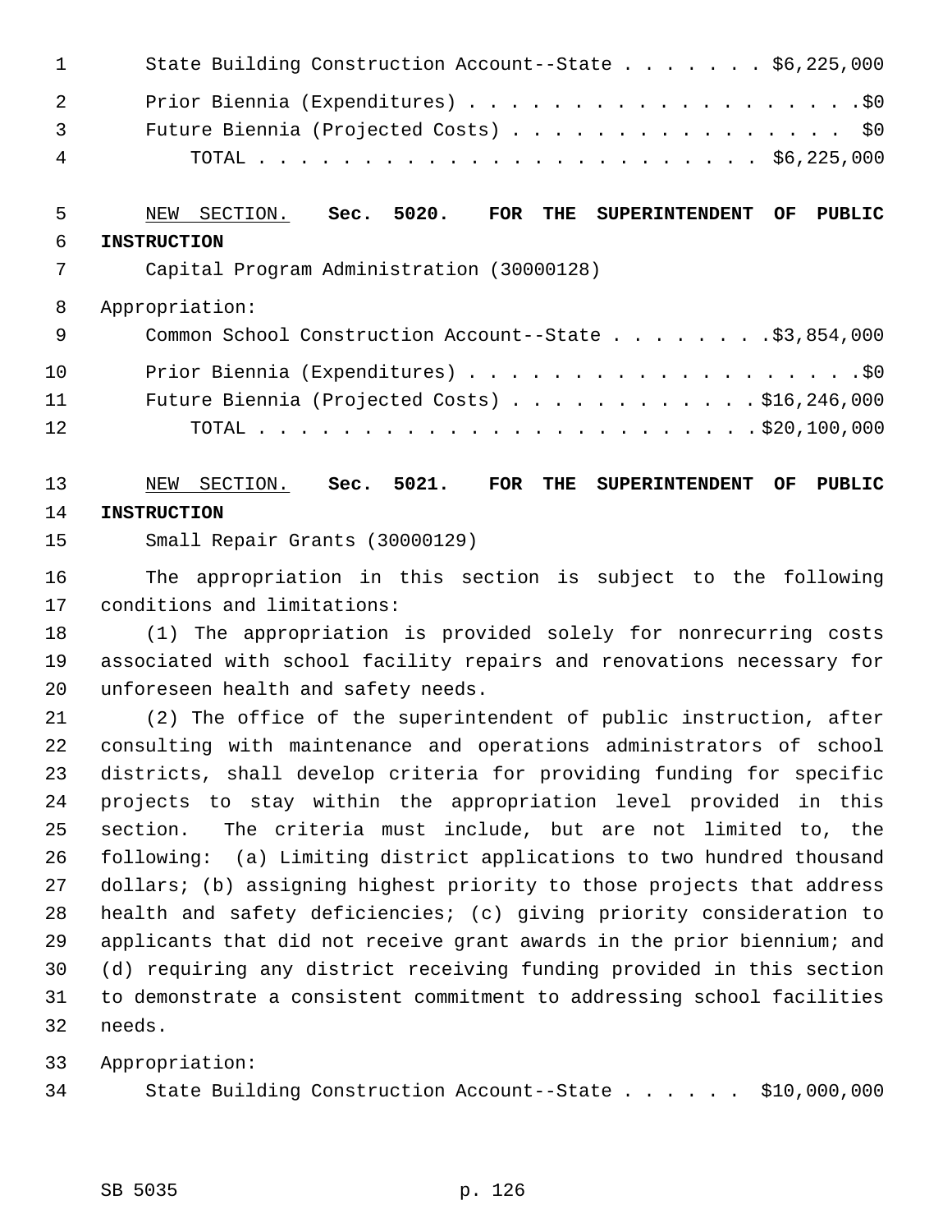State Building Construction Account--State . . . . . . . $6,225,000
Prior Biennia (Expenditures) . . . . . . . . . . . . . . . . . . . .$0
Future Biennia (Projected Costs) . . . . . . . . . . . . . . . . $0
TOTAL . . . . . . . . . . . . . . . . . . . . . . . . $6,225,000

NEW SECTION. **Sec. 5020. FOR THE SUPERINTENDENT OF PUBLIC INSTRUCTION**

Capital Program Administration (30000128)

Appropriation:

Common School Construction Account--State . . . . . . . . .$3,854,000
Prior Biennia (Expenditures) . . . . . . . . . . . . . . . . . . . .$0
Future Biennia (Projected Costs) . . . . . . . . . . . . .$16,246,000
TOTAL . . . . . . . . . . . . . . . . . . . . . . . . .$20,100,000

NEW SECTION. **Sec. 5021. FOR THE SUPERINTENDENT OF PUBLIC INSTRUCTION**

Small Repair Grants (30000129)

The appropriation in this section is subject to the following conditions and limitations:

(1) The appropriation is provided solely for nonrecurring costs associated with school facility repairs and renovations necessary for unforeseen health and safety needs.

(2) The office of the superintendent of public instruction, after consulting with maintenance and operations administrators of school districts, shall develop criteria for providing funding for specific projects to stay within the appropriation level provided in this section. The criteria must include, but are not limited to, the following: (a) Limiting district applications to two hundred thousand dollars; (b) assigning highest priority to those projects that address health and safety deficiencies; (c) giving priority consideration to applicants that did not receive grant awards in the prior biennium; and (d) requiring any district receiving funding provided in this section to demonstrate a consistent commitment to addressing school facilities needs.

Appropriation:

State Building Construction Account--State . . . . . . $10,000,000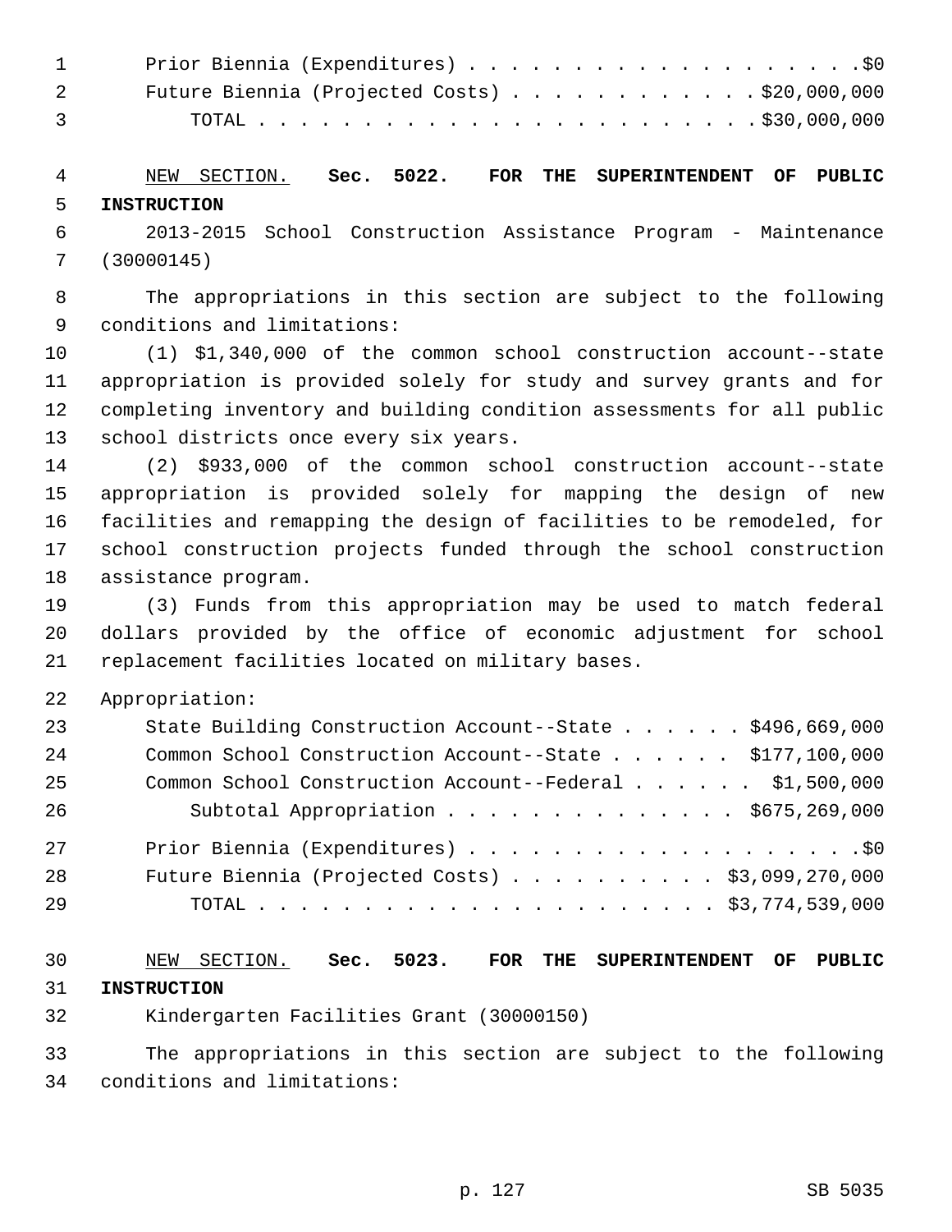Prior Biennia (Expenditures) . . . . . . . . . . . . . . . . . . . .$0
Future Biennia (Projected Costs) . . . . . . . . . . . . $20,000,000
TOTAL . . . . . . . . . . . . . . . . . . . . . . . . $30,000,000

NEW SECTION. **Sec. 5022. FOR THE SUPERINTENDENT OF PUBLIC INSTRUCTION**

2013-2015 School Construction Assistance Program - Maintenance (30000145)

The appropriations in this section are subject to the following conditions and limitations:

(1) $1,340,000 of the common school construction account--state appropriation is provided solely for study and survey grants and for completing inventory and building condition assessments for all public school districts once every six years.

(2) $933,000 of the common school construction account--state appropriation is provided solely for mapping the design of new facilities and remapping the design of facilities to be remodeled, for school construction projects funded through the school construction assistance program.

(3) Funds from this appropriation may be used to match federal dollars provided by the office of economic adjustment for school replacement facilities located on military bases.

Appropriation:

State Building Construction Account--State . . . . . . $496,669,000
Common School Construction Account--State . . . . . . $177,100,000
Common School Construction Account--Federal . . . . . . $1,500,000
Subtotal Appropriation . . . . . . . . . . . . . . $675,269,000

Prior Biennia (Expenditures) . . . . . . . . . . . . . . . . . . . .$0
Future Biennia (Projected Costs) . . . . . . . . . . $3,099,270,000
TOTAL . . . . . . . . . . . . . . . . . . . . . . $3,774,539,000

NEW SECTION. **Sec. 5023. FOR THE SUPERINTENDENT OF PUBLIC INSTRUCTION**

Kindergarten Facilities Grant (30000150)

The appropriations in this section are subject to the following conditions and limitations: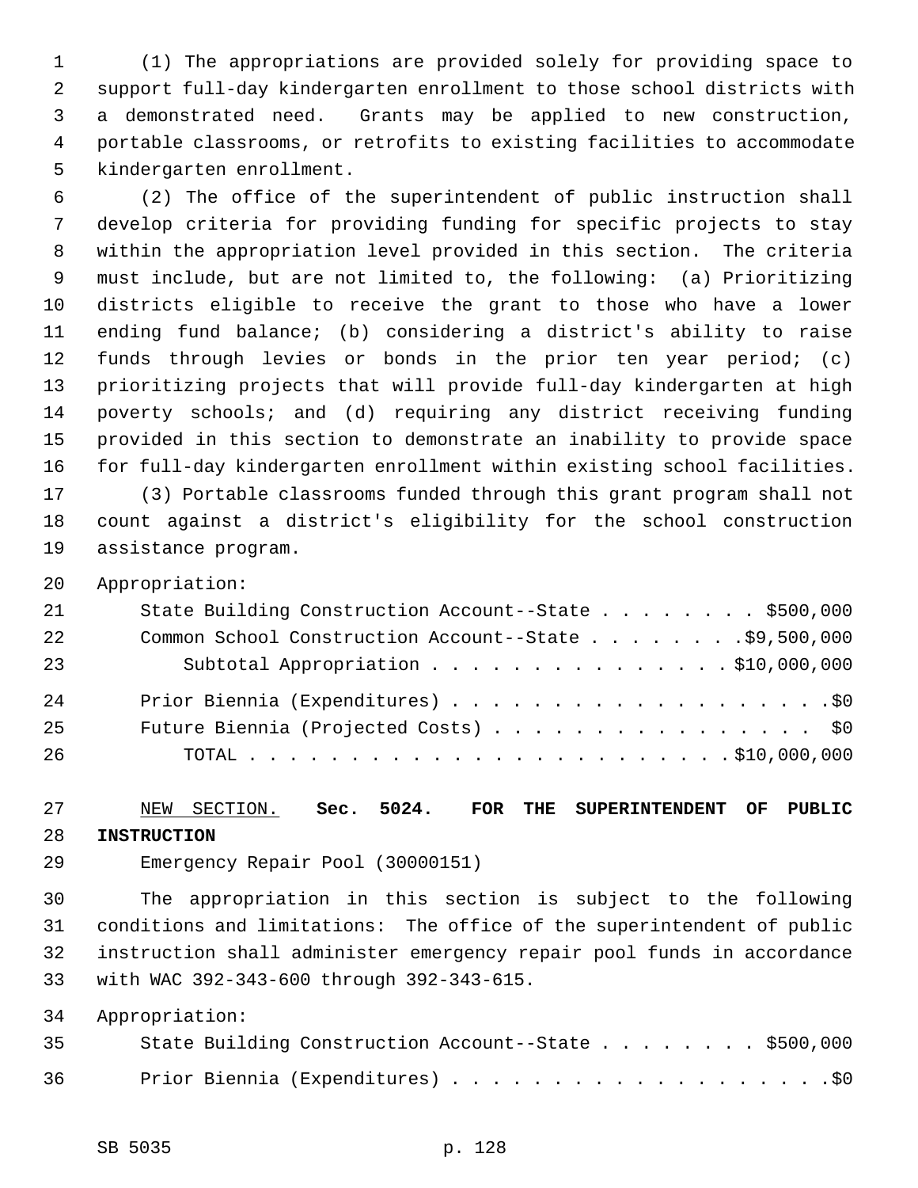(1) The appropriations are provided solely for providing space to support full-day kindergarten enrollment to those school districts with a demonstrated need. Grants may be applied to new construction, portable classrooms, or retrofits to existing facilities to accommodate kindergarten enrollment.

(2) The office of the superintendent of public instruction shall develop criteria for providing funding for specific projects to stay within the appropriation level provided in this section. The criteria must include, but are not limited to, the following: (a) Prioritizing districts eligible to receive the grant to those who have a lower ending fund balance; (b) considering a district's ability to raise funds through levies or bonds in the prior ten year period; (c) prioritizing projects that will provide full-day kindergarten at high poverty schools; and (d) requiring any district receiving funding provided in this section to demonstrate an inability to provide space for full-day kindergarten enrollment within existing school facilities.

(3) Portable classrooms funded through this grant program shall not count against a district's eligibility for the school construction assistance program.

Appropriation:

| | |
|---|---|
| State Building Construction Account--State | $500,000 |
| Common School Construction Account--State | $9,500,000 |
| Subtotal Appropriation | $10,000,000 |
| Prior Biennia (Expenditures) | $0 |
| Future Biennia (Projected Costs) | $0 |
| TOTAL | $10,000,000 |

NEW SECTION. **Sec. 5024. FOR THE SUPERINTENDENT OF PUBLIC INSTRUCTION**

Emergency Repair Pool (30000151)

The appropriation in this section is subject to the following conditions and limitations: The office of the superintendent of public instruction shall administer emergency repair pool funds in accordance with WAC 392-343-600 through 392-343-615.

Appropriation:

| | |
|---|---|
| State Building Construction Account--State | $500,000 |
| Prior Biennia (Expenditures) | $0 |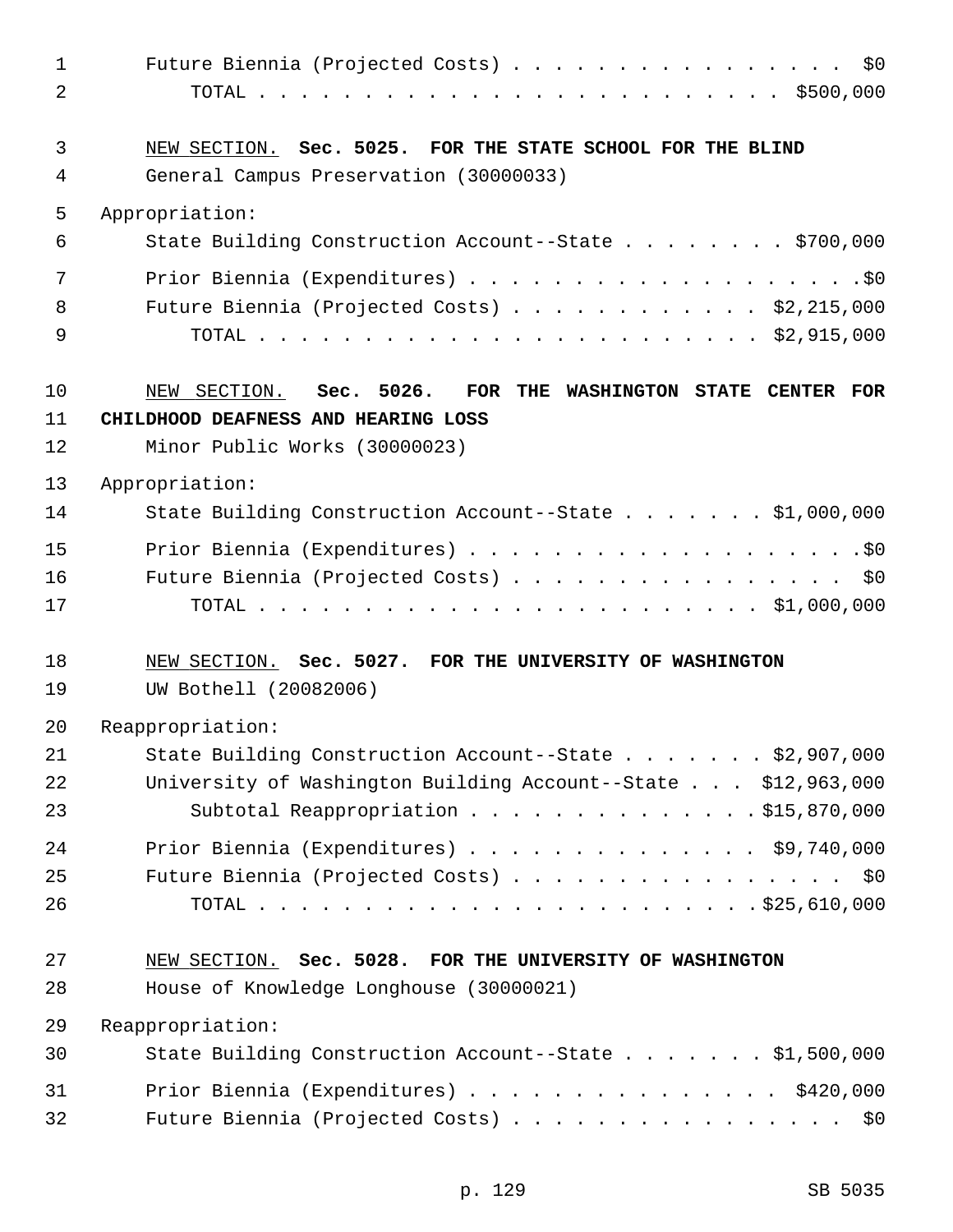Future Biennia (Projected Costs) . . . . . . . . . . . . . . . . $0
TOTAL . . . . . . . . . . . . . . . . . . . . . . . . $500,000

NEW SECTION. **Sec. 5025. FOR THE STATE SCHOOL FOR THE BLIND**

General Campus Preservation (30000033)

Appropriation:

State Building Construction Account--State . . . . . . . . $700,000

Prior Biennia (Expenditures) . . . . . . . . . . . . . . . . . . .$0
Future Biennia (Projected Costs) . . . . . . . . . . . . $2,215,000
TOTAL . . . . . . . . . . . . . . . . . . . . . . . . $2,915,000

NEW SECTION. **Sec. 5026. FOR THE WASHINGTON STATE CENTER FOR CHILDHOOD DEAFNESS AND HEARING LOSS**

Minor Public Works (30000023)

Appropriation:

State Building Construction Account--State . . . . . . . $1,000,000

Prior Biennia (Expenditures) . . . . . . . . . . . . . . . . . . .$0
Future Biennia (Projected Costs) . . . . . . . . . . . . . . . . $0
TOTAL . . . . . . . . . . . . . . . . . . . . . . . . $1,000,000

NEW SECTION. **Sec. 5027. FOR THE UNIVERSITY OF WASHINGTON**

UW Bothell (20082006)

Reappropriation:

State Building Construction Account--State . . . . . . . $2,907,000
University of Washington Building Account--State . . . $12,963,000
Subtotal Reappropriation . . . . . . . . . . . . . .$15,870,000

Prior Biennia (Expenditures) . . . . . . . . . . . . . . $9,740,000
Future Biennia (Projected Costs) . . . . . . . . . . . . . . . . $0
TOTAL . . . . . . . . . . . . . . . . . . . . . . . .$25,610,000

NEW SECTION. **Sec. 5028. FOR THE UNIVERSITY OF WASHINGTON**

House of Knowledge Longhouse (30000021)

Reappropriation:

State Building Construction Account--State . . . . . . . $1,500,000

Prior Biennia (Expenditures) . . . . . . . . . . . . . . . $420,000
Future Biennia (Projected Costs) . . . . . . . . . . . . . . . . $0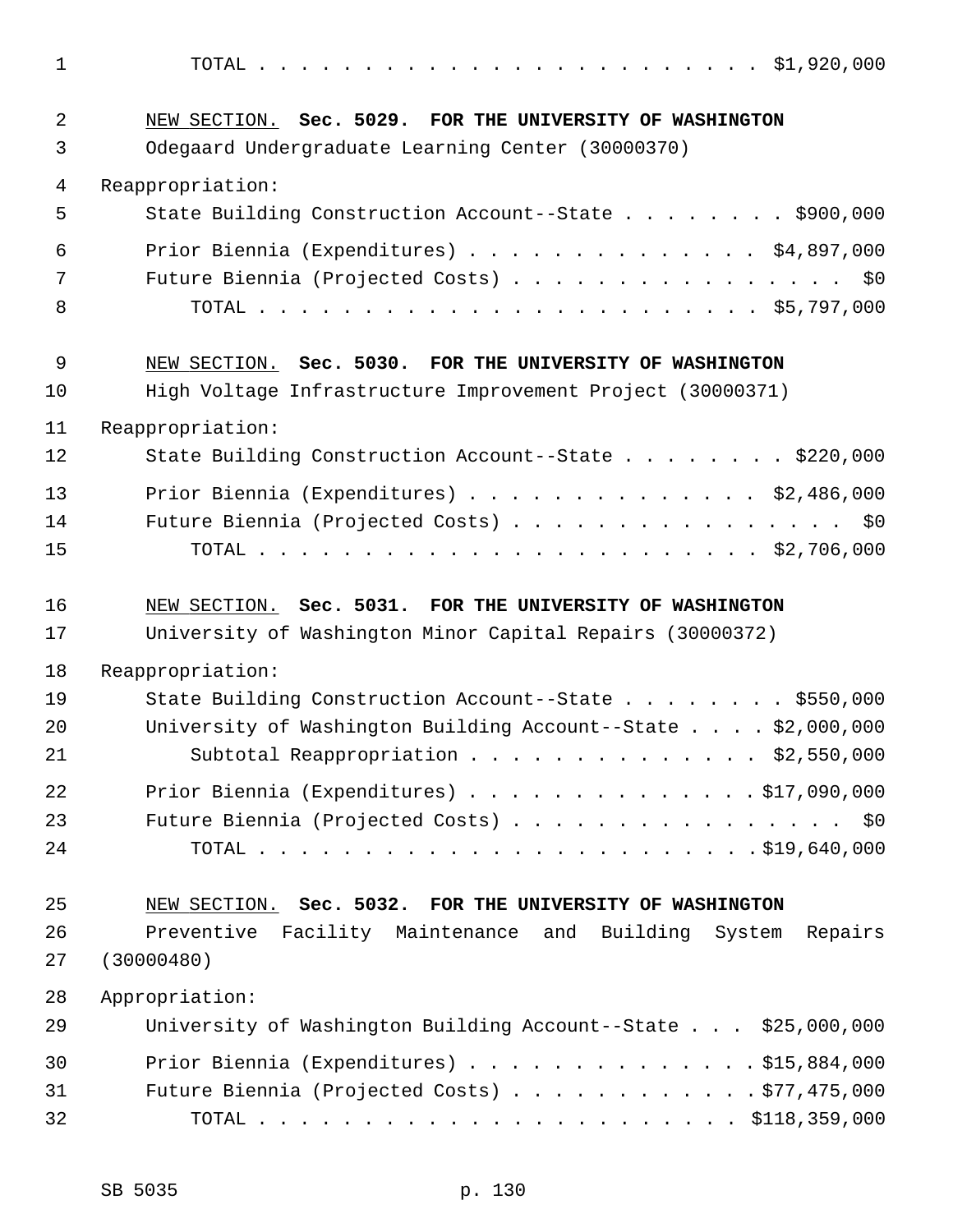TOTAL . . . . . . . . . . . . . . . . . . . . . . . . $1,920,000

NEW SECTION. **Sec. 5029. FOR THE UNIVERSITY OF WASHINGTON**

Odegaard Undergraduate Learning Center (30000370)

Reappropriation:

State Building Construction Account--State . . . . . . . . $900,000

Prior Biennia (Expenditures) . . . . . . . . . . . . . . $4,897,000

Future Biennia (Projected Costs) . . . . . . . . . . . . . . . . $0

TOTAL . . . . . . . . . . . . . . . . . . . . . . . . $5,797,000

NEW SECTION. **Sec. 5030. FOR THE UNIVERSITY OF WASHINGTON**

High Voltage Infrastructure Improvement Project (30000371)

Reappropriation:

State Building Construction Account--State . . . . . . . . $220,000

Prior Biennia (Expenditures) . . . . . . . . . . . . . . $2,486,000

Future Biennia (Projected Costs) . . . . . . . . . . . . . . . . $0

TOTAL . . . . . . . . . . . . . . . . . . . . . . . . $2,706,000

NEW SECTION. **Sec. 5031. FOR THE UNIVERSITY OF WASHINGTON**

University of Washington Minor Capital Repairs (30000372)

Reappropriation:

State Building Construction Account--State . . . . . . . . $550,000

University of Washington Building Account--State . . . . $2,000,000

Subtotal Reappropriation . . . . . . . . . . . . . . $2,550,000

Prior Biennia (Expenditures) . . . . . . . . . . . . . . $17,090,000

Future Biennia (Projected Costs) . . . . . . . . . . . . . . . . $0

TOTAL . . . . . . . . . . . . . . . . . . . . . . . . $19,640,000

NEW SECTION. **Sec. 5032. FOR THE UNIVERSITY OF WASHINGTON**

Preventive Facility Maintenance and Building System Repairs (30000480)

Appropriation:

University of Washington Building Account--State . . . $25,000,000

Prior Biennia (Expenditures) . . . . . . . . . . . . . . $15,884,000

Future Biennia (Projected Costs) . . . . . . . . . . . . $77,475,000

TOTAL . . . . . . . . . . . . . . . . . . . . . . . . $118,359,000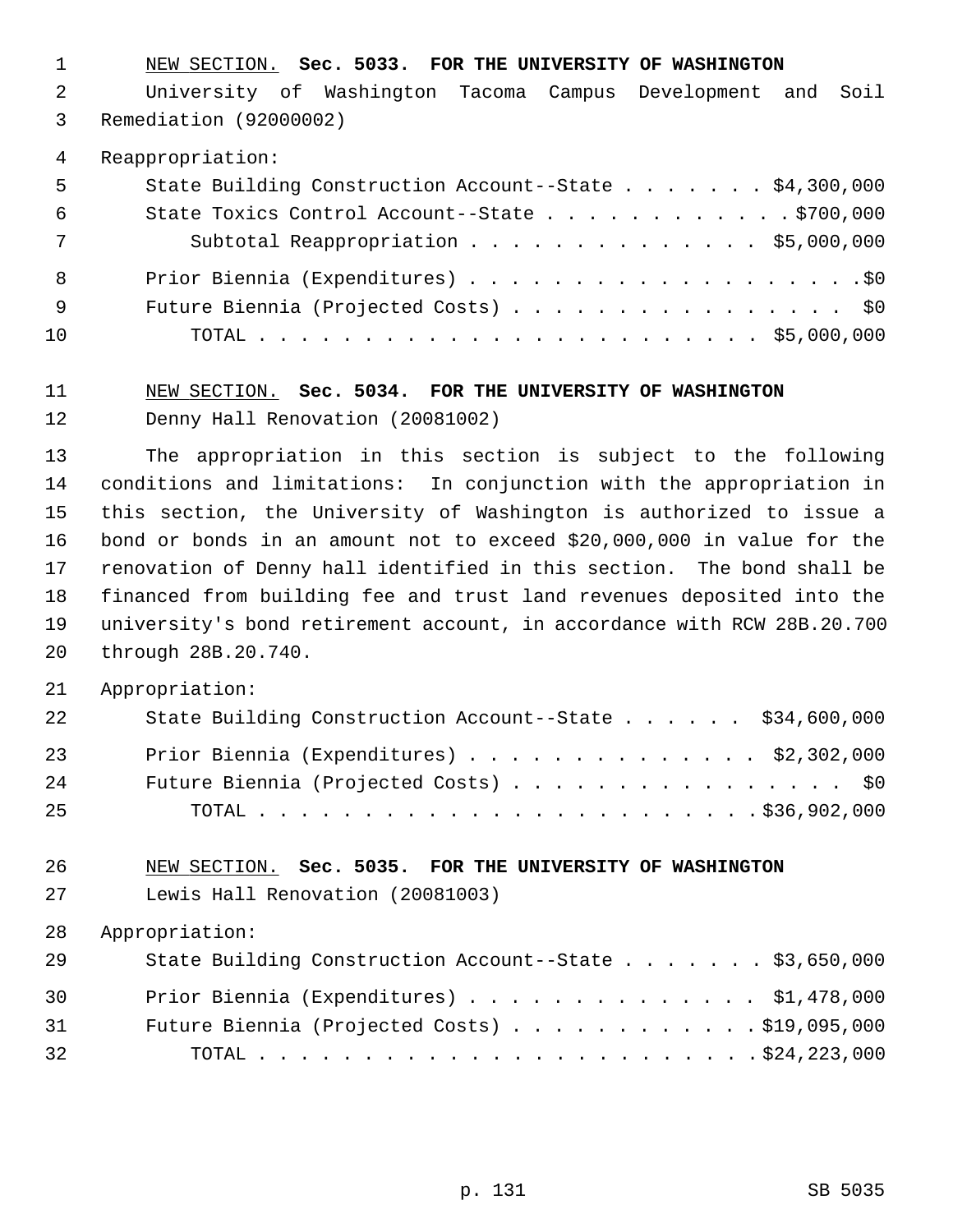NEW SECTION. **Sec. 5033. FOR THE UNIVERSITY OF WASHINGTON**

University of Washington Tacoma Campus Development and Soil Remediation (92000002)

Reappropriation:

| | |
|---|---|
| State Building Construction Account--State | $4,300,000 |
| State Toxics Control Account--State | $700,000 |
| Subtotal Reappropriation | $5,000,000 |
| Prior Biennia (Expenditures) | $0 |
| Future Biennia (Projected Costs) | $0 |
| TOTAL | $5,000,000 |

NEW SECTION. **Sec. 5034. FOR THE UNIVERSITY OF WASHINGTON**

Denny Hall Renovation (20081002)

The appropriation in this section is subject to the following conditions and limitations: In conjunction with the appropriation in this section, the University of Washington is authorized to issue a bond or bonds in an amount not to exceed $20,000,000 in value for the renovation of Denny hall identified in this section. The bond shall be financed from building fee and trust land revenues deposited into the university's bond retirement account, in accordance with RCW 28B.20.700 through 28B.20.740.

Appropriation:

| | |
|---|---|
| State Building Construction Account--State | $34,600,000 |
| Prior Biennia (Expenditures) | $2,302,000 |
| Future Biennia (Projected Costs) | $0 |
| TOTAL | $36,902,000 |

NEW SECTION. **Sec. 5035. FOR THE UNIVERSITY OF WASHINGTON**

Lewis Hall Renovation (20081003)

Appropriation:

| | |
|---|---|
| State Building Construction Account--State | $3,650,000 |
| Prior Biennia (Expenditures) | $1,478,000 |
| Future Biennia (Projected Costs) | $19,095,000 |
| TOTAL | $24,223,000 |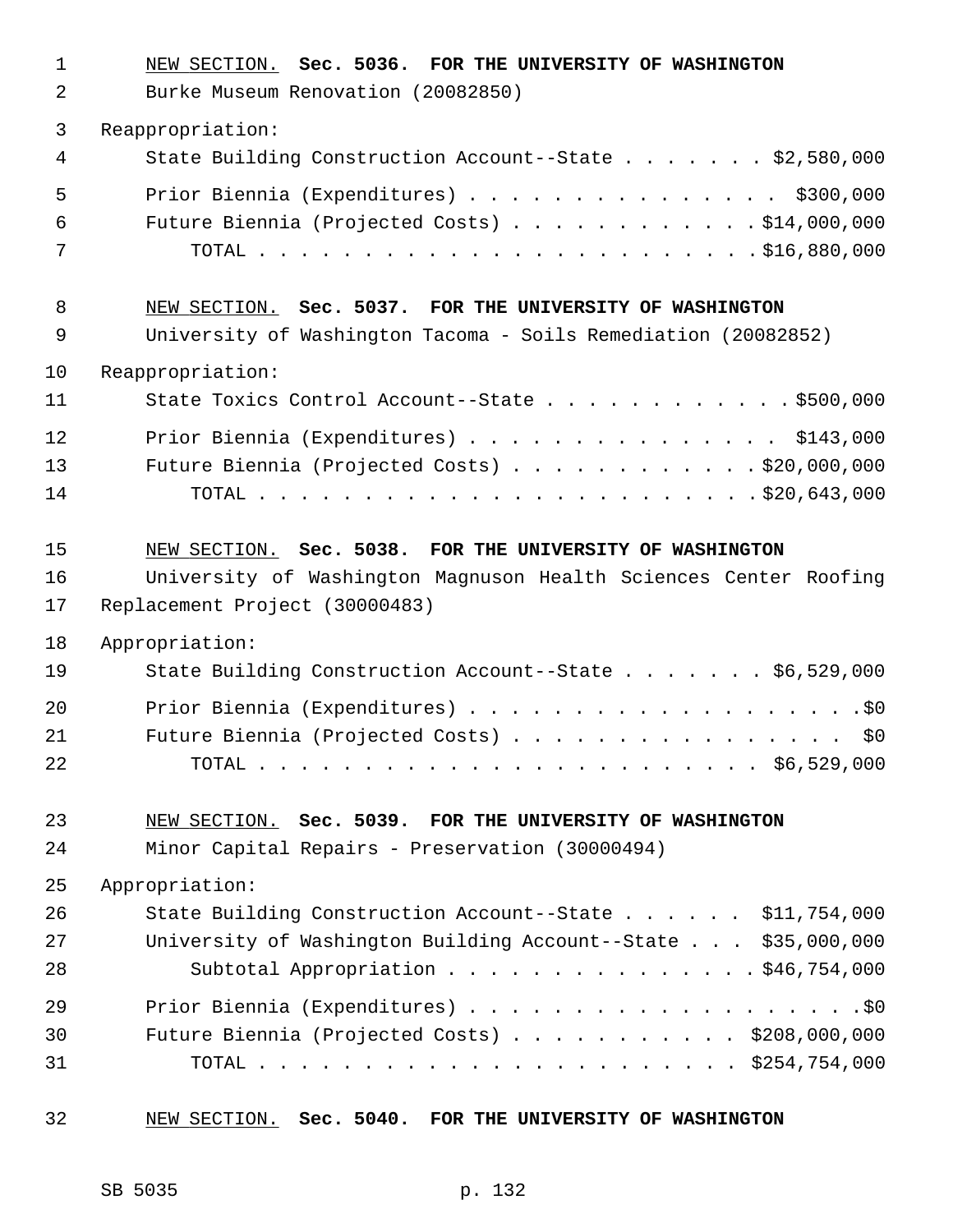NEW SECTION. **Sec. 5036. FOR THE UNIVERSITY OF WASHINGTON**

Burke Museum Renovation (20082850)

Reappropriation:

State Building Construction Account--State . . . . . . . $2,580,000

Prior Biennia (Expenditures) . . . . . . . . . . . . . . . $300,000

Future Biennia (Projected Costs) . . . . . . . . . . . . $14,000,000

TOTAL . . . . . . . . . . . . . . . . . . . . . . . . $16,880,000

NEW SECTION. **Sec. 5037. FOR THE UNIVERSITY OF WASHINGTON**

University of Washington Tacoma - Soils Remediation (20082852)

Reappropriation:

State Toxics Control Account--State . . . . . . . . . . . . $500,000

Prior Biennia (Expenditures) . . . . . . . . . . . . . . . $143,000

Future Biennia (Projected Costs) . . . . . . . . . . . . $20,000,000

TOTAL . . . . . . . . . . . . . . . . . . . . . . . . $20,643,000

NEW SECTION. **Sec. 5038. FOR THE UNIVERSITY OF WASHINGTON**

University of Washington Magnuson Health Sciences Center Roofing Replacement Project (30000483)

Appropriation:

State Building Construction Account--State . . . . . . . $6,529,000

Prior Biennia (Expenditures) . . . . . . . . . . . . . . . . . . . .$0

Future Biennia (Projected Costs) . . . . . . . . . . . . . . . . . $0

TOTAL . . . . . . . . . . . . . . . . . . . . . . . . $6,529,000

NEW SECTION. **Sec. 5039. FOR THE UNIVERSITY OF WASHINGTON**

Minor Capital Repairs - Preservation (30000494)

Appropriation:

State Building Construction Account--State . . . . . . $11,754,000

University of Washington Building Account--State . . . $35,000,000

Subtotal Appropriation . . . . . . . . . . . . . . . $46,754,000

Prior Biennia (Expenditures) . . . . . . . . . . . . . . . . . . . .$0

Future Biennia (Projected Costs) . . . . . . . . . . . $208,000,000

TOTAL . . . . . . . . . . . . . . . . . . . . . . . $254,754,000

NEW SECTION. **Sec. 5040. FOR THE UNIVERSITY OF WASHINGTON**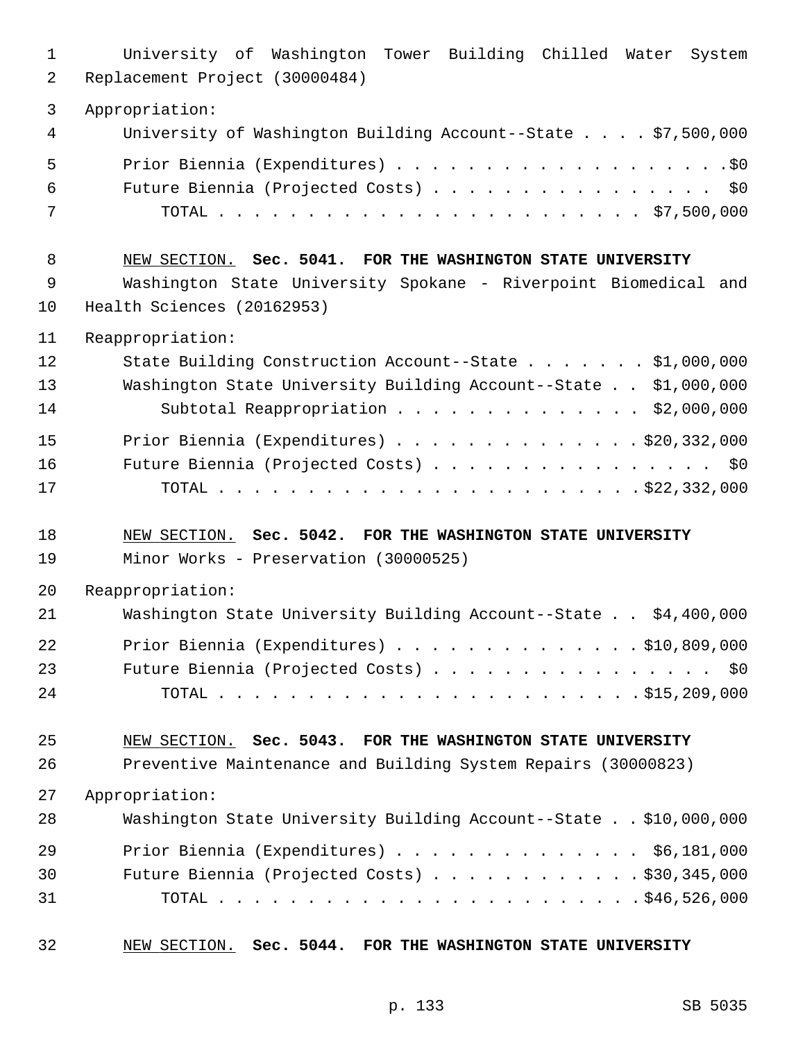University of Washington Tower Building Chilled Water System Replacement Project (30000484)

Appropriation:

| | |
|---|---|
| University of Washington Building Account--State | $7,500,000 |
| Prior Biennia (Expenditures) | $0 |
| Future Biennia (Projected Costs) | $0 |
| TOTAL | $7,500,000 |

<u>NEW SECTION.</u> **Sec. 5041. FOR THE WASHINGTON STATE UNIVERSITY**

Washington State University Spokane - Riverpoint Biomedical and Health Sciences (20162953)

Reappropriation:

| | |
|---|---|
| State Building Construction Account--State | $1,000,000 |
| Washington State University Building Account--State | $1,000,000 |
| Subtotal Reappropriation | $2,000,000 |
| Prior Biennia (Expenditures) | $20,332,000 |
| Future Biennia (Projected Costs) | $0 |
| TOTAL | $22,332,000 |

<u>NEW SECTION.</u> **Sec. 5042. FOR THE WASHINGTON STATE UNIVERSITY**

Minor Works - Preservation (30000525)

Reappropriation:

| | |
|---|---|
| Washington State University Building Account--State | $4,400,000 |
| Prior Biennia (Expenditures) | $10,809,000 |
| Future Biennia (Projected Costs) | $0 |
| TOTAL | $15,209,000 |

<u>NEW SECTION.</u> **Sec. 5043. FOR THE WASHINGTON STATE UNIVERSITY**

Preventive Maintenance and Building System Repairs (30000823)

Appropriation:

| | |
|---|---|
| Washington State University Building Account--State | $10,000,000 |
| Prior Biennia (Expenditures) | $6,181,000 |
| Future Biennia (Projected Costs) | $30,345,000 |
| TOTAL | $46,526,000 |

<u>NEW SECTION.</u> **Sec. 5044. FOR THE WASHINGTON STATE UNIVERSITY**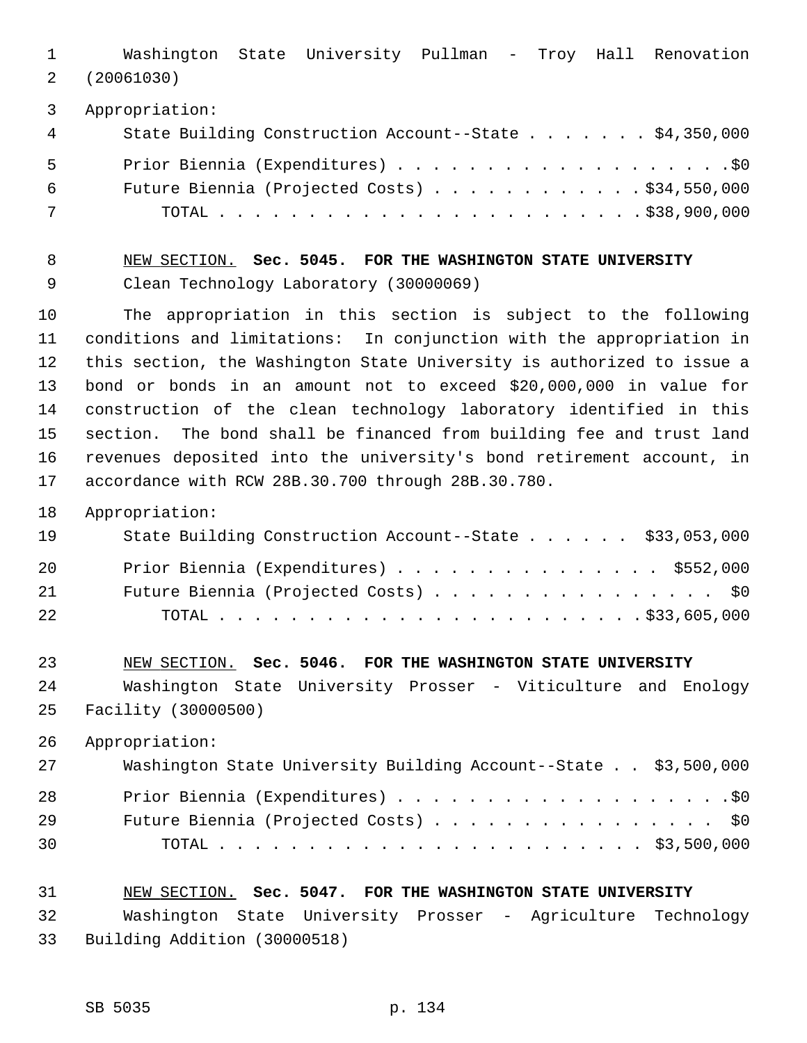Washington State University Pullman - Troy Hall Renovation (20061030)

Appropriation:

| | |
|---|---|
| State Building Construction Account--State | $4,350,000 |
| Prior Biennia (Expenditures) | $0 |
| Future Biennia (Projected Costs) | $34,550,000 |
| TOTAL | $38,900,000 |

NEW SECTION. **Sec. 5045. FOR THE WASHINGTON STATE UNIVERSITY**

Clean Technology Laboratory (30000069)

The appropriation in this section is subject to the following conditions and limitations: In conjunction with the appropriation in this section, the Washington State University is authorized to issue a bond or bonds in an amount not to exceed $20,000,000 in value for construction of the clean technology laboratory identified in this section. The bond shall be financed from building fee and trust land revenues deposited into the university's bond retirement account, in accordance with RCW 28B.30.700 through 28B.30.780.

Appropriation:

| | |
|---|---|
| State Building Construction Account--State | $33,053,000 |
| Prior Biennia (Expenditures) | $552,000 |
| Future Biennia (Projected Costs) | $0 |
| TOTAL | $33,605,000 |

NEW SECTION. **Sec. 5046. FOR THE WASHINGTON STATE UNIVERSITY**

Washington State University Prosser - Viticulture and Enology Facility (30000500)

Appropriation:

| | |
|---|---|
| Washington State University Building Account--State | $3,500,000 |
| Prior Biennia (Expenditures) | $0 |
| Future Biennia (Projected Costs) | $0 |
| TOTAL | $3,500,000 |

NEW SECTION. **Sec. 5047. FOR THE WASHINGTON STATE UNIVERSITY**

Washington State University Prosser - Agriculture Technology Building Addition (30000518)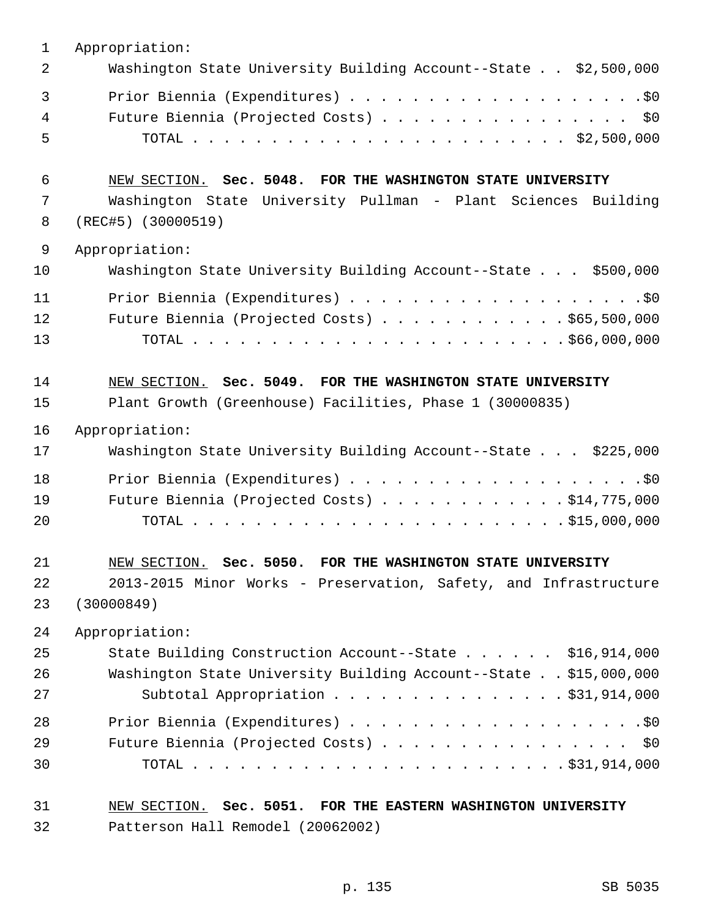Appropriation:

Washington State University Building Account--State . . $2,500,000

Prior Biennia (Expenditures) . . . . . . . . . . . . . . . . . . . .$0

Future Biennia (Projected Costs) . . . . . . . . . . . . . . . . . $0

TOTAL . . . . . . . . . . . . . . . . . . . . . . . . . $2,500,000

NEW SECTION. **Sec. 5048. FOR THE WASHINGTON STATE UNIVERSITY**

Washington State University Pullman - Plant Sciences Building (REC#5) (30000519)

Appropriation:

Washington State University Building Account--State . . . $500,000

Prior Biennia (Expenditures) . . . . . . . . . . . . . . . . . . . .$0

Future Biennia (Projected Costs) . . . . . . . . . . . . $65,500,000

TOTAL . . . . . . . . . . . . . . . . . . . . . . . . $66,000,000

NEW SECTION. **Sec. 5049. FOR THE WASHINGTON STATE UNIVERSITY**

Plant Growth (Greenhouse) Facilities, Phase 1 (30000835)

Appropriation:

Washington State University Building Account--State . . . $225,000

Prior Biennia (Expenditures) . . . . . . . . . . . . . . . . . . . .$0

Future Biennia (Projected Costs) . . . . . . . . . . . . $14,775,000

TOTAL . . . . . . . . . . . . . . . . . . . . . . . . $15,000,000

NEW SECTION. **Sec. 5050. FOR THE WASHINGTON STATE UNIVERSITY**

2013-2015 Minor Works - Preservation, Safety, and Infrastructure (30000849)

Appropriation:

State Building Construction Account--State . . . . . . $16,914,000

Washington State University Building Account--State . . $15,000,000

Subtotal Appropriation . . . . . . . . . . . . . . . $31,914,000

Prior Biennia (Expenditures) . . . . . . . . . . . . . . . . . . . .$0

Future Biennia (Projected Costs) . . . . . . . . . . . . . . . . . $0

TOTAL . . . . . . . . . . . . . . . . . . . . . . . . $31,914,000

NEW SECTION. **Sec. 5051. FOR THE EASTERN WASHINGTON UNIVERSITY**

Patterson Hall Remodel (20062002)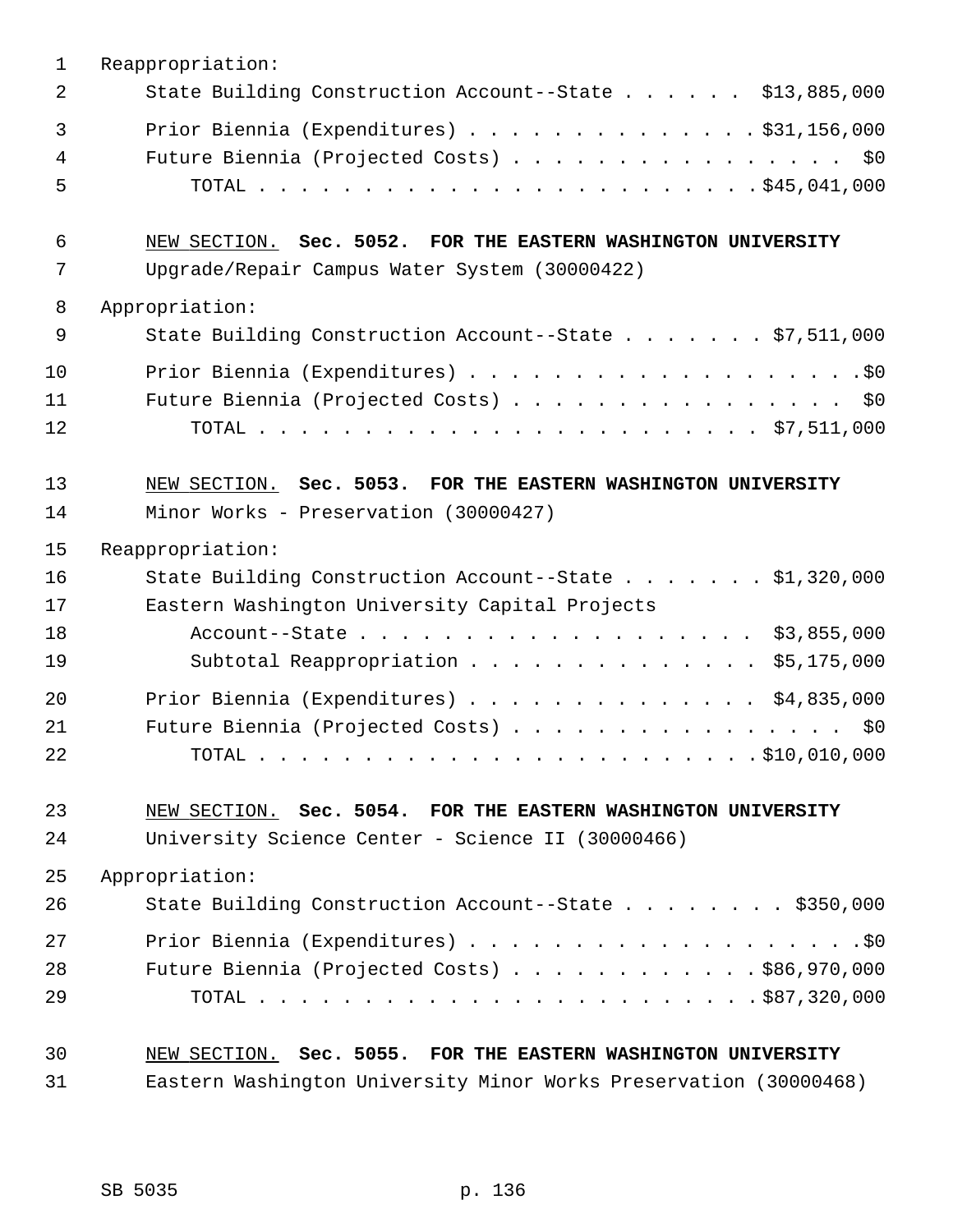Reappropriation:

State Building Construction Account--State . . . . . . $13,885,000

Prior Biennia (Expenditures) . . . . . . . . . . . . . . $31,156,000

Future Biennia (Projected Costs) . . . . . . . . . . . . . . . . $0

TOTAL . . . . . . . . . . . . . . . . . . . . . . . . $45,041,000

NEW SECTION. **Sec. 5052. FOR THE EASTERN WASHINGTON UNIVERSITY**

Upgrade/Repair Campus Water System (30000422)

Appropriation:

State Building Construction Account--State . . . . . . . $7,511,000

Prior Biennia (Expenditures) . . . . . . . . . . . . . . . . . . . $0

Future Biennia (Projected Costs) . . . . . . . . . . . . . . . . $0

TOTAL . . . . . . . . . . . . . . . . . . . . . . . . $7,511,000

NEW SECTION. **Sec. 5053. FOR THE EASTERN WASHINGTON UNIVERSITY**

Minor Works - Preservation (30000427)

Reappropriation:

State Building Construction Account--State . . . . . . . $1,320,000

Eastern Washington University Capital Projects Account--State . . . . . . . . . . . . . . . . . . $3,855,000

Subtotal Reappropriation . . . . . . . . . . . . . . $5,175,000

Prior Biennia (Expenditures) . . . . . . . . . . . . . . $4,835,000

Future Biennia (Projected Costs) . . . . . . . . . . . . . . . . $0

TOTAL . . . . . . . . . . . . . . . . . . . . . . . . $10,010,000

NEW SECTION. **Sec. 5054. FOR THE EASTERN WASHINGTON UNIVERSITY**

University Science Center - Science II (30000466)

Appropriation:

State Building Construction Account--State . . . . . . . . $350,000

Prior Biennia (Expenditures) . . . . . . . . . . . . . . . . . . . $0

Future Biennia (Projected Costs) . . . . . . . . . . . . $86,970,000

TOTAL . . . . . . . . . . . . . . . . . . . . . . . . $87,320,000

NEW SECTION. **Sec. 5055. FOR THE EASTERN WASHINGTON UNIVERSITY**

Eastern Washington University Minor Works Preservation (30000468)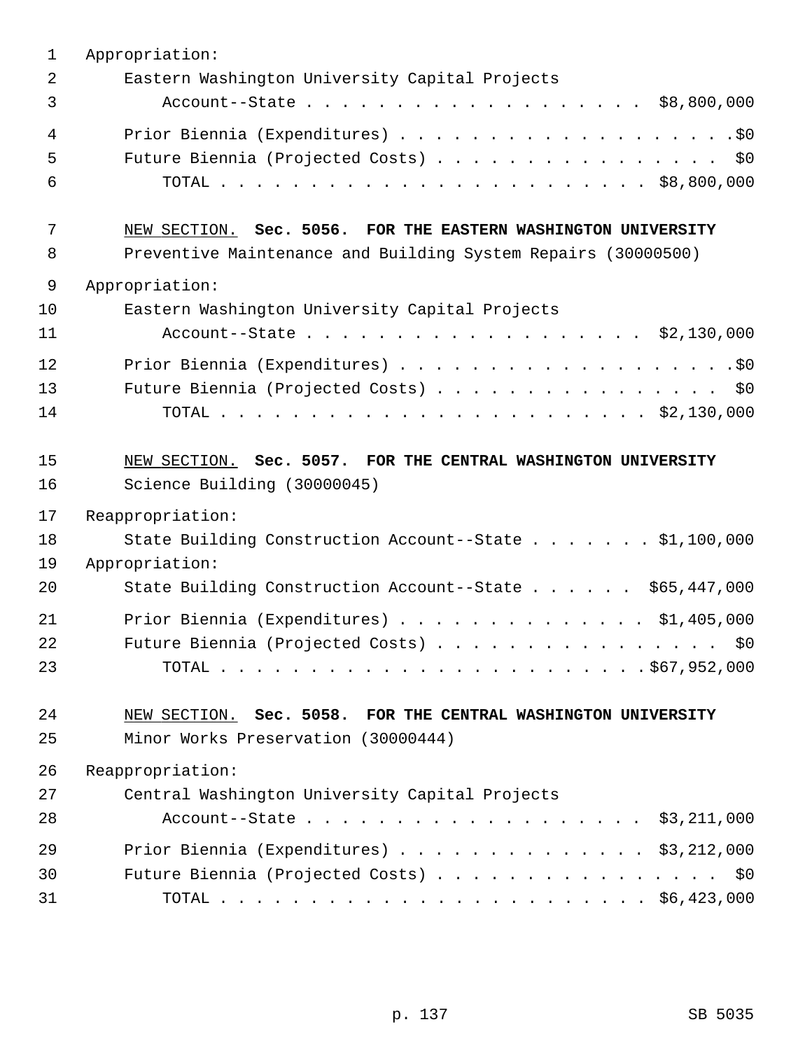Appropriation:

Eastern Washington University Capital Projects Account--State . . . . . . . . . . . . . . . . . . . $8,800,000

Prior Biennia (Expenditures) . . . . . . . . . . . . . . . . . . . .$0

Future Biennia (Projected Costs) . . . . . . . . . . . . . . . . $0

TOTAL . . . . . . . . . . . . . . . . . . . . . . . . . $8,800,000

NEW SECTION. **Sec. 5056. FOR THE EASTERN WASHINGTON UNIVERSITY**

Preventive Maintenance and Building System Repairs (30000500)

Appropriation:

Eastern Washington University Capital Projects Account--State . . . . . . . . . . . . . . . . . . . $2,130,000

Prior Biennia (Expenditures) . . . . . . . . . . . . . . . . . . . .$0

Future Biennia (Projected Costs) . . . . . . . . . . . . . . . . $0

TOTAL . . . . . . . . . . . . . . . . . . . . . . . . . $2,130,000

NEW SECTION. **Sec. 5057. FOR THE CENTRAL WASHINGTON UNIVERSITY**

Science Building (30000045)

Reappropriation:

State Building Construction Account--State . . . . . . . $1,100,000

Appropriation:

State Building Construction Account--State . . . . . . $65,447,000

Prior Biennia (Expenditures) . . . . . . . . . . . . . . $1,405,000

Future Biennia (Projected Costs) . . . . . . . . . . . . . . . . $0

TOTAL . . . . . . . . . . . . . . . . . . . . . . . . .$67,952,000

NEW SECTION. **Sec. 5058. FOR THE CENTRAL WASHINGTON UNIVERSITY**

Minor Works Preservation (30000444)

Reappropriation:

Central Washington University Capital Projects Account--State . . . . . . . . . . . . . . . . . . . $3,211,000

Prior Biennia (Expenditures) . . . . . . . . . . . . . . $3,212,000

Future Biennia (Projected Costs) . . . . . . . . . . . . . . . . $0

TOTAL . . . . . . . . . . . . . . . . . . . . . . . . . $6,423,000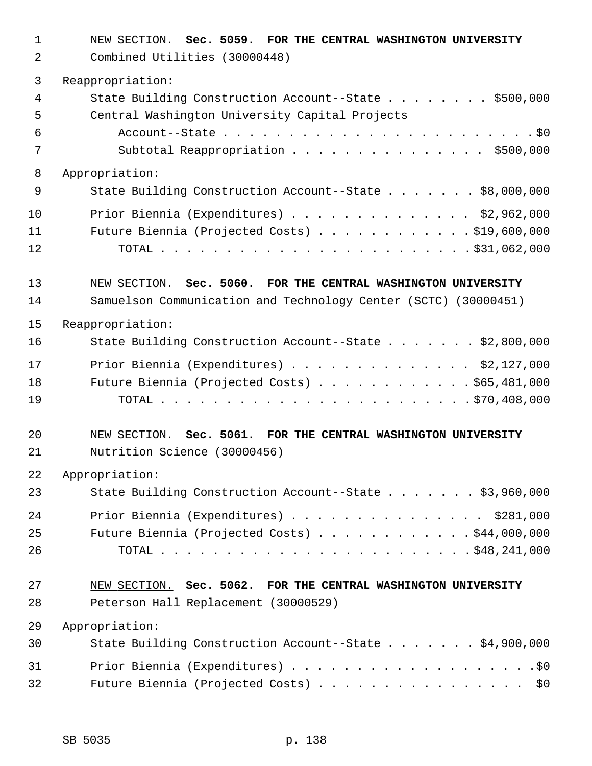NEW SECTION. **Sec. 5059. FOR THE CENTRAL WASHINGTON UNIVERSITY**

Combined Utilities (30000448)

Reappropriation:

State Building Construction Account--State . . . . . . . . $500,000

Central Washington University Capital Projects

Account--State . . . . . . . . . . . . . . . . . . . . . . . . $0

Subtotal Reappropriation . . . . . . . . . . . . . . . . $500,000

Appropriation:

State Building Construction Account--State . . . . . . . $8,000,000

Prior Biennia (Expenditures) . . . . . . . . . . . . . . $2,962,000

Future Biennia (Projected Costs) . . . . . . . . . . . . $19,600,000

TOTAL . . . . . . . . . . . . . . . . . . . . . . . . $31,062,000

NEW SECTION. **Sec. 5060. FOR THE CENTRAL WASHINGTON UNIVERSITY**

Samuelson Communication and Technology Center (SCTC) (30000451)

Reappropriation:

State Building Construction Account--State . . . . . . . $2,800,000

Prior Biennia (Expenditures) . . . . . . . . . . . . . . $2,127,000

Future Biennia (Projected Costs) . . . . . . . . . . . . $65,481,000

TOTAL . . . . . . . . . . . . . . . . . . . . . . . . $70,408,000

NEW SECTION. **Sec. 5061. FOR THE CENTRAL WASHINGTON UNIVERSITY**

Nutrition Science (30000456)

Appropriation:

State Building Construction Account--State . . . . . . . $3,960,000

Prior Biennia (Expenditures) . . . . . . . . . . . . . . . $281,000

Future Biennia (Projected Costs) . . . . . . . . . . . . $44,000,000

TOTAL . . . . . . . . . . . . . . . . . . . . . . . . $48,241,000

NEW SECTION. **Sec. 5062. FOR THE CENTRAL WASHINGTON UNIVERSITY**

Peterson Hall Replacement (30000529)

Appropriation:

State Building Construction Account--State . . . . . . . $4,900,000

Prior Biennia (Expenditures) . . . . . . . . . . . . . . . . . . . $0

Future Biennia (Projected Costs) . . . . . . . . . . . . . . . . $0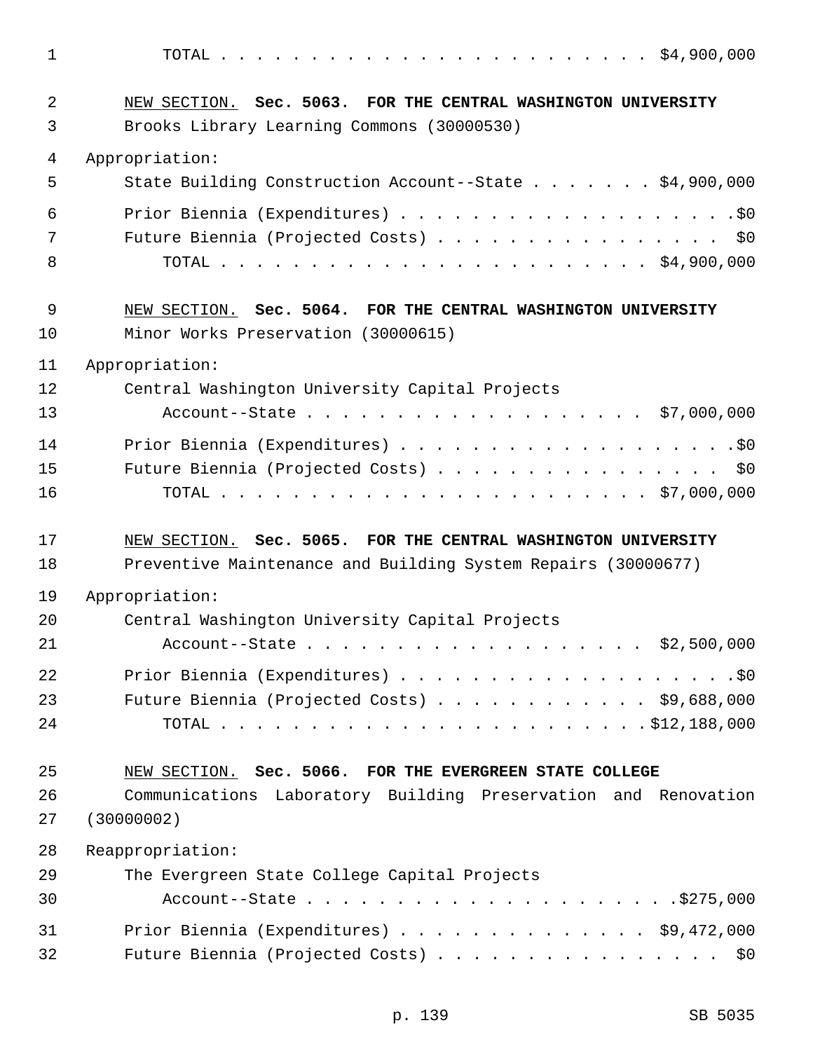TOTAL . . . . . . . . . . . . . . . . . . . . . . . . $4,900,000

NEW SECTION. **Sec. 5063. FOR THE CENTRAL WASHINGTON UNIVERSITY**

Brooks Library Learning Commons (30000530)

Appropriation:

State Building Construction Account--State . . . . . . . $4,900,000

Prior Biennia (Expenditures) . . . . . . . . . . . . . . . . . . . .$0

Future Biennia (Projected Costs) . . . . . . . . . . . . . . . . $0

TOTAL . . . . . . . . . . . . . . . . . . . . . . . . $4,900,000

NEW SECTION. **Sec. 5064. FOR THE CENTRAL WASHINGTON UNIVERSITY**

Minor Works Preservation (30000615)

Appropriation:

Central Washington University Capital Projects Account--State . . . . . . . . . . . . . . . . . . $7,000,000

Prior Biennia (Expenditures) . . . . . . . . . . . . . . . . . . . .$0

Future Biennia (Projected Costs) . . . . . . . . . . . . . . . . $0

TOTAL . . . . . . . . . . . . . . . . . . . . . . . . $7,000,000

NEW SECTION. **Sec. 5065. FOR THE CENTRAL WASHINGTON UNIVERSITY**

Preventive Maintenance and Building System Repairs (30000677)

Appropriation:

Central Washington University Capital Projects Account--State . . . . . . . . . . . . . . . . . . $2,500,000

Prior Biennia (Expenditures) . . . . . . . . . . . . . . . . . . . .$0

Future Biennia (Projected Costs) . . . . . . . . . . . . $9,688,000

TOTAL . . . . . . . . . . . . . . . . . . . . . . . .$12,188,000

NEW SECTION. **Sec. 5066. FOR THE EVERGREEN STATE COLLEGE**

Communications Laboratory Building Preservation and Renovation (30000002)

Reappropriation:

The Evergreen State College Capital Projects Account--State . . . . . . . . . . . . . . . . . . . .$275,000

Prior Biennia (Expenditures) . . . . . . . . . . . . . . $9,472,000

Future Biennia (Projected Costs) . . . . . . . . . . . . . . . . $0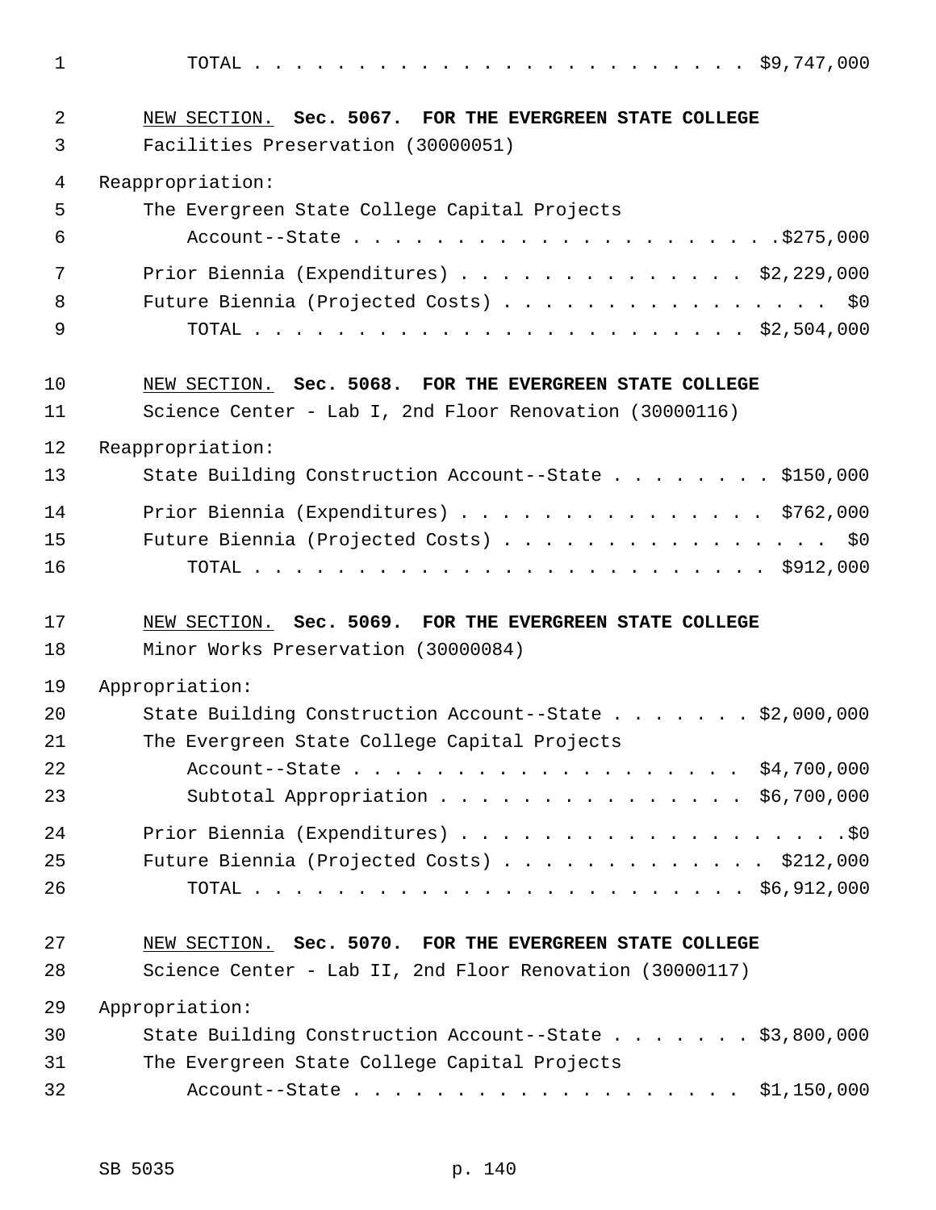TOTAL . . . . . . . . . . . . . . . . . . . . . . . . $9,747,000

NEW SECTION. **Sec. 5067. FOR THE EVERGREEN STATE COLLEGE**

Facilities Preservation (30000051)

Reappropriation:

The Evergreen State College Capital Projects Account--State . . . . . . . . . . . . . . . . . . . . .$275,000

Prior Biennia (Expenditures) . . . . . . . . . . . . . . $2,229,000

Future Biennia (Projected Costs) . . . . . . . . . . . . . . . . $0

TOTAL . . . . . . . . . . . . . . . . . . . . . . . . $2,504,000

NEW SECTION. **Sec. 5068. FOR THE EVERGREEN STATE COLLEGE**

Science Center - Lab I, 2nd Floor Renovation (30000116)

Reappropriation:

State Building Construction Account--State . . . . . . . . $150,000

Prior Biennia (Expenditures) . . . . . . . . . . . . . . . $762,000

Future Biennia (Projected Costs) . . . . . . . . . . . . . . . . $0

TOTAL . . . . . . . . . . . . . . . . . . . . . . . . $912,000

NEW SECTION. **Sec. 5069. FOR THE EVERGREEN STATE COLLEGE**

Minor Works Preservation (30000084)

Appropriation:

State Building Construction Account--State . . . . . . . $2,000,000

The Evergreen State College Capital Projects Account--State . . . . . . . . . . . . . . . . . . $4,700,000

Subtotal Appropriation . . . . . . . . . . . . . . . $6,700,000

Prior Biennia (Expenditures) . . . . . . . . . . . . . . . . . . . .$0

Future Biennia (Projected Costs) . . . . . . . . . . . . . $212,000

TOTAL . . . . . . . . . . . . . . . . . . . . . . . . $6,912,000

NEW SECTION. **Sec. 5070. FOR THE EVERGREEN STATE COLLEGE**

Science Center - Lab II, 2nd Floor Renovation (30000117)

Appropriation:

State Building Construction Account--State . . . . . . . $3,800,000

The Evergreen State College Capital Projects Account--State . . . . . . . . . . . . . . . . . . $1,150,000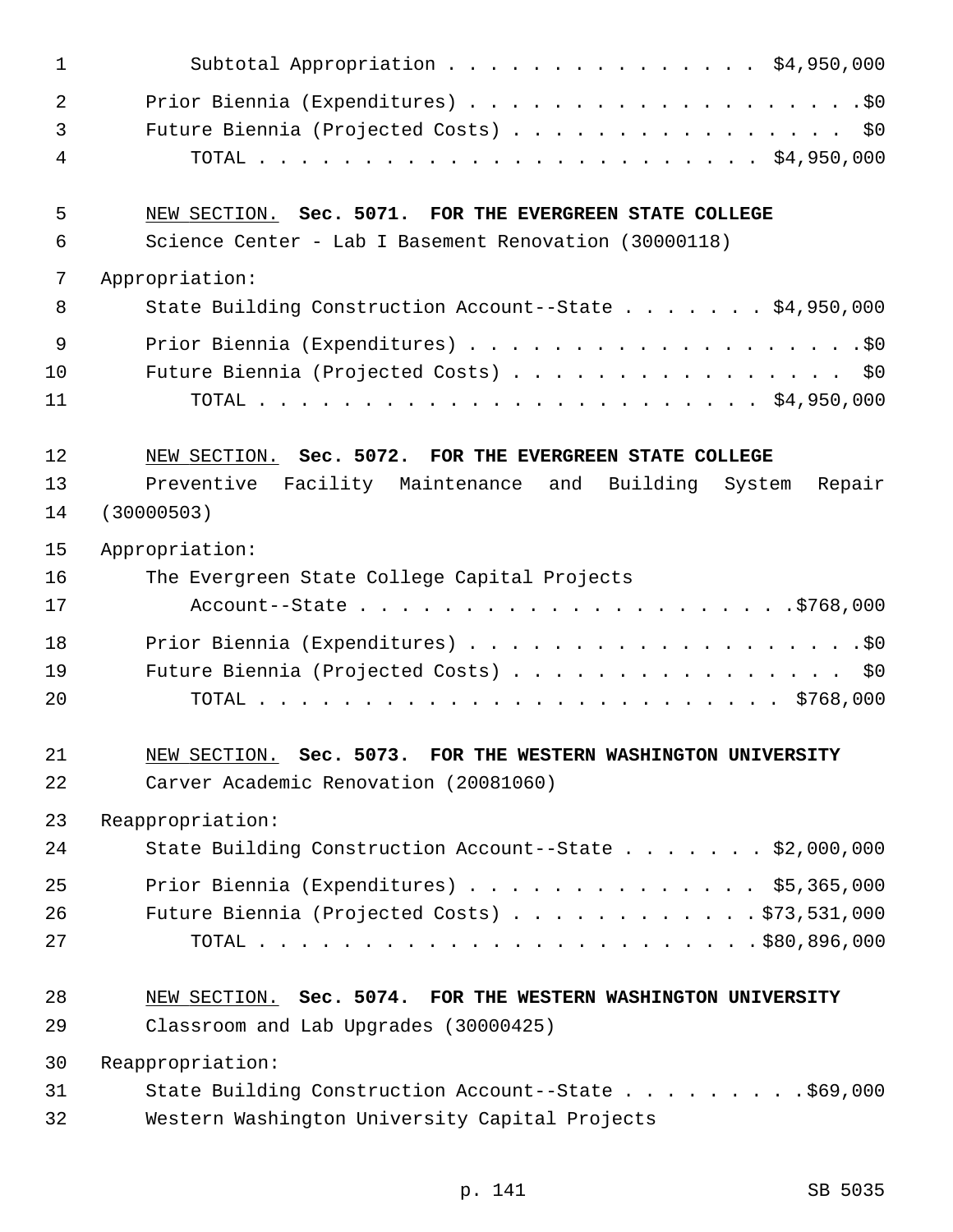Subtotal Appropriation . . . . . . . . . . . . . . . $4,950,000

Prior Biennia (Expenditures) . . . . . . . . . . . . . . . . . . . .$0
Future Biennia (Projected Costs) . . . . . . . . . . . . . . . . $0
TOTAL . . . . . . . . . . . . . . . . . . . . . . . . $4,950,000

NEW SECTION. **Sec. 5071. FOR THE EVERGREEN STATE COLLEGE**

Science Center - Lab I Basement Renovation (30000118)

Appropriation:

State Building Construction Account--State . . . . . . . $4,950,000

Prior Biennia (Expenditures) . . . . . . . . . . . . . . . . . . . .$0
Future Biennia (Projected Costs) . . . . . . . . . . . . . . . . $0
TOTAL . . . . . . . . . . . . . . . . . . . . . . . . $4,950,000

NEW SECTION. **Sec. 5072. FOR THE EVERGREEN STATE COLLEGE**

Preventive Facility Maintenance and Building System Repair (30000503)

Appropriation:

The Evergreen State College Capital Projects
Account--State . . . . . . . . . . . . . . . . . . . . .$768,000

Prior Biennia (Expenditures) . . . . . . . . . . . . . . . . . . . .$0
Future Biennia (Projected Costs) . . . . . . . . . . . . . . . . $0
TOTAL . . . . . . . . . . . . . . . . . . . . . . . . . $768,000

NEW SECTION. **Sec. 5073. FOR THE WESTERN WASHINGTON UNIVERSITY**

Carver Academic Renovation (20081060)

Reappropriation:

State Building Construction Account--State . . . . . . . $2,000,000

Prior Biennia (Expenditures) . . . . . . . . . . . . . . $5,365,000
Future Biennia (Projected Costs) . . . . . . . . . . . . $73,531,000
TOTAL . . . . . . . . . . . . . . . . . . . . . . . . $80,896,000

NEW SECTION. **Sec. 5074. FOR THE WESTERN WASHINGTON UNIVERSITY**

Classroom and Lab Upgrades (30000425)

Reappropriation:

State Building Construction Account--State . . . . . . . . . $69,000
Western Washington University Capital Projects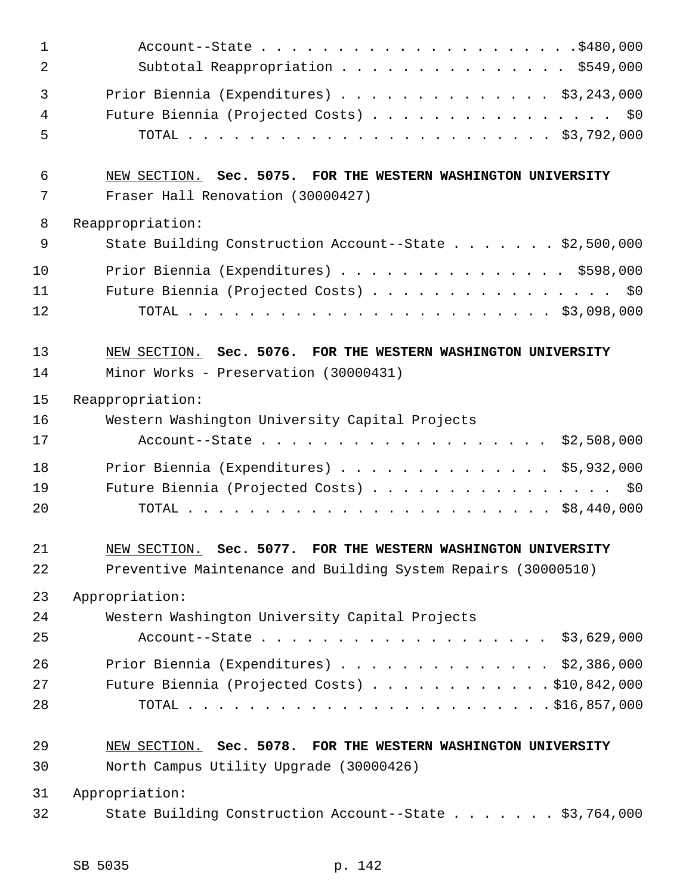Account--State . . . . . . . . . . . . . . . . . . . . .$480,000
Subtotal Reappropriation . . . . . . . . . . . . . . . $549,000

Prior Biennia (Expenditures) . . . . . . . . . . . . . . $3,243,000
Future Biennia (Projected Costs) . . . . . . . . . . . . . . . . $0
TOTAL . . . . . . . . . . . . . . . . . . . . . . . . $3,792,000

NEW SECTION. **Sec. 5075. FOR THE WESTERN WASHINGTON UNIVERSITY**
Fraser Hall Renovation (30000427)

Reappropriation:
State Building Construction Account--State . . . . . . . $2,500,000

Prior Biennia (Expenditures) . . . . . . . . . . . . . . $598,000
Future Biennia (Projected Costs) . . . . . . . . . . . . . . . . $0
TOTAL . . . . . . . . . . . . . . . . . . . . . . . . $3,098,000

NEW SECTION. **Sec. 5076. FOR THE WESTERN WASHINGTON UNIVERSITY**
Minor Works - Preservation (30000431)

Reappropriation:
Western Washington University Capital Projects
Account--State . . . . . . . . . . . . . . . . . . $2,508,000

Prior Biennia (Expenditures) . . . . . . . . . . . . . . $5,932,000
Future Biennia (Projected Costs) . . . . . . . . . . . . . . . . $0
TOTAL . . . . . . . . . . . . . . . . . . . . . . . . $8,440,000

NEW SECTION. **Sec. 5077. FOR THE WESTERN WASHINGTON UNIVERSITY**
Preventive Maintenance and Building System Repairs (30000510)

Appropriation:
Western Washington University Capital Projects
Account--State . . . . . . . . . . . . . . . . . . $3,629,000

Prior Biennia (Expenditures) . . . . . . . . . . . . . . $2,386,000
Future Biennia (Projected Costs) . . . . . . . . . . . . .$10,842,000
TOTAL . . . . . . . . . . . . . . . . . . . . . . . .$16,857,000

NEW SECTION. **Sec. 5078. FOR THE WESTERN WASHINGTON UNIVERSITY**
North Campus Utility Upgrade (30000426)

Appropriation:
State Building Construction Account--State . . . . . . . $3,764,000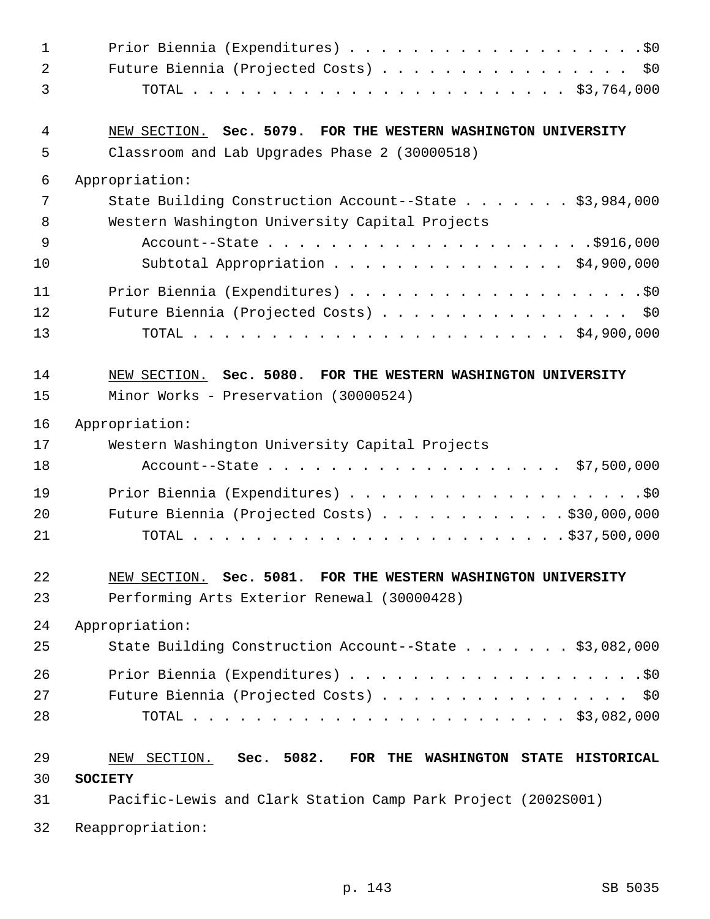Prior Biennia (Expenditures) . . . . . . . . . . . . . . . . . . . .$0
Future Biennia (Projected Costs) . . . . . . . . . . . . . . . . . $0
TOTAL . . . . . . . . . . . . . . . . . . . . . . . . $3,764,000

NEW SECTION. **Sec. 5079. FOR THE WESTERN WASHINGTON UNIVERSITY**

Classroom and Lab Upgrades Phase 2 (30000518)

Appropriation:

State Building Construction Account--State . . . . . . . $3,984,000
Western Washington University Capital Projects
Account--State . . . . . . . . . . . . . . . . . . . . .$916,000
Subtotal Appropriation . . . . . . . . . . . . . . . $4,900,000

Prior Biennia (Expenditures) . . . . . . . . . . . . . . . . . . . .$0
Future Biennia (Projected Costs) . . . . . . . . . . . . . . . . . $0
TOTAL . . . . . . . . . . . . . . . . . . . . . . . . $4,900,000

NEW SECTION. **Sec. 5080. FOR THE WESTERN WASHINGTON UNIVERSITY**

Minor Works - Preservation (30000524)

Appropriation:

Western Washington University Capital Projects
Account--State . . . . . . . . . . . . . . . . . . . $7,500,000

Prior Biennia (Expenditures) . . . . . . . . . . . . . . . . . . . .$0
Future Biennia (Projected Costs) . . . . . . . . . . . . .$30,000,000
TOTAL . . . . . . . . . . . . . . . . . . . . . . . .$37,500,000

NEW SECTION. **Sec. 5081. FOR THE WESTERN WASHINGTON UNIVERSITY**

Performing Arts Exterior Renewal (30000428)

Appropriation:

State Building Construction Account--State . . . . . . . $3,082,000

Prior Biennia (Expenditures) . . . . . . . . . . . . . . . . . . . .$0
Future Biennia (Projected Costs) . . . . . . . . . . . . . . . . . $0
TOTAL . . . . . . . . . . . . . . . . . . . . . . . . $3,082,000

NEW SECTION. **Sec. 5082. FOR THE WASHINGTON STATE HISTORICAL SOCIETY**

Pacific-Lewis and Clark Station Camp Park Project (2002S001)

Reappropriation: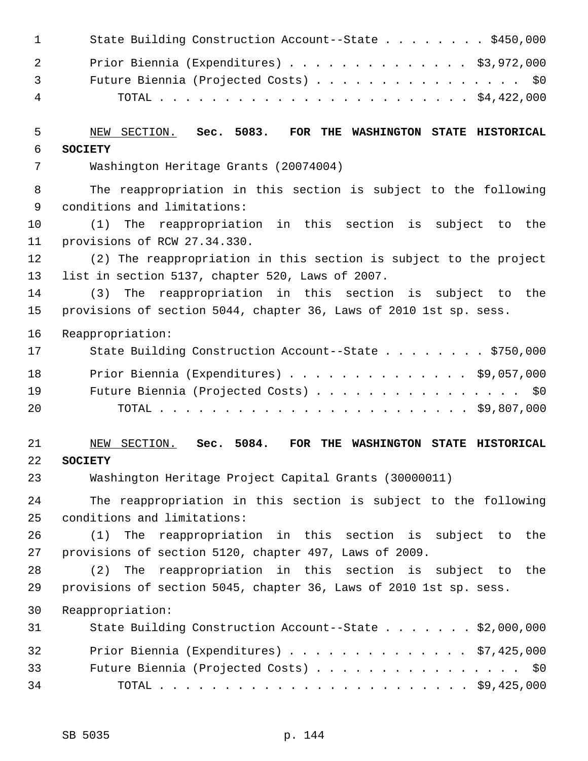State Building Construction Account--State . . . . . . . . $450,000

Prior Biennia (Expenditures) . . . . . . . . . . . . . . $3,972,000
Future Biennia (Projected Costs) . . . . . . . . . . . . . . . . $0
TOTAL . . . . . . . . . . . . . . . . . . . . . . . . $4,422,000

NEW SECTION. **Sec. 5083. FOR THE WASHINGTON STATE HISTORICAL SOCIETY**

Washington Heritage Grants (20074004)

The reappropriation in this section is subject to the following conditions and limitations:

(1) The reappropriation in this section is subject to the provisions of RCW 27.34.330.

(2) The reappropriation in this section is subject to the project list in section 5137, chapter 520, Laws of 2007.

(3) The reappropriation in this section is subject to the provisions of section 5044, chapter 36, Laws of 2010 1st sp. sess.

Reappropriation:

State Building Construction Account--State . . . . . . . . $750,000

Prior Biennia (Expenditures) . . . . . . . . . . . . . . $9,057,000
Future Biennia (Projected Costs) . . . . . . . . . . . . . . . . $0
TOTAL . . . . . . . . . . . . . . . . . . . . . . . . $9,807,000

NEW SECTION. **Sec. 5084. FOR THE WASHINGTON STATE HISTORICAL SOCIETY**

Washington Heritage Project Capital Grants (30000011)

The reappropriation in this section is subject to the following conditions and limitations:

(1) The reappropriation in this section is subject to the provisions of section 5120, chapter 497, Laws of 2009.

(2) The reappropriation in this section is subject to the provisions of section 5045, chapter 36, Laws of 2010 1st sp. sess.

Reappropriation:

State Building Construction Account--State . . . . . . . $2,000,000

Prior Biennia (Expenditures) . . . . . . . . . . . . . . $7,425,000
Future Biennia (Projected Costs) . . . . . . . . . . . . . . . . $0
TOTAL . . . . . . . . . . . . . . . . . . . . . . . . $9,425,000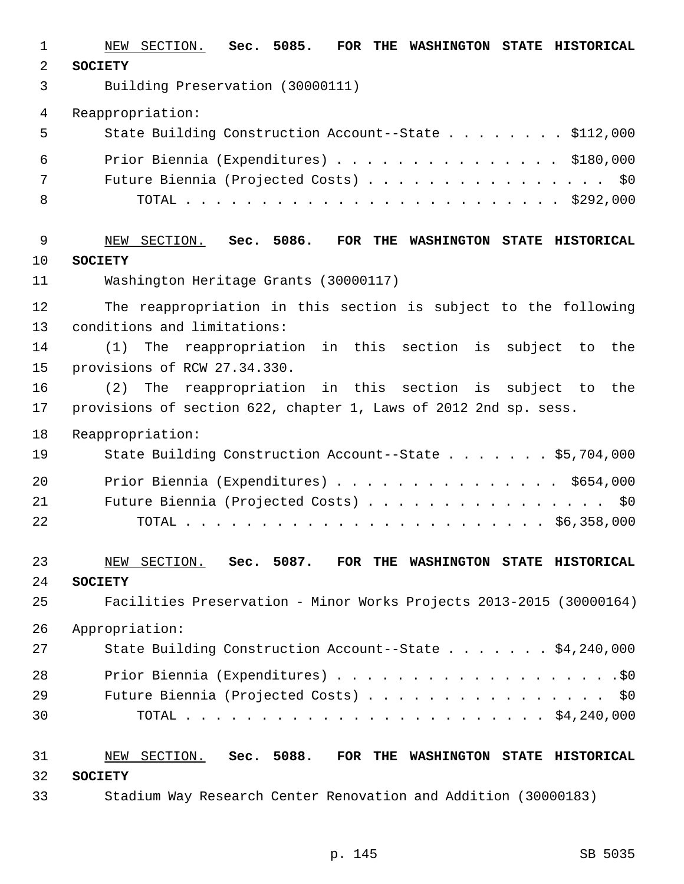NEW SECTION. **Sec. 5085. FOR THE WASHINGTON STATE HISTORICAL SOCIETY**

Building Preservation (30000111)

Reappropriation:

State Building Construction Account--State . . . . . . . . $112,000

Prior Biennia (Expenditures) . . . . . . . . . . . . . . . $180,000

Future Biennia (Projected Costs) . . . . . . . . . . . . . . . . $0

TOTAL . . . . . . . . . . . . . . . . . . . . . . . . . $292,000

NEW SECTION. **Sec. 5086. FOR THE WASHINGTON STATE HISTORICAL SOCIETY**

Washington Heritage Grants (30000117)

The reappropriation in this section is subject to the following conditions and limitations:

(1) The reappropriation in this section is subject to the provisions of RCW 27.34.330.

(2) The reappropriation in this section is subject to the provisions of section 622, chapter 1, Laws of 2012 2nd sp. sess.

Reappropriation:

State Building Construction Account--State . . . . . . . $5,704,000

Prior Biennia (Expenditures) . . . . . . . . . . . . . . . $654,000

Future Biennia (Projected Costs) . . . . . . . . . . . . . . . . $0

TOTAL . . . . . . . . . . . . . . . . . . . . . . . . $6,358,000

NEW SECTION. **Sec. 5087. FOR THE WASHINGTON STATE HISTORICAL SOCIETY**

Facilities Preservation - Minor Works Projects 2013-2015 (30000164)

Appropriation:

State Building Construction Account--State . . . . . . . $4,240,000

Prior Biennia (Expenditures) . . . . . . . . . . . . . . . . . . .$0

Future Biennia (Projected Costs) . . . . . . . . . . . . . . . . $0

TOTAL . . . . . . . . . . . . . . . . . . . . . . . . $4,240,000

NEW SECTION. **Sec. 5088. FOR THE WASHINGTON STATE HISTORICAL SOCIETY**

Stadium Way Research Center Renovation and Addition (30000183)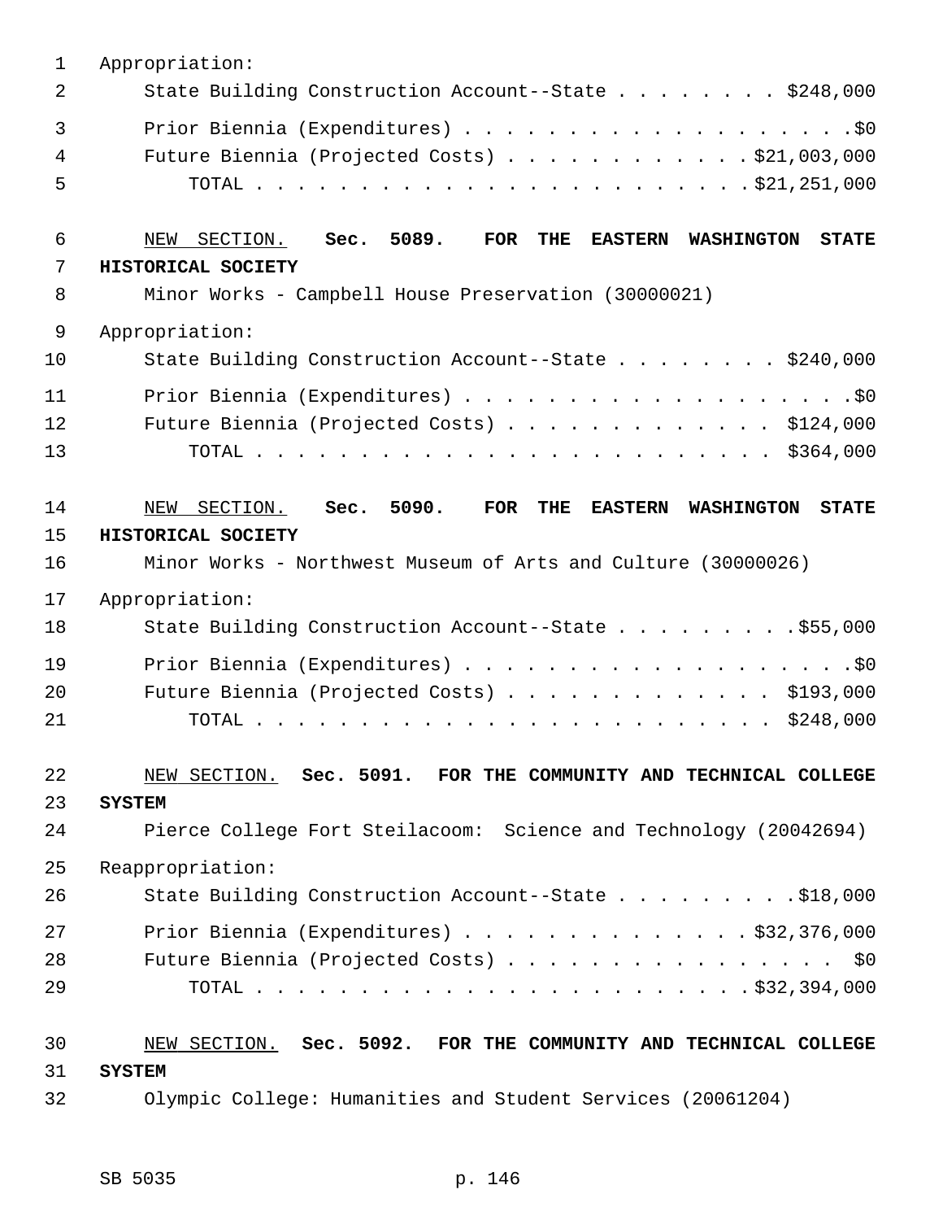Appropriation:

State Building Construction Account--State . . . . . . . . $248,000

Prior Biennia (Expenditures) . . . . . . . . . . . . . . . . . . .$0

Future Biennia (Projected Costs) . . . . . . . . . . . . $21,003,000

TOTAL . . . . . . . . . . . . . . . . . . . . . . . . $21,251,000

NEW SECTION. **Sec. 5089. FOR THE EASTERN WASHINGTON STATE HISTORICAL SOCIETY**

Minor Works - Campbell House Preservation (30000021)

Appropriation:

State Building Construction Account--State . . . . . . . . $240,000

Prior Biennia (Expenditures) . . . . . . . . . . . . . . . . . . .$0

Future Biennia (Projected Costs) . . . . . . . . . . . . . $124,000

TOTAL . . . . . . . . . . . . . . . . . . . . . . . . . $364,000

NEW SECTION. **Sec. 5090. FOR THE EASTERN WASHINGTON STATE HISTORICAL SOCIETY**

Minor Works - Northwest Museum of Arts and Culture (30000026)

Appropriation:

State Building Construction Account--State . . . . . . . . .$55,000

Prior Biennia (Expenditures) . . . . . . . . . . . . . . . . . . .$0

Future Biennia (Projected Costs) . . . . . . . . . . . . . $193,000

TOTAL . . . . . . . . . . . . . . . . . . . . . . . . . $248,000

NEW SECTION. **Sec. 5091. FOR THE COMMUNITY AND TECHNICAL COLLEGE SYSTEM**

Pierce College Fort Steilacoom: Science and Technology (20042694)

Reappropriation:

State Building Construction Account--State . . . . . . . . .$18,000

Prior Biennia (Expenditures) . . . . . . . . . . . . . . $32,376,000

Future Biennia (Projected Costs) . . . . . . . . . . . . . . . . $0

TOTAL . . . . . . . . . . . . . . . . . . . . . . . . $32,394,000

NEW SECTION. **Sec. 5092. FOR THE COMMUNITY AND TECHNICAL COLLEGE SYSTEM**

Olympic College: Humanities and Student Services (20061204)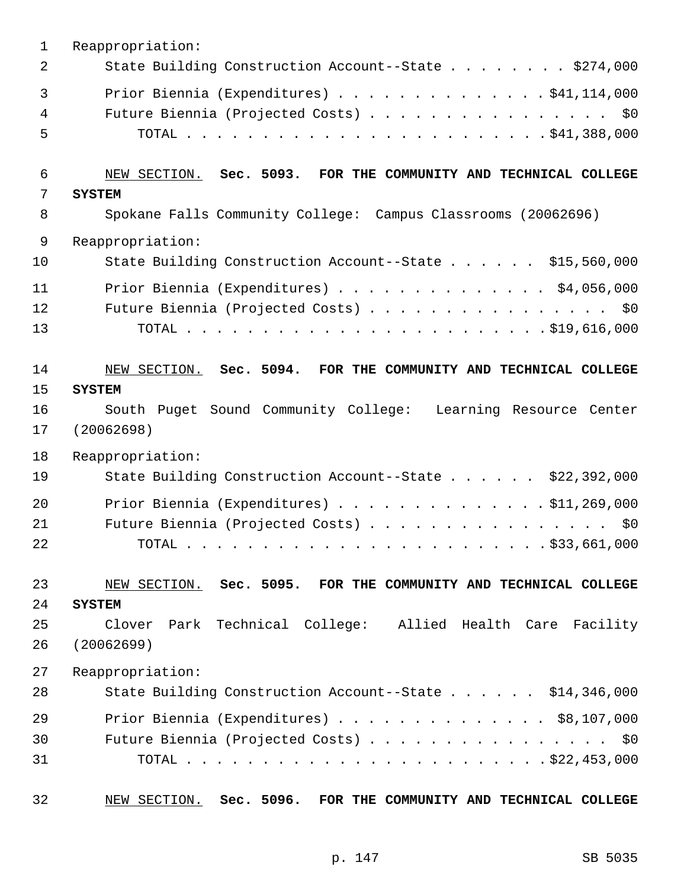Reappropriation:

State Building Construction Account--State . . . . . . . . $274,000

Prior Biennia (Expenditures) . . . . . . . . . . . . . . $41,114,000

Future Biennia (Projected Costs) . . . . . . . . . . . . . . . . . $0

TOTAL . . . . . . . . . . . . . . . . . . . . . . . . $41,388,000

NEW SECTION. **Sec. 5093. FOR THE COMMUNITY AND TECHNICAL COLLEGE SYSTEM**

Spokane Falls Community College: Campus Classrooms (20062696)

Reappropriation:

State Building Construction Account--State . . . . . . $15,560,000

Prior Biennia (Expenditures) . . . . . . . . . . . . . . $4,056,000

Future Biennia (Projected Costs) . . . . . . . . . . . . . . . . . $0

TOTAL . . . . . . . . . . . . . . . . . . . . . . . . $19,616,000

NEW SECTION. **Sec. 5094. FOR THE COMMUNITY AND TECHNICAL COLLEGE SYSTEM**

South Puget Sound Community College: Learning Resource Center (20062698)

Reappropriation:

State Building Construction Account--State . . . . . . $22,392,000

Prior Biennia (Expenditures) . . . . . . . . . . . . . . $11,269,000

Future Biennia (Projected Costs) . . . . . . . . . . . . . . . . . $0

TOTAL . . . . . . . . . . . . . . . . . . . . . . . . $33,661,000

NEW SECTION. **Sec. 5095. FOR THE COMMUNITY AND TECHNICAL COLLEGE SYSTEM**

Clover Park Technical College: Allied Health Care Facility (20062699)

Reappropriation:

State Building Construction Account--State . . . . . . $14,346,000

Prior Biennia (Expenditures) . . . . . . . . . . . . . . $8,107,000

Future Biennia (Projected Costs) . . . . . . . . . . . . . . . . . $0

TOTAL . . . . . . . . . . . . . . . . . . . . . . . . $22,453,000

NEW SECTION. **Sec. 5096. FOR THE COMMUNITY AND TECHNICAL COLLEGE**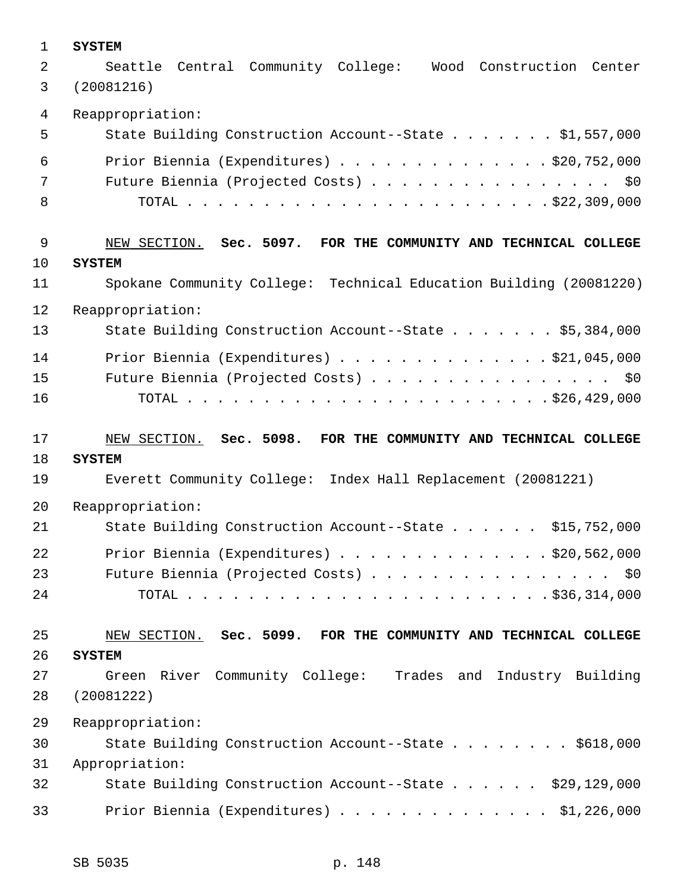**SYSTEM**

Seattle Central Community College: Wood Construction Center (20081216)

Reappropriation:

State Building Construction Account--State . . . . . . . $1,557,000

Prior Biennia (Expenditures) . . . . . . . . . . . . . . $20,752,000

Future Biennia (Projected Costs) . . . . . . . . . . . . . . . . $0

TOTAL . . . . . . . . . . . . . . . . . . . . . . . . $22,309,000

NEW SECTION. **Sec. 5097. FOR THE COMMUNITY AND TECHNICAL COLLEGE SYSTEM**

Spokane Community College: Technical Education Building (20081220)

Reappropriation:

State Building Construction Account--State . . . . . . . $5,384,000

Prior Biennia (Expenditures) . . . . . . . . . . . . . . $21,045,000

Future Biennia (Projected Costs) . . . . . . . . . . . . . . . . $0

TOTAL . . . . . . . . . . . . . . . . . . . . . . . . $26,429,000

NEW SECTION. **Sec. 5098. FOR THE COMMUNITY AND TECHNICAL COLLEGE SYSTEM**

Everett Community College: Index Hall Replacement (20081221)

Reappropriation:

State Building Construction Account--State . . . . . . $15,752,000

Prior Biennia (Expenditures) . . . . . . . . . . . . . . $20,562,000

Future Biennia (Projected Costs) . . . . . . . . . . . . . . . . $0

TOTAL . . . . . . . . . . . . . . . . . . . . . . . . $36,314,000

NEW SECTION. **Sec. 5099. FOR THE COMMUNITY AND TECHNICAL COLLEGE SYSTEM**

Green River Community College: Trades and Industry Building (20081222)

Reappropriation:

State Building Construction Account--State . . . . . . . . $618,000

Appropriation:

State Building Construction Account--State . . . . . . $29,129,000

Prior Biennia (Expenditures) . . . . . . . . . . . . . . $1,226,000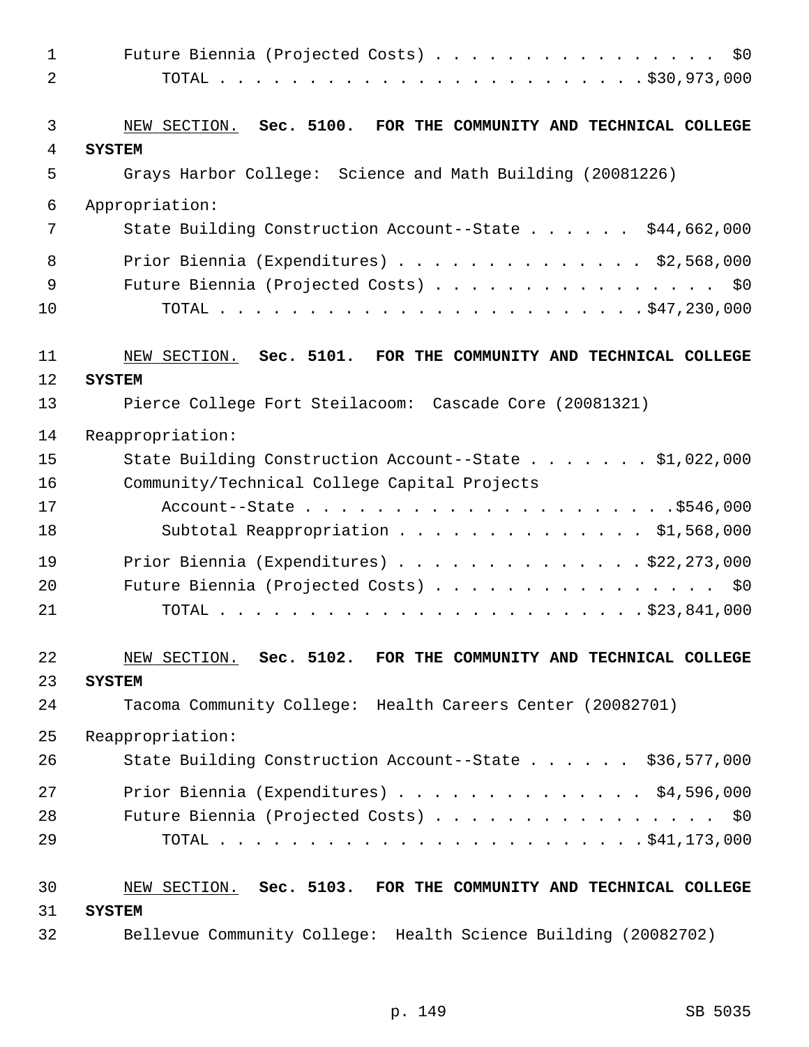Future Biennia (Projected Costs) . . . . . . . . . . . . . . . . . $0
TOTAL . . . . . . . . . . . . . . . . . . . . . . . . . $30,973,000

<u>NEW SECTION.</u> **Sec. 5100. FOR THE COMMUNITY AND TECHNICAL COLLEGE SYSTEM**

Grays Harbor College: Science and Math Building (20081226)

Appropriation:

State Building Construction Account--State . . . . . . $44,662,000

Prior Biennia (Expenditures) . . . . . . . . . . . . . . $2,568,000
Future Biennia (Projected Costs) . . . . . . . . . . . . . . . . . $0
TOTAL . . . . . . . . . . . . . . . . . . . . . . . . . $47,230,000

<u>NEW SECTION.</u> **Sec. 5101. FOR THE COMMUNITY AND TECHNICAL COLLEGE SYSTEM**

Pierce College Fort Steilacoom: Cascade Core (20081321)

Reappropriation:

State Building Construction Account--State . . . . . . . $1,022,000
Community/Technical College Capital Projects
Account--State . . . . . . . . . . . . . . . . . . . . .$546,000
Subtotal Reappropriation . . . . . . . . . . . . . . $1,568,000

Prior Biennia (Expenditures) . . . . . . . . . . . . . . .$22,273,000
Future Biennia (Projected Costs) . . . . . . . . . . . . . . . . . $0
TOTAL . . . . . . . . . . . . . . . . . . . . . . . . . $23,841,000

<u>NEW SECTION.</u> **Sec. 5102. FOR THE COMMUNITY AND TECHNICAL COLLEGE SYSTEM**

Tacoma Community College: Health Careers Center (20082701)

Reappropriation:

State Building Construction Account--State . . . . . . $36,577,000

Prior Biennia (Expenditures) . . . . . . . . . . . . . . $4,596,000
Future Biennia (Projected Costs) . . . . . . . . . . . . . . . . . $0
TOTAL . . . . . . . . . . . . . . . . . . . . . . . . . $41,173,000

<u>NEW SECTION.</u> **Sec. 5103. FOR THE COMMUNITY AND TECHNICAL COLLEGE SYSTEM**

Bellevue Community College: Health Science Building (20082702)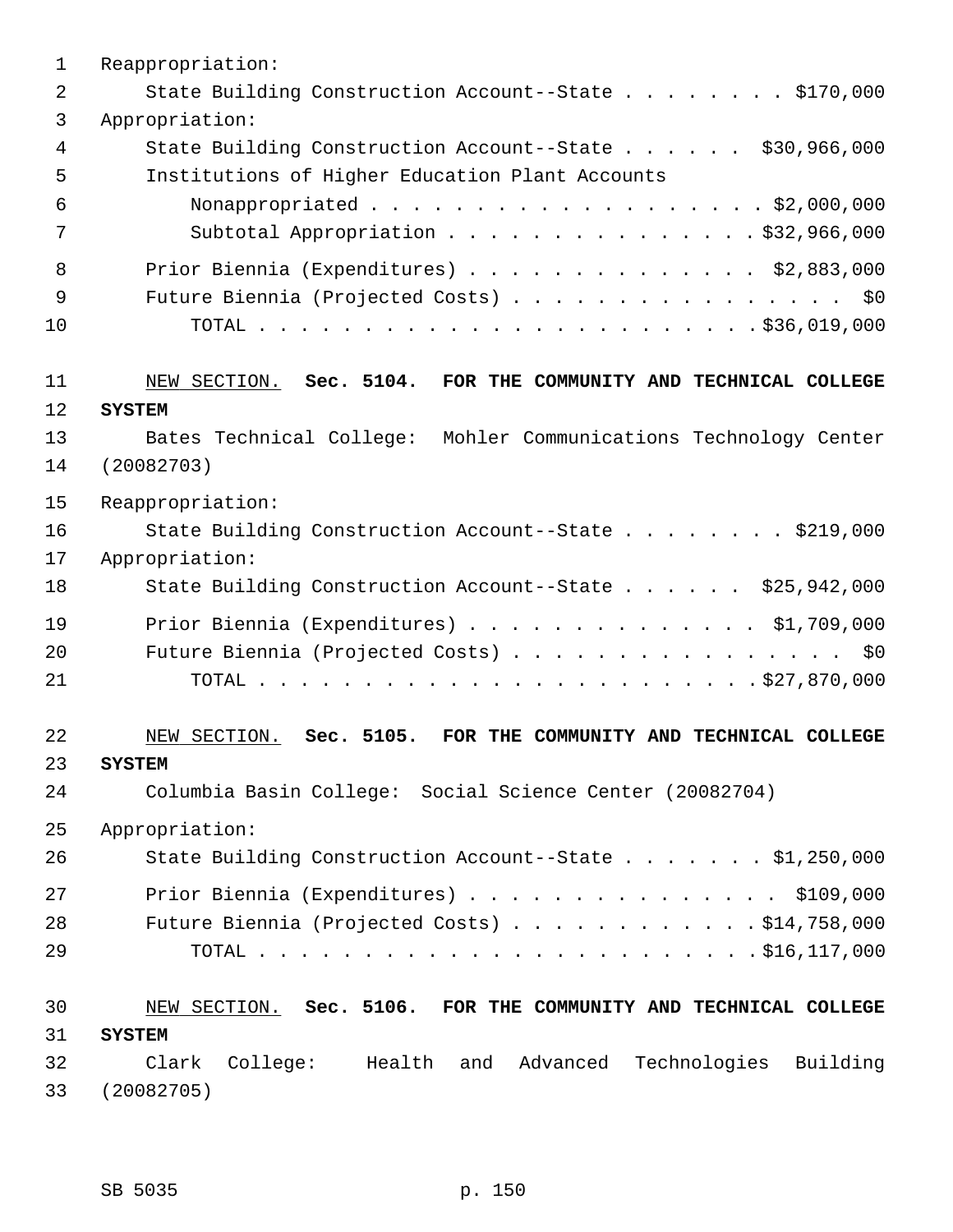Reappropriation:

State Building Construction Account--State . . . . . . . . $170,000

Appropriation:

State Building Construction Account--State . . . . . . $30,966,000

Institutions of Higher Education Plant Accounts

Nonappropriated . . . . . . . . . . . . . . . . . . . $2,000,000

Subtotal Appropriation . . . . . . . . . . . . . . . $32,966,000

Prior Biennia (Expenditures) . . . . . . . . . . . . . . $2,883,000

Future Biennia (Projected Costs) . . . . . . . . . . . . . . . . $0

TOTAL . . . . . . . . . . . . . . . . . . . . . . . . $36,019,000

NEW SECTION. **Sec. 5104. FOR THE COMMUNITY AND TECHNICAL COLLEGE SYSTEM**

Bates Technical College: Mohler Communications Technology Center (20082703)

Reappropriation:

State Building Construction Account--State . . . . . . . . $219,000

Appropriation:

State Building Construction Account--State . . . . . . $25,942,000

Prior Biennia (Expenditures) . . . . . . . . . . . . . . $1,709,000

Future Biennia (Projected Costs) . . . . . . . . . . . . . . . . $0

TOTAL . . . . . . . . . . . . . . . . . . . . . . . . $27,870,000

NEW SECTION. **Sec. 5105. FOR THE COMMUNITY AND TECHNICAL COLLEGE SYSTEM**

Columbia Basin College: Social Science Center (20082704)

Appropriation:

State Building Construction Account--State . . . . . . . $1,250,000

Prior Biennia (Expenditures) . . . . . . . . . . . . . . . $109,000

Future Biennia (Projected Costs) . . . . . . . . . . . . $14,758,000

TOTAL . . . . . . . . . . . . . . . . . . . . . . . . $16,117,000

NEW SECTION. **Sec. 5106. FOR THE COMMUNITY AND TECHNICAL COLLEGE SYSTEM**

Clark College: Health and Advanced Technologies Building (20082705)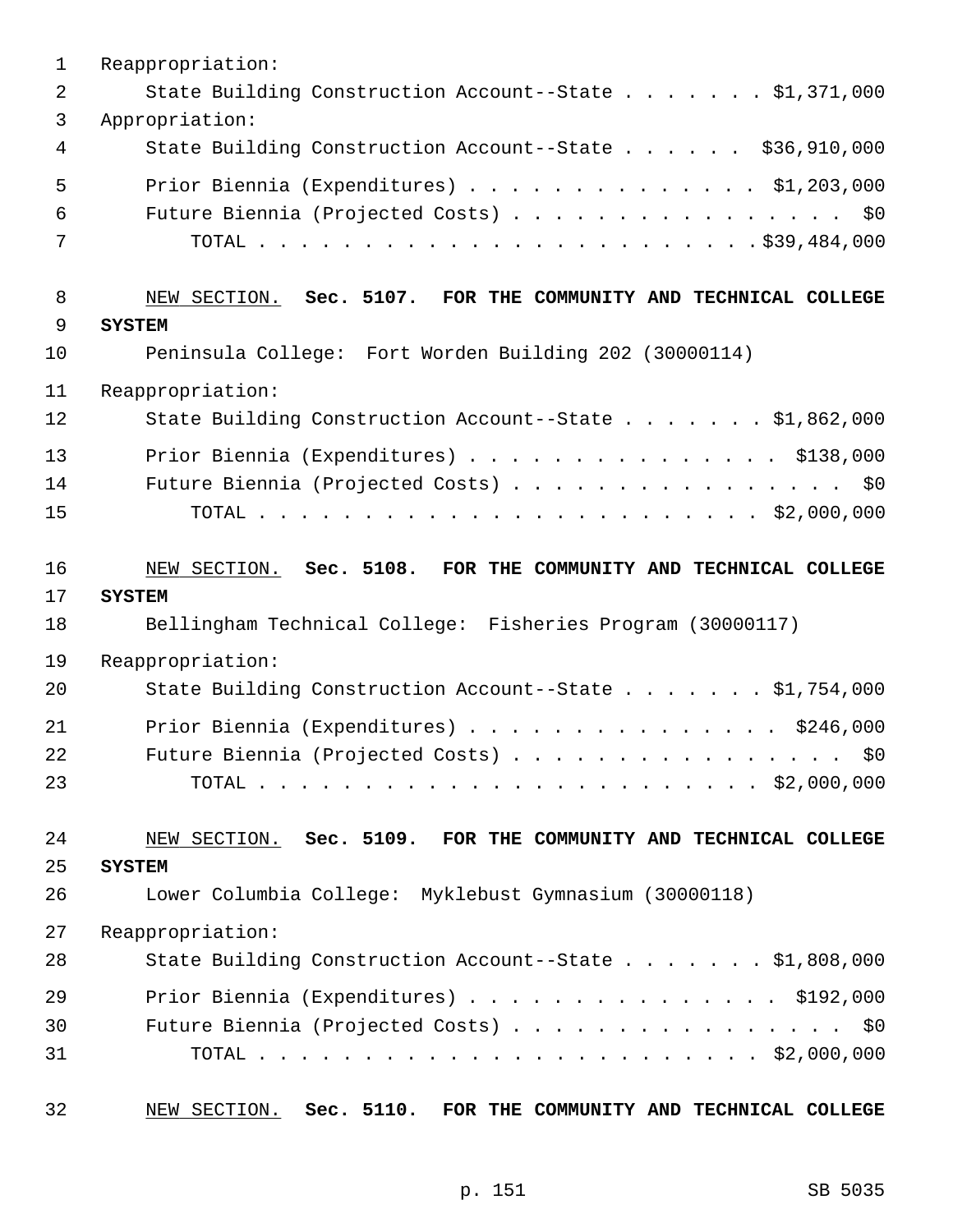Reappropriation:

State Building Construction Account--State . . . . . . . $1,371,000

Appropriation:

State Building Construction Account--State . . . . . . $36,910,000

Prior Biennia (Expenditures) . . . . . . . . . . . . . . . $1,203,000

Future Biennia (Projected Costs) . . . . . . . . . . . . . . . . $0

TOTAL . . . . . . . . . . . . . . . . . . . . . . . . . $39,484,000

NEW SECTION. **Sec. 5107. FOR THE COMMUNITY AND TECHNICAL COLLEGE SYSTEM**

Peninsula College: Fort Worden Building 202 (30000114)

Reappropriation:

State Building Construction Account--State . . . . . . . $1,862,000

Prior Biennia (Expenditures) . . . . . . . . . . . . . . . $138,000

Future Biennia (Projected Costs) . . . . . . . . . . . . . . . . $0

TOTAL . . . . . . . . . . . . . . . . . . . . . . . . . $2,000,000

NEW SECTION. **Sec. 5108. FOR THE COMMUNITY AND TECHNICAL COLLEGE SYSTEM**

Bellingham Technical College: Fisheries Program (30000117)

Reappropriation:

State Building Construction Account--State . . . . . . . $1,754,000

Prior Biennia (Expenditures) . . . . . . . . . . . . . . . $246,000

Future Biennia (Projected Costs) . . . . . . . . . . . . . . . . $0

TOTAL . . . . . . . . . . . . . . . . . . . . . . . . . $2,000,000

NEW SECTION. **Sec. 5109. FOR THE COMMUNITY AND TECHNICAL COLLEGE SYSTEM**

Lower Columbia College: Myklebust Gymnasium (30000118)

Reappropriation:

State Building Construction Account--State . . . . . . . $1,808,000

Prior Biennia (Expenditures) . . . . . . . . . . . . . . . $192,000

Future Biennia (Projected Costs) . . . . . . . . . . . . . . . . $0

TOTAL . . . . . . . . . . . . . . . . . . . . . . . . . $2,000,000

NEW SECTION. **Sec. 5110. FOR THE COMMUNITY AND TECHNICAL COLLEGE**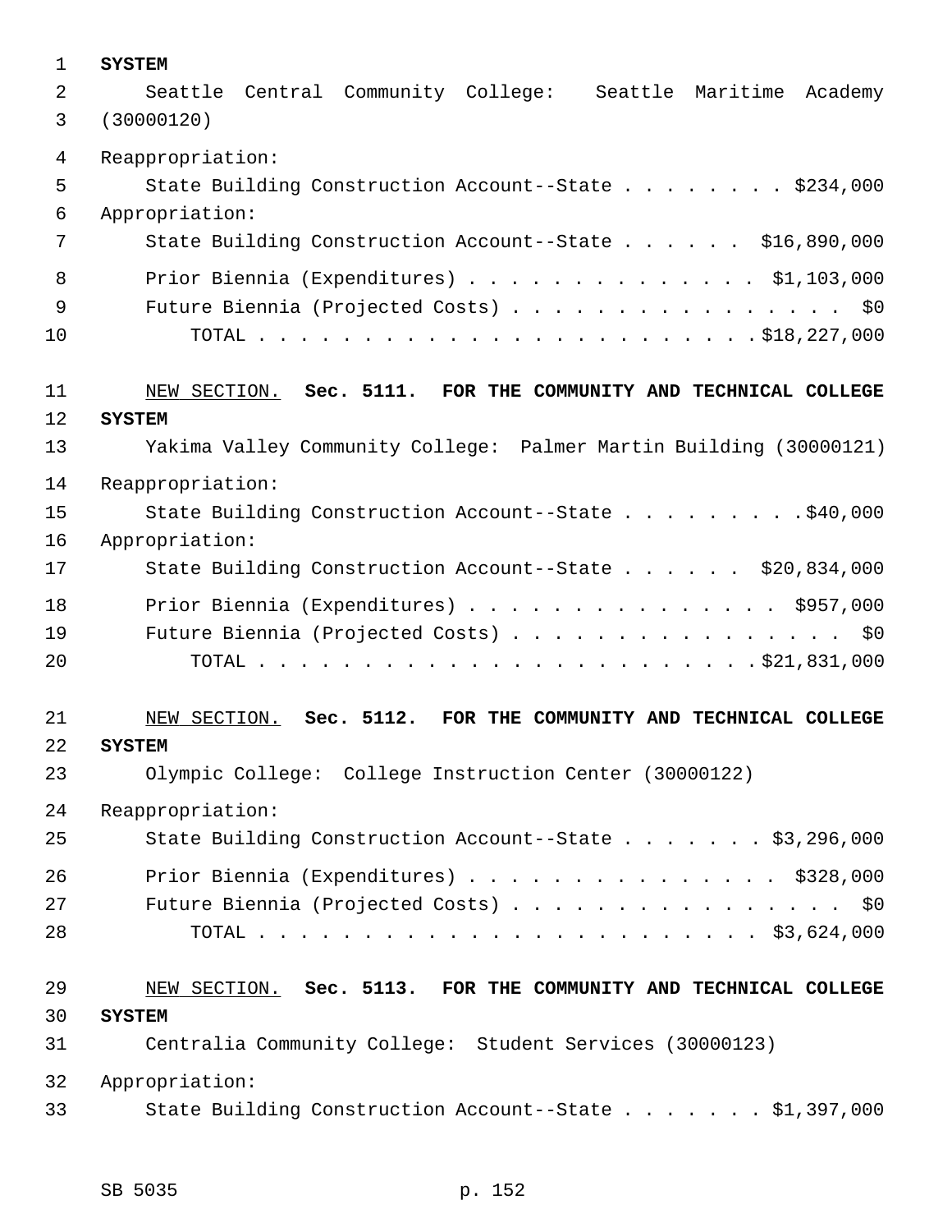**SYSTEM**

Seattle Central Community College: Seattle Maritime Academy (30000120)

Reappropriation:

State Building Construction Account--State . . . . . . . . $234,000

Appropriation:

State Building Construction Account--State . . . . . . $16,890,000

Prior Biennia (Expenditures) . . . . . . . . . . . . . . $1,103,000

Future Biennia (Projected Costs) . . . . . . . . . . . . . . . . $0

TOTAL . . . . . . . . . . . . . . . . . . . . . . . . $18,227,000

NEW SECTION. **Sec. 5111. FOR THE COMMUNITY AND TECHNICAL COLLEGE SYSTEM**

Yakima Valley Community College: Palmer Martin Building (30000121)

Reappropriation:

State Building Construction Account--State . . . . . . . . . $40,000

Appropriation:

State Building Construction Account--State . . . . . . $20,834,000

Prior Biennia (Expenditures) . . . . . . . . . . . . . . . $957,000

Future Biennia (Projected Costs) . . . . . . . . . . . . . . . . $0

TOTAL . . . . . . . . . . . . . . . . . . . . . . . . $21,831,000

NEW SECTION. **Sec. 5112. FOR THE COMMUNITY AND TECHNICAL COLLEGE SYSTEM**

Olympic College: College Instruction Center (30000122)

Reappropriation:

State Building Construction Account--State . . . . . . . $3,296,000

Prior Biennia (Expenditures) . . . . . . . . . . . . . . . $328,000

Future Biennia (Projected Costs) . . . . . . . . . . . . . . . . $0

TOTAL . . . . . . . . . . . . . . . . . . . . . . . . $3,624,000

NEW SECTION. **Sec. 5113. FOR THE COMMUNITY AND TECHNICAL COLLEGE SYSTEM**

Centralia Community College: Student Services (30000123)

Appropriation:

State Building Construction Account--State . . . . . . . $1,397,000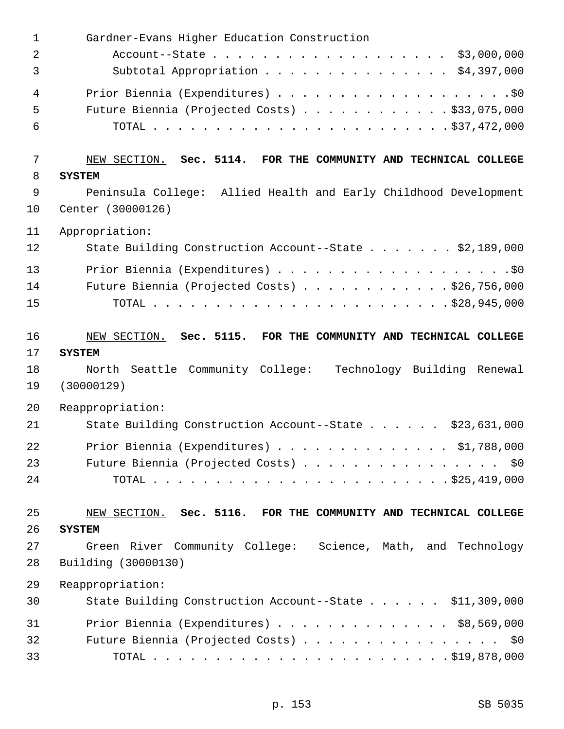Gardner-Evans Higher Education Construction Account--State . . . . . . . . . . . . . . . . . . . $3,000,000
Subtotal Appropriation . . . . . . . . . . . . . . . $4,397,000

Prior Biennia (Expenditures) . . . . . . . . . . . . . . . . . . . .$0
Future Biennia (Projected Costs) . . . . . . . . . . . . $33,075,000
TOTAL . . . . . . . . . . . . . . . . . . . . . . . . $37,472,000

NEW SECTION. **Sec. 5114. FOR THE COMMUNITY AND TECHNICAL COLLEGE SYSTEM**

Peninsula College: Allied Health and Early Childhood Development Center (30000126)

Appropriation:
State Building Construction Account--State . . . . . . . $2,189,000

Prior Biennia (Expenditures) . . . . . . . . . . . . . . . . . . . .$0
Future Biennia (Projected Costs) . . . . . . . . . . . . $26,756,000
TOTAL . . . . . . . . . . . . . . . . . . . . . . . . $28,945,000

NEW SECTION. **Sec. 5115. FOR THE COMMUNITY AND TECHNICAL COLLEGE SYSTEM**

North Seattle Community College: Technology Building Renewal (30000129)

Reappropriation:
State Building Construction Account--State . . . . . . $23,631,000

Prior Biennia (Expenditures) . . . . . . . . . . . . . . $1,788,000
Future Biennia (Projected Costs) . . . . . . . . . . . . . . . . $0
TOTAL . . . . . . . . . . . . . . . . . . . . . . . . $25,419,000

NEW SECTION. **Sec. 5116. FOR THE COMMUNITY AND TECHNICAL COLLEGE SYSTEM**

Green River Community College: Science, Math, and Technology Building (30000130)

Reappropriation:
State Building Construction Account--State . . . . . . $11,309,000

Prior Biennia (Expenditures) . . . . . . . . . . . . . . $8,569,000
Future Biennia (Projected Costs) . . . . . . . . . . . . . . . . $0
TOTAL . . . . . . . . . . . . . . . . . . . . . . . . $19,878,000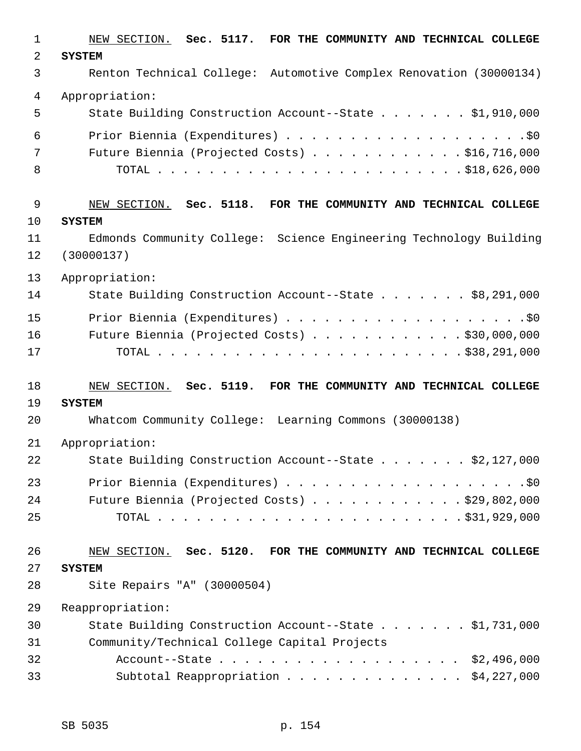NEW SECTION. **Sec. 5117. FOR THE COMMUNITY AND TECHNICAL COLLEGE SYSTEM**

Renton Technical College: Automotive Complex Renovation (30000134)

Appropriation:

| | |
|---|---|
| State Building Construction Account--State | $1,910,000 |
| Prior Biennia (Expenditures) | $0 |
| Future Biennia (Projected Costs) | $16,716,000 |
| TOTAL | $18,626,000 |

NEW SECTION. **Sec. 5118. FOR THE COMMUNITY AND TECHNICAL COLLEGE SYSTEM**

Edmonds Community College: Science Engineering Technology Building (30000137)

Appropriation:

| | |
|---|---|
| State Building Construction Account--State | $8,291,000 |
| Prior Biennia (Expenditures) | $0 |
| Future Biennia (Projected Costs) | $30,000,000 |
| TOTAL | $38,291,000 |

NEW SECTION. **Sec. 5119. FOR THE COMMUNITY AND TECHNICAL COLLEGE SYSTEM**

Whatcom Community College: Learning Commons (30000138)

Appropriation:

| | |
|---|---|
| State Building Construction Account--State | $2,127,000 |
| Prior Biennia (Expenditures) | $0 |
| Future Biennia (Projected Costs) | $29,802,000 |
| TOTAL | $31,929,000 |

NEW SECTION. **Sec. 5120. FOR THE COMMUNITY AND TECHNICAL COLLEGE SYSTEM**

Site Repairs "A" (30000504)

Reappropriation:

| | |
|---|---|
| State Building Construction Account--State | $1,731,000 |
| Community/Technical College Capital Projects Account--State | $2,496,000 |
| Subtotal Reappropriation | $4,227,000 |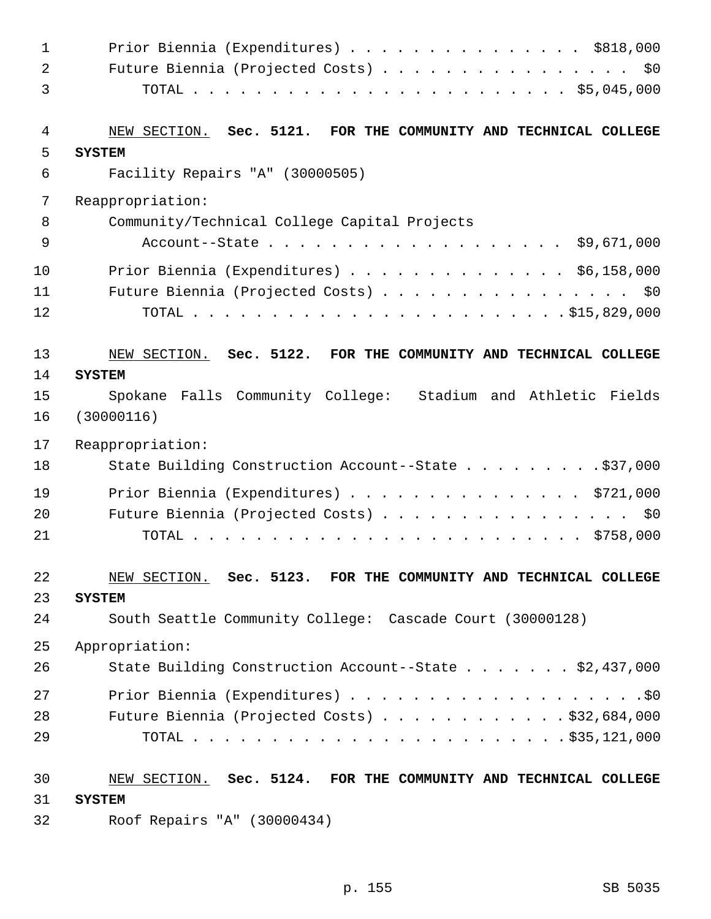Prior Biennia (Expenditures) . . . . . . . . . . . . . . . . $818,000
Future Biennia (Projected Costs) . . . . . . . . . . . . . . . . . $0
TOTAL . . . . . . . . . . . . . . . . . . . . . . . . . $5,045,000

NEW SECTION. **Sec. 5121. FOR THE COMMUNITY AND TECHNICAL COLLEGE SYSTEM**

Facility Repairs "A" (30000505)

Reappropriation:

Community/Technical College Capital Projects Account--State . . . . . . . . . . . . . . . . . . . $9,671,000

Prior Biennia (Expenditures) . . . . . . . . . . . . . . $6,158,000
Future Biennia (Projected Costs) . . . . . . . . . . . . . . . . . $0
TOTAL . . . . . . . . . . . . . . . . . . . . . . . . .$15,829,000

NEW SECTION. **Sec. 5122. FOR THE COMMUNITY AND TECHNICAL COLLEGE SYSTEM**

Spokane Falls Community College: Stadium and Athletic Fields (30000116)

Reappropriation:

State Building Construction Account--State . . . . . . . . .$37,000

Prior Biennia (Expenditures) . . . . . . . . . . . . . . . . $721,000
Future Biennia (Projected Costs) . . . . . . . . . . . . . . . . . $0
TOTAL . . . . . . . . . . . . . . . . . . . . . . . . . $758,000

NEW SECTION. **Sec. 5123. FOR THE COMMUNITY AND TECHNICAL COLLEGE SYSTEM**

South Seattle Community College: Cascade Court (30000128)

Appropriation:

State Building Construction Account--State . . . . . . . $2,437,000

Prior Biennia (Expenditures) . . . . . . . . . . . . . . . . . . . .$0
Future Biennia (Projected Costs) . . . . . . . . . . . .$32,684,000
TOTAL . . . . . . . . . . . . . . . . . . . . . . . . .$35,121,000

NEW SECTION. **Sec. 5124. FOR THE COMMUNITY AND TECHNICAL COLLEGE SYSTEM**

Roof Repairs "A" (30000434)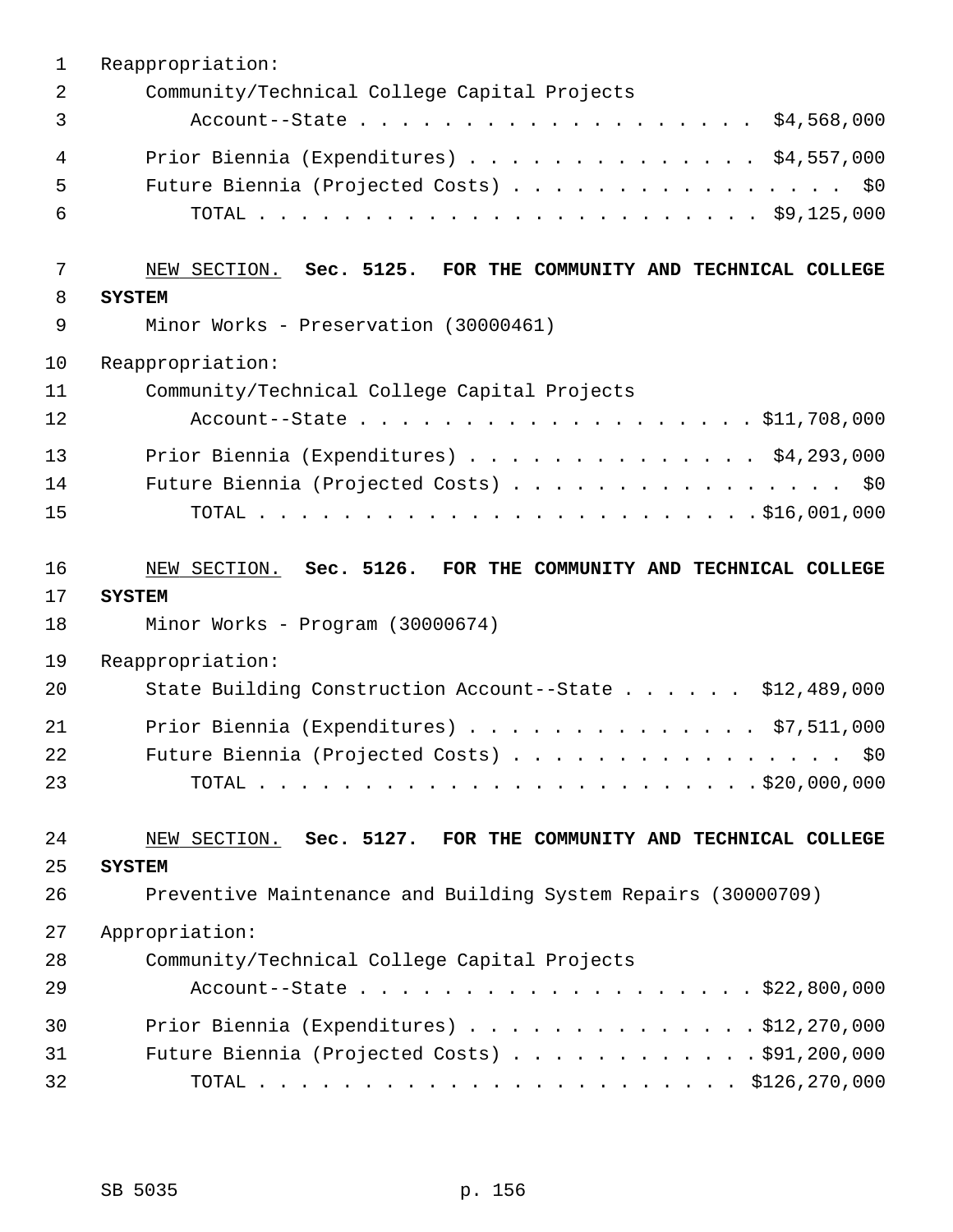Reappropriation:

Community/Technical College Capital Projects Account--State . . . . . . . . . . . . . . . . . . $4,568,000

Prior Biennia (Expenditures) . . . . . . . . . . . . . . $4,557,000

Future Biennia (Projected Costs) . . . . . . . . . . . . . . . . $0

TOTAL . . . . . . . . . . . . . . . . . . . . . . . . $9,125,000

NEW SECTION. **Sec. 5125. FOR THE COMMUNITY AND TECHNICAL COLLEGE SYSTEM**

Minor Works - Preservation (30000461)

Reappropriation:

Community/Technical College Capital Projects Account--State . . . . . . . . . . . . . . . . . . $11,708,000

Prior Biennia (Expenditures) . . . . . . . . . . . . . . $4,293,000

Future Biennia (Projected Costs) . . . . . . . . . . . . . . . . $0

TOTAL . . . . . . . . . . . . . . . . . . . . . . . . $16,001,000

NEW SECTION. **Sec. 5126. FOR THE COMMUNITY AND TECHNICAL COLLEGE SYSTEM**

Minor Works - Program (30000674)

Reappropriation:

State Building Construction Account--State . . . . . . $12,489,000

Prior Biennia (Expenditures) . . . . . . . . . . . . . . $7,511,000

Future Biennia (Projected Costs) . . . . . . . . . . . . . . . . $0

TOTAL . . . . . . . . . . . . . . . . . . . . . . . . $20,000,000

NEW SECTION. **Sec. 5127. FOR THE COMMUNITY AND TECHNICAL COLLEGE SYSTEM**

Preventive Maintenance and Building System Repairs (30000709)

Appropriation:

Community/Technical College Capital Projects Account--State . . . . . . . . . . . . . . . . . . $22,800,000

Prior Biennia (Expenditures) . . . . . . . . . . . . . . $12,270,000

Future Biennia (Projected Costs) . . . . . . . . . . . . $91,200,000

TOTAL . . . . . . . . . . . . . . . . . . . . . . . . $126,270,000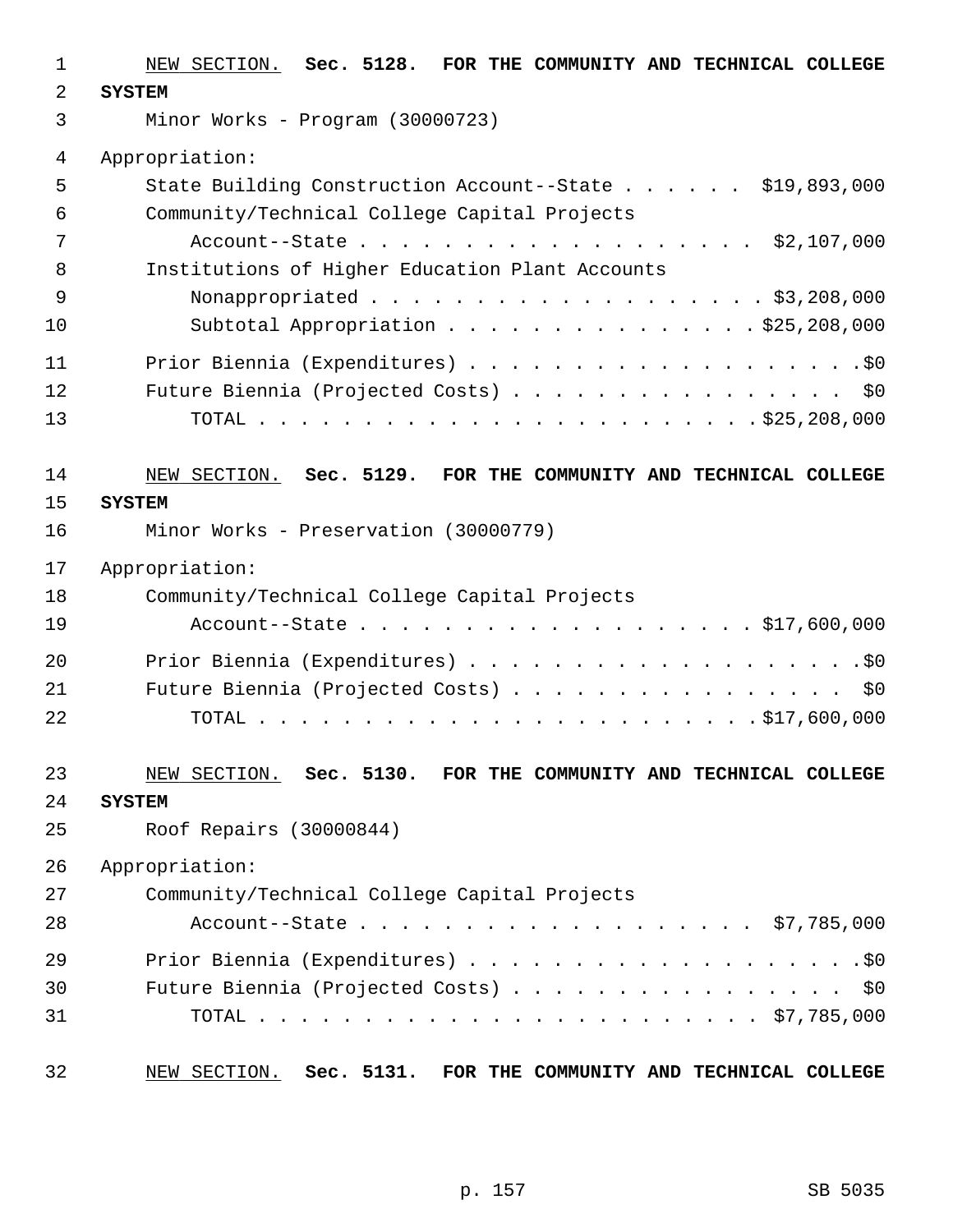NEW SECTION. **Sec. 5128. FOR THE COMMUNITY AND TECHNICAL COLLEGE SYSTEM**

Minor Works - Program (30000723)

Appropriation:

State Building Construction Account--State . . . . . . $19,893,000
Community/Technical College Capital Projects
Account--State . . . . . . . . . . . . . . . . . . $2,107,000
Institutions of Higher Education Plant Accounts
Nonappropriated . . . . . . . . . . . . . . . . . . . $3,208,000
Subtotal Appropriation . . . . . . . . . . . . . . . $25,208,000

Prior Biennia (Expenditures) . . . . . . . . . . . . . . . . . . . . $0
Future Biennia (Projected Costs) . . . . . . . . . . . . . . . . . $0
TOTAL . . . . . . . . . . . . . . . . . . . . . . . . $25,208,000

NEW SECTION. **Sec. 5129. FOR THE COMMUNITY AND TECHNICAL COLLEGE SYSTEM**

Minor Works - Preservation (30000779)

Appropriation:

Community/Technical College Capital Projects
Account--State . . . . . . . . . . . . . . . . . . $17,600,000

Prior Biennia (Expenditures) . . . . . . . . . . . . . . . . . . . . $0
Future Biennia (Projected Costs) . . . . . . . . . . . . . . . . . $0
TOTAL . . . . . . . . . . . . . . . . . . . . . . . . $17,600,000

NEW SECTION. **Sec. 5130. FOR THE COMMUNITY AND TECHNICAL COLLEGE SYSTEM**

Roof Repairs (30000844)

Appropriation:

Community/Technical College Capital Projects
Account--State . . . . . . . . . . . . . . . . . . $7,785,000

Prior Biennia (Expenditures) . . . . . . . . . . . . . . . . . . . . $0
Future Biennia (Projected Costs) . . . . . . . . . . . . . . . . . $0
TOTAL . . . . . . . . . . . . . . . . . . . . . . . . $7,785,000

NEW SECTION. **Sec. 5131. FOR THE COMMUNITY AND TECHNICAL COLLEGE**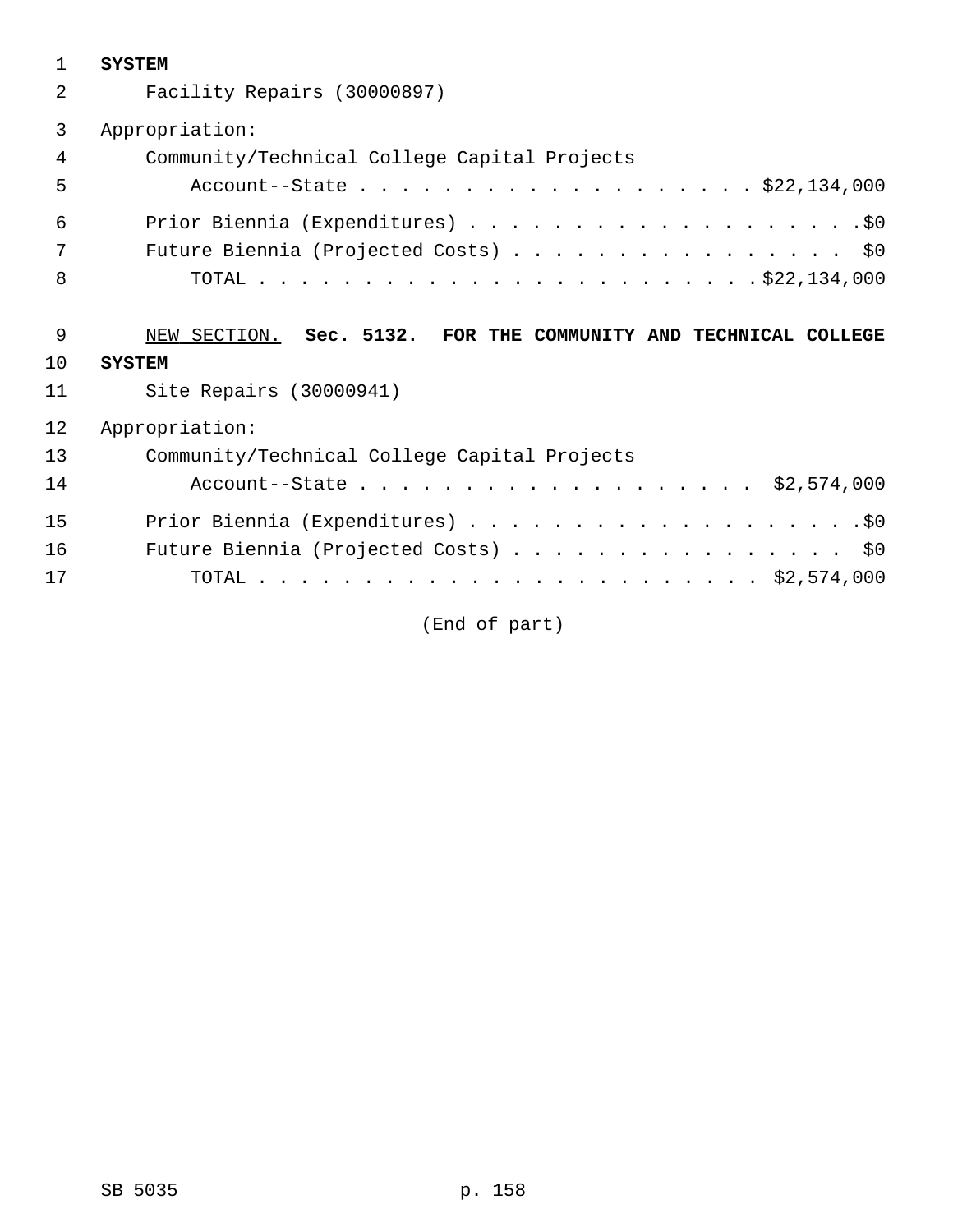**SYSTEM**

Facility Repairs (30000897)

Appropriation:

Community/Technical College Capital Projects
Account--State . . . . . . . . . . . . . . . . . . . $22,134,000

Prior Biennia (Expenditures) . . . . . . . . . . . . . . . . . . . .$0
Future Biennia (Projected Costs) . . . . . . . . . . . . . . . . $0
TOTAL . . . . . . . . . . . . . . . . . . . . . . . . . $22,134,000

NEW SECTION. **Sec. 5132. FOR THE COMMUNITY AND TECHNICAL COLLEGE SYSTEM**

Site Repairs (30000941)

Appropriation:

Community/Technical College Capital Projects
Account--State . . . . . . . . . . . . . . . . . . . $2,574,000

Prior Biennia (Expenditures) . . . . . . . . . . . . . . . . . . . .$0
Future Biennia (Projected Costs) . . . . . . . . . . . . . . . . $0
TOTAL . . . . . . . . . . . . . . . . . . . . . . . . . $2,574,000

(End of part)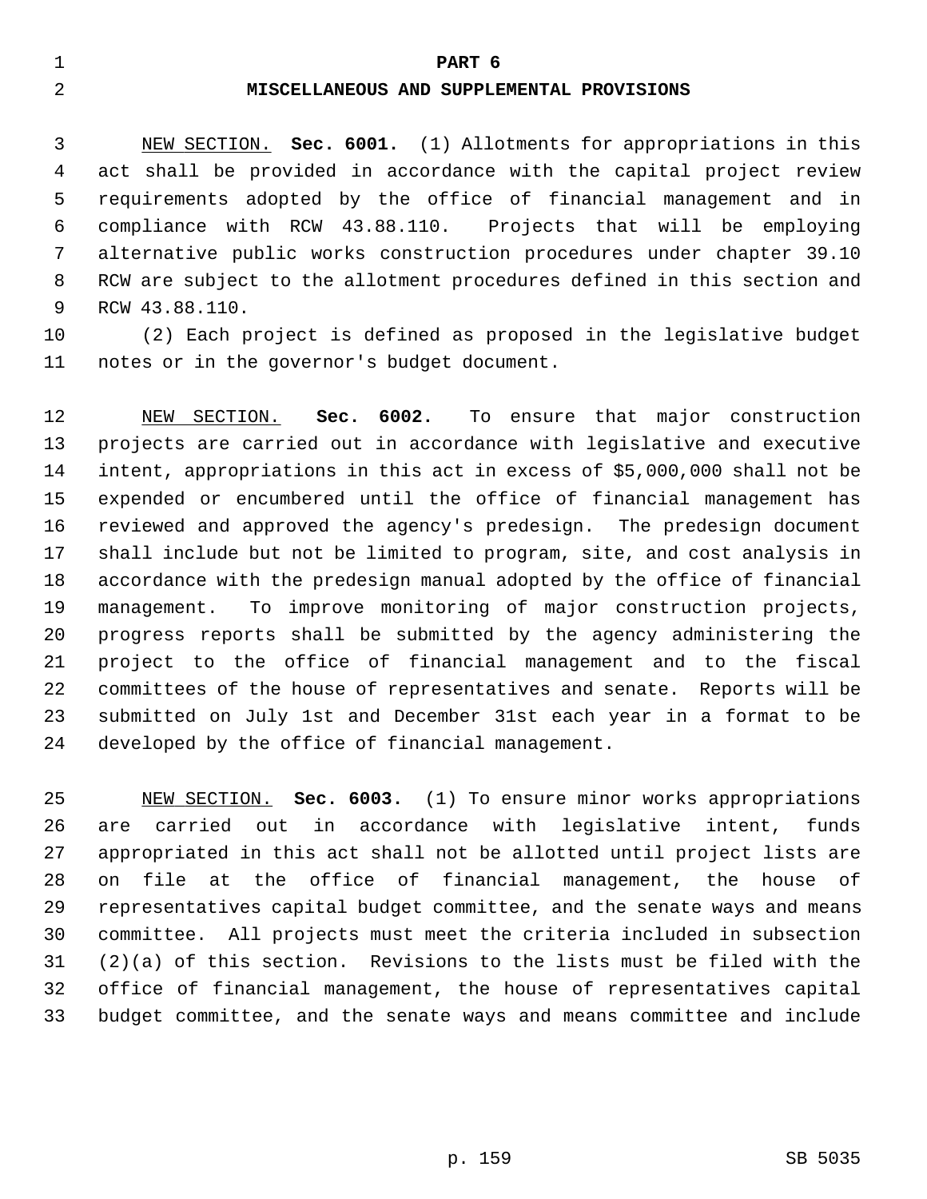# PART 6

## MISCELLANEOUS AND SUPPLEMENTAL PROVISIONS

NEW SECTION. **Sec. 6001.** (1) Allotments for appropriations in this act shall be provided in accordance with the capital project review requirements adopted by the office of financial management and in compliance with RCW 43.88.110. Projects that will be employing alternative public works construction procedures under chapter 39.10 RCW are subject to the allotment procedures defined in this section and RCW 43.88.110.

(2) Each project is defined as proposed in the legislative budget notes or in the governor's budget document.

NEW SECTION. **Sec. 6002.** To ensure that major construction projects are carried out in accordance with legislative and executive intent, appropriations in this act in excess of $5,000,000 shall not be expended or encumbered until the office of financial management has reviewed and approved the agency's predesign. The predesign document shall include but not be limited to program, site, and cost analysis in accordance with the predesign manual adopted by the office of financial management. To improve monitoring of major construction projects, progress reports shall be submitted by the agency administering the project to the office of financial management and to the fiscal committees of the house of representatives and senate. Reports will be submitted on July 1st and December 31st each year in a format to be developed by the office of financial management.

NEW SECTION. **Sec. 6003.** (1) To ensure minor works appropriations are carried out in accordance with legislative intent, funds appropriated in this act shall not be allotted until project lists are on file at the office of financial management, the house of representatives capital budget committee, and the senate ways and means committee. All projects must meet the criteria included in subsection (2)(a) of this section. Revisions to the lists must be filed with the office of financial management, the house of representatives capital budget committee, and the senate ways and means committee and include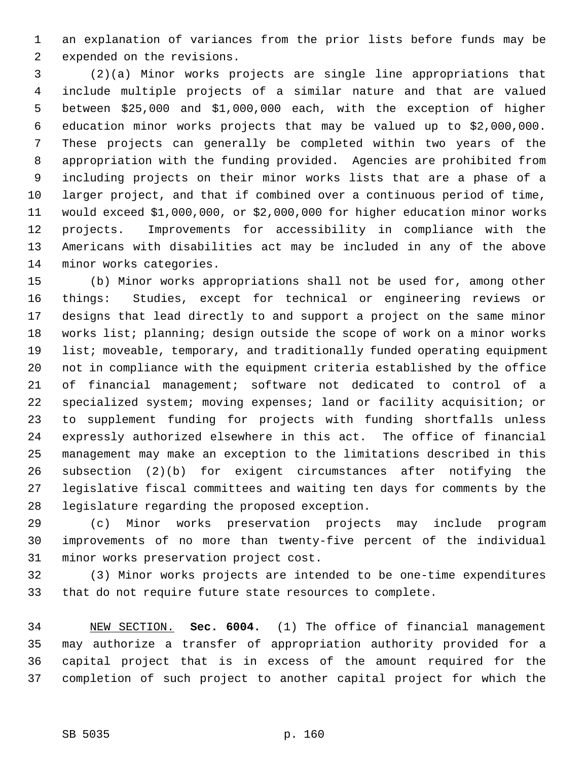an explanation of variances from the prior lists before funds may be expended on the revisions.

(2)(a) Minor works projects are single line appropriations that include multiple projects of a similar nature and that are valued between $25,000 and $1,000,000 each, with the exception of higher education minor works projects that may be valued up to $2,000,000. These projects can generally be completed within two years of the appropriation with the funding provided. Agencies are prohibited from including projects on their minor works lists that are a phase of a larger project, and that if combined over a continuous period of time, would exceed $1,000,000, or $2,000,000 for higher education minor works projects. Improvements for accessibility in compliance with the Americans with disabilities act may be included in any of the above minor works categories.

(b) Minor works appropriations shall not be used for, among other things: Studies, except for technical or engineering reviews or designs that lead directly to and support a project on the same minor works list; planning; design outside the scope of work on a minor works list; moveable, temporary, and traditionally funded operating equipment not in compliance with the equipment criteria established by the office of financial management; software not dedicated to control of a specialized system; moving expenses; land or facility acquisition; or to supplement funding for projects with funding shortfalls unless expressly authorized elsewhere in this act. The office of financial management may make an exception to the limitations described in this subsection (2)(b) for exigent circumstances after notifying the legislative fiscal committees and waiting ten days for comments by the legislature regarding the proposed exception.

(c) Minor works preservation projects may include program improvements of no more than twenty-five percent of the individual minor works preservation project cost.

(3) Minor works projects are intended to be one-time expenditures that do not require future state resources to complete.

NEW SECTION. **Sec. 6004.** (1) The office of financial management may authorize a transfer of appropriation authority provided for a capital project that is in excess of the amount required for the completion of such project to another capital project for which the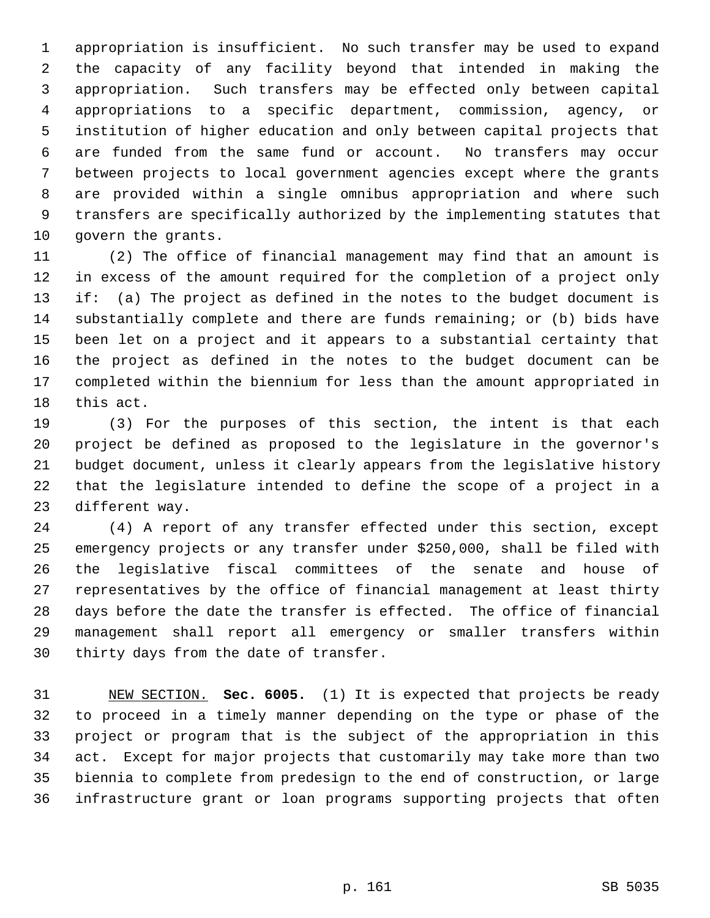appropriation is insufficient. No such transfer may be used to expand the capacity of any facility beyond that intended in making the appropriation. Such transfers may be effected only between capital appropriations to a specific department, commission, agency, or institution of higher education and only between capital projects that are funded from the same fund or account. No transfers may occur between projects to local government agencies except where the grants are provided within a single omnibus appropriation and where such transfers are specifically authorized by the implementing statutes that govern the grants.

(2) The office of financial management may find that an amount is in excess of the amount required for the completion of a project only if: (a) The project as defined in the notes to the budget document is substantially complete and there are funds remaining; or (b) bids have been let on a project and it appears to a substantial certainty that the project as defined in the notes to the budget document can be completed within the biennium for less than the amount appropriated in this act.

(3) For the purposes of this section, the intent is that each project be defined as proposed to the legislature in the governor's budget document, unless it clearly appears from the legislative history that the legislature intended to define the scope of a project in a different way.

(4) A report of any transfer effected under this section, except emergency projects or any transfer under $250,000, shall be filed with the legislative fiscal committees of the senate and house of representatives by the office of financial management at least thirty days before the date the transfer is effected. The office of financial management shall report all emergency or smaller transfers within thirty days from the date of transfer.

NEW SECTION. **Sec. 6005.** (1) It is expected that projects be ready to proceed in a timely manner depending on the type or phase of the project or program that is the subject of the appropriation in this act. Except for major projects that customarily may take more than two biennia to complete from predesign to the end of construction, or large infrastructure grant or loan programs supporting projects that often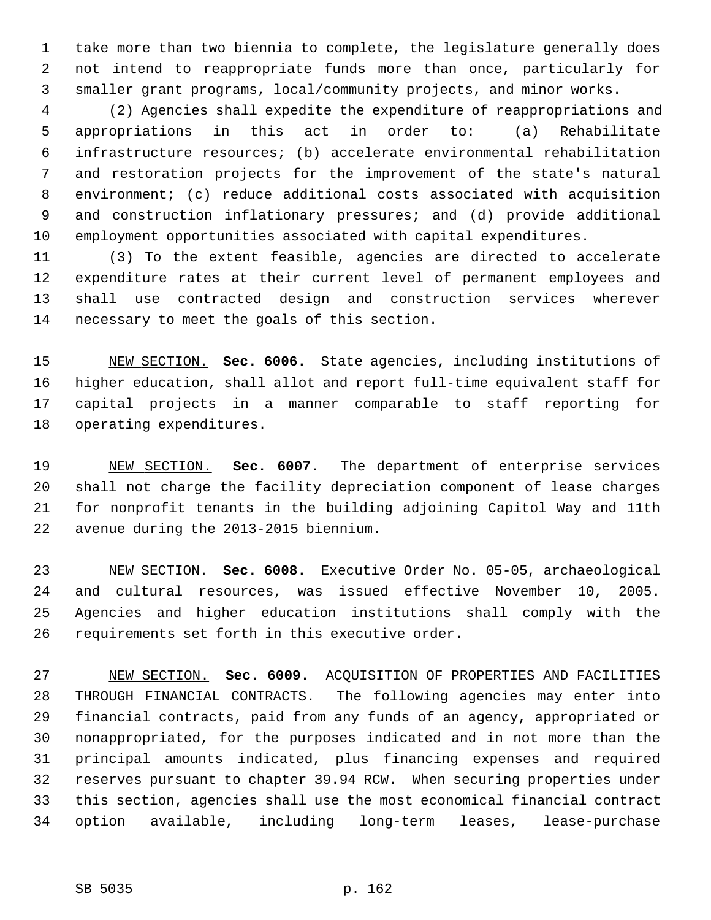take more than two biennia to complete, the legislature generally does not intend to reappropriate funds more than once, particularly for smaller grant programs, local/community projects, and minor works.

(2) Agencies shall expedite the expenditure of reappropriations and appropriations in this act in order to: (a) Rehabilitate infrastructure resources; (b) accelerate environmental rehabilitation and restoration projects for the improvement of the state's natural environment; (c) reduce additional costs associated with acquisition and construction inflationary pressures; and (d) provide additional employment opportunities associated with capital expenditures.

(3) To the extent feasible, agencies are directed to accelerate expenditure rates at their current level of permanent employees and shall use contracted design and construction services wherever necessary to meet the goals of this section.

NEW SECTION. **Sec. 6006.** State agencies, including institutions of higher education, shall allot and report full-time equivalent staff for capital projects in a manner comparable to staff reporting for operating expenditures.

NEW SECTION. **Sec. 6007.** The department of enterprise services shall not charge the facility depreciation component of lease charges for nonprofit tenants in the building adjoining Capitol Way and 11th avenue during the 2013-2015 biennium.

NEW SECTION. **Sec. 6008.** Executive Order No. 05-05, archaeological and cultural resources, was issued effective November 10, 2005. Agencies and higher education institutions shall comply with the requirements set forth in this executive order.

NEW SECTION. **Sec. 6009.** ACQUISITION OF PROPERTIES AND FACILITIES THROUGH FINANCIAL CONTRACTS. The following agencies may enter into financial contracts, paid from any funds of an agency, appropriated or nonappropriated, for the purposes indicated and in not more than the principal amounts indicated, plus financing expenses and required reserves pursuant to chapter 39.94 RCW. When securing properties under this section, agencies shall use the most economical financial contract option available, including long-term leases, lease-purchase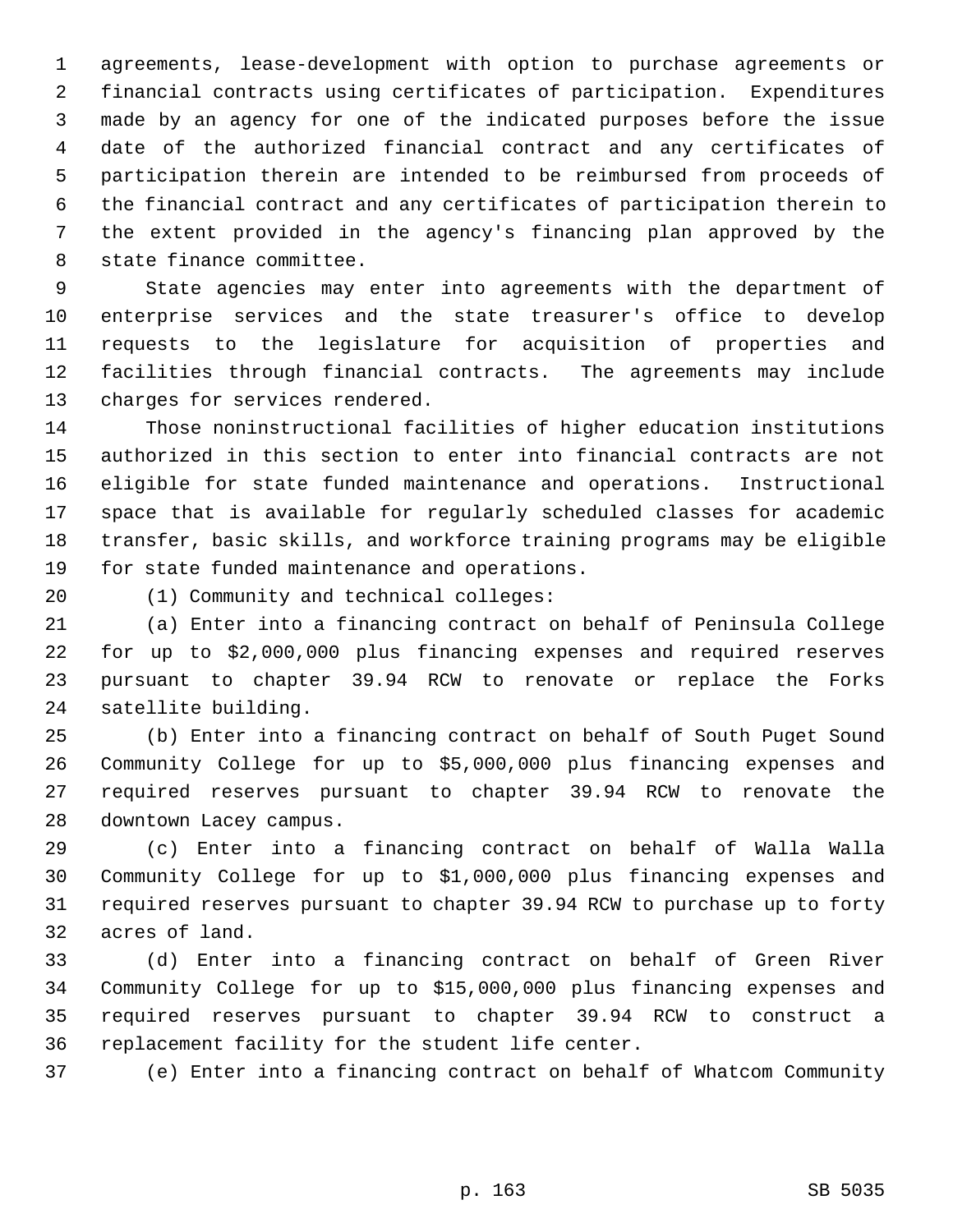agreements, lease-development with option to purchase agreements or financial contracts using certificates of participation. Expenditures made by an agency for one of the indicated purposes before the issue date of the authorized financial contract and any certificates of participation therein are intended to be reimbursed from proceeds of the financial contract and any certificates of participation therein to the extent provided in the agency's financing plan approved by the state finance committee.

State agencies may enter into agreements with the department of enterprise services and the state treasurer's office to develop requests to the legislature for acquisition of properties and facilities through financial contracts. The agreements may include charges for services rendered.

Those noninstructional facilities of higher education institutions authorized in this section to enter into financial contracts are not eligible for state funded maintenance and operations. Instructional space that is available for regularly scheduled classes for academic transfer, basic skills, and workforce training programs may be eligible for state funded maintenance and operations.

(1) Community and technical colleges:

(a) Enter into a financing contract on behalf of Peninsula College for up to $2,000,000 plus financing expenses and required reserves pursuant to chapter 39.94 RCW to renovate or replace the Forks satellite building.

(b) Enter into a financing contract on behalf of South Puget Sound Community College for up to $5,000,000 plus financing expenses and required reserves pursuant to chapter 39.94 RCW to renovate the downtown Lacey campus.

(c) Enter into a financing contract on behalf of Walla Walla Community College for up to $1,000,000 plus financing expenses and required reserves pursuant to chapter 39.94 RCW to purchase up to forty acres of land.

(d) Enter into a financing contract on behalf of Green River Community College for up to $15,000,000 plus financing expenses and required reserves pursuant to chapter 39.94 RCW to construct a replacement facility for the student life center.

(e) Enter into a financing contract on behalf of Whatcom Community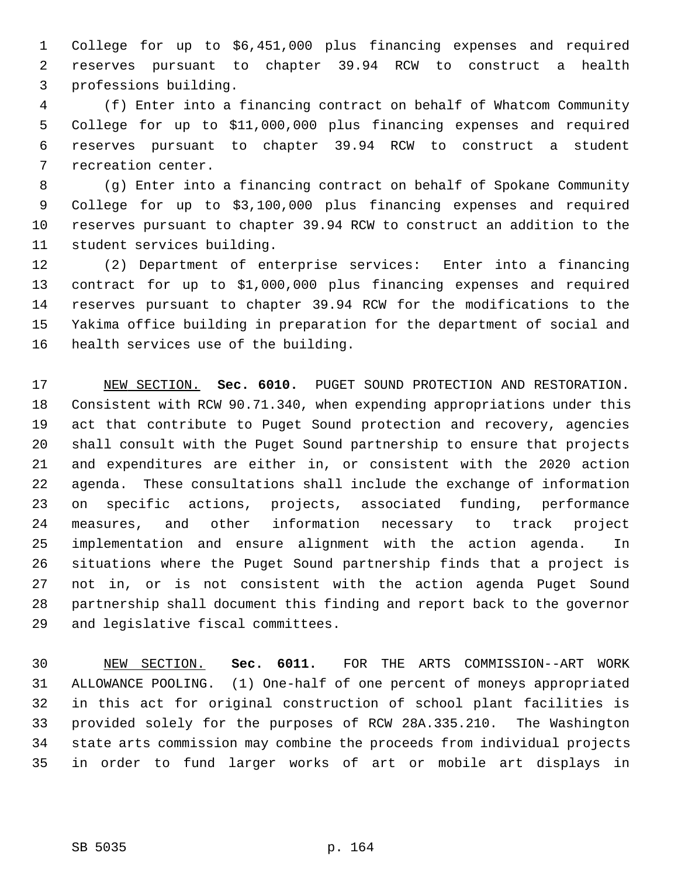College for up to $6,451,000 plus financing expenses and required reserves pursuant to chapter 39.94 RCW to construct a health professions building.

(f) Enter into a financing contract on behalf of Whatcom Community College for up to $11,000,000 plus financing expenses and required reserves pursuant to chapter 39.94 RCW to construct a student recreation center.

(g) Enter into a financing contract on behalf of Spokane Community College for up to $3,100,000 plus financing expenses and required reserves pursuant to chapter 39.94 RCW to construct an addition to the student services building.

(2) Department of enterprise services: Enter into a financing contract for up to $1,000,000 plus financing expenses and required reserves pursuant to chapter 39.94 RCW for the modifications to the Yakima office building in preparation for the department of social and health services use of the building.

NEW SECTION. **Sec. 6010.** PUGET SOUND PROTECTION AND RESTORATION. Consistent with RCW 90.71.340, when expending appropriations under this act that contribute to Puget Sound protection and recovery, agencies shall consult with the Puget Sound partnership to ensure that projects and expenditures are either in, or consistent with the 2020 action agenda. These consultations shall include the exchange of information on specific actions, projects, associated funding, performance measures, and other information necessary to track project implementation and ensure alignment with the action agenda. In situations where the Puget Sound partnership finds that a project is not in, or is not consistent with the action agenda Puget Sound partnership shall document this finding and report back to the governor and legislative fiscal committees.

NEW SECTION. **Sec. 6011.** FOR THE ARTS COMMISSION--ART WORK ALLOWANCE POOLING. (1) One-half of one percent of moneys appropriated in this act for original construction of school plant facilities is provided solely for the purposes of RCW 28A.335.210. The Washington state arts commission may combine the proceeds from individual projects in order to fund larger works of art or mobile art displays in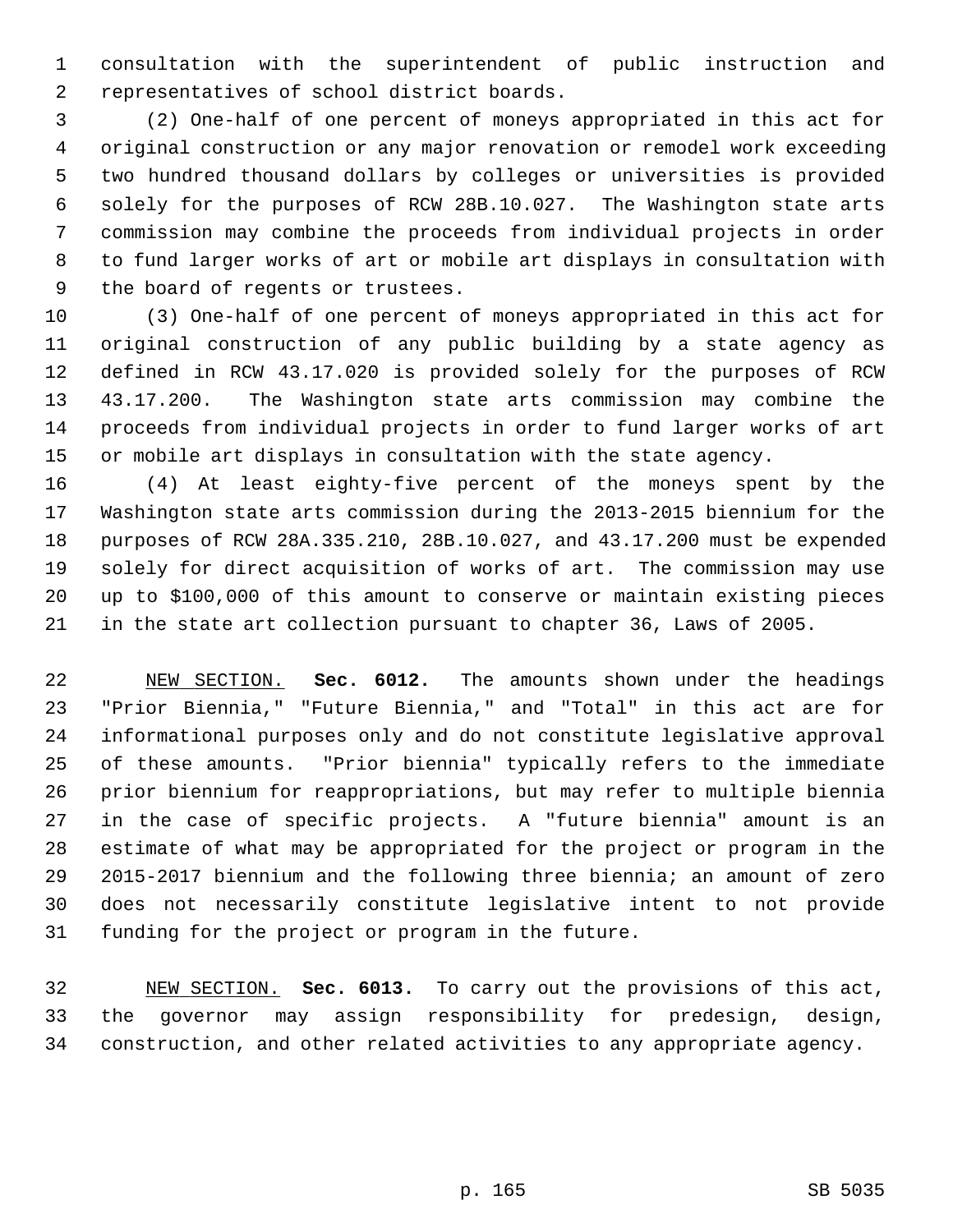consultation with the superintendent of public instruction and representatives of school district boards.

(2) One-half of one percent of moneys appropriated in this act for original construction or any major renovation or remodel work exceeding two hundred thousand dollars by colleges or universities is provided solely for the purposes of RCW 28B.10.027. The Washington state arts commission may combine the proceeds from individual projects in order to fund larger works of art or mobile art displays in consultation with the board of regents or trustees.

(3) One-half of one percent of moneys appropriated in this act for original construction of any public building by a state agency as defined in RCW 43.17.020 is provided solely for the purposes of RCW 43.17.200. The Washington state arts commission may combine the proceeds from individual projects in order to fund larger works of art or mobile art displays in consultation with the state agency.

(4) At least eighty-five percent of the moneys spent by the Washington state arts commission during the 2013-2015 biennium for the purposes of RCW 28A.335.210, 28B.10.027, and 43.17.200 must be expended solely for direct acquisition of works of art. The commission may use up to $100,000 of this amount to conserve or maintain existing pieces in the state art collection pursuant to chapter 36, Laws of 2005.

NEW SECTION. **Sec. 6012.** The amounts shown under the headings "Prior Biennia," "Future Biennia," and "Total" in this act are for informational purposes only and do not constitute legislative approval of these amounts. "Prior biennia" typically refers to the immediate prior biennium for reappropriations, but may refer to multiple biennia in the case of specific projects. A "future biennia" amount is an estimate of what may be appropriated for the project or program in the 2015-2017 biennium and the following three biennia; an amount of zero does not necessarily constitute legislative intent to not provide funding for the project or program in the future.

NEW SECTION. **Sec. 6013.** To carry out the provisions of this act, the governor may assign responsibility for predesign, design, construction, and other related activities to any appropriate agency.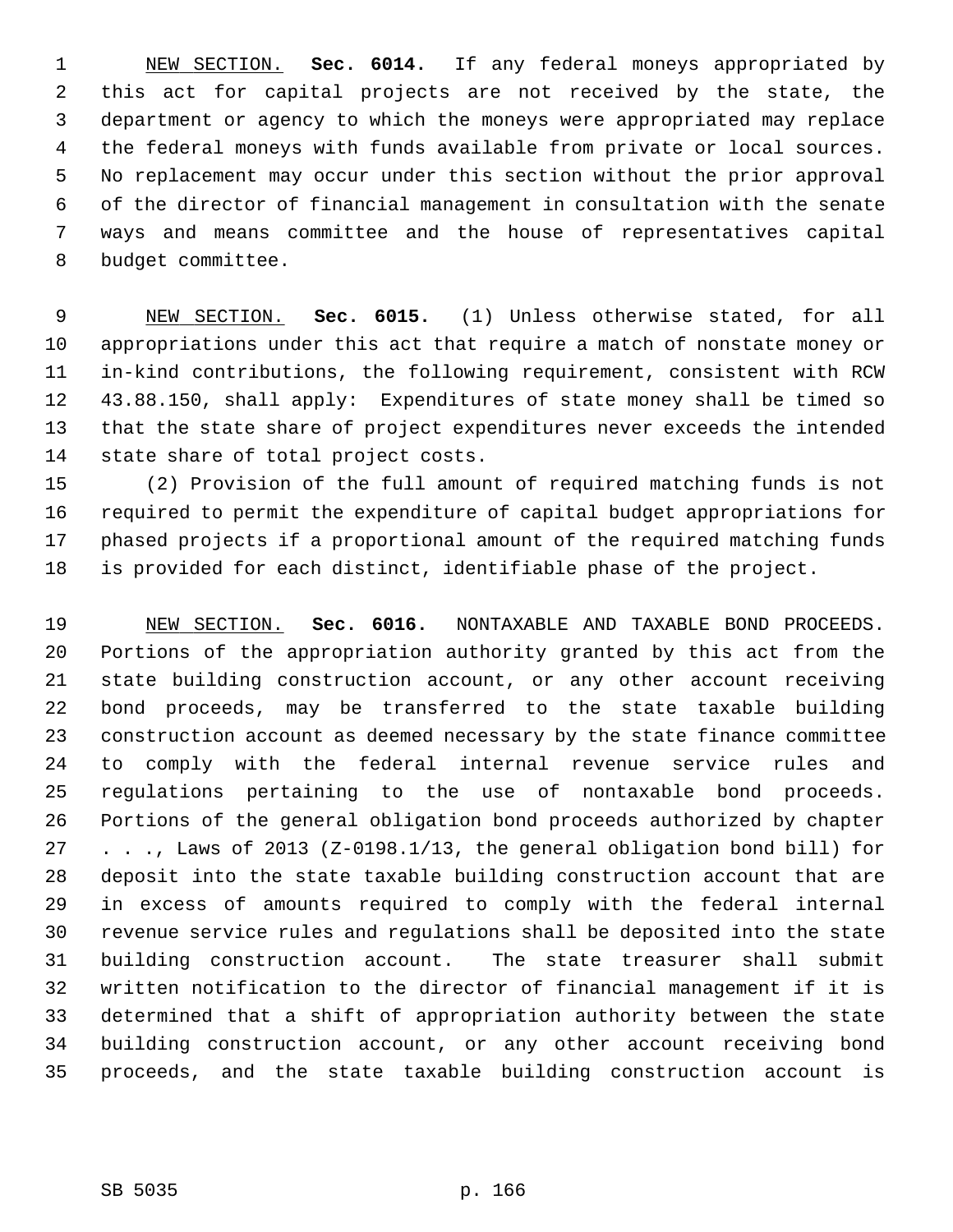NEW SECTION. **Sec. 6014.** If any federal moneys appropriated by this act for capital projects are not received by the state, the department or agency to which the moneys were appropriated may replace the federal moneys with funds available from private or local sources. No replacement may occur under this section without the prior approval of the director of financial management in consultation with the senate ways and means committee and the house of representatives capital budget committee.

NEW SECTION. **Sec. 6015.** (1) Unless otherwise stated, for all appropriations under this act that require a match of nonstate money or in-kind contributions, the following requirement, consistent with RCW 43.88.150, shall apply: Expenditures of state money shall be timed so that the state share of project expenditures never exceeds the intended state share of total project costs.

(2) Provision of the full amount of required matching funds is not required to permit the expenditure of capital budget appropriations for phased projects if a proportional amount of the required matching funds is provided for each distinct, identifiable phase of the project.

NEW SECTION. **Sec. 6016.** NONTAXABLE AND TAXABLE BOND PROCEEDS. Portions of the appropriation authority granted by this act from the state building construction account, or any other account receiving bond proceeds, may be transferred to the state taxable building construction account as deemed necessary by the state finance committee to comply with the federal internal revenue service rules and regulations pertaining to the use of nontaxable bond proceeds. Portions of the general obligation bond proceeds authorized by chapter . . ., Laws of 2013 (Z-0198.1/13, the general obligation bond bill) for deposit into the state taxable building construction account that are in excess of amounts required to comply with the federal internal revenue service rules and regulations shall be deposited into the state building construction account. The state treasurer shall submit written notification to the director of financial management if it is determined that a shift of appropriation authority between the state building construction account, or any other account receiving bond proceeds, and the state taxable building construction account is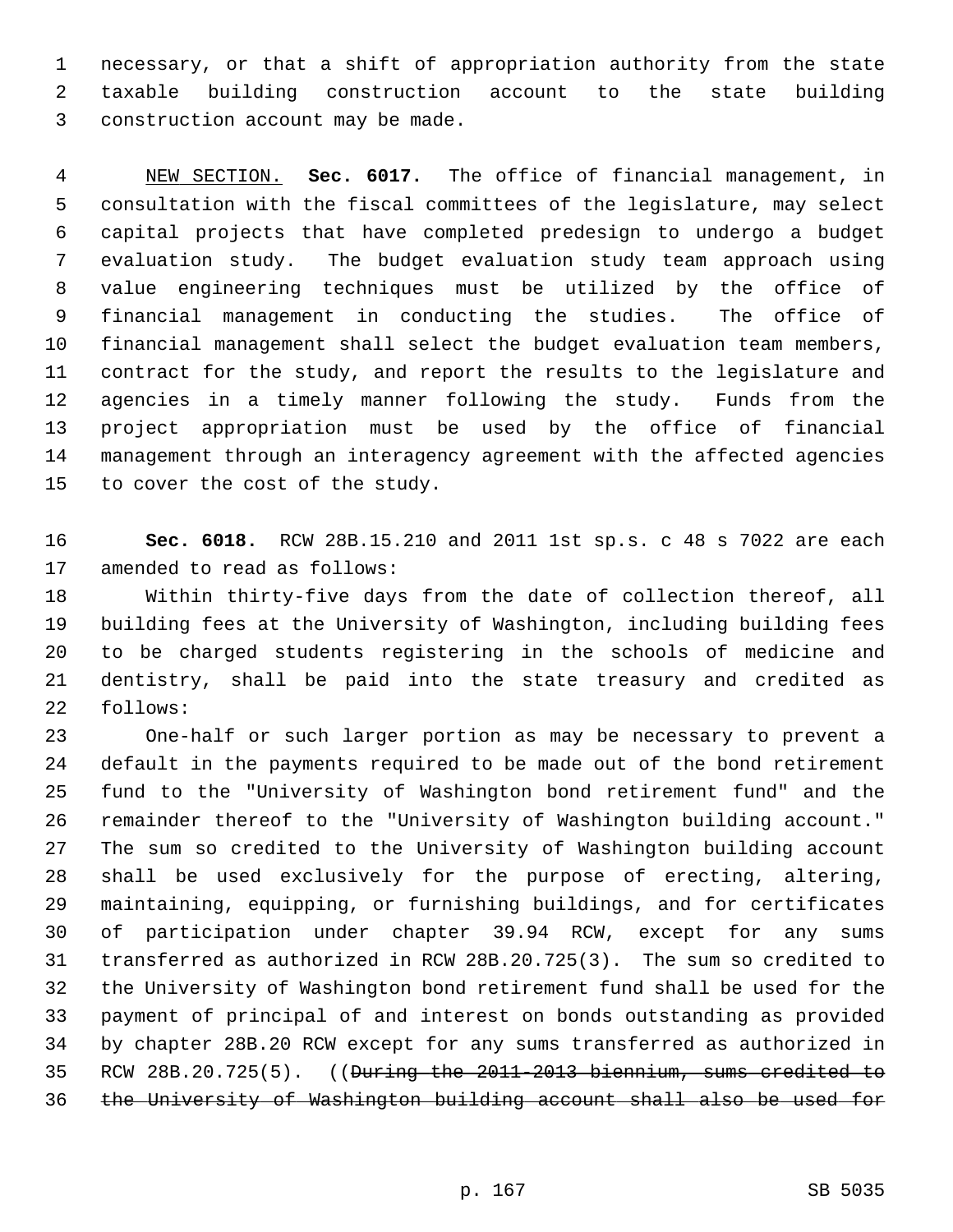necessary, or that a shift of appropriation authority from the state taxable building construction account to the state building construction account may be made.

NEW SECTION. **Sec. 6017.** The office of financial management, in consultation with the fiscal committees of the legislature, may select capital projects that have completed predesign to undergo a budget evaluation study. The budget evaluation study team approach using value engineering techniques must be utilized by the office of financial management in conducting the studies. The office of financial management shall select the budget evaluation team members, contract for the study, and report the results to the legislature and agencies in a timely manner following the study. Funds from the project appropriation must be used by the office of financial management through an interagency agreement with the affected agencies to cover the cost of the study.

**Sec. 6018.** RCW 28B.15.210 and 2011 1st sp.s. c 48 s 7022 are each amended to read as follows:

Within thirty-five days from the date of collection thereof, all building fees at the University of Washington, including building fees to be charged students registering in the schools of medicine and dentistry, shall be paid into the state treasury and credited as follows:

One-half or such larger portion as may be necessary to prevent a default in the payments required to be made out of the bond retirement fund to the "University of Washington bond retirement fund" and the remainder thereof to the "University of Washington building account." The sum so credited to the University of Washington building account shall be used exclusively for the purpose of erecting, altering, maintaining, equipping, or furnishing buildings, and for certificates of participation under chapter 39.94 RCW, except for any sums transferred as authorized in RCW 28B.20.725(3). The sum so credited to the University of Washington bond retirement fund shall be used for the payment of principal of and interest on bonds outstanding as provided by chapter 28B.20 RCW except for any sums transferred as authorized in RCW 28B.20.725(5). ((~~During the 2011-2013 biennium, sums credited to the University of Washington building account shall also be used for~~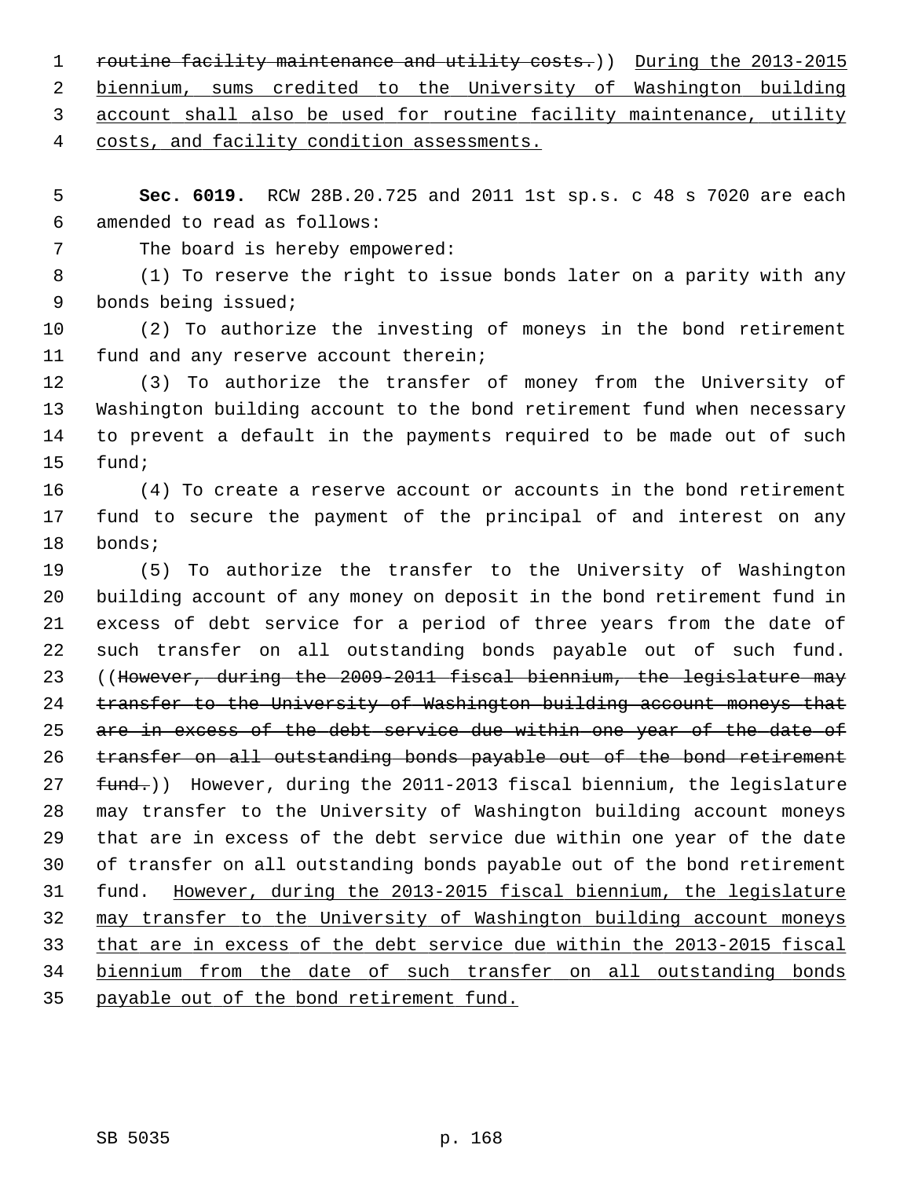~~routine facility maintenance and utility costs.~~)) <u>During the 2013-2015 biennium, sums credited to the University of Washington building account shall also be used for routine facility maintenance, utility costs, and facility condition assessments.</u>

**Sec. 6019.** RCW 28B.20.725 and 2011 1st sp.s. c 48 s 7020 are each amended to read as follows:

The board is hereby empowered:

(1) To reserve the right to issue bonds later on a parity with any bonds being issued;

(2) To authorize the investing of moneys in the bond retirement fund and any reserve account therein;

(3) To authorize the transfer of money from the University of Washington building account to the bond retirement fund when necessary to prevent a default in the payments required to be made out of such fund;

(4) To create a reserve account or accounts in the bond retirement fund to secure the payment of the principal of and interest on any bonds;

(5) To authorize the transfer to the University of Washington building account of any money on deposit in the bond retirement fund in excess of debt service for a period of three years from the date of such transfer on all outstanding bonds payable out of such fund. ((~~However, during the 2009-2011 fiscal biennium, the legislature may transfer to the University of Washington building account moneys that are in excess of the debt service due within one year of the date of transfer on all outstanding bonds payable out of the bond retirement fund.~~)) However, during the 2011-2013 fiscal biennium, the legislature may transfer to the University of Washington building account moneys that are in excess of the debt service due within one year of the date of transfer on all outstanding bonds payable out of the bond retirement fund. <u>However, during the 2013-2015 fiscal biennium, the legislature may transfer to the University of Washington building account moneys that are in excess of the debt service due within the 2013-2015 fiscal biennium from the date of such transfer on all outstanding bonds payable out of the bond retirement fund.</u>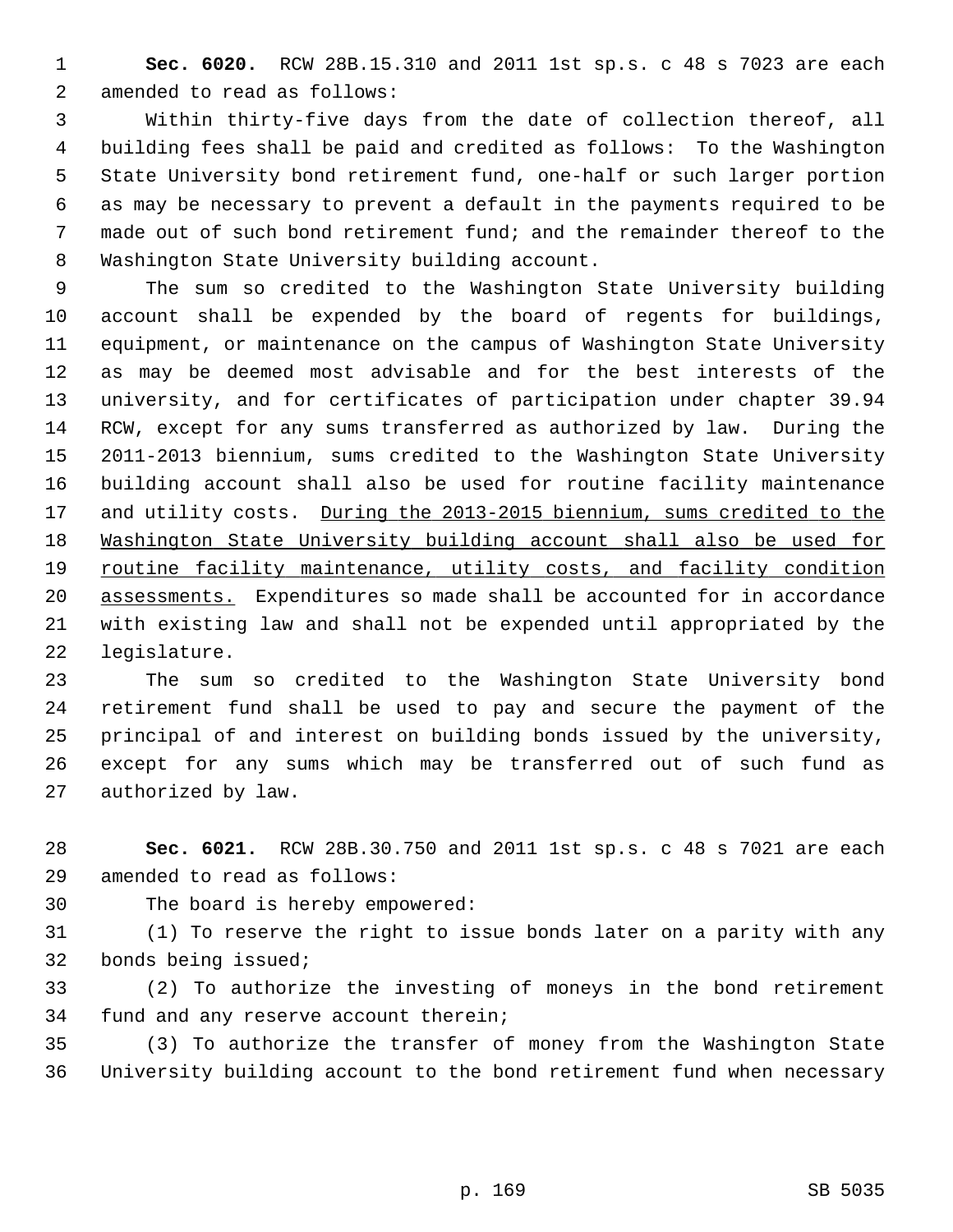**Sec. 6020.** RCW 28B.15.310 and 2011 1st sp.s. c 48 s 7023 are each amended to read as follows:

Within thirty-five days from the date of collection thereof, all building fees shall be paid and credited as follows: To the Washington State University bond retirement fund, one-half or such larger portion as may be necessary to prevent a default in the payments required to be made out of such bond retirement fund; and the remainder thereof to the Washington State University building account.

The sum so credited to the Washington State University building account shall be expended by the board of regents for buildings, equipment, or maintenance on the campus of Washington State University as may be deemed most advisable and for the best interests of the university, and for certificates of participation under chapter 39.94 RCW, except for any sums transferred as authorized by law. During the 2011-2013 biennium, sums credited to the Washington State University building account shall also be used for routine facility maintenance and utility costs. <u>During the 2013-2015 biennium, sums credited to the Washington State University building account shall also be used for routine facility maintenance, utility costs, and facility condition assessments.</u> Expenditures so made shall be accounted for in accordance with existing law and shall not be expended until appropriated by the legislature.

The sum so credited to the Washington State University bond retirement fund shall be used to pay and secure the payment of the principal of and interest on building bonds issued by the university, except for any sums which may be transferred out of such fund as authorized by law.

**Sec. 6021.** RCW 28B.30.750 and 2011 1st sp.s. c 48 s 7021 are each amended to read as follows:

The board is hereby empowered:

(1) To reserve the right to issue bonds later on a parity with any bonds being issued;

(2) To authorize the investing of moneys in the bond retirement fund and any reserve account therein;

(3) To authorize the transfer of money from the Washington State University building account to the bond retirement fund when necessary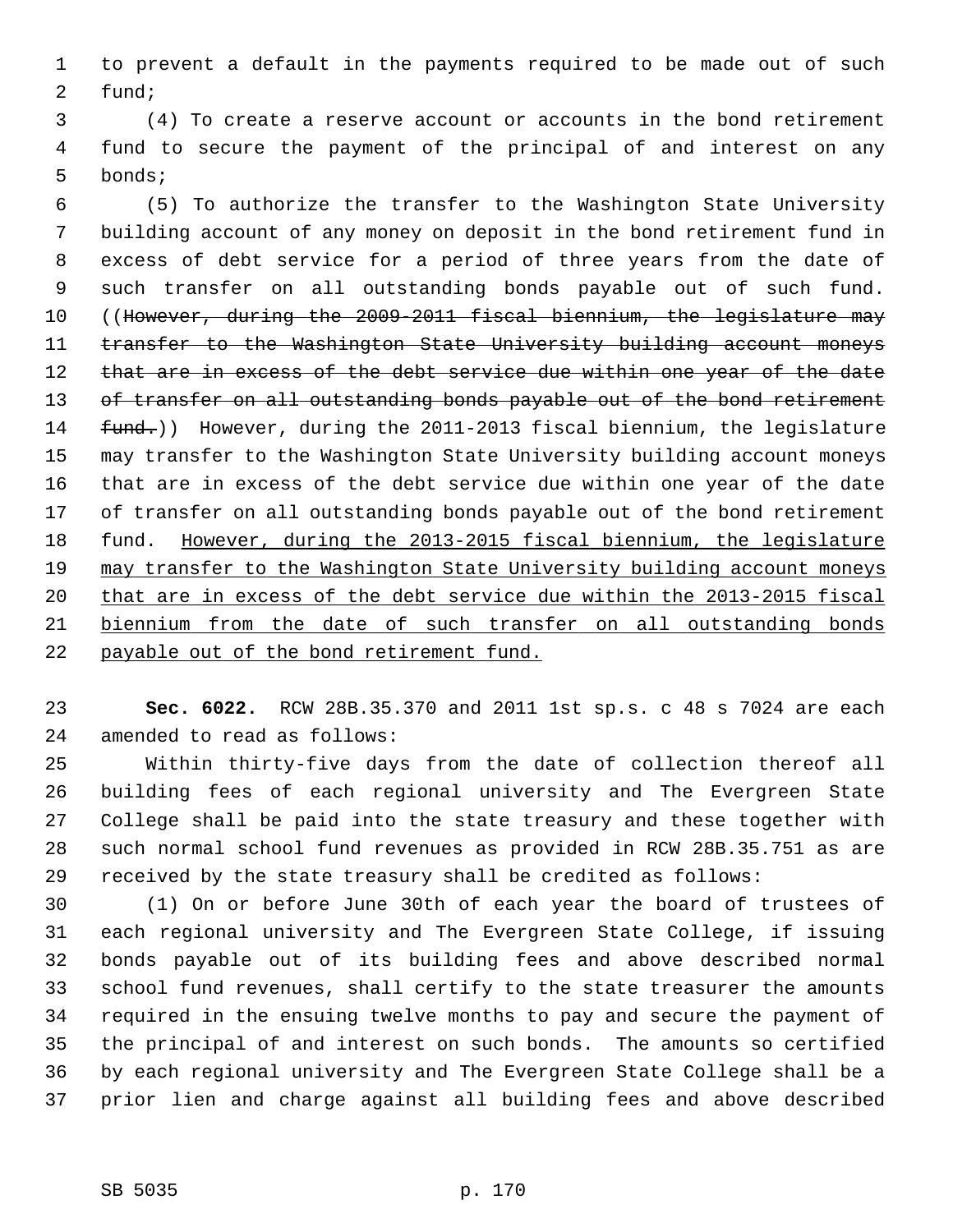to prevent a default in the payments required to be made out of such fund;

(4) To create a reserve account or accounts in the bond retirement fund to secure the payment of the principal of and interest on any bonds;

(5) To authorize the transfer to the Washington State University building account of any money on deposit in the bond retirement fund in excess of debt service for a period of three years from the date of such transfer on all outstanding bonds payable out of such fund. ((~~However, during the 2009-2011 fiscal biennium, the legislature may transfer to the Washington State University building account moneys that are in excess of the debt service due within one year of the date of transfer on all outstanding bonds payable out of the bond retirement fund.~~)) However, during the 2011-2013 fiscal biennium, the legislature may transfer to the Washington State University building account moneys that are in excess of the debt service due within one year of the date of transfer on all outstanding bonds payable out of the bond retirement fund. <u>However, during the 2013-2015 fiscal biennium, the legislature may transfer to the Washington State University building account moneys that are in excess of the debt service due within the 2013-2015 fiscal biennium from the date of such transfer on all outstanding bonds payable out of the bond retirement fund.</u>

**Sec. 6022.** RCW 28B.35.370 and 2011 1st sp.s. c 48 s 7024 are each amended to read as follows:

Within thirty-five days from the date of collection thereof all building fees of each regional university and The Evergreen State College shall be paid into the state treasury and these together with such normal school fund revenues as provided in RCW 28B.35.751 as are received by the state treasury shall be credited as follows:

(1) On or before June 30th of each year the board of trustees of each regional university and The Evergreen State College, if issuing bonds payable out of its building fees and above described normal school fund revenues, shall certify to the state treasurer the amounts required in the ensuing twelve months to pay and secure the payment of the principal of and interest on such bonds. The amounts so certified by each regional university and The Evergreen State College shall be a prior lien and charge against all building fees and above described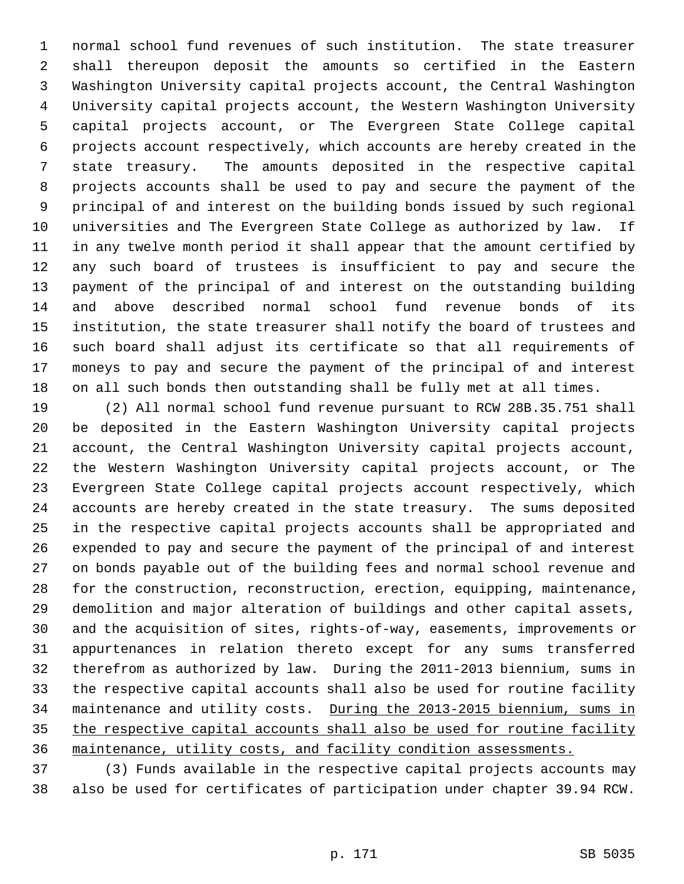normal school fund revenues of such institution. The state treasurer shall thereupon deposit the amounts so certified in the Eastern Washington University capital projects account, the Central Washington University capital projects account, the Western Washington University capital projects account, or The Evergreen State College capital projects account respectively, which accounts are hereby created in the state treasury. The amounts deposited in the respective capital projects accounts shall be used to pay and secure the payment of the principal of and interest on the building bonds issued by such regional universities and The Evergreen State College as authorized by law. If in any twelve month period it shall appear that the amount certified by any such board of trustees is insufficient to pay and secure the payment of the principal of and interest on the outstanding building and above described normal school fund revenue bonds of its institution, the state treasurer shall notify the board of trustees and such board shall adjust its certificate so that all requirements of moneys to pay and secure the payment of the principal of and interest on all such bonds then outstanding shall be fully met at all times.

(2) All normal school fund revenue pursuant to RCW 28B.35.751 shall be deposited in the Eastern Washington University capital projects account, the Central Washington University capital projects account, the Western Washington University capital projects account, or The Evergreen State College capital projects account respectively, which accounts are hereby created in the state treasury. The sums deposited in the respective capital projects accounts shall be appropriated and expended to pay and secure the payment of the principal of and interest on bonds payable out of the building fees and normal school revenue and for the construction, reconstruction, erection, equipping, maintenance, demolition and major alteration of buildings and other capital assets, and the acquisition of sites, rights-of-way, easements, improvements or appurtenances in relation thereto except for any sums transferred therefrom as authorized by law. During the 2011-2013 biennium, sums in the respective capital accounts shall also be used for routine facility maintenance and utility costs. <u>During the 2013-2015 biennium, sums in the respective capital accounts shall also be used for routine facility maintenance, utility costs, and facility condition assessments.</u>

(3) Funds available in the respective capital projects accounts may also be used for certificates of participation under chapter 39.94 RCW.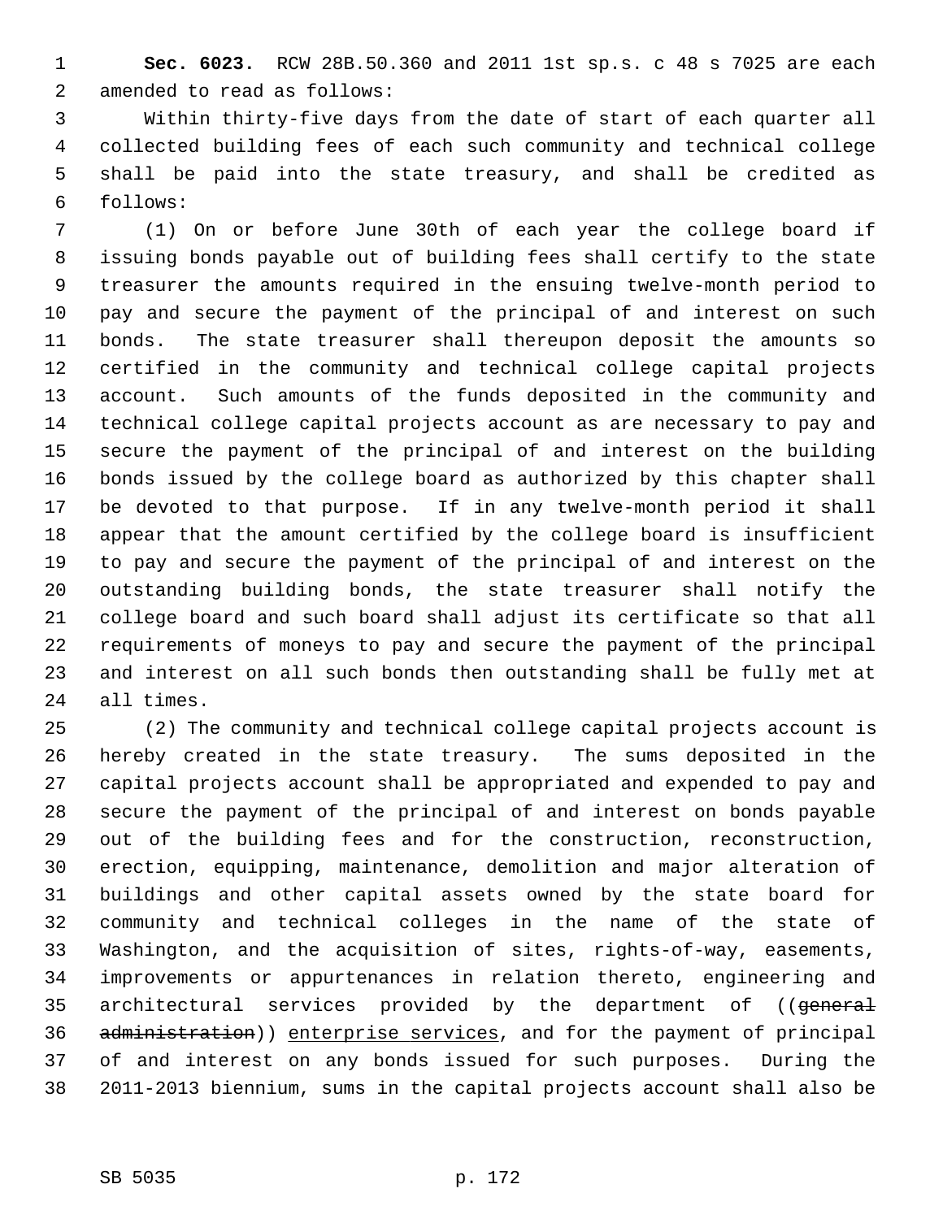**Sec. 6023.** RCW 28B.50.360 and 2011 1st sp.s. c 48 s 7025 are each amended to read as follows:

Within thirty-five days from the date of start of each quarter all collected building fees of each such community and technical college shall be paid into the state treasury, and shall be credited as follows:

(1) On or before June 30th of each year the college board if issuing bonds payable out of building fees shall certify to the state treasurer the amounts required in the ensuing twelve-month period to pay and secure the payment of the principal of and interest on such bonds. The state treasurer shall thereupon deposit the amounts so certified in the community and technical college capital projects account. Such amounts of the funds deposited in the community and technical college capital projects account as are necessary to pay and secure the payment of the principal of and interest on the building bonds issued by the college board as authorized by this chapter shall be devoted to that purpose. If in any twelve-month period it shall appear that the amount certified by the college board is insufficient to pay and secure the payment of the principal of and interest on the outstanding building bonds, the state treasurer shall notify the college board and such board shall adjust its certificate so that all requirements of moneys to pay and secure the payment of the principal and interest on all such bonds then outstanding shall be fully met at all times.

(2) The community and technical college capital projects account is hereby created in the state treasury. The sums deposited in the capital projects account shall be appropriated and expended to pay and secure the payment of the principal of and interest on bonds payable out of the building fees and for the construction, reconstruction, erection, equipping, maintenance, demolition and major alteration of buildings and other capital assets owned by the state board for community and technical colleges in the name of the state of Washington, and the acquisition of sites, rights-of-way, easements, improvements or appurtenances in relation thereto, engineering and architectural services provided by the department of ((~~general administration~~)) enterprise services, and for the payment of principal of and interest on any bonds issued for such purposes. During the 2011-2013 biennium, sums in the capital projects account shall also be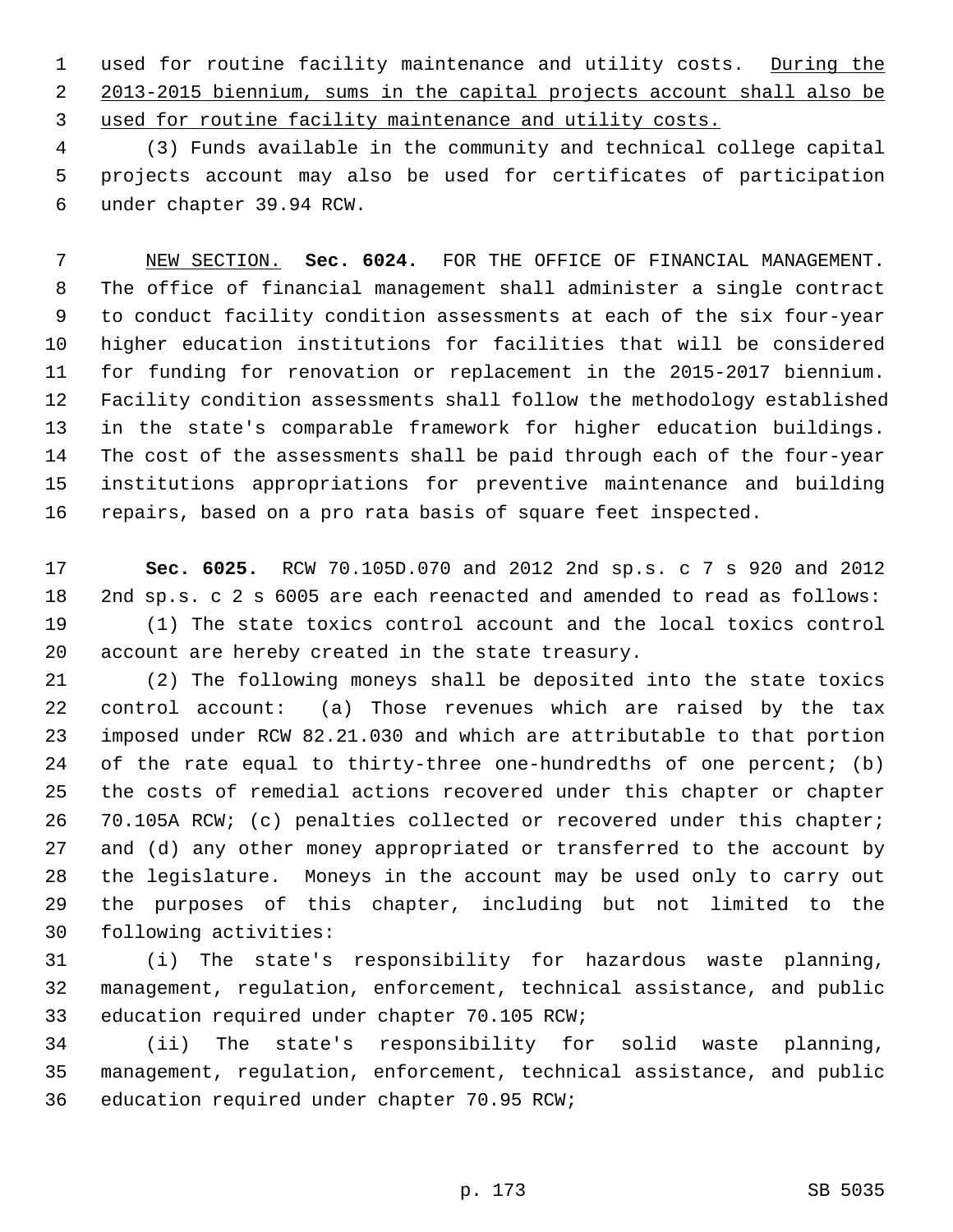used for routine facility maintenance and utility costs. During the 2013-2015 biennium, sums in the capital projects account shall also be used for routine facility maintenance and utility costs.

(3) Funds available in the community and technical college capital projects account may also be used for certificates of participation under chapter 39.94 RCW.

NEW SECTION. **Sec. 6024.** FOR THE OFFICE OF FINANCIAL MANAGEMENT. The office of financial management shall administer a single contract to conduct facility condition assessments at each of the six four-year higher education institutions for facilities that will be considered for funding for renovation or replacement in the 2015-2017 biennium. Facility condition assessments shall follow the methodology established in the state's comparable framework for higher education buildings. The cost of the assessments shall be paid through each of the four-year institutions appropriations for preventive maintenance and building repairs, based on a pro rata basis of square feet inspected.

**Sec. 6025.** RCW 70.105D.070 and 2012 2nd sp.s. c 7 s 920 and 2012 2nd sp.s. c 2 s 6005 are each reenacted and amended to read as follows:

(1) The state toxics control account and the local toxics control account are hereby created in the state treasury.

(2) The following moneys shall be deposited into the state toxics control account: (a) Those revenues which are raised by the tax imposed under RCW 82.21.030 and which are attributable to that portion of the rate equal to thirty-three one-hundredths of one percent; (b) the costs of remedial actions recovered under this chapter or chapter 70.105A RCW; (c) penalties collected or recovered under this chapter; and (d) any other money appropriated or transferred to the account by the legislature. Moneys in the account may be used only to carry out the purposes of this chapter, including but not limited to the following activities:

(i) The state's responsibility for hazardous waste planning, management, regulation, enforcement, technical assistance, and public education required under chapter 70.105 RCW;

(ii) The state's responsibility for solid waste planning, management, regulation, enforcement, technical assistance, and public education required under chapter 70.95 RCW;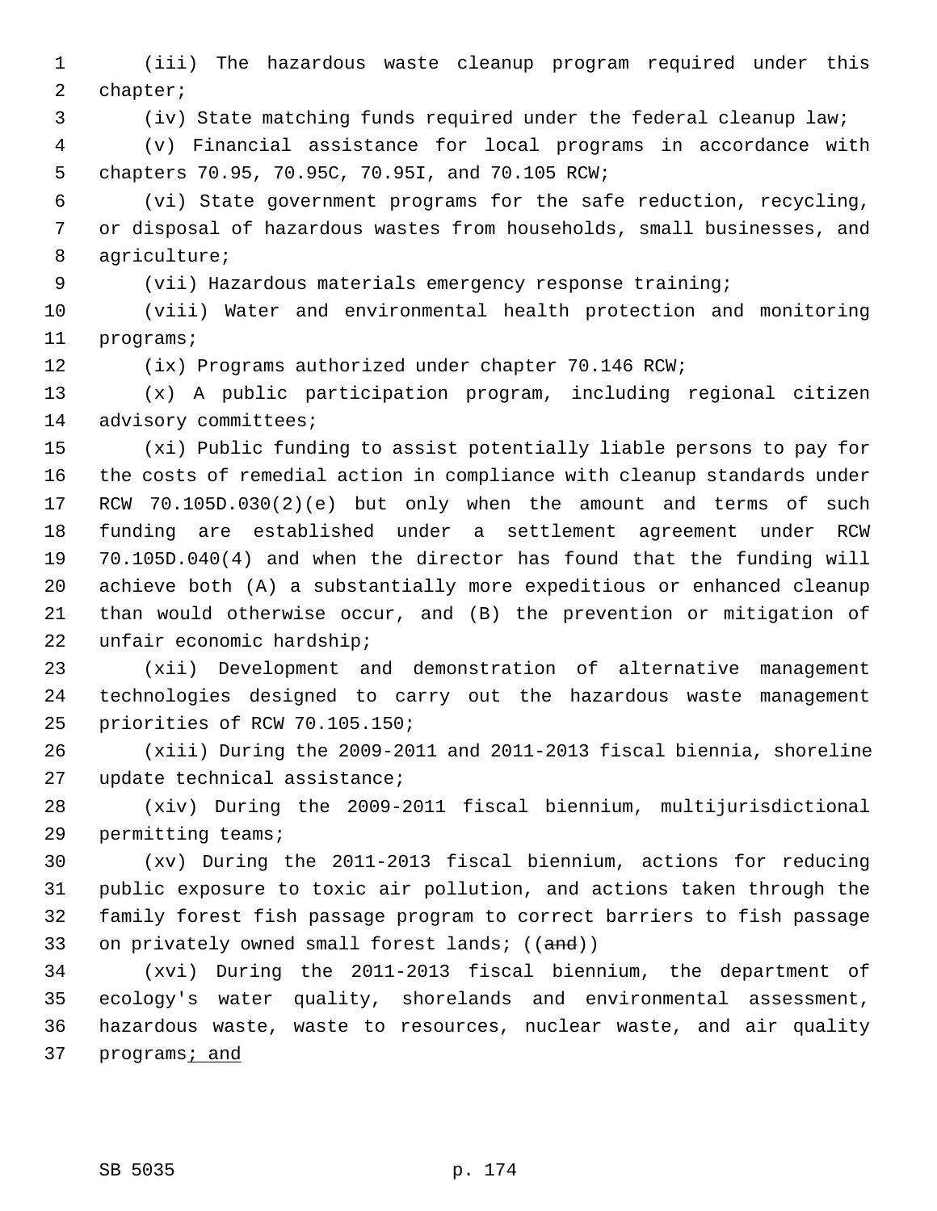(iii) The hazardous waste cleanup program required under this chapter;

(iv) State matching funds required under the federal cleanup law;

(v) Financial assistance for local programs in accordance with chapters 70.95, 70.95C, 70.95I, and 70.105 RCW;

(vi) State government programs for the safe reduction, recycling, or disposal of hazardous wastes from households, small businesses, and agriculture;

(vii) Hazardous materials emergency response training;

(viii) Water and environmental health protection and monitoring programs;

(ix) Programs authorized under chapter 70.146 RCW;

(x) A public participation program, including regional citizen advisory committees;

(xi) Public funding to assist potentially liable persons to pay for the costs of remedial action in compliance with cleanup standards under RCW 70.105D.030(2)(e) but only when the amount and terms of such funding are established under a settlement agreement under RCW 70.105D.040(4) and when the director has found that the funding will achieve both (A) a substantially more expeditious or enhanced cleanup than would otherwise occur, and (B) the prevention or mitigation of unfair economic hardship;

(xii) Development and demonstration of alternative management technologies designed to carry out the hazardous waste management priorities of RCW 70.105.150;

(xiii) During the 2009-2011 and 2011-2013 fiscal biennia, shoreline update technical assistance;

(xiv) During the 2009-2011 fiscal biennium, multijurisdictional permitting teams;

(xv) During the 2011-2013 fiscal biennium, actions for reducing public exposure to toxic air pollution, and actions taken through the family forest fish passage program to correct barriers to fish passage on privately owned small forest lands; ((~~and~~))

(xvi) During the 2011-2013 fiscal biennium, the department of ecology's water quality, shorelands and environmental assessment, hazardous waste, waste to resources, nuclear waste, and air quality programs<u>; and</u>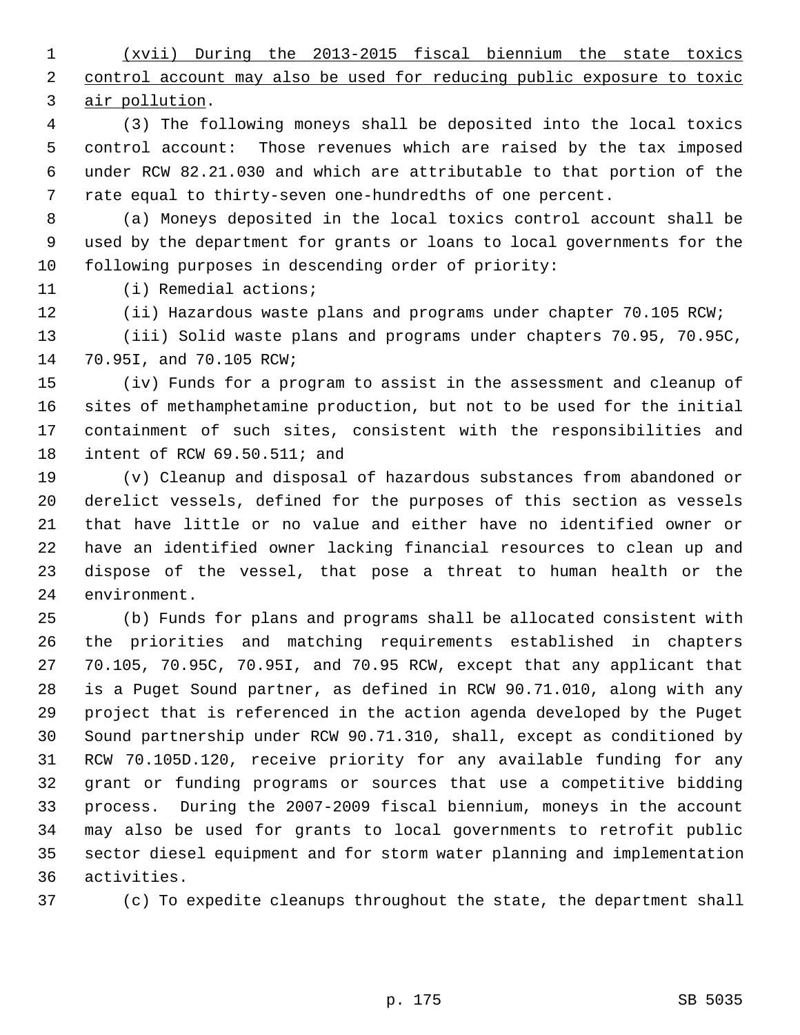(xvii) During the 2013-2015 fiscal biennium the state toxics control account may also be used for reducing public exposure to toxic air pollution.

(3) The following moneys shall be deposited into the local toxics control account: Those revenues which are raised by the tax imposed under RCW 82.21.030 and which are attributable to that portion of the rate equal to thirty-seven one-hundredths of one percent.

(a) Moneys deposited in the local toxics control account shall be used by the department for grants or loans to local governments for the following purposes in descending order of priority:

(i) Remedial actions;

(ii) Hazardous waste plans and programs under chapter 70.105 RCW;

(iii) Solid waste plans and programs under chapters 70.95, 70.95C, 70.95I, and 70.105 RCW;

(iv) Funds for a program to assist in the assessment and cleanup of sites of methamphetamine production, but not to be used for the initial containment of such sites, consistent with the responsibilities and intent of RCW 69.50.511; and

(v) Cleanup and disposal of hazardous substances from abandoned or derelict vessels, defined for the purposes of this section as vessels that have little or no value and either have no identified owner or have an identified owner lacking financial resources to clean up and dispose of the vessel, that pose a threat to human health or the environment.

(b) Funds for plans and programs shall be allocated consistent with the priorities and matching requirements established in chapters 70.105, 70.95C, 70.95I, and 70.95 RCW, except that any applicant that is a Puget Sound partner, as defined in RCW 90.71.010, along with any project that is referenced in the action agenda developed by the Puget Sound partnership under RCW 90.71.310, shall, except as conditioned by RCW 70.105D.120, receive priority for any available funding for any grant or funding programs or sources that use a competitive bidding process. During the 2007-2009 fiscal biennium, moneys in the account may also be used for grants to local governments to retrofit public sector diesel equipment and for storm water planning and implementation activities.

(c) To expedite cleanups throughout the state, the department shall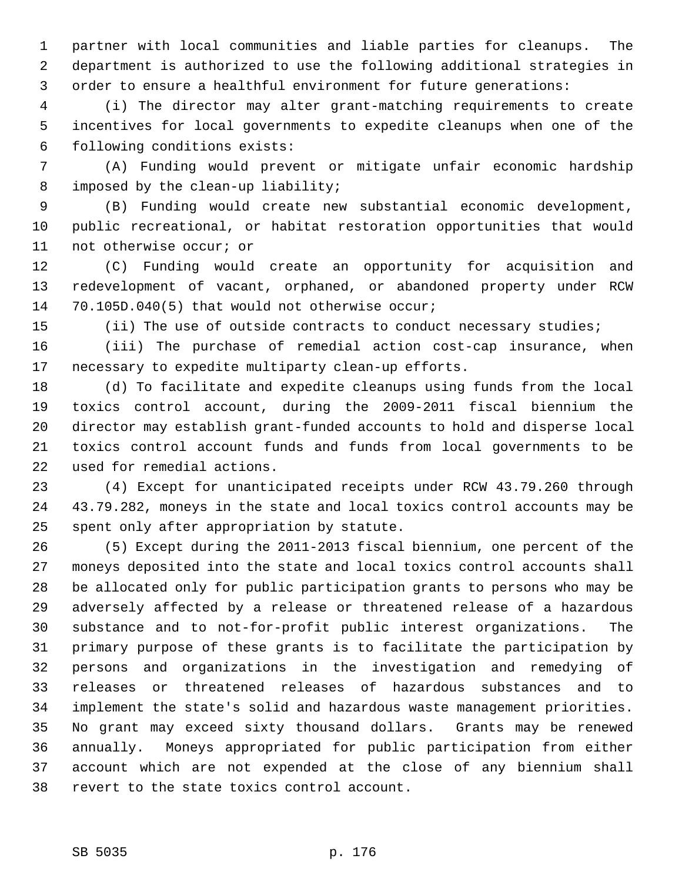partner with local communities and liable parties for cleanups. The department is authorized to use the following additional strategies in order to ensure a healthful environment for future generations:

(i) The director may alter grant-matching requirements to create incentives for local governments to expedite cleanups when one of the following conditions exists:

(A) Funding would prevent or mitigate unfair economic hardship imposed by the clean-up liability;

(B) Funding would create new substantial economic development, public recreational, or habitat restoration opportunities that would not otherwise occur; or

(C) Funding would create an opportunity for acquisition and redevelopment of vacant, orphaned, or abandoned property under RCW 70.105D.040(5) that would not otherwise occur;

(ii) The use of outside contracts to conduct necessary studies;

(iii) The purchase of remedial action cost-cap insurance, when necessary to expedite multiparty clean-up efforts.

(d) To facilitate and expedite cleanups using funds from the local toxics control account, during the 2009-2011 fiscal biennium the director may establish grant-funded accounts to hold and disperse local toxics control account funds and funds from local governments to be used for remedial actions.

(4) Except for unanticipated receipts under RCW 43.79.260 through 43.79.282, moneys in the state and local toxics control accounts may be spent only after appropriation by statute.

(5) Except during the 2011-2013 fiscal biennium, one percent of the moneys deposited into the state and local toxics control accounts shall be allocated only for public participation grants to persons who may be adversely affected by a release or threatened release of a hazardous substance and to not-for-profit public interest organizations. The primary purpose of these grants is to facilitate the participation by persons and organizations in the investigation and remedying of releases or threatened releases of hazardous substances and to implement the state's solid and hazardous waste management priorities. No grant may exceed sixty thousand dollars. Grants may be renewed annually. Moneys appropriated for public participation from either account which are not expended at the close of any biennium shall revert to the state toxics control account.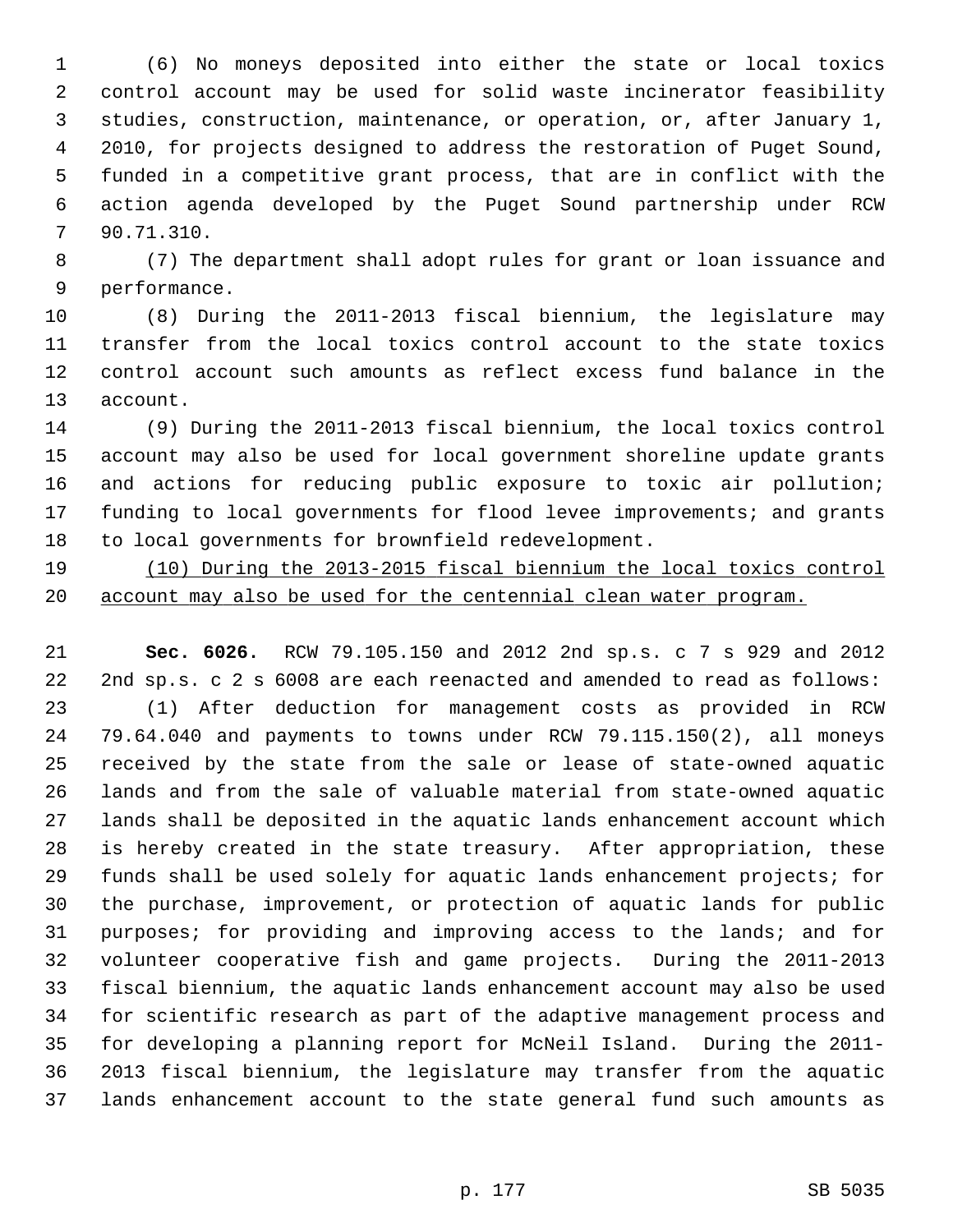(6) No moneys deposited into either the state or local toxics control account may be used for solid waste incinerator feasibility studies, construction, maintenance, or operation, or, after January 1, 2010, for projects designed to address the restoration of Puget Sound, funded in a competitive grant process, that are in conflict with the action agenda developed by the Puget Sound partnership under RCW 90.71.310.

(7) The department shall adopt rules for grant or loan issuance and performance.

(8) During the 2011-2013 fiscal biennium, the legislature may transfer from the local toxics control account to the state toxics control account such amounts as reflect excess fund balance in the account.

(9) During the 2011-2013 fiscal biennium, the local toxics control account may also be used for local government shoreline update grants and actions for reducing public exposure to toxic air pollution; funding to local governments for flood levee improvements; and grants to local governments for brownfield redevelopment.

<u>(10) During the 2013-2015 fiscal biennium the local toxics control account may also be used for the centennial clean water program.</u>

**Sec. 6026.** RCW 79.105.150 and 2012 2nd sp.s. c 7 s 929 and 2012 2nd sp.s. c 2 s 6008 are each reenacted and amended to read as follows:

(1) After deduction for management costs as provided in RCW 79.64.040 and payments to towns under RCW 79.115.150(2), all moneys received by the state from the sale or lease of state-owned aquatic lands and from the sale of valuable material from state-owned aquatic lands shall be deposited in the aquatic lands enhancement account which is hereby created in the state treasury. After appropriation, these funds shall be used solely for aquatic lands enhancement projects; for the purchase, improvement, or protection of aquatic lands for public purposes; for providing and improving access to the lands; and for volunteer cooperative fish and game projects. During the 2011-2013 fiscal biennium, the aquatic lands enhancement account may also be used for scientific research as part of the adaptive management process and for developing a planning report for McNeil Island. During the 2011-2013 fiscal biennium, the legislature may transfer from the aquatic lands enhancement account to the state general fund such amounts as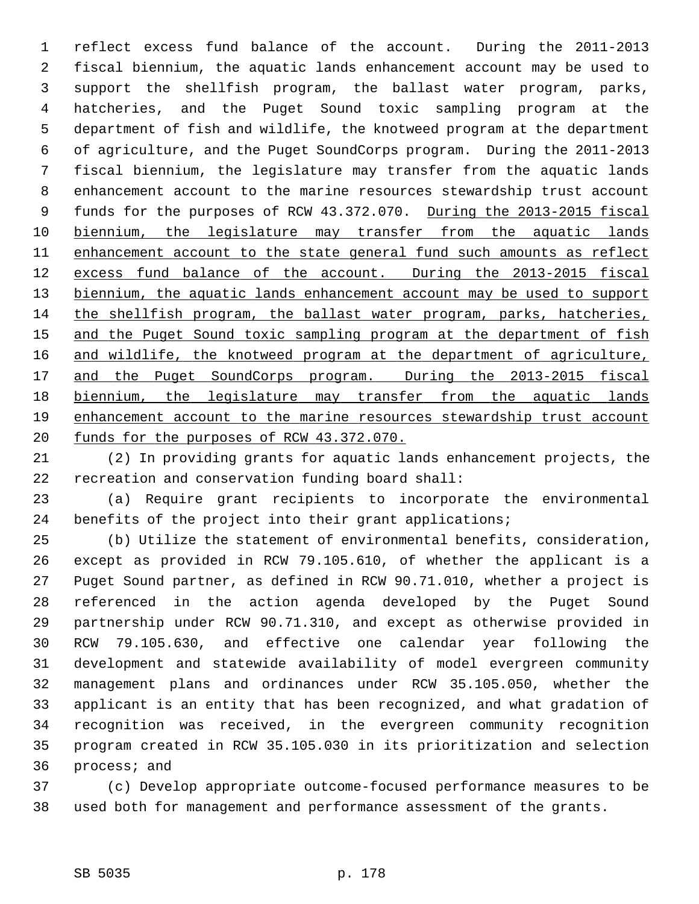reflect excess fund balance of the account. During the 2011-2013 fiscal biennium, the aquatic lands enhancement account may be used to support the shellfish program, the ballast water program, parks, hatcheries, and the Puget Sound toxic sampling program at the department of fish and wildlife, the knotweed program at the department of agriculture, and the Puget SoundCorps program. During the 2011-2013 fiscal biennium, the legislature may transfer from the aquatic lands enhancement account to the marine resources stewardship trust account funds for the purposes of RCW 43.372.070. <u>During the 2013-2015 fiscal biennium, the legislature may transfer from the aquatic lands enhancement account to the state general fund such amounts as reflect excess fund balance of the account. During the 2013-2015 fiscal biennium, the aquatic lands enhancement account may be used to support the shellfish program, the ballast water program, parks, hatcheries, and the Puget Sound toxic sampling program at the department of fish and wildlife, the knotweed program at the department of agriculture, and the Puget SoundCorps program. During the 2013-2015 fiscal biennium, the legislature may transfer from the aquatic lands enhancement account to the marine resources stewardship trust account funds for the purposes of RCW 43.372.070.</u>

(2) In providing grants for aquatic lands enhancement projects, the recreation and conservation funding board shall:

(a) Require grant recipients to incorporate the environmental benefits of the project into their grant applications;

(b) Utilize the statement of environmental benefits, consideration, except as provided in RCW 79.105.610, of whether the applicant is a Puget Sound partner, as defined in RCW 90.71.010, whether a project is referenced in the action agenda developed by the Puget Sound partnership under RCW 90.71.310, and except as otherwise provided in RCW 79.105.630, and effective one calendar year following the development and statewide availability of model evergreen community management plans and ordinances under RCW 35.105.050, whether the applicant is an entity that has been recognized, and what gradation of recognition was received, in the evergreen community recognition program created in RCW 35.105.030 in its prioritization and selection process; and

(c) Develop appropriate outcome-focused performance measures to be used both for management and performance assessment of the grants.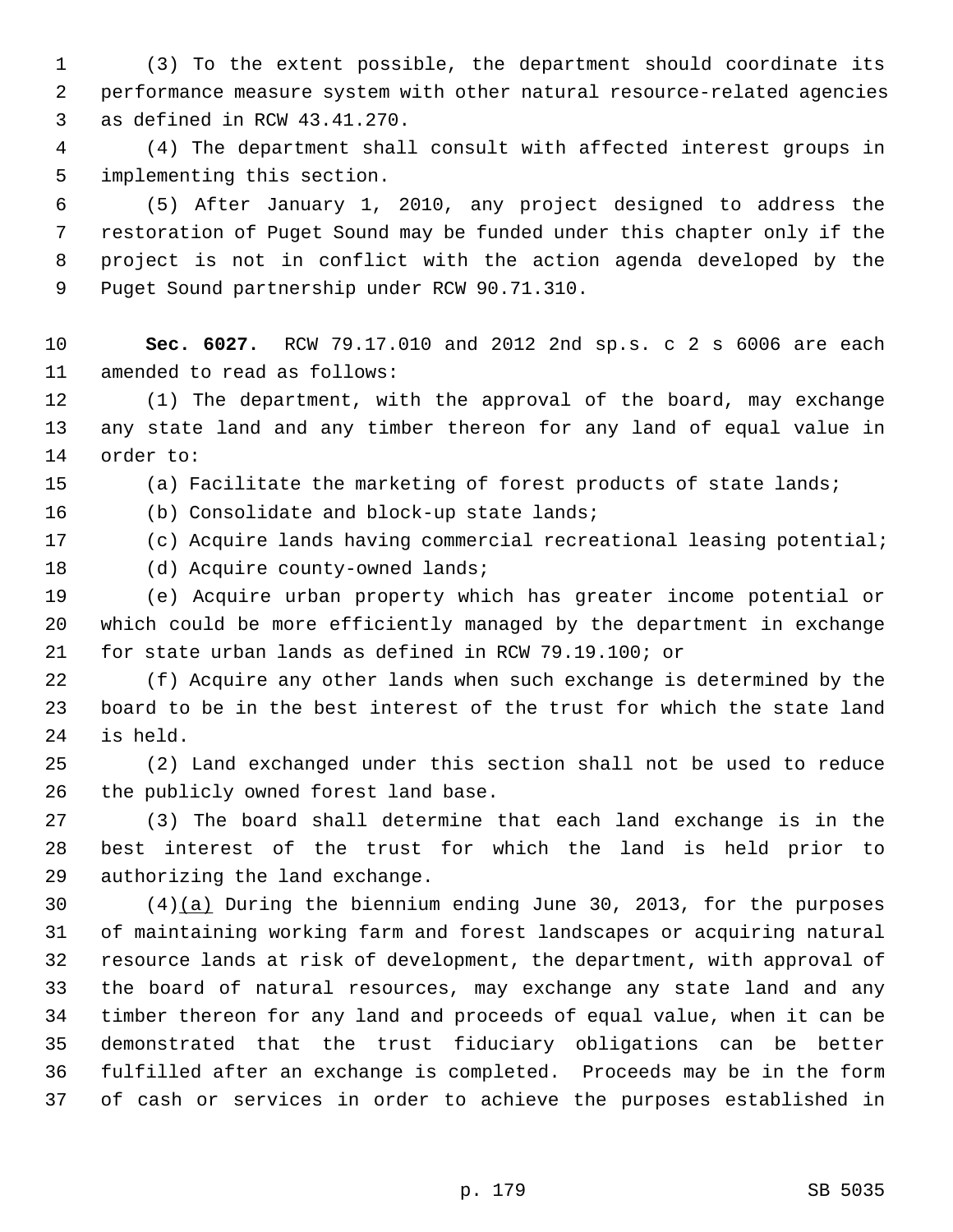(3) To the extent possible, the department should coordinate its performance measure system with other natural resource-related agencies as defined in RCW 43.41.270.

(4) The department shall consult with affected interest groups in implementing this section.

(5) After January 1, 2010, any project designed to address the restoration of Puget Sound may be funded under this chapter only if the project is not in conflict with the action agenda developed by the Puget Sound partnership under RCW 90.71.310.

**Sec. 6027.** RCW 79.17.010 and 2012 2nd sp.s. c 2 s 6006 are each amended to read as follows:

(1) The department, with the approval of the board, may exchange any state land and any timber thereon for any land of equal value in order to:

(a) Facilitate the marketing of forest products of state lands;

(b) Consolidate and block-up state lands;

(c) Acquire lands having commercial recreational leasing potential;

(d) Acquire county-owned lands;

(e) Acquire urban property which has greater income potential or which could be more efficiently managed by the department in exchange for state urban lands as defined in RCW 79.19.100; or

(f) Acquire any other lands when such exchange is determined by the board to be in the best interest of the trust for which the state land is held.

(2) Land exchanged under this section shall not be used to reduce the publicly owned forest land base.

(3) The board shall determine that each land exchange is in the best interest of the trust for which the land is held prior to authorizing the land exchange.

(4)<u>(a)</u> During the biennium ending June 30, 2013, for the purposes of maintaining working farm and forest landscapes or acquiring natural resource lands at risk of development, the department, with approval of the board of natural resources, may exchange any state land and any timber thereon for any land and proceeds of equal value, when it can be demonstrated that the trust fiduciary obligations can be better fulfilled after an exchange is completed. Proceeds may be in the form of cash or services in order to achieve the purposes established in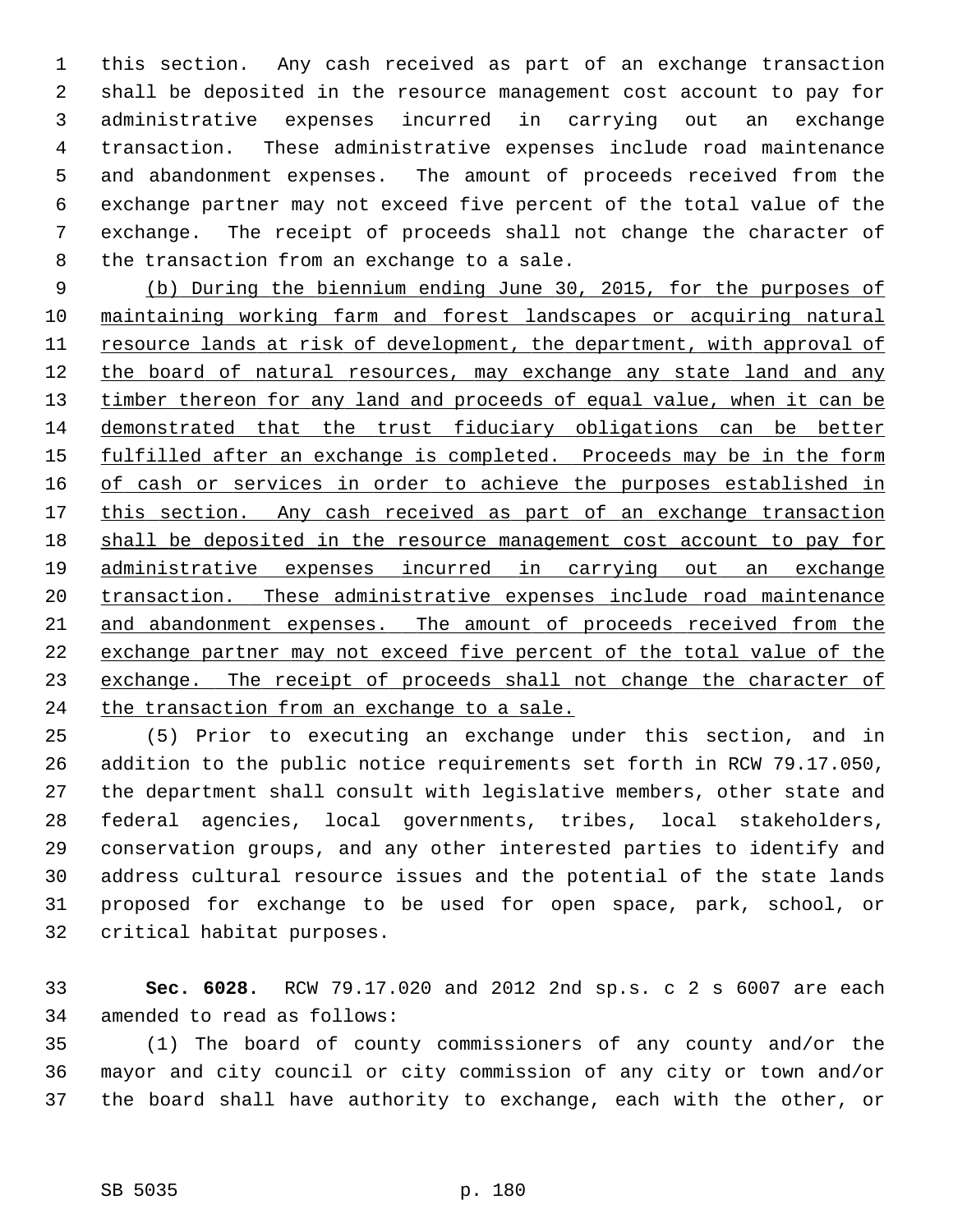this section. Any cash received as part of an exchange transaction shall be deposited in the resource management cost account to pay for administrative expenses incurred in carrying out an exchange transaction. These administrative expenses include road maintenance and abandonment expenses. The amount of proceeds received from the exchange partner may not exceed five percent of the total value of the exchange. The receipt of proceeds shall not change the character of the transaction from an exchange to a sale.

<u>(b) During the biennium ending June 30, 2015, for the purposes of maintaining working farm and forest landscapes or acquiring natural resource lands at risk of development, the department, with approval of the board of natural resources, may exchange any state land and any timber thereon for any land and proceeds of equal value, when it can be demonstrated that the trust fiduciary obligations can be better fulfilled after an exchange is completed. Proceeds may be in the form of cash or services in order to achieve the purposes established in this section. Any cash received as part of an exchange transaction shall be deposited in the resource management cost account to pay for administrative expenses incurred in carrying out an exchange transaction. These administrative expenses include road maintenance and abandonment expenses. The amount of proceeds received from the exchange partner may not exceed five percent of the total value of the exchange. The receipt of proceeds shall not change the character of the transaction from an exchange to a sale.</u>

(5) Prior to executing an exchange under this section, and in addition to the public notice requirements set forth in RCW 79.17.050, the department shall consult with legislative members, other state and federal agencies, local governments, tribes, local stakeholders, conservation groups, and any other interested parties to identify and address cultural resource issues and the potential of the state lands proposed for exchange to be used for open space, park, school, or critical habitat purposes.

**Sec. 6028.** RCW 79.17.020 and 2012 2nd sp.s. c 2 s 6007 are each amended to read as follows:

(1) The board of county commissioners of any county and/or the mayor and city council or city commission of any city or town and/or the board shall have authority to exchange, each with the other, or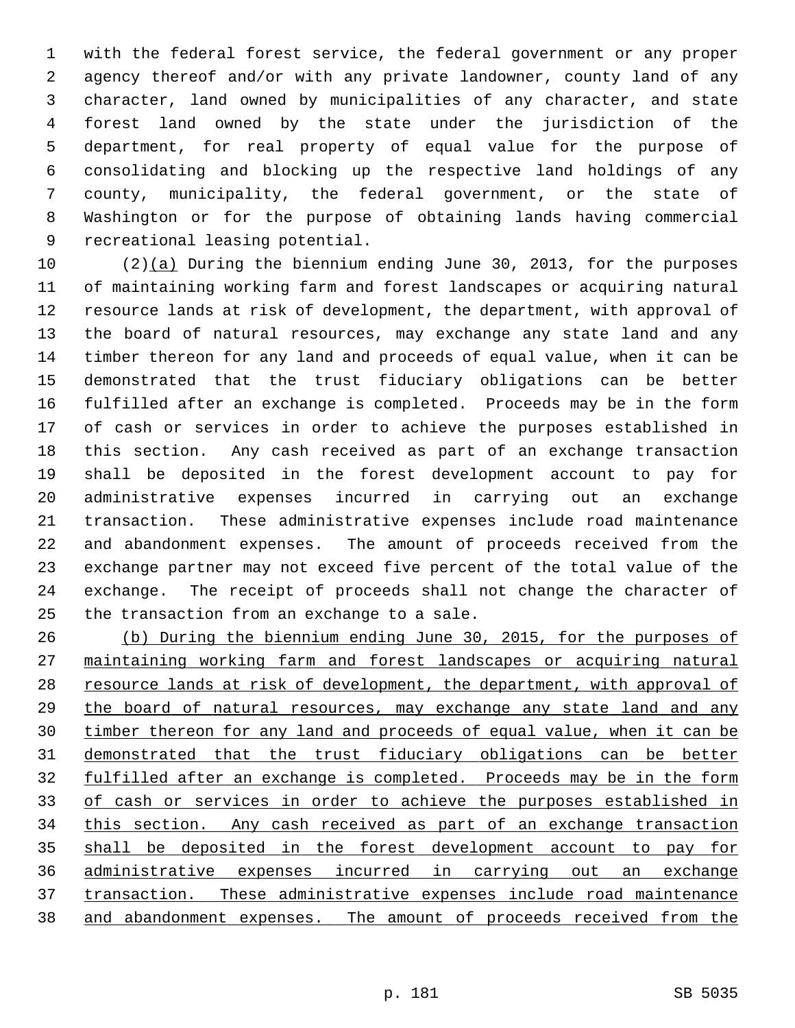with the federal forest service, the federal government or any proper agency thereof and/or with any private landowner, county land of any character, land owned by municipalities of any character, and state forest land owned by the state under the jurisdiction of the department, for real property of equal value for the purpose of consolidating and blocking up the respective land holdings of any county, municipality, the federal government, or the state of Washington or for the purpose of obtaining lands having commercial recreational leasing potential.

(2)<u>(a)</u> During the biennium ending June 30, 2013, for the purposes of maintaining working farm and forest landscapes or acquiring natural resource lands at risk of development, the department, with approval of the board of natural resources, may exchange any state land and any timber thereon for any land and proceeds of equal value, when it can be demonstrated that the trust fiduciary obligations can be better fulfilled after an exchange is completed. Proceeds may be in the form of cash or services in order to achieve the purposes established in this section. Any cash received as part of an exchange transaction shall be deposited in the forest development account to pay for administrative expenses incurred in carrying out an exchange transaction. These administrative expenses include road maintenance and abandonment expenses. The amount of proceeds received from the exchange partner may not exceed five percent of the total value of the exchange. The receipt of proceeds shall not change the character of the transaction from an exchange to a sale.

<u>(b) During the biennium ending June 30, 2015, for the purposes of maintaining working farm and forest landscapes or acquiring natural resource lands at risk of development, the department, with approval of the board of natural resources, may exchange any state land and any timber thereon for any land and proceeds of equal value, when it can be demonstrated that the trust fiduciary obligations can be better fulfilled after an exchange is completed. Proceeds may be in the form of cash or services in order to achieve the purposes established in this section. Any cash received as part of an exchange transaction shall be deposited in the forest development account to pay for administrative expenses incurred in carrying out an exchange transaction. These administrative expenses include road maintenance and abandonment expenses. The amount of proceeds received from the</u>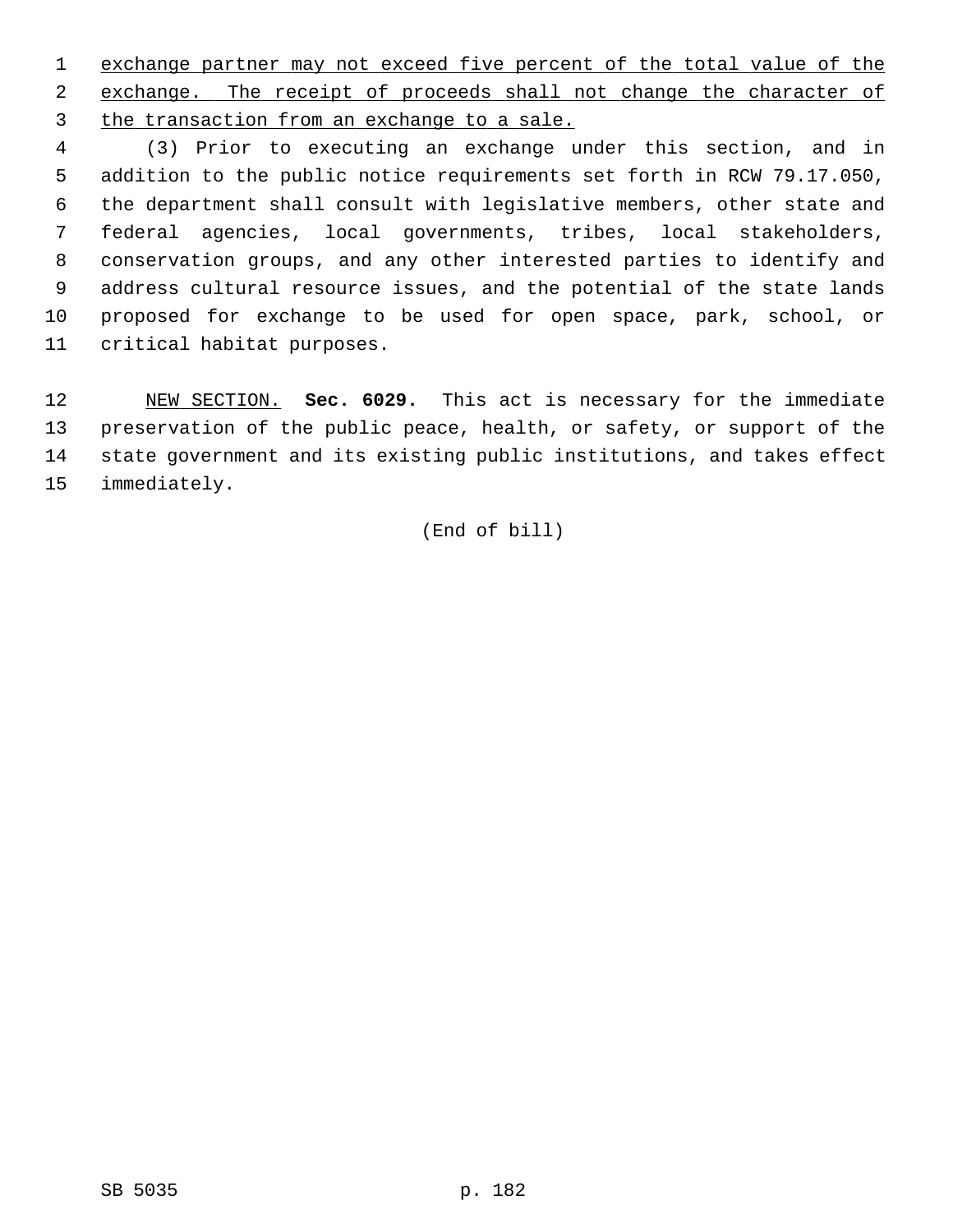exchange partner may not exceed five percent of the total value of the exchange. The receipt of proceeds shall not change the character of the transaction from an exchange to a sale.

(3) Prior to executing an exchange under this section, and in addition to the public notice requirements set forth in RCW 79.17.050, the department shall consult with legislative members, other state and federal agencies, local governments, tribes, local stakeholders, conservation groups, and any other interested parties to identify and address cultural resource issues, and the potential of the state lands proposed for exchange to be used for open space, park, school, or critical habitat purposes.

NEW SECTION. **Sec. 6029.** This act is necessary for the immediate preservation of the public peace, health, or safety, or support of the state government and its existing public institutions, and takes effect immediately.

(End of bill)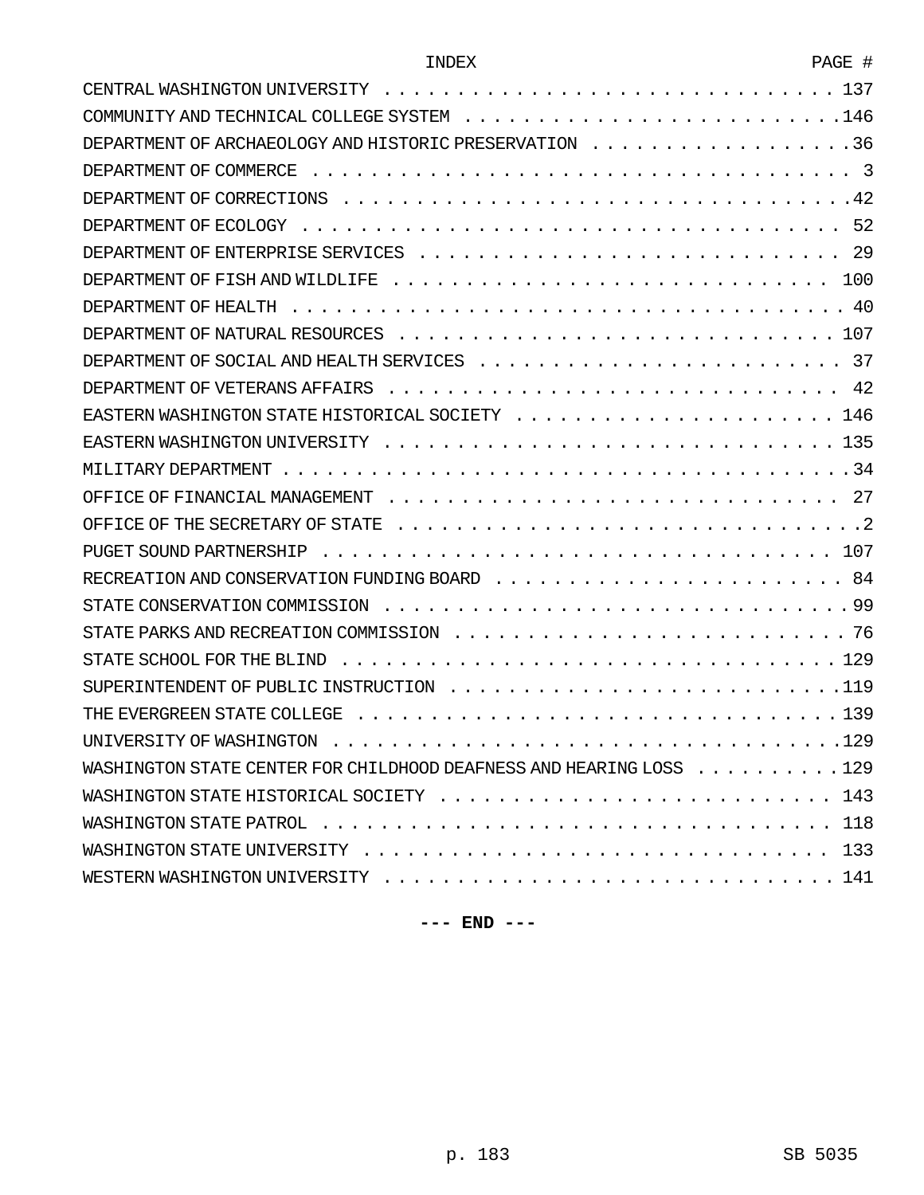| INDEX | PAGE # |
| --- | --- |
| CENTRAL WASHINGTON UNIVERSITY | 137 |
| COMMUNITY AND TECHNICAL COLLEGE SYSTEM | 146 |
| DEPARTMENT OF ARCHAEOLOGY AND HISTORIC PRESERVATION | 36 |
| DEPARTMENT OF COMMERCE | 3 |
| DEPARTMENT OF CORRECTIONS | 42 |
| DEPARTMENT OF ECOLOGY | 52 |
| DEPARTMENT OF ENTERPRISE SERVICES | 29 |
| DEPARTMENT OF FISH AND WILDLIFE | 100 |
| DEPARTMENT OF HEALTH | 40 |
| DEPARTMENT OF NATURAL RESOURCES | 107 |
| DEPARTMENT OF SOCIAL AND HEALTH SERVICES | 37 |
| DEPARTMENT OF VETERANS AFFAIRS | 42 |
| EASTERN WASHINGTON STATE HISTORICAL SOCIETY | 146 |
| EASTERN WASHINGTON UNIVERSITY | 135 |
| MILITARY DEPARTMENT | 34 |
| OFFICE OF FINANCIAL MANAGEMENT | 27 |
| OFFICE OF THE SECRETARY OF STATE | 2 |
| PUGET SOUND PARTNERSHIP | 107 |
| RECREATION AND CONSERVATION FUNDING BOARD | 84 |
| STATE CONSERVATION COMMISSION | 99 |
| STATE PARKS AND RECREATION COMMISSION | 76 |
| STATE SCHOOL FOR THE BLIND | 129 |
| SUPERINTENDENT OF PUBLIC INSTRUCTION | 119 |
| THE EVERGREEN STATE COLLEGE | 139 |
| UNIVERSITY OF WASHINGTON | 129 |
| WASHINGTON STATE CENTER FOR CHILDHOOD DEAFNESS AND HEARING LOSS | 129 |
| WASHINGTON STATE HISTORICAL SOCIETY | 143 |
| WASHINGTON STATE PATROL | 118 |
| WASHINGTON STATE UNIVERSITY | 133 |
| WESTERN WASHINGTON UNIVERSITY | 141 |

**--- END ---**